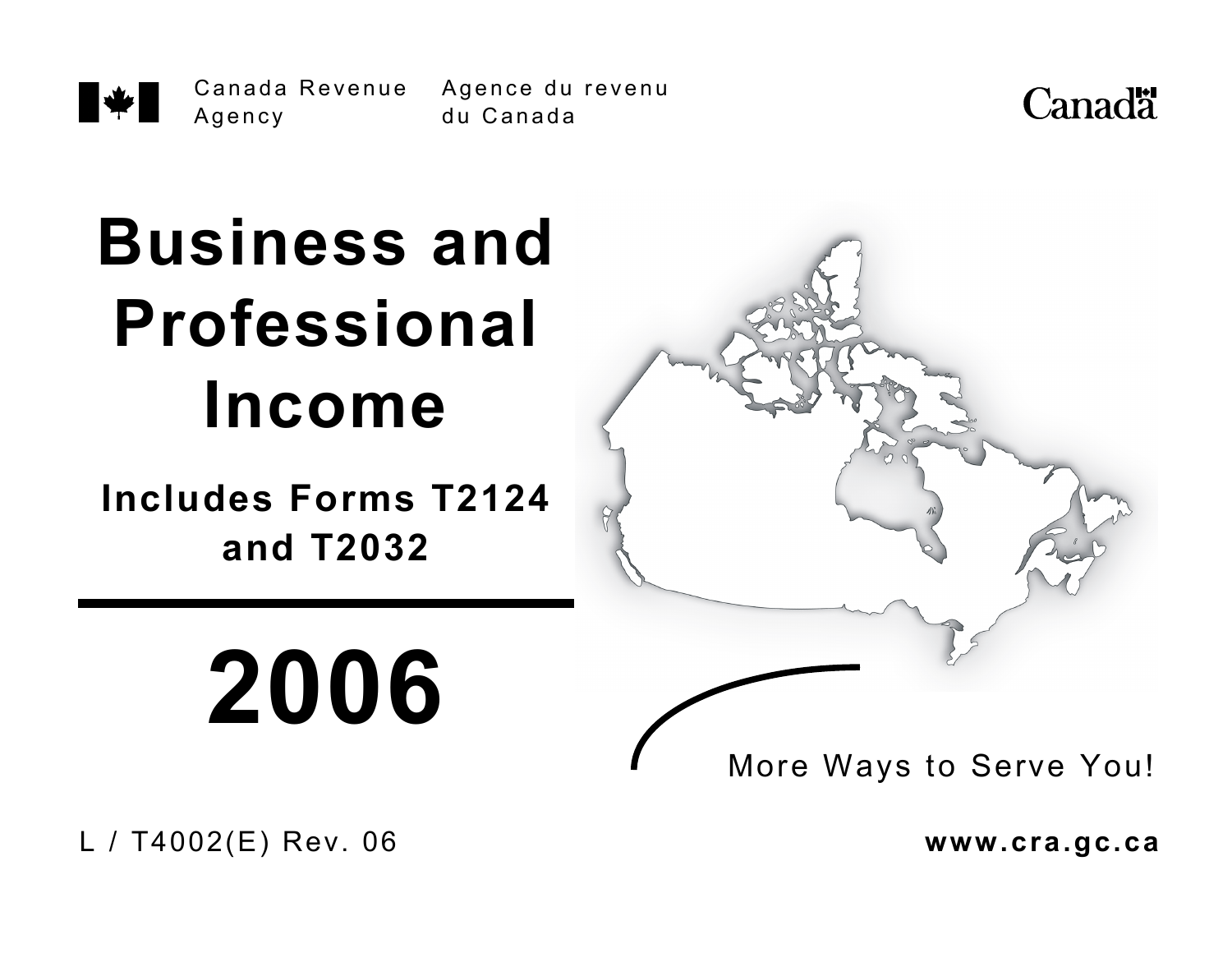Canada Revenue Agency | Agence du revenu du Canada

Canada

# Business and Professional Income

## Includes Forms T2124 and T2032

# 2006

More Ways to Serve You!

L / T4002(E) Rev. 06

**www.cra.gc.ca**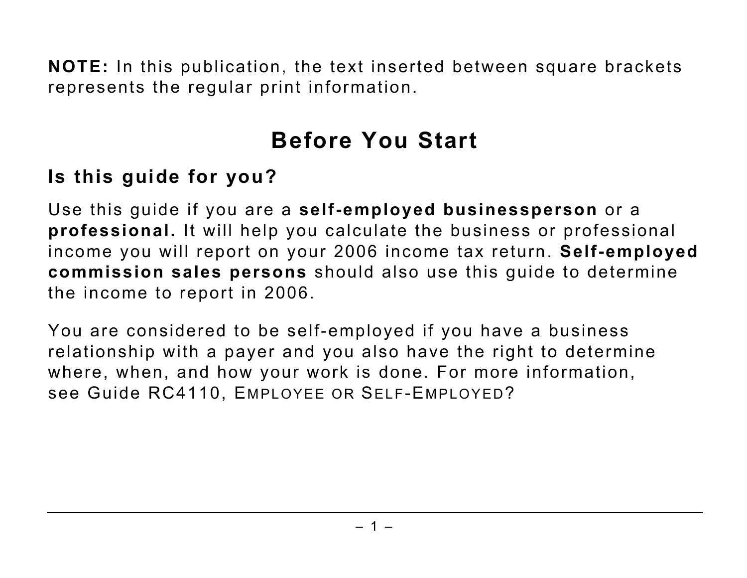**NOTE:** In this publication, the text inserted between square brackets represents the regular print information.

# Before You Start

## Is this guide for you?

Use this guide if you are a **self-employed businessperson** or a **professional.** It will help you calculate the business or professional income you will report on your 2006 income tax return. **Self-employed commission sales persons** should also use this guide to determine the income to report in 2006.

You are considered to be self-employed if you have a business relationship with a payer and you also have the right to determine where, when, and how your work is done. For more information, see Guide RC4110, EMPLOYEE OR SELF-EMPLOYED?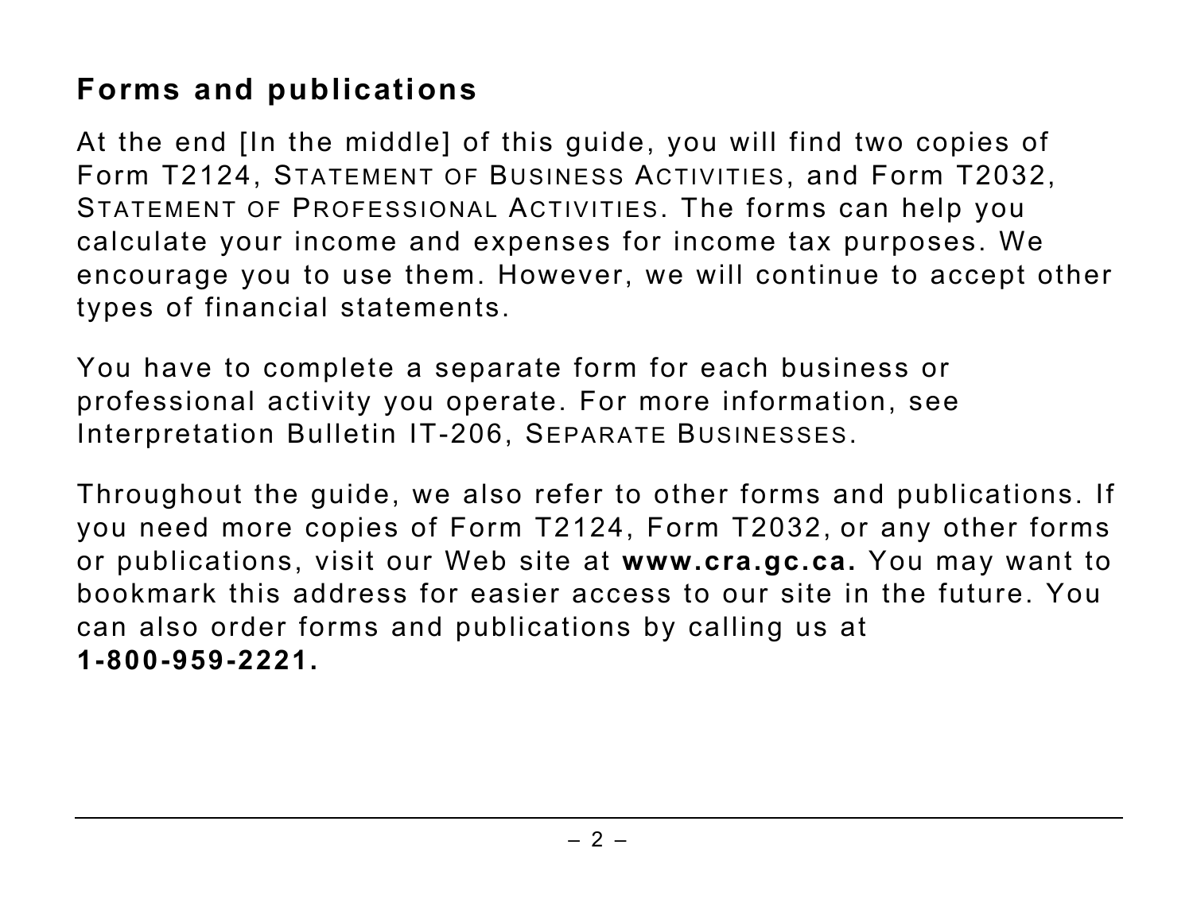## Forms and publications

At the end [In the middle] of this guide, you will find two copies of Form T2124, Statement of Business Activities, and Form T2032, Statement of Professional Activities. The forms can help you calculate your income and expenses for income tax purposes. We encourage you to use them. However, we will continue to accept other types of financial statements.

You have to complete a separate form for each business or professional activity you operate. For more information, see Interpretation Bulletin IT-206, Separate Businesses.

Throughout the guide, we also refer to other forms and publications. If you need more copies of Form T2124, Form T2032, or any other forms or publications, visit our Web site at **www.cra.gc.ca.** You may want to bookmark this address for easier access to our site in the future. You can also order forms and publications by calling us at **1-800-959-2221.**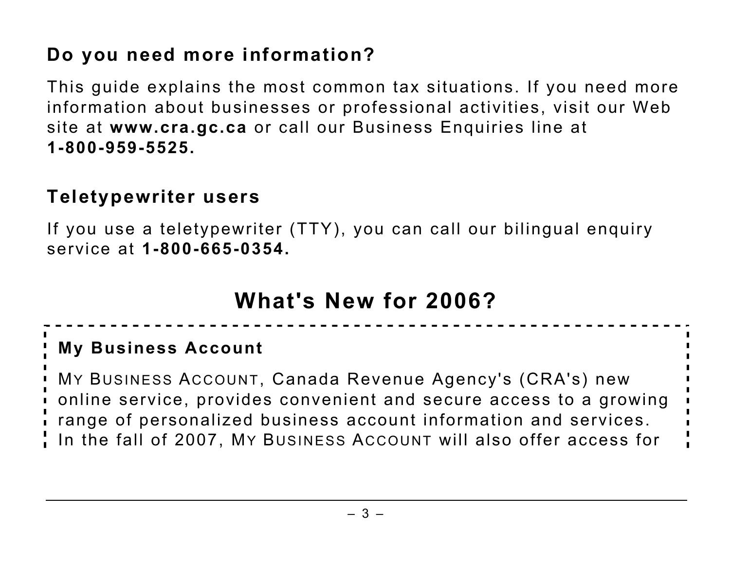## Do you need more information?

This guide explains the most common tax situations. If you need more information about businesses or professional activities, visit our Web site at **www.cra.gc.ca** or call our Business Enquiries line at **1-800-959-5525.**

## Teletypewriter users

If you use a teletypewriter (TTY), you can call our bilingual enquiry service at **1-800-665-0354.**

# What's New for 2006?

### My Business Account

MY BUSINESS ACCOUNT, Canada Revenue Agency's (CRA's) new online service, provides convenient and secure access to a growing range of personalized business account information and services. In the fall of 2007, MY BUSINESS ACCOUNT will also offer access for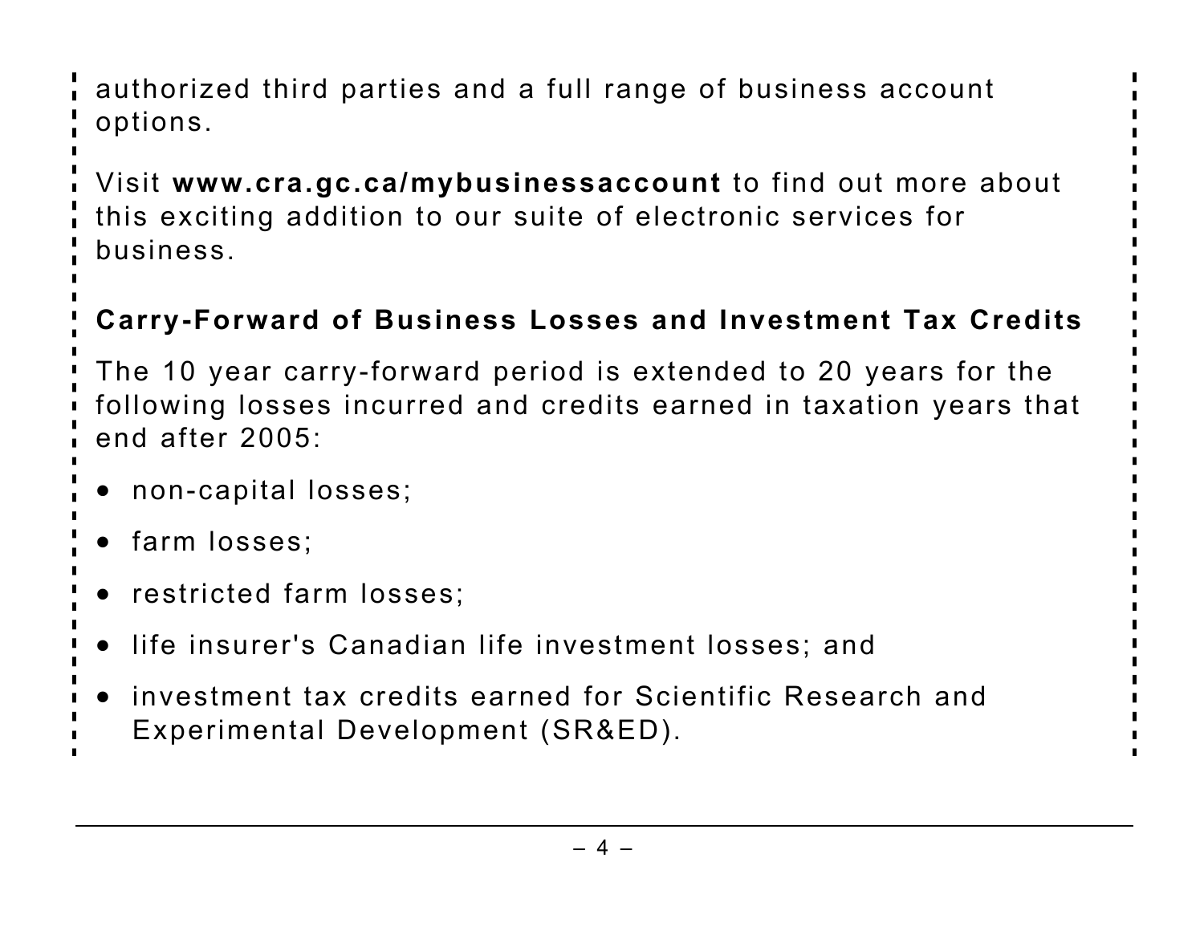authorized third parties and a full range of business account options.

Visit **www.cra.gc.ca/mybusinessaccount** to find out more about this exciting addition to our suite of electronic services for business.

### Carry-Forward of Business Losses and Investment Tax Credits

The 10 year carry-forward period is extended to 20 years for the following losses incurred and credits earned in taxation years that end after 2005:

- non-capital losses;
- farm losses;
- restricted farm losses;
- life insurer's Canadian life investment losses; and
- investment tax credits earned for Scientific Research and Experimental Development (SR&ED).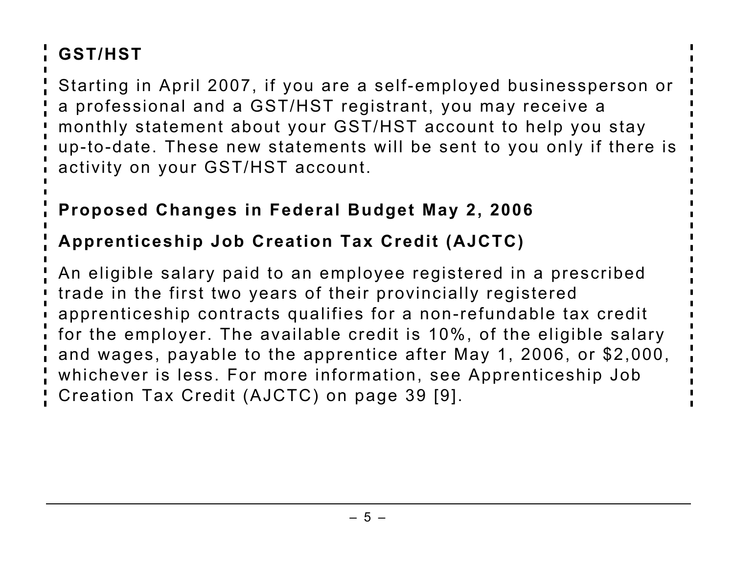## GST/HST

Starting in April 2007, if you are a self-employed businessperson or a professional and a GST/HST registrant, you may receive a monthly statement about your GST/HST account to help you stay up-to-date. These new statements will be sent to you only if there is activity on your GST/HST account.

## Proposed Changes in Federal Budget May 2, 2006

### Apprenticeship Job Creation Tax Credit (AJCTC)

An eligible salary paid to an employee registered in a prescribed trade in the first two years of their provincially registered apprenticeship contracts qualifies for a non-refundable tax credit for the employer. The available credit is 10%, of the eligible salary and wages, payable to the apprentice after May 1, 2006, or $2,000, whichever is less. For more information, see Apprenticeship Job Creation Tax Credit (AJCTC) on page 39 [9].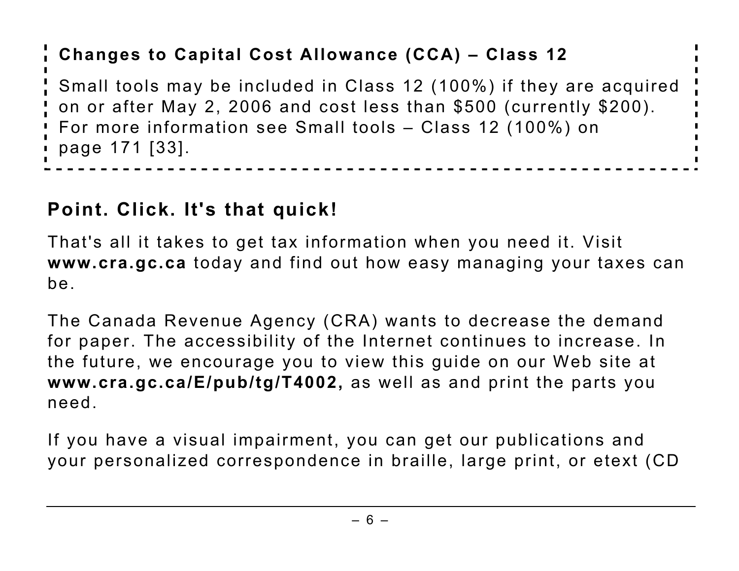**Changes to Capital Cost Allowance (CCA) – Class 12**

Small tools may be included in Class 12 (100%) if they are acquired on or after May 2, 2006 and cost less than $500 (currently $200). For more information see Small tools – Class 12 (100%) on page 171 [33].

## Point. Click. It's that quick!

That's all it takes to get tax information when you need it. Visit **www.cra.gc.ca** today and find out how easy managing your taxes can be.

The Canada Revenue Agency (CRA) wants to decrease the demand for paper. The accessibility of the Internet continues to increase. In the future, we encourage you to view this guide on our Web site at **www.cra.gc.ca/E/pub/tg/T4002,** as well as and print the parts you need.

If you have a visual impairment, you can get our publications and your personalized correspondence in braille, large print, or etext (CD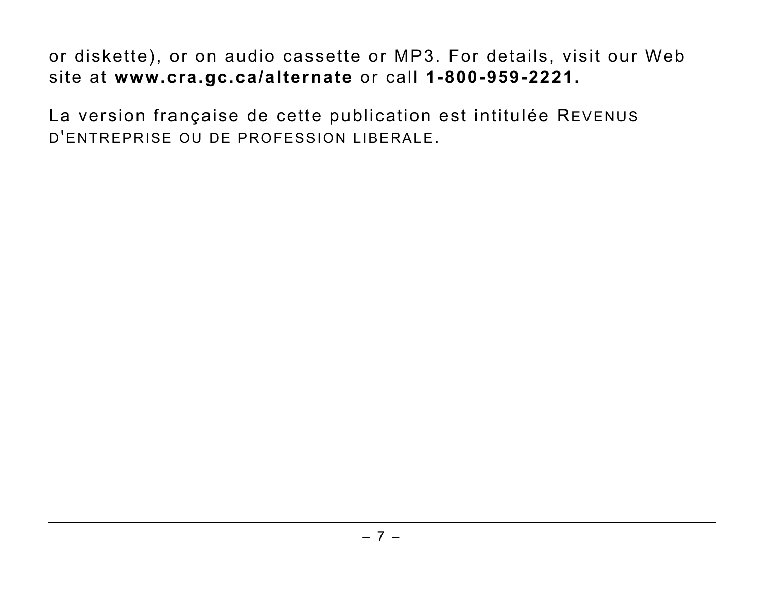or diskette), or on audio cassette or MP3. For details, visit our Web site at **www.cra.gc.ca/alternate** or call **1-800-959-2221.**

La version française de cette publication est intitulée REVENUS D'ENTREPRISE OU DE PROFESSION LIBERALE.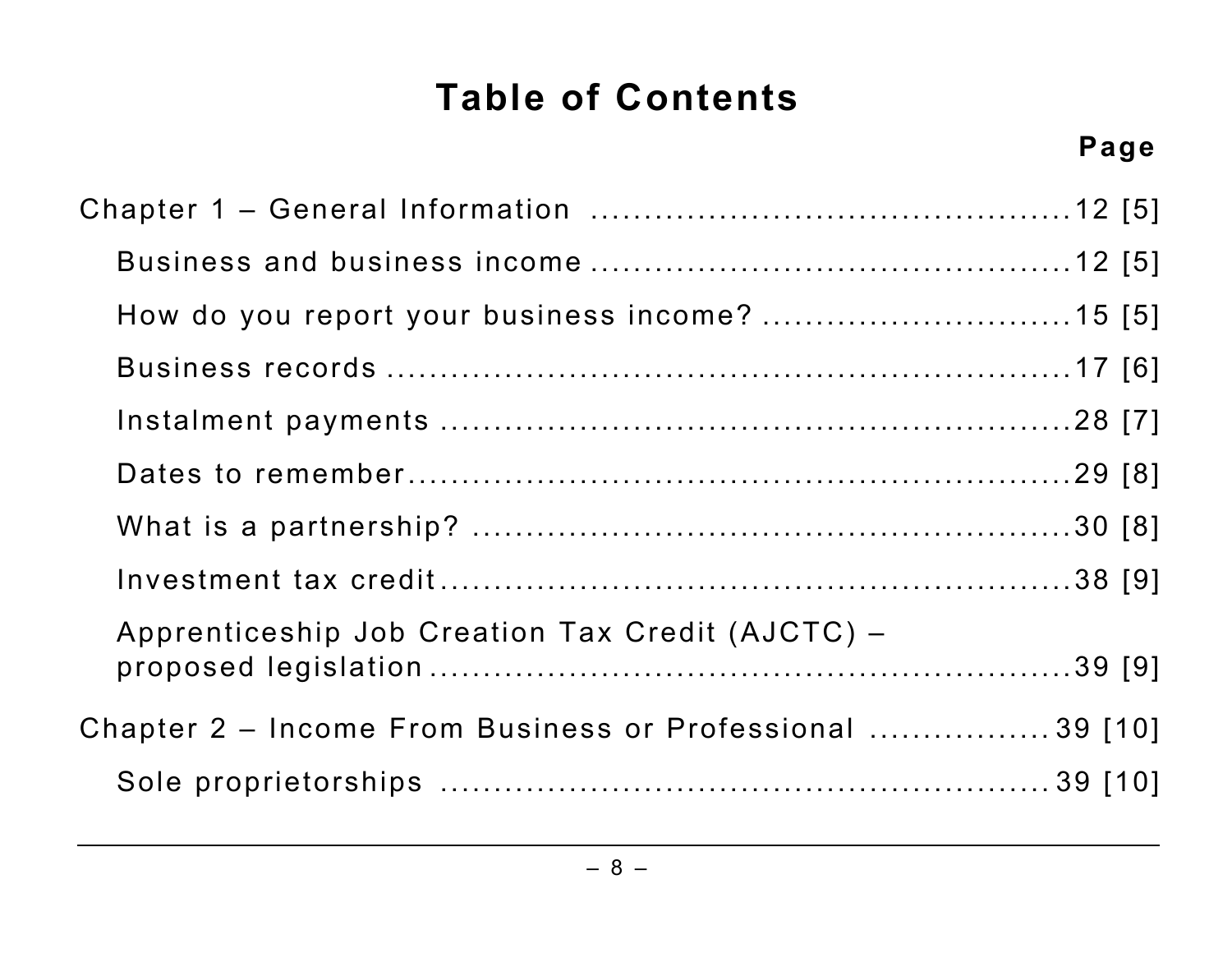# Table of Contents

| | Page |
|---|---|
| Chapter 1 – General Information | 12 [5] |
| Business and business income | 12 [5] |
| How do you report your business income? | 15 [5] |
| Business records | 17 [6] |
| Instalment payments | 28 [7] |
| Dates to remember | 29 [8] |
| What is a partnership? | 30 [8] |
| Investment tax credit | 38 [9] |
| Apprenticeship Job Creation Tax Credit (AJCTC) – proposed legislation | 39 [9] |
| Chapter 2 – Income From Business or Professional | 39 [10] |
| Sole proprietorships | 39 [10] |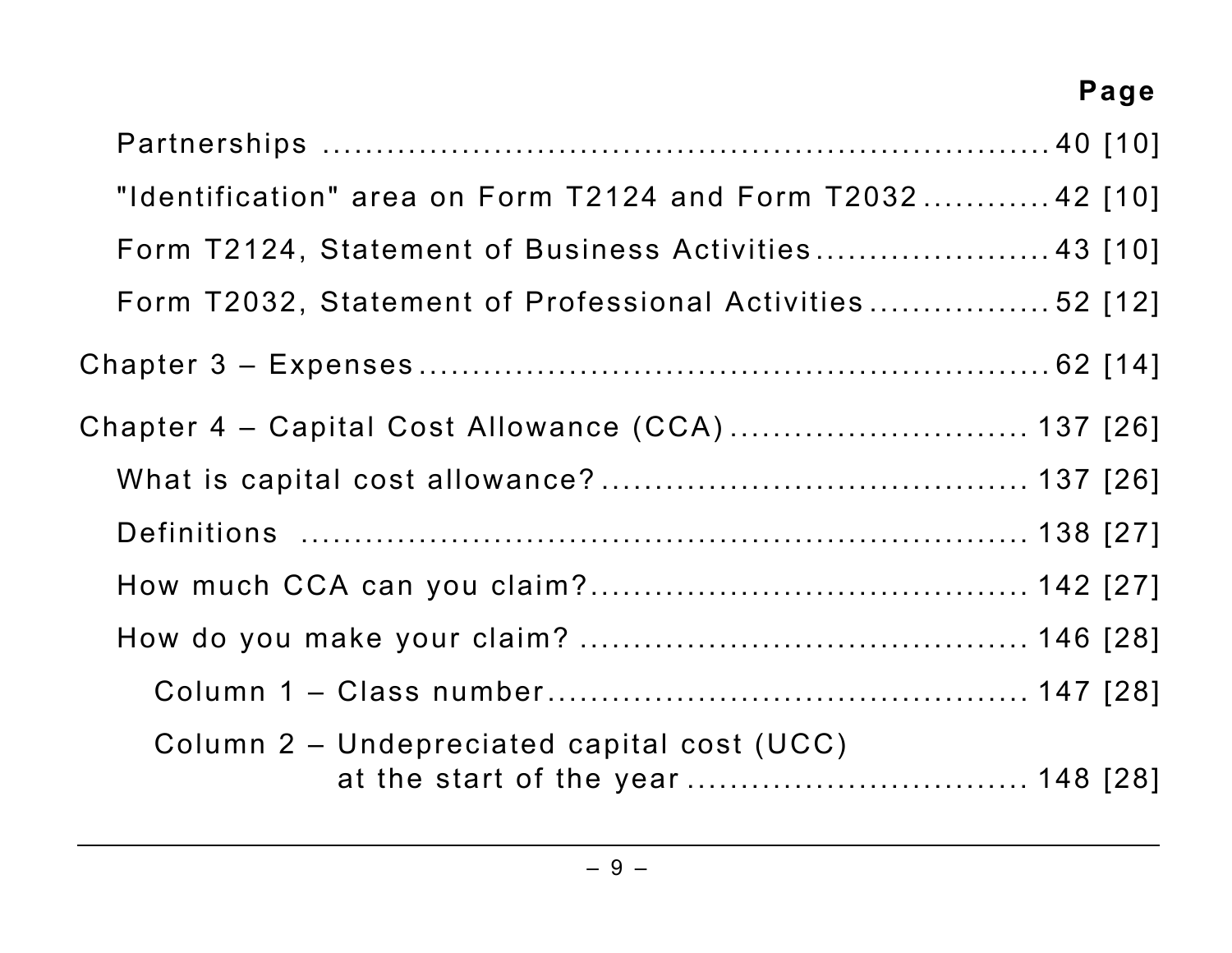| | Page |
|---|---|
| Partnerships | 40 [10] |
| "Identification" area on Form T2124 and Form T2032 | 42 [10] |
| Form T2124, Statement of Business Activities | 43 [10] |
| Form T2032, Statement of Professional Activities | 52 [12] |
| Chapter 3 – Expenses | 62 [14] |
| Chapter 4 – Capital Cost Allowance (CCA) | 137 [26] |
| What is capital cost allowance? | 137 [26] |
| Definitions | 138 [27] |
| How much CCA can you claim? | 142 [27] |
| How do you make your claim? | 146 [28] |
| Column 1 – Class number | 147 [28] |
| Column 2 – Undepreciated capital cost (UCC) at the start of the year | 148 [28] |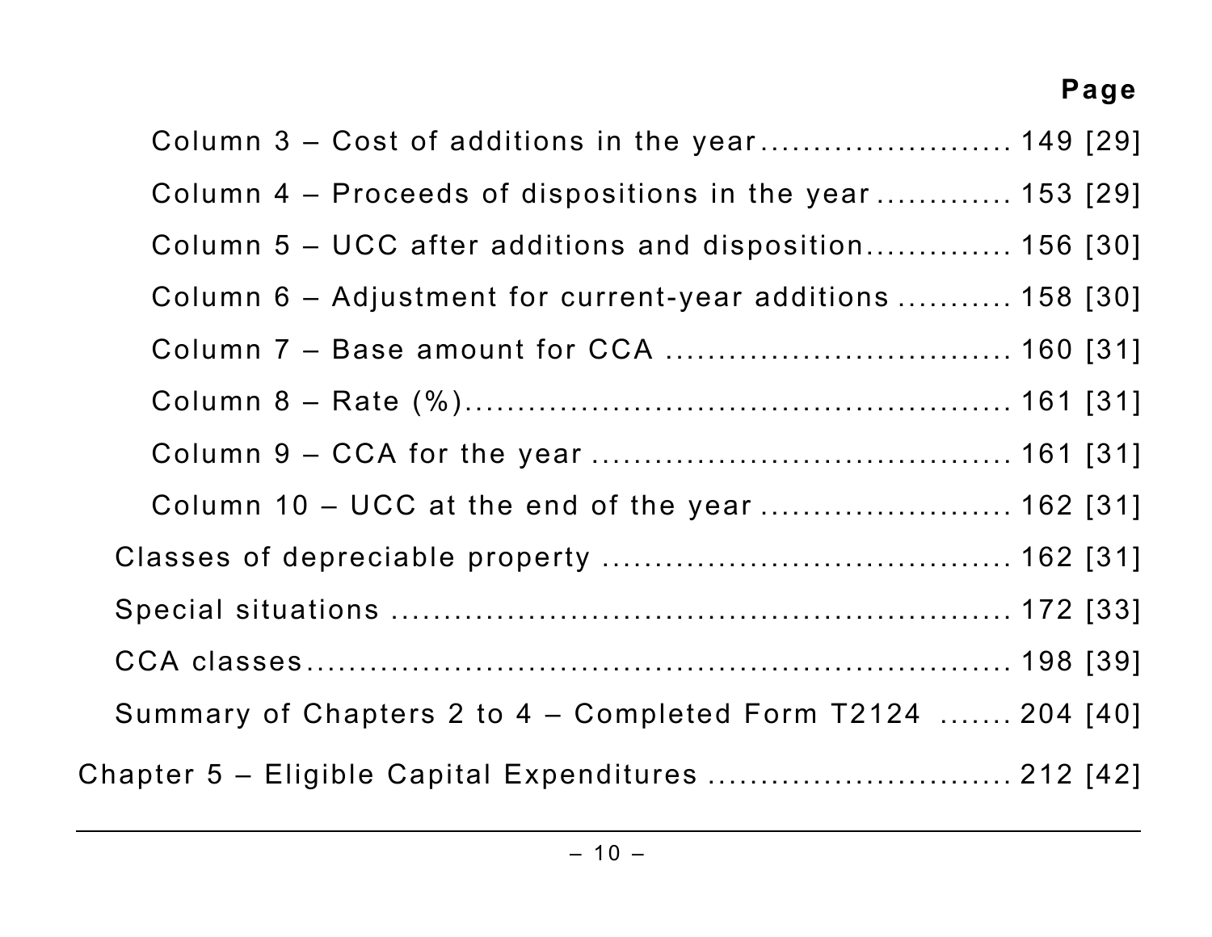**Page**

Column 3 – Cost of additions in the year ........................ 149 [29]

Column 4 – Proceeds of dispositions in the year ............. 153 [29]

Column 5 – UCC after additions and disposition.............. 156 [30]

Column 6 – Adjustment for current-year additions ........... 158 [30]

Column 7 – Base amount for CCA ................................ 160 [31]

Column 8 – Rate (%)................................................... 161 [31]

Column 9 – CCA for the year ....................................... 161 [31]

Column 10 – UCC at the end of the year ........................ 162 [31]

Classes of depreciable property ...................................... 162 [31]

Special situations ........................................................ 172 [33]

CCA classes................................................................ 198 [39]

Summary of Chapters 2 to 4 – Completed Form T2124 ....... 204 [40]

Chapter 5 – Eligible Capital Expenditures ............................ 212 [42]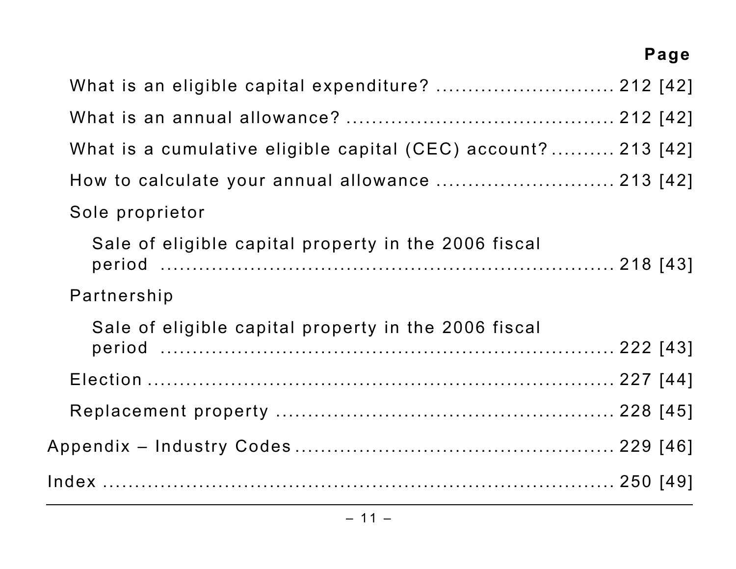Page

What is an eligible capital expenditure? ............................ 212 [42]

What is an annual allowance? ......................................... 212 [42]

What is a cumulative eligible capital (CEC) account? .......... 213 [42]

How to calculate your annual allowance ............................ 213 [42]

Sole proprietor

Sale of eligible capital property in the 2006 fiscal period ............................................................. 218 [43]

Partnership

Sale of eligible capital property in the 2006 fiscal period ............................................................. 222 [43]

Election ............................................................................ 227 [44]

Replacement property ...................................................... 228 [45]

Appendix – Industry Codes ................................................ 229 [46]

Index ................................................................................. 250 [49]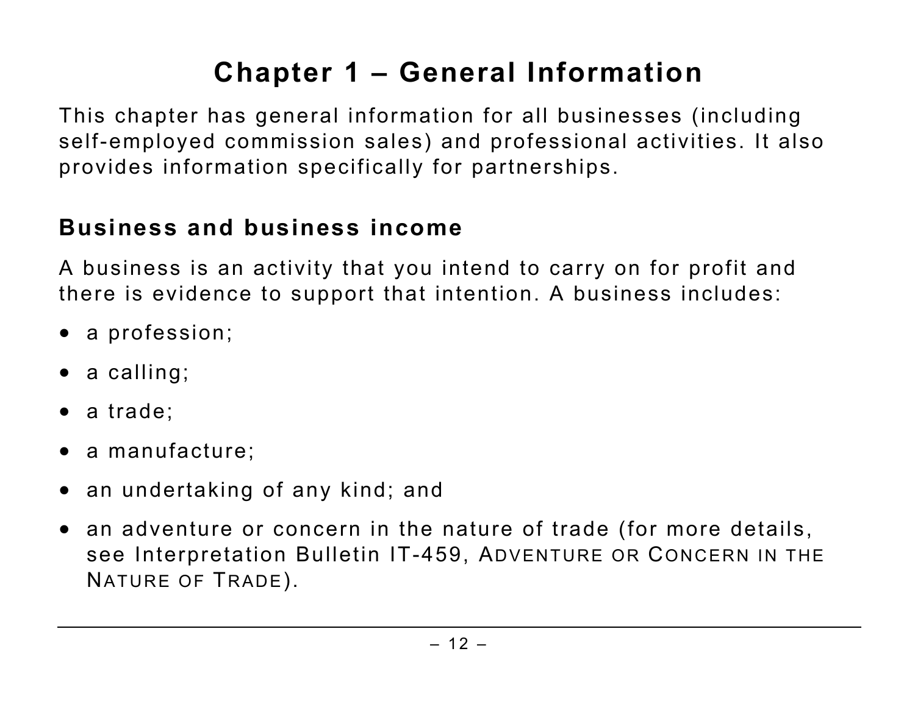# Chapter 1 – General Information

This chapter has general information for all businesses (including self-employed commission sales) and professional activities. It also provides information specifically for partnerships.

## Business and business income

A business is an activity that you intend to carry on for profit and there is evidence to support that intention. A business includes:

- a profession;
- a calling;
- a trade;
- a manufacture;
- an undertaking of any kind; and
- an adventure or concern in the nature of trade (for more details, see Interpretation Bulletin IT-459, ADVENTURE OR CONCERN IN THE NATURE OF TRADE).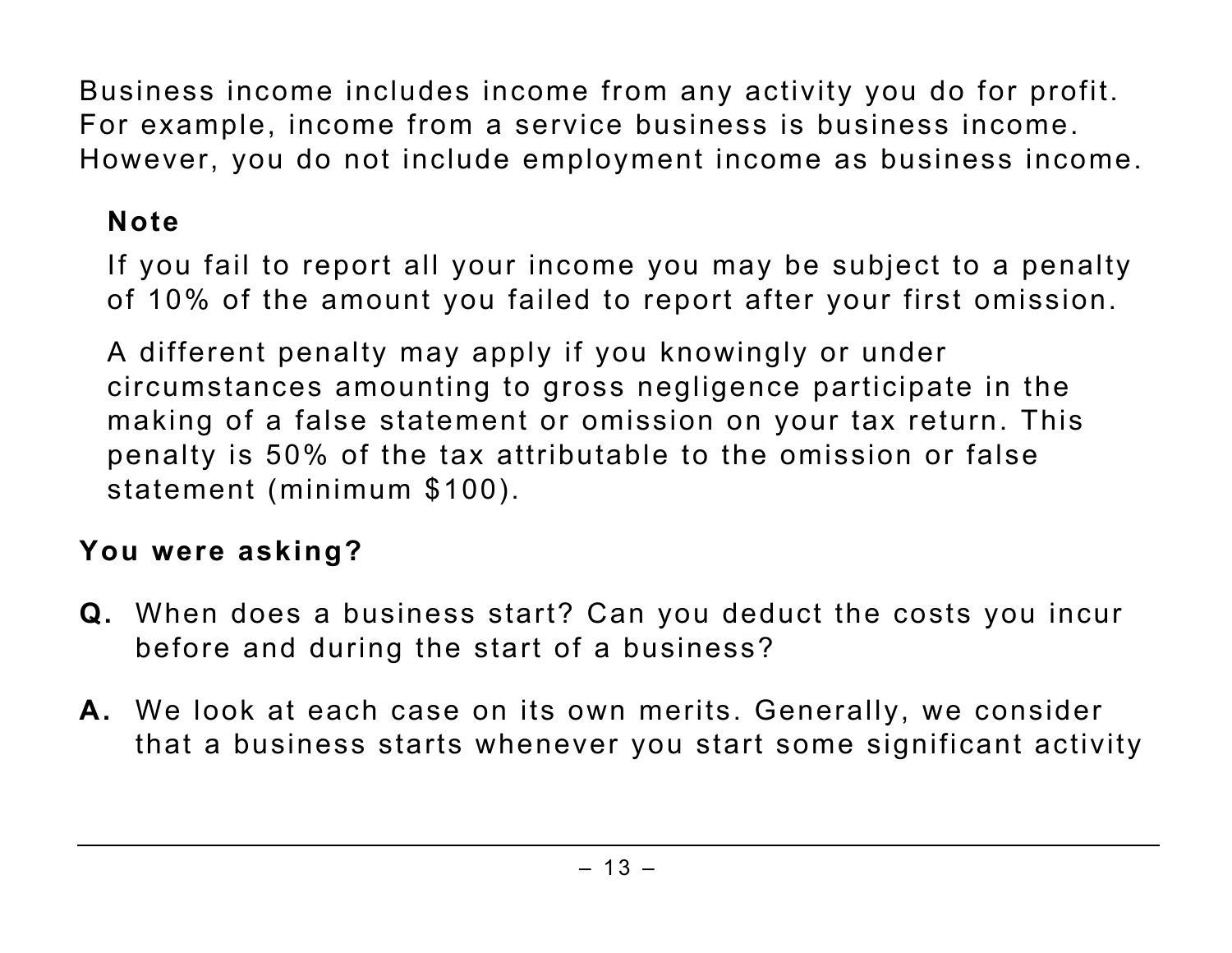Business income includes income from any activity you do for profit. For example, income from a service business is business income. However, you do not include employment income as business income.

**Note**

If you fail to report all your income you may be subject to a penalty of 10% of the amount you failed to report after your first omission.

A different penalty may apply if you knowingly or under circumstances amounting to gross negligence participate in the making of a false statement or omission on your tax return. This penalty is 50% of the tax attributable to the omission or false statement (minimum $100).

**You were asking?**

**Q.** When does a business start? Can you deduct the costs you incur before and during the start of a business?

**A.** We look at each case on its own merits. Generally, we consider that a business starts whenever you start some significant activity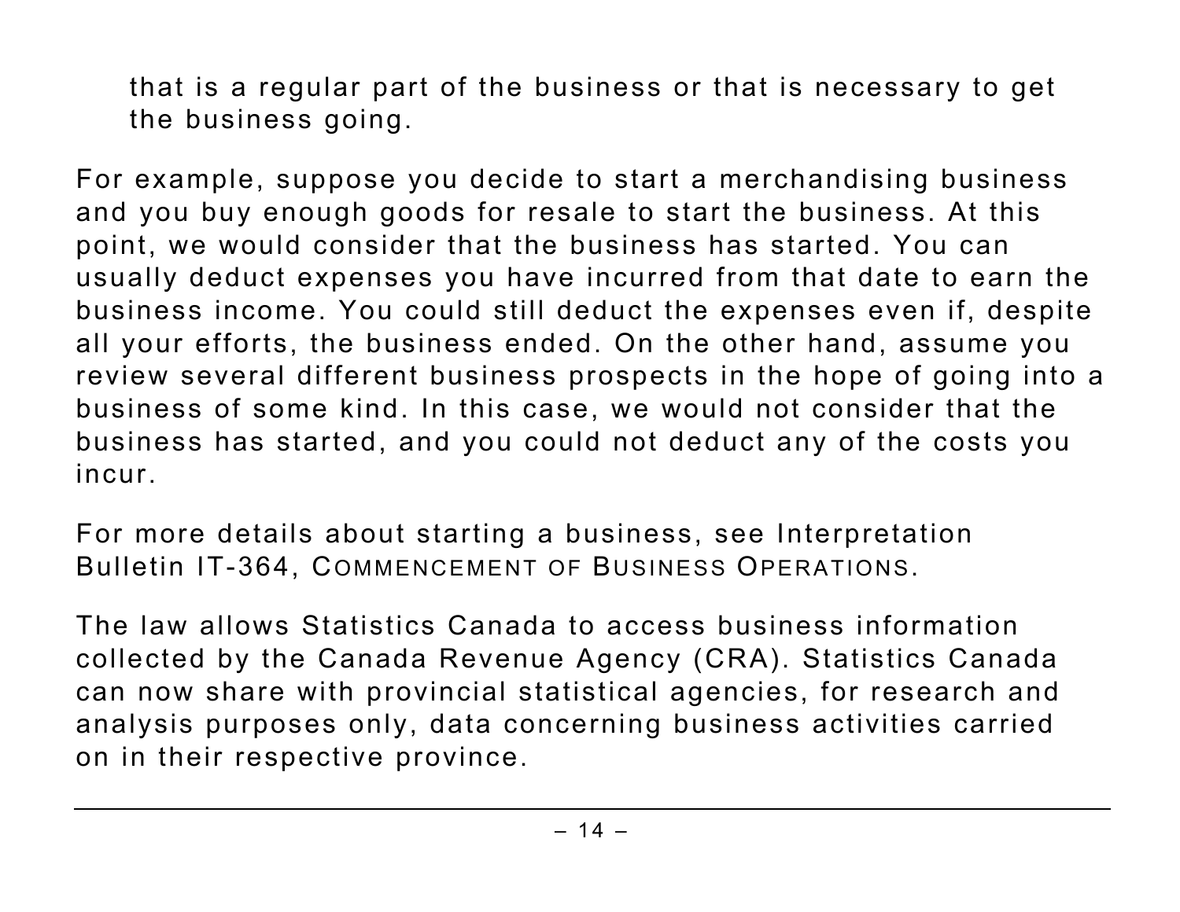that is a regular part of the business or that is necessary to get the business going.

For example, suppose you decide to start a merchandising business and you buy enough goods for resale to start the business. At this point, we would consider that the business has started. You can usually deduct expenses you have incurred from that date to earn the business income. You could still deduct the expenses even if, despite all your efforts, the business ended. On the other hand, assume you review several different business prospects in the hope of going into a business of some kind. In this case, we would not consider that the business has started, and you could not deduct any of the costs you incur.

For more details about starting a business, see Interpretation Bulletin IT-364, *Commencement of Business Operations*.

The law allows Statistics Canada to access business information collected by the Canada Revenue Agency (CRA). Statistics Canada can now share with provincial statistical agencies, for research and analysis purposes only, data concerning business activities carried on in their respective province.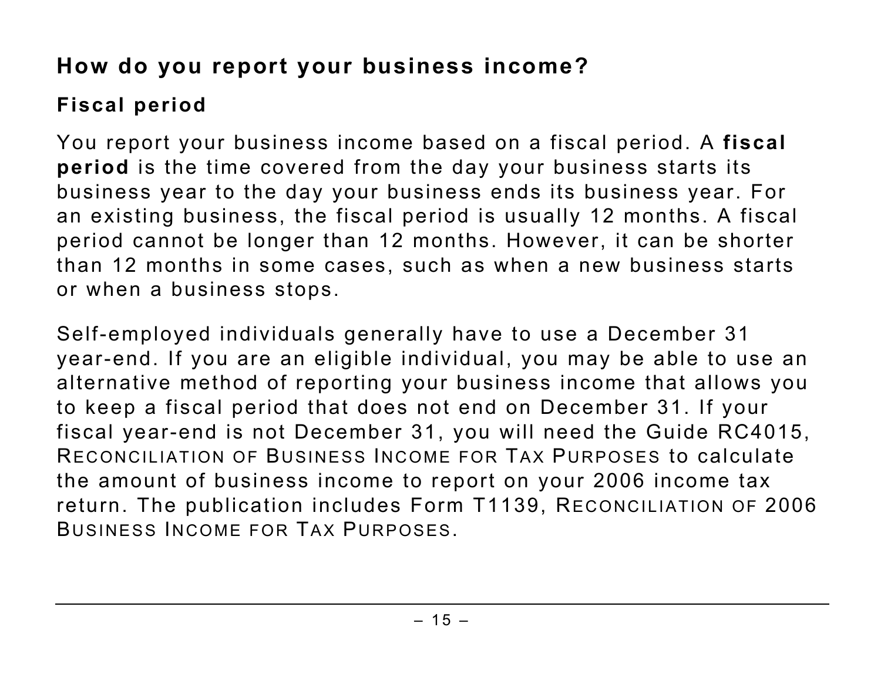## How do you report your business income?

### Fiscal period

You report your business income based on a fiscal period. A **fiscal period** is the time covered from the day your business starts its business year to the day your business ends its business year. For an existing business, the fiscal period is usually 12 months. A fiscal period cannot be longer than 12 months. However, it can be shorter than 12 months in some cases, such as when a new business starts or when a business stops.

Self-employed individuals generally have to use a December 31 year-end. If you are an eligible individual, you may be able to use an alternative method of reporting your business income that allows you to keep a fiscal period that does not end on December 31. If your fiscal year-end is not December 31, you will need the Guide RC4015, *Reconciliation of Business Income for Tax Purposes* to calculate the amount of business income to report on your 2006 income tax return. The publication includes Form T1139, *Reconciliation of 2006 Business Income for Tax Purposes*.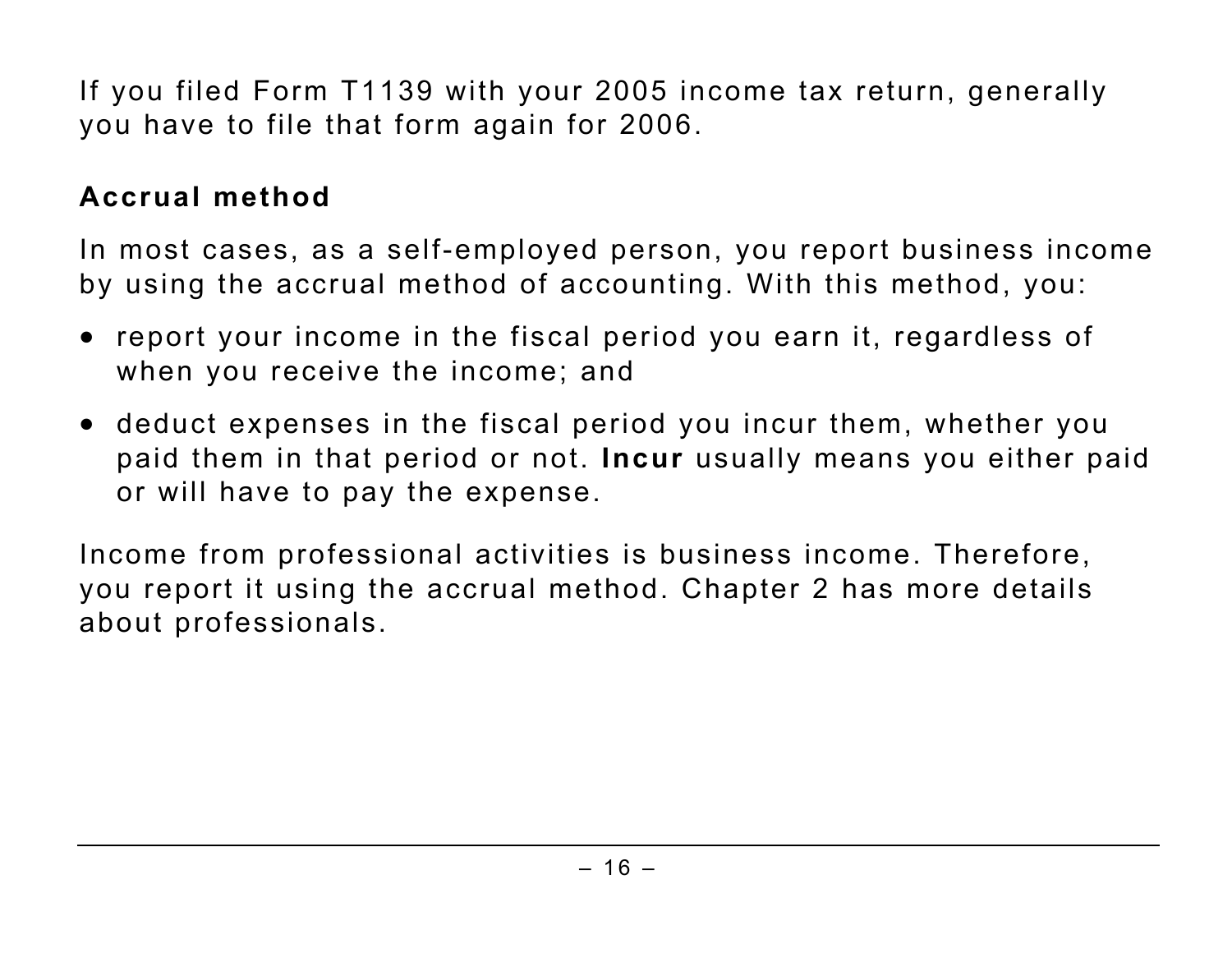If you filed Form T1139 with your 2005 income tax return, generally you have to file that form again for 2006.

### Accrual method

In most cases, as a self-employed person, you report business income by using the accrual method of accounting. With this method, you:

- report your income in the fiscal period you earn it, regardless of when you receive the income; and
- deduct expenses in the fiscal period you incur them, whether you paid them in that period or not. **Incur** usually means you either paid or will have to pay the expense.

Income from professional activities is business income. Therefore, you report it using the accrual method. Chapter 2 has more details about professionals.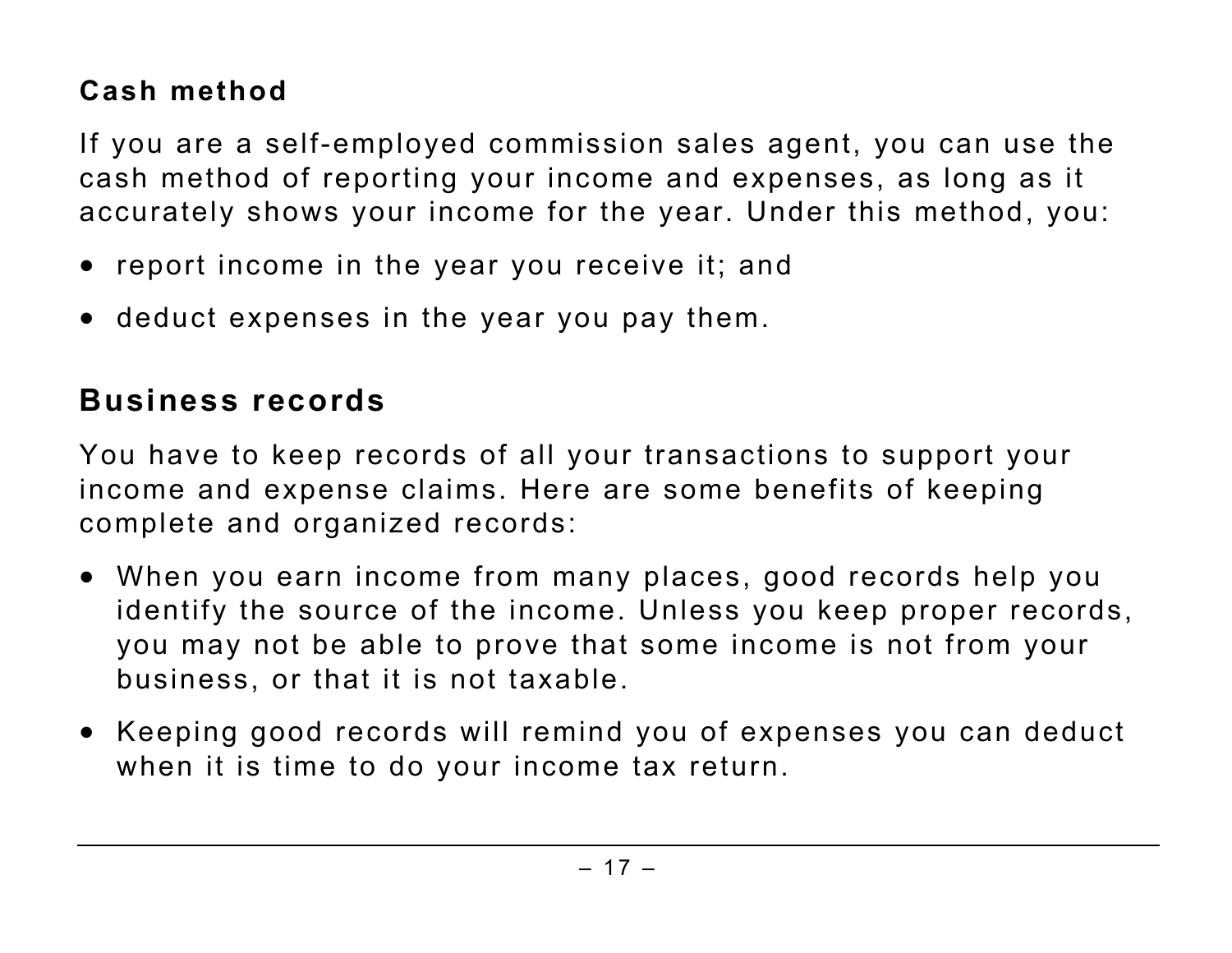### Cash method

If you are a self-employed commission sales agent, you can use the cash method of reporting your income and expenses, as long as it accurately shows your income for the year. Under this method, you:

- report income in the year you receive it; and
- deduct expenses in the year you pay them.

## Business records

You have to keep records of all your transactions to support your income and expense claims. Here are some benefits of keeping complete and organized records:

- When you earn income from many places, good records help you identify the source of the income. Unless you keep proper records, you may not be able to prove that some income is not from your business, or that it is not taxable.
- Keeping good records will remind you of expenses you can deduct when it is time to do your income tax return.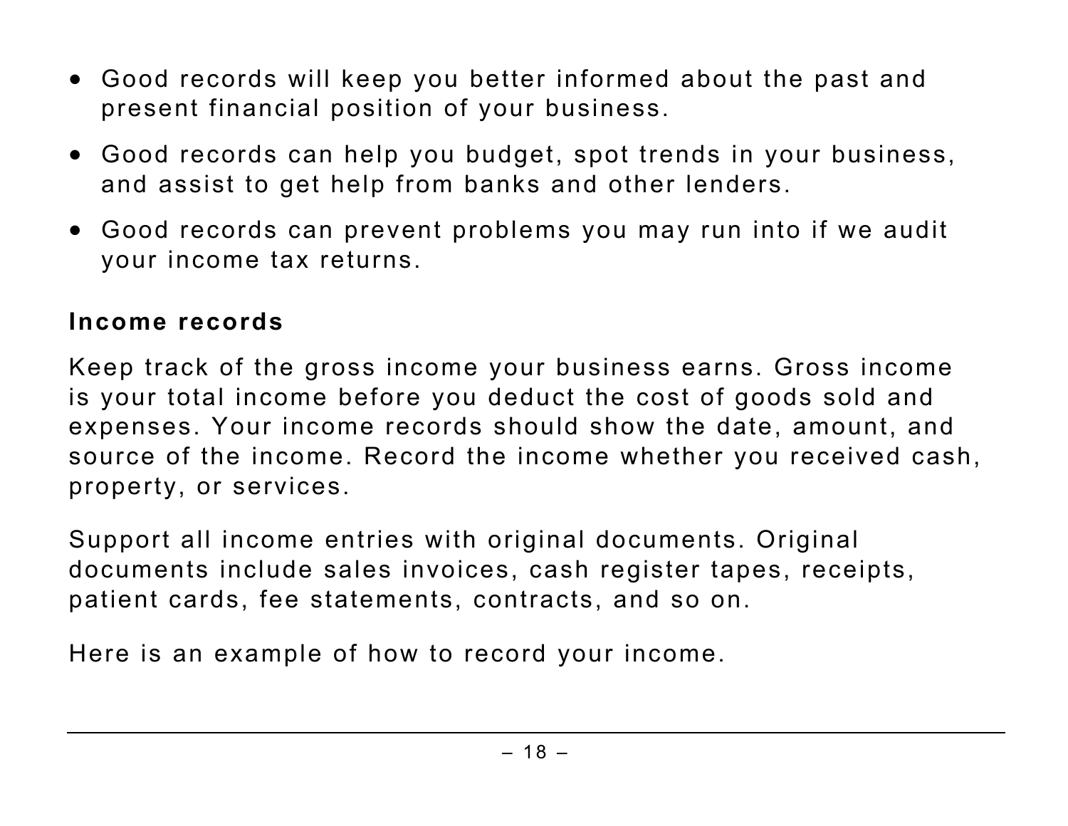- Good records will keep you better informed about the past and present financial position of your business.
- Good records can help you budget, spot trends in your business, and assist to get help from banks and other lenders.
- Good records can prevent problems you may run into if we audit your income tax returns.

### Income records

Keep track of the gross income your business earns. Gross income is your total income before you deduct the cost of goods sold and expenses. Your income records should show the date, amount, and source of the income. Record the income whether you received cash, property, or services.

Support all income entries with original documents. Original documents include sales invoices, cash register tapes, receipts, patient cards, fee statements, contracts, and so on.

Here is an example of how to record your income.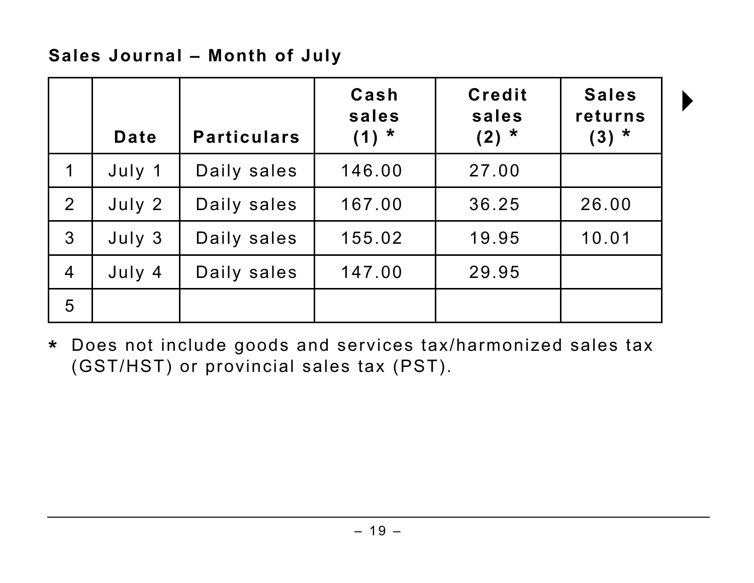**Sales Journal – Month of July**

| | Date | Particulars | Cash sales (1) * | Credit sales (2) * | Sales returns (3) * |
|---|---|---|---|---|---|
| 1 | July 1 | Daily sales | 146.00 | 27.00 | |
| 2 | July 2 | Daily sales | 167.00 | 36.25 | 26.00 |
| 3 | July 3 | Daily sales | 155.02 | 19.95 | 10.01 |
| 4 | July 4 | Daily sales | 147.00 | 29.95 | |
| 5 | | | | | |

\* Does not include goods and services tax/harmonized sales tax (GST/HST) or provincial sales tax (PST).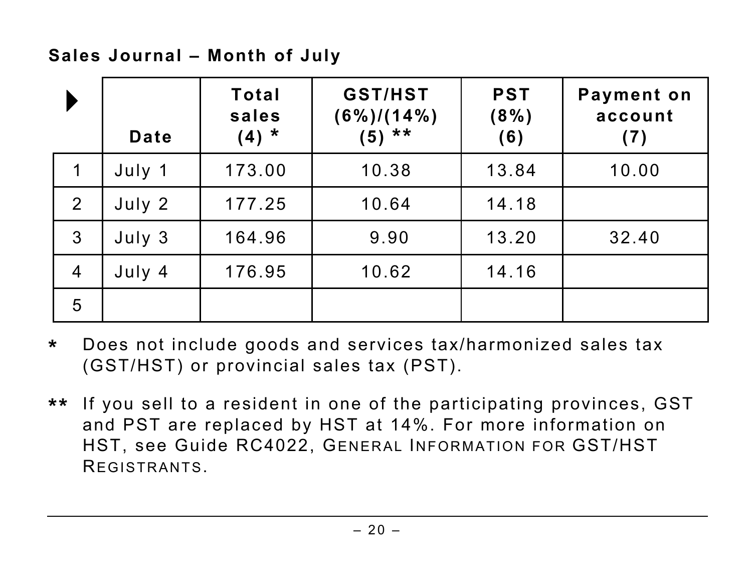**Sales Journal – Month of July**

| ▶ | Date | Total sales (4) * | GST/HST (6%)/(14%) (5) ** | PST (8%) (6) | Payment on account (7) |
|---|---|---|---|---|---|
| 1 | July 1 | 173.00 | 10.38 | 13.84 | 10.00 |
| 2 | July 2 | 177.25 | 10.64 | 14.18 | |
| 3 | July 3 | 164.96 | 9.90 | 13.20 | 32.40 |
| 4 | July 4 | 176.95 | 10.62 | 14.16 | |
| 5 | | | | | |

\* Does not include goods and services tax/harmonized sales tax (GST/HST) or provincial sales tax (PST).

\*\* If you sell to a resident in one of the participating provinces, GST and PST are replaced by HST at 14%. For more information on HST, see Guide RC4022, GENERAL INFORMATION FOR GST/HST REGISTRANTS.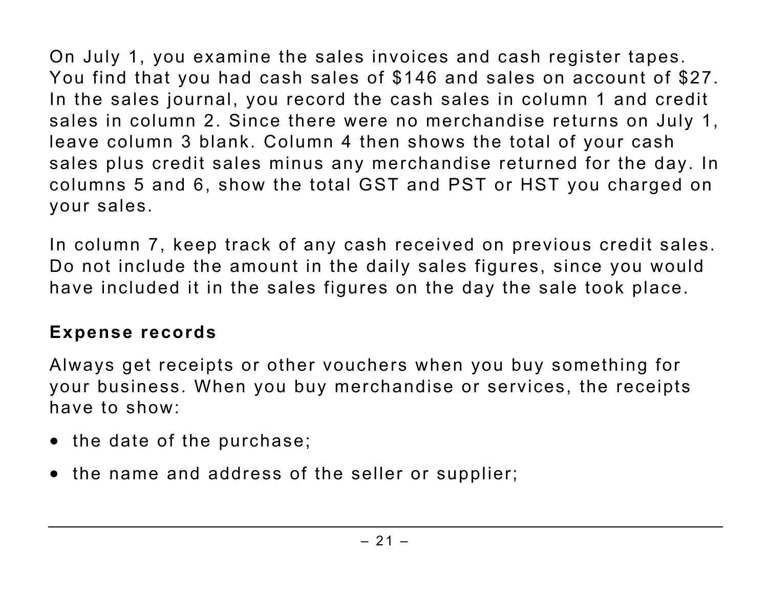On July 1, you examine the sales invoices and cash register tapes. You find that you had cash sales of $146 and sales on account of $27. In the sales journal, you record the cash sales in column 1 and credit sales in column 2. Since there were no merchandise returns on July 1, leave column 3 blank. Column 4 then shows the total of your cash sales plus credit sales minus any merchandise returned for the day. In columns 5 and 6, show the total GST and PST or HST you charged on your sales.

In column 7, keep track of any cash received on previous credit sales. Do not include the amount in the daily sales figures, since you would have included it in the sales figures on the day the sale took place.

### Expense records

Always get receipts or other vouchers when you buy something for your business. When you buy merchandise or services, the receipts have to show:

- the date of the purchase;
- the name and address of the seller or supplier;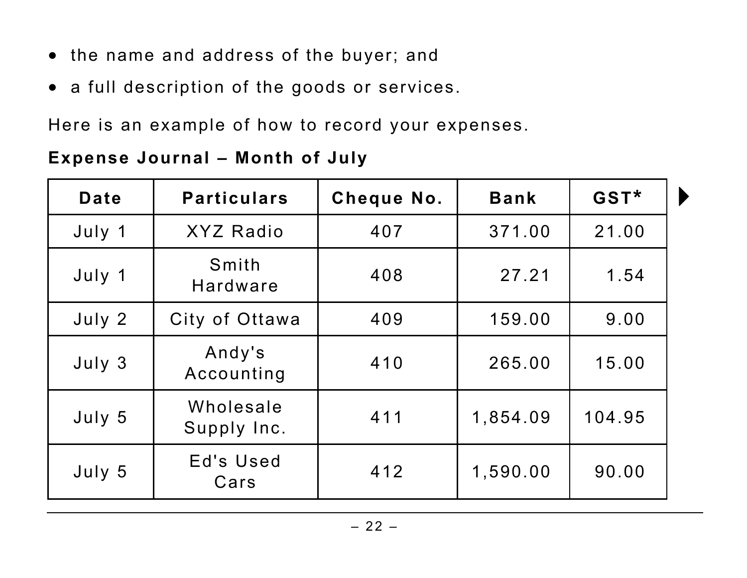- the name and address of the buyer; and
- a full description of the goods or services.

Here is an example of how to record your expenses.

**Expense Journal – Month of July**

| Date | Particulars | Cheque No. | Bank | GST* |
|---|---|---|---|---|
| July 1 | XYZ Radio | 407 | 371.00 | 21.00 |
| July 1 | Smith Hardware | 408 | 27.21 | 1.54 |
| July 2 | City of Ottawa | 409 | 159.00 | 9.00 |
| July 3 | Andy's Accounting | 410 | 265.00 | 15.00 |
| July 5 | Wholesale Supply Inc. | 411 | 1,854.09 | 104.95 |
| July 5 | Ed's Used Cars | 412 | 1,590.00 | 90.00 |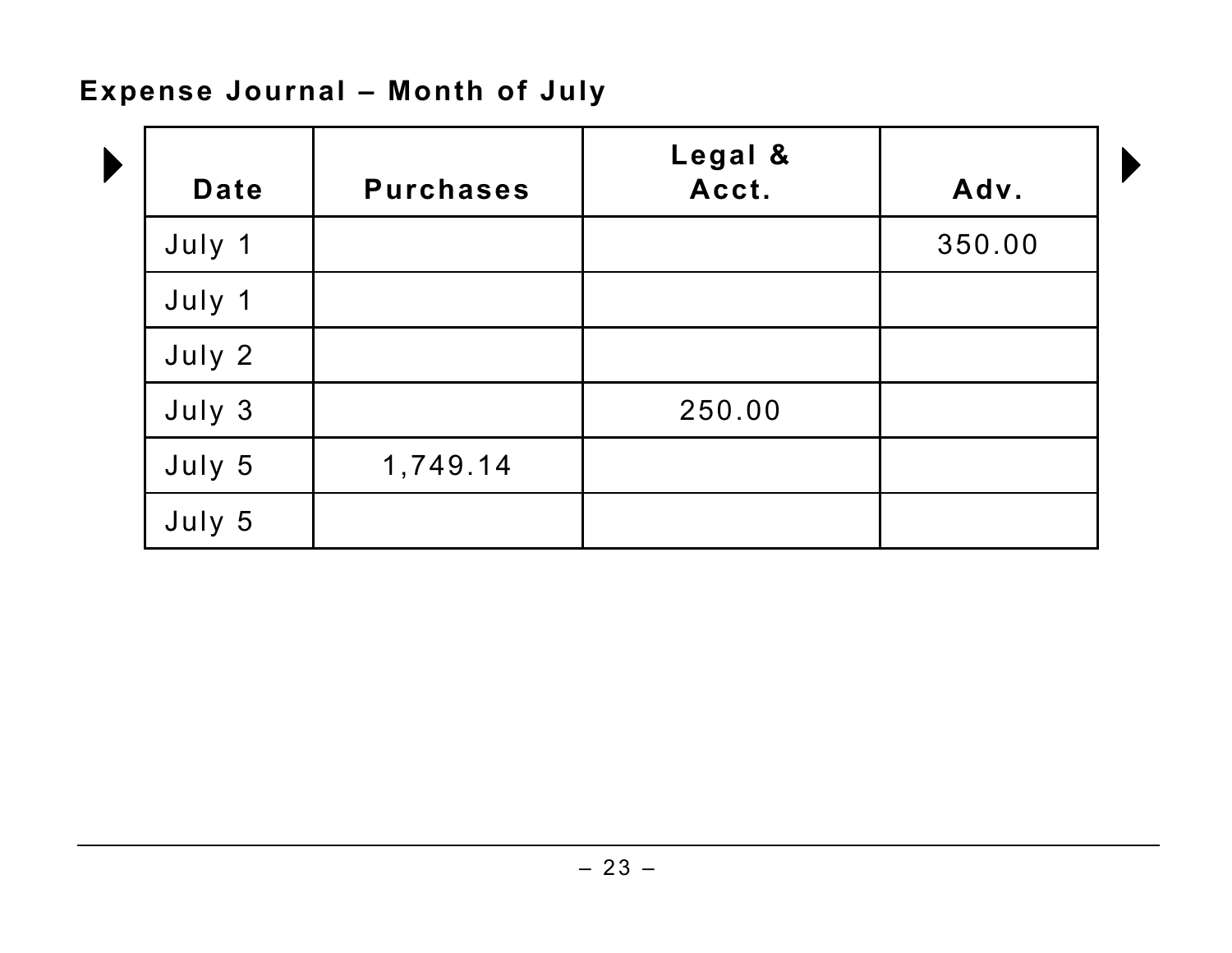**Expense Journal – Month of July**

| Date | Purchases | Legal & Acct. | Adv. |
|---|---|---|---|
| July 1 | | | 350.00 |
| July 1 | | | |
| July 2 | | | |
| July 3 | | 250.00 | |
| July 5 | 1,749.14 | | |
| July 5 | | | |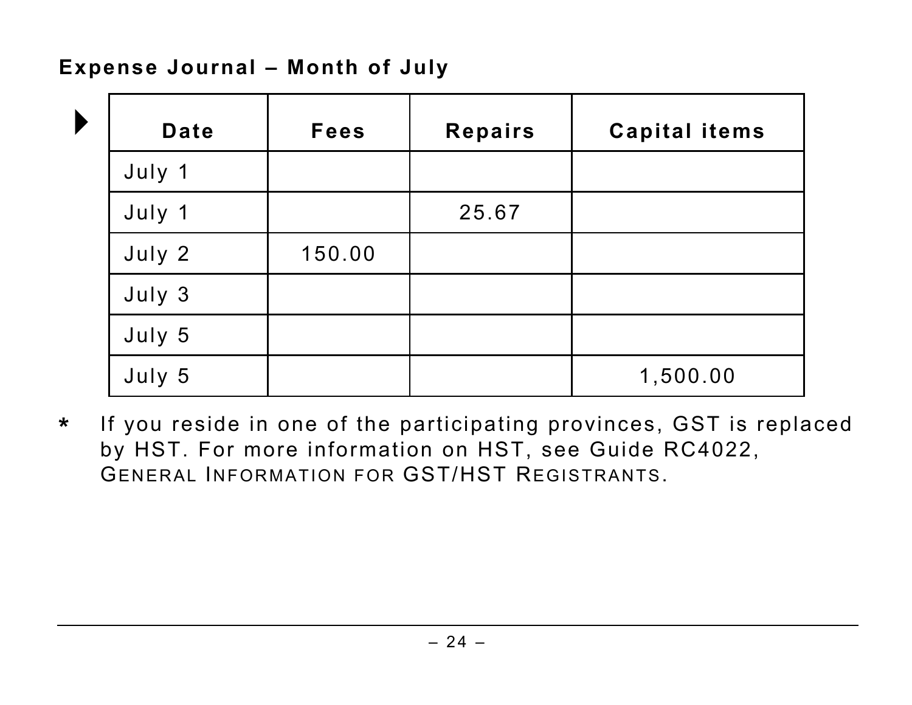**Expense Journal – Month of July**

| Date | Fees | Repairs | Capital items |
|---|---|---|---|
| July 1 | | | |
| July 1 | | 25.67 | |
| July 2 | 150.00 | | |
| July 3 | | | |
| July 5 | | | |
| July 5 | | | 1,500.00 |

\* If you reside in one of the participating provinces, GST is replaced by HST. For more information on HST, see Guide RC4022, GENERAL INFORMATION FOR GST/HST REGISTRANTS.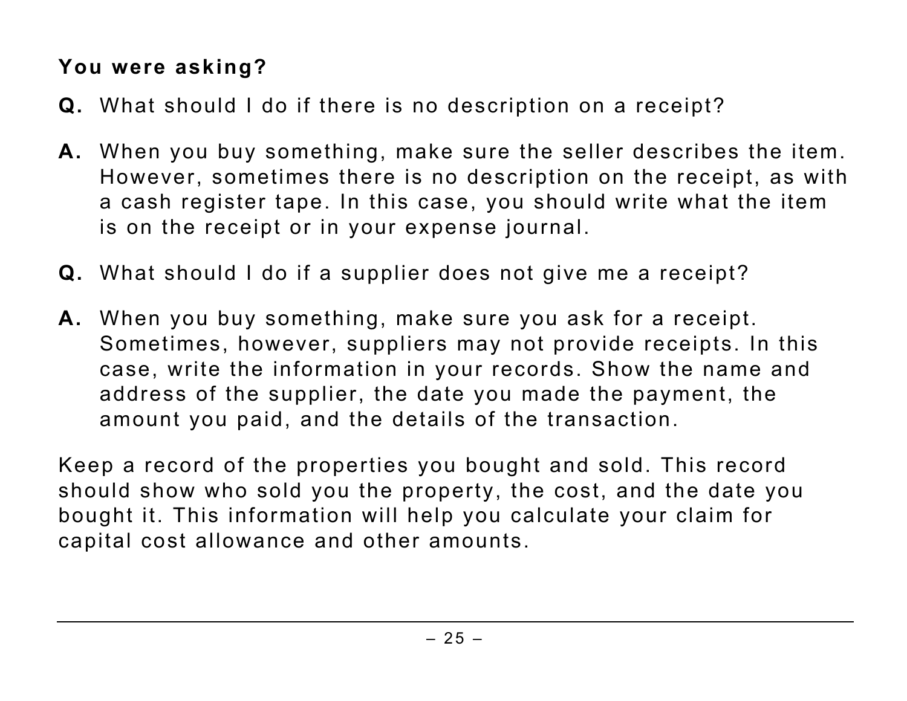**You were asking?**

**Q.** What should I do if there is no description on a receipt?

**A.** When you buy something, make sure the seller describes the item. However, sometimes there is no description on the receipt, as with a cash register tape. In this case, you should write what the item is on the receipt or in your expense journal.

**Q.** What should I do if a supplier does not give me a receipt?

**A.** When you buy something, make sure you ask for a receipt. Sometimes, however, suppliers may not provide receipts. In this case, write the information in your records. Show the name and address of the supplier, the date you made the payment, the amount you paid, and the details of the transaction.

Keep a record of the properties you bought and sold. This record should show who sold you the property, the cost, and the date you bought it. This information will help you calculate your claim for capital cost allowance and other amounts.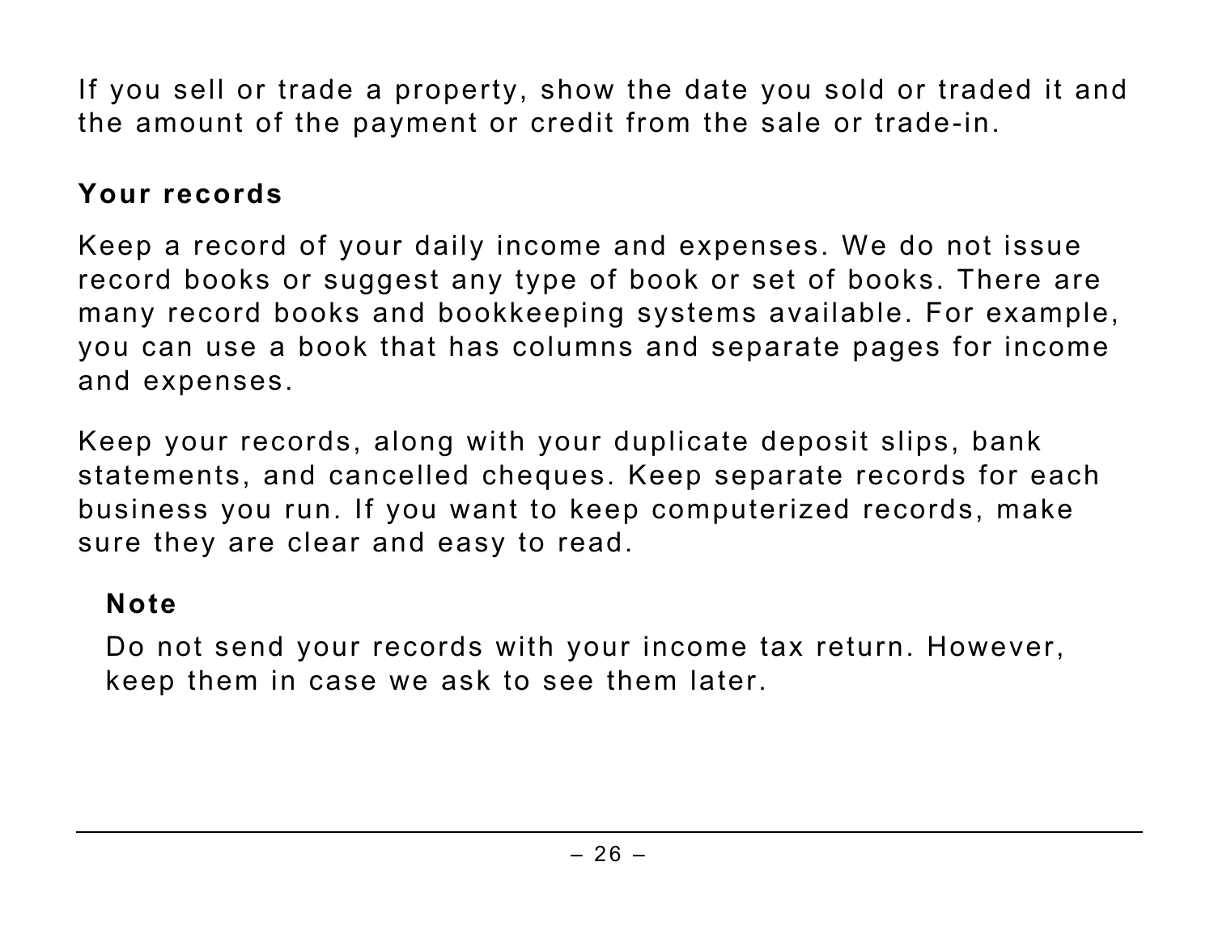If you sell or trade a property, show the date you sold or traded it and the amount of the payment or credit from the sale or trade-in.

## Your records

Keep a record of your daily income and expenses. We do not issue record books or suggest any type of book or set of books. There are many record books and bookkeeping systems available. For example, you can use a book that has columns and separate pages for income and expenses.

Keep your records, along with your duplicate deposit slips, bank statements, and cancelled cheques. Keep separate records for each business you run. If you want to keep computerized records, make sure they are clear and easy to read.

> **Note**
>
> Do not send your records with your income tax return. However, keep them in case we ask to see them later.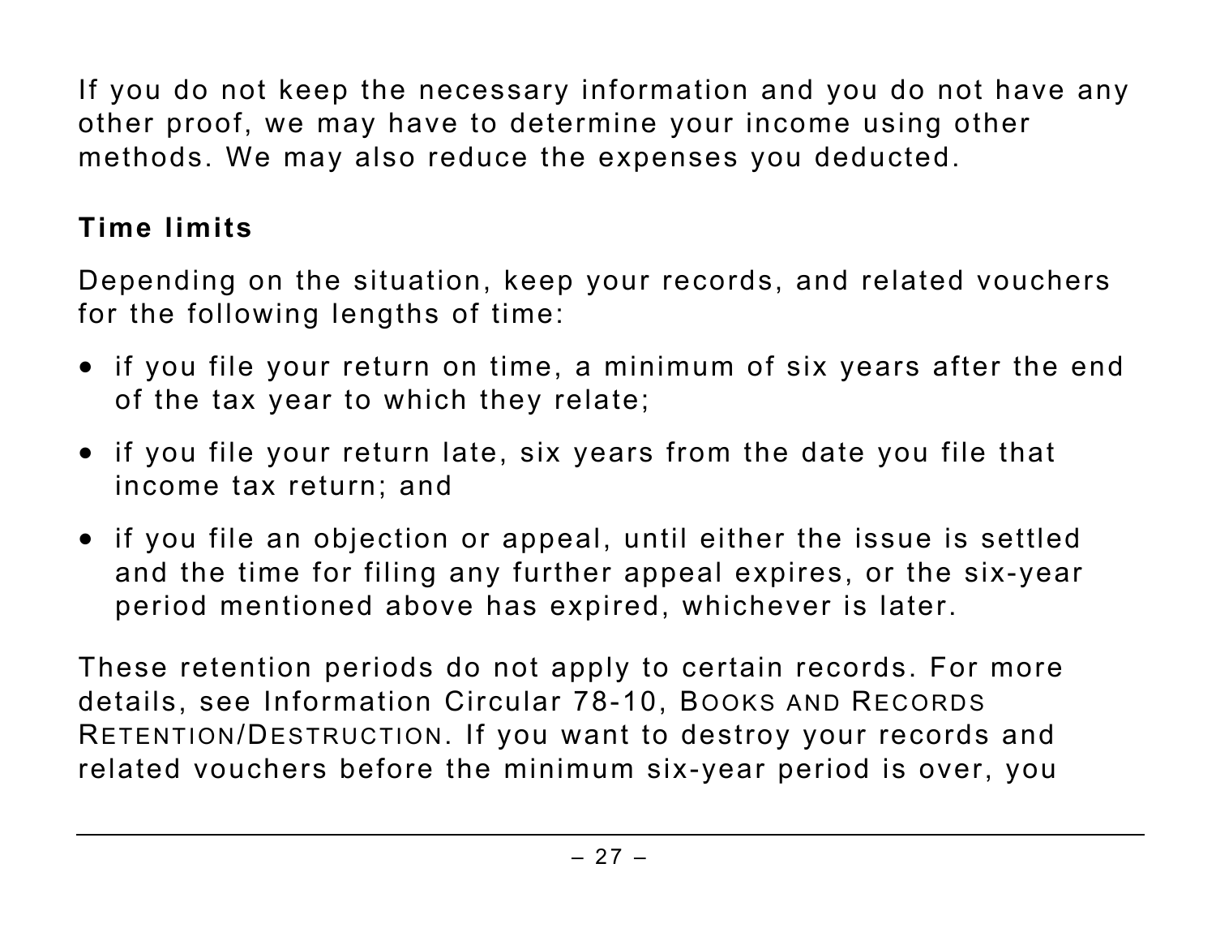If you do not keep the necessary information and you do not have any other proof, we may have to determine your income using other methods. We may also reduce the expenses you deducted.

**Time limits**

Depending on the situation, keep your records, and related vouchers for the following lengths of time:

- if you file your return on time, a minimum of six years after the end of the tax year to which they relate;
- if you file your return late, six years from the date you file that income tax return; and
- if you file an objection or appeal, until either the issue is settled and the time for filing any further appeal expires, or the six-year period mentioned above has expired, whichever is later.

These retention periods do not apply to certain records. For more details, see Information Circular 78-10, BOOKS AND RECORDS RETENTION/DESTRUCTION. If you want to destroy your records and related vouchers before the minimum six-year period is over, you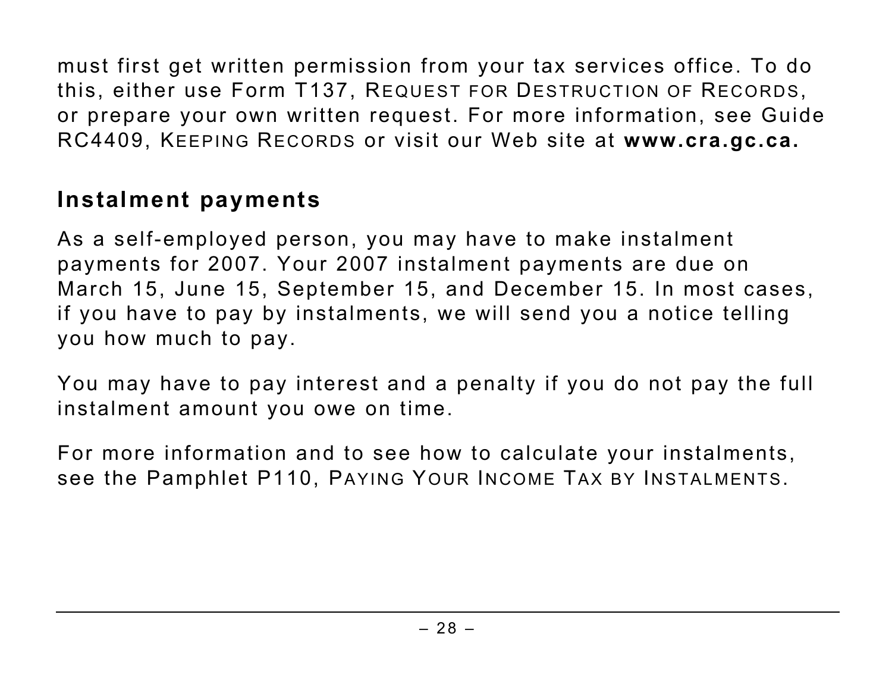must first get written permission from your tax services office. To do this, either use Form T137, *Request for Destruction of Records*, or prepare your own written request. For more information, see Guide RC4409, *Keeping Records* or visit our Web site at **www.cra.gc.ca.**

## Instalment payments

As a self-employed person, you may have to make instalment payments for 2007. Your 2007 instalment payments are due on March 15, June 15, September 15, and December 15. In most cases, if you have to pay by instalments, we will send you a notice telling you how much to pay.

You may have to pay interest and a penalty if you do not pay the full instalment amount you owe on time.

For more information and to see how to calculate your instalments, see the Pamphlet P110, *Paying Your Income Tax by Instalments*.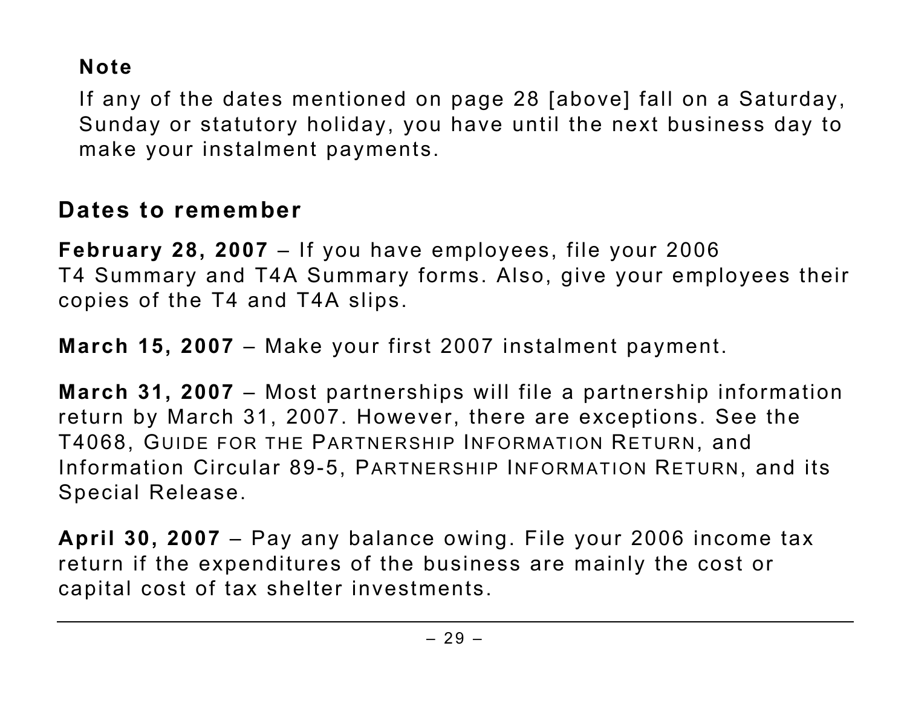**Note**

If any of the dates mentioned on page 28 [above] fall on a Saturday, Sunday or statutory holiday, you have until the next business day to make your instalment payments.

## Dates to remember

**February 28, 2007** – If you have employees, file your 2006 T4 Summary and T4A Summary forms. Also, give your employees their copies of the T4 and T4A slips.

**March 15, 2007** – Make your first 2007 instalment payment.

**March 31, 2007** – Most partnerships will file a partnership information return by March 31, 2007. However, there are exceptions. See the T4068, GUIDE FOR THE PARTNERSHIP INFORMATION RETURN, and Information Circular 89-5, PARTNERSHIP INFORMATION RETURN, and its Special Release.

**April 30, 2007** – Pay any balance owing. File your 2006 income tax return if the expenditures of the business are mainly the cost or capital cost of tax shelter investments.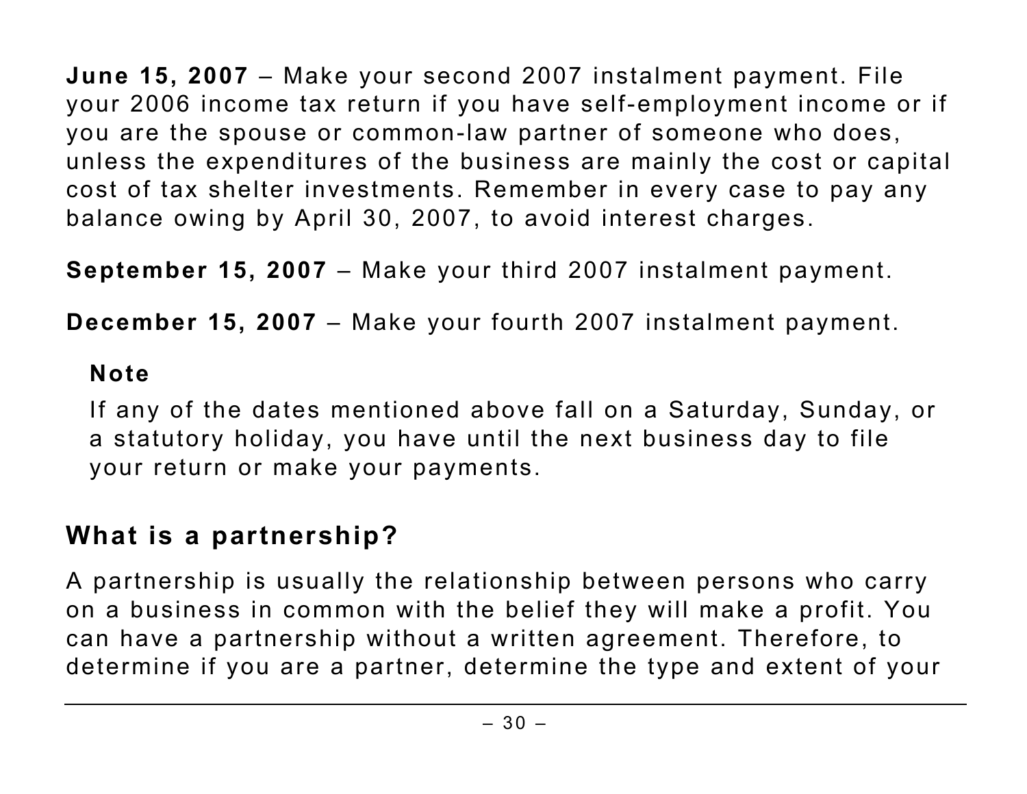**June 15, 2007** – Make your second 2007 instalment payment. File your 2006 income tax return if you have self-employment income or if you are the spouse or common-law partner of someone who does, unless the expenditures of the business are mainly the cost or capital cost of tax shelter investments. Remember in every case to pay any balance owing by April 30, 2007, to avoid interest charges.

**September 15, 2007** – Make your third 2007 instalment payment.

**December 15, 2007** – Make your fourth 2007 instalment payment.

> **Note**
>
> If any of the dates mentioned above fall on a Saturday, Sunday, or a statutory holiday, you have until the next business day to file your return or make your payments.

## What is a partnership?

A partnership is usually the relationship between persons who carry on a business in common with the belief they will make a profit. You can have a partnership without a written agreement. Therefore, to determine if you are a partner, determine the type and extent of your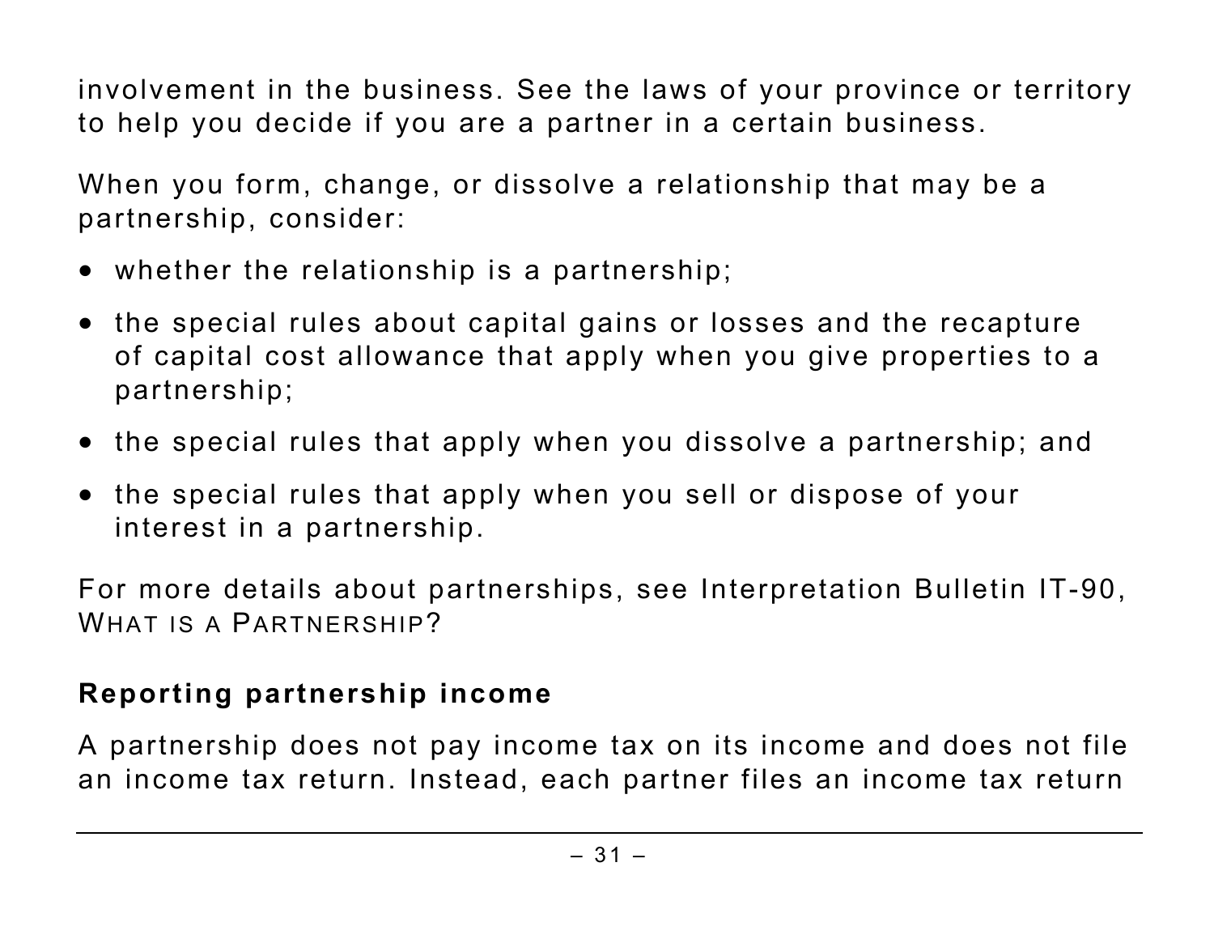involvement in the business. See the laws of your province or territory to help you decide if you are a partner in a certain business.

When you form, change, or dissolve a relationship that may be a partnership, consider:

- whether the relationship is a partnership;
- the special rules about capital gains or losses and the recapture of capital cost allowance that apply when you give properties to a partnership;
- the special rules that apply when you dissolve a partnership; and
- the special rules that apply when you sell or dispose of your interest in a partnership.

For more details about partnerships, see Interpretation Bulletin IT-90, WHAT IS A PARTNERSHIP?

### Reporting partnership income

A partnership does not pay income tax on its income and does not file an income tax return. Instead, each partner files an income tax return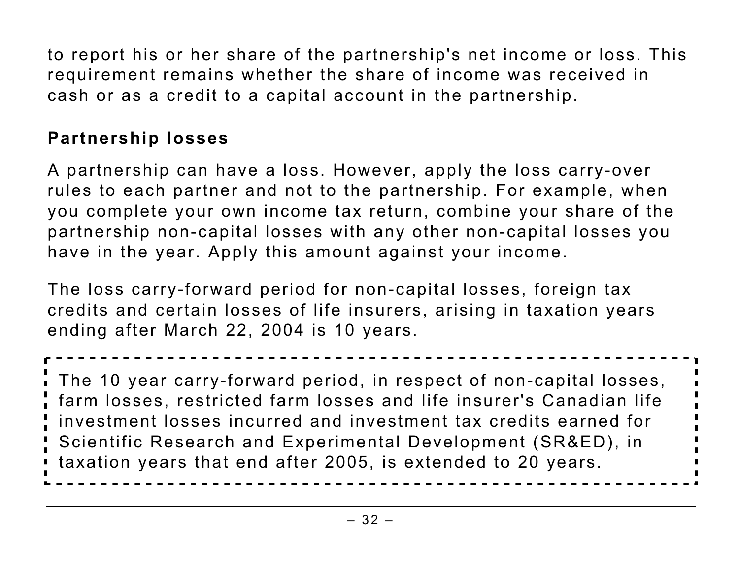to report his or her share of the partnership's net income or loss. This requirement remains whether the share of income was received in cash or as a credit to a capital account in the partnership.

**Partnership losses**

A partnership can have a loss. However, apply the loss carry-over rules to each partner and not to the partnership. For example, when you complete your own income tax return, combine your share of the partnership non-capital losses with any other non-capital losses you have in the year. Apply this amount against your income.

The loss carry-forward period for non-capital losses, foreign tax credits and certain losses of life insurers, arising in taxation years ending after March 22, 2004 is 10 years.

> The 10 year carry-forward period, in respect of non-capital losses, farm losses, restricted farm losses and life insurer's Canadian life investment losses incurred and investment tax credits earned for Scientific Research and Experimental Development (SR&ED), in taxation years that end after 2005, is extended to 20 years.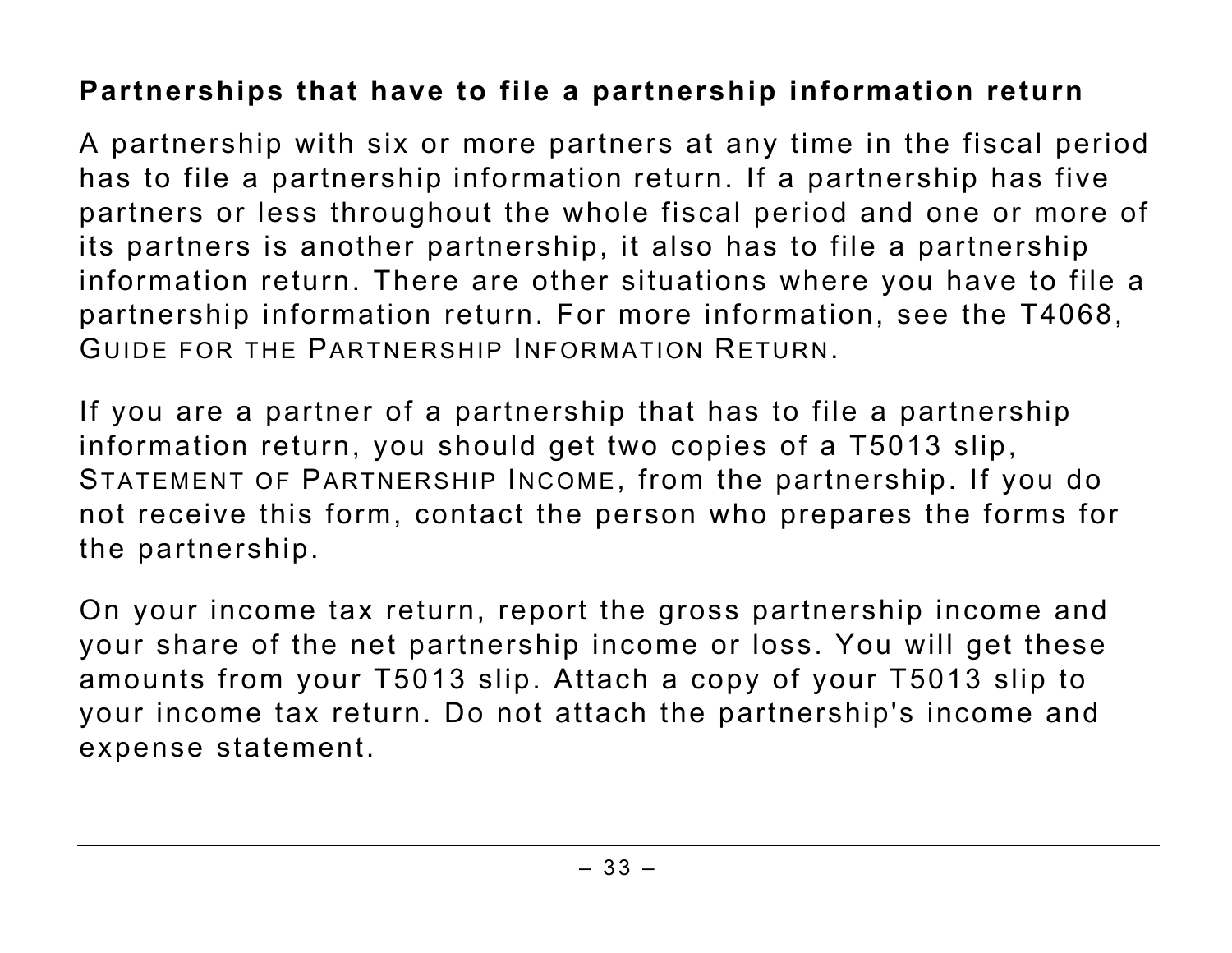### Partnerships that have to file a partnership information return

A partnership with six or more partners at any time in the fiscal period has to file a partnership information return. If a partnership has five partners or less throughout the whole fiscal period and one or more of its partners is another partnership, it also has to file a partnership information return. There are other situations where you have to file a partnership information return. For more information, see the T4068, *Guide for the Partnership Information Return*.

If you are a partner of a partnership that has to file a partnership information return, you should get two copies of a T5013 slip, *Statement of Partnership Income*, from the partnership. If you do not receive this form, contact the person who prepares the forms for the partnership.

On your income tax return, report the gross partnership income and your share of the net partnership income or loss. You will get these amounts from your T5013 slip. Attach a copy of your T5013 slip to your income tax return. Do not attach the partnership's income and expense statement.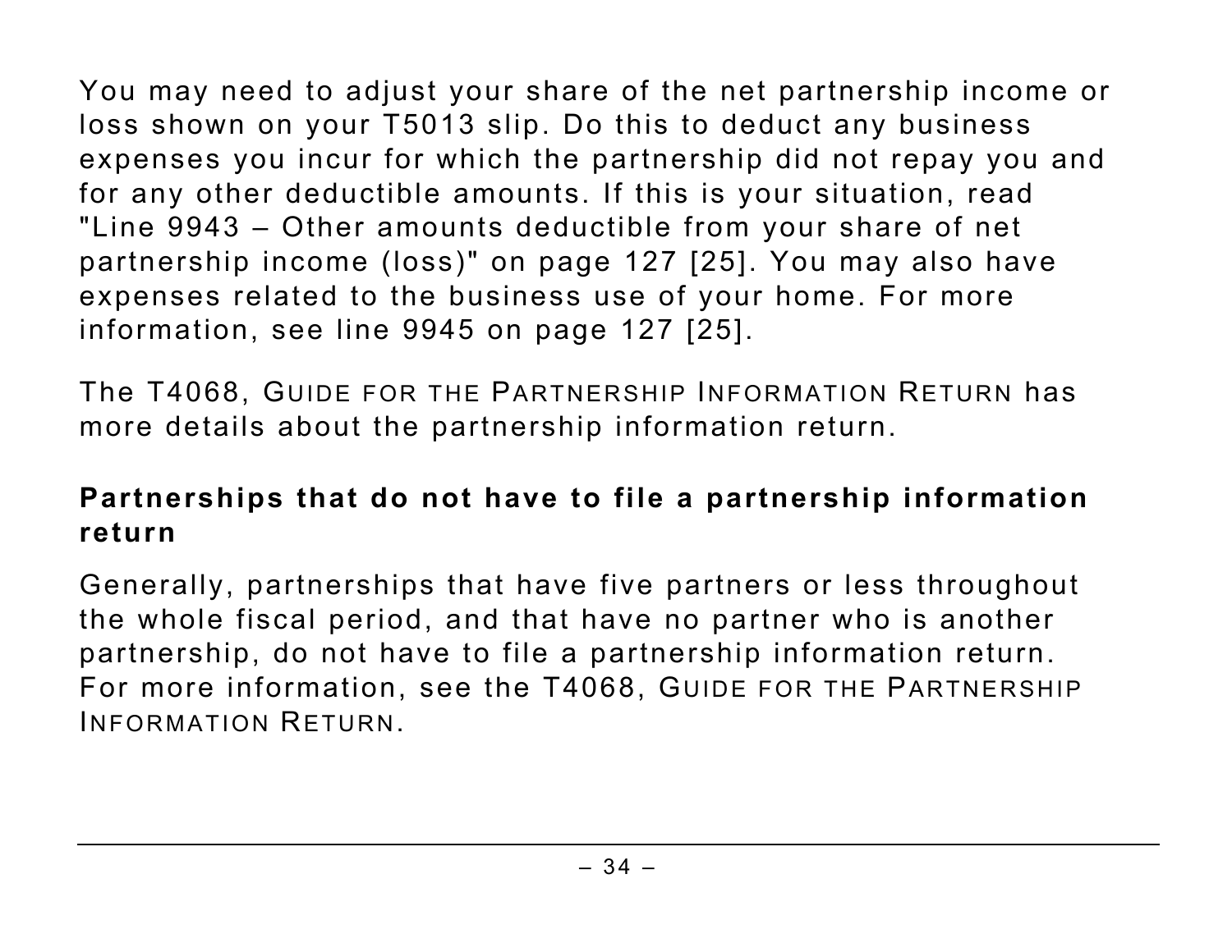You may need to adjust your share of the net partnership income or loss shown on your T5013 slip. Do this to deduct any business expenses you incur for which the partnership did not repay you and for any other deductible amounts. If this is your situation, read "Line 9943 – Other amounts deductible from your share of net partnership income (loss)" on page 127 [25]. You may also have expenses related to the business use of your home. For more information, see line 9945 on page 127 [25].

The T4068, GUIDE FOR THE PARTNERSHIP INFORMATION RETURN has more details about the partnership information return.

### Partnerships that do not have to file a partnership information return

Generally, partnerships that have five partners or less throughout the whole fiscal period, and that have no partner who is another partnership, do not have to file a partnership information return. For more information, see the T4068, GUIDE FOR THE PARTNERSHIP INFORMATION RETURN.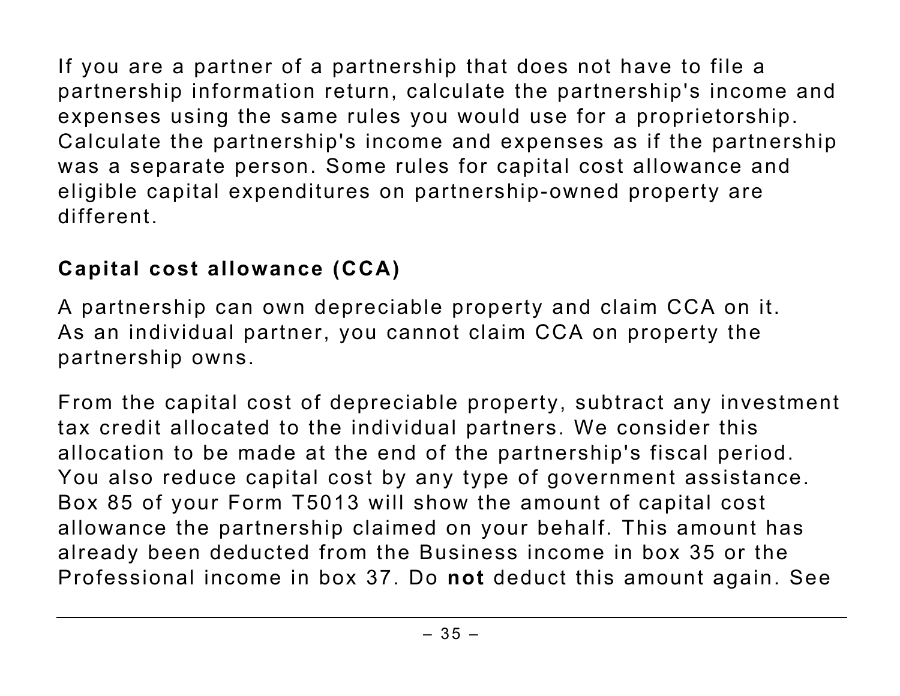If you are a partner of a partnership that does not have to file a partnership information return, calculate the partnership's income and expenses using the same rules you would use for a proprietorship. Calculate the partnership's income and expenses as if the partnership was a separate person. Some rules for capital cost allowance and eligible capital expenditures on partnership-owned property are different.

### Capital cost allowance (CCA)

A partnership can own depreciable property and claim CCA on it. As an individual partner, you cannot claim CCA on property the partnership owns.

From the capital cost of depreciable property, subtract any investment tax credit allocated to the individual partners. We consider this allocation to be made at the end of the partnership's fiscal period. You also reduce capital cost by any type of government assistance. Box 85 of your Form T5013 will show the amount of capital cost allowance the partnership claimed on your behalf. This amount has already been deducted from the Business income in box 35 or the Professional income in box 37. Do **not** deduct this amount again. See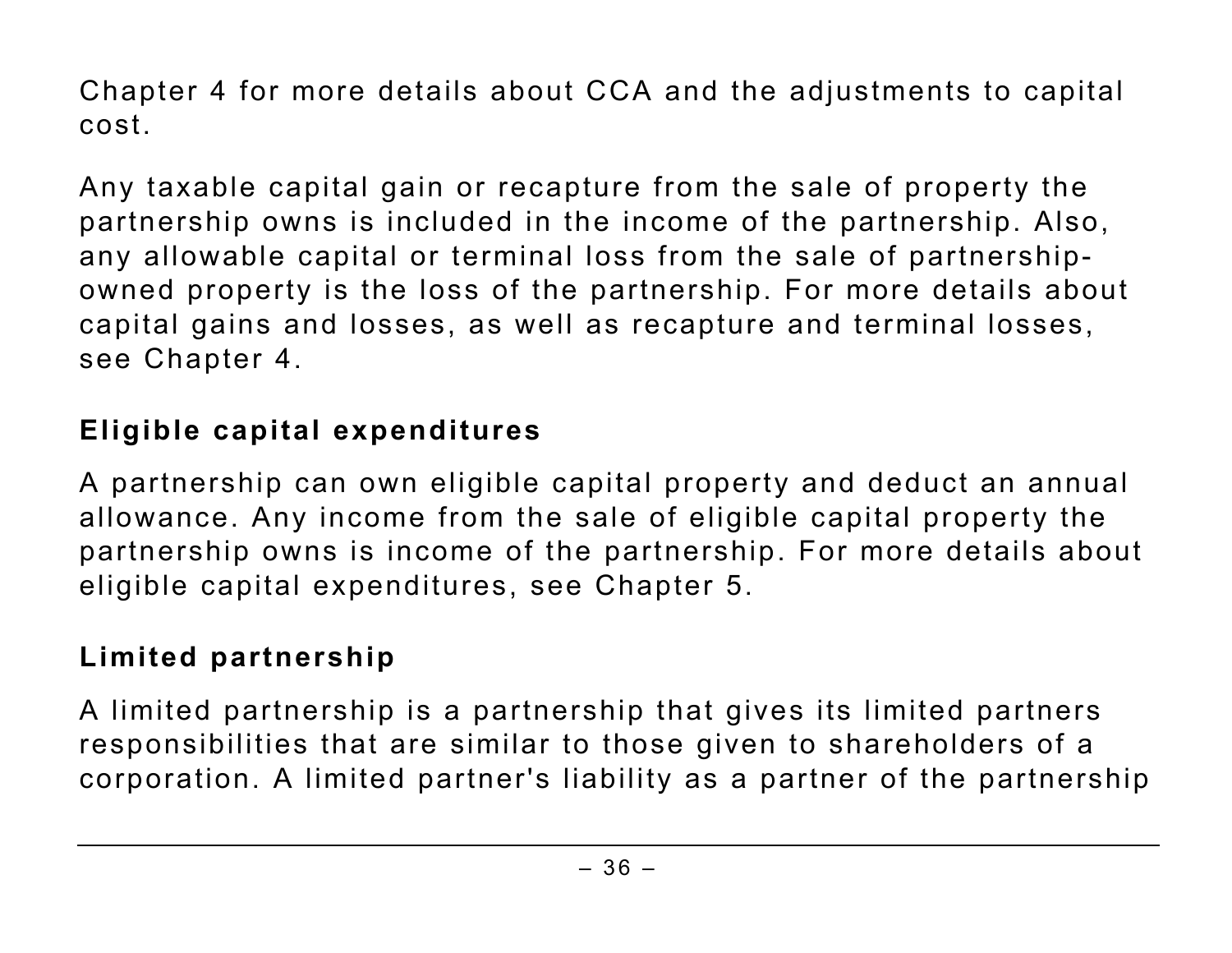Chapter 4 for more details about CCA and the adjustments to capital cost.

Any taxable capital gain or recapture from the sale of property the partnership owns is included in the income of the partnership. Also, any allowable capital or terminal loss from the sale of partnership-owned property is the loss of the partnership. For more details about capital gains and losses, as well as recapture and terminal losses, see Chapter 4.

## Eligible capital expenditures

A partnership can own eligible capital property and deduct an annual allowance. Any income from the sale of eligible capital property the partnership owns is income of the partnership. For more details about eligible capital expenditures, see Chapter 5.

## Limited partnership

A limited partnership is a partnership that gives its limited partners responsibilities that are similar to those given to shareholders of a corporation. A limited partner's liability as a partner of the partnership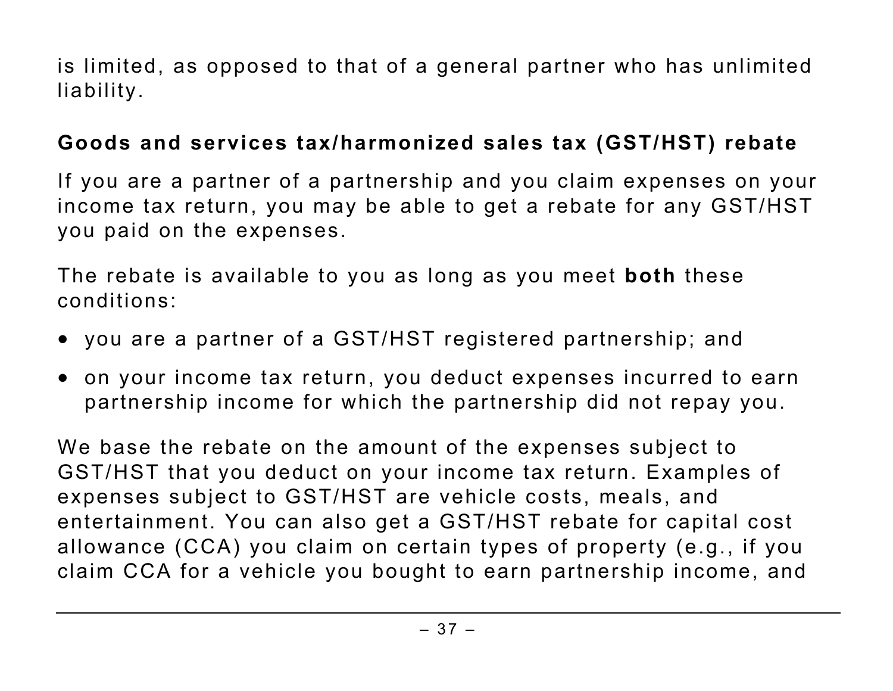is limited, as opposed to that of a general partner who has unlimited liability.

### Goods and services tax/harmonized sales tax (GST/HST) rebate

If you are a partner of a partnership and you claim expenses on your income tax return, you may be able to get a rebate for any GST/HST you paid on the expenses.

The rebate is available to you as long as you meet **both** these conditions:

- you are a partner of a GST/HST registered partnership; and
- on your income tax return, you deduct expenses incurred to earn partnership income for which the partnership did not repay you.

We base the rebate on the amount of the expenses subject to GST/HST that you deduct on your income tax return. Examples of expenses subject to GST/HST are vehicle costs, meals, and entertainment. You can also get a GST/HST rebate for capital cost allowance (CCA) you claim on certain types of property (e.g., if you claim CCA for a vehicle you bought to earn partnership income, and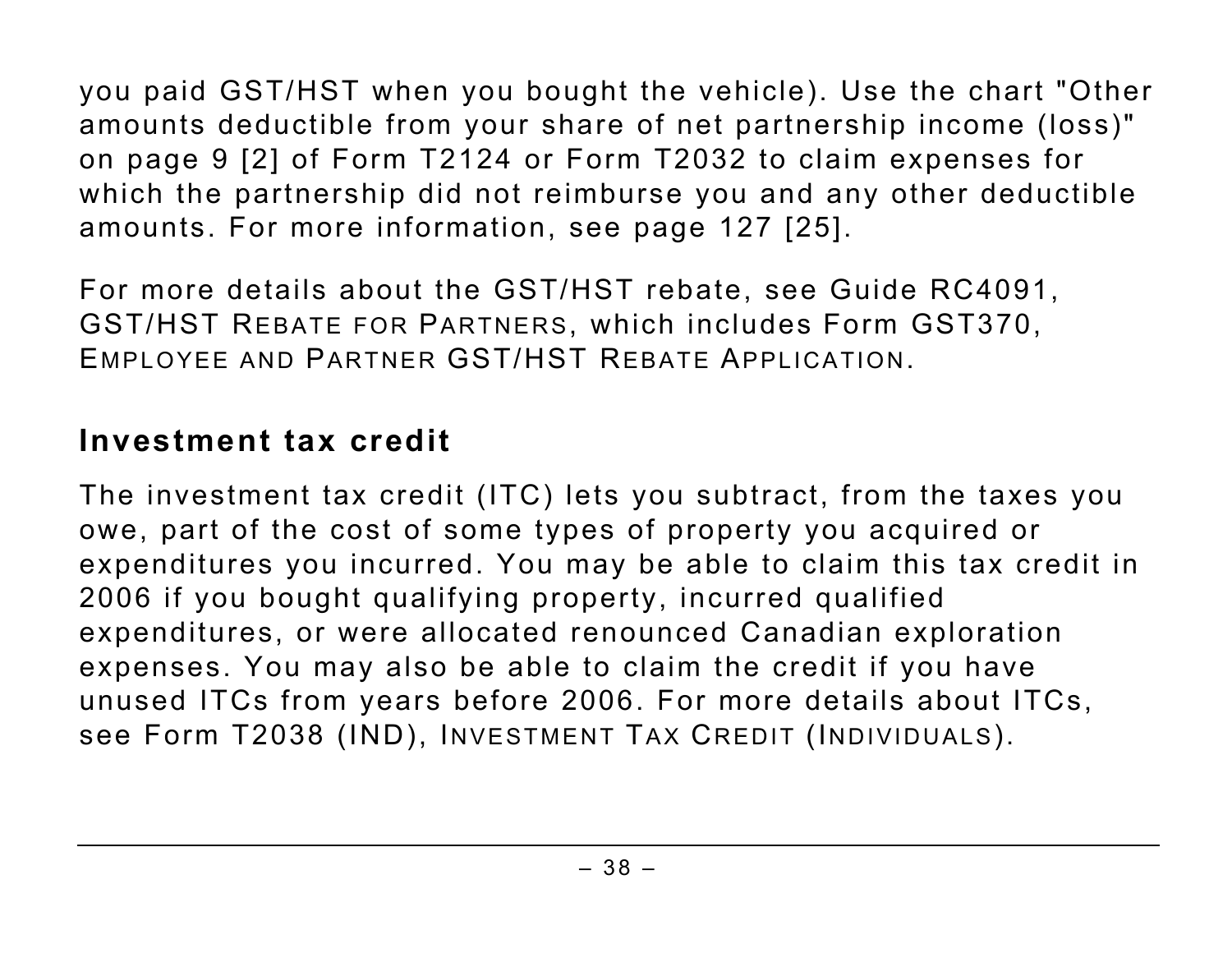you paid GST/HST when you bought the vehicle). Use the chart "Other amounts deductible from your share of net partnership income (loss)" on page 9 [2] of Form T2124 or Form T2032 to claim expenses for which the partnership did not reimburse you and any other deductible amounts. For more information, see page 127 [25].

For more details about the GST/HST rebate, see Guide RC4091, GST/HST Rebate for Partners, which includes Form GST370, Employee and Partner GST/HST Rebate Application.

## Investment tax credit

The investment tax credit (ITC) lets you subtract, from the taxes you owe, part of the cost of some types of property you acquired or expenditures you incurred. You may be able to claim this tax credit in 2006 if you bought qualifying property, incurred qualified expenditures, or were allocated renounced Canadian exploration expenses. You may also be able to claim the credit if you have unused ITCs from years before 2006. For more details about ITCs, see Form T2038 (IND), Investment Tax Credit (Individuals).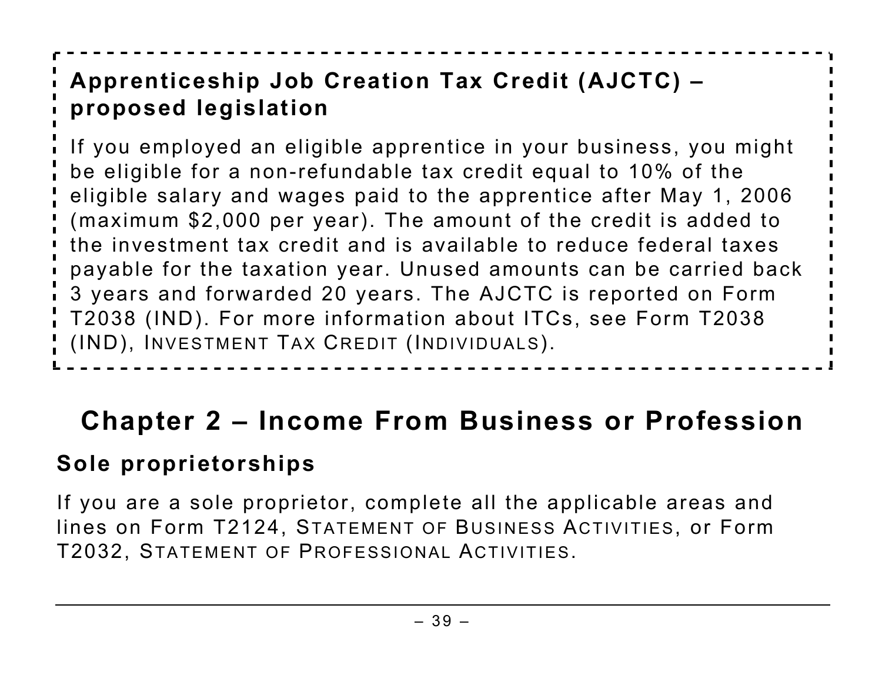**Apprenticeship Job Creation Tax Credit (AJCTC) – proposed legislation**

If you employed an eligible apprentice in your business, you might be eligible for a non-refundable tax credit equal to 10% of the eligible salary and wages paid to the apprentice after May 1, 2006 (maximum $2,000 per year). The amount of the credit is added to the investment tax credit and is available to reduce federal taxes payable for the taxation year. Unused amounts can be carried back 3 years and forwarded 20 years. The AJCTC is reported on Form T2038 (IND). For more information about ITCs, see Form T2038 (IND), *Investment Tax Credit (Individuals)*.

# Chapter 2 – Income From Business or Profession

## Sole proprietorships

If you are a sole proprietor, complete all the applicable areas and lines on Form T2124, *Statement of Business Activities*, or Form T2032, *Statement of Professional Activities*.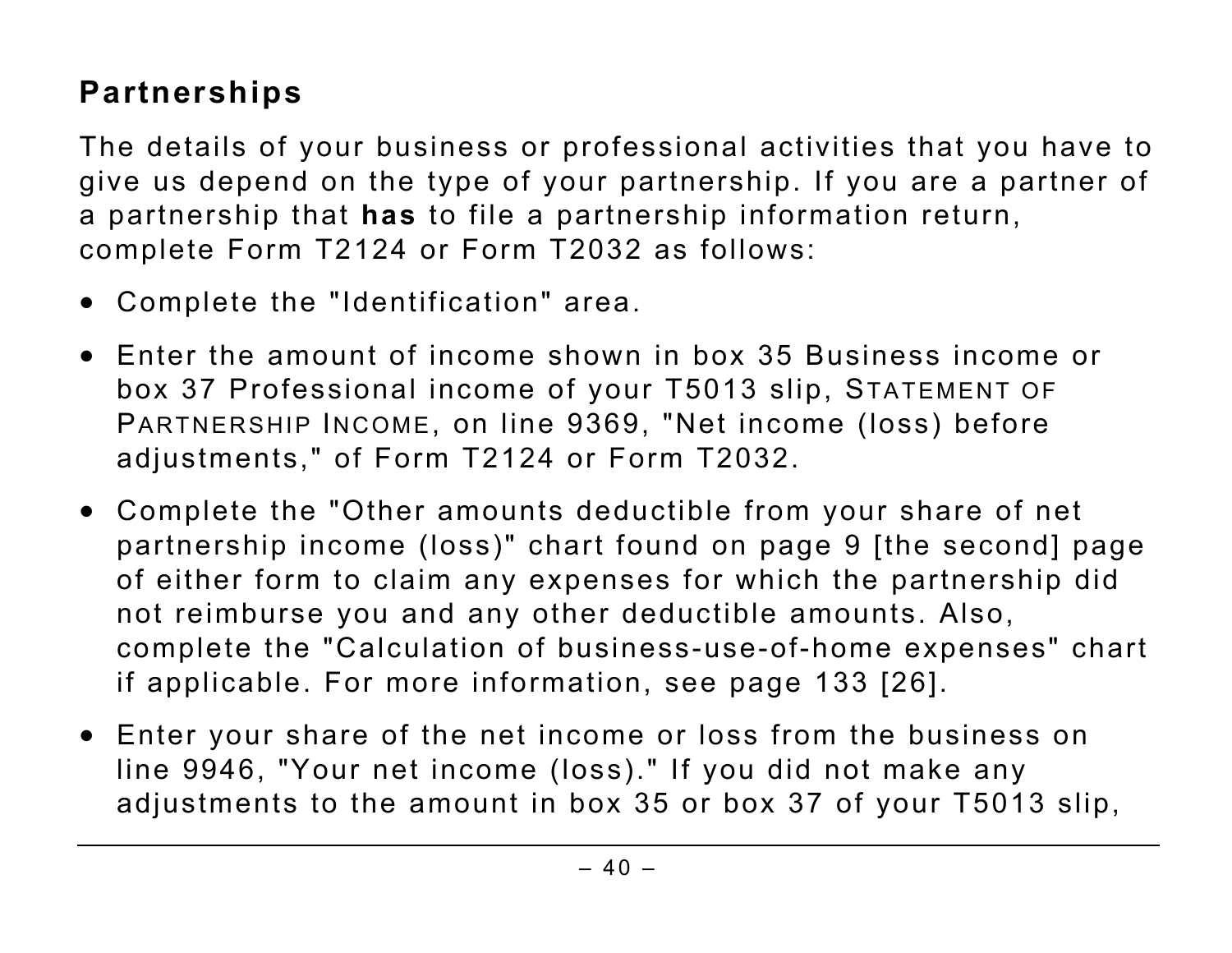## Partnerships

The details of your business or professional activities that you have to give us depend on the type of your partnership. If you are a partner of a partnership that **has** to file a partnership information return, complete Form T2124 or Form T2032 as follows:

- Complete the "Identification" area.
- Enter the amount of income shown in box 35 Business income or box 37 Professional income of your T5013 slip, STATEMENT OF PARTNERSHIP INCOME, on line 9369, "Net income (loss) before adjustments," of Form T2124 or Form T2032.
- Complete the "Other amounts deductible from your share of net partnership income (loss)" chart found on page 9 [the second] page of either form to claim any expenses for which the partnership did not reimburse you and any other deductible amounts. Also, complete the "Calculation of business-use-of-home expenses" chart if applicable. For more information, see page 133 [26].
- Enter your share of the net income or loss from the business on line 9946, "Your net income (loss)." If you did not make any adjustments to the amount in box 35 or box 37 of your T5013 slip,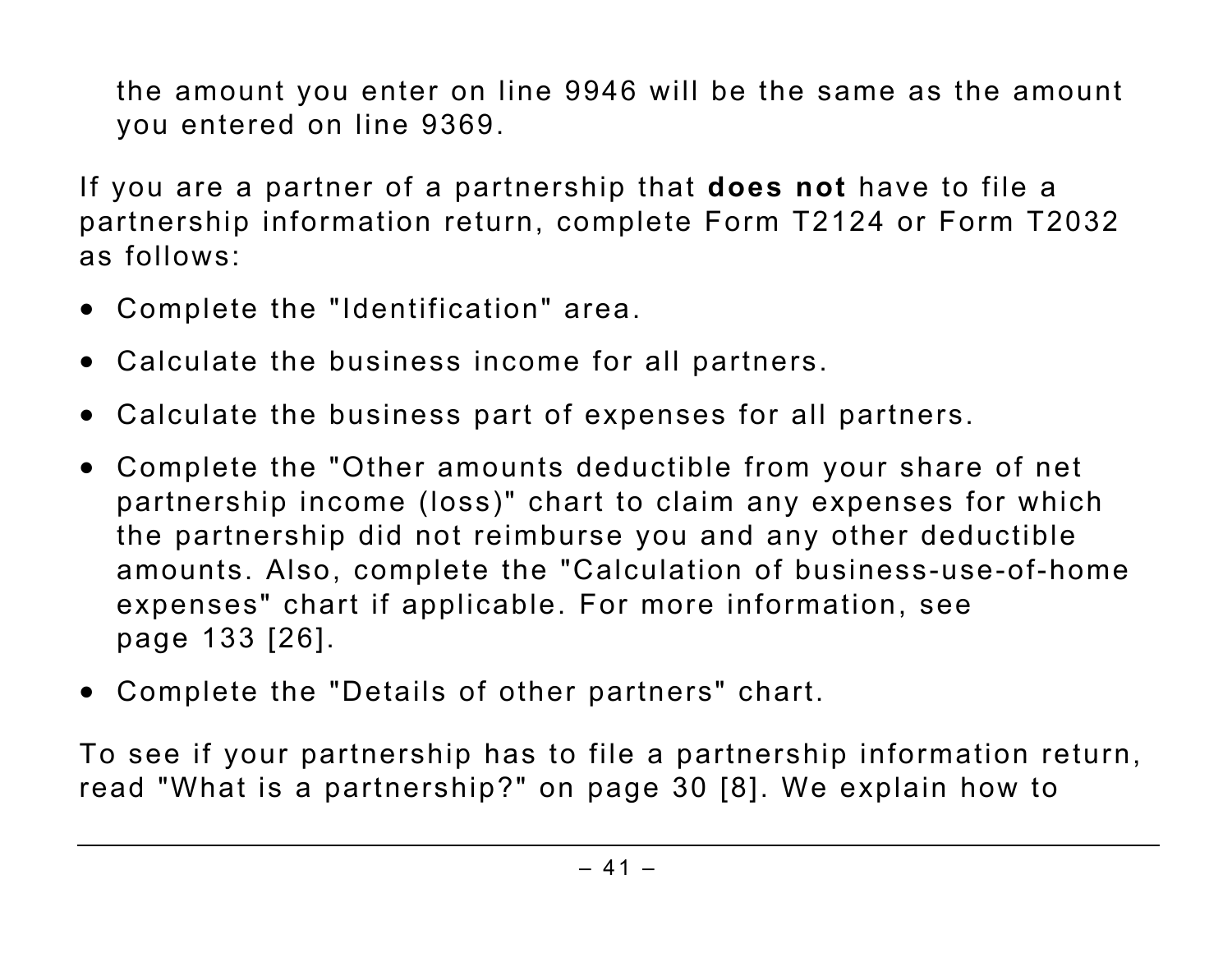the amount you enter on line 9946 will be the same as the amount you entered on line 9369.

If you are a partner of a partnership that **does not** have to file a partnership information return, complete Form T2124 or Form T2032 as follows:

- Complete the "Identification" area.
- Calculate the business income for all partners.
- Calculate the business part of expenses for all partners.
- Complete the "Other amounts deductible from your share of net partnership income (loss)" chart to claim any expenses for which the partnership did not reimburse you and any other deductible amounts. Also, complete the "Calculation of business-use-of-home expenses" chart if applicable. For more information, see page 133 [26].
- Complete the "Details of other partners" chart.

To see if your partnership has to file a partnership information return, read "What is a partnership?" on page 30 [8]. We explain how to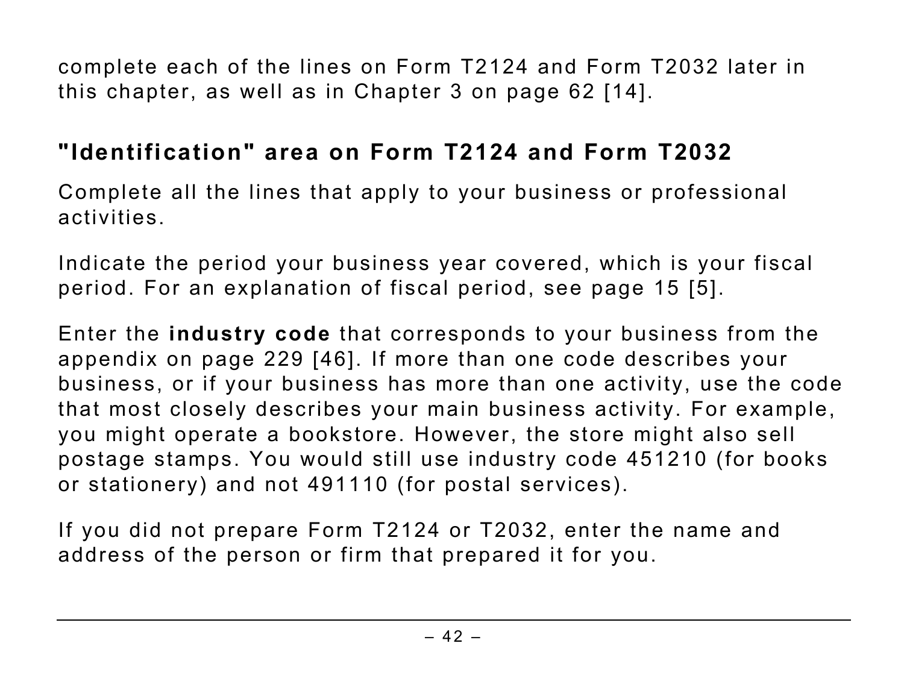complete each of the lines on Form T2124 and Form T2032 later in this chapter, as well as in Chapter 3 on page 62 [14].

## "Identification" area on Form T2124 and Form T2032

Complete all the lines that apply to your business or professional activities.

Indicate the period your business year covered, which is your fiscal period. For an explanation of fiscal period, see page 15 [5].

Enter the **industry code** that corresponds to your business from the appendix on page 229 [46]. If more than one code describes your business, or if your business has more than one activity, use the code that most closely describes your main business activity. For example, you might operate a bookstore. However, the store might also sell postage stamps. You would still use industry code 451210 (for books or stationery) and not 491110 (for postal services).

If you did not prepare Form T2124 or T2032, enter the name and address of the person or firm that prepared it for you.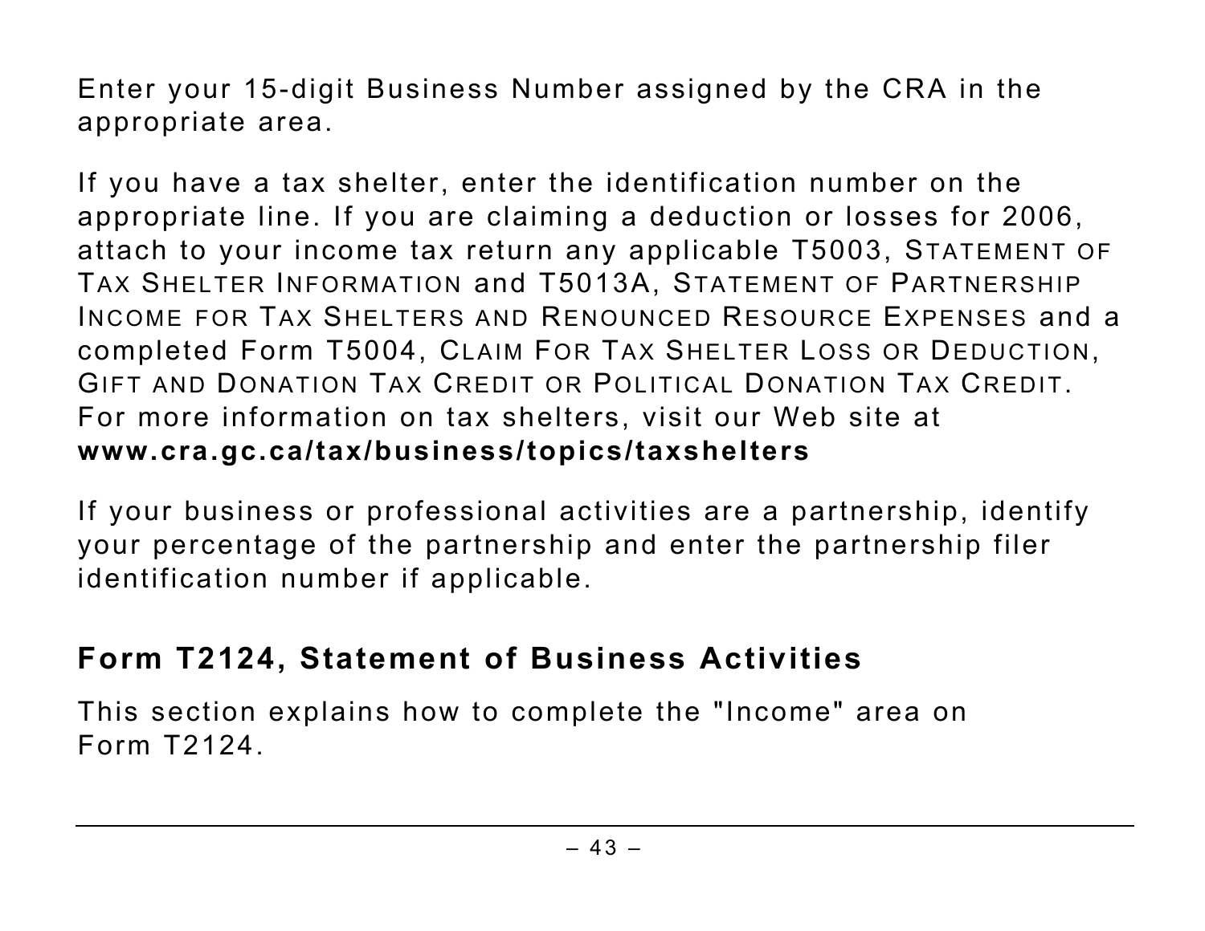Enter your 15-digit Business Number assigned by the CRA in the appropriate area.

If you have a tax shelter, enter the identification number on the appropriate line. If you are claiming a deduction or losses for 2006, attach to your income tax return any applicable T5003, STATEMENT OF TAX SHELTER INFORMATION and T5013A, STATEMENT OF PARTNERSHIP INCOME FOR TAX SHELTERS AND RENOUNCED RESOURCE EXPENSES and a completed Form T5004, CLAIM FOR TAX SHELTER LOSS OR DEDUCTION, GIFT AND DONATION TAX CREDIT OR POLITICAL DONATION TAX CREDIT. For more information on tax shelters, visit our Web site at **www.cra.gc.ca/tax/business/topics/taxshelters**

If your business or professional activities are a partnership, identify your percentage of the partnership and enter the partnership filer identification number if applicable.

## Form T2124, Statement of Business Activities

This section explains how to complete the "Income" area on Form T2124.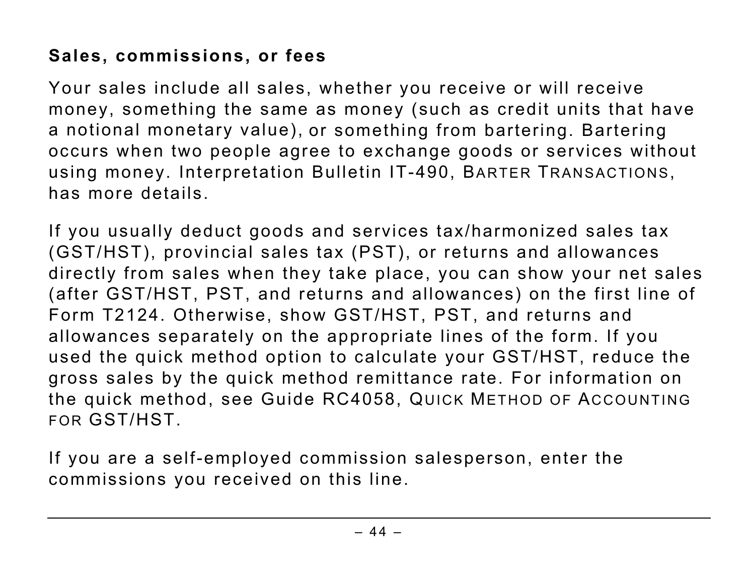**Sales, commissions, or fees**

Your sales include all sales, whether you receive or will receive money, something the same as money (such as credit units that have a notional monetary value), or something from bartering. Bartering occurs when two people agree to exchange goods or services without using money. Interpretation Bulletin IT-490, BARTER TRANSACTIONS, has more details.

If you usually deduct goods and services tax/harmonized sales tax (GST/HST), provincial sales tax (PST), or returns and allowances directly from sales when they take place, you can show your net sales (after GST/HST, PST, and returns and allowances) on the first line of Form T2124. Otherwise, show GST/HST, PST, and returns and allowances separately on the appropriate lines of the form. If you used the quick method option to calculate your GST/HST, reduce the gross sales by the quick method remittance rate. For information on the quick method, see Guide RC4058, QUICK METHOD OF ACCOUNTING FOR GST/HST.

If you are a self-employed commission salesperson, enter the commissions you received on this line.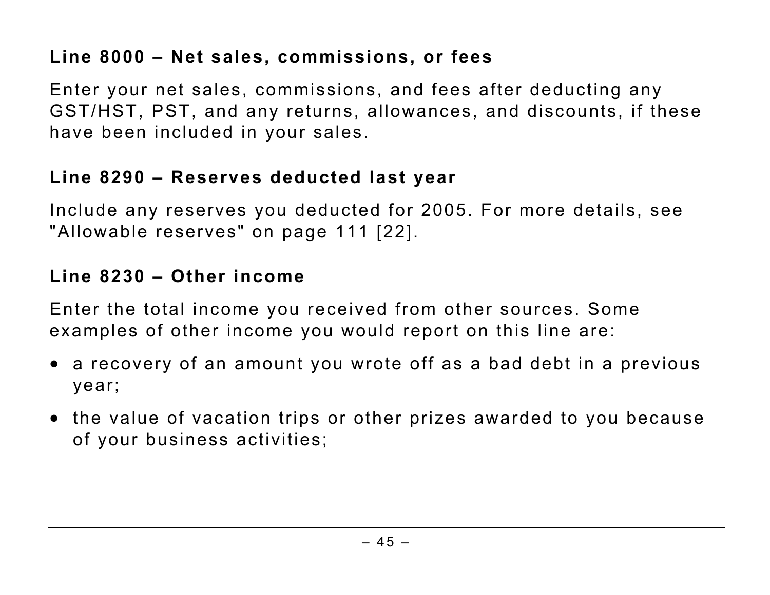### Line 8000 – Net sales, commissions, or fees

Enter your net sales, commissions, and fees after deducting any GST/HST, PST, and any returns, allowances, and discounts, if these have been included in your sales.

### Line 8290 – Reserves deducted last year

Include any reserves you deducted for 2005. For more details, see "Allowable reserves" on page 111 [22].

### Line 8230 – Other income

Enter the total income you received from other sources. Some examples of other income you would report on this line are:

- a recovery of an amount you wrote off as a bad debt in a previous year;
- the value of vacation trips or other prizes awarded to you because of your business activities;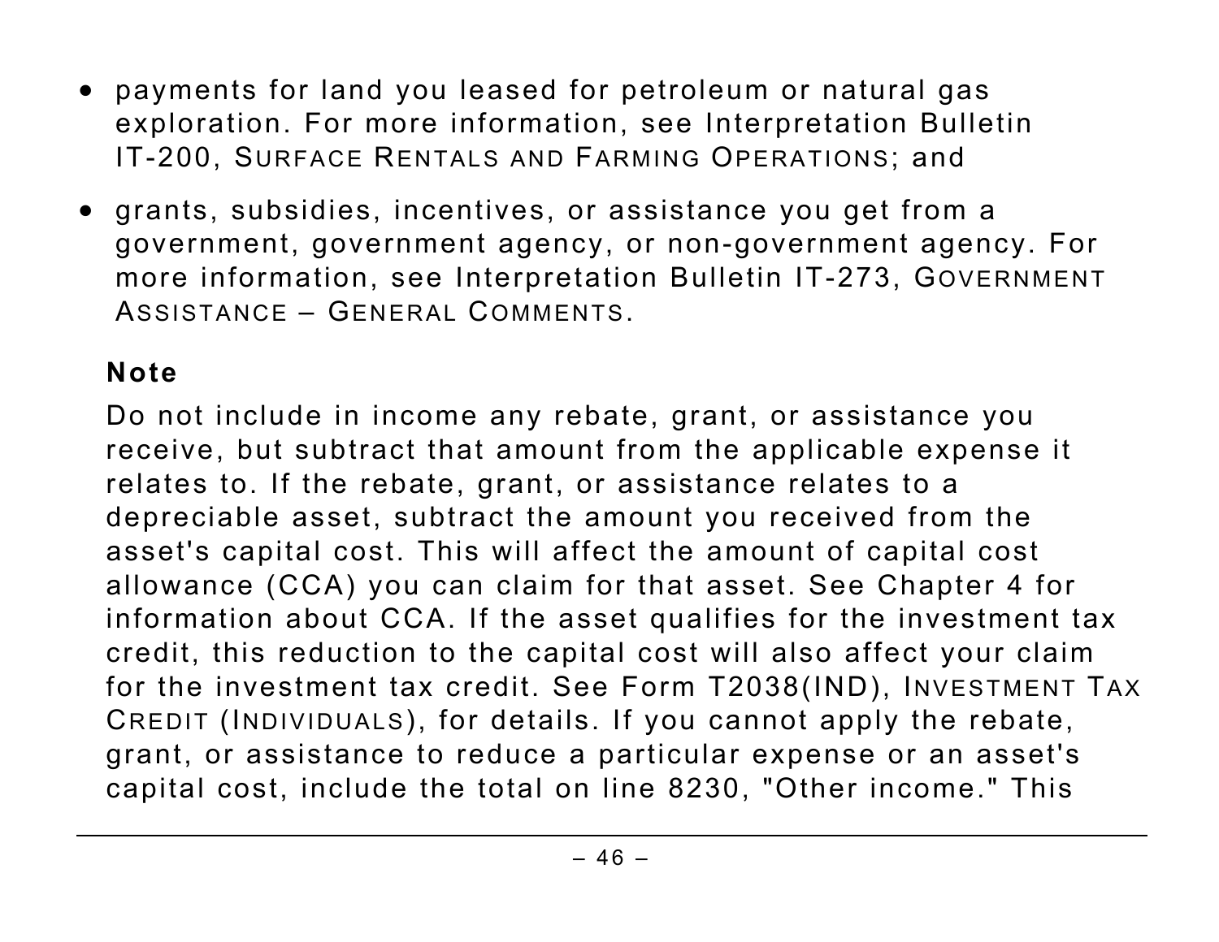- payments for land you leased for petroleum or natural gas exploration. For more information, see Interpretation Bulletin IT-200, Surface Rentals and Farming Operations; and
- grants, subsidies, incentives, or assistance you get from a government, government agency, or non-government agency. For more information, see Interpretation Bulletin IT-273, Government Assistance – General Comments.

**Note**

Do not include in income any rebate, grant, or assistance you receive, but subtract that amount from the applicable expense it relates to. If the rebate, grant, or assistance relates to a depreciable asset, subtract the amount you received from the asset's capital cost. This will affect the amount of capital cost allowance (CCA) you can claim for that asset. See Chapter 4 for information about CCA. If the asset qualifies for the investment tax credit, this reduction to the capital cost will also affect your claim for the investment tax credit. See Form T2038(IND), Investment Tax Credit (Individuals), for details. If you cannot apply the rebate, grant, or assistance to reduce a particular expense or an asset's capital cost, include the total on line 8230, "Other income." This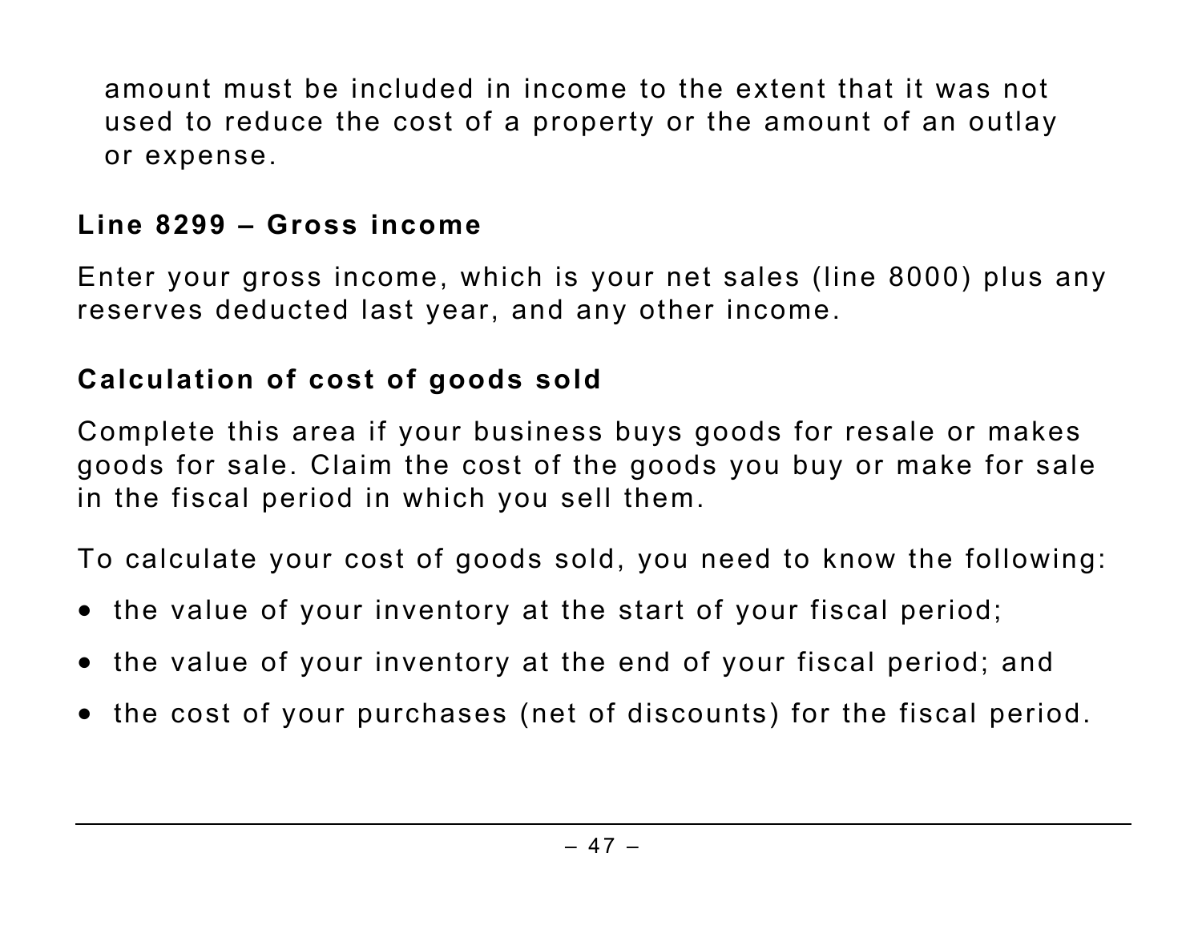amount must be included in income to the extent that it was not used to reduce the cost of a property or the amount of an outlay or expense.

### Line 8299 – Gross income

Enter your gross income, which is your net sales (line 8000) plus any reserves deducted last year, and any other income.

### Calculation of cost of goods sold

Complete this area if your business buys goods for resale or makes goods for sale. Claim the cost of the goods you buy or make for sale in the fiscal period in which you sell them.

To calculate your cost of goods sold, you need to know the following:

- the value of your inventory at the start of your fiscal period;
- the value of your inventory at the end of your fiscal period; and
- the cost of your purchases (net of discounts) for the fiscal period.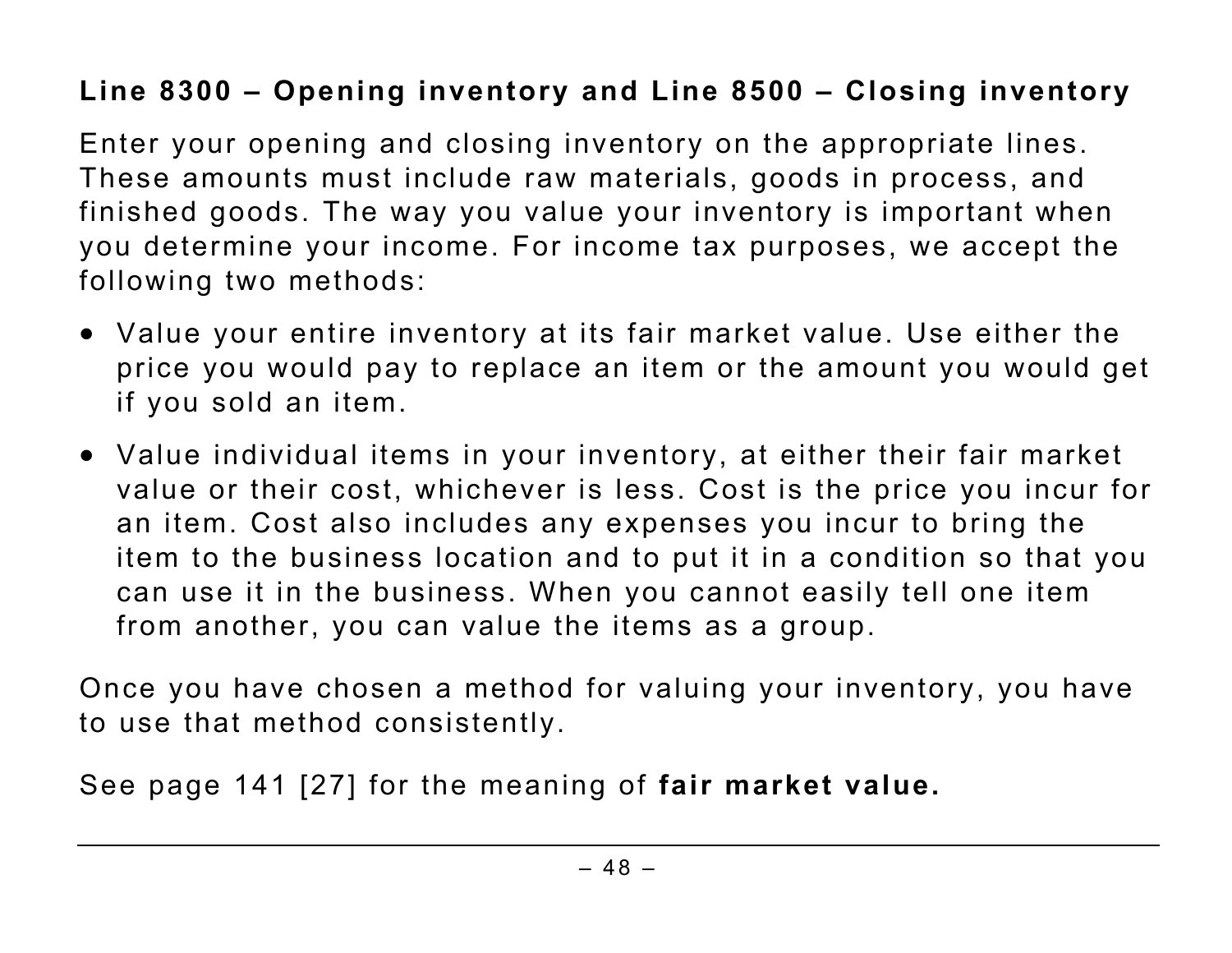### Line 8300 – Opening inventory and Line 8500 – Closing inventory

Enter your opening and closing inventory on the appropriate lines. These amounts must include raw materials, goods in process, and finished goods. The way you value your inventory is important when you determine your income. For income tax purposes, we accept the following two methods:

- Value your entire inventory at its fair market value. Use either the price you would pay to replace an item or the amount you would get if you sold an item.
- Value individual items in your inventory, at either their fair market value or their cost, whichever is less. Cost is the price you incur for an item. Cost also includes any expenses you incur to bring the item to the business location and to put it in a condition so that you can use it in the business. When you cannot easily tell one item from another, you can value the items as a group.

Once you have chosen a method for valuing your inventory, you have to use that method consistently.

See page 141 [27] for the meaning of **fair market value.**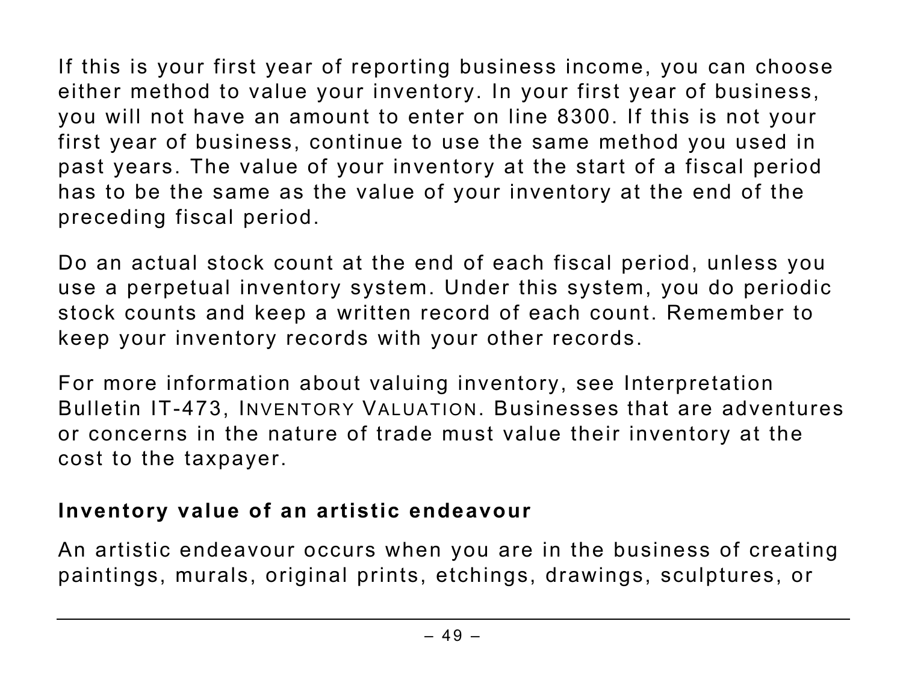If this is your first year of reporting business income, you can choose either method to value your inventory. In your first year of business, you will not have an amount to enter on line 8300. If this is not your first year of business, continue to use the same method you used in past years. The value of your inventory at the start of a fiscal period has to be the same as the value of your inventory at the end of the preceding fiscal period.

Do an actual stock count at the end of each fiscal period, unless you use a perpetual inventory system. Under this system, you do periodic stock counts and keep a written record of each count. Remember to keep your inventory records with your other records.

For more information about valuing inventory, see Interpretation Bulletin IT-473, INVENTORY VALUATION. Businesses that are adventures or concerns in the nature of trade must value their inventory at the cost to the taxpayer.

### Inventory value of an artistic endeavour

An artistic endeavour occurs when you are in the business of creating paintings, murals, original prints, etchings, drawings, sculptures, or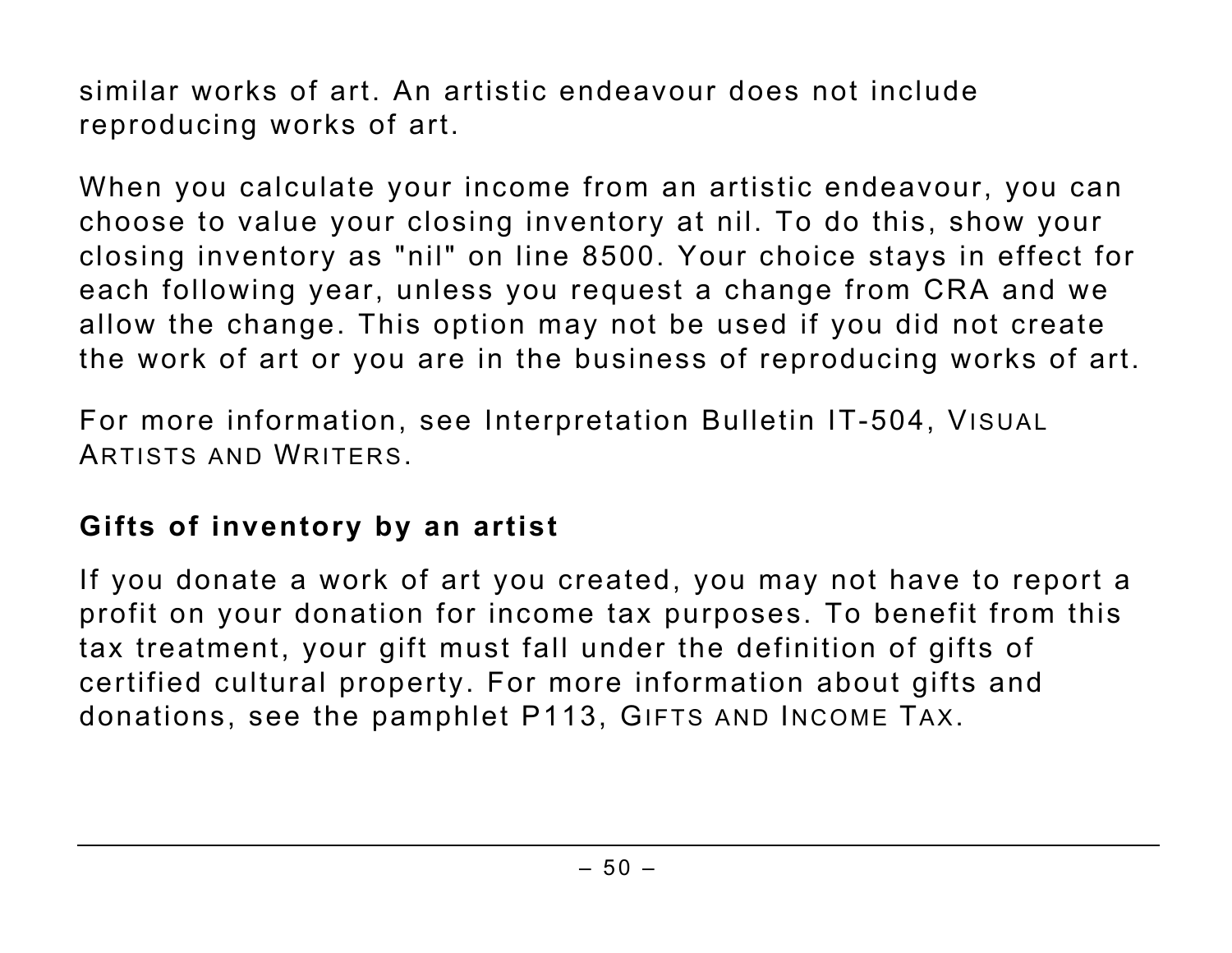similar works of art. An artistic endeavour does not include reproducing works of art.

When you calculate your income from an artistic endeavour, you can choose to value your closing inventory at nil. To do this, show your closing inventory as "nil" on line 8500. Your choice stays in effect for each following year, unless you request a change from CRA and we allow the change. This option may not be used if you did not create the work of art or you are in the business of reproducing works of art.

For more information, see Interpretation Bulletin IT-504, VISUAL ARTISTS AND WRITERS.

### Gifts of inventory by an artist

If you donate a work of art you created, you may not have to report a profit on your donation for income tax purposes. To benefit from this tax treatment, your gift must fall under the definition of gifts of certified cultural property. For more information about gifts and donations, see the pamphlet P113, GIFTS AND INCOME TAX.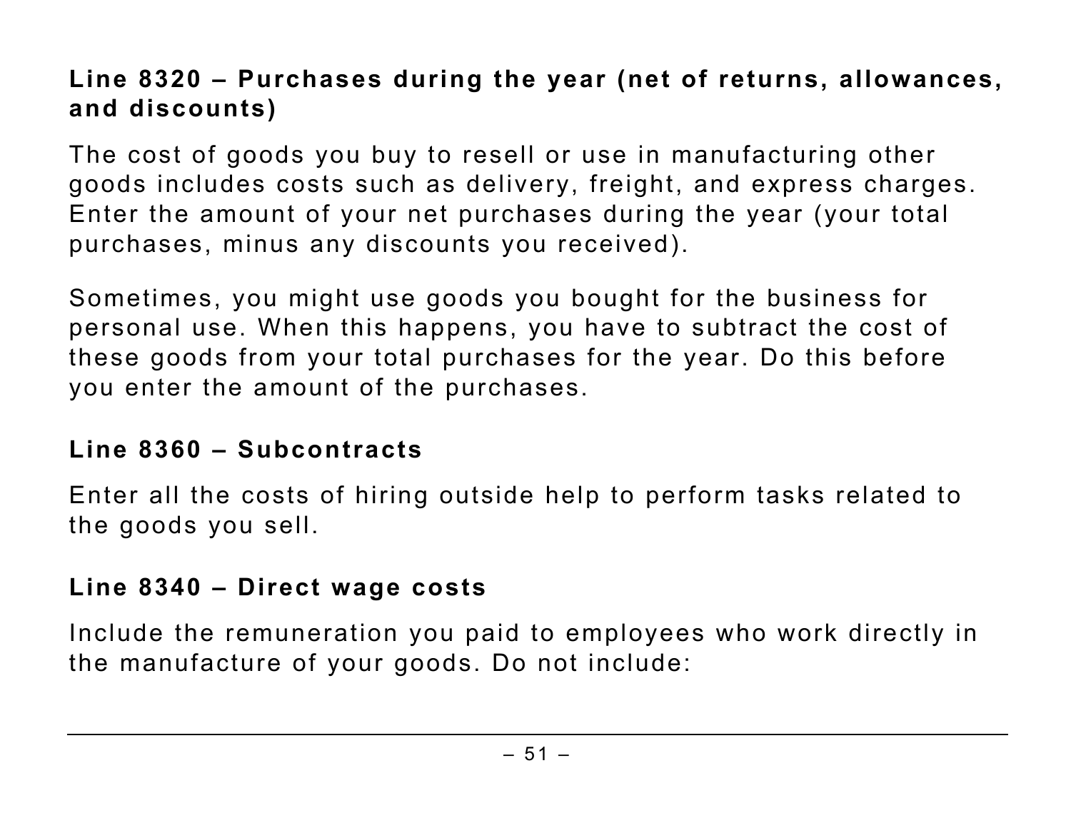### Line 8320 – Purchases during the year (net of returns, allowances, and discounts)

The cost of goods you buy to resell or use in manufacturing other goods includes costs such as delivery, freight, and express charges. Enter the amount of your net purchases during the year (your total purchases, minus any discounts you received).

Sometimes, you might use goods you bought for the business for personal use. When this happens, you have to subtract the cost of these goods from your total purchases for the year. Do this before you enter the amount of the purchases.

### Line 8360 – Subcontracts

Enter all the costs of hiring outside help to perform tasks related to the goods you sell.

### Line 8340 – Direct wage costs

Include the remuneration you paid to employees who work directly in the manufacture of your goods. Do not include: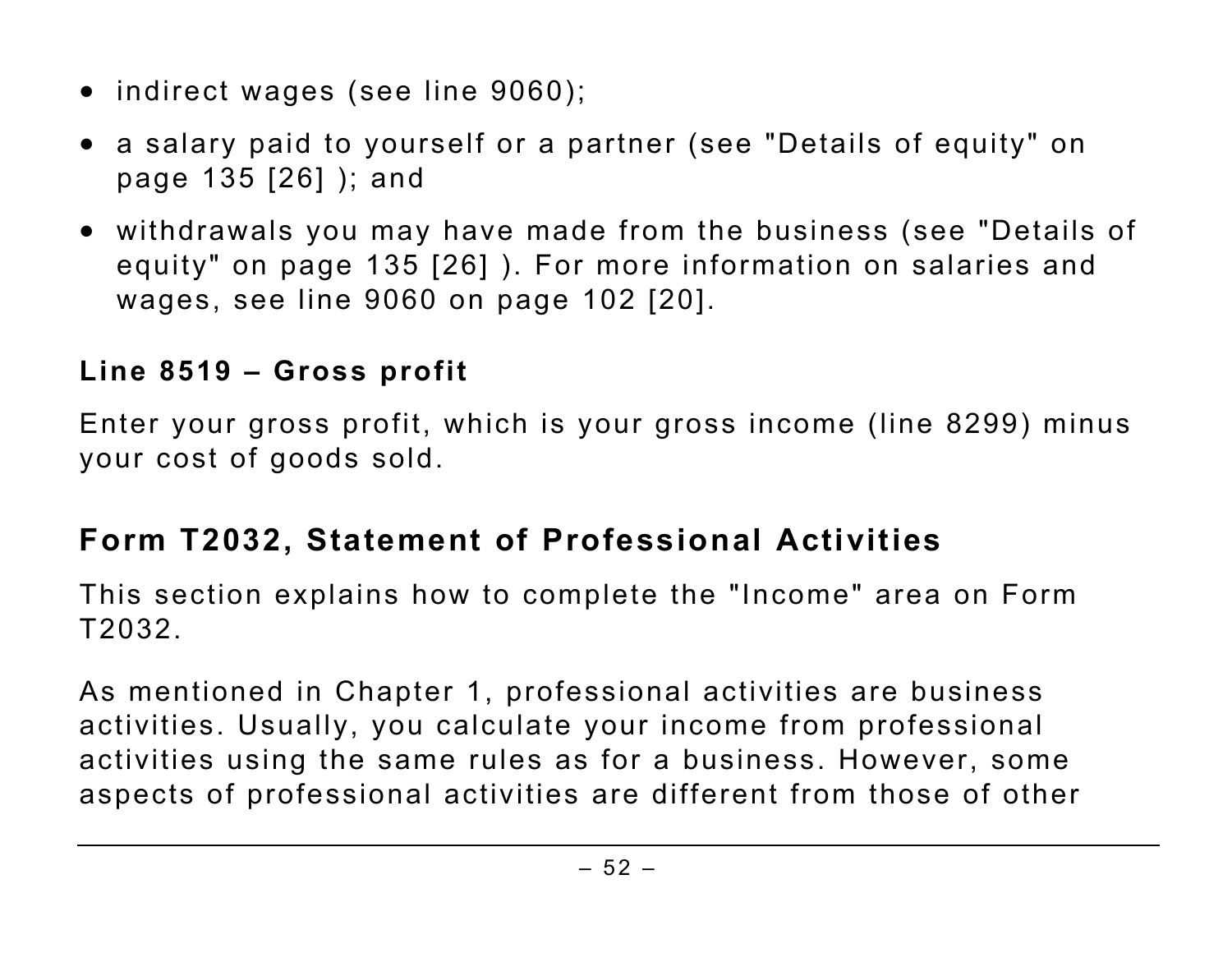- indirect wages (see line 9060);
- a salary paid to yourself or a partner (see "Details of equity" on page 135 [26] ); and
- withdrawals you may have made from the business (see "Details of equity" on page 135 [26] ). For more information on salaries and wages, see line 9060 on page 102 [20].

### Line 8519 – Gross profit

Enter your gross profit, which is your gross income (line 8299) minus your cost of goods sold.

## Form T2032, Statement of Professional Activities

This section explains how to complete the "Income" area on Form T2032.

As mentioned in Chapter 1, professional activities are business activities. Usually, you calculate your income from professional activities using the same rules as for a business. However, some aspects of professional activities are different from those of other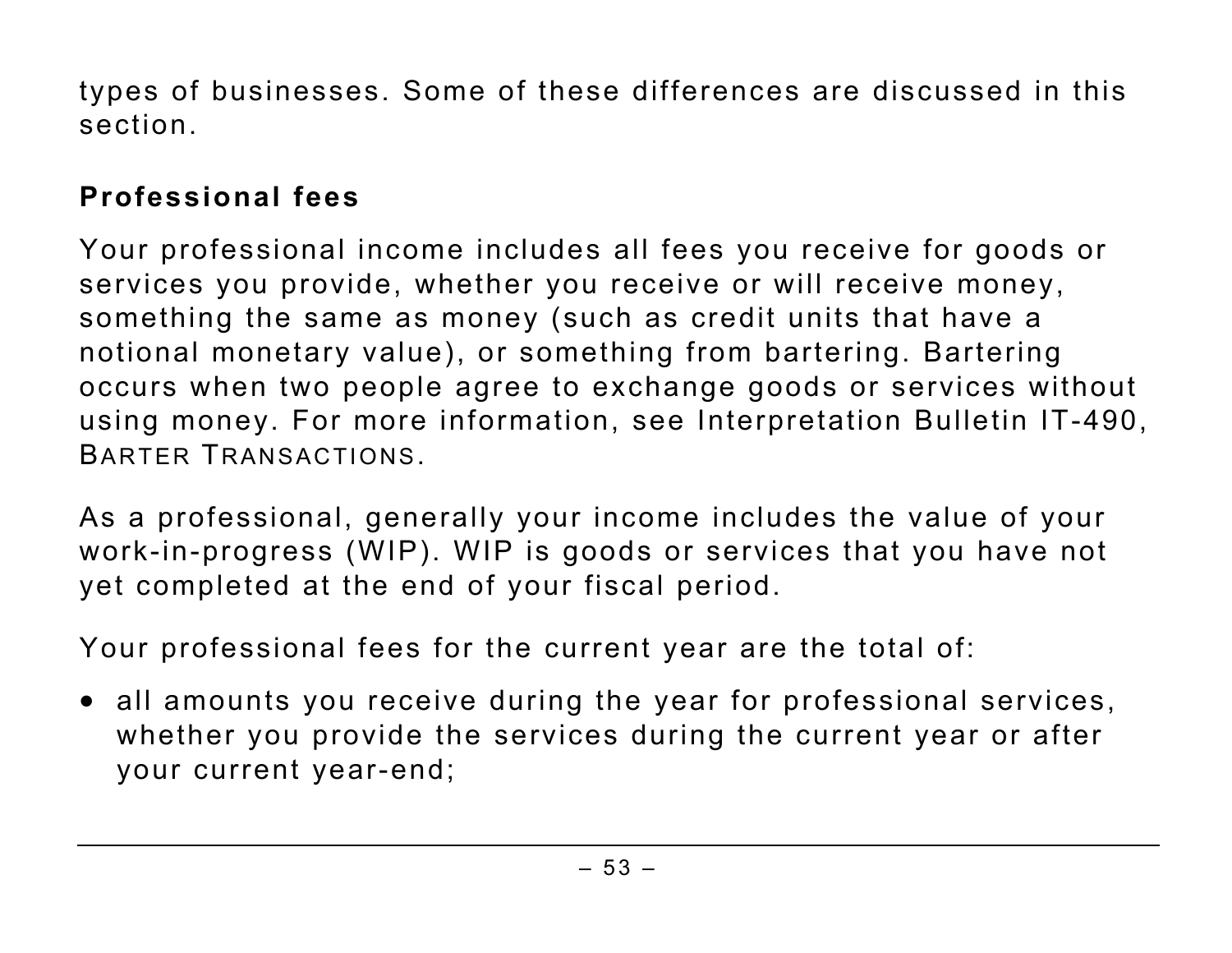types of businesses. Some of these differences are discussed in this section.

## Professional fees

Your professional income includes all fees you receive for goods or services you provide, whether you receive or will receive money, something the same as money (such as credit units that have a notional monetary value), or something from bartering. Bartering occurs when two people agree to exchange goods or services without using money. For more information, see Interpretation Bulletin IT-490, BARTER TRANSACTIONS.

As a professional, generally your income includes the value of your work-in-progress (WIP). WIP is goods or services that you have not yet completed at the end of your fiscal period.

Your professional fees for the current year are the total of:

- all amounts you receive during the year for professional services, whether you provide the services during the current year or after your current year-end;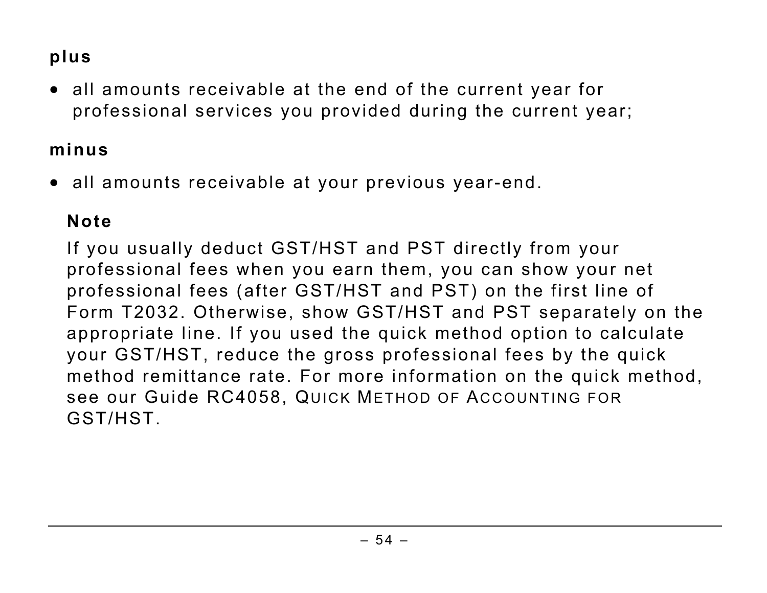**plus**

- all amounts receivable at the end of the current year for professional services you provided during the current year;

**minus**

- all amounts receivable at your previous year-end.

**Note**

If you usually deduct GST/HST and PST directly from your professional fees when you earn them, you can show your net professional fees (after GST/HST and PST) on the first line of Form T2032. Otherwise, show GST/HST and PST separately on the appropriate line. If you used the quick method option to calculate your GST/HST, reduce the gross professional fees by the quick method remittance rate. For more information on the quick method, see our Guide RC4058, QUICK METHOD OF ACCOUNTING FOR GST/HST.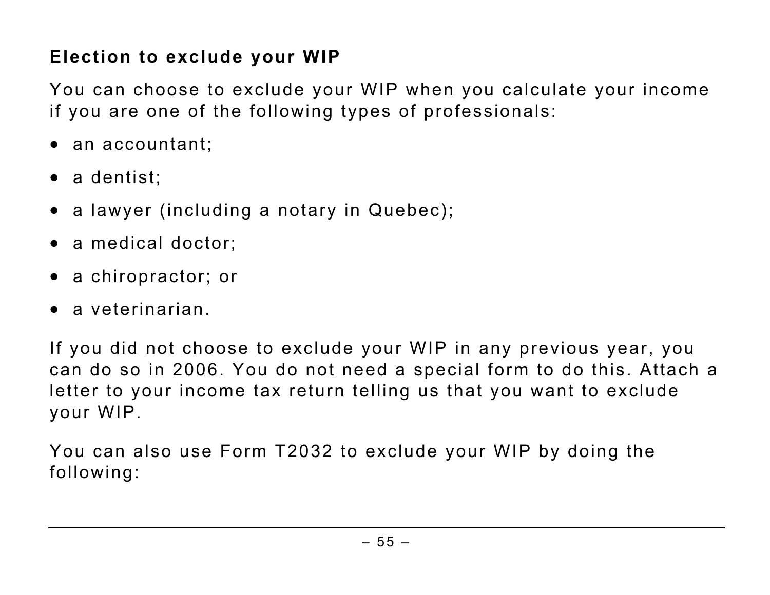### Election to exclude your WIP

You can choose to exclude your WIP when you calculate your income if you are one of the following types of professionals:

- an accountant;
- a dentist;
- a lawyer (including a notary in Quebec);
- a medical doctor;
- a chiropractor; or
- a veterinarian.

If you did not choose to exclude your WIP in any previous year, you can do so in 2006. You do not need a special form to do this. Attach a letter to your income tax return telling us that you want to exclude your WIP.

You can also use Form T2032 to exclude your WIP by doing the following: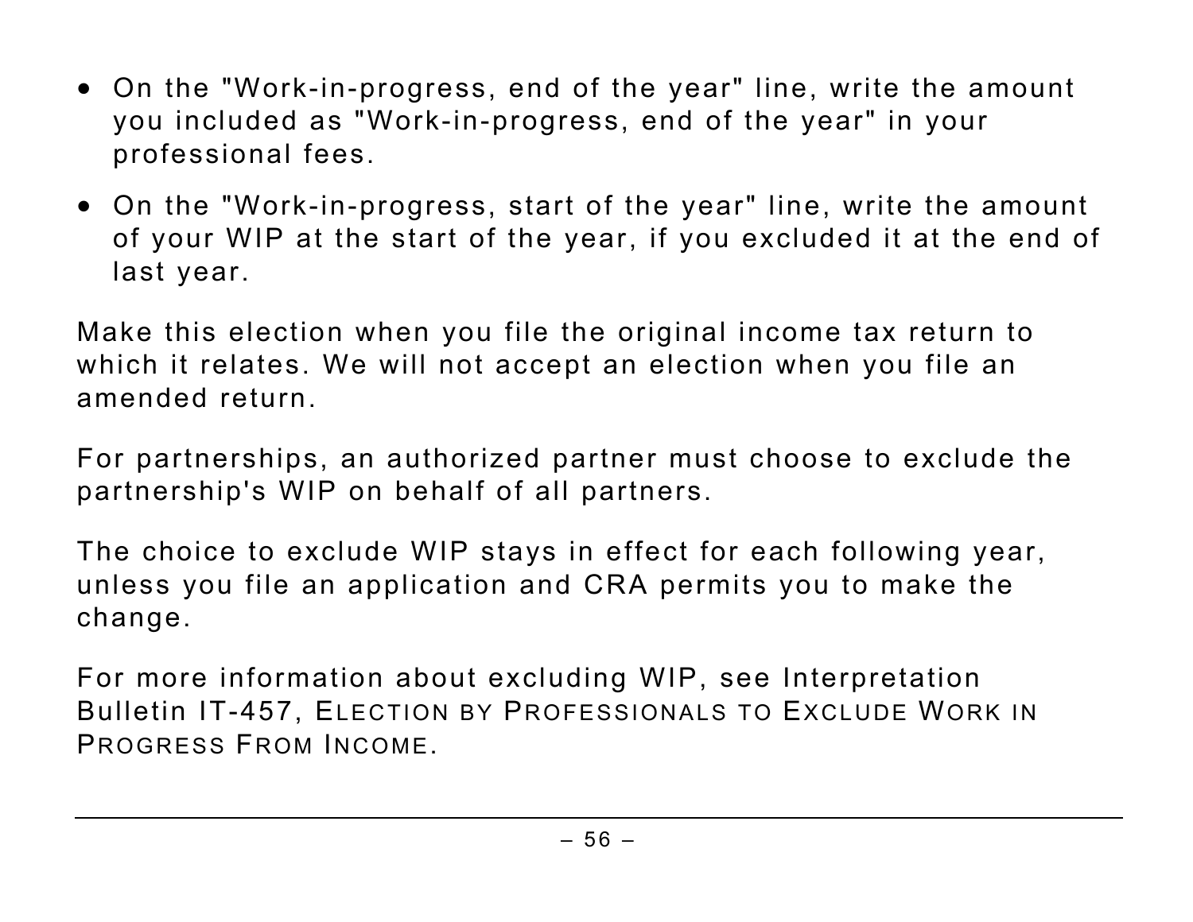- On the "Work-in-progress, end of the year" line, write the amount you included as "Work-in-progress, end of the year" in your professional fees.
- On the "Work-in-progress, start of the year" line, write the amount of your WIP at the start of the year, if you excluded it at the end of last year.

Make this election when you file the original income tax return to which it relates. We will not accept an election when you file an amended return.

For partnerships, an authorized partner must choose to exclude the partnership's WIP on behalf of all partners.

The choice to exclude WIP stays in effect for each following year, unless you file an application and CRA permits you to make the change.

For more information about excluding WIP, see Interpretation Bulletin IT-457, *Election by Professionals to Exclude Work in Progress From Income*.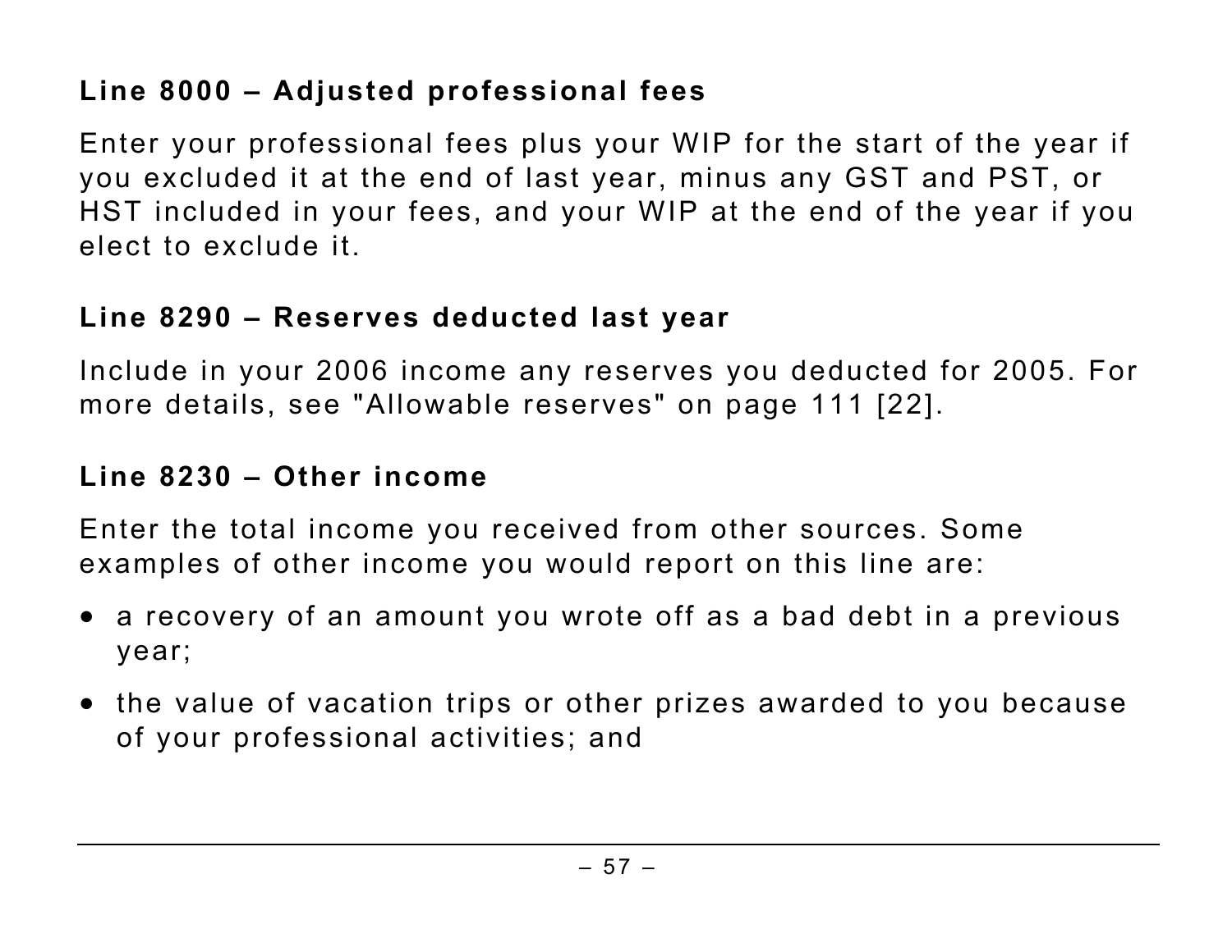### Line 8000 – Adjusted professional fees

Enter your professional fees plus your WIP for the start of the year if you excluded it at the end of last year, minus any GST and PST, or HST included in your fees, and your WIP at the end of the year if you elect to exclude it.

### Line 8290 – Reserves deducted last year

Include in your 2006 income any reserves you deducted for 2005. For more details, see "Allowable reserves" on page 111 [22].

### Line 8230 – Other income

Enter the total income you received from other sources. Some examples of other income you would report on this line are:

- a recovery of an amount you wrote off as a bad debt in a previous year;
- the value of vacation trips or other prizes awarded to you because of your professional activities; and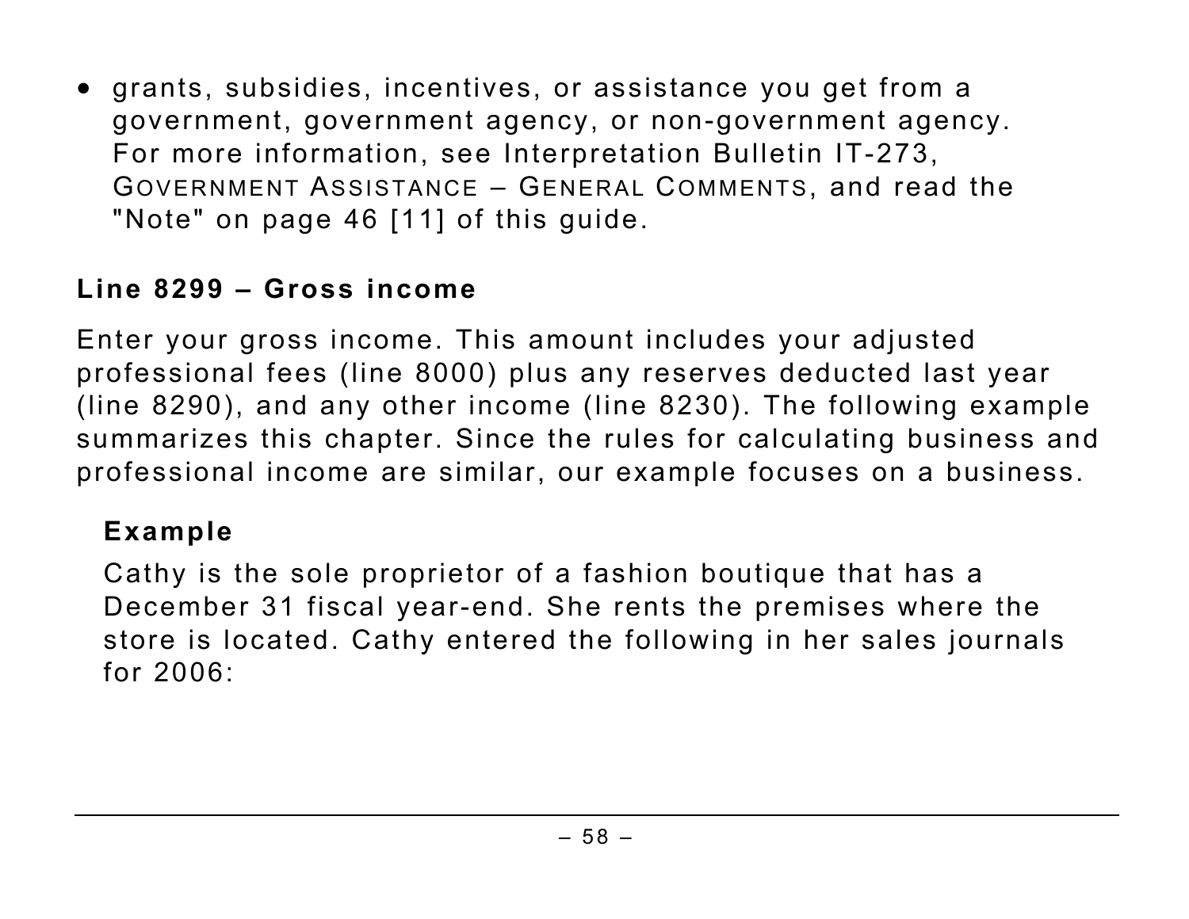- grants, subsidies, incentives, or assistance you get from a government, government agency, or non-government agency. For more information, see Interpretation Bulletin IT-273, GOVERNMENT ASSISTANCE – GENERAL COMMENTS, and read the "Note" on page 46 [11] of this guide.

### Line 8299 – Gross income

Enter your gross income. This amount includes your adjusted professional fees (line 8000) plus any reserves deducted last year (line 8290), and any other income (line 8230). The following example summarizes this chapter. Since the rules for calculating business and professional income are similar, our example focuses on a business.

**Example**

Cathy is the sole proprietor of a fashion boutique that has a December 31 fiscal year-end. She rents the premises where the store is located. Cathy entered the following in her sales journals for 2006: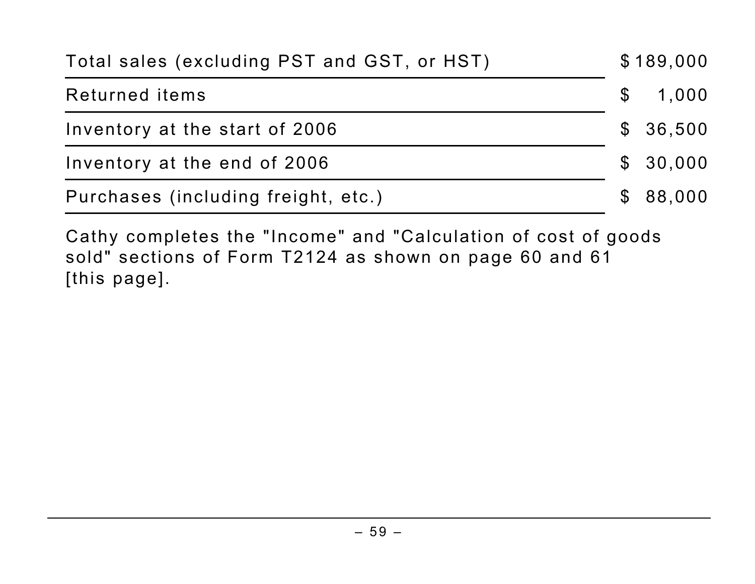| | |
|---|---|
| Total sales (excluding PST and GST, or HST) | $ 189,000 |
| Returned items | $ 1,000 |
| Inventory at the start of 2006 | $ 36,500 |
| Inventory at the end of 2006 | $ 30,000 |
| Purchases (including freight, etc.) | $ 88,000 |

Cathy completes the "Income" and "Calculation of cost of goods sold" sections of Form T2124 as shown on page 60 and 61 [this page].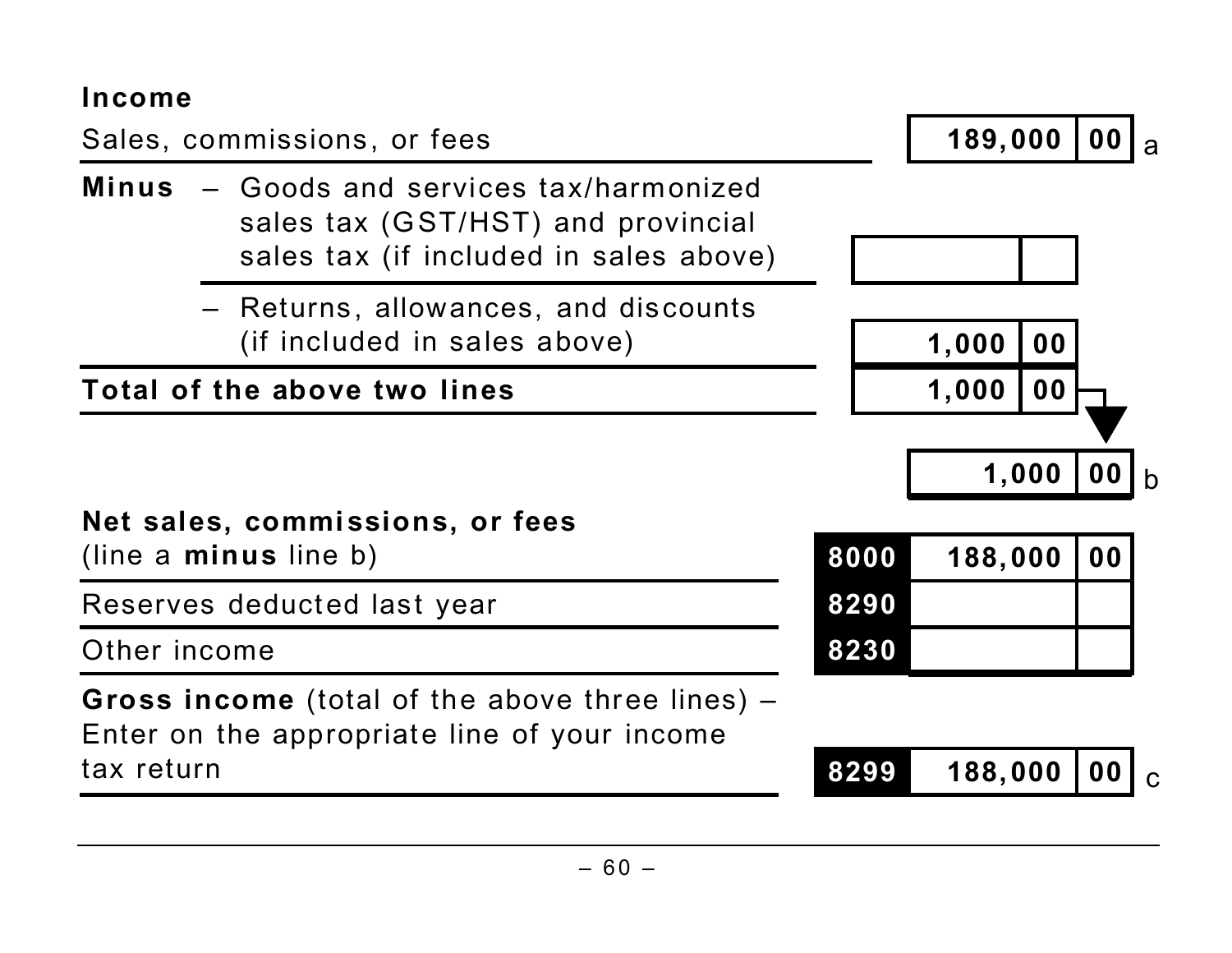## Income

| Item | Code | Amount | | Line |
|---|---|---|---|---|
| Sales, commissions, or fees | | 189,000 | 00 | a |
| **Minus** – Goods and services tax/harmonized sales tax (GST/HST) and provincial sales tax (if included in sales above) | | | | |
| – Returns, allowances, and discounts (if included in sales above) | | 1,000 | 00 | |
| **Total of the above two lines** | | 1,000 | 00 | |
| | | 1,000 | 00 | b |
| **Net sales, commissions, or fees** (line a **minus** line b) | 8000 | 188,000 | 00 | |
| Reserves deducted last year | 8290 | | | |
| Other income | 8230 | | | |
| **Gross income** (total of the above three lines) – Enter on the appropriate line of your income tax return | 8299 | 188,000 | 00 | c |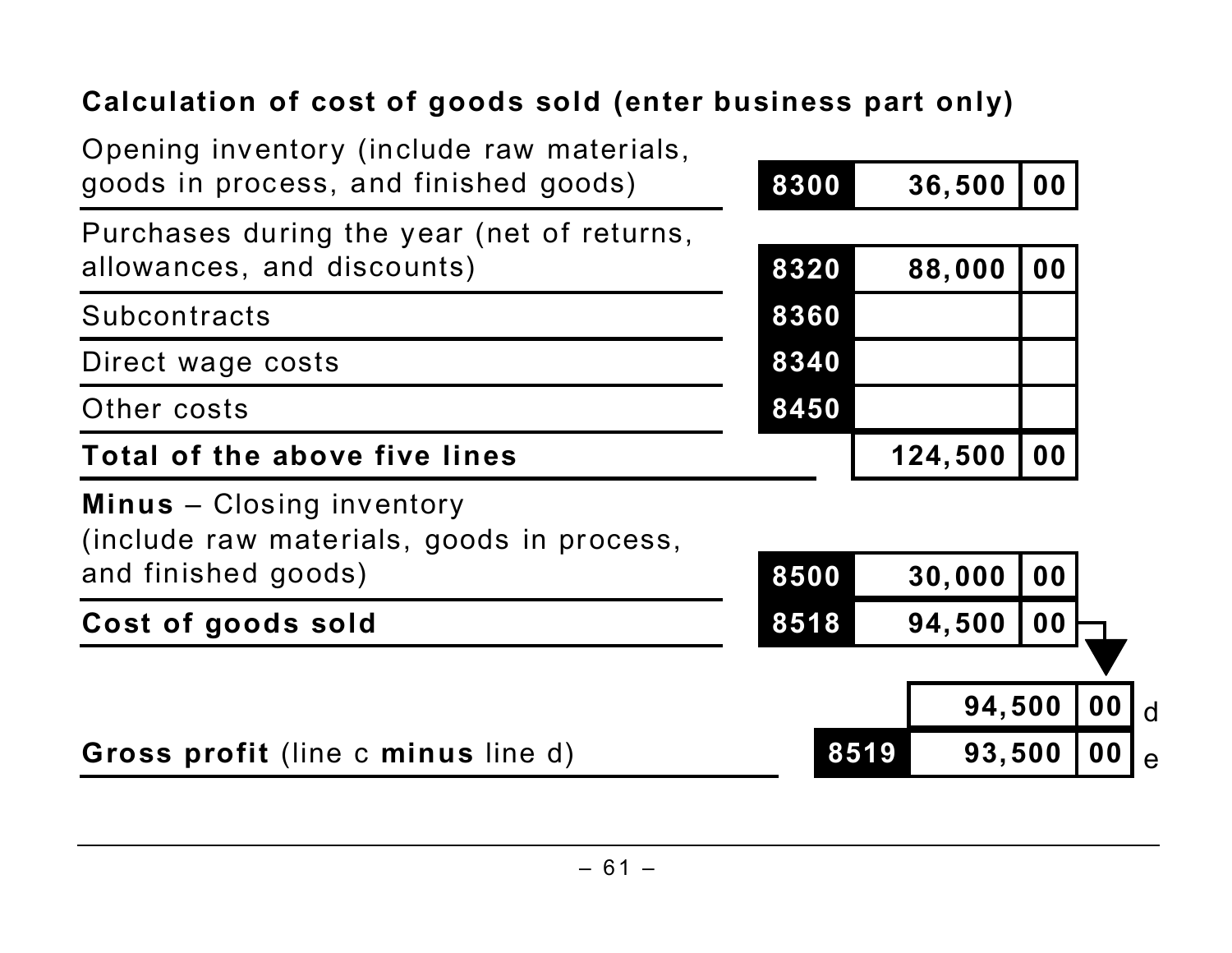**Calculation of cost of goods sold (enter business part only)**

| Description | Line | Amount | Cents | | |
|---|---|---|---|---|---|
| Opening inventory (include raw materials, goods in process, and finished goods) | 8300 | 36,500 | 00 | | |
| Purchases during the year (net of returns, allowances, and discounts) | 8320 | 88,000 | 00 | | |
| Subcontracts | 8360 | | | | |
| Direct wage costs | 8340 | | | | |
| Other costs | 8450 | | | | |
| **Total of the above five lines** | | 124,500 | 00 | | |
| **Minus** – Closing inventory (include raw materials, goods in process, and finished goods) | 8500 | 30,000 | 00 | | |
| **Cost of goods sold** | 8518 | 94,500 | 00 | | |
| | | | | 94,500.00 | d |
| **Gross profit** (line c **minus** line d) | 8519 | | | 93,500.00 | e |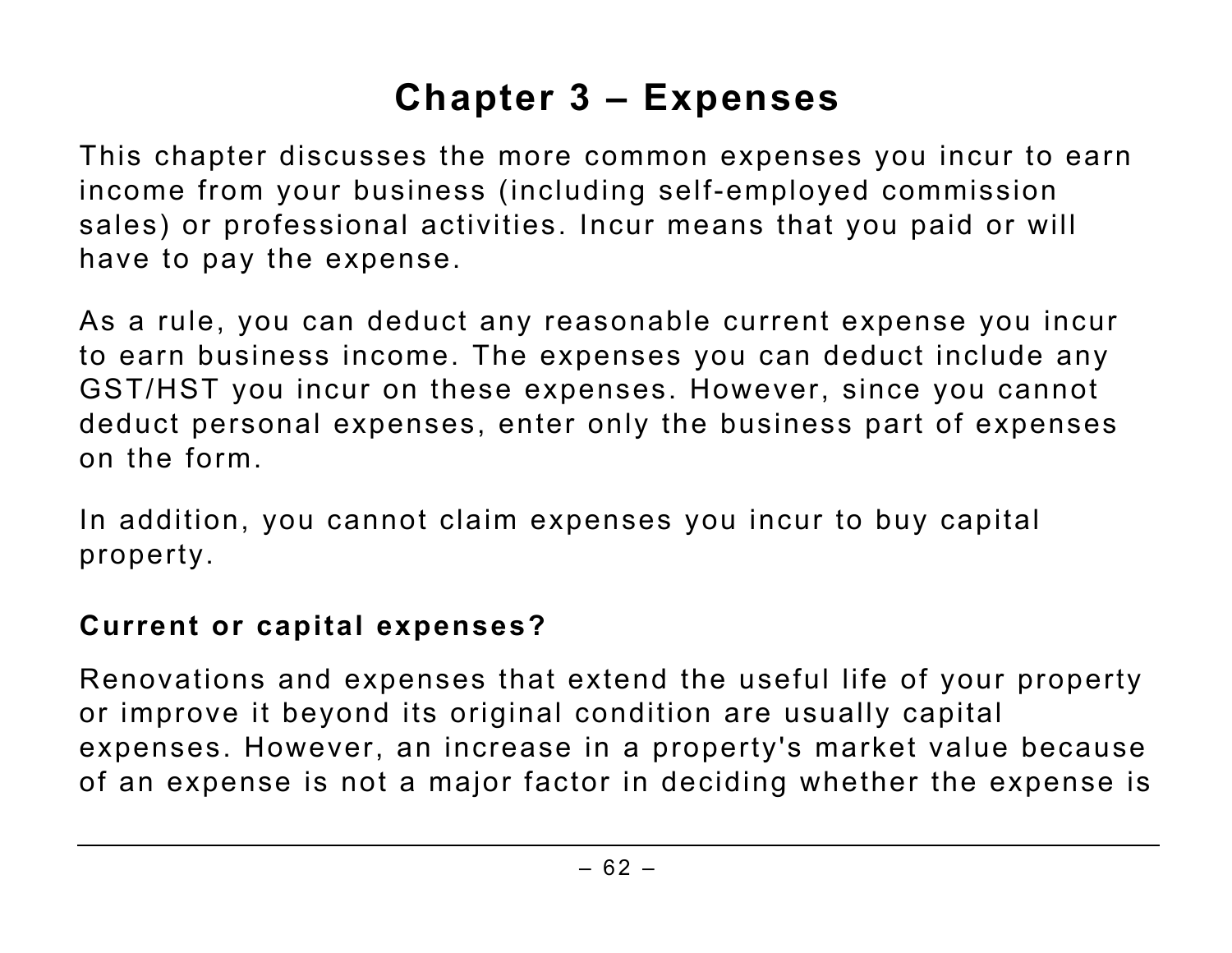# Chapter 3 – Expenses

This chapter discusses the more common expenses you incur to earn income from your business (including self-employed commission sales) or professional activities. Incur means that you paid or will have to pay the expense.

As a rule, you can deduct any reasonable current expense you incur to earn business income. The expenses you can deduct include any GST/HST you incur on these expenses. However, since you cannot deduct personal expenses, enter only the business part of expenses on the form.

In addition, you cannot claim expenses you incur to buy capital property.

### Current or capital expenses?

Renovations and expenses that extend the useful life of your property or improve it beyond its original condition are usually capital expenses. However, an increase in a property's market value because of an expense is not a major factor in deciding whether the expense is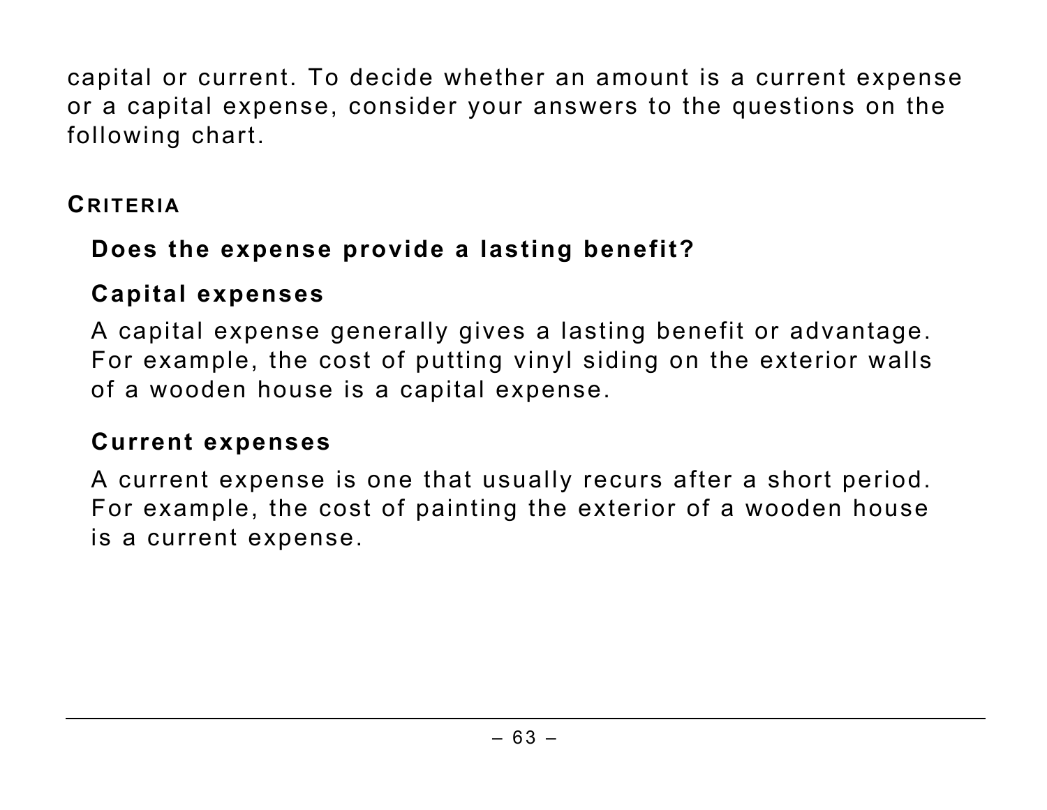capital or current. To decide whether an amount is a current expense or a capital expense, consider your answers to the questions on the following chart.

### CRITERIA

**Does the expense provide a lasting benefit?**

**Capital expenses**

A capital expense generally gives a lasting benefit or advantage. For example, the cost of putting vinyl siding on the exterior walls of a wooden house is a capital expense.

**Current expenses**

A current expense is one that usually recurs after a short period. For example, the cost of painting the exterior of a wooden house is a current expense.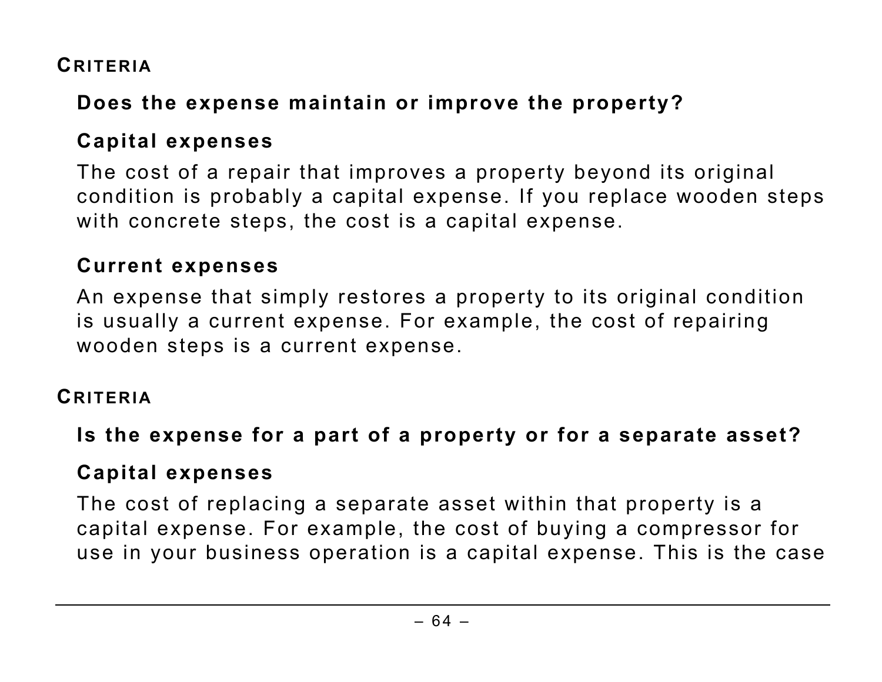### CRITERIA

**Does the expense maintain or improve the property?**

**Capital expenses**

The cost of a repair that improves a property beyond its original condition is probably a capital expense. If you replace wooden steps with concrete steps, the cost is a capital expense.

**Current expenses**

An expense that simply restores a property to its original condition is usually a current expense. For example, the cost of repairing wooden steps is a current expense.

### CRITERIA

**Is the expense for a part of a property or for a separate asset?**

**Capital expenses**

The cost of replacing a separate asset within that property is a capital expense. For example, the cost of buying a compressor for use in your business operation is a capital expense. This is the case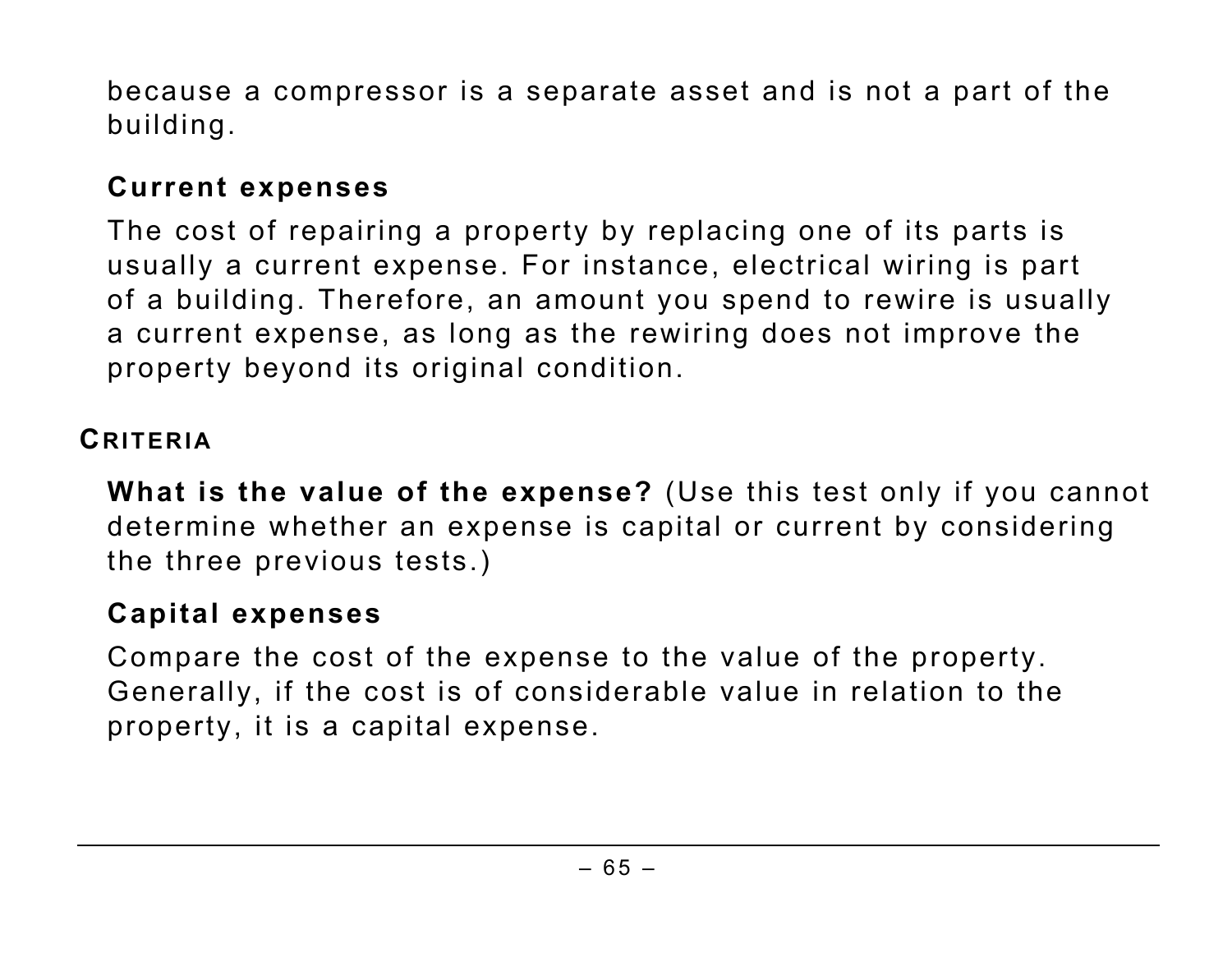because a compressor is a separate asset and is not a part of the building.

#### Current expenses

The cost of repairing a property by replacing one of its parts is usually a current expense. For instance, electrical wiring is part of a building. Therefore, an amount you spend to rewire is usually a current expense, as long as the rewiring does not improve the property beyond its original condition.

### Criteria

**What is the value of the expense?** (Use this test only if you cannot determine whether an expense is capital or current by considering the three previous tests.)

#### Capital expenses

Compare the cost of the expense to the value of the property. Generally, if the cost is of considerable value in relation to the property, it is a capital expense.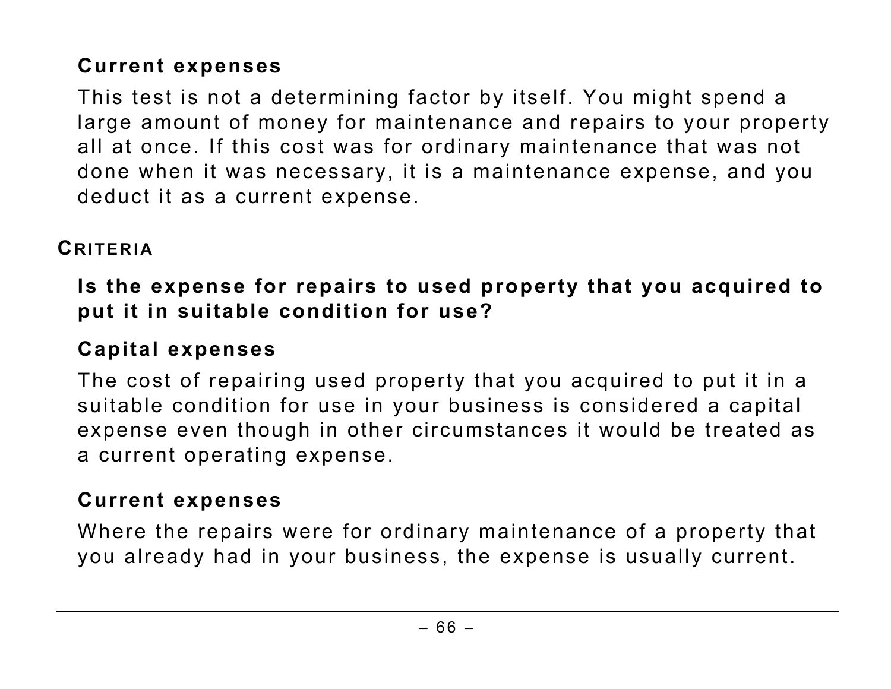#### Current expenses

This test is not a determining factor by itself. You might spend a large amount of money for maintenance and repairs to your property all at once. If this cost was for ordinary maintenance that was not done when it was necessary, it is a maintenance expense, and you deduct it as a current expense.

### CRITERIA

**Is the expense for repairs to used property that you acquired to put it in suitable condition for use?**

#### Capital expenses

The cost of repairing used property that you acquired to put it in a suitable condition for use in your business is considered a capital expense even though in other circumstances it would be treated as a current operating expense.

#### Current expenses

Where the repairs were for ordinary maintenance of a property that you already had in your business, the expense is usually current.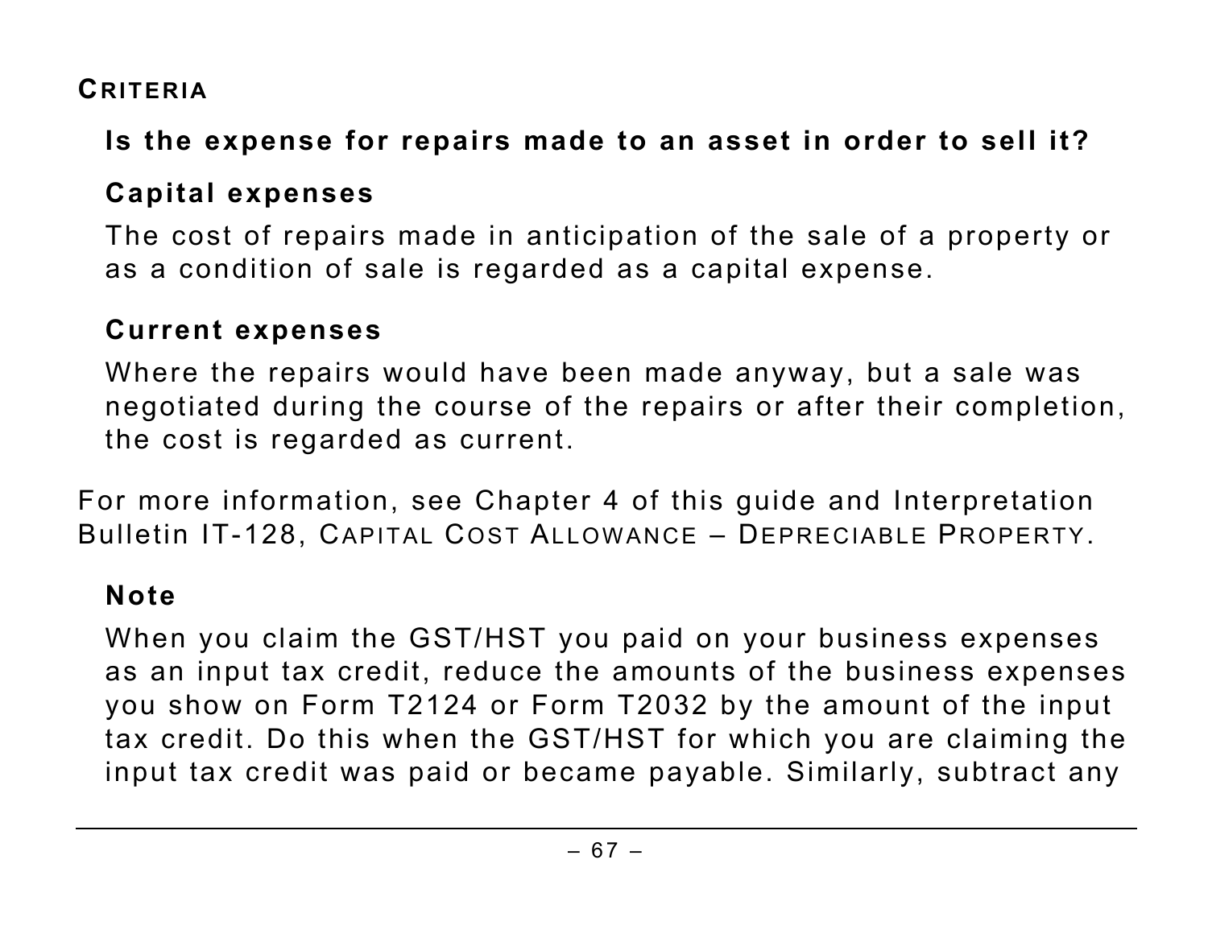### CRITERIA

**Is the expense for repairs made to an asset in order to sell it?**

**Capital expenses**

The cost of repairs made in anticipation of the sale of a property or as a condition of sale is regarded as a capital expense.

**Current expenses**

Where the repairs would have been made anyway, but a sale was negotiated during the course of the repairs or after their completion, the cost is regarded as current.

For more information, see Chapter 4 of this guide and Interpretation Bulletin IT-128, CAPITAL COST ALLOWANCE – DEPRECIABLE PROPERTY.

**Note**

When you claim the GST/HST you paid on your business expenses as an input tax credit, reduce the amounts of the business expenses you show on Form T2124 or Form T2032 by the amount of the input tax credit. Do this when the GST/HST for which you are claiming the input tax credit was paid or became payable. Similarly, subtract any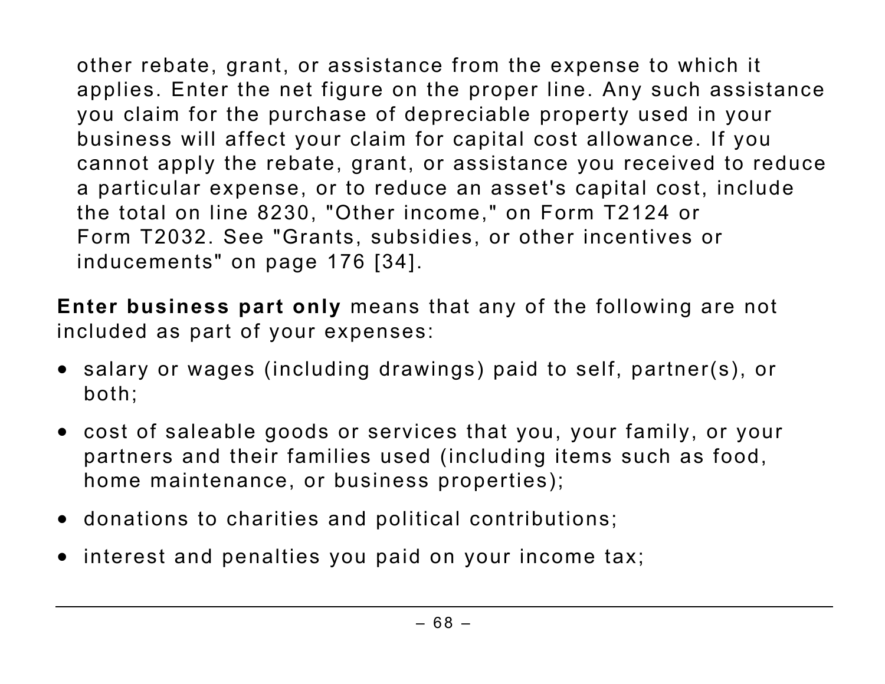other rebate, grant, or assistance from the expense to which it applies. Enter the net figure on the proper line. Any such assistance you claim for the purchase of depreciable property used in your business will affect your claim for capital cost allowance. If you cannot apply the rebate, grant, or assistance you received to reduce a particular expense, or to reduce an asset's capital cost, include the total on line 8230, "Other income," on Form T2124 or Form T2032. See "Grants, subsidies, or other incentives or inducements" on page 176 [34].

**Enter business part only** means that any of the following are not included as part of your expenses:

- salary or wages (including drawings) paid to self, partner(s), or both;
- cost of saleable goods or services that you, your family, or your partners and their families used (including items such as food, home maintenance, or business properties);
- donations to charities and political contributions;
- interest and penalties you paid on your income tax;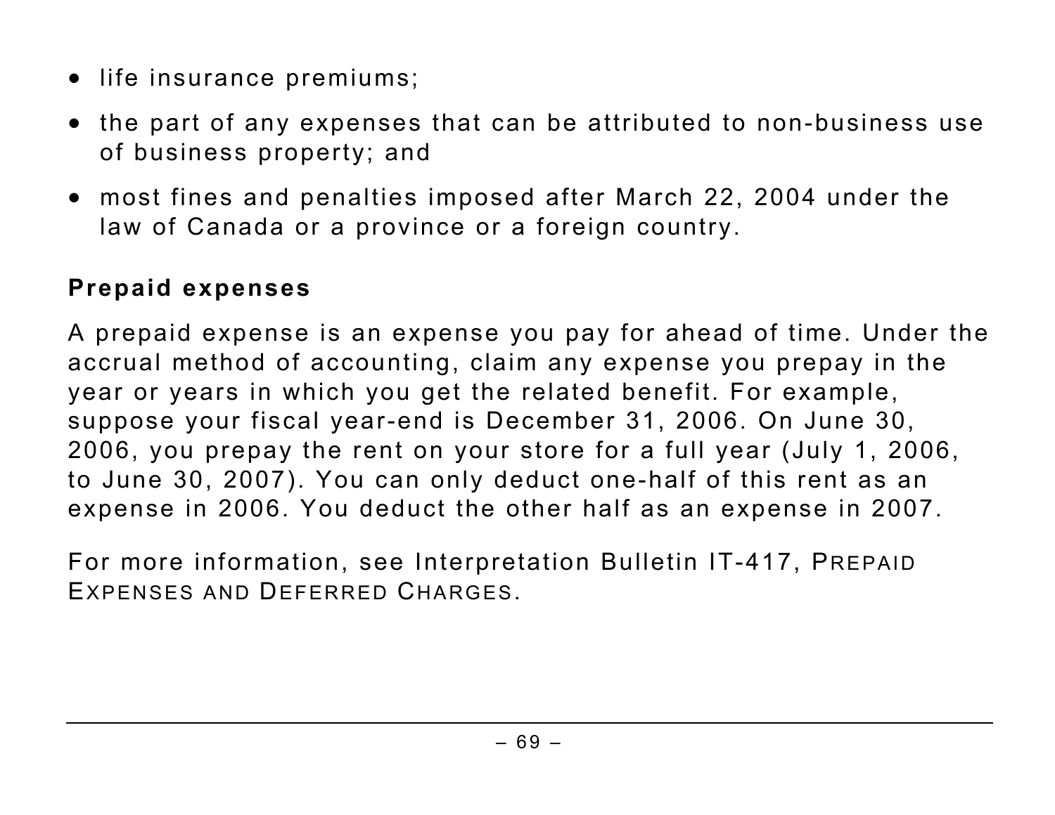- life insurance premiums;
- the part of any expenses that can be attributed to non-business use of business property; and
- most fines and penalties imposed after March 22, 2004 under the law of Canada or a province or a foreign country.

### Prepaid expenses

A prepaid expense is an expense you pay for ahead of time. Under the accrual method of accounting, claim any expense you prepay in the year or years in which you get the related benefit. For example, suppose your fiscal year-end is December 31, 2006. On June 30, 2006, you prepay the rent on your store for a full year (July 1, 2006, to June 30, 2007). You can only deduct one-half of this rent as an expense in 2006. You deduct the other half as an expense in 2007.

For more information, see Interpretation Bulletin IT-417, PREPAID EXPENSES AND DEFERRED CHARGES.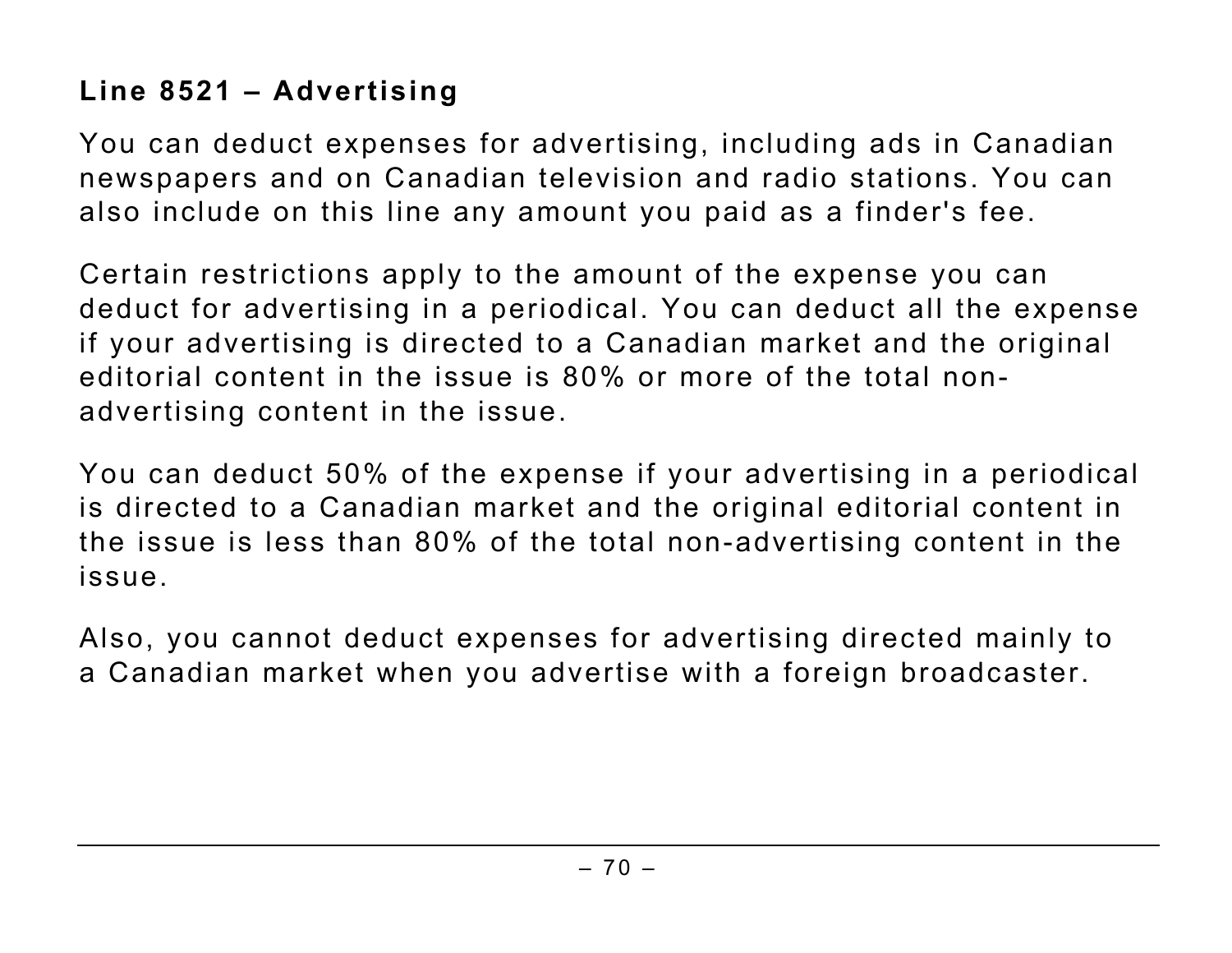### Line 8521 – Advertising

You can deduct expenses for advertising, including ads in Canadian newspapers and on Canadian television and radio stations. You can also include on this line any amount you paid as a finder's fee.

Certain restrictions apply to the amount of the expense you can deduct for advertising in a periodical. You can deduct all the expense if your advertising is directed to a Canadian market and the original editorial content in the issue is 80% or more of the total non-advertising content in the issue.

You can deduct 50% of the expense if your advertising in a periodical is directed to a Canadian market and the original editorial content in the issue is less than 80% of the total non-advertising content in the issue.

Also, you cannot deduct expenses for advertising directed mainly to a Canadian market when you advertise with a foreign broadcaster.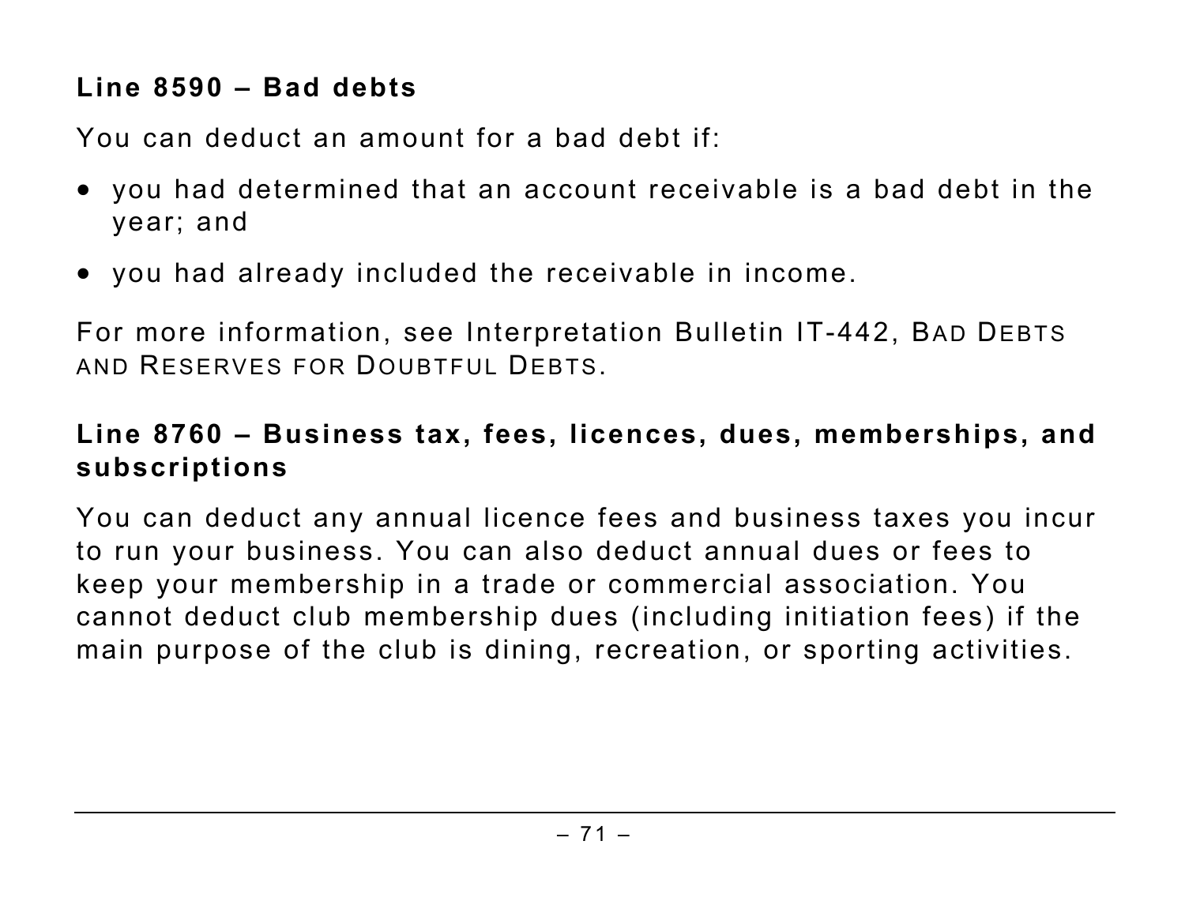### Line 8590 – Bad debts

You can deduct an amount for a bad debt if:

- you had determined that an account receivable is a bad debt in the year; and
- you had already included the receivable in income.

For more information, see Interpretation Bulletin IT-442, BAD DEBTS AND RESERVES FOR DOUBTFUL DEBTS.

### Line 8760 – Business tax, fees, licences, dues, memberships, and subscriptions

You can deduct any annual licence fees and business taxes you incur to run your business. You can also deduct annual dues or fees to keep your membership in a trade or commercial association. You cannot deduct club membership dues (including initiation fees) if the main purpose of the club is dining, recreation, or sporting activities.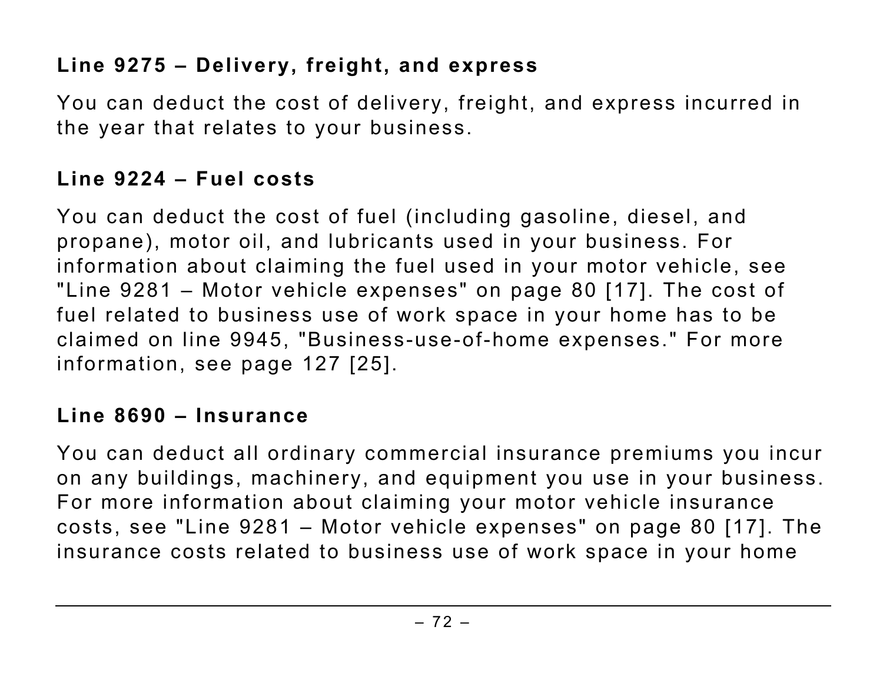### Line 9275 – Delivery, freight, and express

You can deduct the cost of delivery, freight, and express incurred in the year that relates to your business.

### Line 9224 – Fuel costs

You can deduct the cost of fuel (including gasoline, diesel, and propane), motor oil, and lubricants used in your business. For information about claiming the fuel used in your motor vehicle, see "Line 9281 – Motor vehicle expenses" on page 80 [17]. The cost of fuel related to business use of work space in your home has to be claimed on line 9945, "Business-use-of-home expenses." For more information, see page 127 [25].

### Line 8690 – Insurance

You can deduct all ordinary commercial insurance premiums you incur on any buildings, machinery, and equipment you use in your business. For more information about claiming your motor vehicle insurance costs, see "Line 9281 – Motor vehicle expenses" on page 80 [17]. The insurance costs related to business use of work space in your home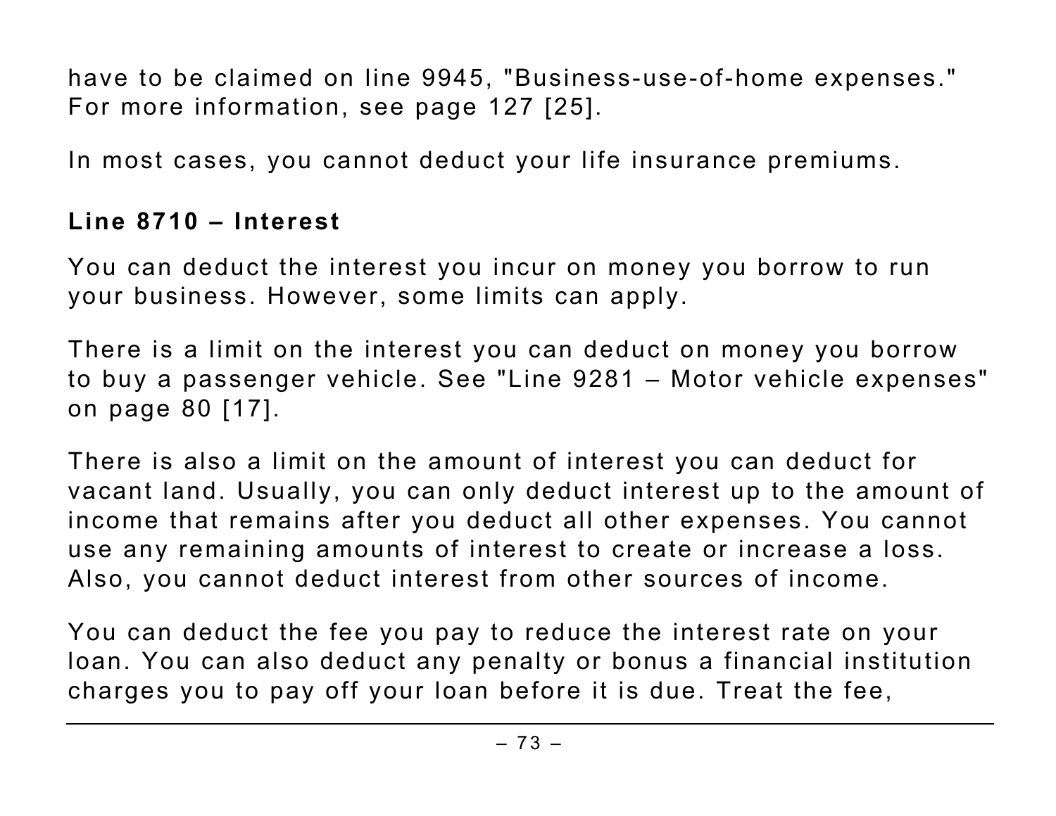have to be claimed on line 9945, "Business-use-of-home expenses." For more information, see page 127 [25].

In most cases, you cannot deduct your life insurance premiums.

### Line 8710 – Interest

You can deduct the interest you incur on money you borrow to run your business. However, some limits can apply.

There is a limit on the interest you can deduct on money you borrow to buy a passenger vehicle. See "Line 9281 – Motor vehicle expenses" on page 80 [17].

There is also a limit on the amount of interest you can deduct for vacant land. Usually, you can only deduct interest up to the amount of income that remains after you deduct all other expenses. You cannot use any remaining amounts of interest to create or increase a loss. Also, you cannot deduct interest from other sources of income.

You can deduct the fee you pay to reduce the interest rate on your loan. You can also deduct any penalty or bonus a financial institution charges you to pay off your loan before it is due. Treat the fee,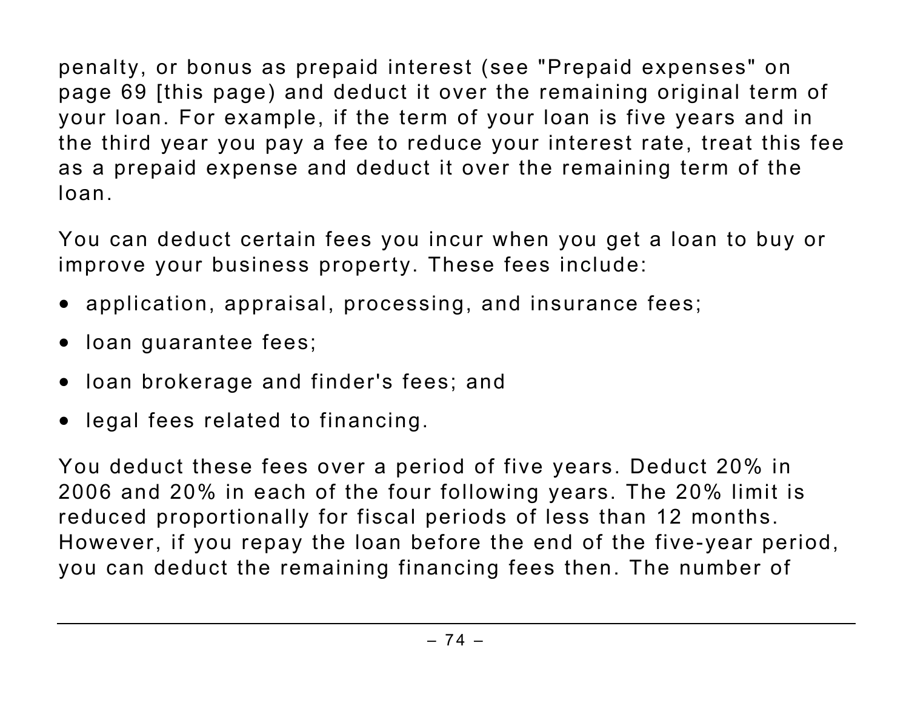penalty, or bonus as prepaid interest (see "Prepaid expenses" on page 69 [this page) and deduct it over the remaining original term of your loan. For example, if the term of your loan is five years and in the third year you pay a fee to reduce your interest rate, treat this fee as a prepaid expense and deduct it over the remaining term of the loan.

You can deduct certain fees you incur when you get a loan to buy or improve your business property. These fees include:

- application, appraisal, processing, and insurance fees;
- loan guarantee fees;
- loan brokerage and finder's fees; and
- legal fees related to financing.

You deduct these fees over a period of five years. Deduct 20% in 2006 and 20% in each of the four following years. The 20% limit is reduced proportionally for fiscal periods of less than 12 months. However, if you repay the loan before the end of the five-year period, you can deduct the remaining financing fees then. The number of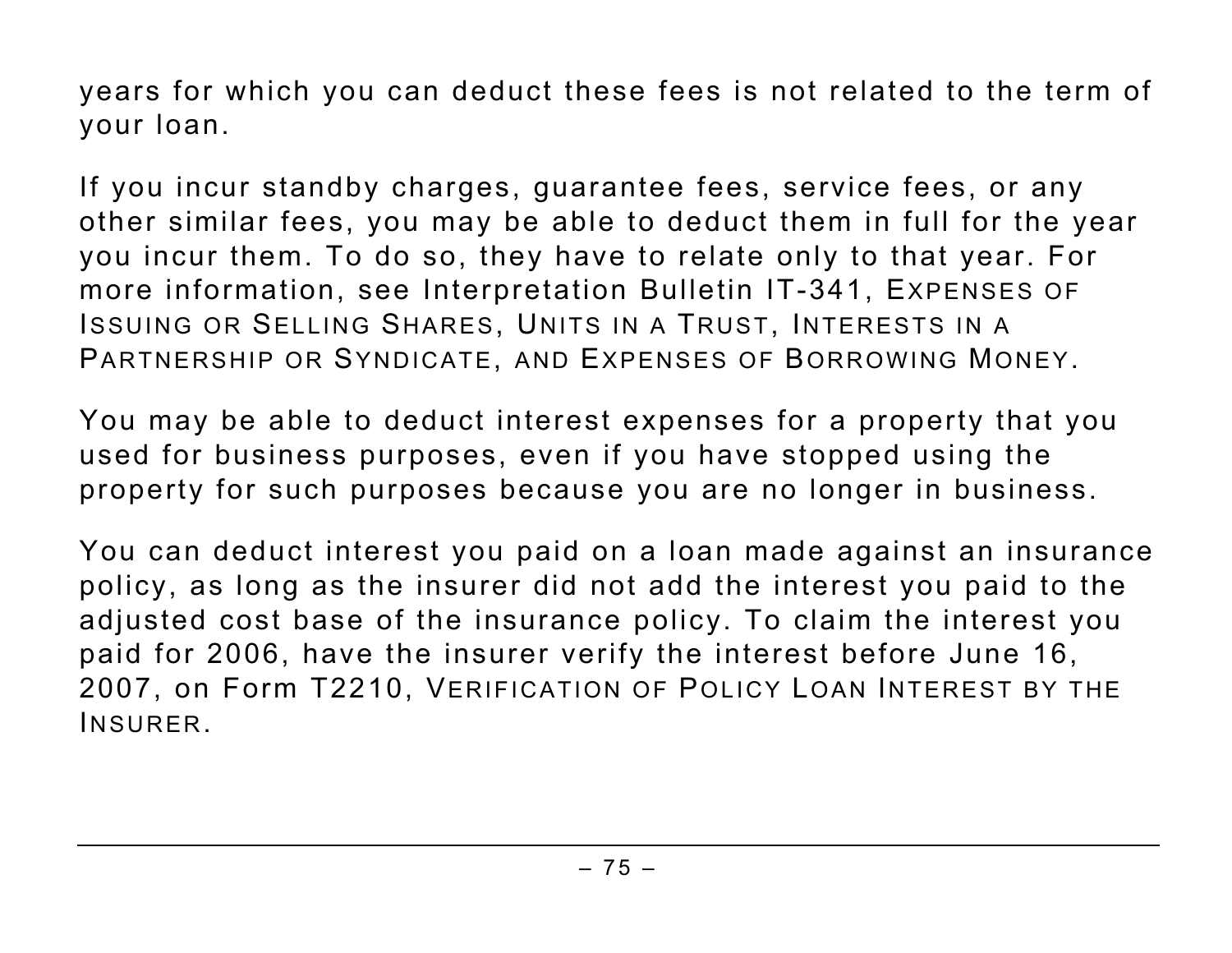years for which you can deduct these fees is not related to the term of your loan.

If you incur standby charges, guarantee fees, service fees, or any other similar fees, you may be able to deduct them in full for the year you incur them. To do so, they have to relate only to that year. For more information, see Interpretation Bulletin IT-341, *Expenses of Issuing or Selling Shares, Units in a Trust, Interests in a Partnership or Syndicate, and Expenses of Borrowing Money*.

You may be able to deduct interest expenses for a property that you used for business purposes, even if you have stopped using the property for such purposes because you are no longer in business.

You can deduct interest you paid on a loan made against an insurance policy, as long as the insurer did not add the interest you paid to the adjusted cost base of the insurance policy. To claim the interest you paid for 2006, have the insurer verify the interest before June 16, 2007, on Form T2210, *Verification of Policy Loan Interest by the Insurer*.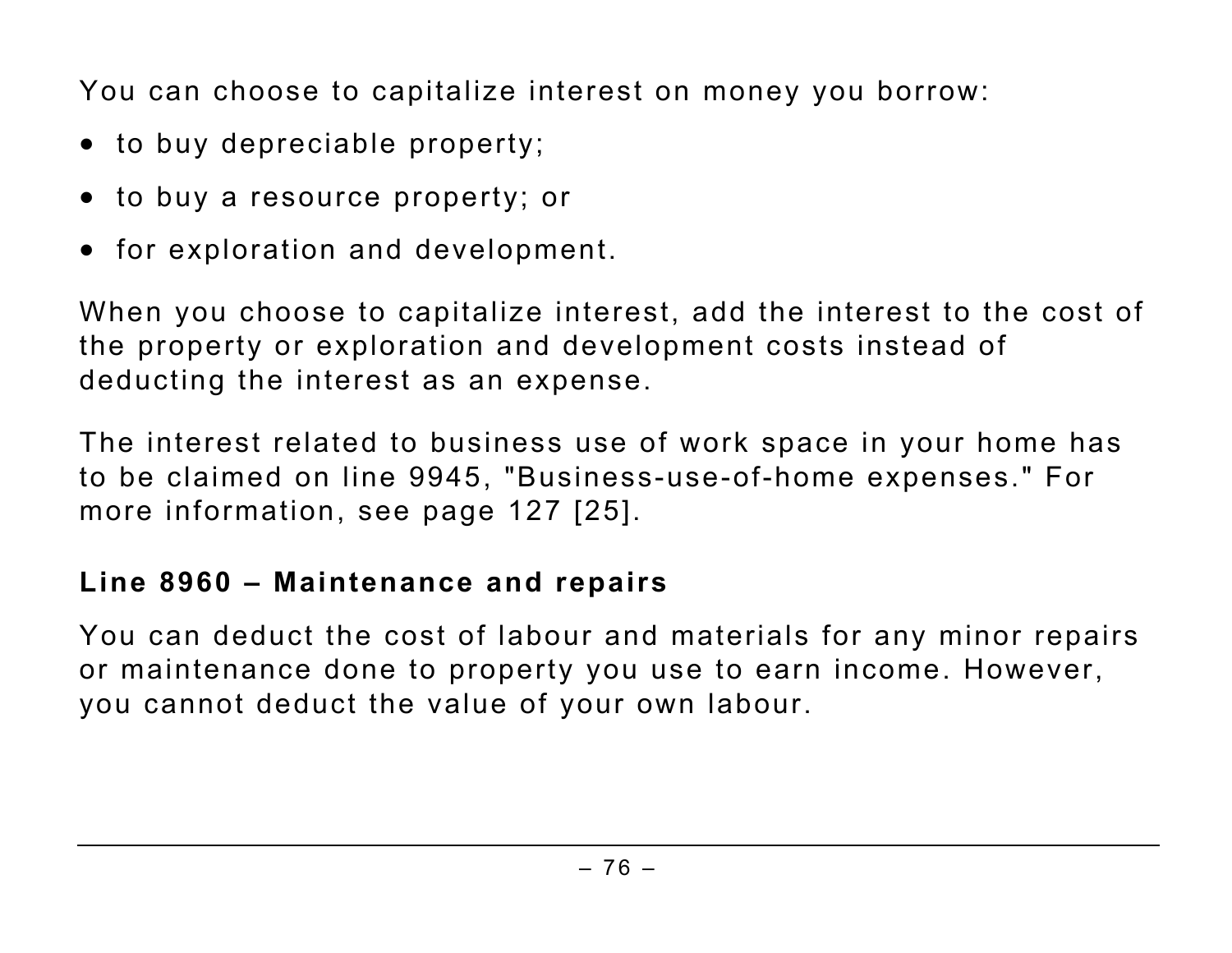You can choose to capitalize interest on money you borrow:

- to buy depreciable property;
- to buy a resource property; or
- for exploration and development.

When you choose to capitalize interest, add the interest to the cost of the property or exploration and development costs instead of deducting the interest as an expense.

The interest related to business use of work space in your home has to be claimed on line 9945, "Business-use-of-home expenses." For more information, see page 127 [25].

### Line 8960 – Maintenance and repairs

You can deduct the cost of labour and materials for any minor repairs or maintenance done to property you use to earn income. However, you cannot deduct the value of your own labour.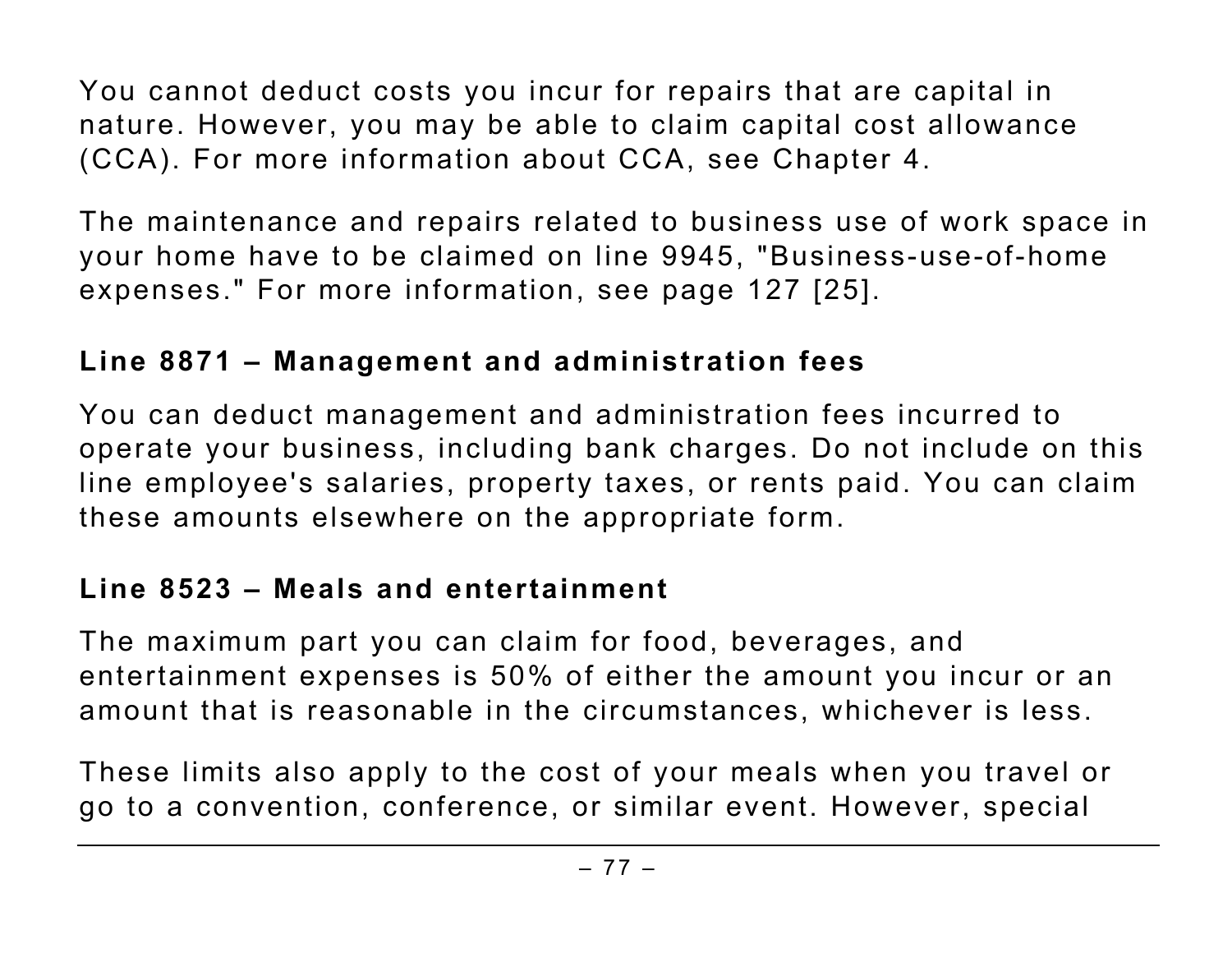You cannot deduct costs you incur for repairs that are capital in nature. However, you may be able to claim capital cost allowance (CCA). For more information about CCA, see Chapter 4.

The maintenance and repairs related to business use of work space in your home have to be claimed on line 9945, "Business-use-of-home expenses." For more information, see page 127 [25].

### Line 8871 – Management and administration fees

You can deduct management and administration fees incurred to operate your business, including bank charges. Do not include on this line employee's salaries, property taxes, or rents paid. You can claim these amounts elsewhere on the appropriate form.

### Line 8523 – Meals and entertainment

The maximum part you can claim for food, beverages, and entertainment expenses is 50% of either the amount you incur or an amount that is reasonable in the circumstances, whichever is less.

These limits also apply to the cost of your meals when you travel or go to a convention, conference, or similar event. However, special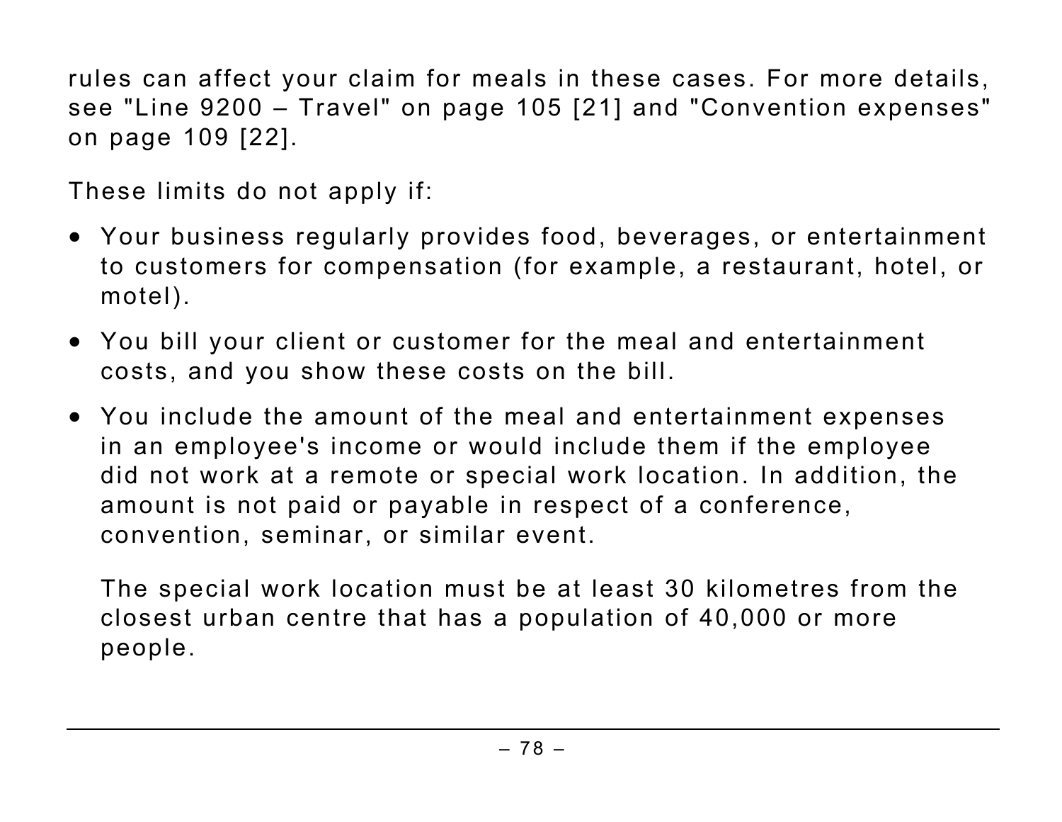rules can affect your claim for meals in these cases. For more details, see "Line 9200 – Travel" on page 105 [21] and "Convention expenses" on page 109 [22].

These limits do not apply if:

- Your business regularly provides food, beverages, or entertainment to customers for compensation (for example, a restaurant, hotel, or motel).
- You bill your client or customer for the meal and entertainment costs, and you show these costs on the bill.
- You include the amount of the meal and entertainment expenses in an employee's income or would include them if the employee did not work at a remote or special work location. In addition, the amount is not paid or payable in respect of a conference, convention, seminar, or similar event.

  The special work location must be at least 30 kilometres from the closest urban centre that has a population of 40,000 or more people.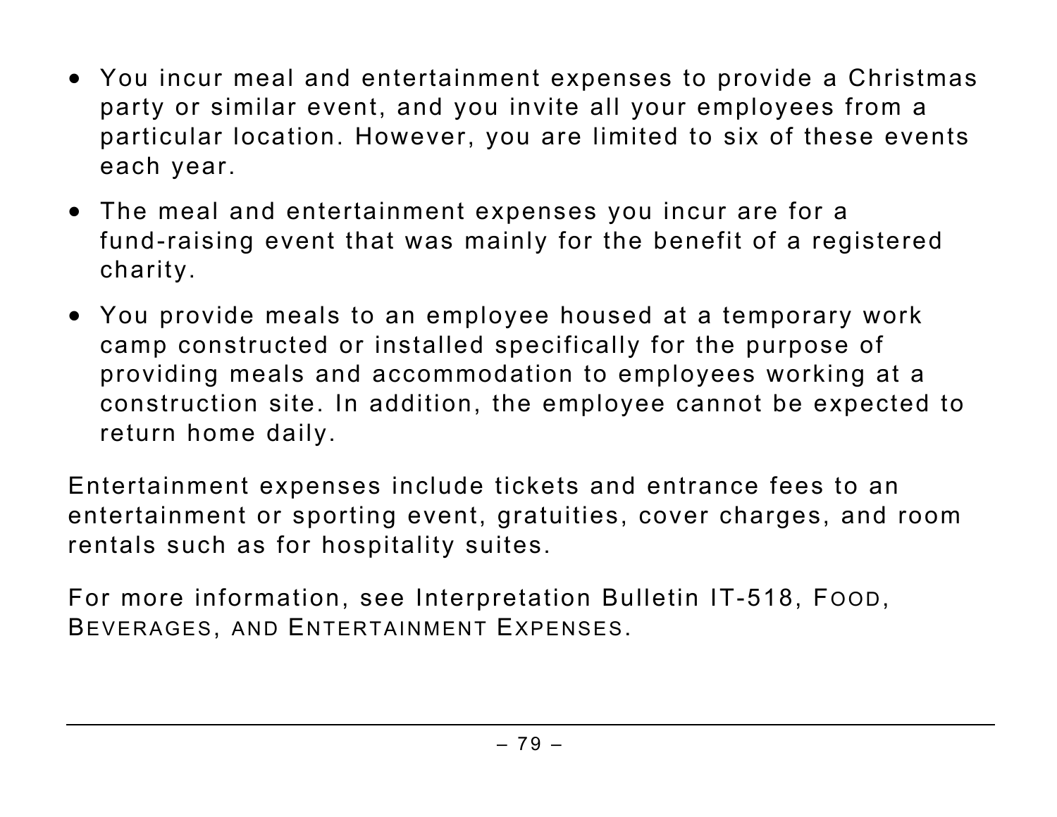- You incur meal and entertainment expenses to provide a Christmas party or similar event, and you invite all your employees from a particular location. However, you are limited to six of these events each year.
- The meal and entertainment expenses you incur are for a fund-raising event that was mainly for the benefit of a registered charity.
- You provide meals to an employee housed at a temporary work camp constructed or installed specifically for the purpose of providing meals and accommodation to employees working at a construction site. In addition, the employee cannot be expected to return home daily.

Entertainment expenses include tickets and entrance fees to an entertainment or sporting event, gratuities, cover charges, and room rentals such as for hospitality suites.

For more information, see Interpretation Bulletin IT-518, FOOD, BEVERAGES, AND ENTERTAINMENT EXPENSES.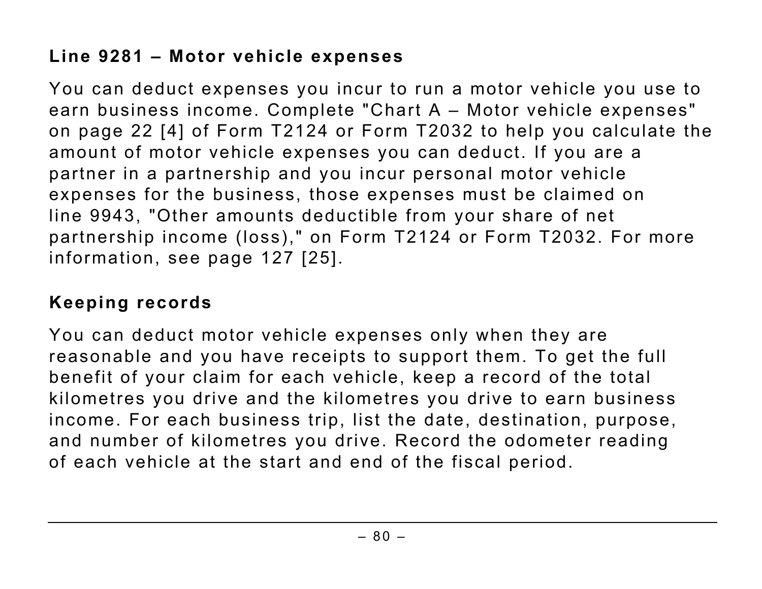### Line 9281 – Motor vehicle expenses

You can deduct expenses you incur to run a motor vehicle you use to earn business income. Complete "Chart A – Motor vehicle expenses" on page 22 [4] of Form T2124 or Form T2032 to help you calculate the amount of motor vehicle expenses you can deduct. If you are a partner in a partnership and you incur personal motor vehicle expenses for the business, those expenses must be claimed on line 9943, "Other amounts deductible from your share of net partnership income (loss)," on Form T2124 or Form T2032. For more information, see page 127 [25].

### Keeping records

You can deduct motor vehicle expenses only when they are reasonable and you have receipts to support them. To get the full benefit of your claim for each vehicle, keep a record of the total kilometres you drive and the kilometres you drive to earn business income. For each business trip, list the date, destination, purpose, and number of kilometres you drive. Record the odometer reading of each vehicle at the start and end of the fiscal period.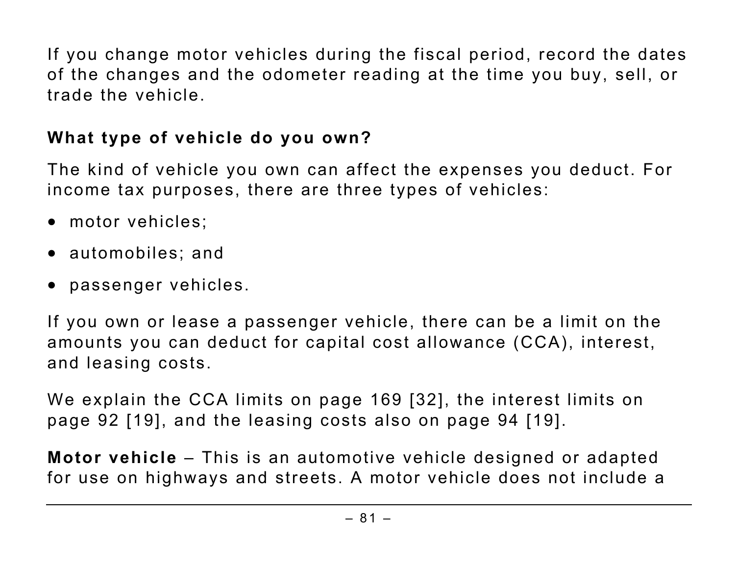If you change motor vehicles during the fiscal period, record the dates of the changes and the odometer reading at the time you buy, sell, or trade the vehicle.

### What type of vehicle do you own?

The kind of vehicle you own can affect the expenses you deduct. For income tax purposes, there are three types of vehicles:

- motor vehicles;
- automobiles; and
- passenger vehicles.

If you own or lease a passenger vehicle, there can be a limit on the amounts you can deduct for capital cost allowance (CCA), interest, and leasing costs.

We explain the CCA limits on page 169 [32], the interest limits on page 92 [19], and the leasing costs also on page 94 [19].

**Motor vehicle** – This is an automotive vehicle designed or adapted for use on highways and streets. A motor vehicle does not include a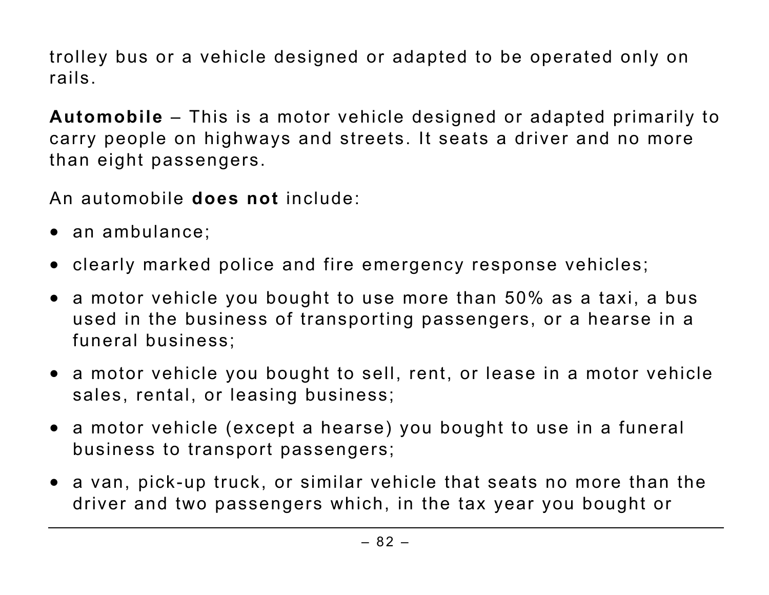trolley bus or a vehicle designed or adapted to be operated only on rails.

**Automobile** – This is a motor vehicle designed or adapted primarily to carry people on highways and streets. It seats a driver and no more than eight passengers.

An automobile **does not** include:

- an ambulance;
- clearly marked police and fire emergency response vehicles;
- a motor vehicle you bought to use more than 50% as a taxi, a bus used in the business of transporting passengers, or a hearse in a funeral business;
- a motor vehicle you bought to sell, rent, or lease in a motor vehicle sales, rental, or leasing business;
- a motor vehicle (except a hearse) you bought to use in a funeral business to transport passengers;
- a van, pick-up truck, or similar vehicle that seats no more than the driver and two passengers which, in the tax year you bought or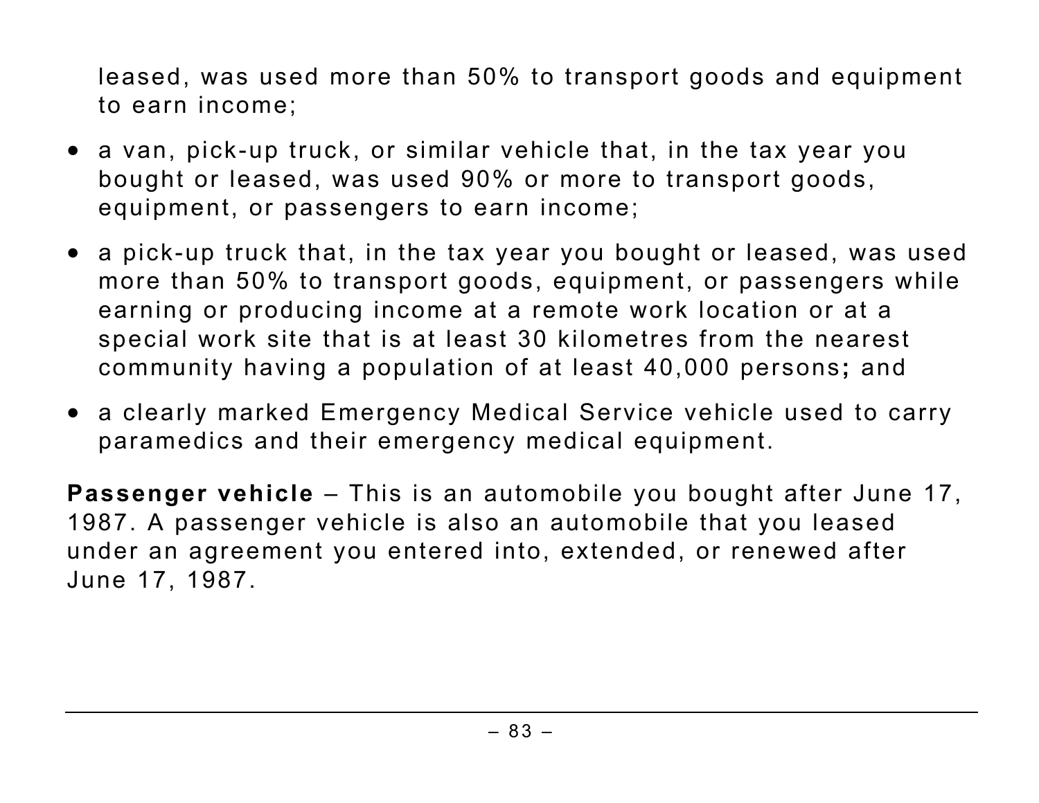leased, was used more than 50% to transport goods and equipment to earn income;

- a van, pick-up truck, or similar vehicle that, in the tax year you bought or leased, was used 90% or more to transport goods, equipment, or passengers to earn income;
- a pick-up truck that, in the tax year you bought or leased, was used more than 50% to transport goods, equipment, or passengers while earning or producing income at a remote work location or at a special work site that is at least 30 kilometres from the nearest community having a population of at least 40,000 persons; and
- a clearly marked Emergency Medical Service vehicle used to carry paramedics and their emergency medical equipment.

**Passenger vehicle** – This is an automobile you bought after June 17, 1987. A passenger vehicle is also an automobile that you leased under an agreement you entered into, extended, or renewed after June 17, 1987.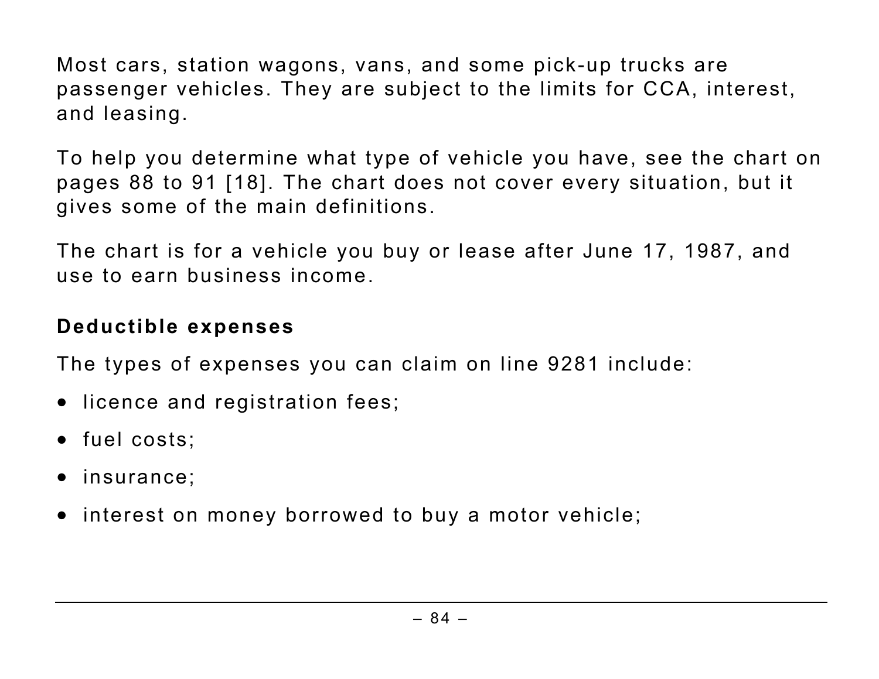Most cars, station wagons, vans, and some pick-up trucks are passenger vehicles. They are subject to the limits for CCA, interest, and leasing.

To help you determine what type of vehicle you have, see the chart on pages 88 to 91 [18]. The chart does not cover every situation, but it gives some of the main definitions.

The chart is for a vehicle you buy or lease after June 17, 1987, and use to earn business income.

## Deductible expenses

The types of expenses you can claim on line 9281 include:

- licence and registration fees;
- fuel costs;
- insurance;
- interest on money borrowed to buy a motor vehicle;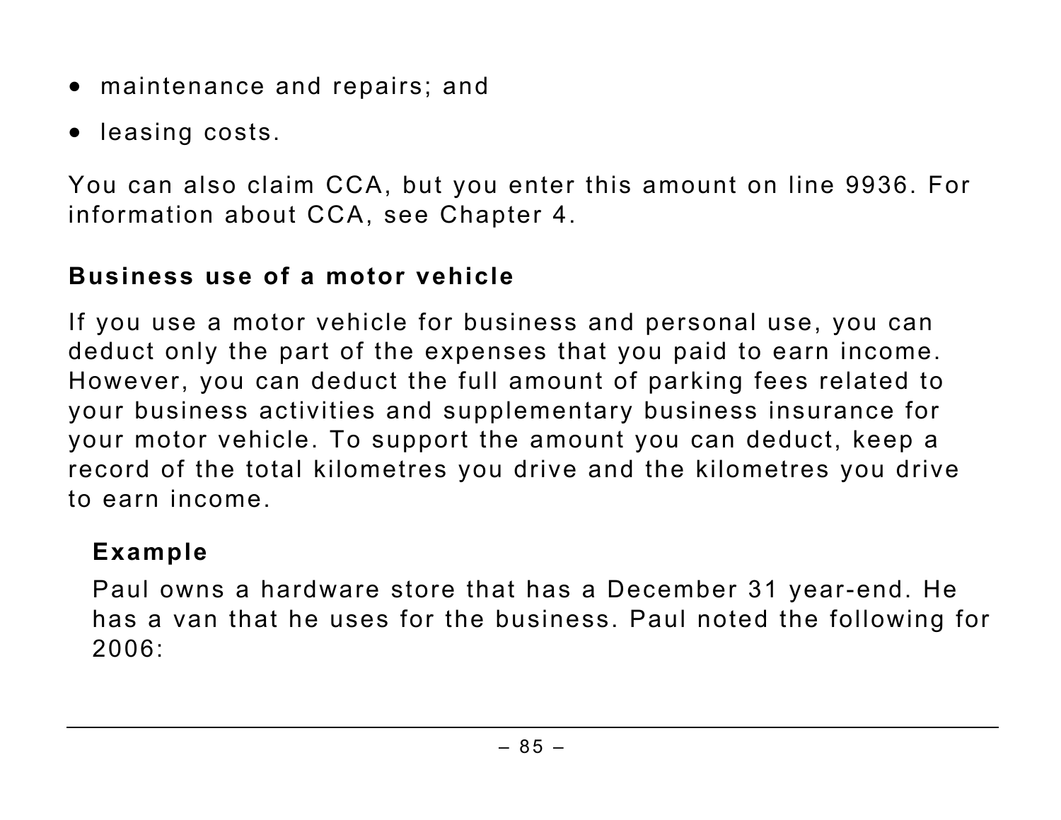- maintenance and repairs; and
- leasing costs.

You can also claim CCA, but you enter this amount on line 9936. For information about CCA, see Chapter 4.

### Business use of a motor vehicle

If you use a motor vehicle for business and personal use, you can deduct only the part of the expenses that you paid to earn income. However, you can deduct the full amount of parking fees related to your business activities and supplementary business insurance for your motor vehicle. To support the amount you can deduct, keep a record of the total kilometres you drive and the kilometres you drive to earn income.

> **Example**
>
> Paul owns a hardware store that has a December 31 year-end. He has a van that he uses for the business. Paul noted the following for 2006: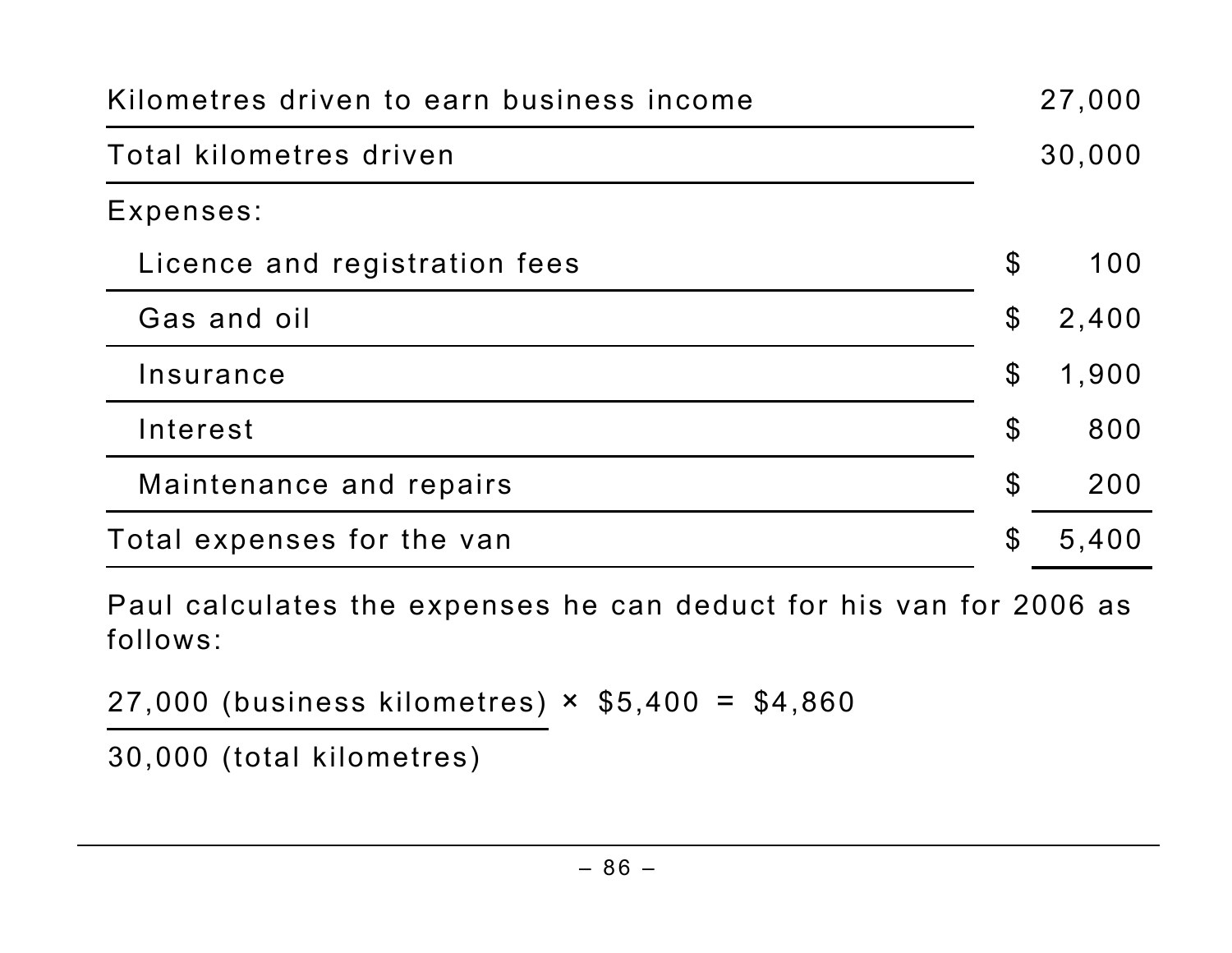| | |
|---|---|
| Kilometres driven to earn business income | 27,000 |
| Total kilometres driven | 30,000 |
| Expenses: | |
| Licence and registration fees | $ 100 |
| Gas and oil | $ 2,400 |
| Insurance | $ 1,900 |
| Interest | $ 800 |
| Maintenance and repairs | $ 200 |
| Total expenses for the van | $ 5,400 |

Paul calculates the expenses he can deduct for his van for 2006 as follows:

$$\frac{27{,}000 \text{ (business kilometres)}}{30{,}000 \text{ (total kilometres)}} \times \$5{,}400 = \$4{,}860$$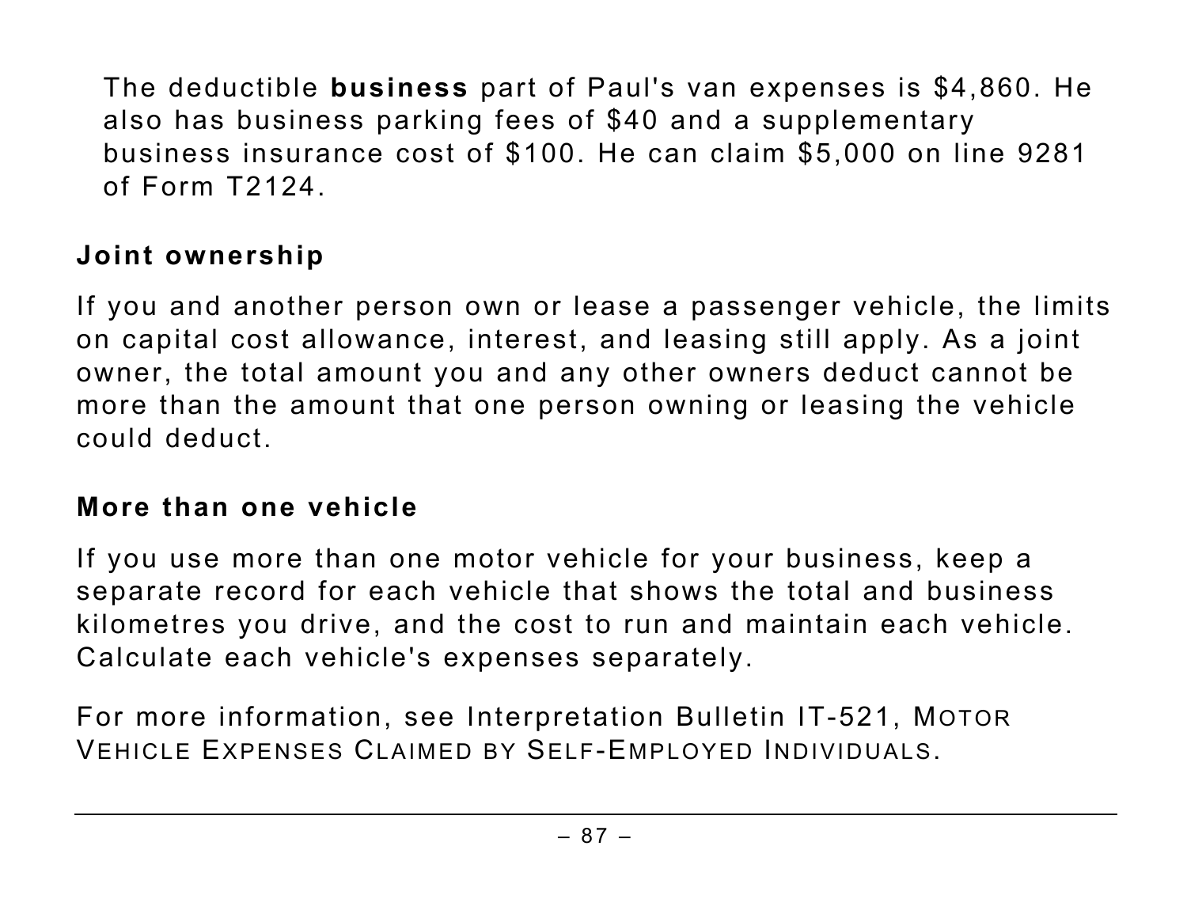The deductible **business** part of Paul's van expenses is $4,860. He also has business parking fees of $40 and a supplementary business insurance cost of $100. He can claim $5,000 on line 9281 of Form T2124.

### Joint ownership

If you and another person own or lease a passenger vehicle, the limits on capital cost allowance, interest, and leasing still apply. As a joint owner, the total amount you and any other owners deduct cannot be more than the amount that one person owning or leasing the vehicle could deduct.

### More than one vehicle

If you use more than one motor vehicle for your business, keep a separate record for each vehicle that shows the total and business kilometres you drive, and the cost to run and maintain each vehicle. Calculate each vehicle's expenses separately.

For more information, see Interpretation Bulletin IT-521, MOTOR VEHICLE EXPENSES CLAIMED BY SELF-EMPLOYED INDIVIDUALS.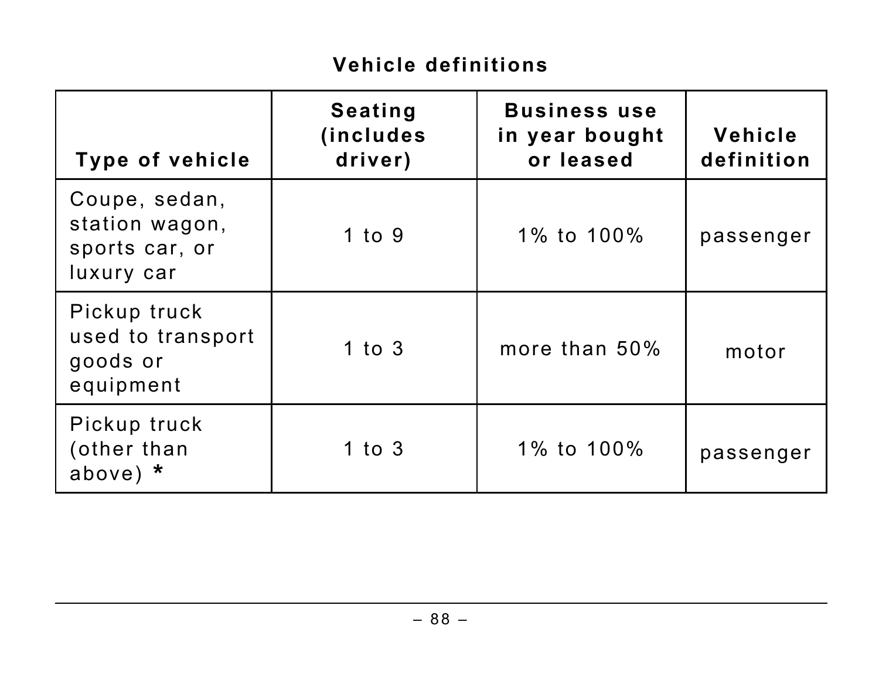**Vehicle definitions**

| Type of vehicle | Seating (includes driver) | Business use in year bought or leased | Vehicle definition |
|---|---|---|---|
| Coupe, sedan, station wagon, sports car, or luxury car | 1 to 9 | 1% to 100% | passenger |
| Pickup truck used to transport goods or equipment | 1 to 3 | more than 50% | motor |
| Pickup truck (other than above) * | 1 to 3 | 1% to 100% | passenger |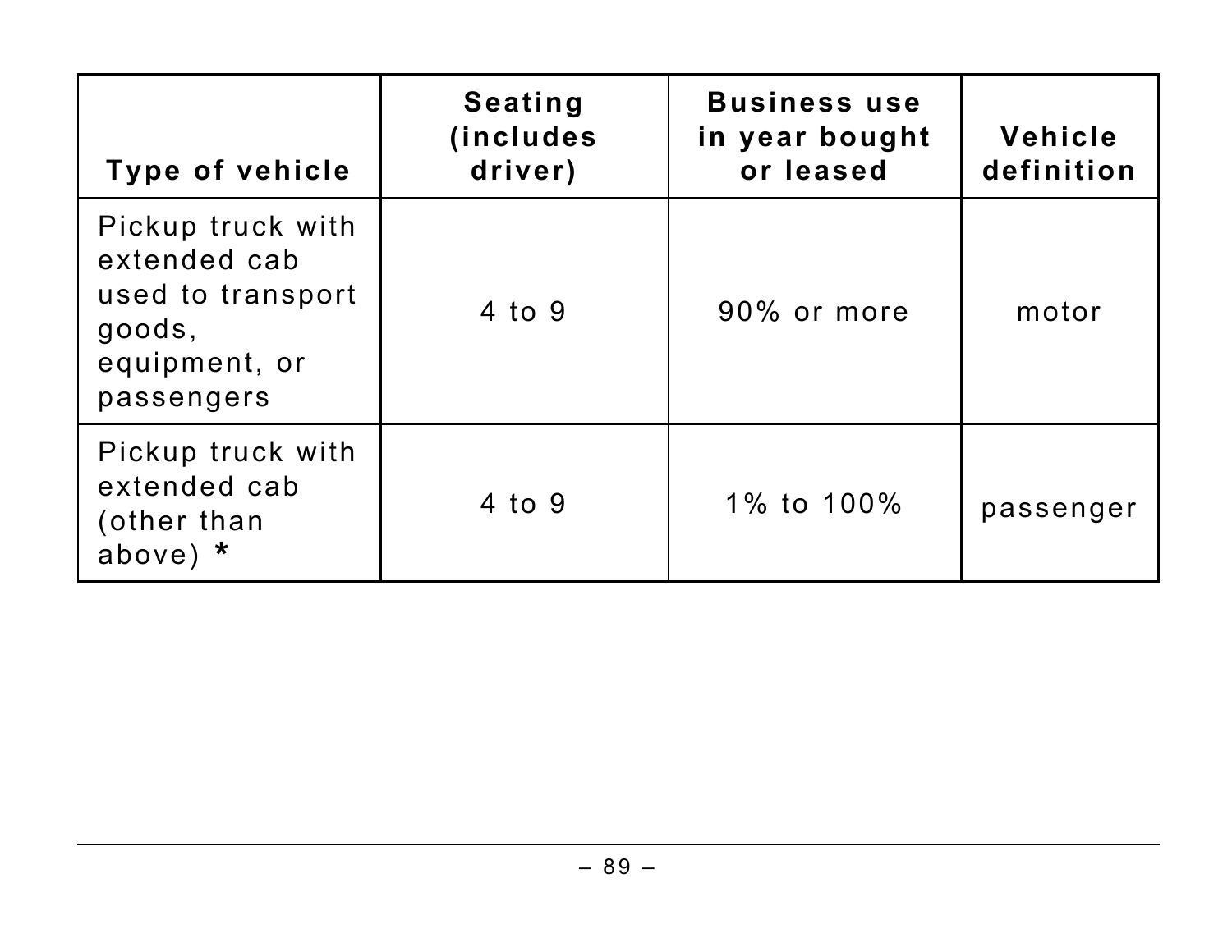| Type of vehicle | Seating (includes driver) | Business use in year bought or leased | Vehicle definition |
|---|---|---|---|
| Pickup truck with extended cab used to transport goods, equipment, or passengers | 4 to 9 | 90% or more | motor |
| Pickup truck with extended cab (other than above) **\*** | 4 to 9 | 1% to 100% | passenger |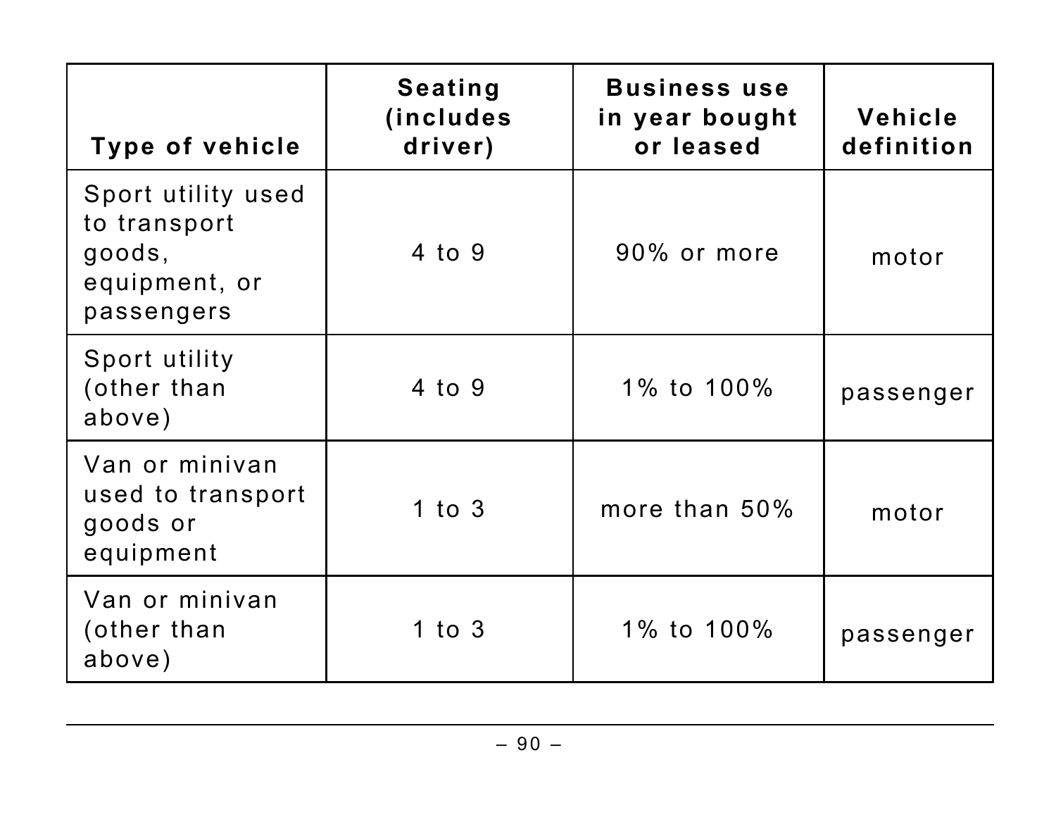| Type of vehicle | Seating (includes driver) | Business use in year bought or leased | Vehicle definition |
| --- | --- | --- | --- |
| Sport utility used to transport goods, equipment, or passengers | 4 to 9 | 90% or more | motor |
| Sport utility (other than above) | 4 to 9 | 1% to 100% | passenger |
| Van or minivan used to transport goods or equipment | 1 to 3 | more than 50% | motor |
| Van or minivan (other than above) | 1 to 3 | 1% to 100% | passenger |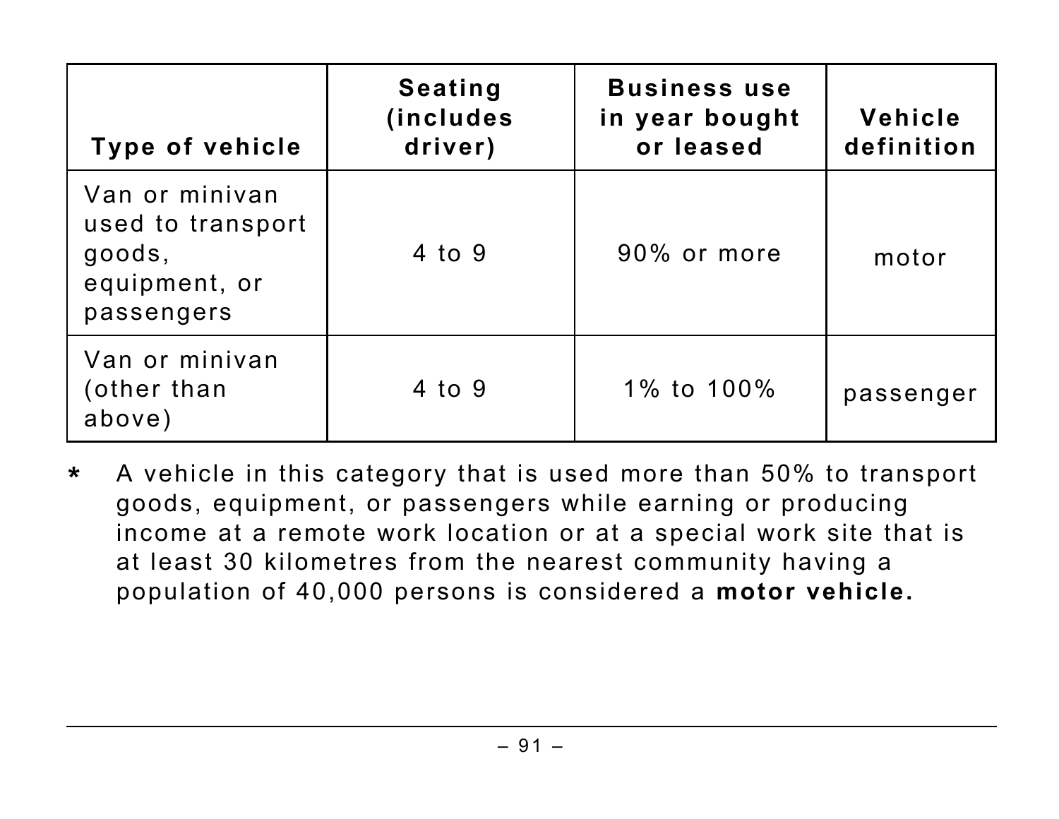| Type of vehicle | Seating (includes driver) | Business use in year bought or leased | Vehicle definition |
|---|---|---|---|
| Van or minivan used to transport goods, equipment, or passengers | 4 to 9 | 90% or more | motor |
| Van or minivan (other than above) | 4 to 9 | 1% to 100% | passenger |

* A vehicle in this category that is used more than 50% to transport goods, equipment, or passengers while earning or producing income at a remote work location or at a special work site that is at least 30 kilometres from the nearest community having a population of 40,000 persons is considered a **motor vehicle.**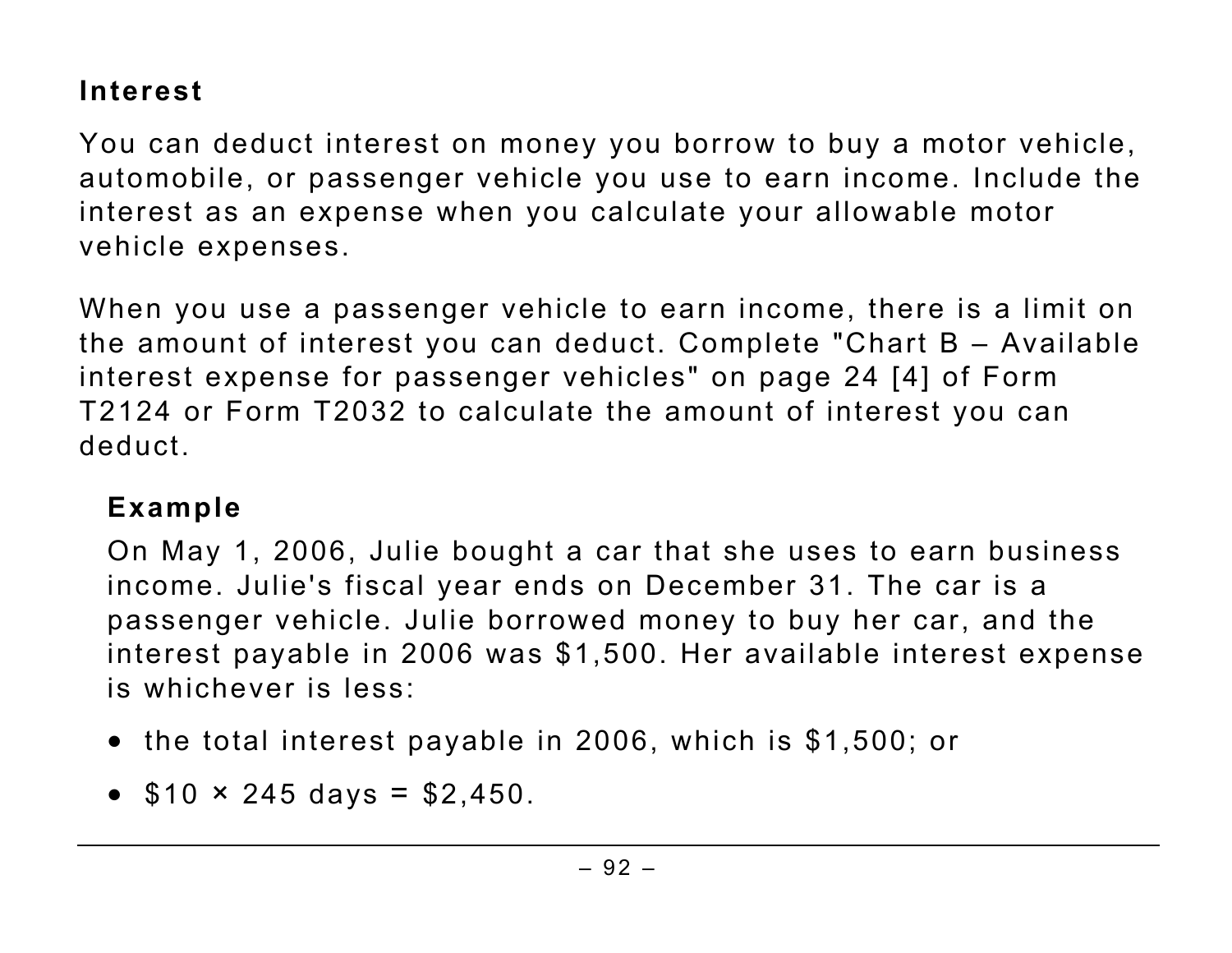## Interest

You can deduct interest on money you borrow to buy a motor vehicle, automobile, or passenger vehicle you use to earn income. Include the interest as an expense when you calculate your allowable motor vehicle expenses.

When you use a passenger vehicle to earn income, there is a limit on the amount of interest you can deduct. Complete "Chart B – Available interest expense for passenger vehicles" on page 24 [4] of Form T2124 or Form T2032 to calculate the amount of interest you can deduct.

### Example

On May 1, 2006, Julie bought a car that she uses to earn business income. Julie's fiscal year ends on December 31. The car is a passenger vehicle. Julie borrowed money to buy her car, and the interest payable in 2006 was $1,500. Her available interest expense is whichever is less:

- the total interest payable in 2006, which is $1,500; or
- $10 × 245 days = $2,450.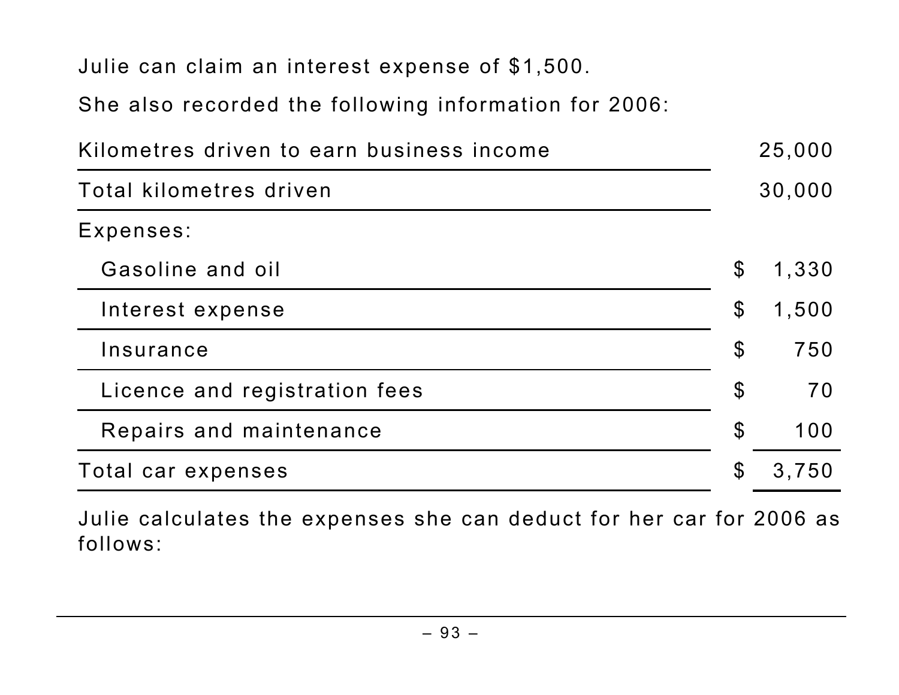Julie can claim an interest expense of $1,500.

She also recorded the following information for 2006:

| | |
|---|---|
| Kilometres driven to earn business income | 25,000 |
| Total kilometres driven | 30,000 |
| Expenses: | |
| Gasoline and oil | $ 1,330 |
| Interest expense | $ 1,500 |
| Insurance | $ 750 |
| Licence and registration fees | $ 70 |
| Repairs and maintenance | $ 100 |
| Total car expenses | $ 3,750 |

Julie calculates the expenses she can deduct for her car for 2006 as follows: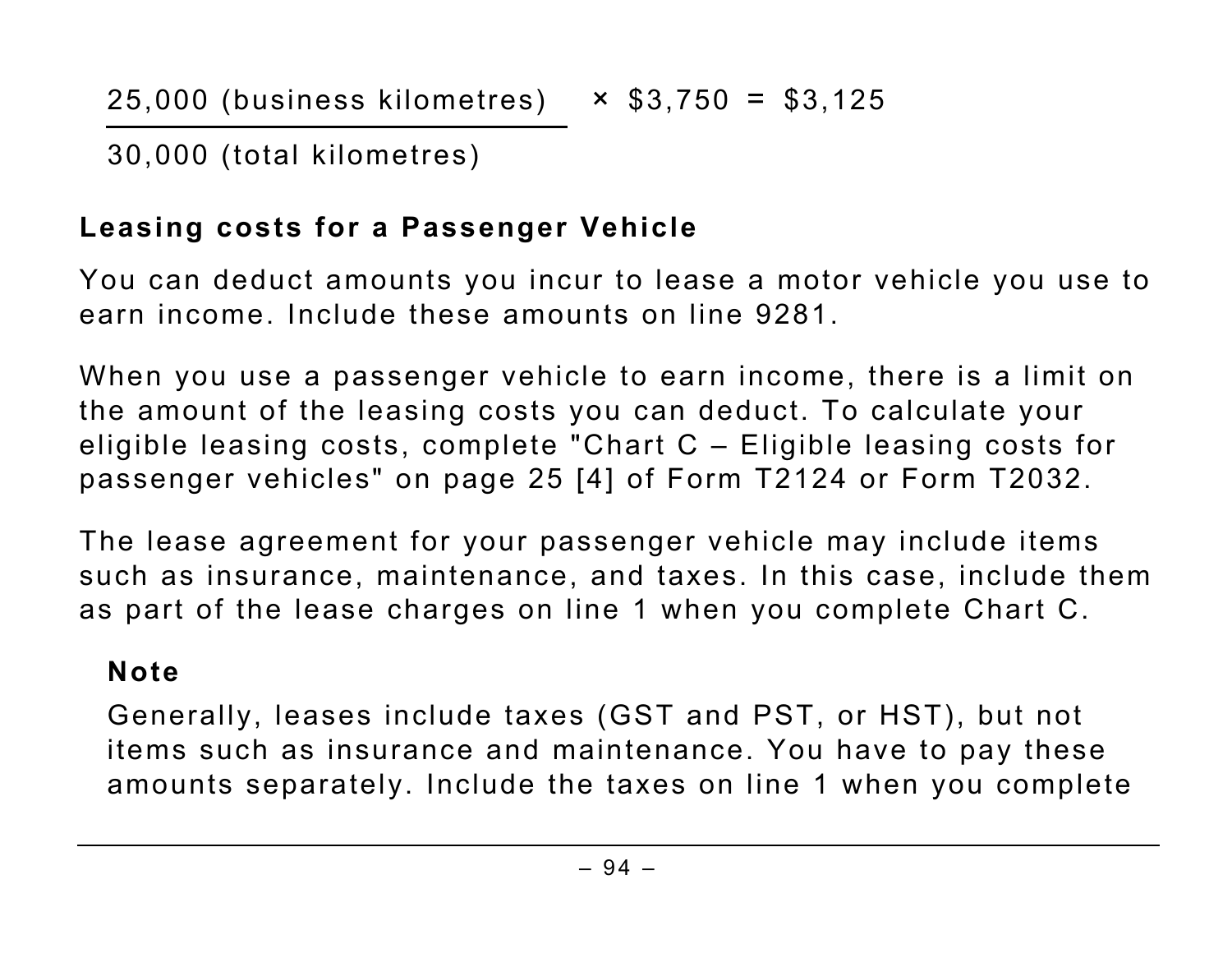$$\frac{25{,}000 \text{ (business kilometres)}}{30{,}000 \text{ (total kilometres)}} \times \$3{,}750 = \$3{,}125$$

### Leasing costs for a Passenger Vehicle

You can deduct amounts you incur to lease a motor vehicle you use to earn income. Include these amounts on line 9281.

When you use a passenger vehicle to earn income, there is a limit on the amount of the leasing costs you can deduct. To calculate your eligible leasing costs, complete "Chart C – Eligible leasing costs for passenger vehicles" on page 25 [4] of Form T2124 or Form T2032.

The lease agreement for your passenger vehicle may include items such as insurance, maintenance, and taxes. In this case, include them as part of the lease charges on line 1 when you complete Chart C.

**Note**

Generally, leases include taxes (GST and PST, or HST), but not items such as insurance and maintenance. You have to pay these amounts separately. Include the taxes on line 1 when you complete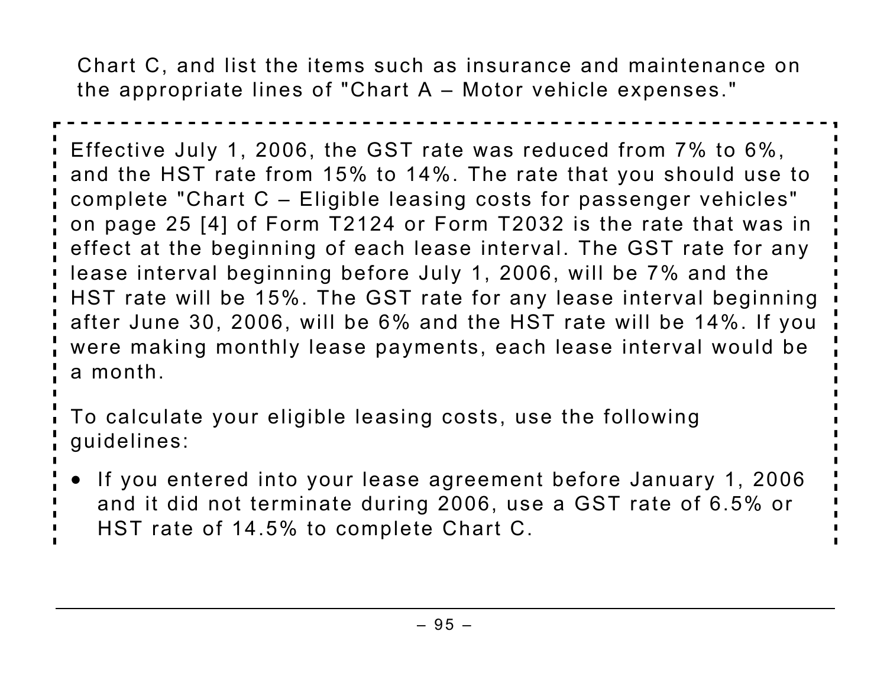Chart C, and list the items such as insurance and maintenance on the appropriate lines of "Chart A – Motor vehicle expenses."

Effective July 1, 2006, the GST rate was reduced from 7% to 6%, and the HST rate from 15% to 14%. The rate that you should use to complete "Chart C – Eligible leasing costs for passenger vehicles" on page 25 [4] of Form T2124 or Form T2032 is the rate that was in effect at the beginning of each lease interval. The GST rate for any lease interval beginning before July 1, 2006, will be 7% and the HST rate will be 15%. The GST rate for any lease interval beginning after June 30, 2006, will be 6% and the HST rate will be 14%. If you were making monthly lease payments, each lease interval would be a month.

To calculate your eligible leasing costs, use the following guidelines:

- If you entered into your lease agreement before January 1, 2006 and it did not terminate during 2006, use a GST rate of 6.5% or HST rate of 14.5% to complete Chart C.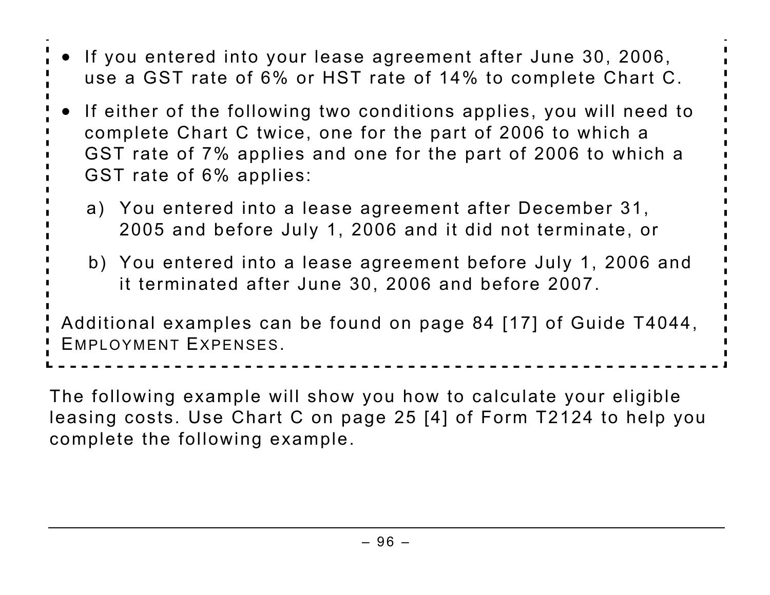- If you entered into your lease agreement after June 30, 2006, use a GST rate of 6% or HST rate of 14% to complete Chart C.
- If either of the following two conditions applies, you will need to complete Chart C twice, one for the part of 2006 to which a GST rate of 7% applies and one for the part of 2006 to which a GST rate of 6% applies:

  a) You entered into a lease agreement after December 31, 2005 and before July 1, 2006 and it did not terminate, or

  b) You entered into a lease agreement before July 1, 2006 and it terminated after June 30, 2006 and before 2007.

Additional examples can be found on page 84 [17] of Guide T4044, EMPLOYMENT EXPENSES.

The following example will show you how to calculate your eligible leasing costs. Use Chart C on page 25 [4] of Form T2124 to help you complete the following example.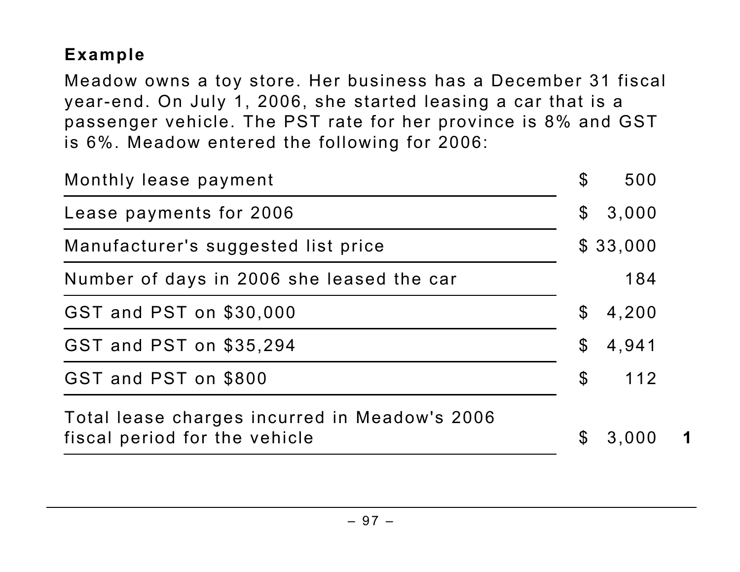**Example**

Meadow owns a toy store. Her business has a December 31 fiscal year-end. On July 1, 2006, she started leasing a car that is a passenger vehicle. The PST rate for her province is 8% and GST is 6%. Meadow entered the following for 2006:

| | | |
|---|---|---|
| Monthly lease payment | $ 500 | |
| Lease payments for 2006 | $ 3,000 | |
| Manufacturer's suggested list price | $ 33,000 | |
| Number of days in 2006 she leased the car | 184 | |
| GST and PST on $30,000 | $ 4,200 | |
| GST and PST on $35,294 | $ 4,941 | |
| GST and PST on $800 | $ 112 | |
| Total lease charges incurred in Meadow's 2006 fiscal period for the vehicle | $ 3,000 | **1** |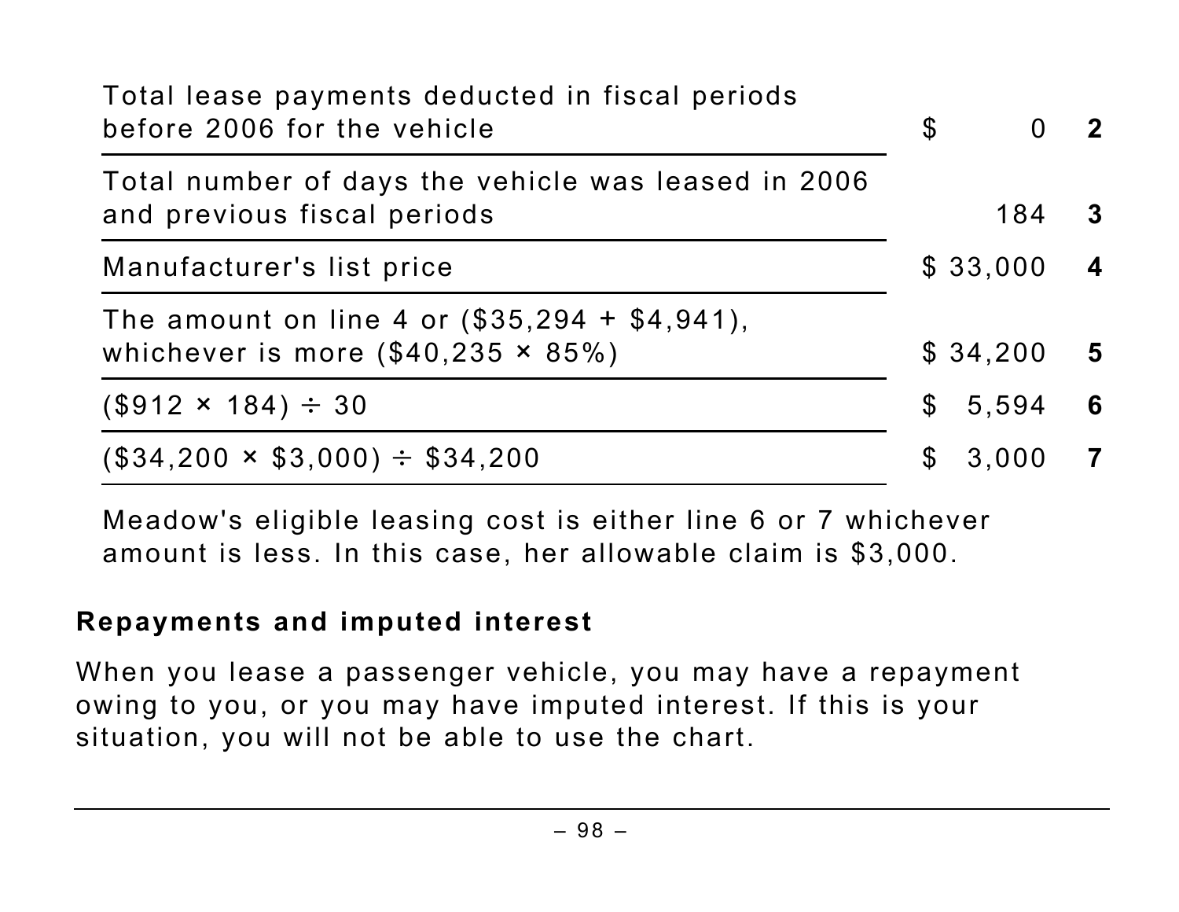| | | |
|---|---|---|
| Total lease payments deducted in fiscal periods before 2006 for the vehicle | $ 0 | **2** |
| Total number of days the vehicle was leased in 2006 and previous fiscal periods | 184 | **3** |
| Manufacturer's list price | $ 33,000 | **4** |
| The amount on line 4 or ($35,294 + $4,941), whichever is more ($40,235 × 85%) | $ 34,200 | **5** |
| ($912 × 184) ÷ 30 | $ 5,594 | **6** |
| ($34,200 × $3,000) ÷ $34,200 | $ 3,000 | **7** |

Meadow's eligible leasing cost is either line 6 or 7 whichever amount is less. In this case, her allowable claim is $3,000.

### Repayments and imputed interest

When you lease a passenger vehicle, you may have a repayment owing to you, or you may have imputed interest. If this is your situation, you will not be able to use the chart.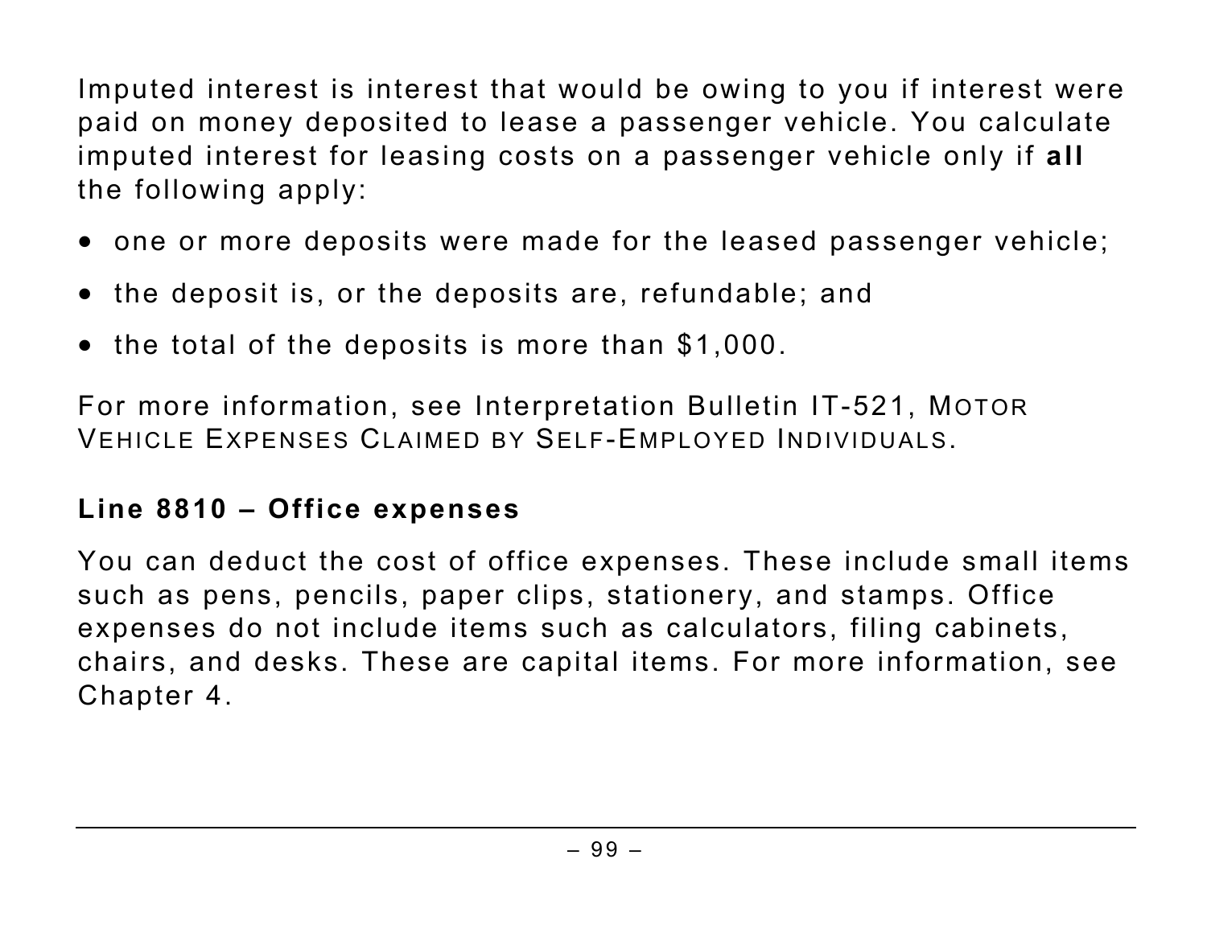Imputed interest is interest that would be owing to you if interest were paid on money deposited to lease a passenger vehicle. You calculate imputed interest for leasing costs on a passenger vehicle only if **all** the following apply:

- one or more deposits were made for the leased passenger vehicle;
- the deposit is, or the deposits are, refundable; and
- the total of the deposits is more than $1,000.

For more information, see Interpretation Bulletin IT-521, MOTOR VEHICLE EXPENSES CLAIMED BY SELF-EMPLOYED INDIVIDUALS.

### Line 8810 – Office expenses

You can deduct the cost of office expenses. These include small items such as pens, pencils, paper clips, stationery, and stamps. Office expenses do not include items such as calculators, filing cabinets, chairs, and desks. These are capital items. For more information, see Chapter 4.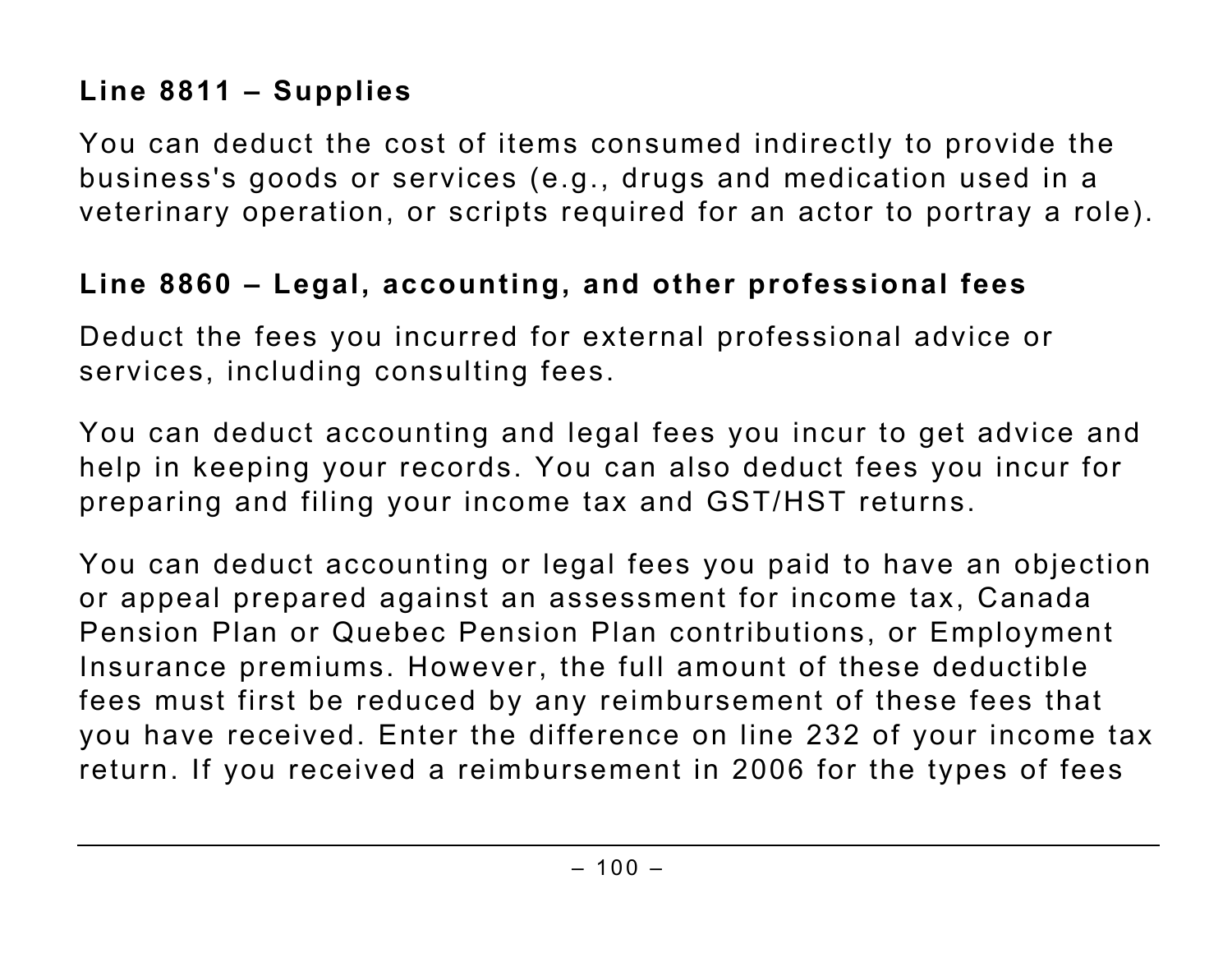### Line 8811 – Supplies

You can deduct the cost of items consumed indirectly to provide the business's goods or services (e.g., drugs and medication used in a veterinary operation, or scripts required for an actor to portray a role).

### Line 8860 – Legal, accounting, and other professional fees

Deduct the fees you incurred for external professional advice or services, including consulting fees.

You can deduct accounting and legal fees you incur to get advice and help in keeping your records. You can also deduct fees you incur for preparing and filing your income tax and GST/HST returns.

You can deduct accounting or legal fees you paid to have an objection or appeal prepared against an assessment for income tax, Canada Pension Plan or Quebec Pension Plan contributions, or Employment Insurance premiums. However, the full amount of these deductible fees must first be reduced by any reimbursement of these fees that you have received. Enter the difference on line 232 of your income tax return. If you received a reimbursement in 2006 for the types of fees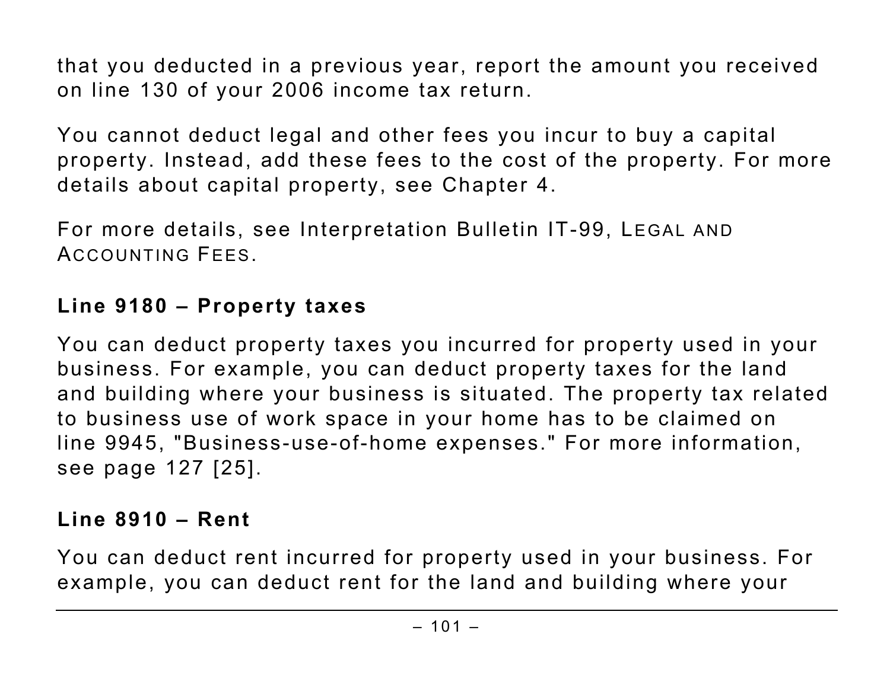that you deducted in a previous year, report the amount you received on line 130 of your 2006 income tax return.

You cannot deduct legal and other fees you incur to buy a capital property. Instead, add these fees to the cost of the property. For more details about capital property, see Chapter 4.

For more details, see Interpretation Bulletin IT-99, LEGAL AND ACCOUNTING FEES.

**Line 9180 – Property taxes**

You can deduct property taxes you incurred for property used in your business. For example, you can deduct property taxes for the land and building where your business is situated. The property tax related to business use of work space in your home has to be claimed on line 9945, "Business-use-of-home expenses." For more information, see page 127 [25].

**Line 8910 – Rent**

You can deduct rent incurred for property used in your business. For example, you can deduct rent for the land and building where your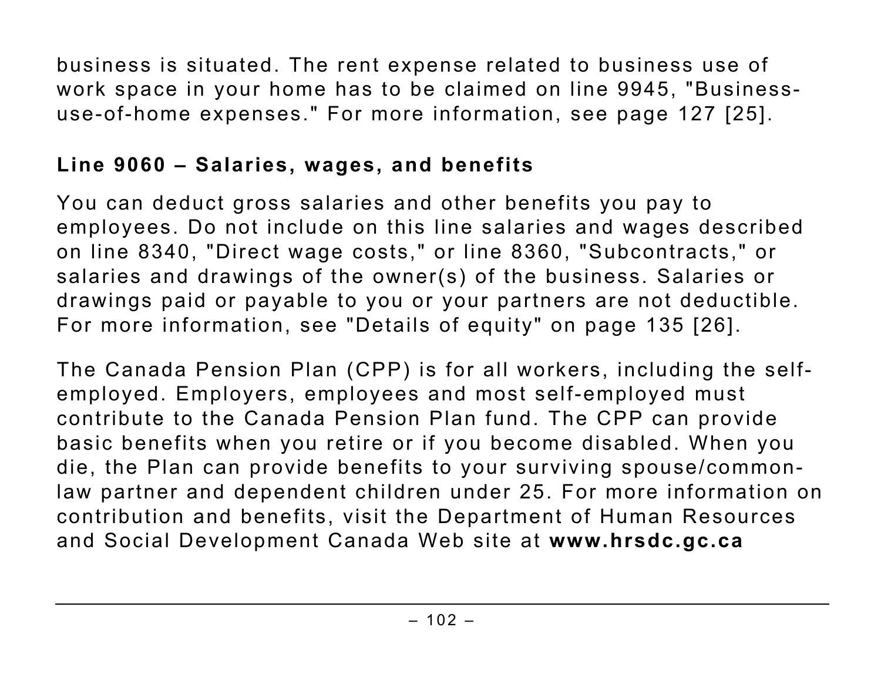business is situated. The rent expense related to business use of work space in your home has to be claimed on line 9945, "Business-use-of-home expenses." For more information, see page 127 [25].

### Line 9060 – Salaries, wages, and benefits

You can deduct gross salaries and other benefits you pay to employees. Do not include on this line salaries and wages described on line 8340, "Direct wage costs," or line 8360, "Subcontracts," or salaries and drawings of the owner(s) of the business. Salaries or drawings paid or payable to you or your partners are not deductible. For more information, see "Details of equity" on page 135 [26].

The Canada Pension Plan (CPP) is for all workers, including the self-employed. Employers, employees and most self-employed must contribute to the Canada Pension Plan fund. The CPP can provide basic benefits when you retire or if you become disabled. When you die, the Plan can provide benefits to your surviving spouse/common-law partner and dependent children under 25. For more information on contribution and benefits, visit the Department of Human Resources and Social Development Canada Web site at **www.hrsdc.gc.ca**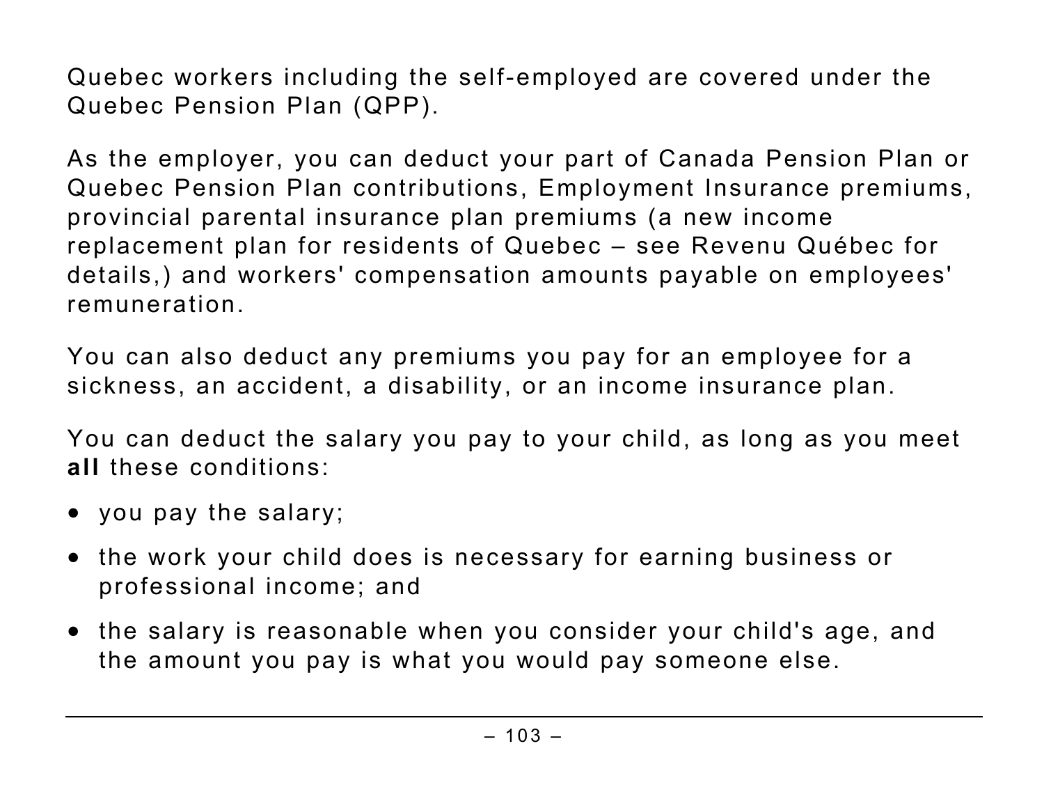Quebec workers including the self-employed are covered under the Quebec Pension Plan (QPP).

As the employer, you can deduct your part of Canada Pension Plan or Quebec Pension Plan contributions, Employment Insurance premiums, provincial parental insurance plan premiums (a new income replacement plan for residents of Quebec – see Revenu Québec for details,) and workers' compensation amounts payable on employees' remuneration.

You can also deduct any premiums you pay for an employee for a sickness, an accident, a disability, or an income insurance plan.

You can deduct the salary you pay to your child, as long as you meet **all** these conditions:

- you pay the salary;
- the work your child does is necessary for earning business or professional income; and
- the salary is reasonable when you consider your child's age, and the amount you pay is what you would pay someone else.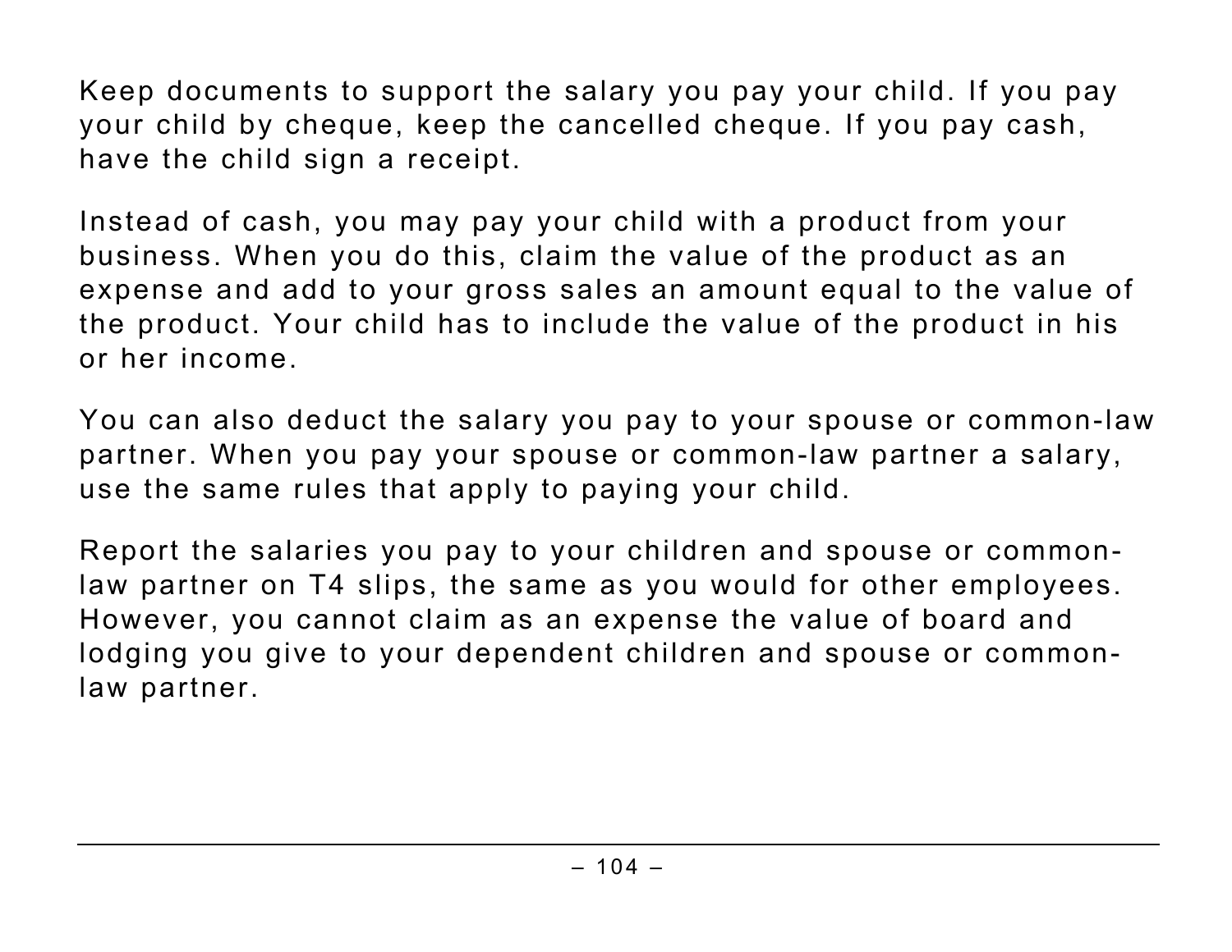Keep documents to support the salary you pay your child. If you pay your child by cheque, keep the cancelled cheque. If you pay cash, have the child sign a receipt.

Instead of cash, you may pay your child with a product from your business. When you do this, claim the value of the product as an expense and add to your gross sales an amount equal to the value of the product. Your child has to include the value of the product in his or her income.

You can also deduct the salary you pay to your spouse or common-law partner. When you pay your spouse or common-law partner a salary, use the same rules that apply to paying your child.

Report the salaries you pay to your children and spouse or common-law partner on T4 slips, the same as you would for other employees. However, you cannot claim as an expense the value of board and lodging you give to your dependent children and spouse or common-law partner.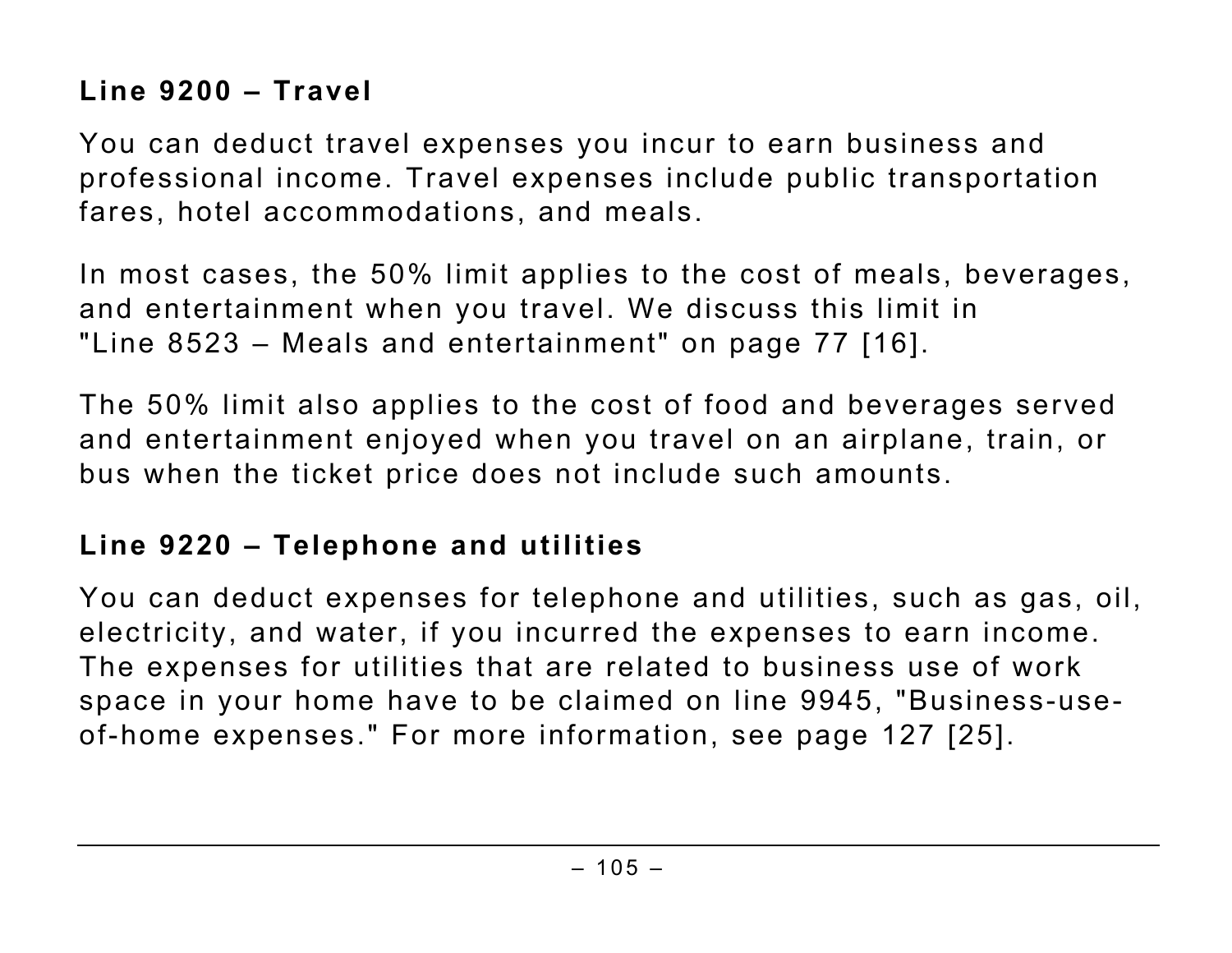### Line 9200 – Travel

You can deduct travel expenses you incur to earn business and professional income. Travel expenses include public transportation fares, hotel accommodations, and meals.

In most cases, the 50% limit applies to the cost of meals, beverages, and entertainment when you travel. We discuss this limit in "Line 8523 – Meals and entertainment" on page 77 [16].

The 50% limit also applies to the cost of food and beverages served and entertainment enjoyed when you travel on an airplane, train, or bus when the ticket price does not include such amounts.

### Line 9220 – Telephone and utilities

You can deduct expenses for telephone and utilities, such as gas, oil, electricity, and water, if you incurred the expenses to earn income. The expenses for utilities that are related to business use of work space in your home have to be claimed on line 9945, "Business-use-of-home expenses." For more information, see page 127 [25].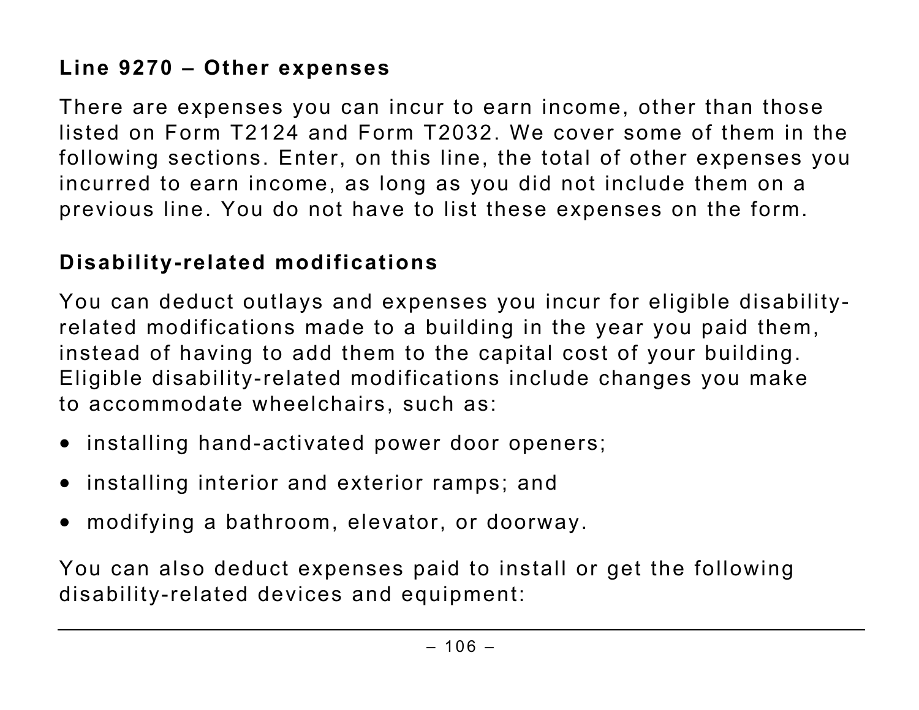### Line 9270 – Other expenses

There are expenses you can incur to earn income, other than those listed on Form T2124 and Form T2032. We cover some of them in the following sections. Enter, on this line, the total of other expenses you incurred to earn income, as long as you did not include them on a previous line. You do not have to list these expenses on the form.

### Disability-related modifications

You can deduct outlays and expenses you incur for eligible disability-related modifications made to a building in the year you paid them, instead of having to add them to the capital cost of your building. Eligible disability-related modifications include changes you make to accommodate wheelchairs, such as:

- installing hand-activated power door openers;
- installing interior and exterior ramps; and
- modifying a bathroom, elevator, or doorway.

You can also deduct expenses paid to install or get the following disability-related devices and equipment: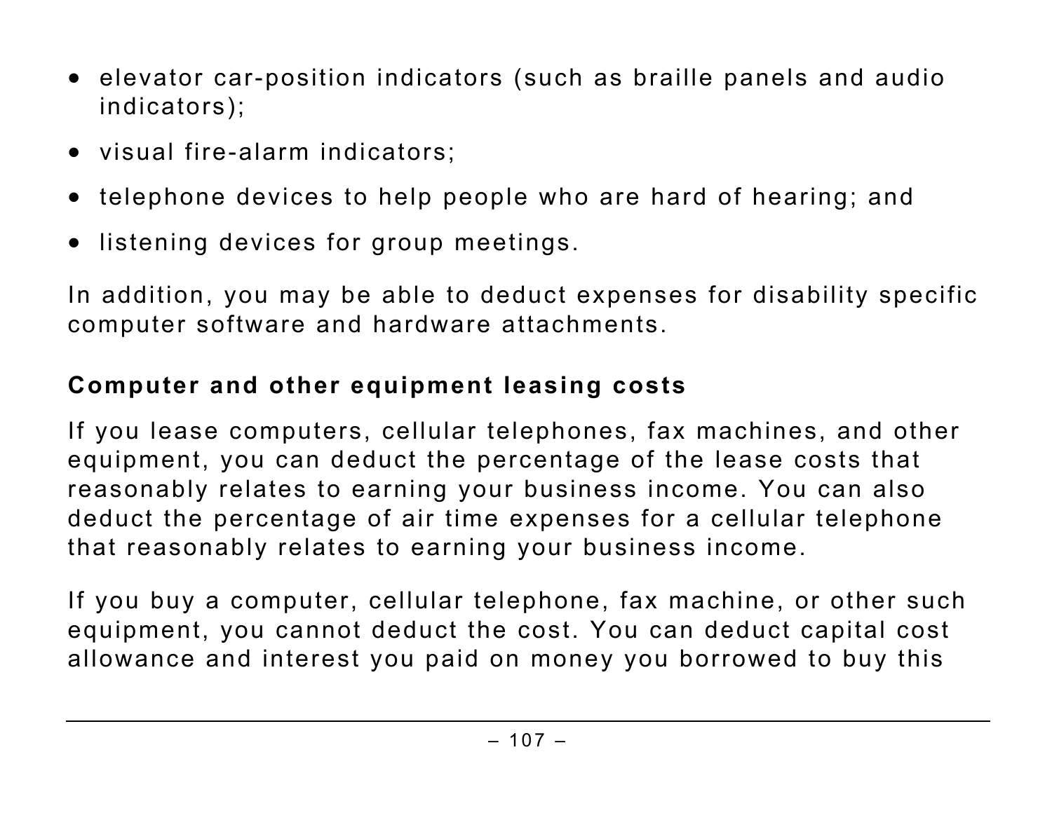- elevator car-position indicators (such as braille panels and audio indicators);
- visual fire-alarm indicators;
- telephone devices to help people who are hard of hearing; and
- listening devices for group meetings.

In addition, you may be able to deduct expenses for disability specific computer software and hardware attachments.

**Computer and other equipment leasing costs**

If you lease computers, cellular telephones, fax machines, and other equipment, you can deduct the percentage of the lease costs that reasonably relates to earning your business income. You can also deduct the percentage of air time expenses for a cellular telephone that reasonably relates to earning your business income.

If you buy a computer, cellular telephone, fax machine, or other such equipment, you cannot deduct the cost. You can deduct capital cost allowance and interest you paid on money you borrowed to buy this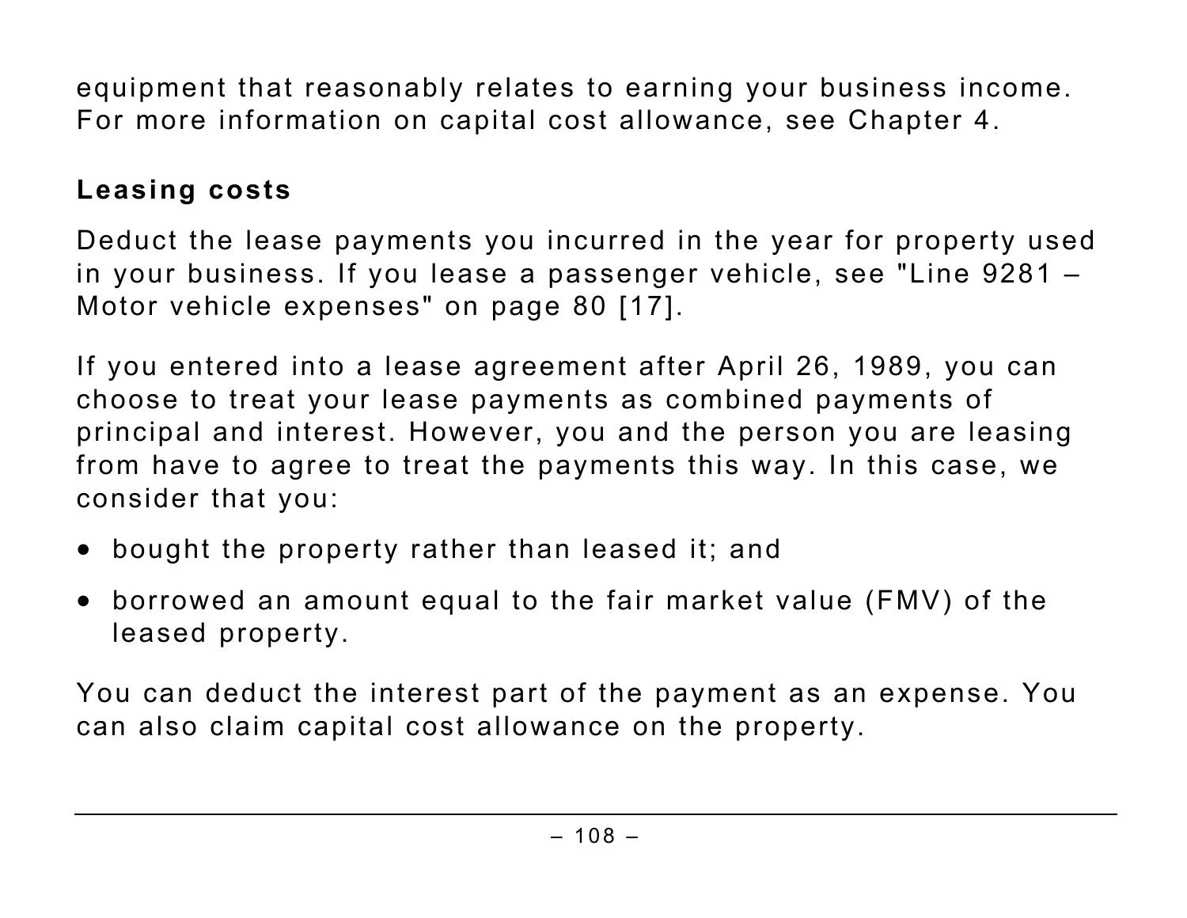equipment that reasonably relates to earning your business income. For more information on capital cost allowance, see Chapter 4.

### Leasing costs

Deduct the lease payments you incurred in the year for property used in your business. If you lease a passenger vehicle, see "Line 9281 – Motor vehicle expenses" on page 80 [17].

If you entered into a lease agreement after April 26, 1989, you can choose to treat your lease payments as combined payments of principal and interest. However, you and the person you are leasing from have to agree to treat the payments this way. In this case, we consider that you:

- bought the property rather than leased it; and
- borrowed an amount equal to the fair market value (FMV) of the leased property.

You can deduct the interest part of the payment as an expense. You can also claim capital cost allowance on the property.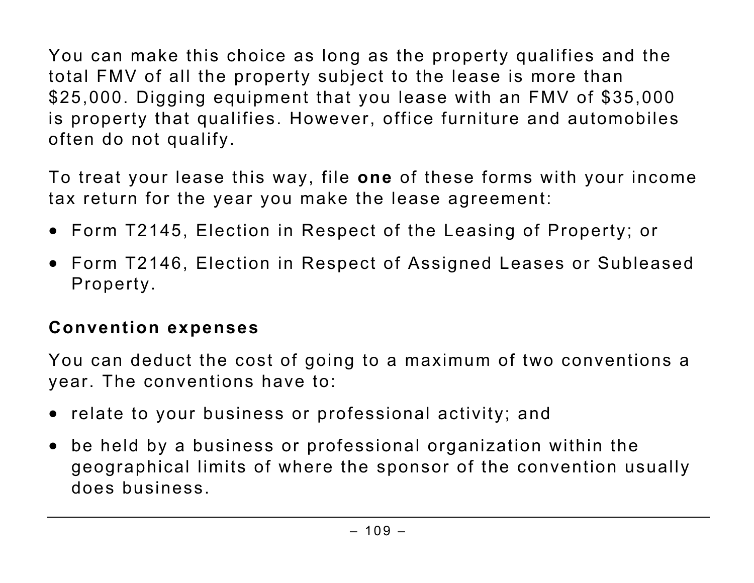You can make this choice as long as the property qualifies and the total FMV of all the property subject to the lease is more than $25,000. Digging equipment that you lease with an FMV of $35,000 is property that qualifies. However, office furniture and automobiles often do not qualify.

To treat your lease this way, file **one** of these forms with your income tax return for the year you make the lease agreement:

- Form T2145, Election in Respect of the Leasing of Property; or
- Form T2146, Election in Respect of Assigned Leases or Subleased Property.

### Convention expenses

You can deduct the cost of going to a maximum of two conventions a year. The conventions have to:

- relate to your business or professional activity; and
- be held by a business or professional organization within the geographical limits of where the sponsor of the convention usually does business.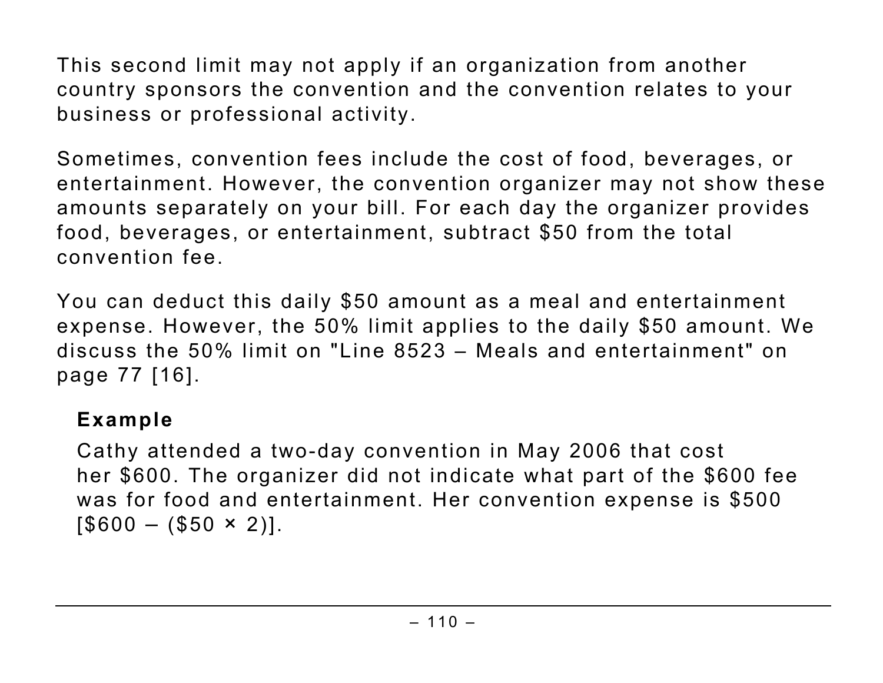This second limit may not apply if an organization from another country sponsors the convention and the convention relates to your business or professional activity.

Sometimes, convention fees include the cost of food, beverages, or entertainment. However, the convention organizer may not show these amounts separately on your bill. For each day the organizer provides food, beverages, or entertainment, subtract $50 from the total convention fee.

You can deduct this daily $50 amount as a meal and entertainment expense. However, the 50% limit applies to the daily $50 amount. We discuss the 50% limit on "Line 8523 – Meals and entertainment" on page 77 [16].

**Example**

Cathy attended a two-day convention in May 2006 that cost her $600. The organizer did not indicate what part of the $600 fee was for food and entertainment. Her convention expense is $500 [$600 – ($50 × 2)].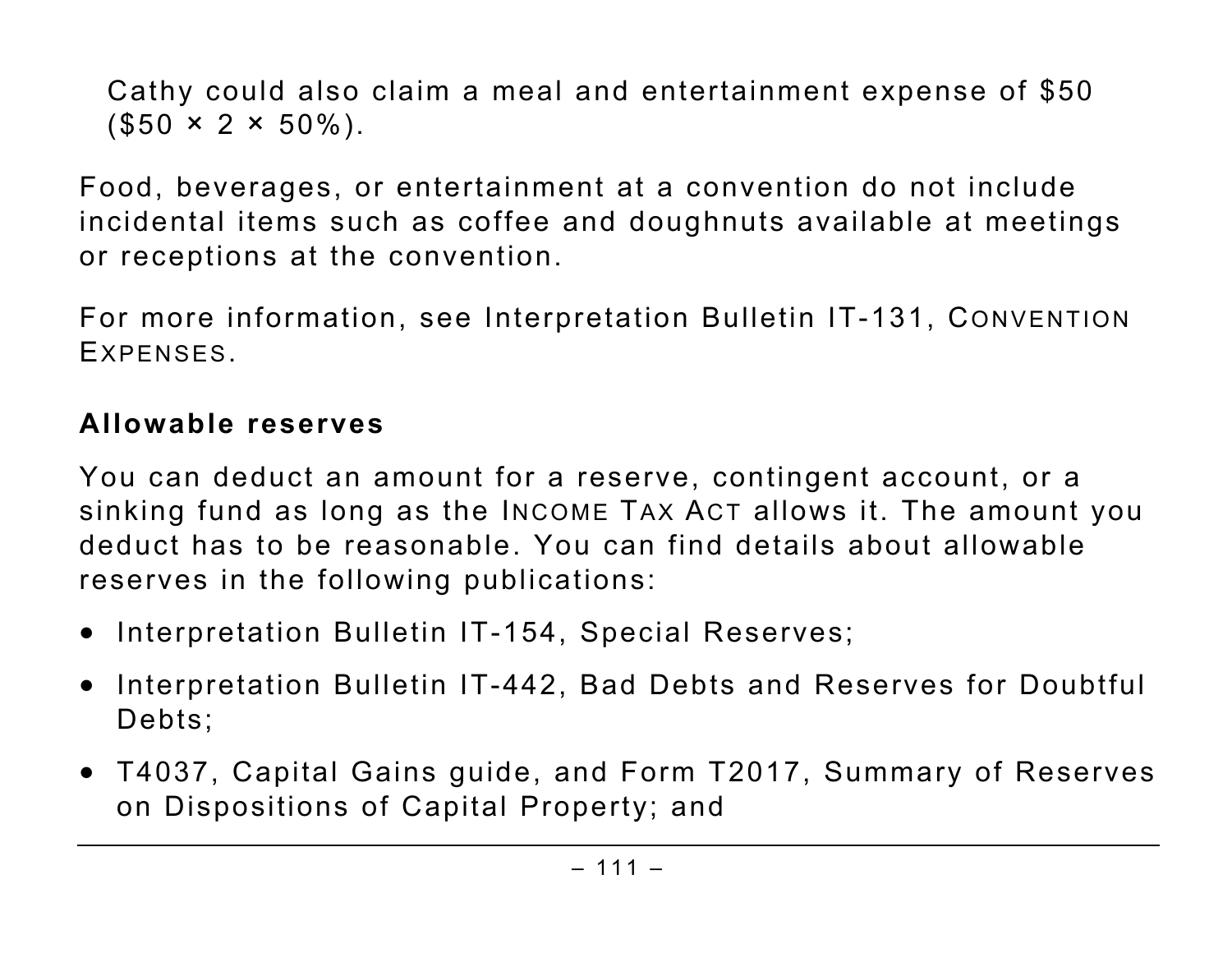Cathy could also claim a meal and entertainment expense of $50 ($50 × 2 × 50%).

Food, beverages, or entertainment at a convention do not include incidental items such as coffee and doughnuts available at meetings or receptions at the convention.

For more information, see Interpretation Bulletin IT-131, *Convention Expenses*.

### Allowable reserves

You can deduct an amount for a reserve, contingent account, or a sinking fund as long as the *Income Tax Act* allows it. The amount you deduct has to be reasonable. You can find details about allowable reserves in the following publications:

- Interpretation Bulletin IT-154, Special Reserves;
- Interpretation Bulletin IT-442, Bad Debts and Reserves for Doubtful Debts;
- T4037, Capital Gains guide, and Form T2017, Summary of Reserves on Dispositions of Capital Property; and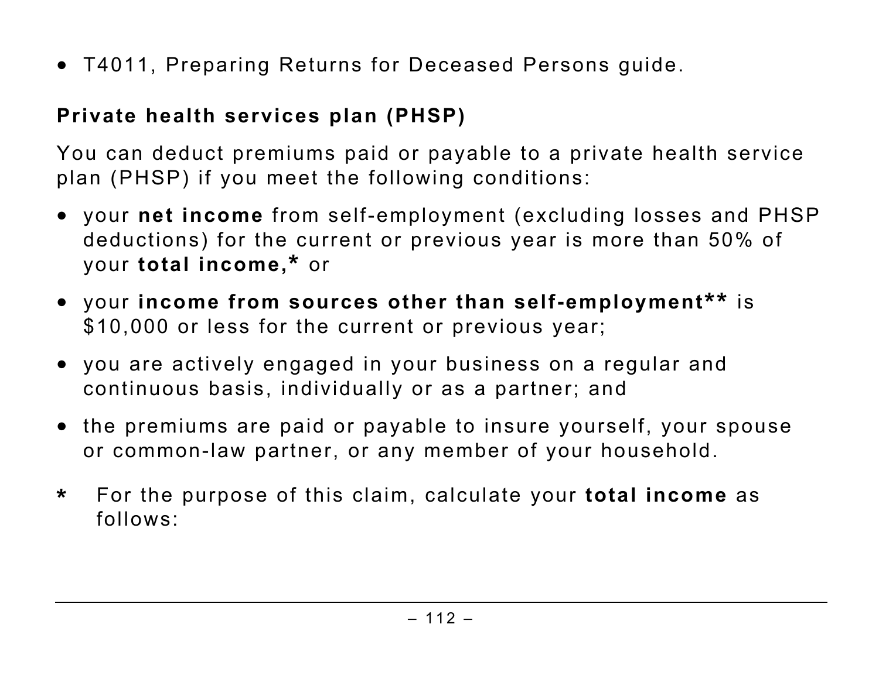- T4011, Preparing Returns for Deceased Persons guide.

**Private health services plan (PHSP)**

You can deduct premiums paid or payable to a private health service plan (PHSP) if you meet the following conditions:

- your **net income** from self-employment (excluding losses and PHSP deductions) for the current or previous year is more than 50% of your **total income,*** or
- your **income from sources other than self-employment**** is $10,000 or less for the current or previous year;
- you are actively engaged in your business on a regular and continuous basis, individually or as a partner; and
- the premiums are paid or payable to insure yourself, your spouse or common-law partner, or any member of your household.

\* For the purpose of this claim, calculate your **total income** as follows: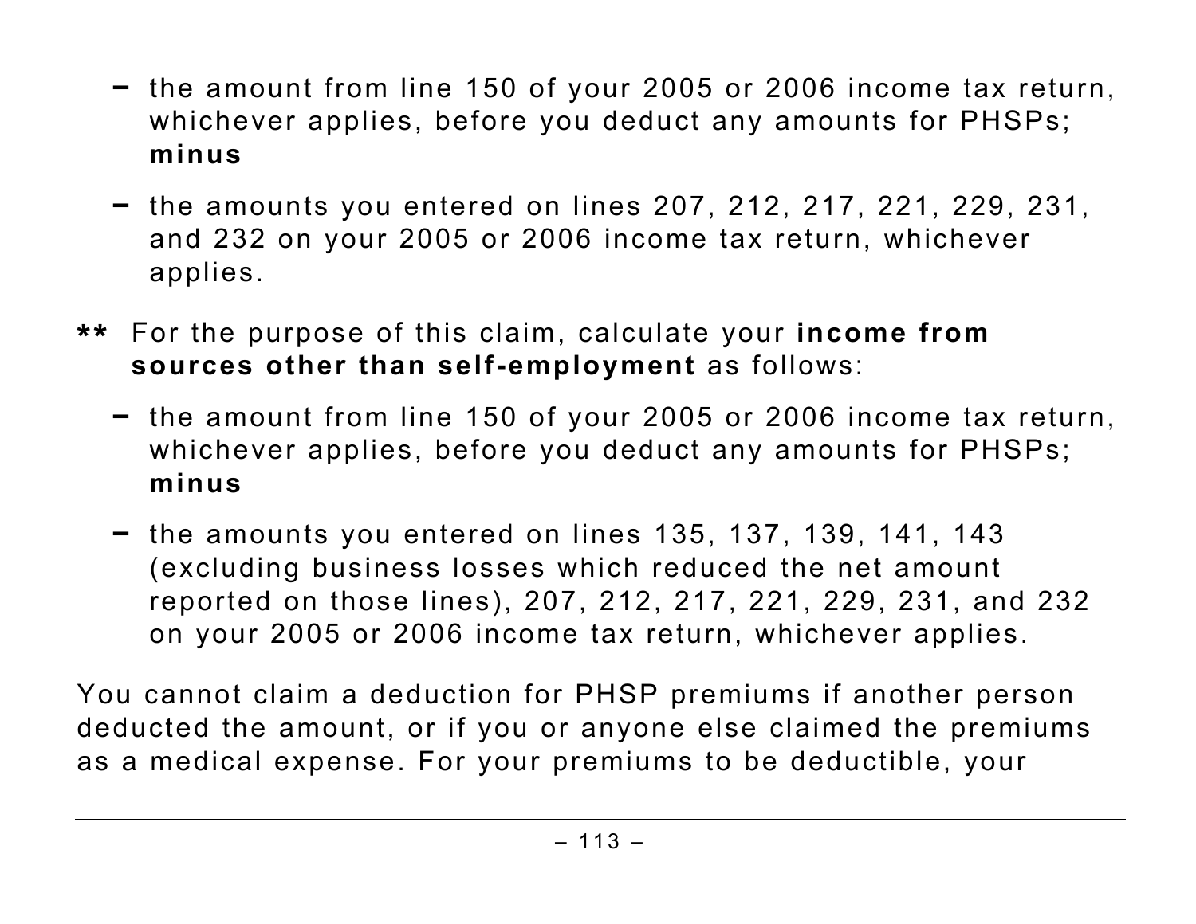- the amount from line 150 of your 2005 or 2006 income tax return, whichever applies, before you deduct any amounts for PHSPs; **minus**

- the amounts you entered on lines 207, 212, 217, 221, 229, 231, and 232 on your 2005 or 2006 income tax return, whichever applies.

** For the purpose of this claim, calculate your **income from sources other than self-employment** as follows:

- the amount from line 150 of your 2005 or 2006 income tax return, whichever applies, before you deduct any amounts for PHSPs; **minus**

- the amounts you entered on lines 135, 137, 139, 141, 143 (excluding business losses which reduced the net amount reported on those lines), 207, 212, 217, 221, 229, 231, and 232 on your 2005 or 2006 income tax return, whichever applies.

You cannot claim a deduction for PHSP premiums if another person deducted the amount, or if you or anyone else claimed the premiums as a medical expense. For your premiums to be deductible, your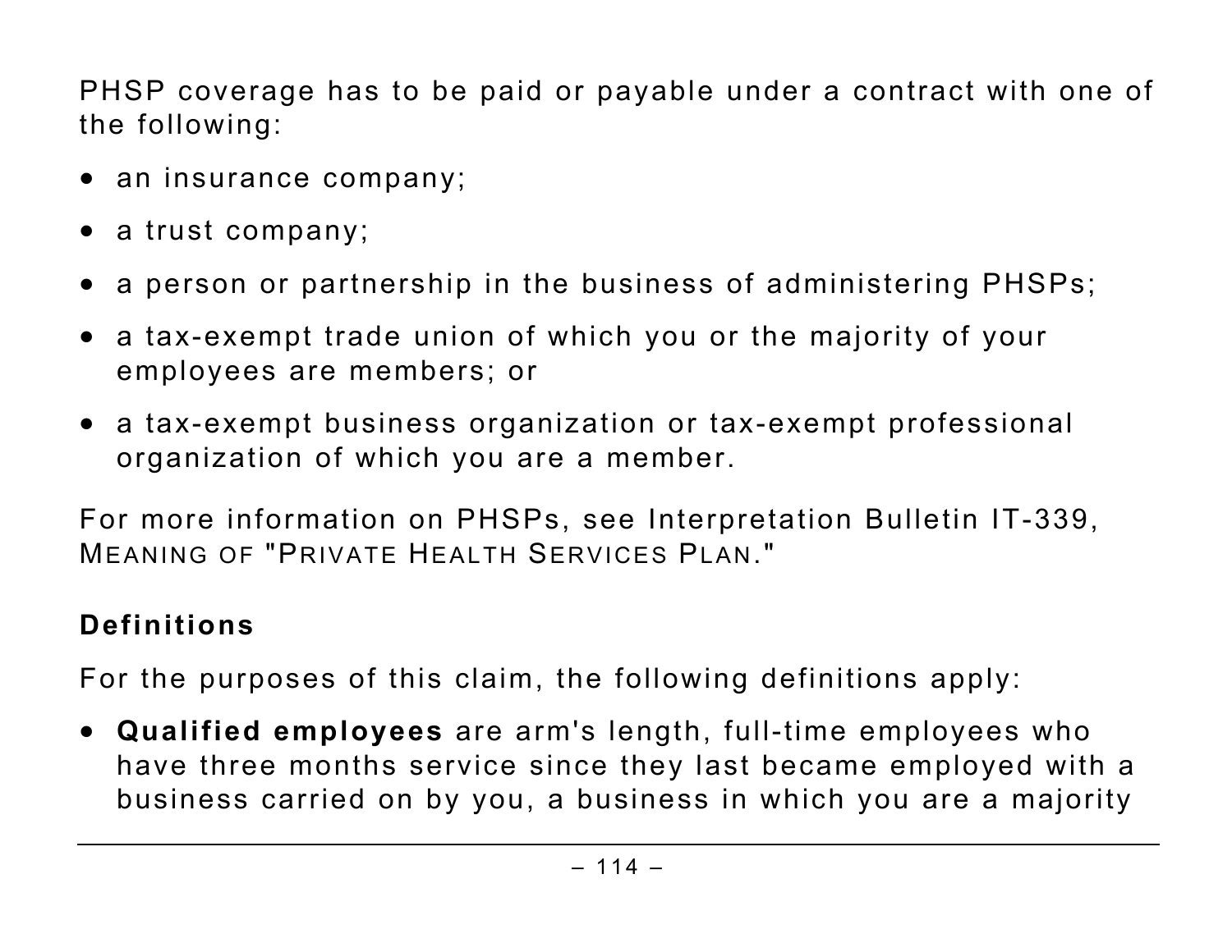PHSP coverage has to be paid or payable under a contract with one of the following:

- an insurance company;
- a trust company;
- a person or partnership in the business of administering PHSPs;
- a tax-exempt trade union of which you or the majority of your employees are members; or
- a tax-exempt business organization or tax-exempt professional organization of which you are a member.

For more information on PHSPs, see Interpretation Bulletin IT-339, MEANING OF "PRIVATE HEALTH SERVICES PLAN."

**Definitions**

For the purposes of this claim, the following definitions apply:

- **Qualified employees** are arm's length, full-time employees who have three months service since they last became employed with a business carried on by you, a business in which you are a majority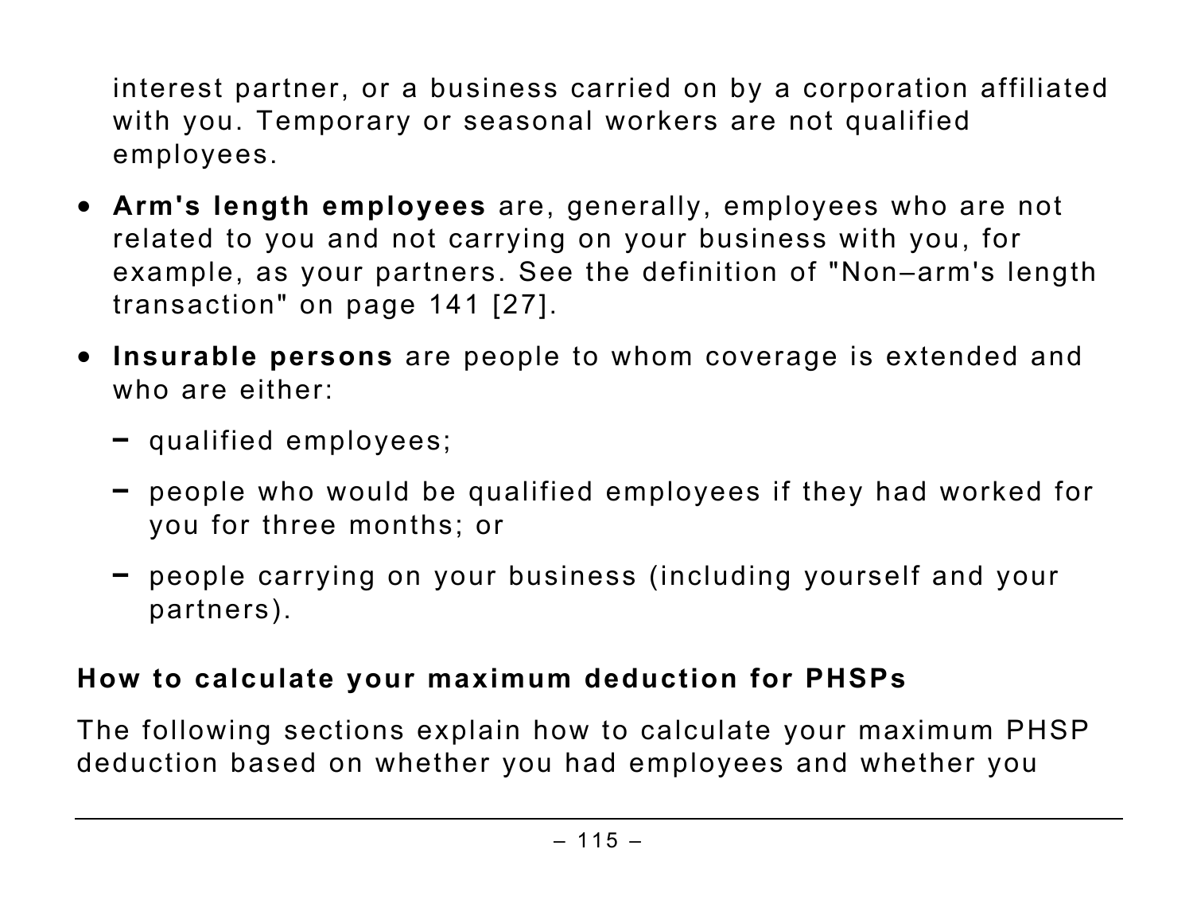interest partner, or a business carried on by a corporation affiliated with you. Temporary or seasonal workers are not qualified employees.

- **Arm's length employees** are, generally, employees who are not related to you and not carrying on your business with you, for example, as your partners. See the definition of "Non–arm's length transaction" on page 141 [27].

- **Insurable persons** are people to whom coverage is extended and who are either:

  - qualified employees;

  - people who would be qualified employees if they had worked for you for three months; or

  - people carrying on your business (including yourself and your partners).

**How to calculate your maximum deduction for PHSPs**

The following sections explain how to calculate your maximum PHSP deduction based on whether you had employees and whether you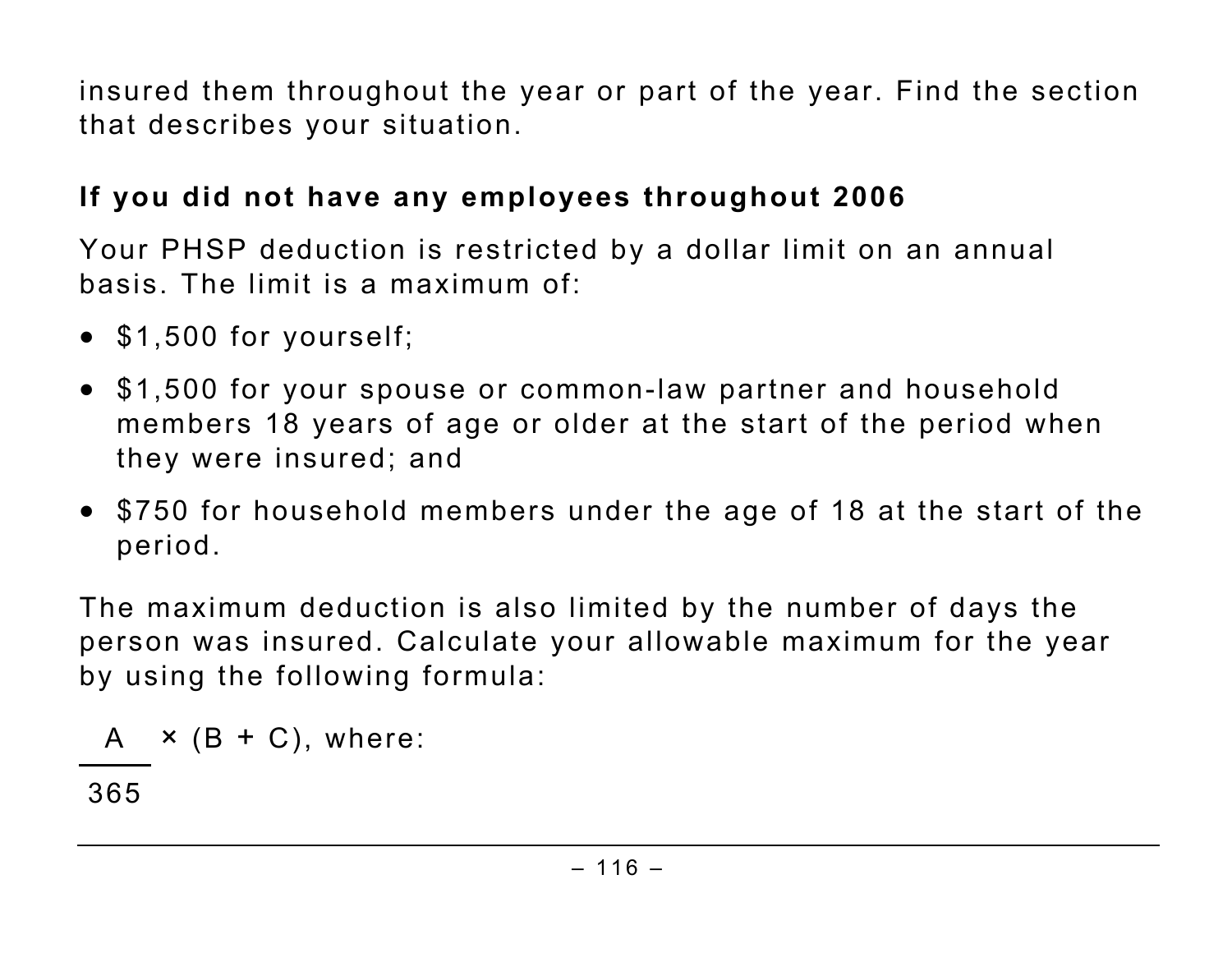insured them throughout the year or part of the year. Find the section that describes your situation.

### If you did not have any employees throughout 2006

Your PHSP deduction is restricted by a dollar limit on an annual basis. The limit is a maximum of:

- $1,500 for yourself;
- $1,500 for your spouse or common-law partner and household members 18 years of age or older at the start of the period when they were insured; and
- $750 for household members under the age of 18 at the start of the period.

The maximum deduction is also limited by the number of days the person was insured. Calculate your allowable maximum for the year by using the following formula:

$$\frac{A}{365} \times (B + C)\text{, where:}$$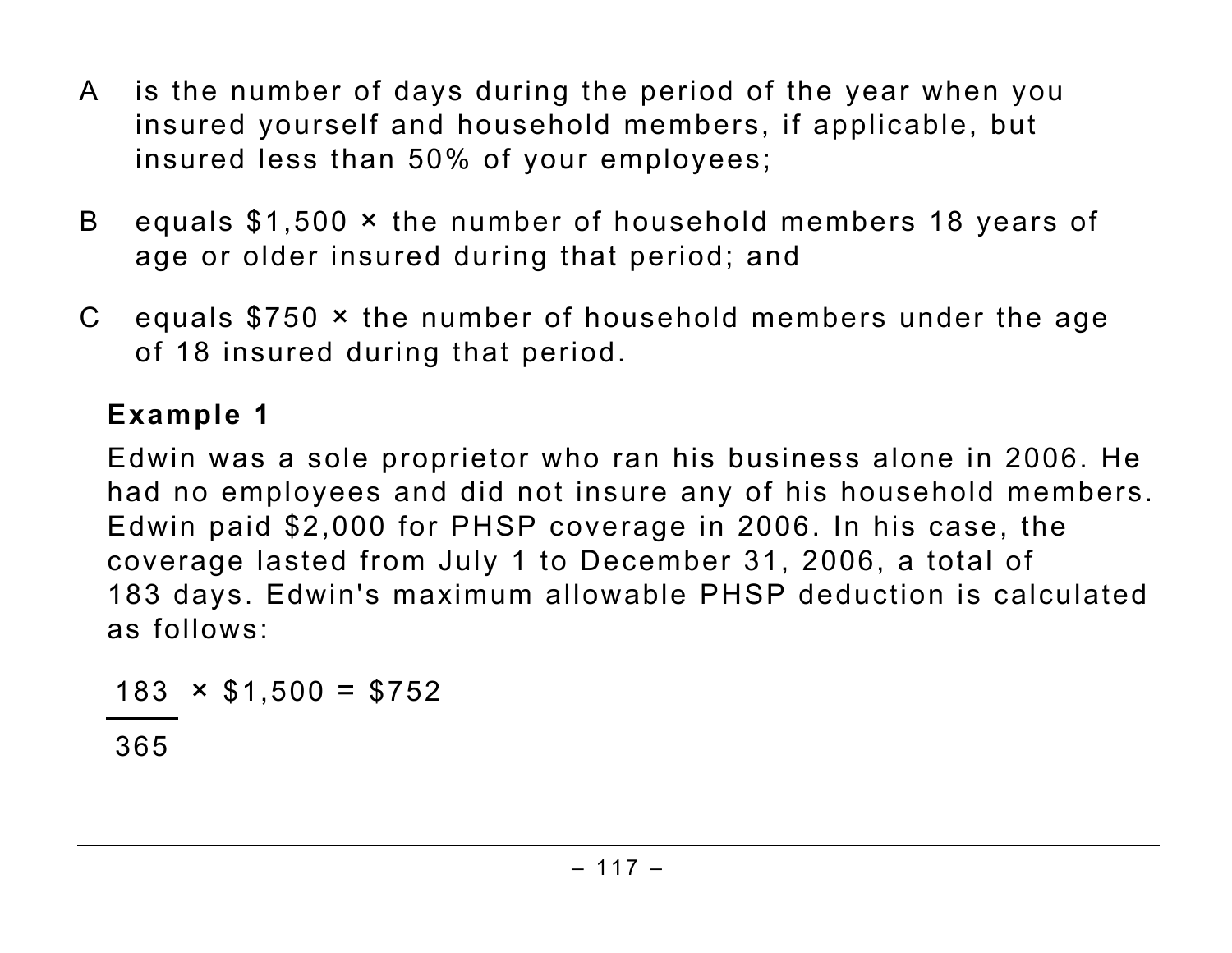A is the number of days during the period of the year when you insured yourself and household members, if applicable, but insured less than 50% of your employees;

B equals $1,500 × the number of household members 18 years of age or older insured during that period; and

C equals $750 × the number of household members under the age of 18 insured during that period.

**Example 1**

Edwin was a sole proprietor who ran his business alone in 2006. He had no employees and did not insure any of his household members. Edwin paid $2,000 for PHSP coverage in 2006. In his case, the coverage lasted from July 1 to December 31, 2006, a total of 183 days. Edwin's maximum allowable PHSP deduction is calculated as follows:

$$\frac{183}{365} \times \$1,500 = \$752$$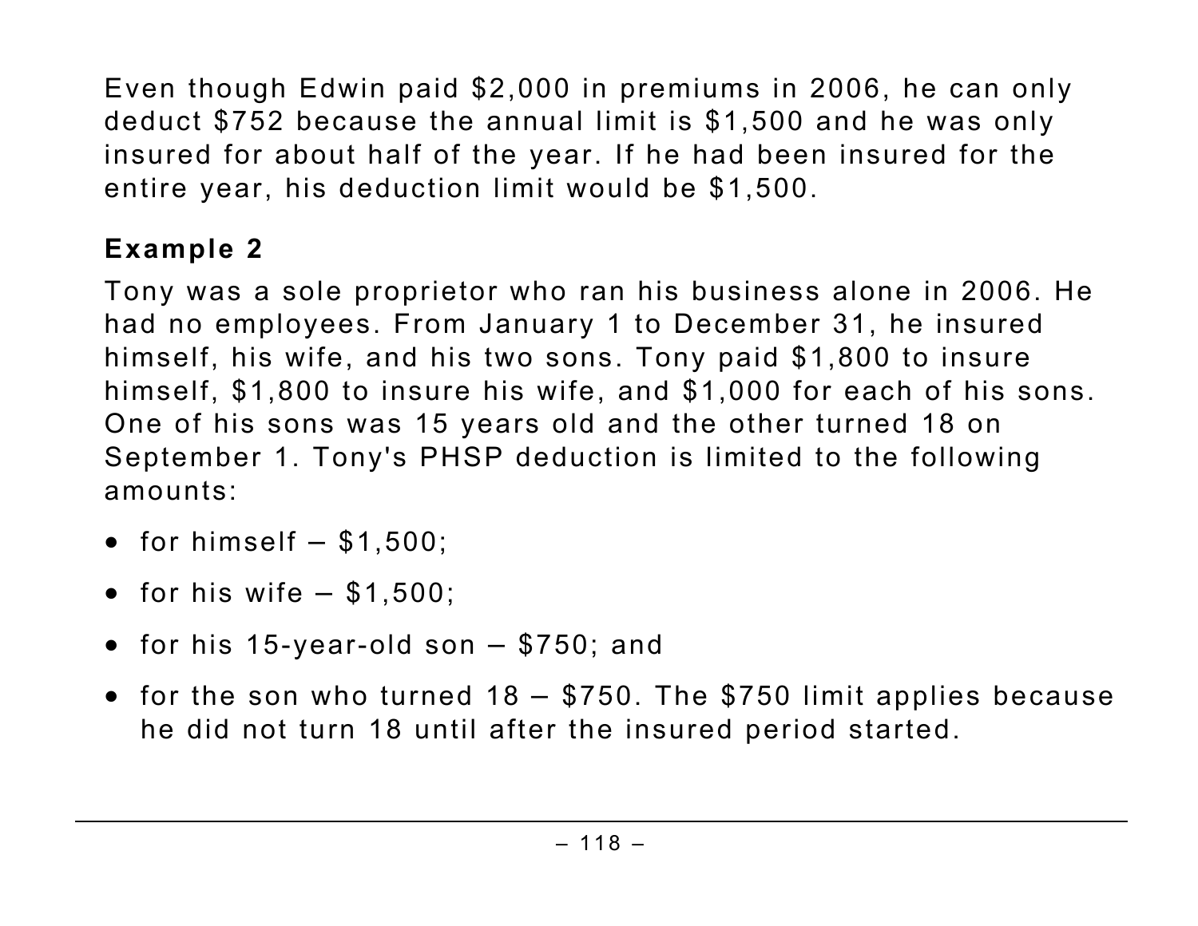Even though Edwin paid $2,000 in premiums in 2006, he can only deduct $752 because the annual limit is $1,500 and he was only insured for about half of the year. If he had been insured for the entire year, his deduction limit would be $1,500.

### Example 2

Tony was a sole proprietor who ran his business alone in 2006. He had no employees. From January 1 to December 31, he insured himself, his wife, and his two sons. Tony paid $1,800 to insure himself, $1,800 to insure his wife, and $1,000 for each of his sons. One of his sons was 15 years old and the other turned 18 on September 1. Tony's PHSP deduction is limited to the following amounts:

- for himself – $1,500;
- for his wife – $1,500;
- for his 15-year-old son – $750; and
- for the son who turned 18 – $750. The $750 limit applies because he did not turn 18 until after the insured period started.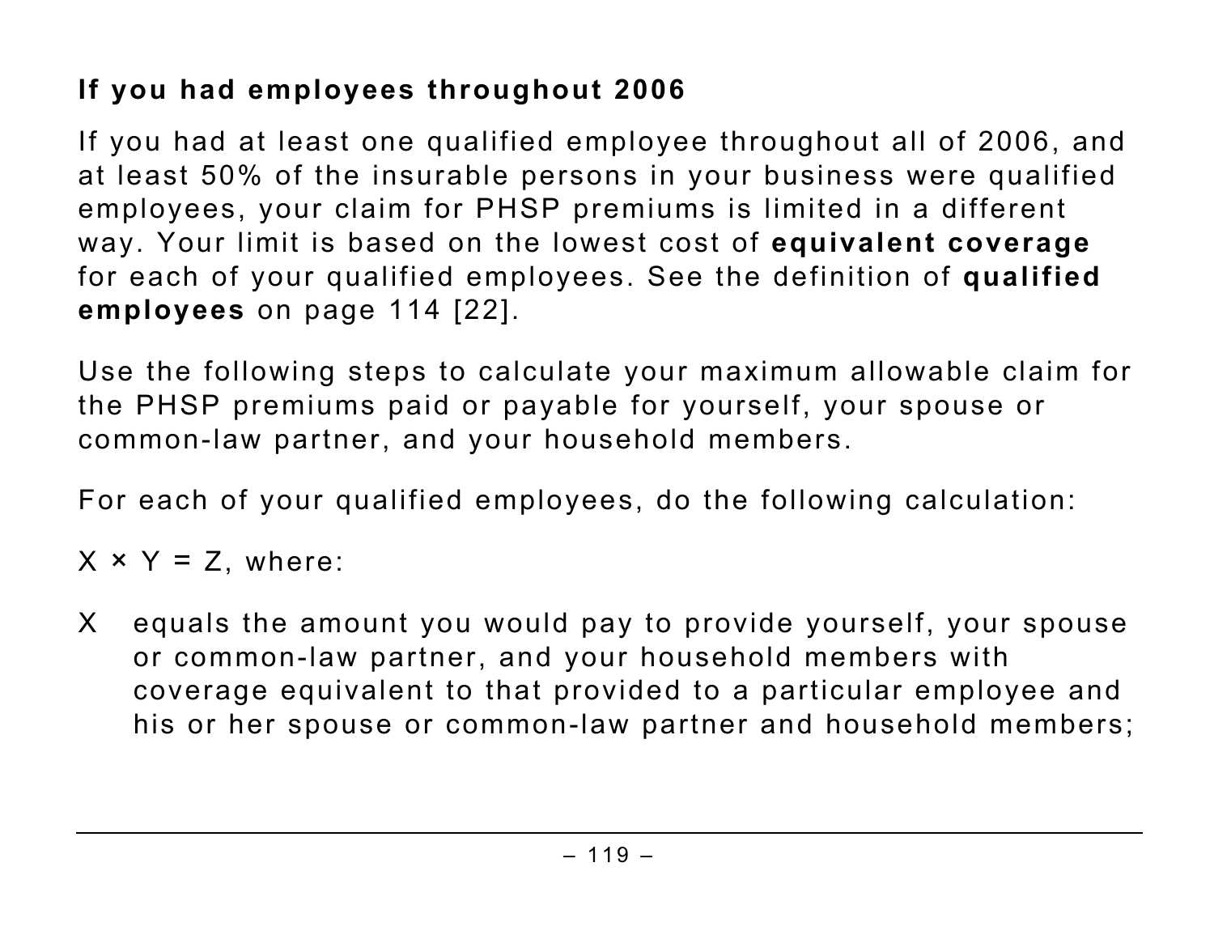### If you had employees throughout 2006

If you had at least one qualified employee throughout all of 2006, and at least 50% of the insurable persons in your business were qualified employees, your claim for PHSP premiums is limited in a different way. Your limit is based on the lowest cost of **equivalent coverage** for each of your qualified employees. See the definition of **qualified employees** on page 114 [22].

Use the following steps to calculate your maximum allowable claim for the PHSP premiums paid or payable for yourself, your spouse or common-law partner, and your household members.

For each of your qualified employees, do the following calculation:

$X \times Y = Z$, where:

X equals the amount you would pay to provide yourself, your spouse or common-law partner, and your household members with coverage equivalent to that provided to a particular employee and his or her spouse or common-law partner and household members;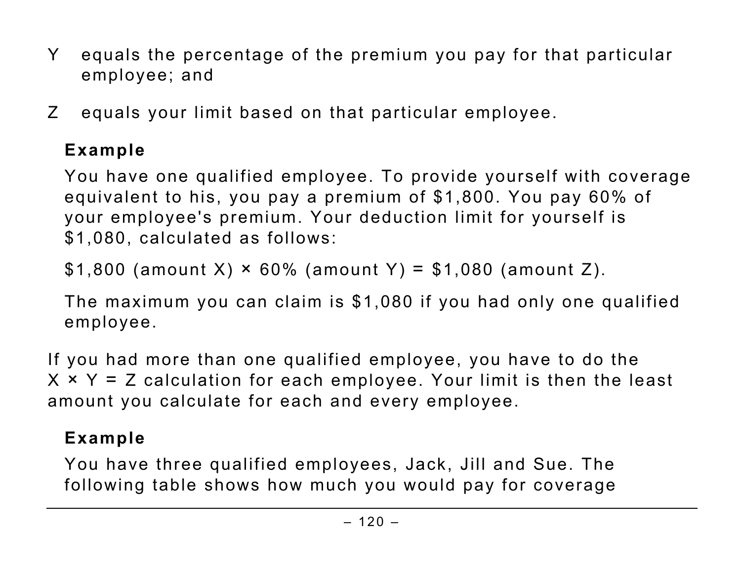Y equals the percentage of the premium you pay for that particular employee; and

Z equals your limit based on that particular employee.

**Example**

You have one qualified employee. To provide yourself with coverage equivalent to his, you pay a premium of $1,800. You pay 60% of your employee's premium. Your deduction limit for yourself is $1,080, calculated as follows:

$1,800 (amount X) × 60% (amount Y) = $1,080 (amount Z).

The maximum you can claim is $1,080 if you had only one qualified employee.

If you had more than one qualified employee, you have to do the X × Y = Z calculation for each employee. Your limit is then the least amount you calculate for each and every employee.

**Example**

You have three qualified employees, Jack, Jill and Sue. The following table shows how much you would pay for coverage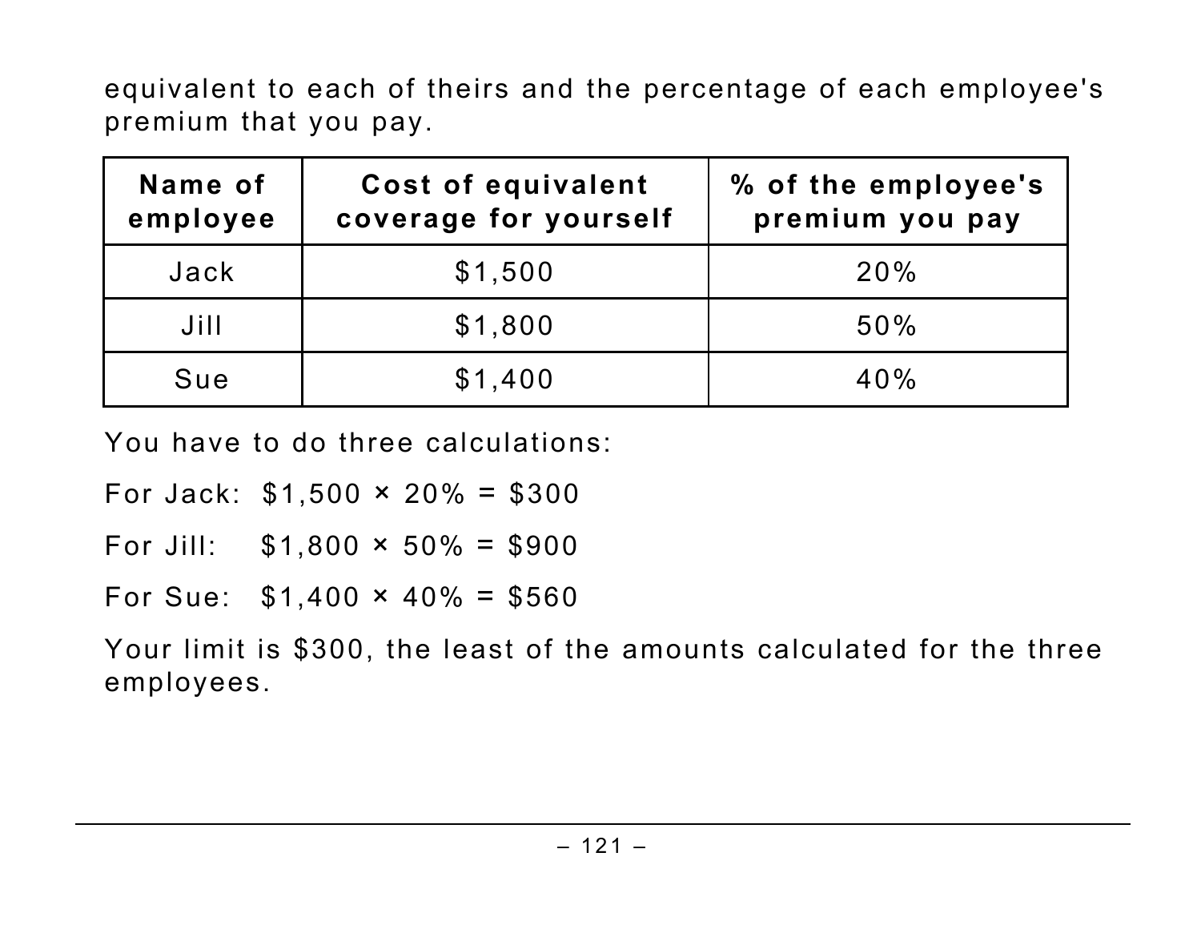equivalent to each of theirs and the percentage of each employee's premium that you pay.

| Name of employee | Cost of equivalent coverage for yourself | % of the employee's premium you pay |
|---|---|---|
| Jack | $1,500 | 20% |
| Jill | $1,800 | 50% |
| Sue | $1,400 | 40% |

You have to do three calculations:

For Jack: $1,500 × 20% = $300

For Jill: $1,800 × 50% = $900

For Sue: $1,400 × 40% = $560

Your limit is $300, the least of the amounts calculated for the three employees.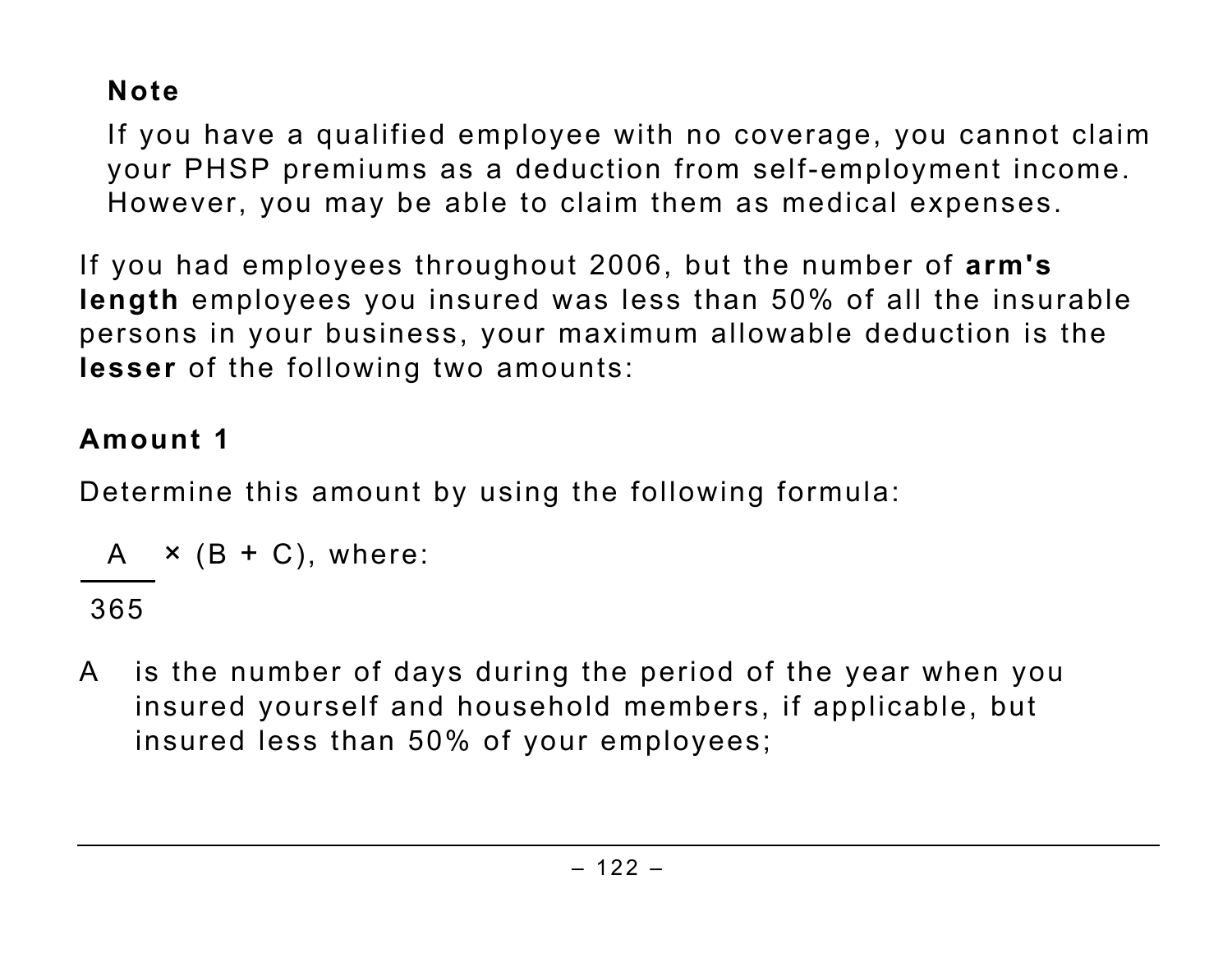**Note**

If you have a qualified employee with no coverage, you cannot claim your PHSP premiums as a deduction from self-employment income. However, you may be able to claim them as medical expenses.

If you had employees throughout 2006, but the number of **arm's length** employees you insured was less than 50% of all the insurable persons in your business, your maximum allowable deduction is the **lesser** of the following two amounts:

**Amount 1**

Determine this amount by using the following formula:

$$\frac{A}{365} \times (B + C), \text{ where:}$$

A is the number of days during the period of the year when you insured yourself and household members, if applicable, but insured less than 50% of your employees;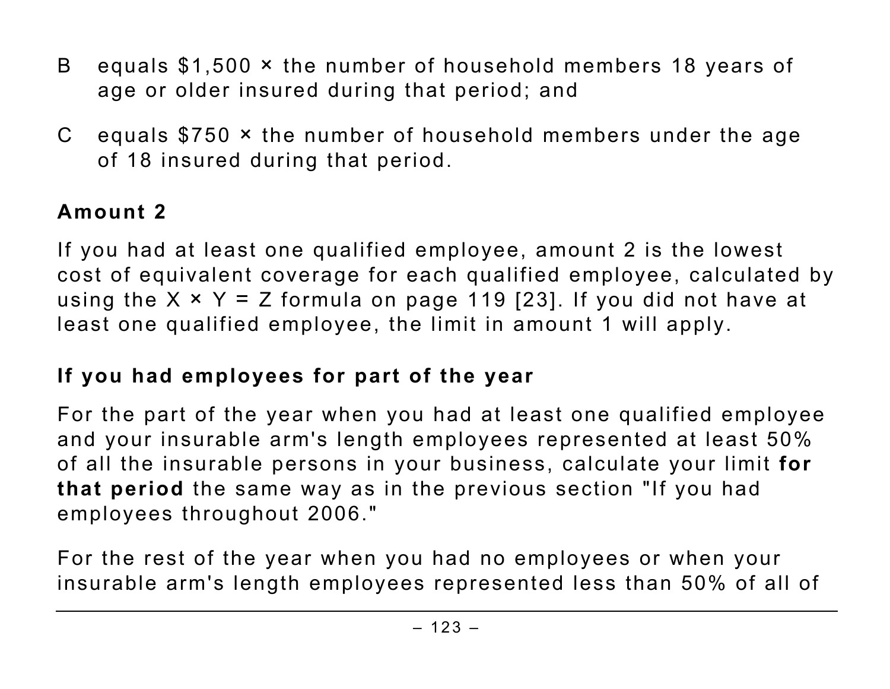B equals \$1,500 × the number of household members 18 years of age or older insured during that period; and

C equals \$750 × the number of household members under the age of 18 insured during that period.

**Amount 2**

If you had at least one qualified employee, amount 2 is the lowest cost of equivalent coverage for each qualified employee, calculated by using the X × Y = Z formula on page 119 [23]. If you did not have at least one qualified employee, the limit in amount 1 will apply.

**If you had employees for part of the year**

For the part of the year when you had at least one qualified employee and your insurable arm's length employees represented at least 50% of all the insurable persons in your business, calculate your limit **for that period** the same way as in the previous section "If you had employees throughout 2006."

For the rest of the year when you had no employees or when your insurable arm's length employees represented less than 50% of all of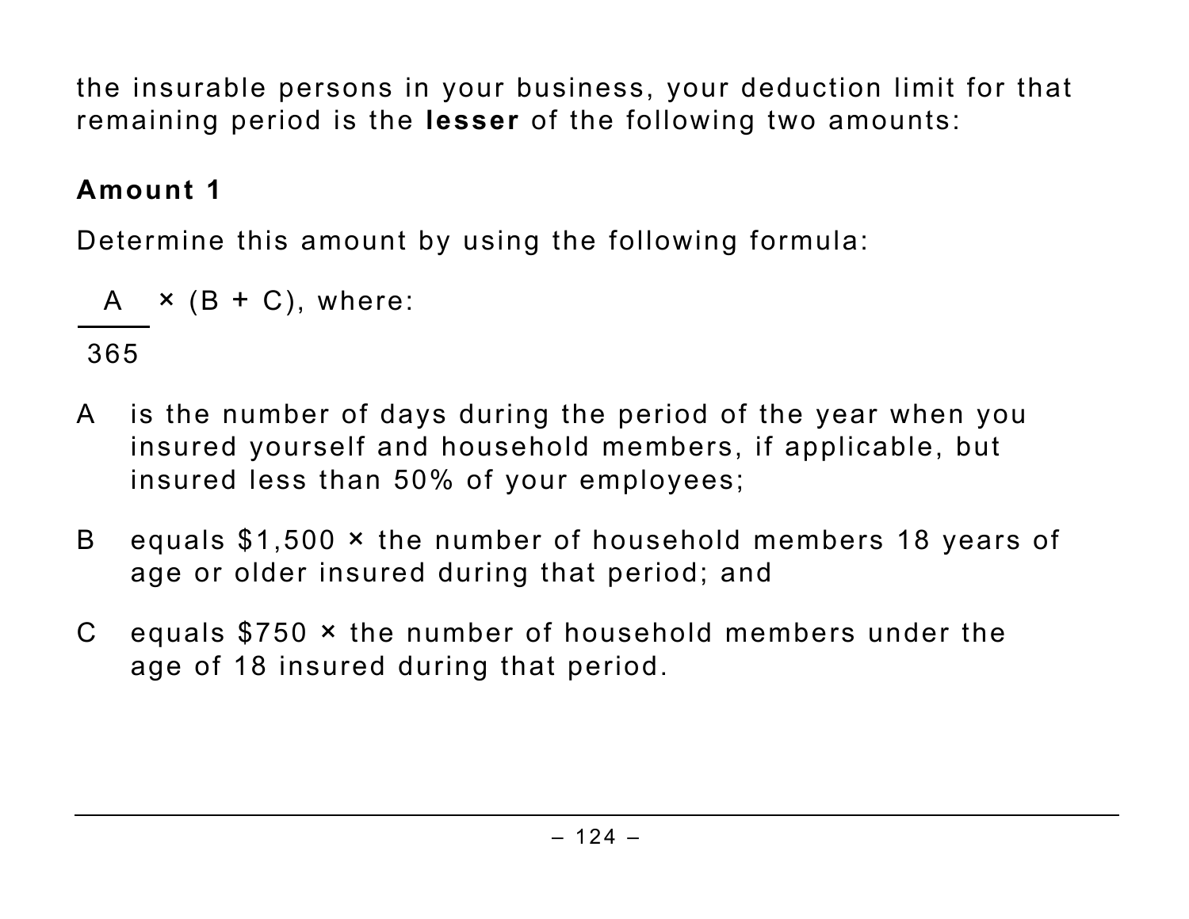the insurable persons in your business, your deduction limit for that remaining period is the **lesser** of the following two amounts:

### Amount 1

Determine this amount by using the following formula:

$$\frac{A}{365} \times (B + C)\text{, where:}$$

A is the number of days during the period of the year when you insured yourself and household members, if applicable, but insured less than 50% of your employees;

B equals $1,500 × the number of household members 18 years of age or older insured during that period; and

C equals $750 × the number of household members under the age of 18 insured during that period.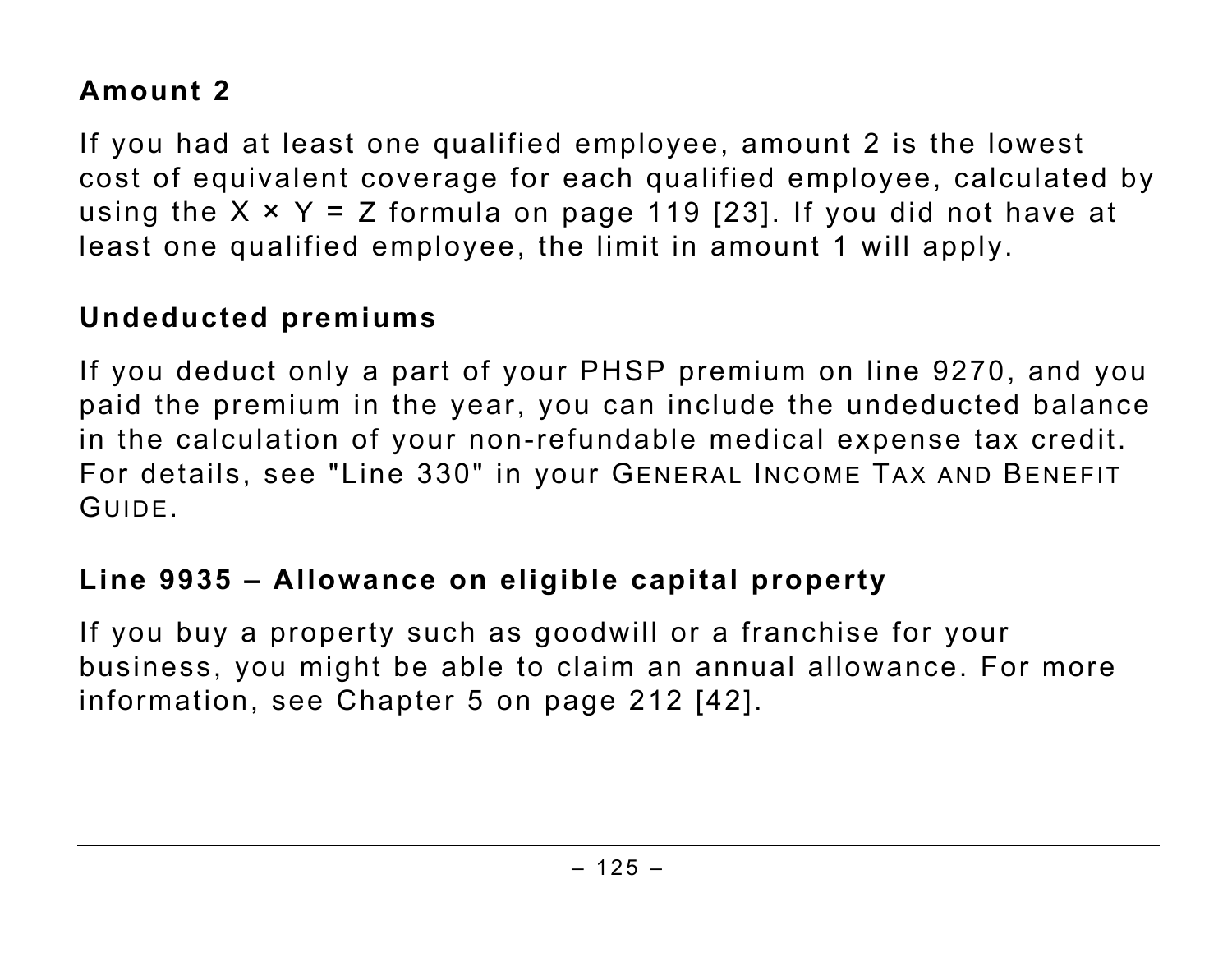### Amount 2

If you had at least one qualified employee, amount 2 is the lowest cost of equivalent coverage for each qualified employee, calculated by using the $X \times Y = Z$ formula on page 119 [23]. If you did not have at least one qualified employee, the limit in amount 1 will apply.

### Undeducted premiums

If you deduct only a part of your PHSP premium on line 9270, and you paid the premium in the year, you can include the undeducted balance in the calculation of your non-refundable medical expense tax credit. For details, see "Line 330" in your GENERAL INCOME TAX AND BENEFIT GUIDE.

### Line 9935 – Allowance on eligible capital property

If you buy a property such as goodwill or a franchise for your business, you might be able to claim an annual allowance. For more information, see Chapter 5 on page 212 [42].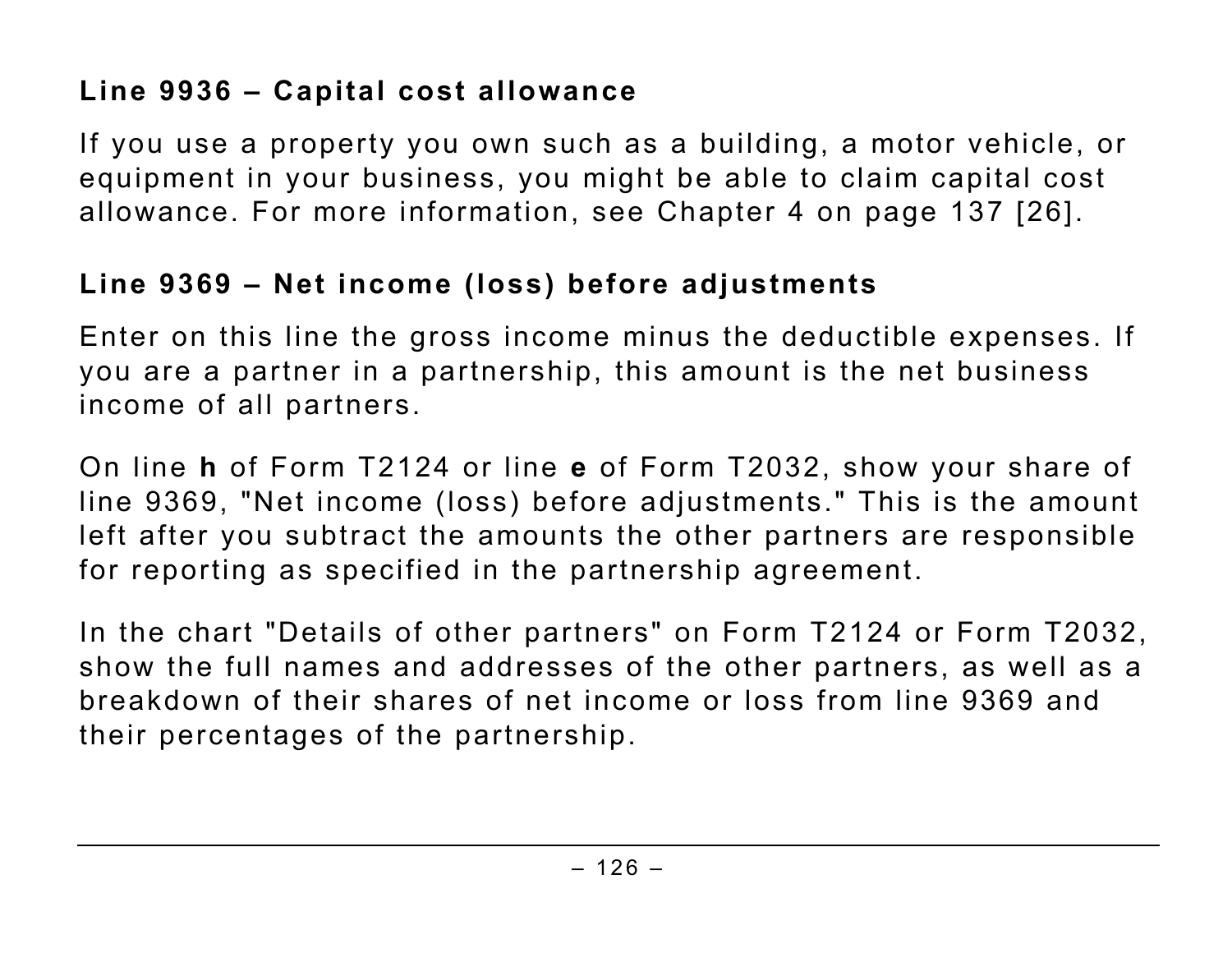### Line 9936 – Capital cost allowance

If you use a property you own such as a building, a motor vehicle, or equipment in your business, you might be able to claim capital cost allowance. For more information, see Chapter 4 on page 137 [26].

### Line 9369 – Net income (loss) before adjustments

Enter on this line the gross income minus the deductible expenses. If you are a partner in a partnership, this amount is the net business income of all partners.

On line **h** of Form T2124 or line **e** of Form T2032, show your share of line 9369, "Net income (loss) before adjustments." This is the amount left after you subtract the amounts the other partners are responsible for reporting as specified in the partnership agreement.

In the chart "Details of other partners" on Form T2124 or Form T2032, show the full names and addresses of the other partners, as well as a breakdown of their shares of net income or loss from line 9369 and their percentages of the partnership.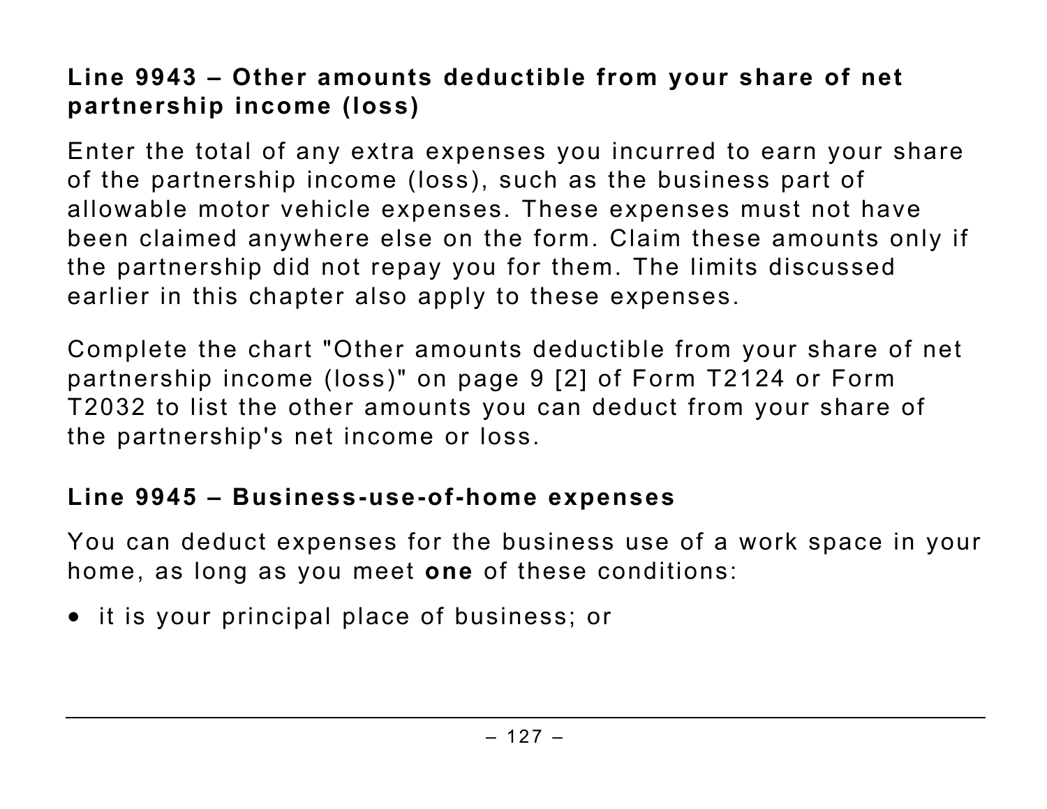### Line 9943 – Other amounts deductible from your share of net partnership income (loss)

Enter the total of any extra expenses you incurred to earn your share of the partnership income (loss), such as the business part of allowable motor vehicle expenses. These expenses must not have been claimed anywhere else on the form. Claim these amounts only if the partnership did not repay you for them. The limits discussed earlier in this chapter also apply to these expenses.

Complete the chart "Other amounts deductible from your share of net partnership income (loss)" on page 9 [2] of Form T2124 or Form T2032 to list the other amounts you can deduct from your share of the partnership's net income or loss.

### Line 9945 – Business-use-of-home expenses

You can deduct expenses for the business use of a work space in your home, as long as you meet **one** of these conditions:

- it is your principal place of business; or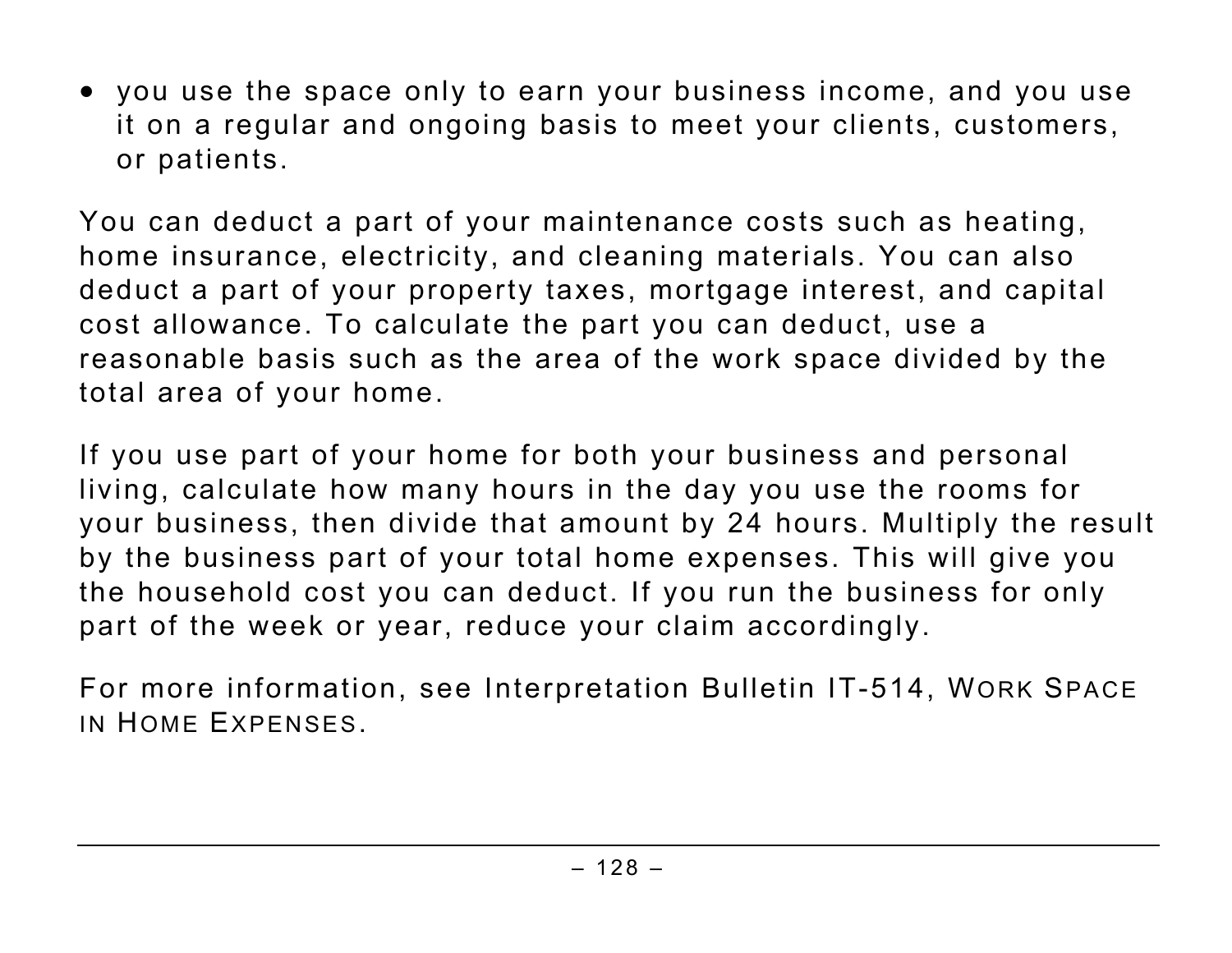- you use the space only to earn your business income, and you use it on a regular and ongoing basis to meet your clients, customers, or patients.

You can deduct a part of your maintenance costs such as heating, home insurance, electricity, and cleaning materials. You can also deduct a part of your property taxes, mortgage interest, and capital cost allowance. To calculate the part you can deduct, use a reasonable basis such as the area of the work space divided by the total area of your home.

If you use part of your home for both your business and personal living, calculate how many hours in the day you use the rooms for your business, then divide that amount by 24 hours. Multiply the result by the business part of your total home expenses. This will give you the household cost you can deduct. If you run the business for only part of the week or year, reduce your claim accordingly.

For more information, see Interpretation Bulletin IT-514, *Work Space in Home Expenses*.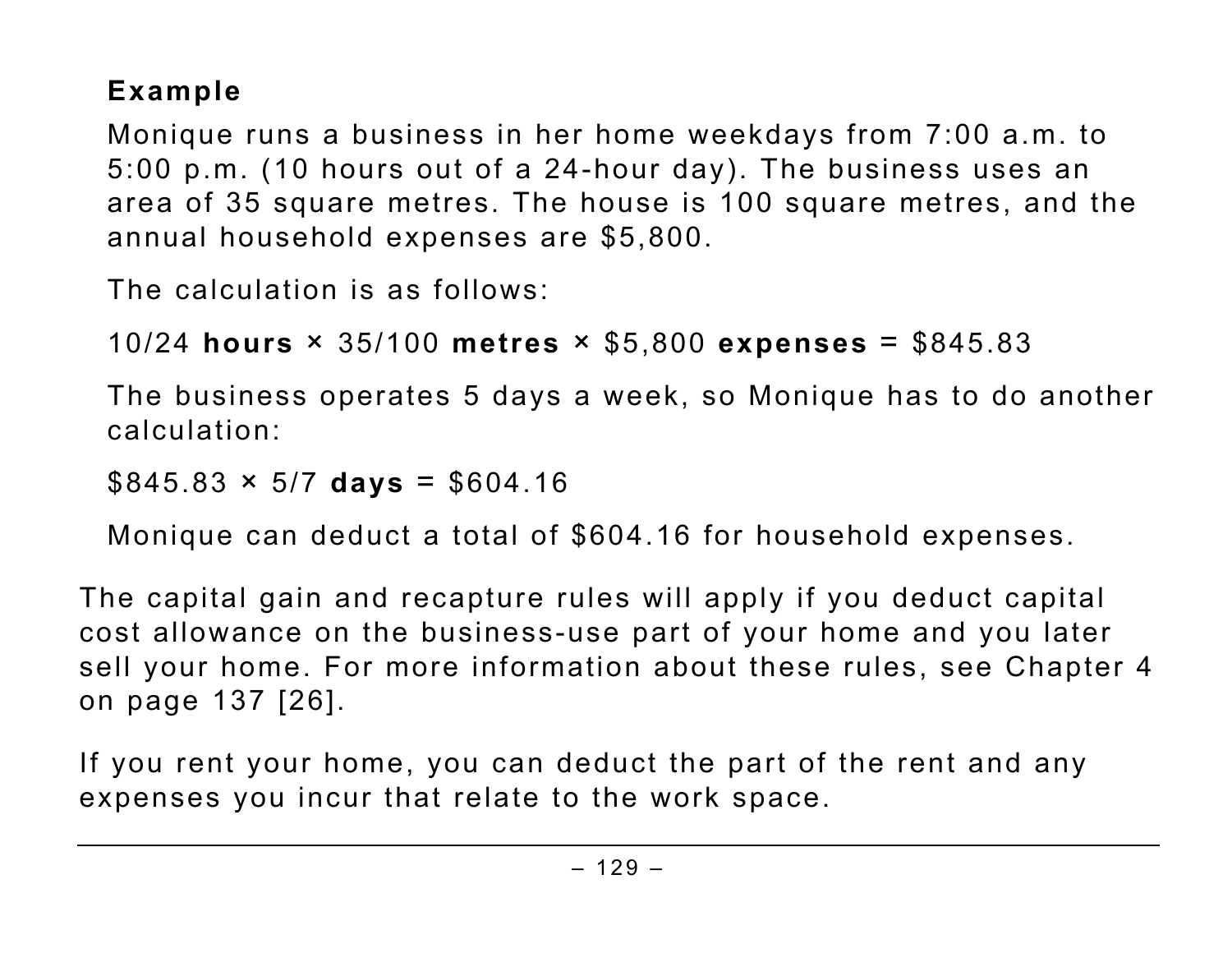**Example**

Monique runs a business in her home weekdays from 7:00 a.m. to 5:00 p.m. (10 hours out of a 24-hour day). The business uses an area of 35 square metres. The house is 100 square metres, and the annual household expenses are $5,800.

The calculation is as follows:

10/24 **hours** × 35/100 **metres** × $5,800 **expenses** = $845.83

The business operates 5 days a week, so Monique has to do another calculation:

$845.83 × 5/7 **days** = $604.16

Monique can deduct a total of $604.16 for household expenses.

The capital gain and recapture rules will apply if you deduct capital cost allowance on the business-use part of your home and you later sell your home. For more information about these rules, see Chapter 4 on page 137 [26].

If you rent your home, you can deduct the part of the rent and any expenses you incur that relate to the work space.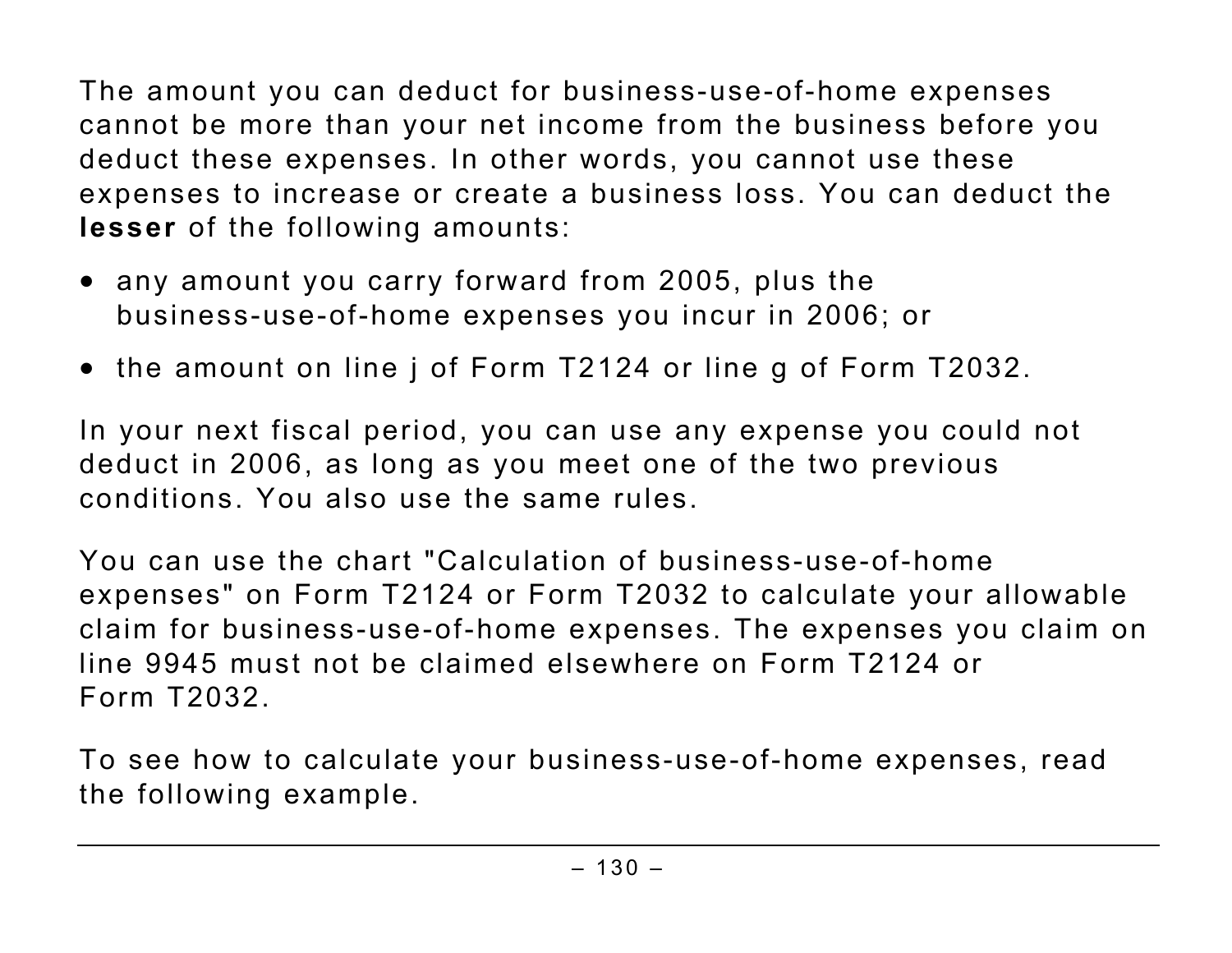The amount you can deduct for business-use-of-home expenses cannot be more than your net income from the business before you deduct these expenses. In other words, you cannot use these expenses to increase or create a business loss. You can deduct the **lesser** of the following amounts:

- any amount you carry forward from 2005, plus the business-use-of-home expenses you incur in 2006; or
- the amount on line j of Form T2124 or line g of Form T2032.

In your next fiscal period, you can use any expense you could not deduct in 2006, as long as you meet one of the two previous conditions. You also use the same rules.

You can use the chart "Calculation of business-use-of-home expenses" on Form T2124 or Form T2032 to calculate your allowable claim for business-use-of-home expenses. The expenses you claim on line 9945 must not be claimed elsewhere on Form T2124 or Form T2032.

To see how to calculate your business-use-of-home expenses, read the following example.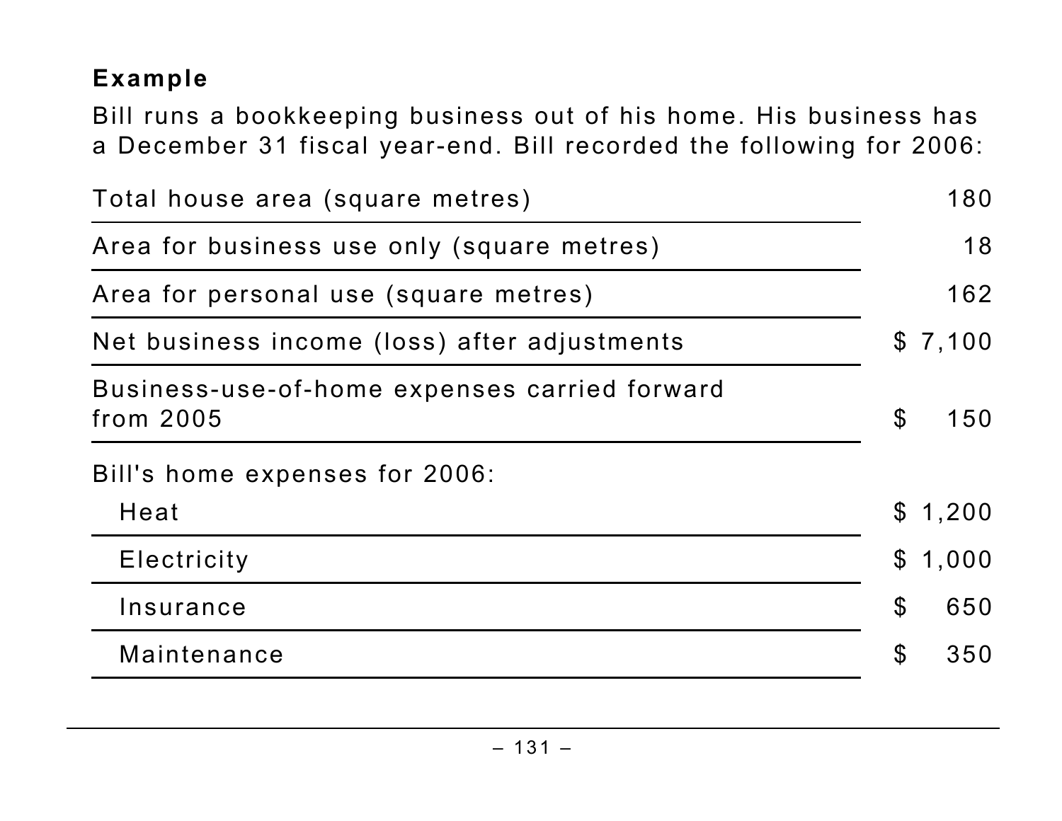**Example**

Bill runs a bookkeeping business out of his home. His business has a December 31 fiscal year-end. Bill recorded the following for 2006:

| | |
|---|---|
| Total house area (square metres) | 180 |
| Area for business use only (square metres) | 18 |
| Area for personal use (square metres) | 162 |
| Net business income (loss) after adjustments | $ 7,100 |
| Business-use-of-home expenses carried forward from 2005 | $ 150 |
| Bill's home expenses for 2006: | |
| Heat | $ 1,200 |
| Electricity | $ 1,000 |
| Insurance | $ 650 |
| Maintenance | $ 350 |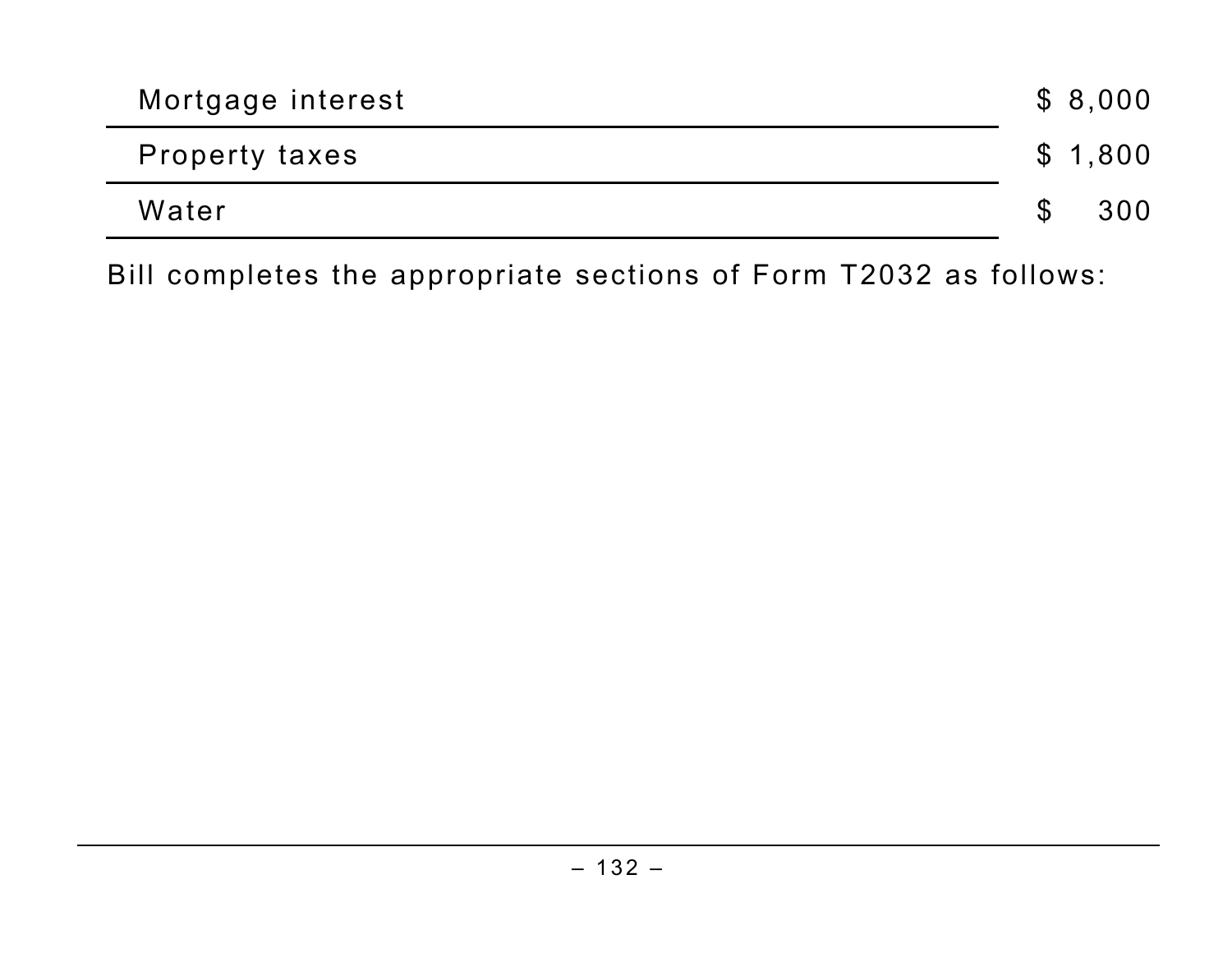| | |
|---|---|
| Mortgage interest | $ 8,000 |
| Property taxes | $ 1,800 |
| Water | $ 300 |

Bill completes the appropriate sections of Form T2032 as follows: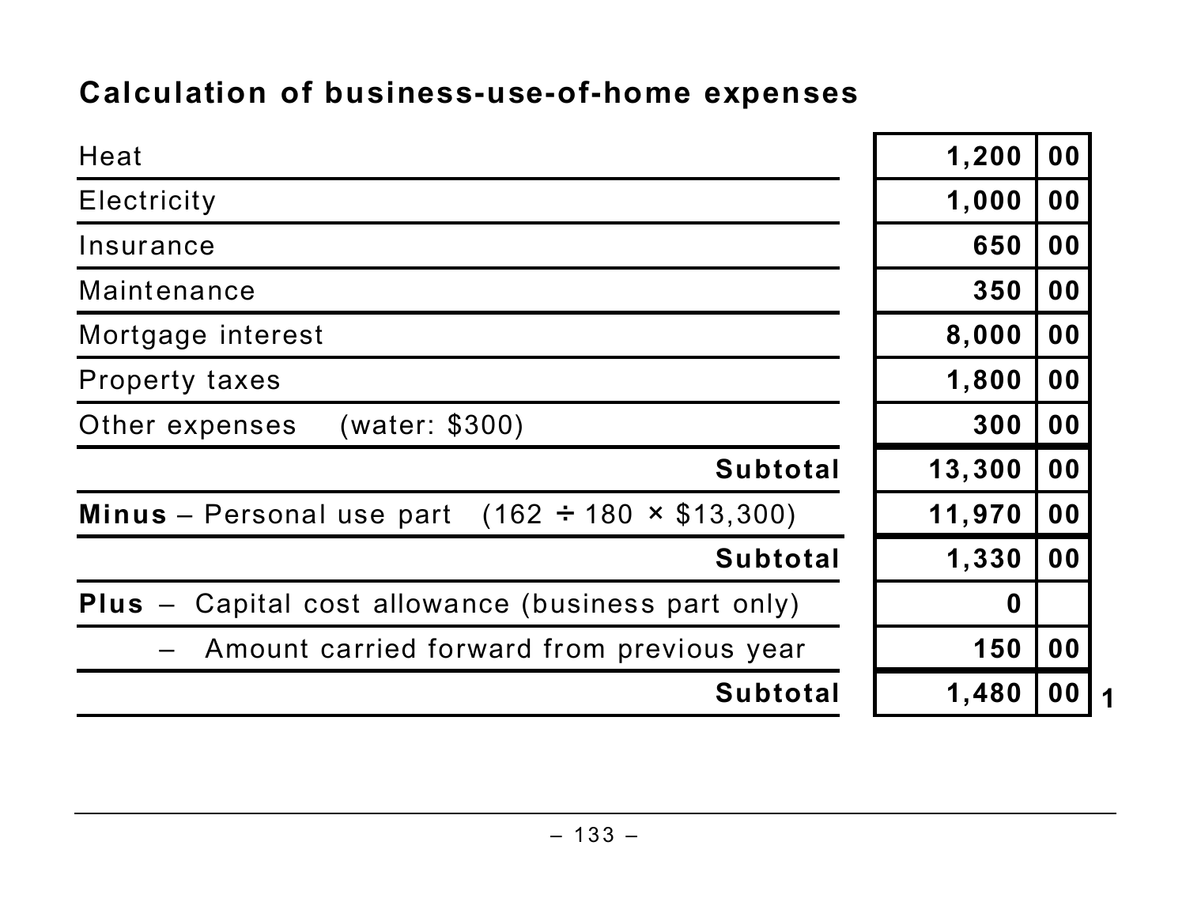## Calculation of business-use-of-home expenses

| Item | Amount | Cents | |
|---|---|---|---|
| Heat | 1,200 | 00 | |
| Electricity | 1,000 | 00 | |
| Insurance | 650 | 00 | |
| Maintenance | 350 | 00 | |
| Mortgage interest | 8,000 | 00 | |
| Property taxes | 1,800 | 00 | |
| Other expenses (water: $300) | 300 | 00 | |
| **Subtotal** | 13,300 | 00 | |
| **Minus** – Personal use part (162 ÷ 180 × $13,300) | 11,970 | 00 | |
| **Subtotal** | 1,330 | 00 | |
| **Plus** – Capital cost allowance (business part only) | 0 | | |
| – Amount carried forward from previous year | 150 | 00 | |
| **Subtotal** | 1,480 | 00 | 1 |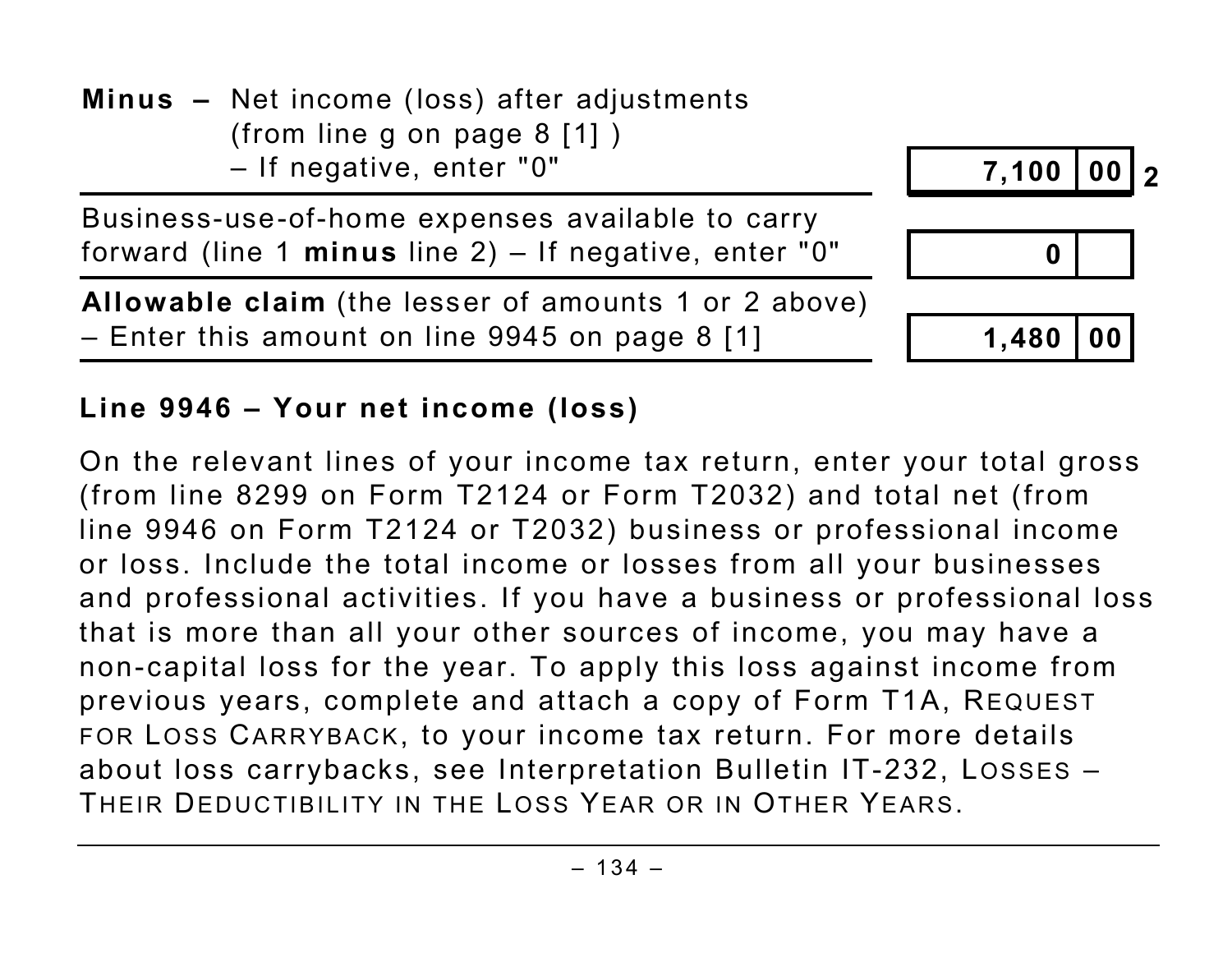| | | |
|---|---|---|
| **Minus** – Net income (loss) after adjustments (from line g on page 8 [1] ) – If negative, enter "0" | 7,100 00 | 2 |
| Business-use-of-home expenses available to carry forward (line 1 **minus** line 2) – If negative, enter "0" | 0 | |
| **Allowable claim** (the lesser of amounts 1 or 2 above) – Enter this amount on line 9945 on page 8 [1] | 1,480 00 | |

**Line 9946 – Your net income (loss)**

On the relevant lines of your income tax return, enter your total gross (from line 8299 on Form T2124 or Form T2032) and total net (from line 9946 on Form T2124 or T2032) business or professional income or loss. Include the total income or losses from all your businesses and professional activities. If you have a business or professional loss that is more than all your other sources of income, you may have a non-capital loss for the year. To apply this loss against income from previous years, complete and attach a copy of Form T1A, REQUEST FOR LOSS CARRYBACK, to your income tax return. For more details about loss carrybacks, see Interpretation Bulletin IT-232, LOSSES – THEIR DEDUCTIBILITY IN THE LOSS YEAR OR IN OTHER YEARS.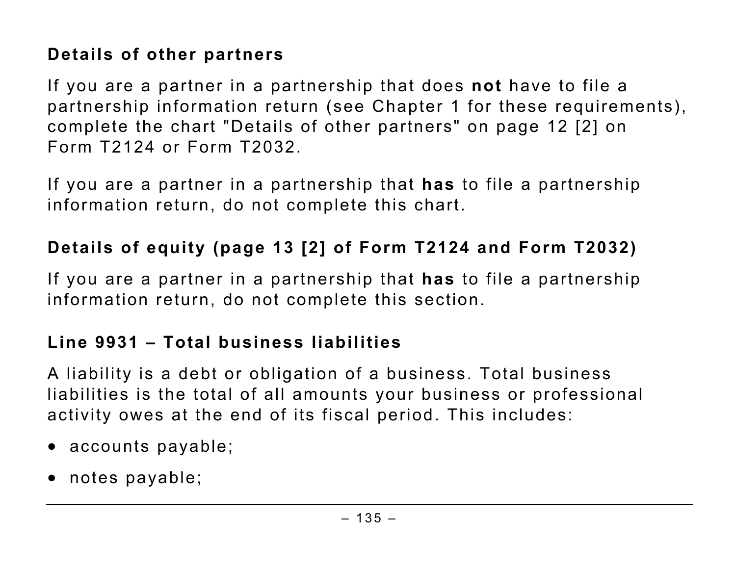### Details of other partners

If you are a partner in a partnership that does **not** have to file a partnership information return (see Chapter 1 for these requirements), complete the chart "Details of other partners" on page 12 [2] on Form T2124 or Form T2032.

If you are a partner in a partnership that **has** to file a partnership information return, do not complete this chart.

### Details of equity (page 13 [2] of Form T2124 and Form T2032)

If you are a partner in a partnership that **has** to file a partnership information return, do not complete this section.

### Line 9931 – Total business liabilities

A liability is a debt or obligation of a business. Total business liabilities is the total of all amounts your business or professional activity owes at the end of its fiscal period. This includes:

- accounts payable;
- notes payable;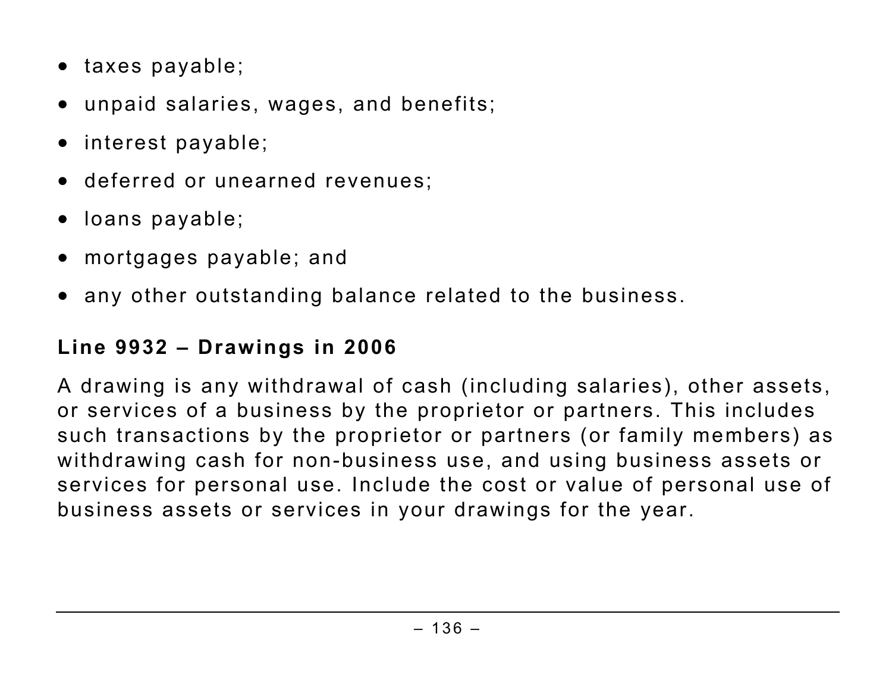- taxes payable;
- unpaid salaries, wages, and benefits;
- interest payable;
- deferred or unearned revenues;
- loans payable;
- mortgages payable; and
- any other outstanding balance related to the business.

### Line 9932 – Drawings in 2006

A drawing is any withdrawal of cash (including salaries), other assets, or services of a business by the proprietor or partners. This includes such transactions by the proprietor or partners (or family members) as withdrawing cash for non-business use, and using business assets or services for personal use. Include the cost or value of personal use of business assets or services in your drawings for the year.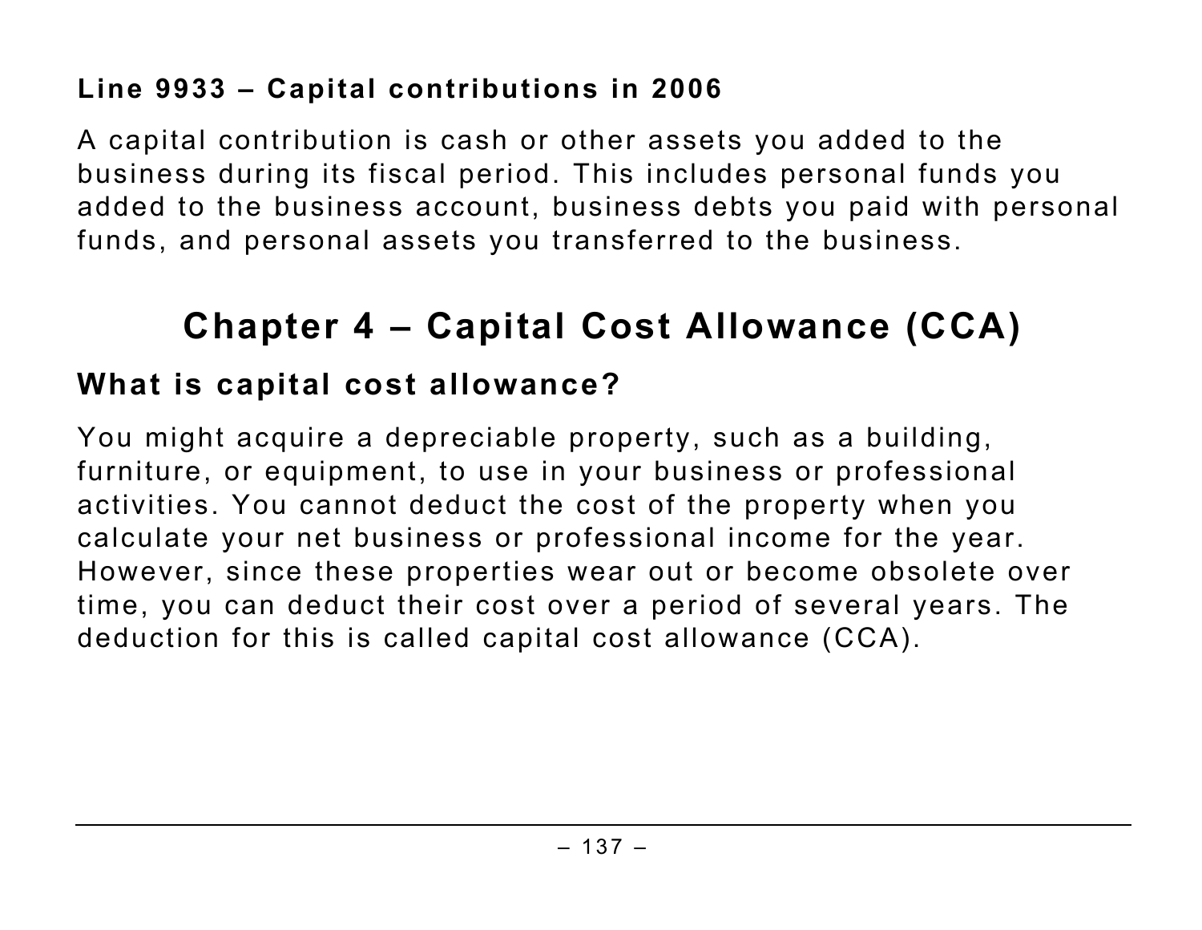### Line 9933 – Capital contributions in 2006

A capital contribution is cash or other assets you added to the business during its fiscal period. This includes personal funds you added to the business account, business debts you paid with personal funds, and personal assets you transferred to the business.

# Chapter 4 – Capital Cost Allowance (CCA)

## What is capital cost allowance?

You might acquire a depreciable property, such as a building, furniture, or equipment, to use in your business or professional activities. You cannot deduct the cost of the property when you calculate your net business or professional income for the year. However, since these properties wear out or become obsolete over time, you can deduct their cost over a period of several years. The deduction for this is called capital cost allowance (CCA).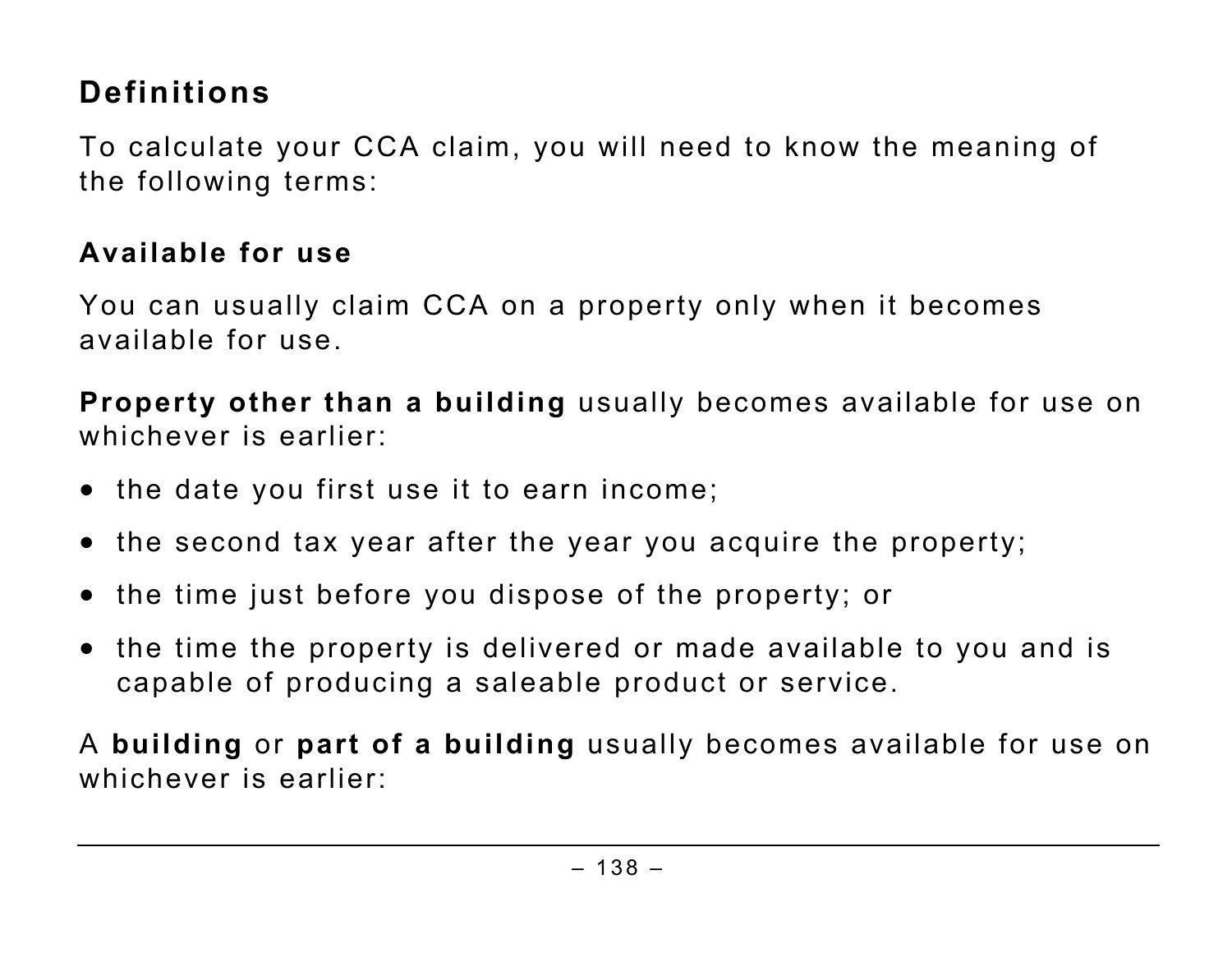## Definitions

To calculate your CCA claim, you will need to know the meaning of the following terms:

### Available for use

You can usually claim CCA on a property only when it becomes available for use.

**Property other than a building** usually becomes available for use on whichever is earlier:

- the date you first use it to earn income;
- the second tax year after the year you acquire the property;
- the time just before you dispose of the property; or
- the time the property is delivered or made available to you and is capable of producing a saleable product or service.

A **building** or **part of a building** usually becomes available for use on whichever is earlier: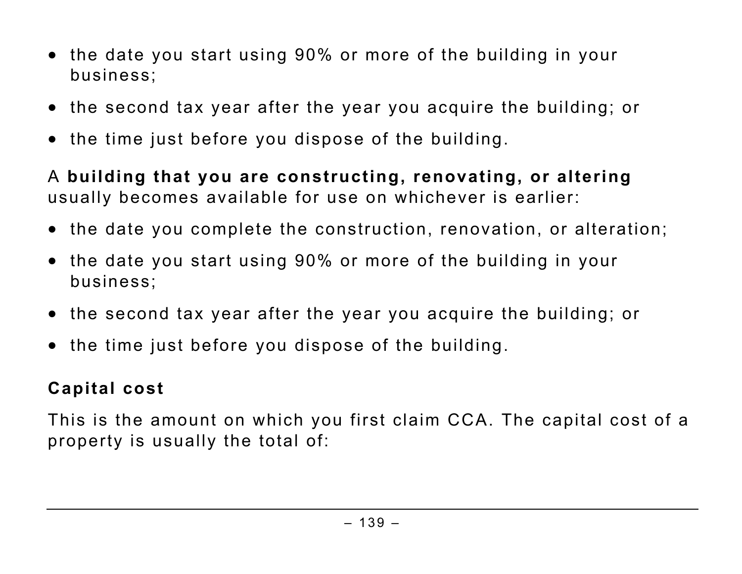- the date you start using 90% or more of the building in your business;
- the second tax year after the year you acquire the building; or
- the time just before you dispose of the building.

A **building that you are constructing, renovating, or altering** usually becomes available for use on whichever is earlier:

- the date you complete the construction, renovation, or alteration;
- the date you start using 90% or more of the building in your business;
- the second tax year after the year you acquire the building; or
- the time just before you dispose of the building.

### Capital cost

This is the amount on which you first claim CCA. The capital cost of a property is usually the total of: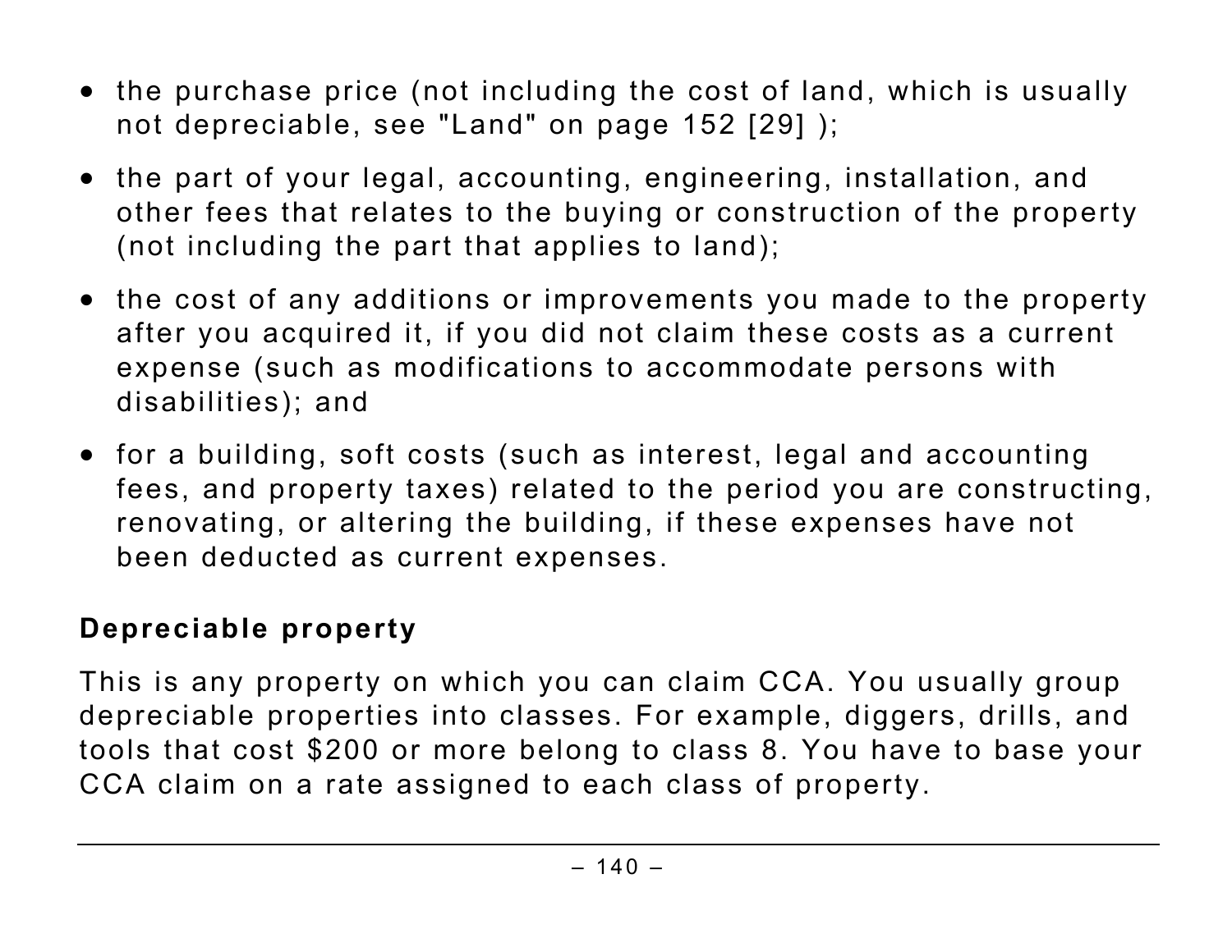- the purchase price (not including the cost of land, which is usually not depreciable, see "Land" on page 152 [29] );
- the part of your legal, accounting, engineering, installation, and other fees that relates to the buying or construction of the property (not including the part that applies to land);
- the cost of any additions or improvements you made to the property after you acquired it, if you did not claim these costs as a current expense (such as modifications to accommodate persons with disabilities); and
- for a building, soft costs (such as interest, legal and accounting fees, and property taxes) related to the period you are constructing, renovating, or altering the building, if these expenses have not been deducted as current expenses.

**Depreciable property**

This is any property on which you can claim CCA. You usually group depreciable properties into classes. For example, diggers, drills, and tools that cost $200 or more belong to class 8. You have to base your CCA claim on a rate assigned to each class of property.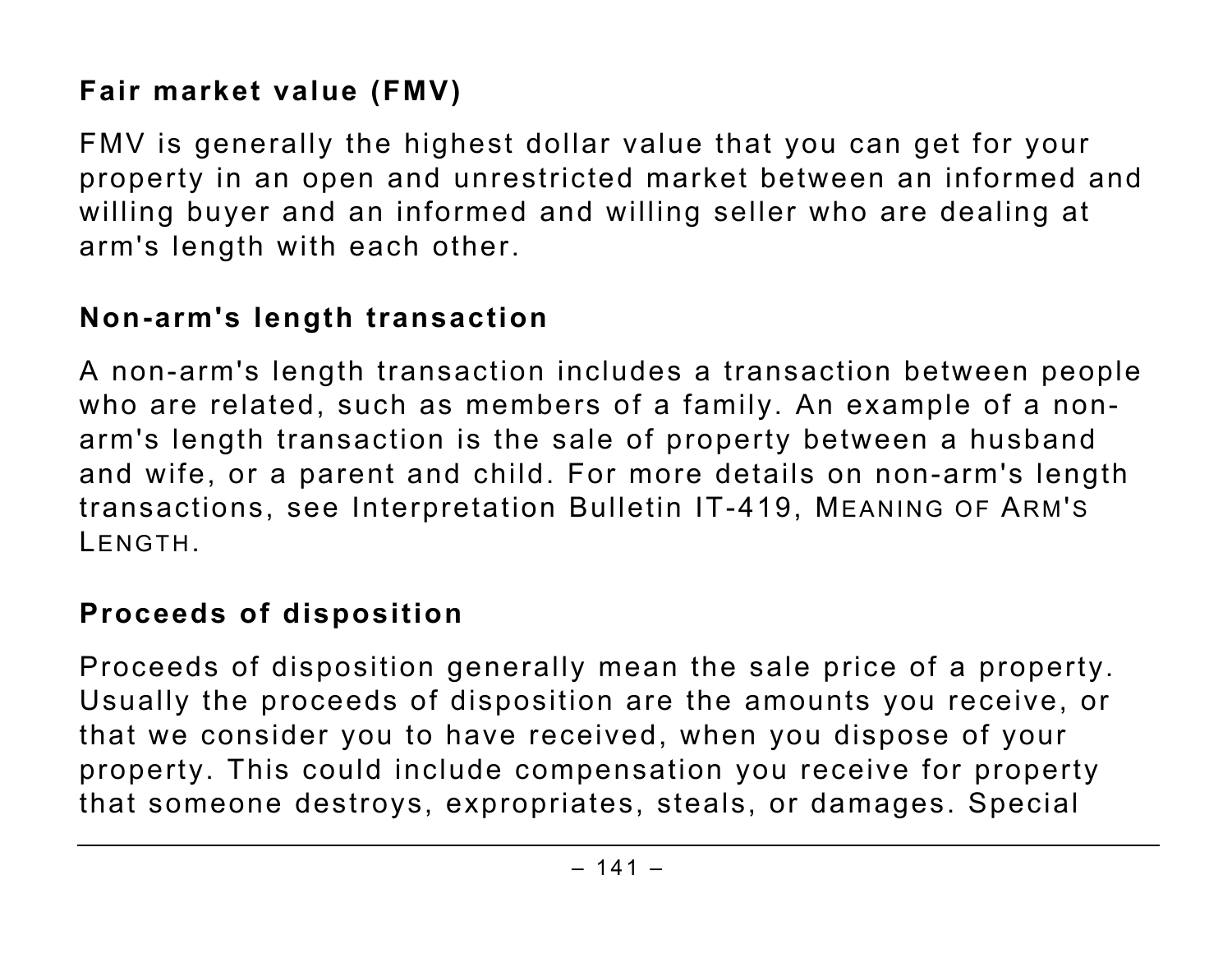### Fair market value (FMV)

FMV is generally the highest dollar value that you can get for your property in an open and unrestricted market between an informed and willing buyer and an informed and willing seller who are dealing at arm's length with each other.

### Non-arm's length transaction

A non-arm's length transaction includes a transaction between people who are related, such as members of a family. An example of a non-arm's length transaction is the sale of property between a husband and wife, or a parent and child. For more details on non-arm's length transactions, see Interpretation Bulletin IT-419, MEANING OF ARM'S LENGTH.

### Proceeds of disposition

Proceeds of disposition generally mean the sale price of a property. Usually the proceeds of disposition are the amounts you receive, or that we consider you to have received, when you dispose of your property. This could include compensation you receive for property that someone destroys, expropriates, steals, or damages. Special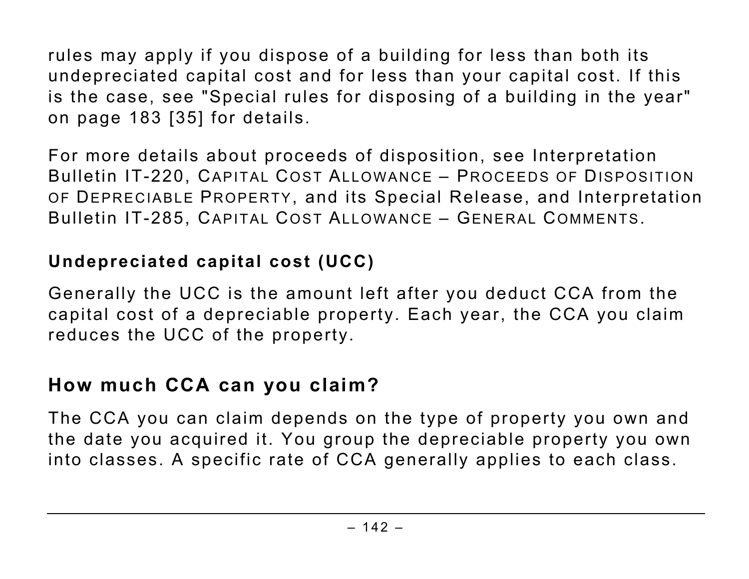rules may apply if you dispose of a building for less than both its undepreciated capital cost and for less than your capital cost. If this is the case, see "Special rules for disposing of a building in the year" on page 183 [35] for details.

For more details about proceeds of disposition, see Interpretation Bulletin IT-220, CAPITAL COST ALLOWANCE – PROCEEDS OF DISPOSITION OF DEPRECIABLE PROPERTY, and its Special Release, and Interpretation Bulletin IT-285, CAPITAL COST ALLOWANCE – GENERAL COMMENTS.

### Undepreciated capital cost (UCC)

Generally the UCC is the amount left after you deduct CCA from the capital cost of a depreciable property. Each year, the CCA you claim reduces the UCC of the property.

## How much CCA can you claim?

The CCA you can claim depends on the type of property you own and the date you acquired it. You group the depreciable property you own into classes. A specific rate of CCA generally applies to each class.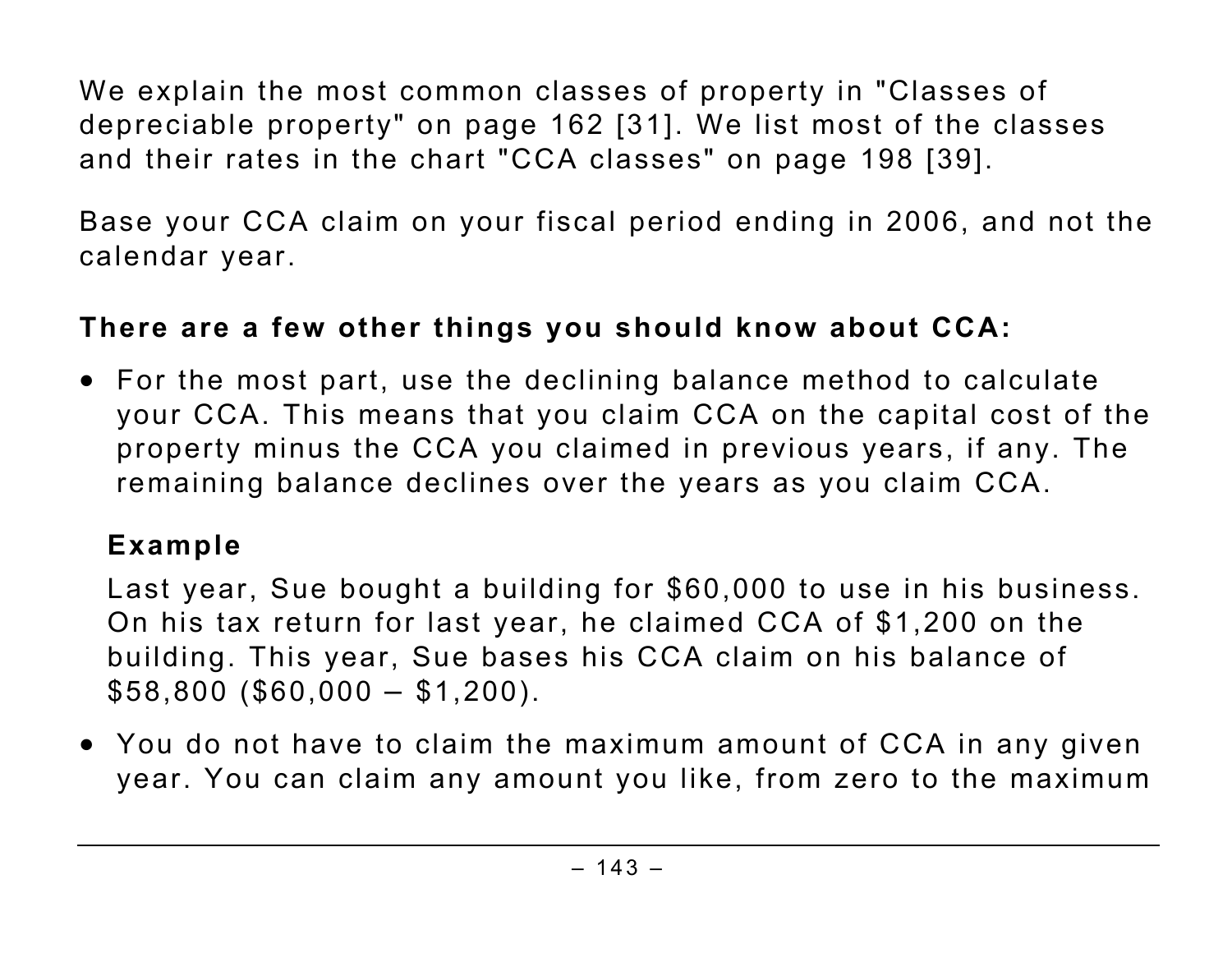We explain the most common classes of property in "Classes of depreciable property" on page 162 [31]. We list most of the classes and their rates in the chart "CCA classes" on page 198 [39].

Base your CCA claim on your fiscal period ending in 2006, and not the calendar year.

**There are a few other things you should know about CCA:**

- For the most part, use the declining balance method to calculate your CCA. This means that you claim CCA on the capital cost of the property minus the CCA you claimed in previous years, if any. The remaining balance declines over the years as you claim CCA.

  **Example**

  Last year, Sue bought a building for $60,000 to use in his business. On his tax return for last year, he claimed CCA of $1,200 on the building. This year, Sue bases his CCA claim on his balance of $58,800 ($60,000 – $1,200).

- You do not have to claim the maximum amount of CCA in any given year. You can claim any amount you like, from zero to the maximum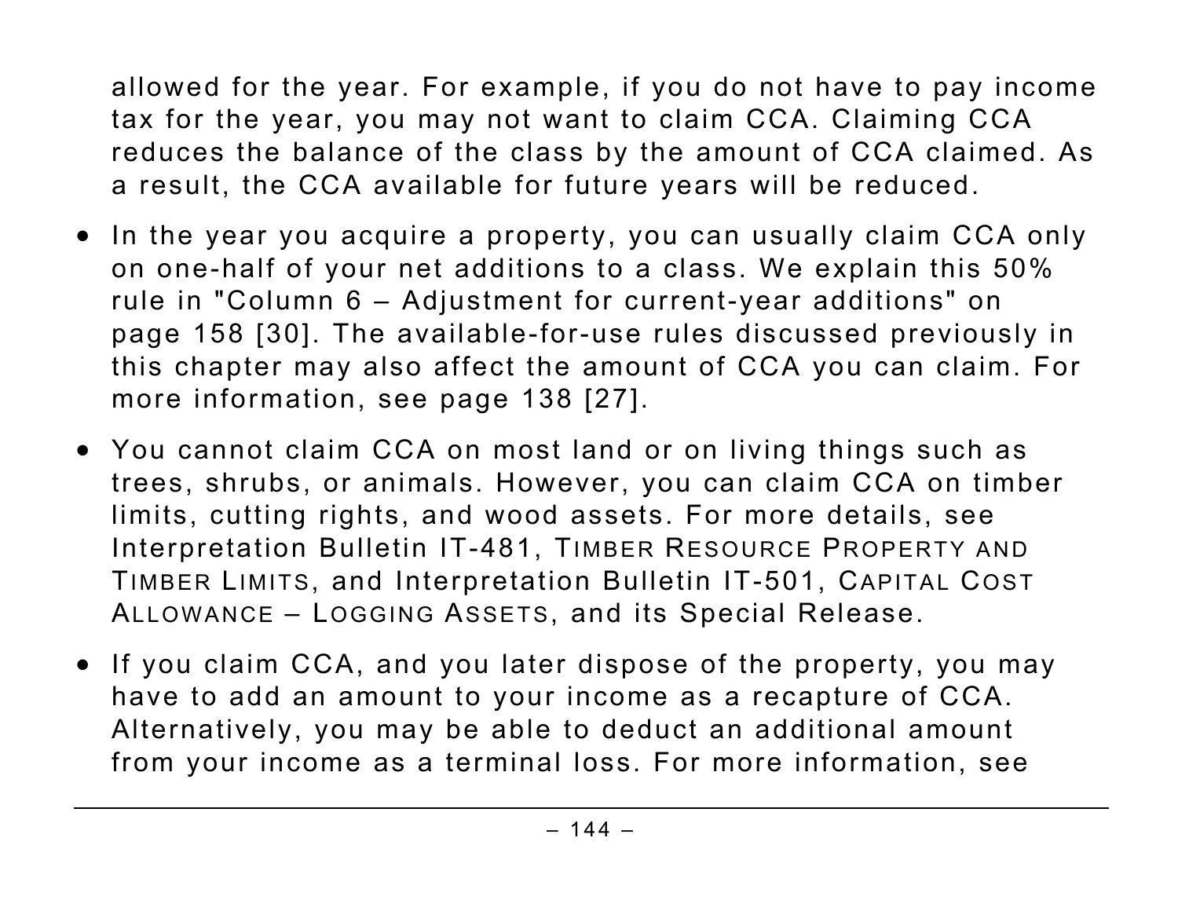allowed for the year. For example, if you do not have to pay income tax for the year, you may not want to claim CCA. Claiming CCA reduces the balance of the class by the amount of CCA claimed. As a result, the CCA available for future years will be reduced.

- In the year you acquire a property, you can usually claim CCA only on one-half of your net additions to a class. We explain this 50% rule in "Column 6 – Adjustment for current-year additions" on page 158 [30]. The available-for-use rules discussed previously in this chapter may also affect the amount of CCA you can claim. For more information, see page 138 [27].

- You cannot claim CCA on most land or on living things such as trees, shrubs, or animals. However, you can claim CCA on timber limits, cutting rights, and wood assets. For more details, see Interpretation Bulletin IT-481, *Timber Resource Property and Timber Limits*, and Interpretation Bulletin IT-501, *Capital Cost Allowance – Logging Assets*, and its Special Release.

- If you claim CCA, and you later dispose of the property, you may have to add an amount to your income as a recapture of CCA. Alternatively, you may be able to deduct an additional amount from your income as a terminal loss. For more information, see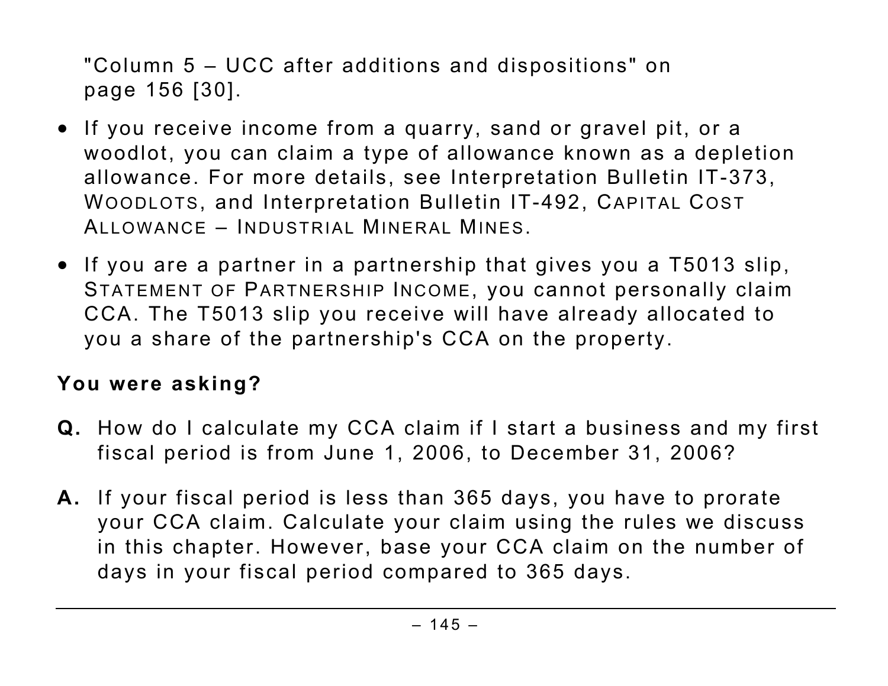"Column 5 – UCC after additions and dispositions" on page 156 [30].

- If you receive income from a quarry, sand or gravel pit, or a woodlot, you can claim a type of allowance known as a depletion allowance. For more details, see Interpretation Bulletin IT-373, WOODLOTS, and Interpretation Bulletin IT-492, CAPITAL COST ALLOWANCE – INDUSTRIAL MINERAL MINES.
- If you are a partner in a partnership that gives you a T5013 slip, STATEMENT OF PARTNERSHIP INCOME, you cannot personally claim CCA. The T5013 slip you receive will have already allocated to you a share of the partnership's CCA on the property.

**You were asking?**

**Q.** How do I calculate my CCA claim if I start a business and my first fiscal period is from June 1, 2006, to December 31, 2006?

**A.** If your fiscal period is less than 365 days, you have to prorate your CCA claim. Calculate your claim using the rules we discuss in this chapter. However, base your CCA claim on the number of days in your fiscal period compared to 365 days.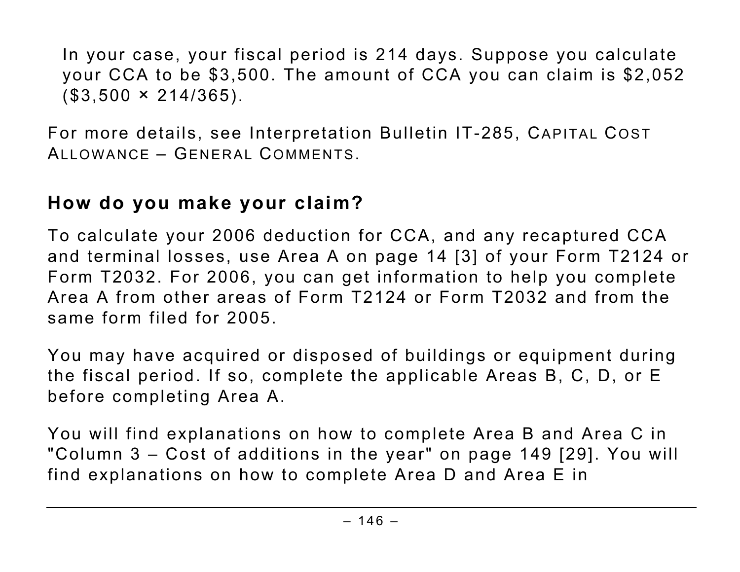In your case, your fiscal period is 214 days. Suppose you calculate your CCA to be $3,500. The amount of CCA you can claim is $2,052 ($3,500 × 214/365).

For more details, see Interpretation Bulletin IT-285, CAPITAL COST ALLOWANCE – GENERAL COMMENTS.

## How do you make your claim?

To calculate your 2006 deduction for CCA, and any recaptured CCA and terminal losses, use Area A on page 14 [3] of your Form T2124 or Form T2032. For 2006, you can get information to help you complete Area A from other areas of Form T2124 or Form T2032 and from the same form filed for 2005.

You may have acquired or disposed of buildings or equipment during the fiscal period. If so, complete the applicable Areas B, C, D, or E before completing Area A.

You will find explanations on how to complete Area B and Area C in "Column 3 – Cost of additions in the year" on page 149 [29]. You will find explanations on how to complete Area D and Area E in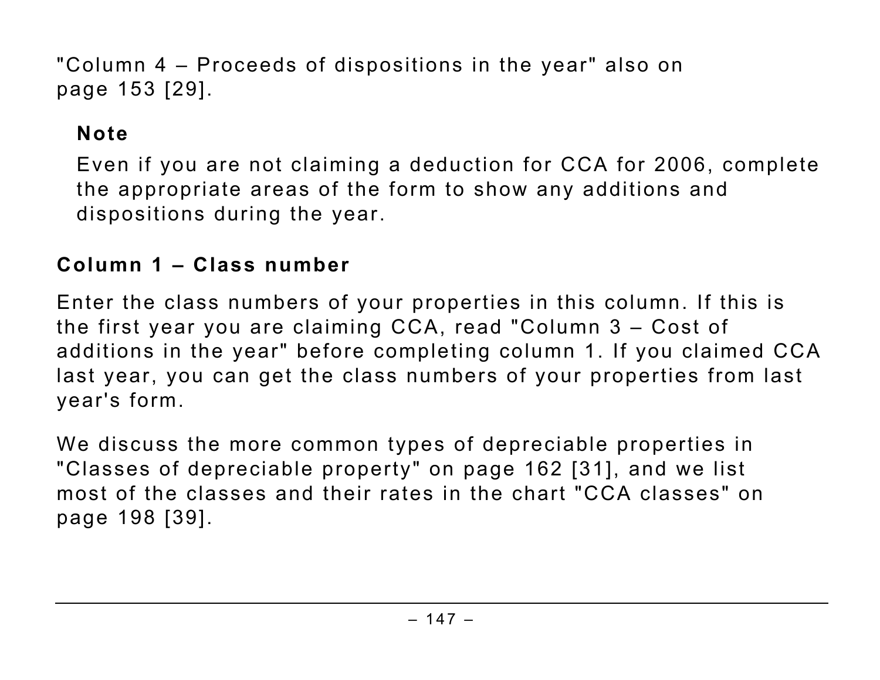"Column 4 – Proceeds of dispositions in the year" also on page 153 [29].

**Note**

Even if you are not claiming a deduction for CCA for 2006, complete the appropriate areas of the form to show any additions and dispositions during the year.

### Column 1 – Class number

Enter the class numbers of your properties in this column. If this is the first year you are claiming CCA, read "Column 3 – Cost of additions in the year" before completing column 1. If you claimed CCA last year, you can get the class numbers of your properties from last year's form.

We discuss the more common types of depreciable properties in "Classes of depreciable property" on page 162 [31], and we list most of the classes and their rates in the chart "CCA classes" on page 198 [39].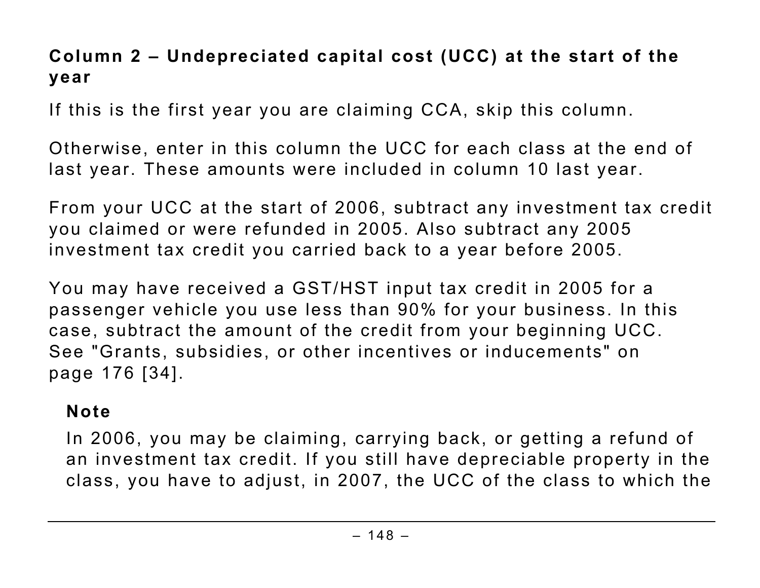### Column 2 – Undepreciated capital cost (UCC) at the start of the year

If this is the first year you are claiming CCA, skip this column.

Otherwise, enter in this column the UCC for each class at the end of last year. These amounts were included in column 10 last year.

From your UCC at the start of 2006, subtract any investment tax credit you claimed or were refunded in 2005. Also subtract any 2005 investment tax credit you carried back to a year before 2005.

You may have received a GST/HST input tax credit in 2005 for a passenger vehicle you use less than 90% for your business. In this case, subtract the amount of the credit from your beginning UCC. See "Grants, subsidies, or other incentives or inducements" on page 176 [34].

> **Note**
>
> In 2006, you may be claiming, carrying back, or getting a refund of an investment tax credit. If you still have depreciable property in the class, you have to adjust, in 2007, the UCC of the class to which the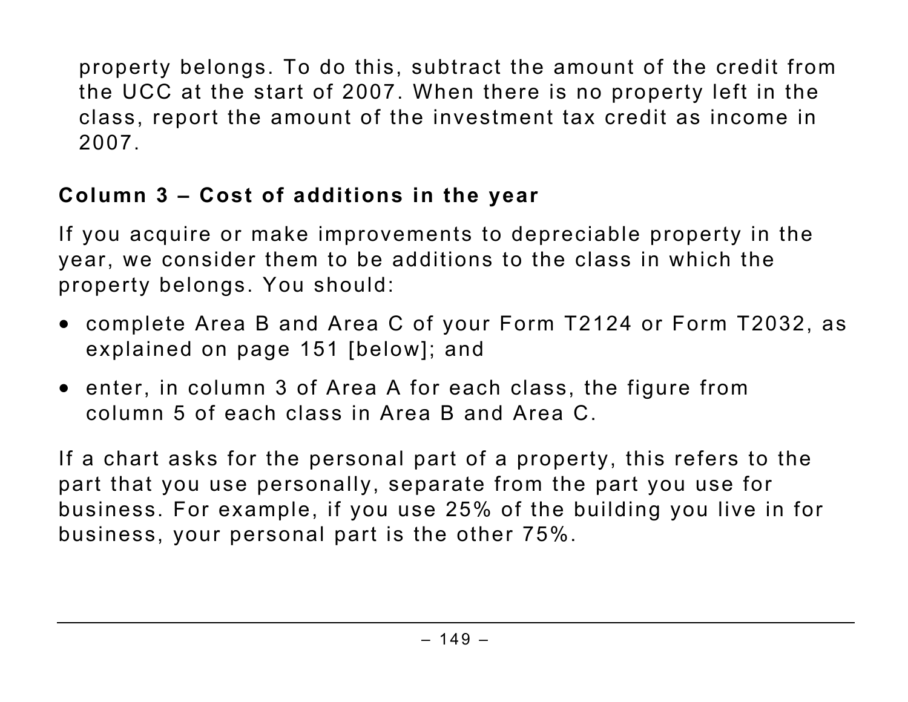property belongs. To do this, subtract the amount of the credit from the UCC at the start of 2007. When there is no property left in the class, report the amount of the investment tax credit as income in 2007.

### Column 3 – Cost of additions in the year

If you acquire or make improvements to depreciable property in the year, we consider them to be additions to the class in which the property belongs. You should:

- complete Area B and Area C of your Form T2124 or Form T2032, as explained on page 151 [below]; and
- enter, in column 3 of Area A for each class, the figure from column 5 of each class in Area B and Area C.

If a chart asks for the personal part of a property, this refers to the part that you use personally, separate from the part you use for business. For example, if you use 25% of the building you live in for business, your personal part is the other 75%.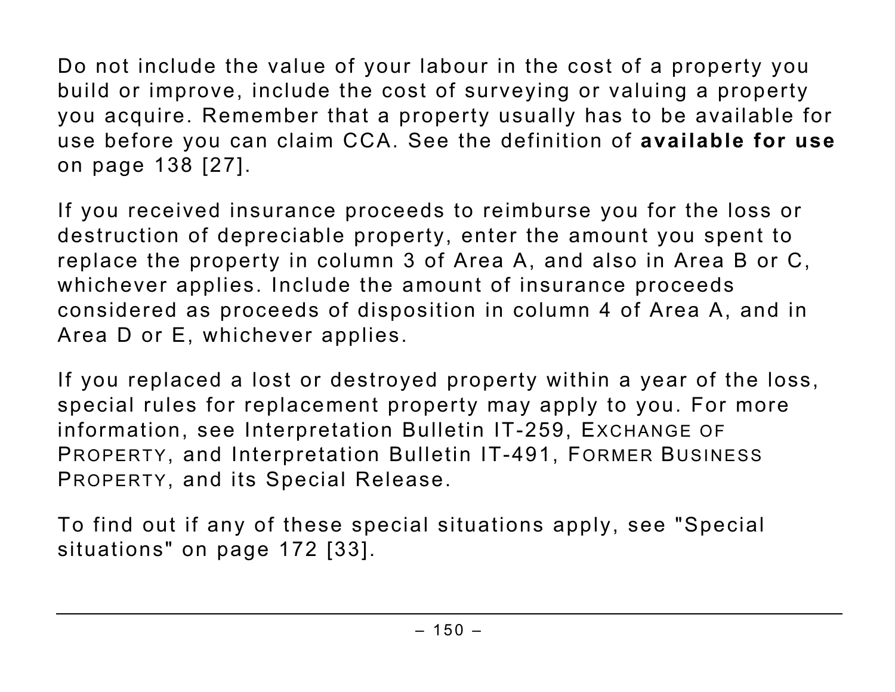Do not include the value of your labour in the cost of a property you build or improve, include the cost of surveying or valuing a property you acquire. Remember that a property usually has to be available for use before you can claim CCA. See the definition of **available for use** on page 138 [27].

If you received insurance proceeds to reimburse you for the loss or destruction of depreciable property, enter the amount you spent to replace the property in column 3 of Area A, and also in Area B or C, whichever applies. Include the amount of insurance proceeds considered as proceeds of disposition in column 4 of Area A, and in Area D or E, whichever applies.

If you replaced a lost or destroyed property within a year of the loss, special rules for replacement property may apply to you. For more information, see Interpretation Bulletin IT-259, EXCHANGE OF PROPERTY, and Interpretation Bulletin IT-491, FORMER BUSINESS PROPERTY, and its Special Release.

To find out if any of these special situations apply, see "Special situations" on page 172 [33].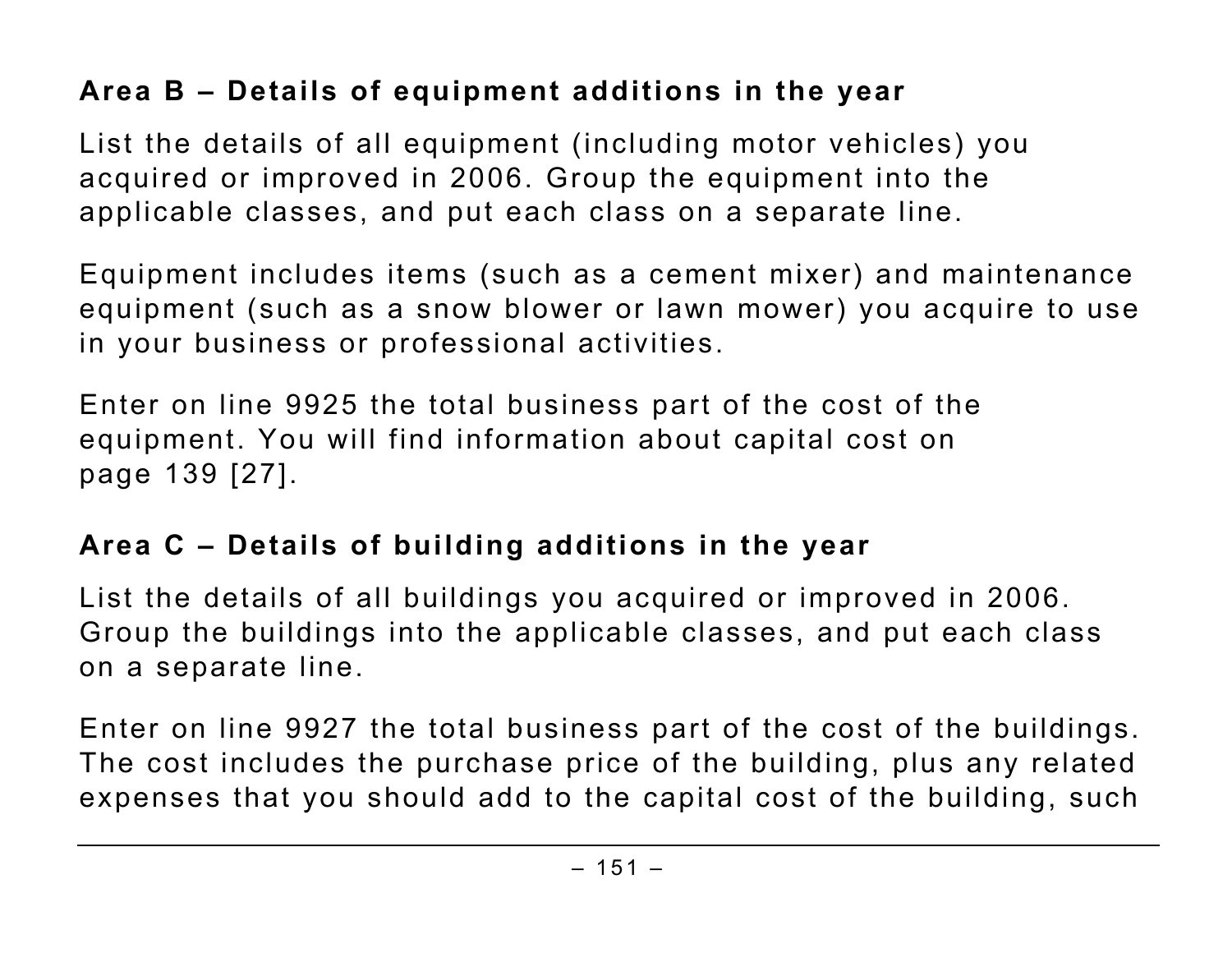### Area B – Details of equipment additions in the year

List the details of all equipment (including motor vehicles) you acquired or improved in 2006. Group the equipment into the applicable classes, and put each class on a separate line.

Equipment includes items (such as a cement mixer) and maintenance equipment (such as a snow blower or lawn mower) you acquire to use in your business or professional activities.

Enter on line 9925 the total business part of the cost of the equipment. You will find information about capital cost on page 139 [27].

### Area C – Details of building additions in the year

List the details of all buildings you acquired or improved in 2006. Group the buildings into the applicable classes, and put each class on a separate line.

Enter on line 9927 the total business part of the cost of the buildings. The cost includes the purchase price of the building, plus any related expenses that you should add to the capital cost of the building, such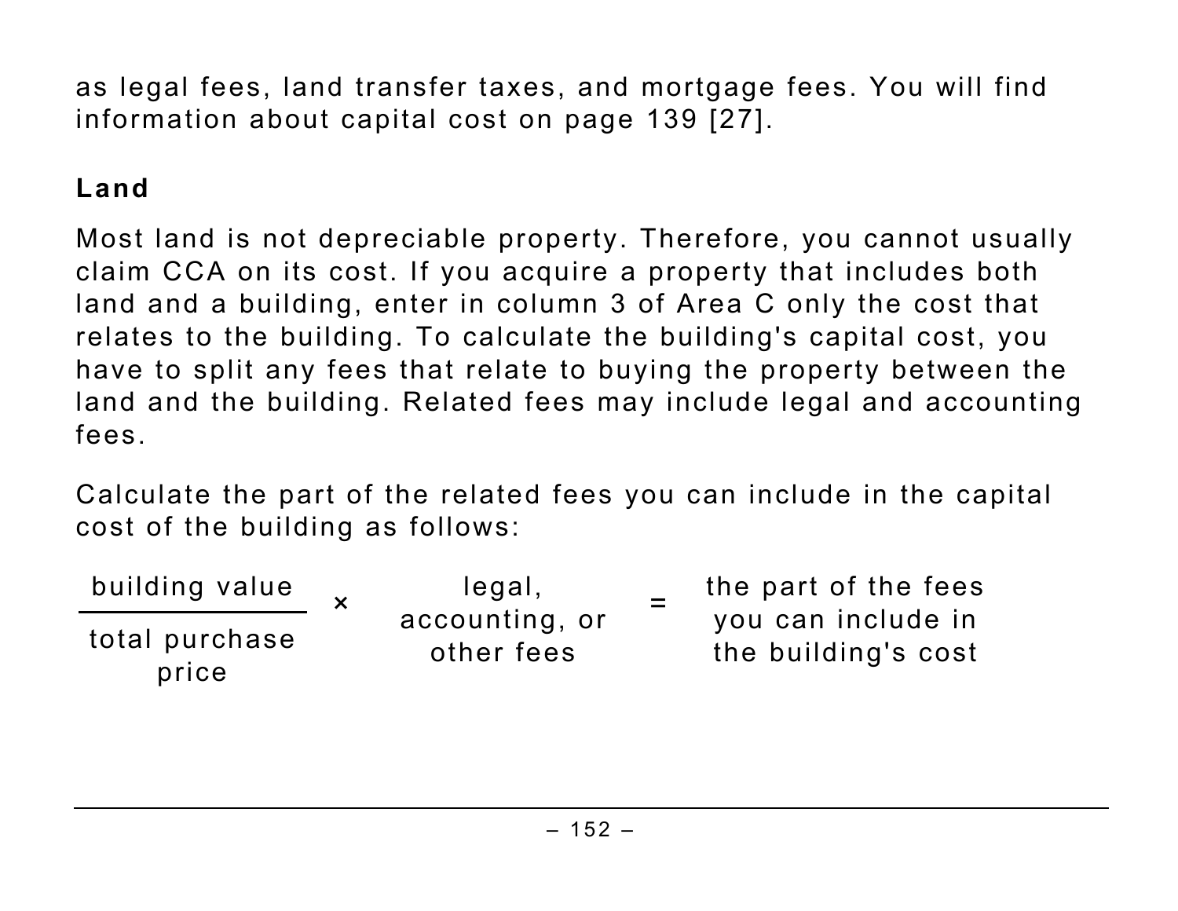as legal fees, land transfer taxes, and mortgage fees. You will find information about capital cost on page 139 [27].

**Land**

Most land is not depreciable property. Therefore, you cannot usually claim CCA on its cost. If you acquire a property that includes both land and a building, enter in column 3 of Area C only the cost that relates to the building. To calculate the building's capital cost, you have to split any fees that relate to buying the property between the land and the building. Related fees may include legal and accounting fees.

Calculate the part of the related fees you can include in the capital cost of the building as follows:

$$\frac{\text{building value}}{\text{total purchase price}} \times \text{legal, accounting, or other fees} = \text{the part of the fees you can include in the building's cost}$$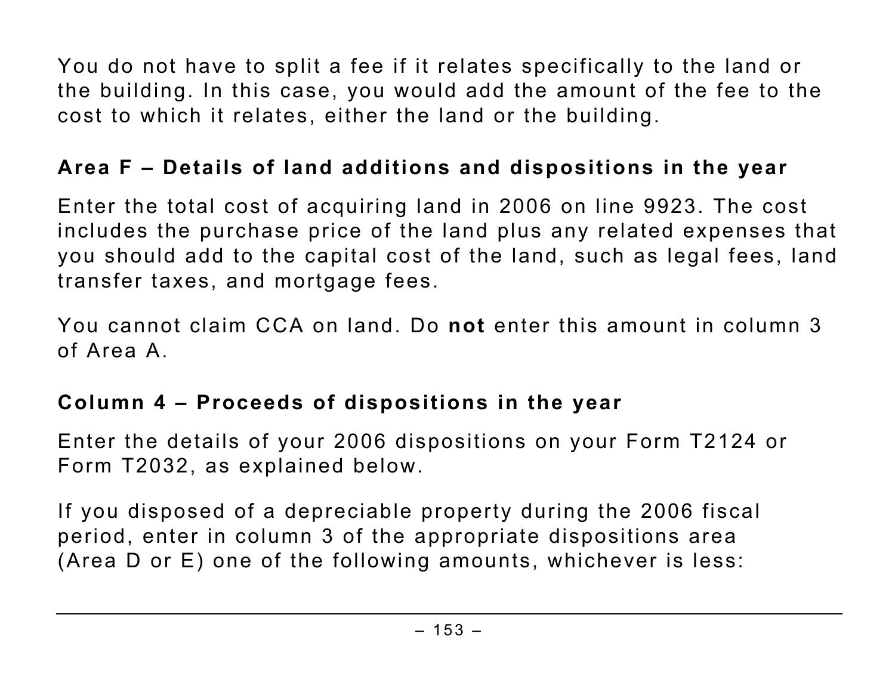You do not have to split a fee if it relates specifically to the land or the building. In this case, you would add the amount of the fee to the cost to which it relates, either the land or the building.

## Area F – Details of land additions and dispositions in the year

Enter the total cost of acquiring land in 2006 on line 9923. The cost includes the purchase price of the land plus any related expenses that you should add to the capital cost of the land, such as legal fees, land transfer taxes, and mortgage fees.

You cannot claim CCA on land. Do **not** enter this amount in column 3 of Area A.

## Column 4 – Proceeds of dispositions in the year

Enter the details of your 2006 dispositions on your Form T2124 or Form T2032, as explained below.

If you disposed of a depreciable property during the 2006 fiscal period, enter in column 3 of the appropriate dispositions area (Area D or E) one of the following amounts, whichever is less: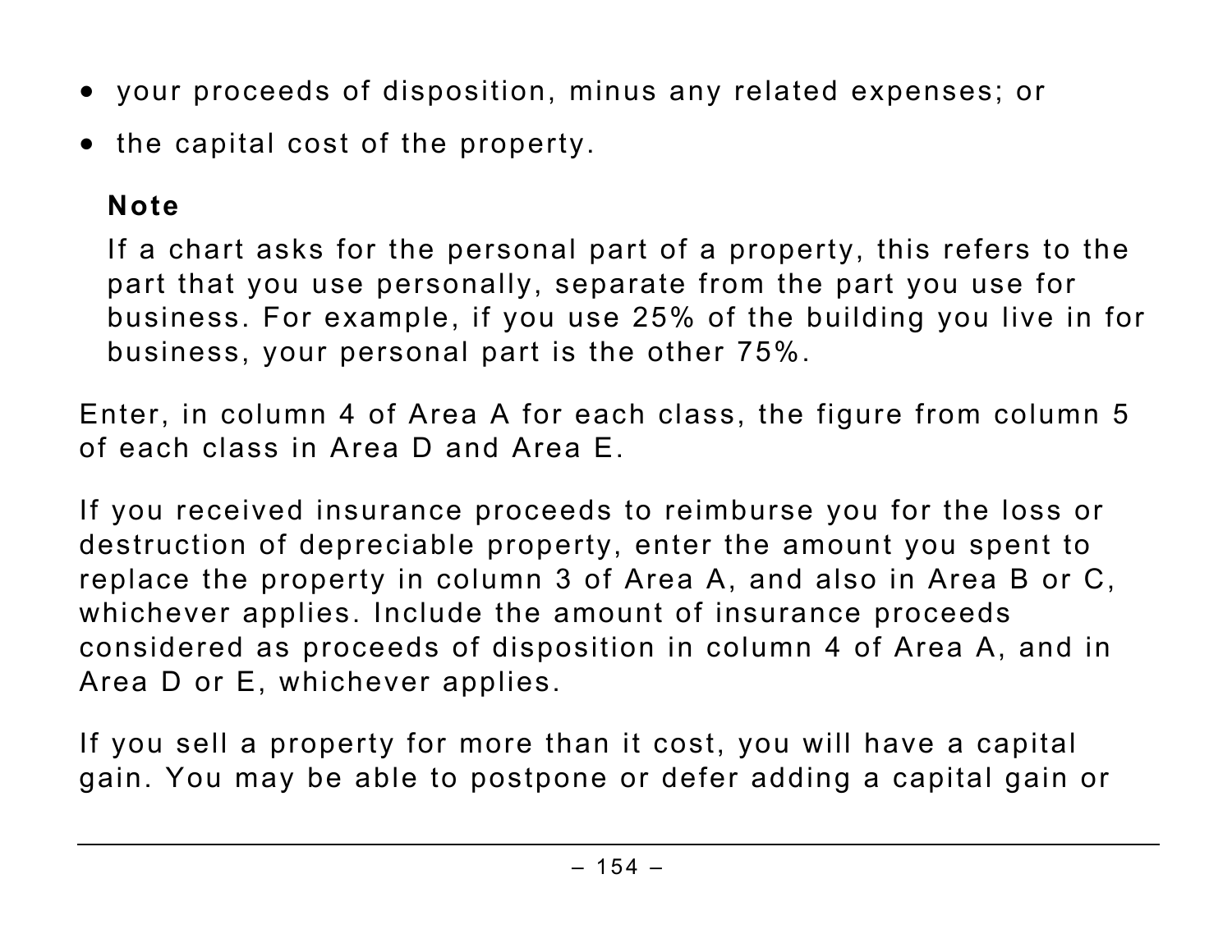- your proceeds of disposition, minus any related expenses; or
- the capital cost of the property.

**Note**

If a chart asks for the personal part of a property, this refers to the part that you use personally, separate from the part you use for business. For example, if you use 25% of the building you live in for business, your personal part is the other 75%.

Enter, in column 4 of Area A for each class, the figure from column 5 of each class in Area D and Area E.

If you received insurance proceeds to reimburse you for the loss or destruction of depreciable property, enter the amount you spent to replace the property in column 3 of Area A, and also in Area B or C, whichever applies. Include the amount of insurance proceeds considered as proceeds of disposition in column 4 of Area A, and in Area D or E, whichever applies.

If you sell a property for more than it cost, you will have a capital gain. You may be able to postpone or defer adding a capital gain or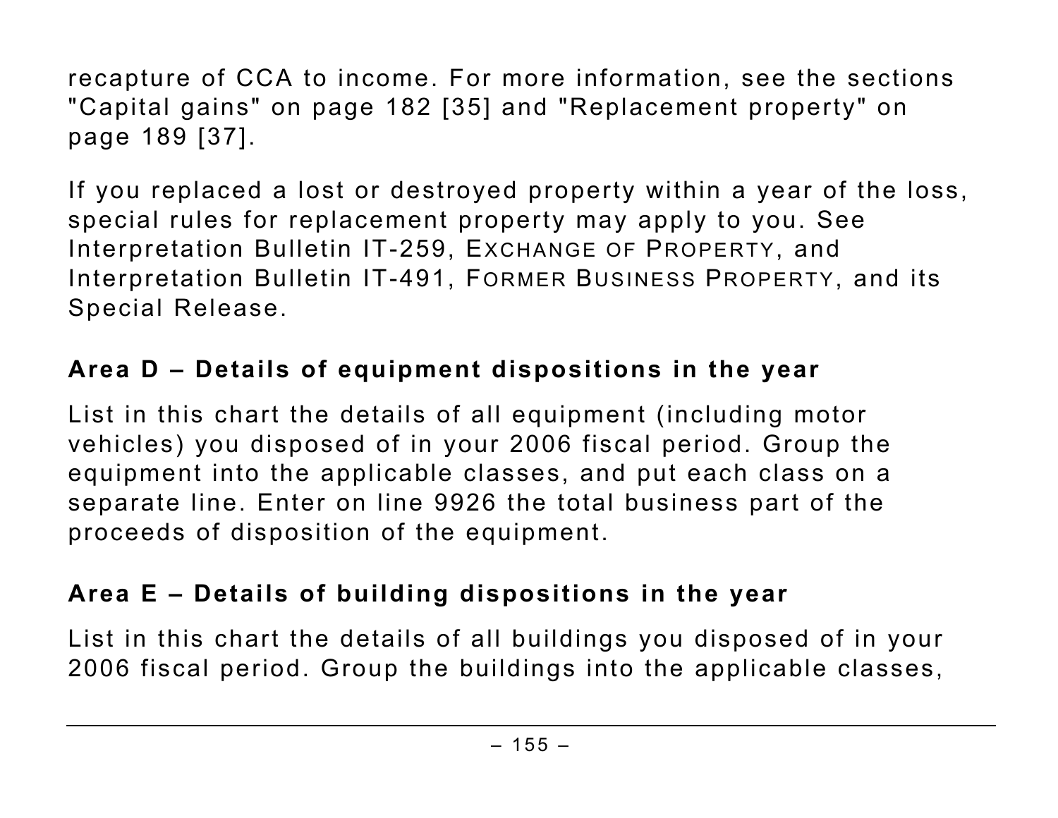recapture of CCA to income. For more information, see the sections "Capital gains" on page 182 [35] and "Replacement property" on page 189 [37].

If you replaced a lost or destroyed property within a year of the loss, special rules for replacement property may apply to you. See Interpretation Bulletin IT-259, EXCHANGE OF PROPERTY, and Interpretation Bulletin IT-491, FORMER BUSINESS PROPERTY, and its Special Release.

### Area D – Details of equipment dispositions in the year

List in this chart the details of all equipment (including motor vehicles) you disposed of in your 2006 fiscal period. Group the equipment into the applicable classes, and put each class on a separate line. Enter on line 9926 the total business part of the proceeds of disposition of the equipment.

### Area E – Details of building dispositions in the year

List in this chart the details of all buildings you disposed of in your 2006 fiscal period. Group the buildings into the applicable classes,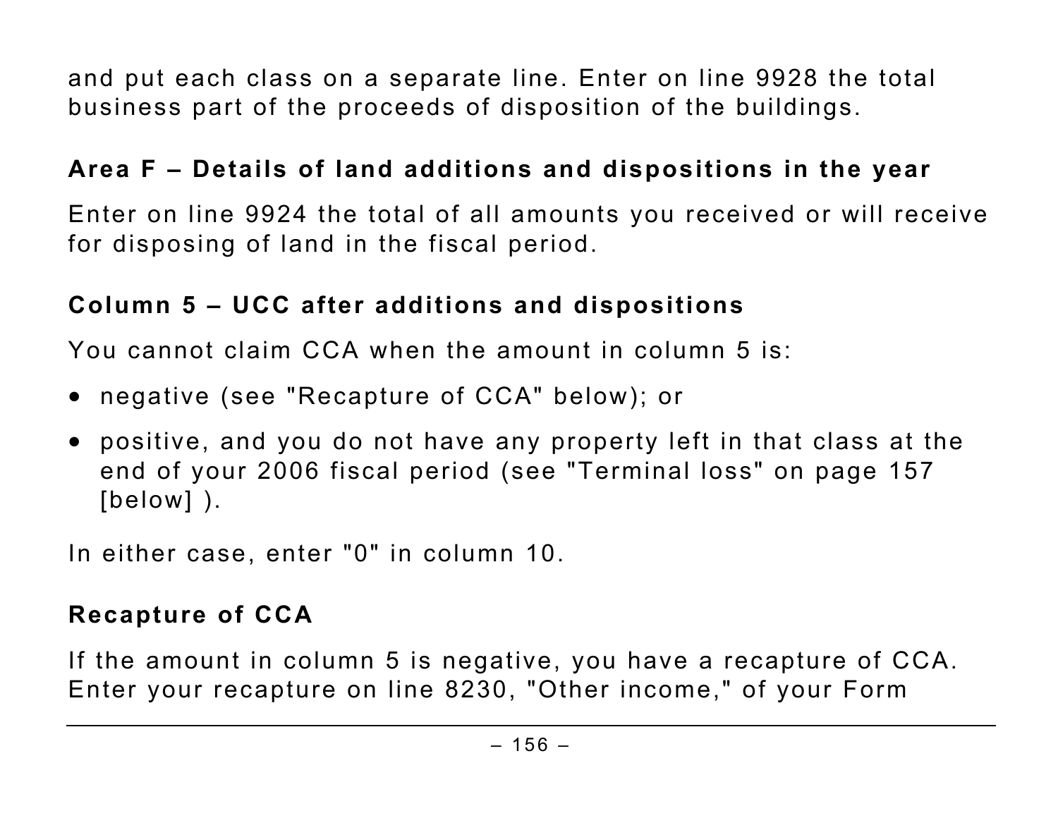and put each class on a separate line. Enter on line 9928 the total business part of the proceeds of disposition of the buildings.

### Area F – Details of land additions and dispositions in the year

Enter on line 9924 the total of all amounts you received or will receive for disposing of land in the fiscal period.

### Column 5 – UCC after additions and dispositions

You cannot claim CCA when the amount in column 5 is:

- negative (see "Recapture of CCA" below); or
- positive, and you do not have any property left in that class at the end of your 2006 fiscal period (see "Terminal loss" on page 157 [below] ).

In either case, enter "0" in column 10.

### Recapture of CCA

If the amount in column 5 is negative, you have a recapture of CCA. Enter your recapture on line 8230, "Other income," of your Form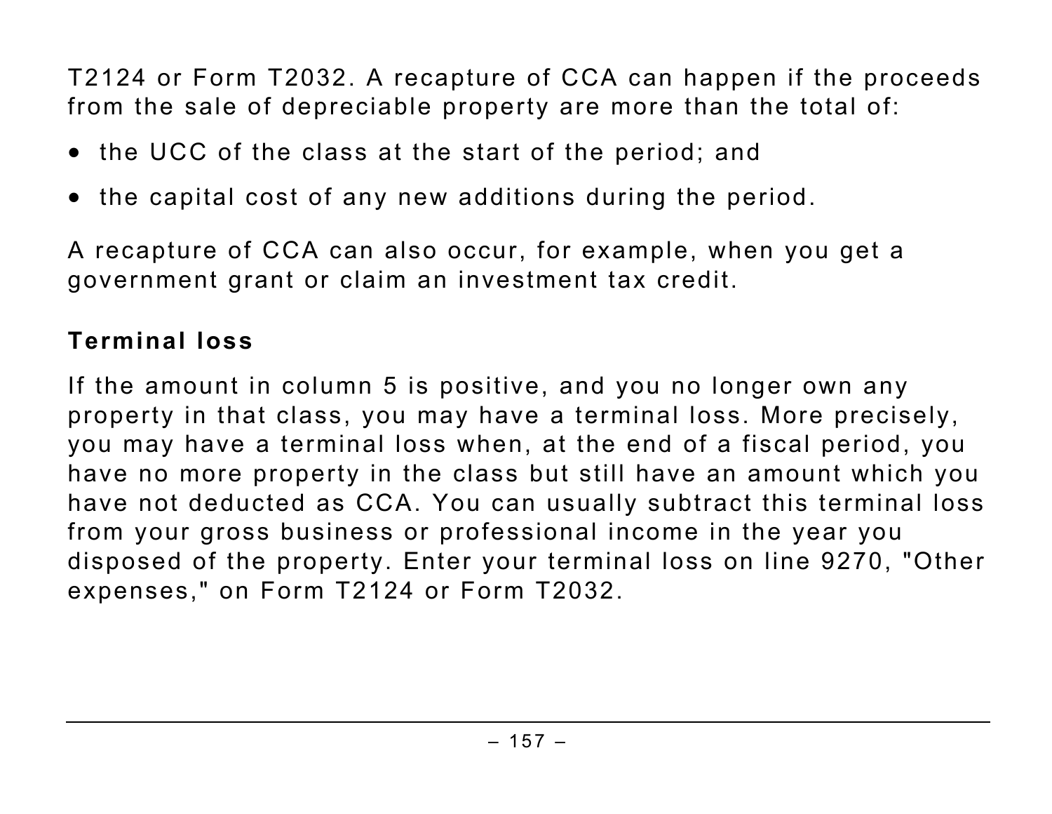T2124 or Form T2032. A recapture of CCA can happen if the proceeds from the sale of depreciable property are more than the total of:

- the UCC of the class at the start of the period; and
- the capital cost of any new additions during the period.

A recapture of CCA can also occur, for example, when you get a government grant or claim an investment tax credit.

**Terminal loss**

If the amount in column 5 is positive, and you no longer own any property in that class, you may have a terminal loss. More precisely, you may have a terminal loss when, at the end of a fiscal period, you have no more property in the class but still have an amount which you have not deducted as CCA. You can usually subtract this terminal loss from your gross business or professional income in the year you disposed of the property. Enter your terminal loss on line 9270, "Other expenses," on Form T2124 or Form T2032.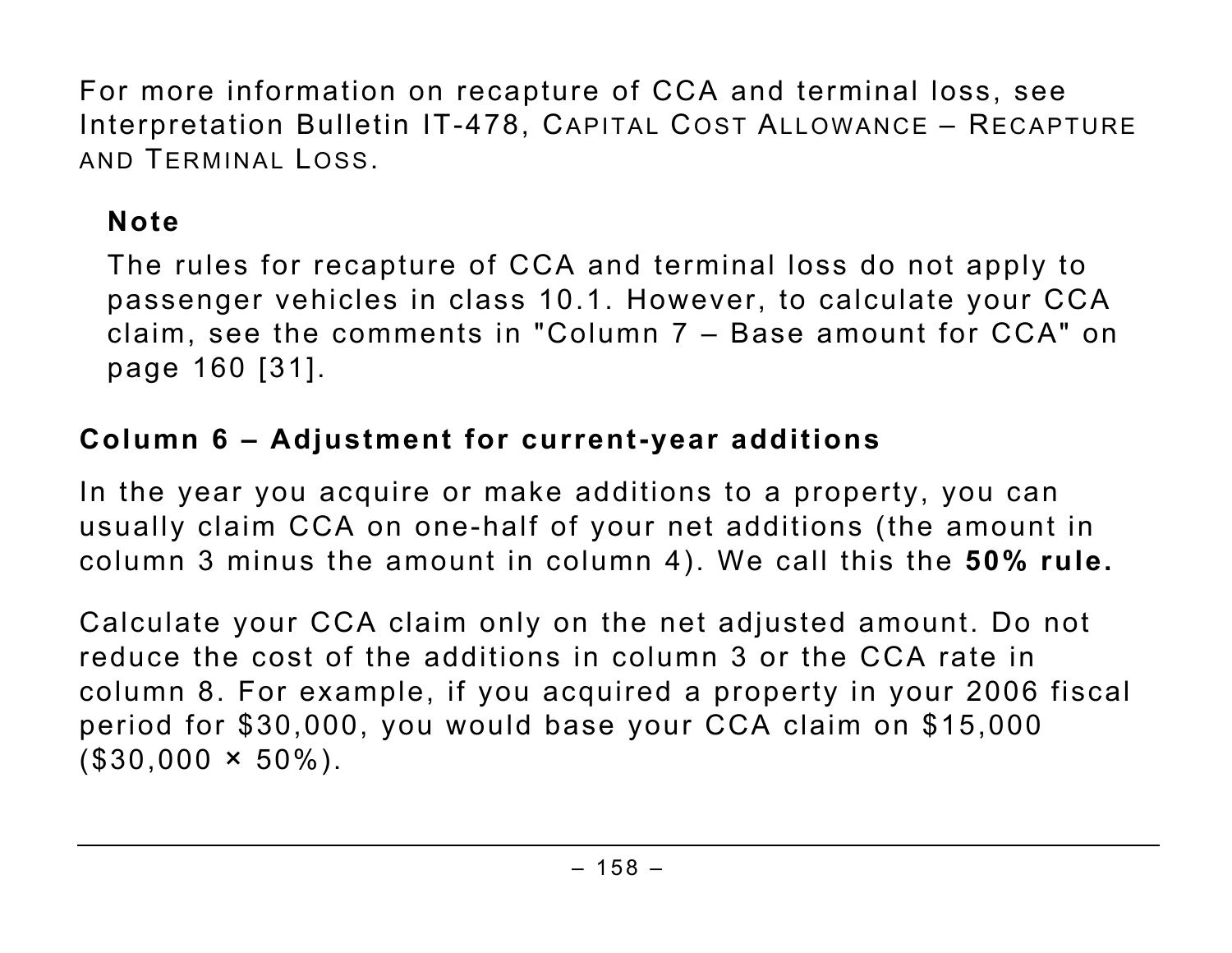For more information on recapture of CCA and terminal loss, see Interpretation Bulletin IT-478, CAPITAL COST ALLOWANCE – RECAPTURE AND TERMINAL LOSS.

**Note**

The rules for recapture of CCA and terminal loss do not apply to passenger vehicles in class 10.1. However, to calculate your CCA claim, see the comments in "Column 7 – Base amount for CCA" on page 160 [31].

### Column 6 – Adjustment for current-year additions

In the year you acquire or make additions to a property, you can usually claim CCA on one-half of your net additions (the amount in column 3 minus the amount in column 4). We call this the **50% rule.**

Calculate your CCA claim only on the net adjusted amount. Do not reduce the cost of the additions in column 3 or the CCA rate in column 8. For example, if you acquired a property in your 2006 fiscal period for $30,000, you would base your CCA claim on $15,000 ($30,000 × 50%).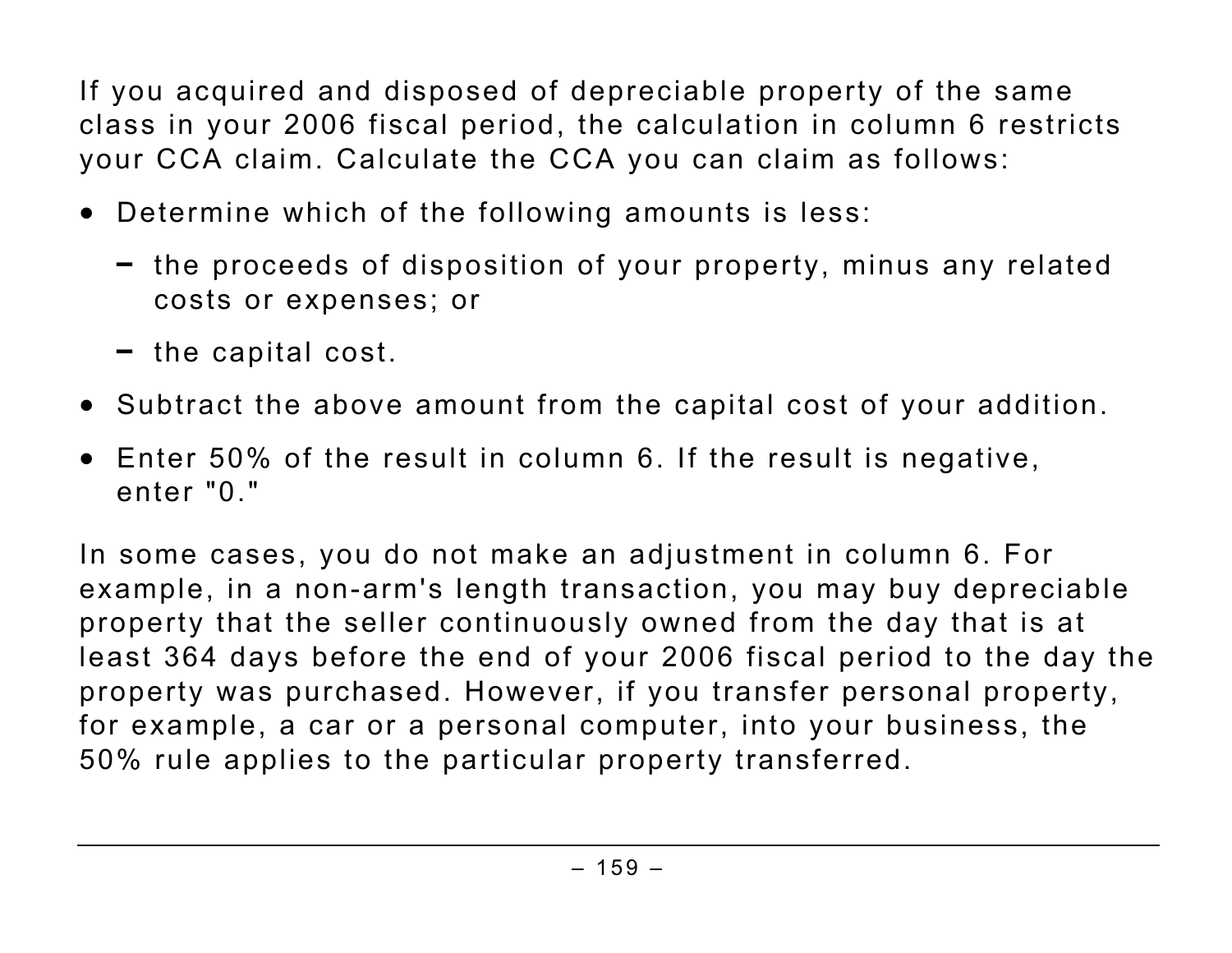If you acquired and disposed of depreciable property of the same class in your 2006 fiscal period, the calculation in column 6 restricts your CCA claim. Calculate the CCA you can claim as follows:

- Determine which of the following amounts is less:
  - the proceeds of disposition of your property, minus any related costs or expenses; or
  - the capital cost.
- Subtract the above amount from the capital cost of your addition.
- Enter 50% of the result in column 6. If the result is negative, enter "0."

In some cases, you do not make an adjustment in column 6. For example, in a non-arm's length transaction, you may buy depreciable property that the seller continuously owned from the day that is at least 364 days before the end of your 2006 fiscal period to the day the property was purchased. However, if you transfer personal property, for example, a car or a personal computer, into your business, the 50% rule applies to the particular property transferred.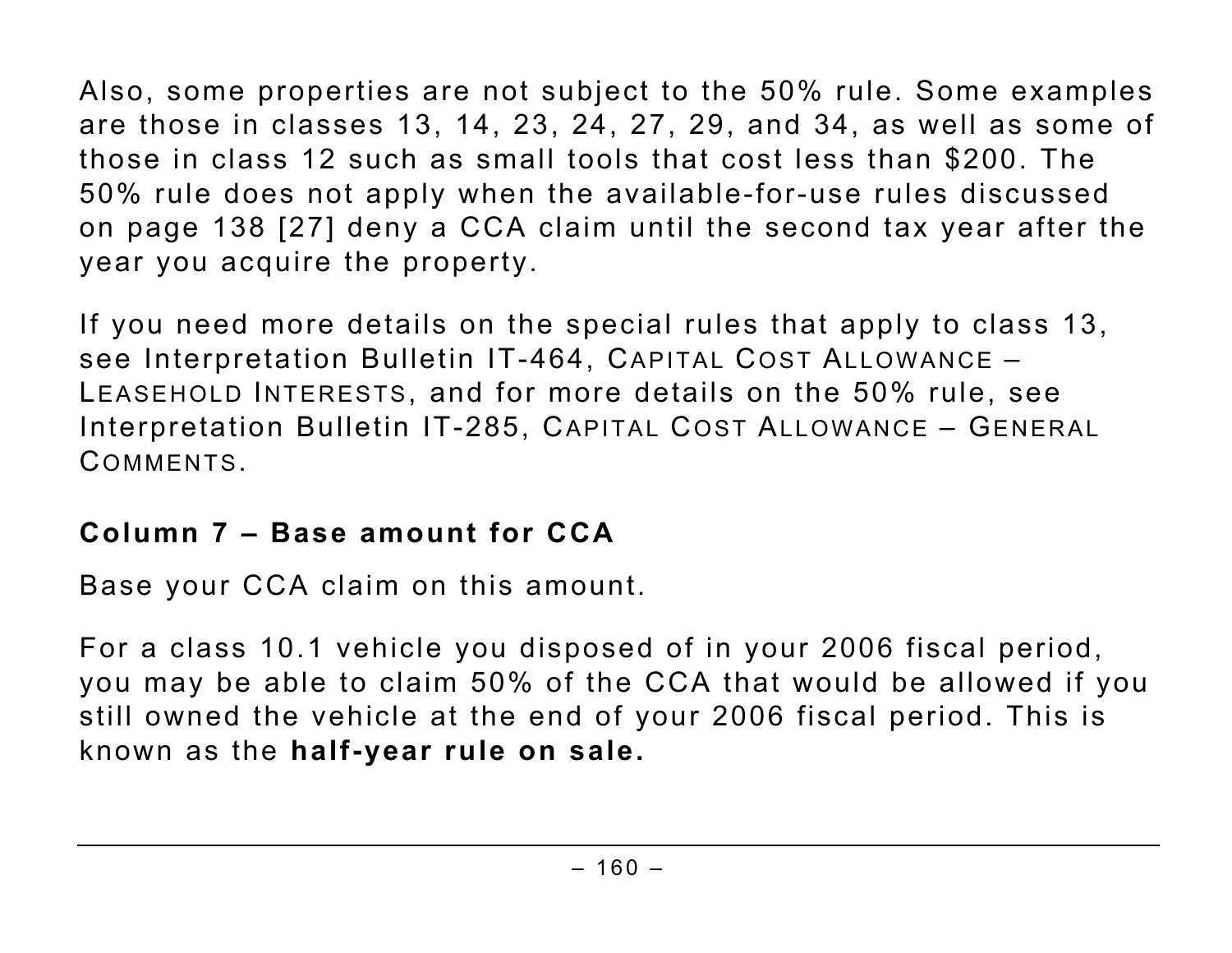Also, some properties are not subject to the 50% rule. Some examples are those in classes 13, 14, 23, 24, 27, 29, and 34, as well as some of those in class 12 such as small tools that cost less than $200. The 50% rule does not apply when the available-for-use rules discussed on page 138 [27] deny a CCA claim until the second tax year after the year you acquire the property.

If you need more details on the special rules that apply to class 13, see Interpretation Bulletin IT-464, CAPITAL COST ALLOWANCE – LEASEHOLD INTERESTS, and for more details on the 50% rule, see Interpretation Bulletin IT-285, CAPITAL COST ALLOWANCE – GENERAL COMMENTS.

### Column 7 – Base amount for CCA

Base your CCA claim on this amount.

For a class 10.1 vehicle you disposed of in your 2006 fiscal period, you may be able to claim 50% of the CCA that would be allowed if you still owned the vehicle at the end of your 2006 fiscal period. This is known as the **half-year rule on sale.**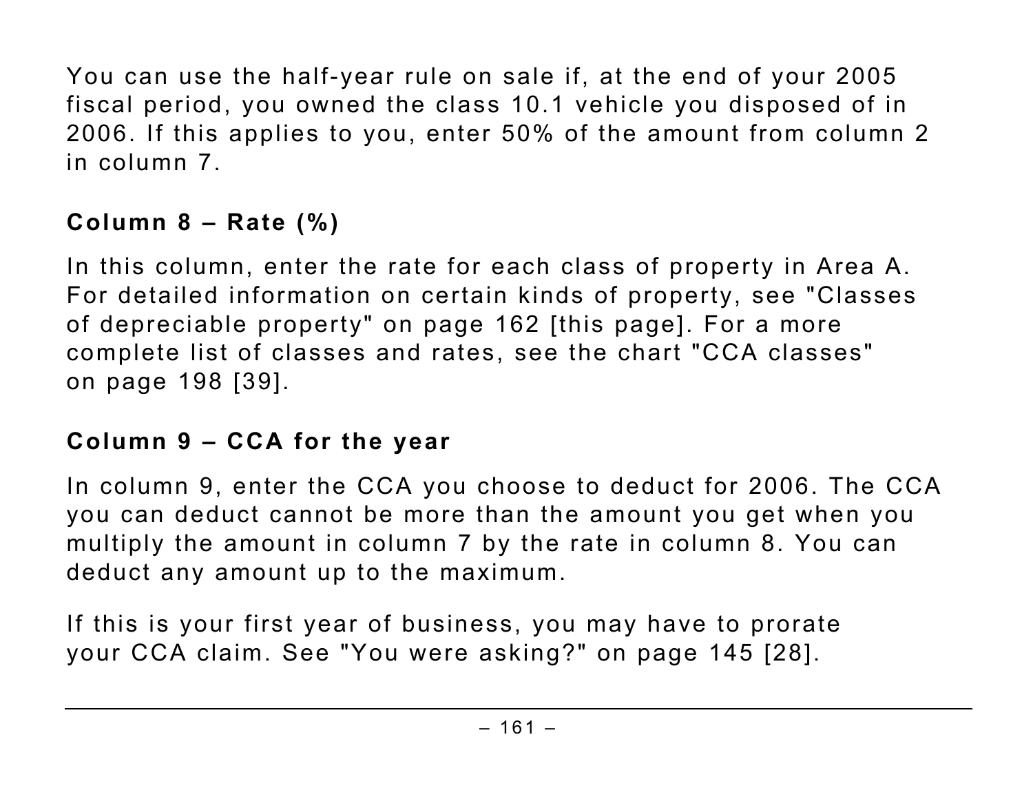You can use the half-year rule on sale if, at the end of your 2005 fiscal period, you owned the class 10.1 vehicle you disposed of in 2006. If this applies to you, enter 50% of the amount from column 2 in column 7.

### Column 8 – Rate (%)

In this column, enter the rate for each class of property in Area A. For detailed information on certain kinds of property, see "Classes of depreciable property" on page 162 [this page]. For a more complete list of classes and rates, see the chart "CCA classes" on page 198 [39].

### Column 9 – CCA for the year

In column 9, enter the CCA you choose to deduct for 2006. The CCA you can deduct cannot be more than the amount you get when you multiply the amount in column 7 by the rate in column 8. You can deduct any amount up to the maximum.

If this is your first year of business, you may have to prorate your CCA claim. See "You were asking?" on page 145 [28].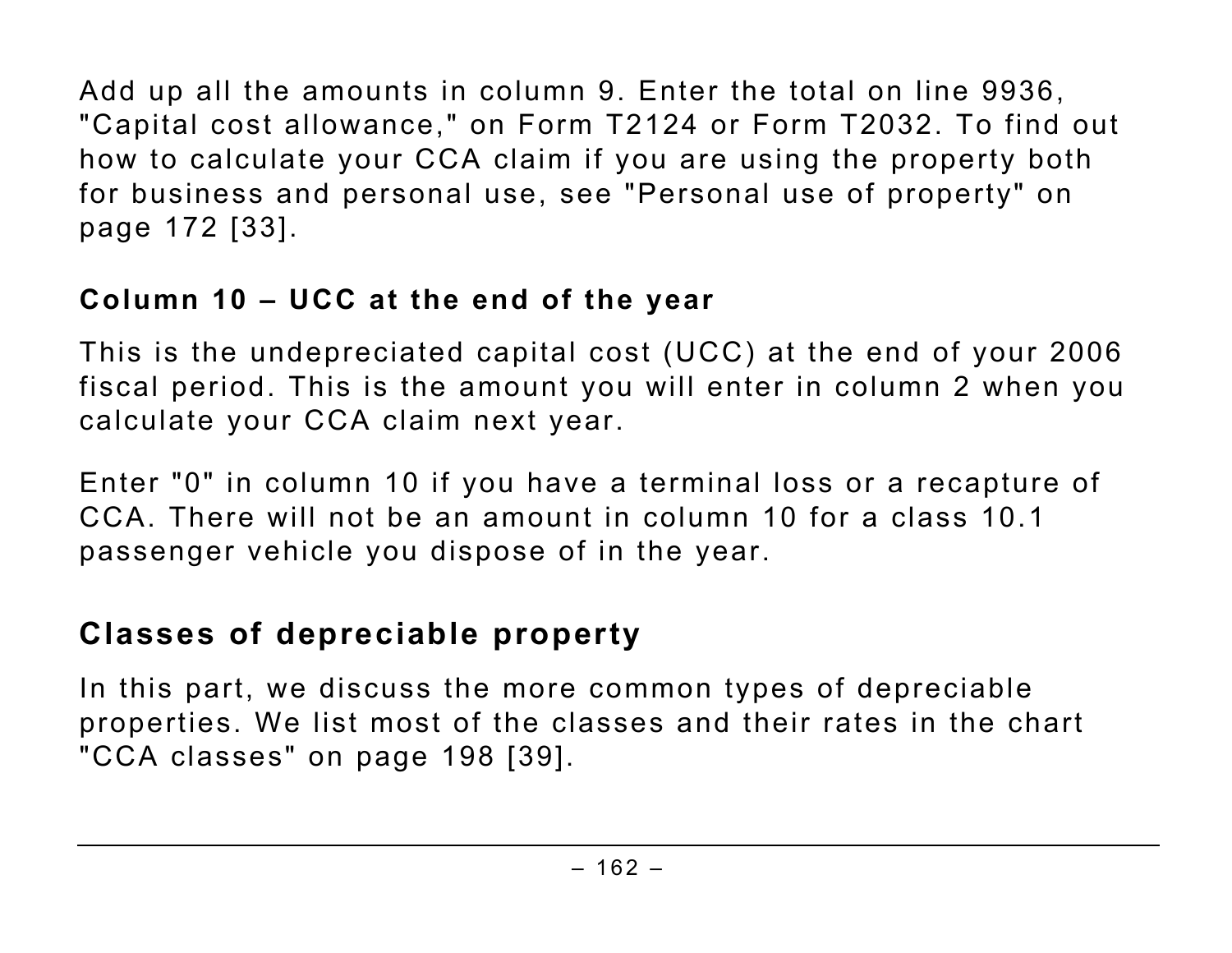Add up all the amounts in column 9. Enter the total on line 9936, "Capital cost allowance," on Form T2124 or Form T2032. To find out how to calculate your CCA claim if you are using the property both for business and personal use, see "Personal use of property" on page 172 [33].

### Column 10 – UCC at the end of the year

This is the undepreciated capital cost (UCC) at the end of your 2006 fiscal period. This is the amount you will enter in column 2 when you calculate your CCA claim next year.

Enter "0" in column 10 if you have a terminal loss or a recapture of CCA. There will not be an amount in column 10 for a class 10.1 passenger vehicle you dispose of in the year.

## Classes of depreciable property

In this part, we discuss the more common types of depreciable properties. We list most of the classes and their rates in the chart "CCA classes" on page 198 [39].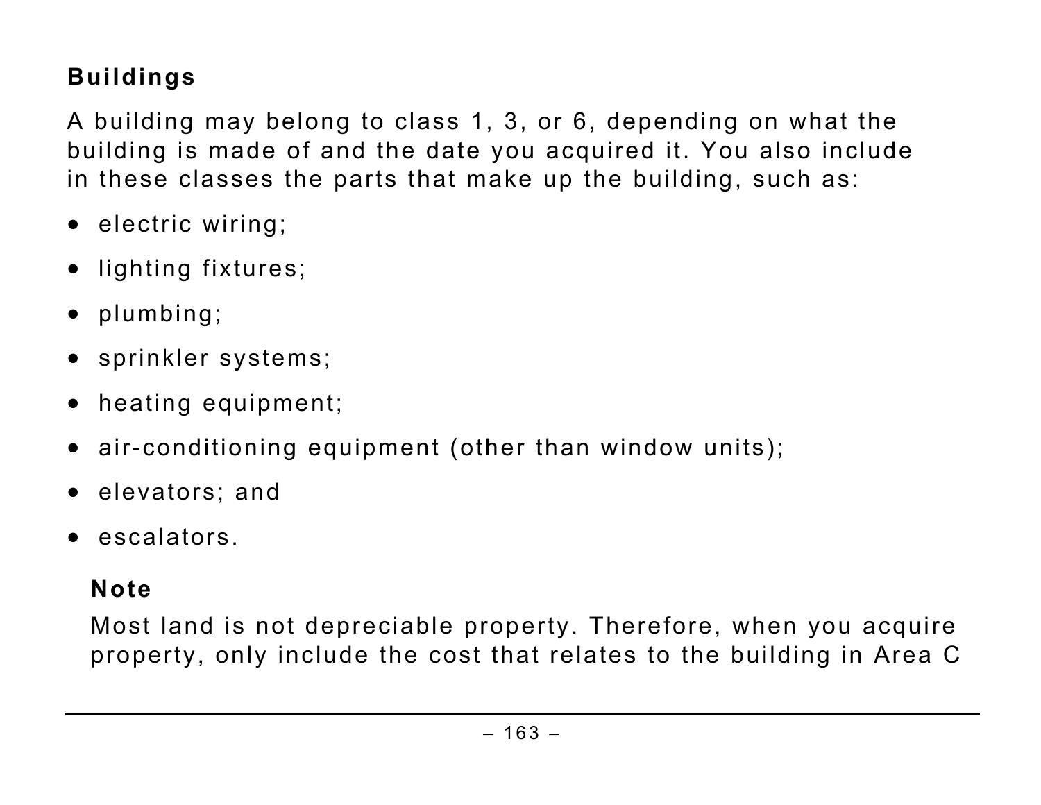**Buildings**

A building may belong to class 1, 3, or 6, depending on what the building is made of and the date you acquired it. You also include in these classes the parts that make up the building, such as:

- electric wiring;
- lighting fixtures;
- plumbing;
- sprinkler systems;
- heating equipment;
- air-conditioning equipment (other than window units);
- elevators; and
- escalators.

**Note**

Most land is not depreciable property. Therefore, when you acquire property, only include the cost that relates to the building in Area C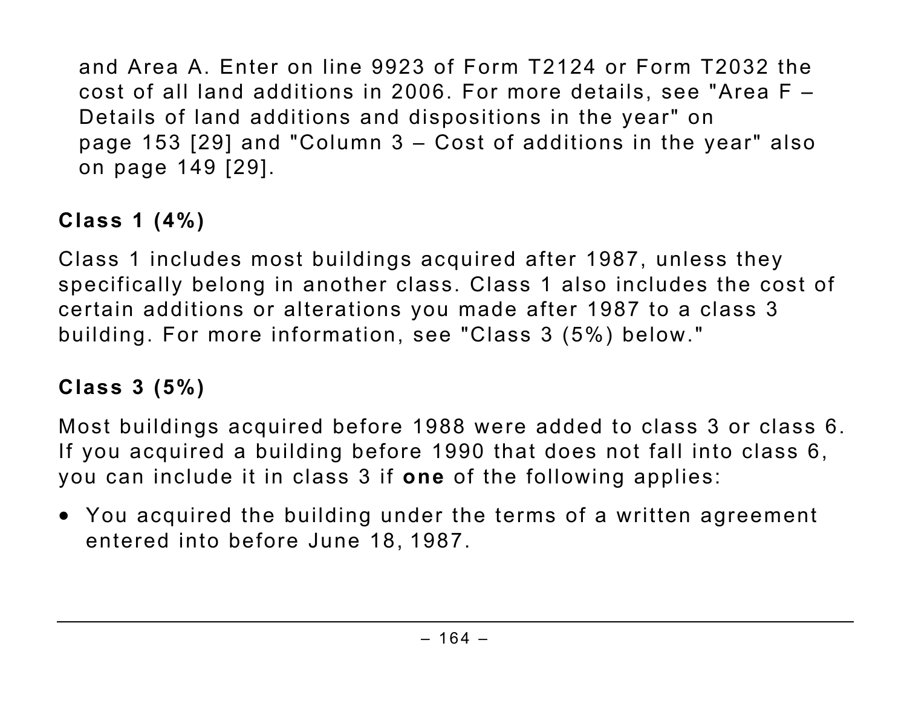and Area A. Enter on line 9923 of Form T2124 or Form T2032 the cost of all land additions in 2006. For more details, see "Area F – Details of land additions and dispositions in the year" on page 153 [29] and "Column 3 – Cost of additions in the year" also on page 149 [29].

### Class 1 (4%)

Class 1 includes most buildings acquired after 1987, unless they specifically belong in another class. Class 1 also includes the cost of certain additions or alterations you made after 1987 to a class 3 building. For more information, see "Class 3 (5%) below."

### Class 3 (5%)

Most buildings acquired before 1988 were added to class 3 or class 6. If you acquired a building before 1990 that does not fall into class 6, you can include it in class 3 if **one** of the following applies:

- You acquired the building under the terms of a written agreement entered into before June 18, 1987.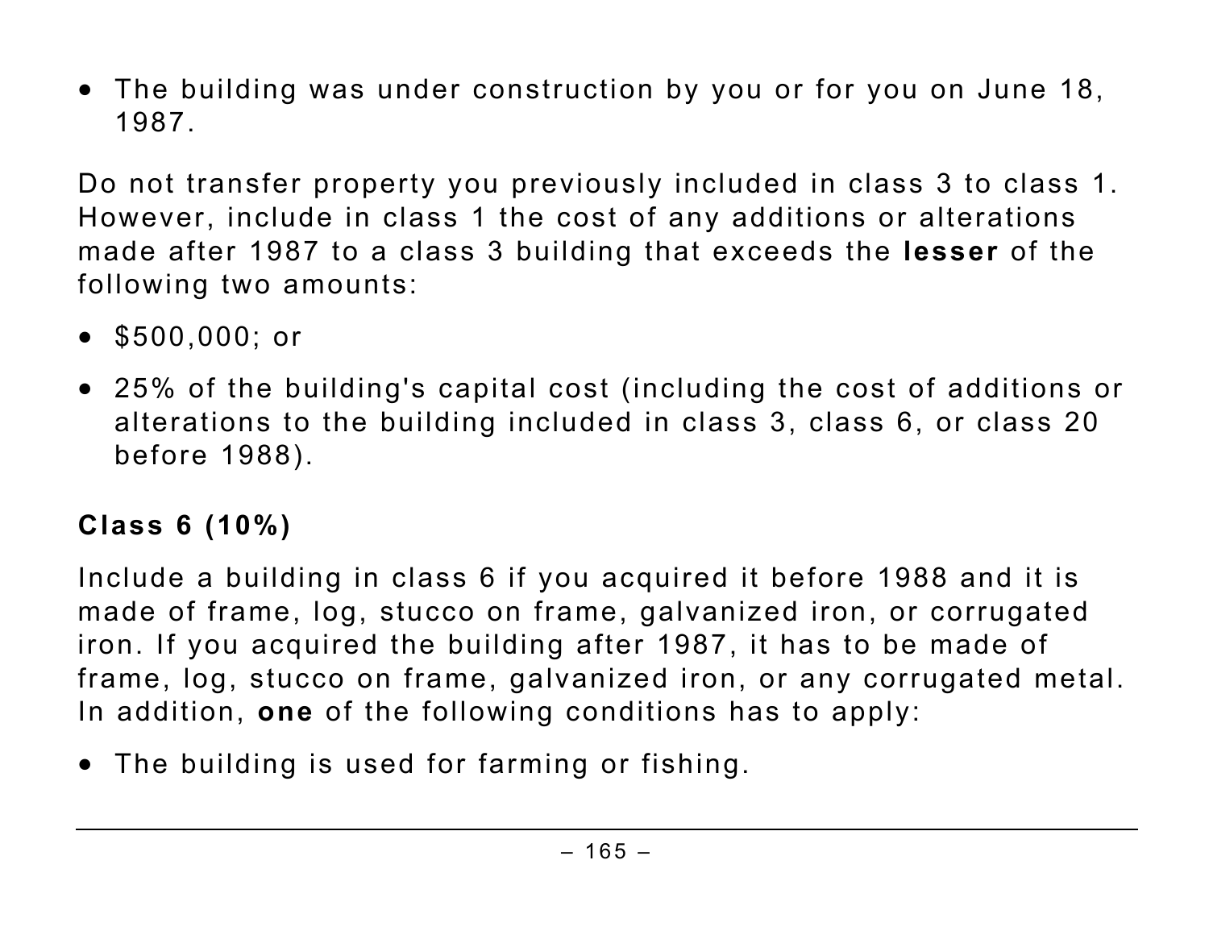- The building was under construction by you or for you on June 18, 1987.

Do not transfer property you previously included in class 3 to class 1. However, include in class 1 the cost of any additions or alterations made after 1987 to a class 3 building that exceeds the **lesser** of the following two amounts:

- $500,000; or
- 25% of the building's capital cost (including the cost of additions or alterations to the building included in class 3, class 6, or class 20 before 1988).

### Class 6 (10%)

Include a building in class 6 if you acquired it before 1988 and it is made of frame, log, stucco on frame, galvanized iron, or corrugated iron. If you acquired the building after 1987, it has to be made of frame, log, stucco on frame, galvanized iron, or any corrugated metal. In addition, **one** of the following conditions has to apply:

- The building is used for farming or fishing.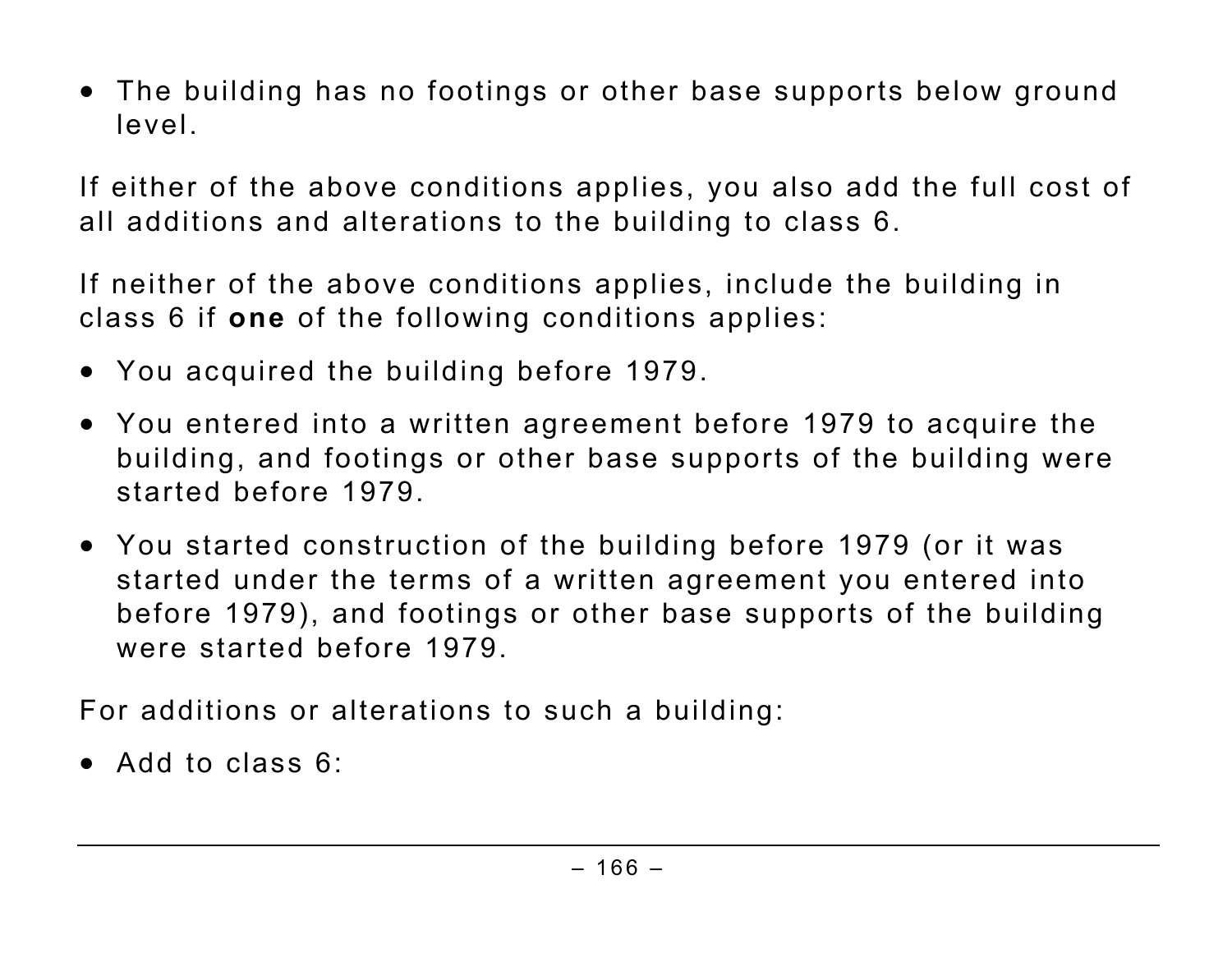- The building has no footings or other base supports below ground level.

If either of the above conditions applies, you also add the full cost of all additions and alterations to the building to class 6.

If neither of the above conditions applies, include the building in class 6 if **one** of the following conditions applies:

- You acquired the building before 1979.
- You entered into a written agreement before 1979 to acquire the building, and footings or other base supports of the building were started before 1979.
- You started construction of the building before 1979 (or it was started under the terms of a written agreement you entered into before 1979), and footings or other base supports of the building were started before 1979.

For additions or alterations to such a building:

- Add to class 6: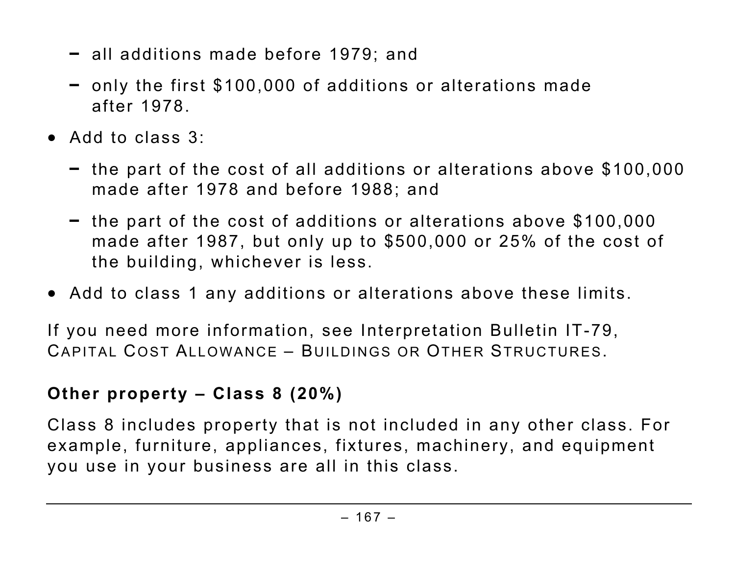- all additions made before 1979; and
  - only the first $100,000 of additions or alterations made after 1978.
- Add to class 3:
  - the part of the cost of all additions or alterations above $100,000 made after 1978 and before 1988; and
  - the part of the cost of additions or alterations above $100,000 made after 1987, but only up to $500,000 or 25% of the cost of the building, whichever is less.
- Add to class 1 any additions or alterations above these limits.

If you need more information, see Interpretation Bulletin IT-79, CAPITAL COST ALLOWANCE – BUILDINGS OR OTHER STRUCTURES.

**Other property – Class 8 (20%)**

Class 8 includes property that is not included in any other class. For example, furniture, appliances, fixtures, machinery, and equipment you use in your business are all in this class.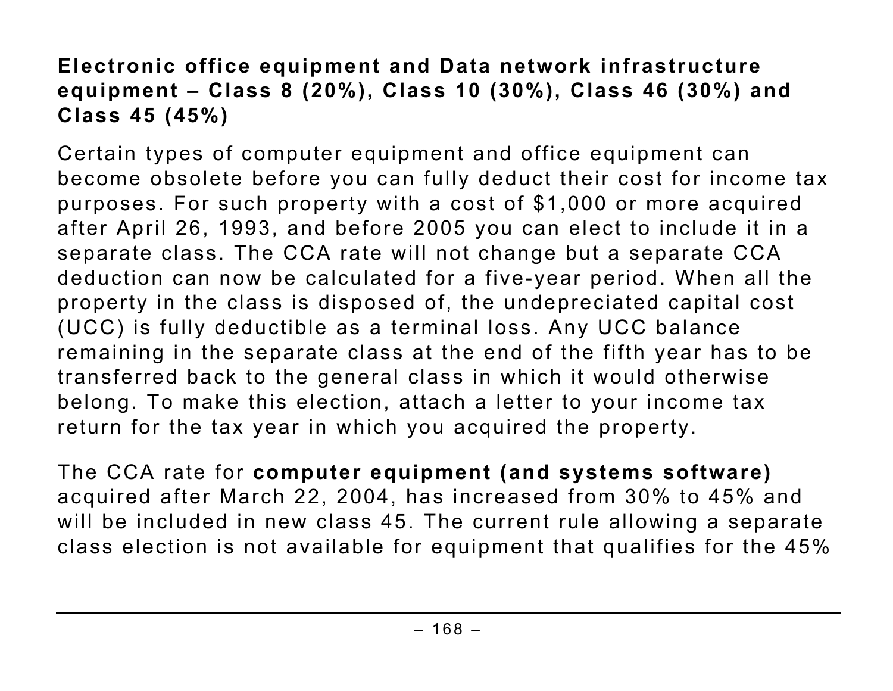**Electronic office equipment and Data network infrastructure equipment – Class 8 (20%), Class 10 (30%), Class 46 (30%) and Class 45 (45%)**

Certain types of computer equipment and office equipment can become obsolete before you can fully deduct their cost for income tax purposes. For such property with a cost of $1,000 or more acquired after April 26, 1993, and before 2005 you can elect to include it in a separate class. The CCA rate will not change but a separate CCA deduction can now be calculated for a five-year period. When all the property in the class is disposed of, the undepreciated capital cost (UCC) is fully deductible as a terminal loss. Any UCC balance remaining in the separate class at the end of the fifth year has to be transferred back to the general class in which it would otherwise belong. To make this election, attach a letter to your income tax return for the tax year in which you acquired the property.

The CCA rate for **computer equipment (and systems software)** acquired after March 22, 2004, has increased from 30% to 45% and will be included in new class 45. The current rule allowing a separate class election is not available for equipment that qualifies for the 45%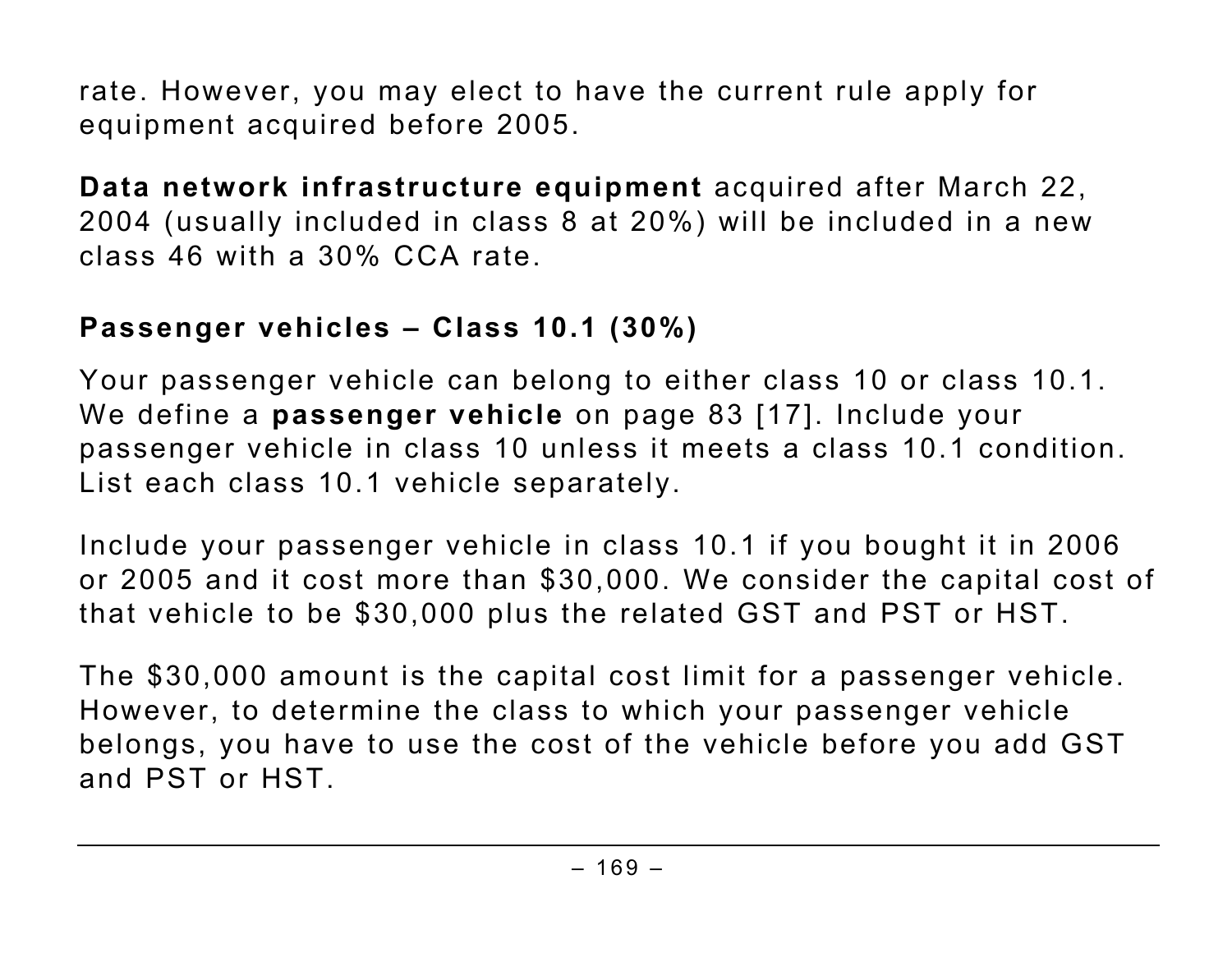rate. However, you may elect to have the current rule apply for equipment acquired before 2005.

**Data network infrastructure equipment** acquired after March 22, 2004 (usually included in class 8 at 20%) will be included in a new class 46 with a 30% CCA rate.

### Passenger vehicles – Class 10.1 (30%)

Your passenger vehicle can belong to either class 10 or class 10.1. We define a **passenger vehicle** on page 83 [17]. Include your passenger vehicle in class 10 unless it meets a class 10.1 condition. List each class 10.1 vehicle separately.

Include your passenger vehicle in class 10.1 if you bought it in 2006 or 2005 and it cost more than $30,000. We consider the capital cost of that vehicle to be $30,000 plus the related GST and PST or HST.

The $30,000 amount is the capital cost limit for a passenger vehicle. However, to determine the class to which your passenger vehicle belongs, you have to use the cost of the vehicle before you add GST and PST or HST.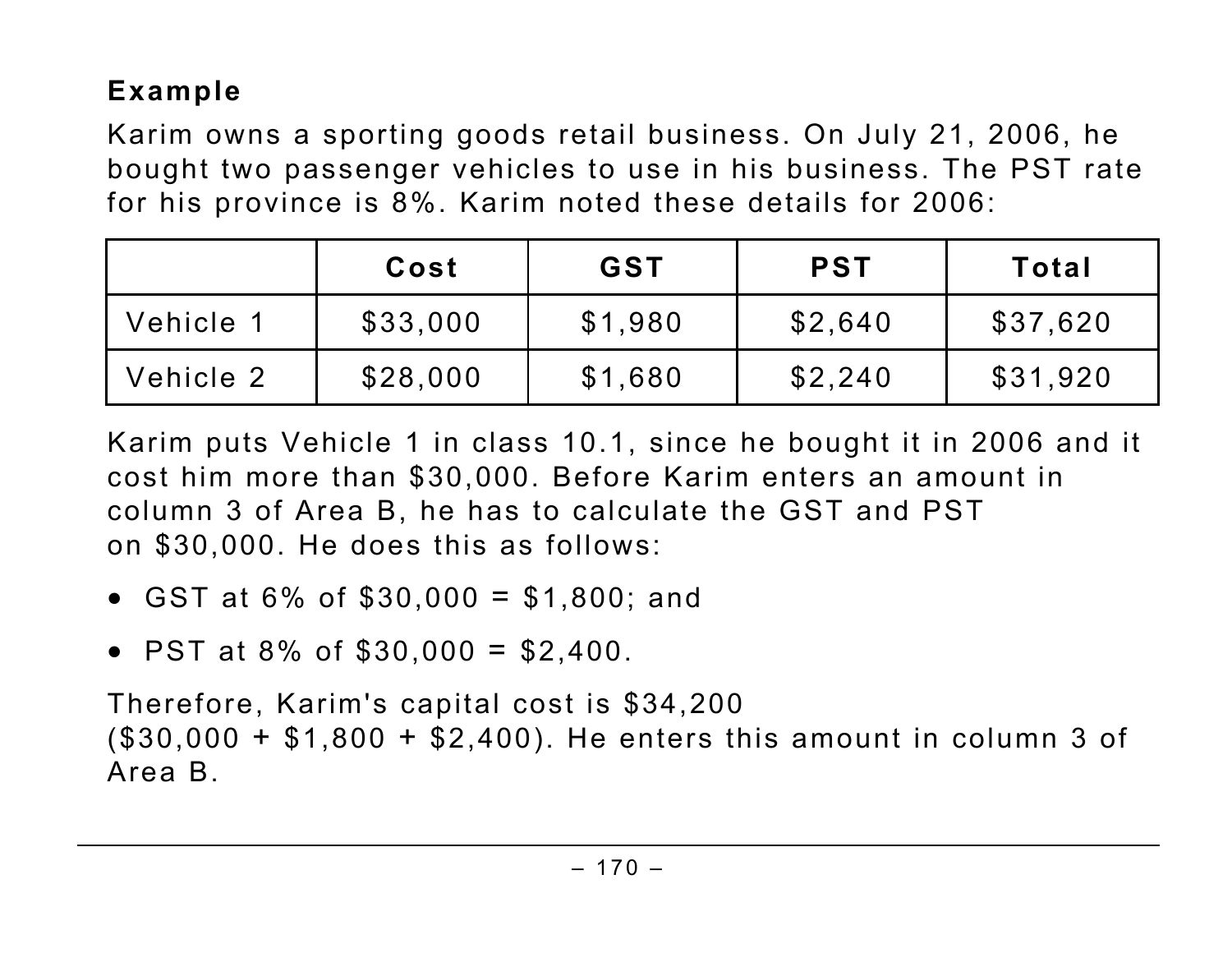**Example**

Karim owns a sporting goods retail business. On July 21, 2006, he bought two passenger vehicles to use in his business. The PST rate for his province is 8%. Karim noted these details for 2006:

| | Cost | GST | PST | Total |
|---|---|---|---|---|
| Vehicle 1 | $33,000 | $1,980 | $2,640 | $37,620 |
| Vehicle 2 | $28,000 | $1,680 | $2,240 | $31,920 |

Karim puts Vehicle 1 in class 10.1, since he bought it in 2006 and it cost him more than $30,000. Before Karim enters an amount in column 3 of Area B, he has to calculate the GST and PST on $30,000. He does this as follows:

- GST at 6% of $30,000 = $1,800; and
- PST at 8% of $30,000 = $2,400.

Therefore, Karim's capital cost is $34,200 ($30,000 + $1,800 + $2,400). He enters this amount in column 3 of Area B.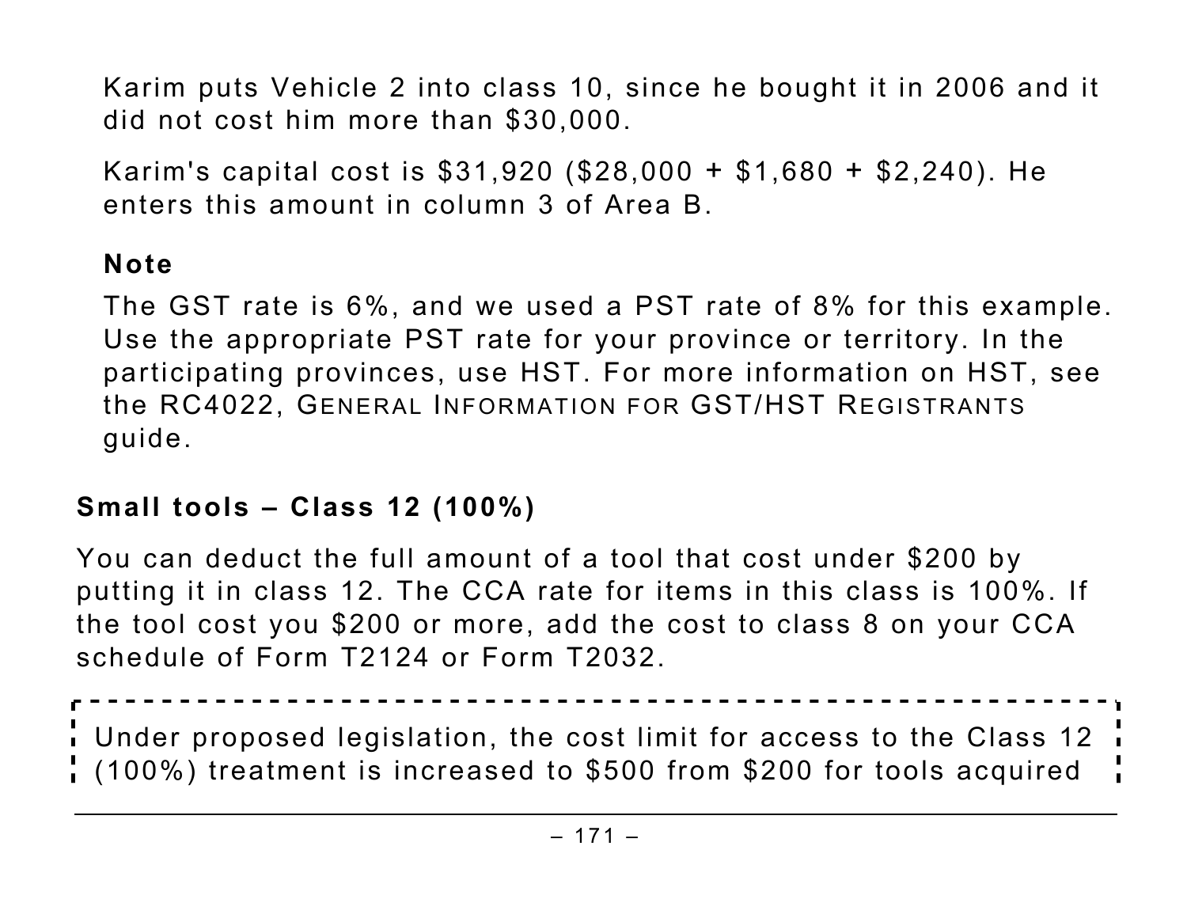Karim puts Vehicle 2 into class 10, since he bought it in 2006 and it did not cost him more than $30,000.

Karim's capital cost is $31,920 ($28,000 + $1,680 + $2,240). He enters this amount in column 3 of Area B.

**Note**

The GST rate is 6%, and we used a PST rate of 8% for this example. Use the appropriate PST rate for your province or territory. In the participating provinces, use HST. For more information on HST, see the RC4022, *General Information for GST/HST Registrants* guide.

### Small tools – Class 12 (100%)

You can deduct the full amount of a tool that cost under $200 by putting it in class 12. The CCA rate for items in this class is 100%. If the tool cost you $200 or more, add the cost to class 8 on your CCA schedule of Form T2124 or Form T2032.

Under proposed legislation, the cost limit for access to the Class 12 (100%) treatment is increased to $500 from $200 for tools acquired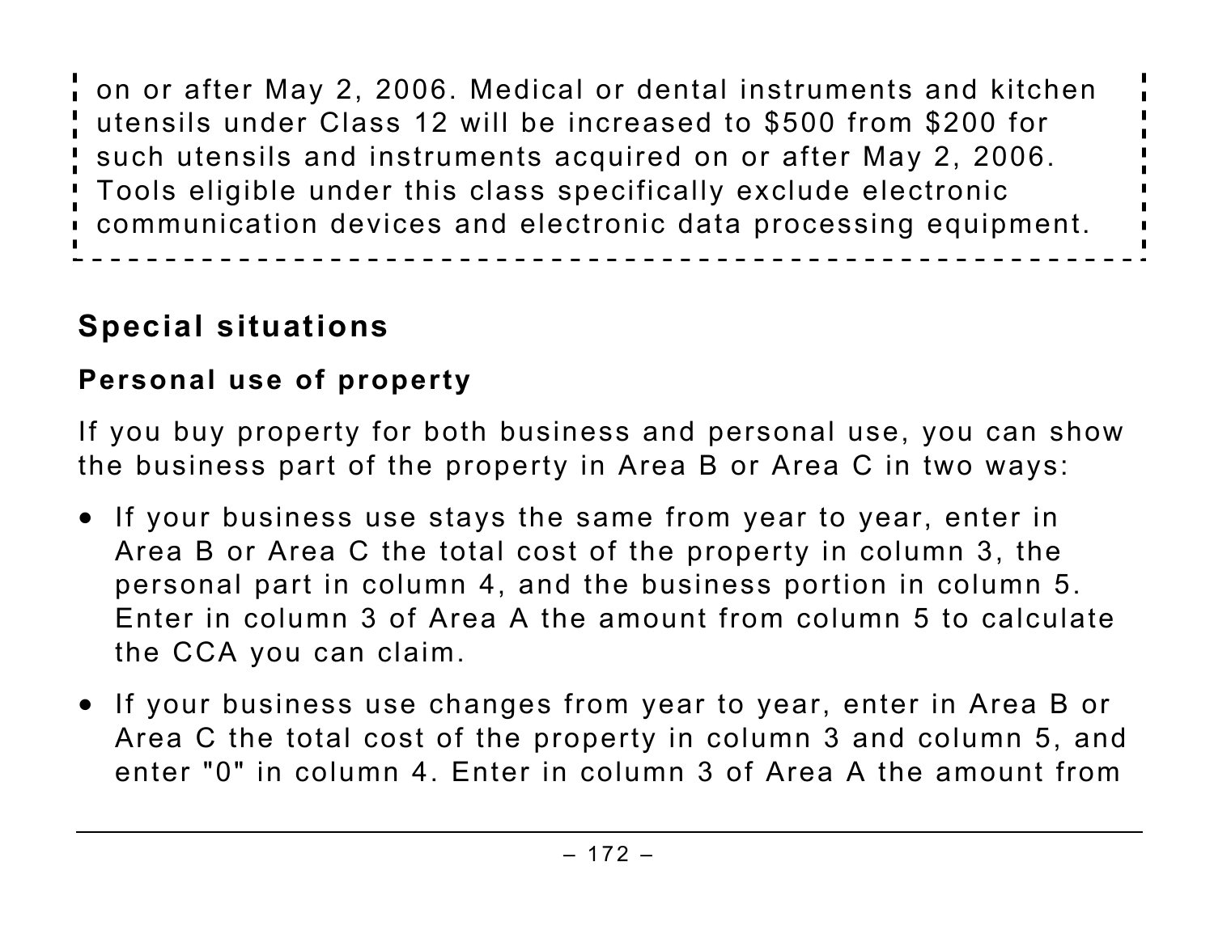on or after May 2, 2006. Medical or dental instruments and kitchen utensils under Class 12 will be increased to $500 from $200 for such utensils and instruments acquired on or after May 2, 2006. Tools eligible under this class specifically exclude electronic communication devices and electronic data processing equipment.

## Special situations

### Personal use of property

If you buy property for both business and personal use, you can show the business part of the property in Area B or Area C in two ways:

- If your business use stays the same from year to year, enter in Area B or Area C the total cost of the property in column 3, the personal part in column 4, and the business portion in column 5. Enter in column 3 of Area A the amount from column 5 to calculate the CCA you can claim.
- If your business use changes from year to year, enter in Area B or Area C the total cost of the property in column 3 and column 5, and enter "0" in column 4. Enter in column 3 of Area A the amount from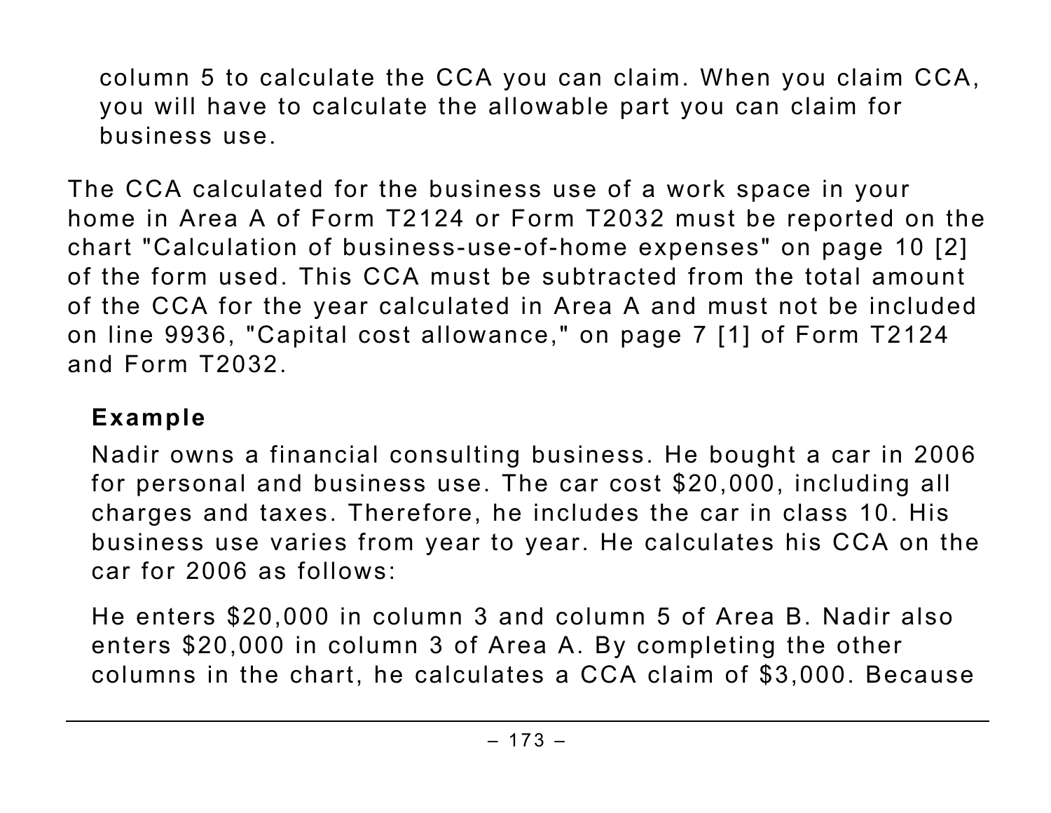column 5 to calculate the CCA you can claim. When you claim CCA, you will have to calculate the allowable part you can claim for business use.

The CCA calculated for the business use of a work space in your home in Area A of Form T2124 or Form T2032 must be reported on the chart "Calculation of business-use-of-home expenses" on page 10 [2] of the form used. This CCA must be subtracted from the total amount of the CCA for the year calculated in Area A and must not be included on line 9936, "Capital cost allowance," on page 7 [1] of Form T2124 and Form T2032.

**Example**

Nadir owns a financial consulting business. He bought a car in 2006 for personal and business use. The car cost $20,000, including all charges and taxes. Therefore, he includes the car in class 10. His business use varies from year to year. He calculates his CCA on the car for 2006 as follows:

He enters $20,000 in column 3 and column 5 of Area B. Nadir also enters $20,000 in column 3 of Area A. By completing the other columns in the chart, he calculates a CCA claim of $3,000. Because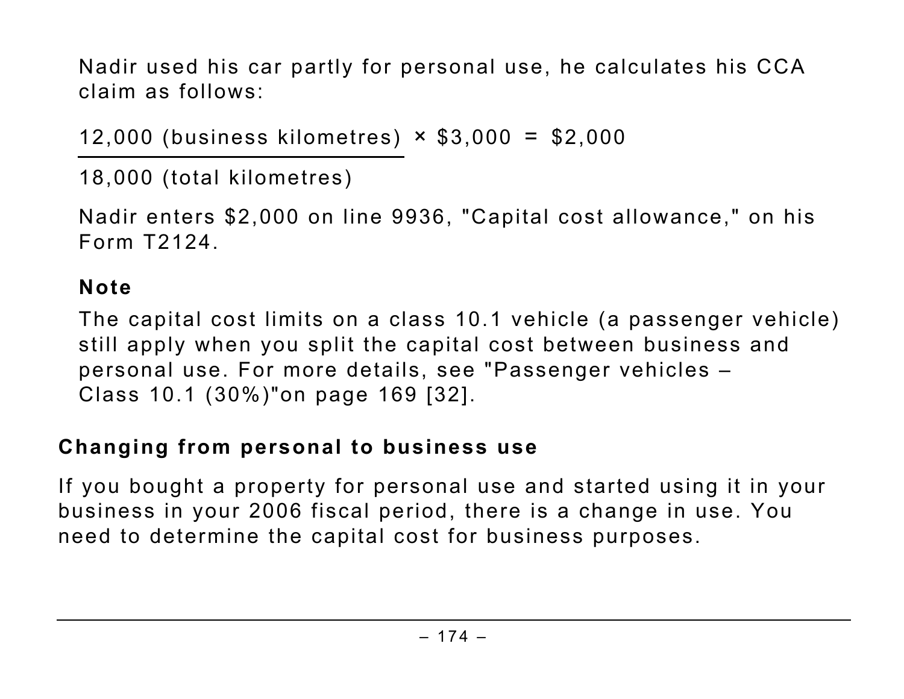Nadir used his car partly for personal use, he calculates his CCA claim as follows:

$$\frac{12{,}000 \text{ (business kilometres)}}{18{,}000 \text{ (total kilometres)}} \times \$3{,}000 = \$2{,}000$$

Nadir enters $2,000 on line 9936, "Capital cost allowance," on his Form T2124.

**Note**

The capital cost limits on a class 10.1 vehicle (a passenger vehicle) still apply when you split the capital cost between business and personal use. For more details, see "Passenger vehicles – Class 10.1 (30%)"on page 169 [32].

### Changing from personal to business use

If you bought a property for personal use and started using it in your business in your 2006 fiscal period, there is a change in use. You need to determine the capital cost for business purposes.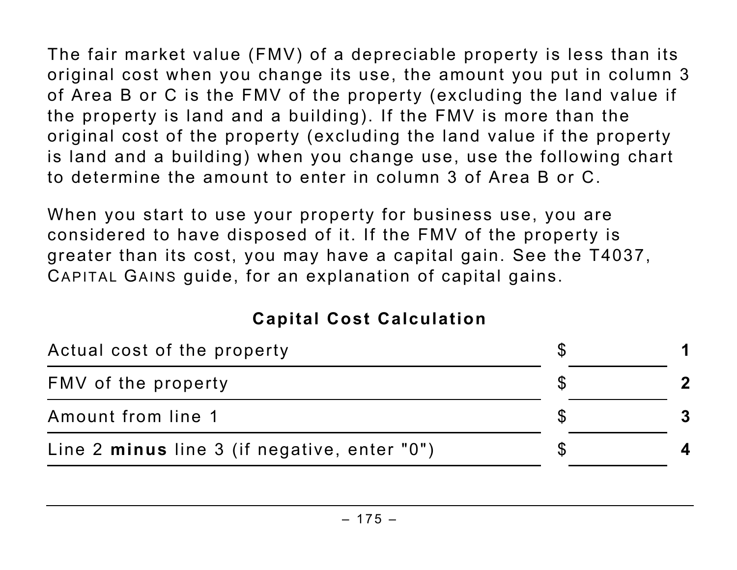The fair market value (FMV) of a depreciable property is less than its original cost when you change its use, the amount you put in column 3 of Area B or C is the FMV of the property (excluding the land value if the property is land and a building). If the FMV is more than the original cost of the property (excluding the land value if the property is land and a building) when you change use, use the following chart to determine the amount to enter in column 3 of Area B or C.

When you start to use your property for business use, you are considered to have disposed of it. If the FMV of the property is greater than its cost, you may have a capital gain. See the T4037, CAPITAL GAINS guide, for an explanation of capital gains.

**Capital Cost Calculation**

| | | |
|---|---|---|
| Actual cost of the property | $ | **1** |
| FMV of the property | $ | **2** |
| Amount from line 1 | $ | **3** |
| Line 2 **minus** line 3 (if negative, enter "0") | $ | **4** |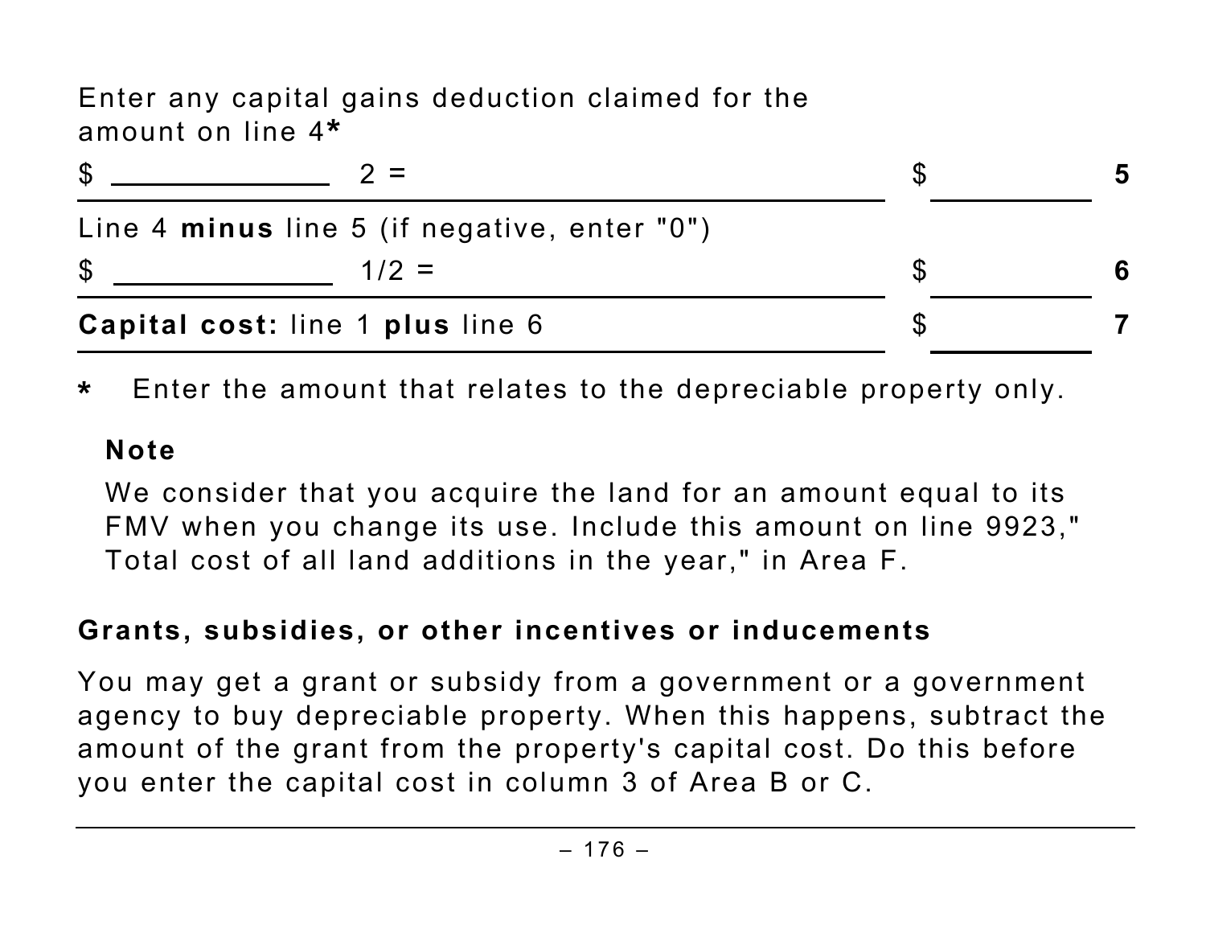Enter any capital gains deduction claimed for the amount on line 4*

| | | |
|---|---|---|
| $ ____________ 2 = | $ ____________ | 5 |
| Line 4 **minus** line 5 (if negative, enter "0") | | |
| $ ____________ 1/2 = | $ ____________ | 6 |
| **Capital cost:** line 1 **plus** line 6 | $ ____________ | 7 |

\* Enter the amount that relates to the depreciable property only.

**Note**

We consider that you acquire the land for an amount equal to its FMV when you change its use. Include this amount on line 9923," Total cost of all land additions in the year," in Area F.

### Grants, subsidies, or other incentives or inducements

You may get a grant or subsidy from a government or a government agency to buy depreciable property. When this happens, subtract the amount of the grant from the property's capital cost. Do this before you enter the capital cost in column 3 of Area B or C.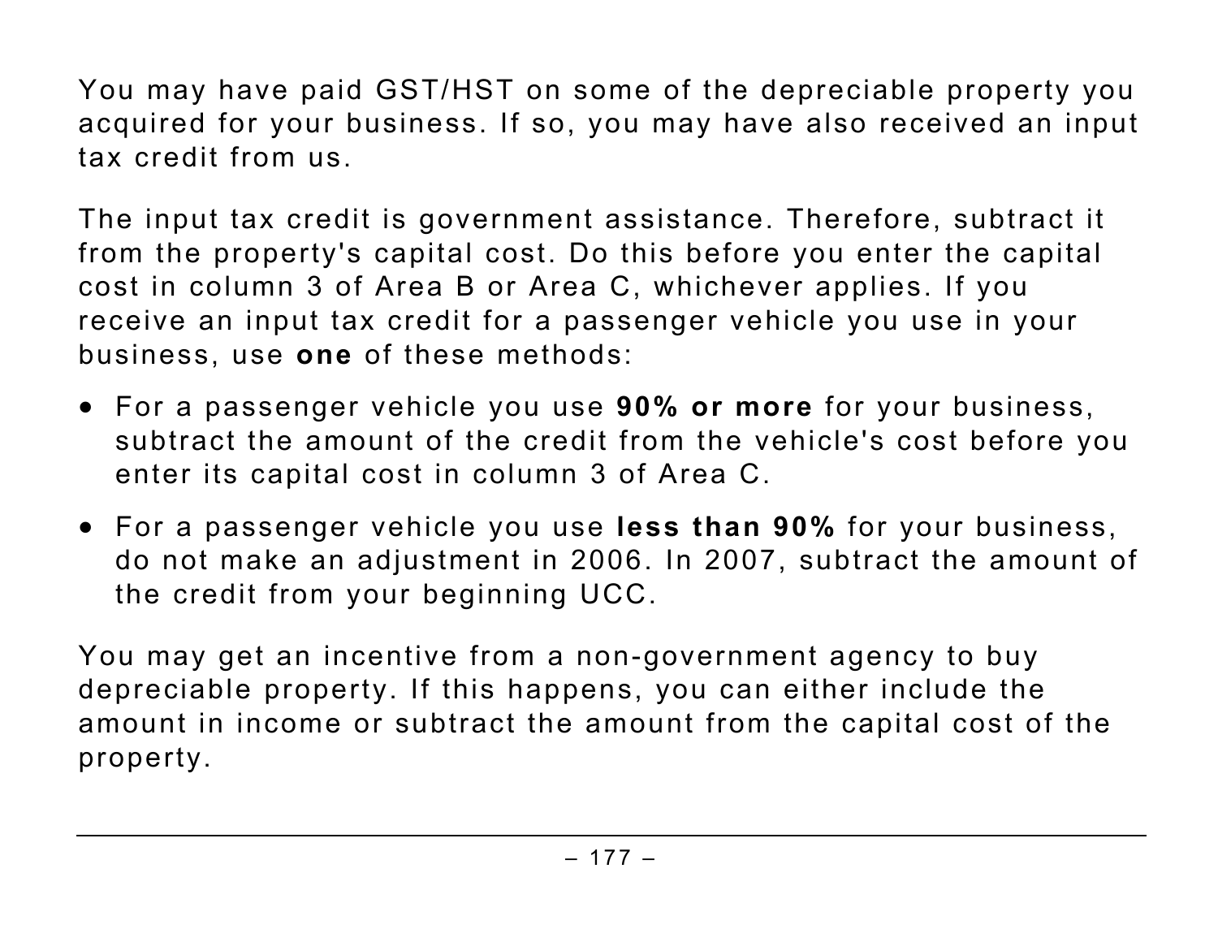You may have paid GST/HST on some of the depreciable property you acquired for your business. If so, you may have also received an input tax credit from us.

The input tax credit is government assistance. Therefore, subtract it from the property's capital cost. Do this before you enter the capital cost in column 3 of Area B or Area C, whichever applies. If you receive an input tax credit for a passenger vehicle you use in your business, use **one** of these methods:

- For a passenger vehicle you use **90% or more** for your business, subtract the amount of the credit from the vehicle's cost before you enter its capital cost in column 3 of Area C.
- For a passenger vehicle you use **less than 90%** for your business, do not make an adjustment in 2006. In 2007, subtract the amount of the credit from your beginning UCC.

You may get an incentive from a non-government agency to buy depreciable property. If this happens, you can either include the amount in income or subtract the amount from the capital cost of the property.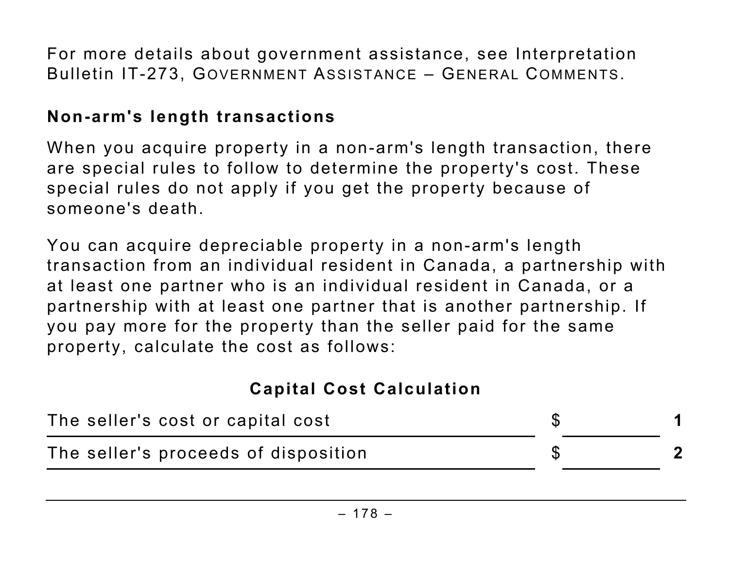For more details about government assistance, see Interpretation Bulletin IT-273, Government Assistance – General Comments.

### Non-arm's length transactions

When you acquire property in a non-arm's length transaction, there are special rules to follow to determine the property's cost. These special rules do not apply if you get the property because of someone's death.

You can acquire depreciable property in a non-arm's length transaction from an individual resident in Canada, a partnership with at least one partner who is an individual resident in Canada, or a partnership with at least one partner that is another partnership. If you pay more for the property than the seller paid for the same property, calculate the cost as follows:

**Capital Cost Calculation**

| | | |
|---|---|---|
| The seller's cost or capital cost | $ | 1 |
| The seller's proceeds of disposition | $ | 2 |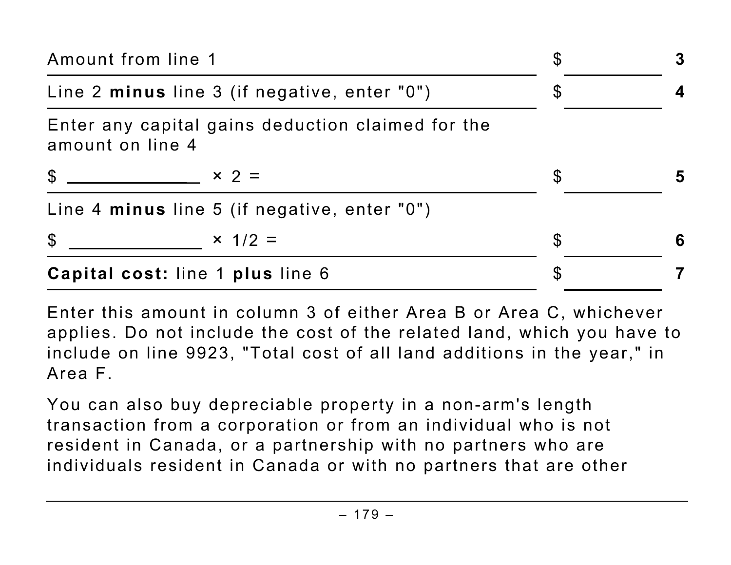| | | |
|---|---|---|
| Amount from line 1 | $ ____________ | **3** |
| Line 2 **minus** line 3 (if negative, enter "0") | $ ____________ | **4** |
| Enter any capital gains deduction claimed for the amount on line 4 | | |
| $ ____________ × 2 = | $ ____________ | **5** |
| Line 4 **minus** line 5 (if negative, enter "0") | | |
| $ ____________ × 1/2 = | $ ____________ | **6** |
| **Capital cost:** line 1 **plus** line 6 | $ ____________ | **7** |

Enter this amount in column 3 of either Area B or Area C, whichever applies. Do not include the cost of the related land, which you have to include on line 9923, "Total cost of all land additions in the year," in Area F.

You can also buy depreciable property in a non-arm's length transaction from a corporation or from an individual who is not resident in Canada, or a partnership with no partners who are individuals resident in Canada or with no partners that are other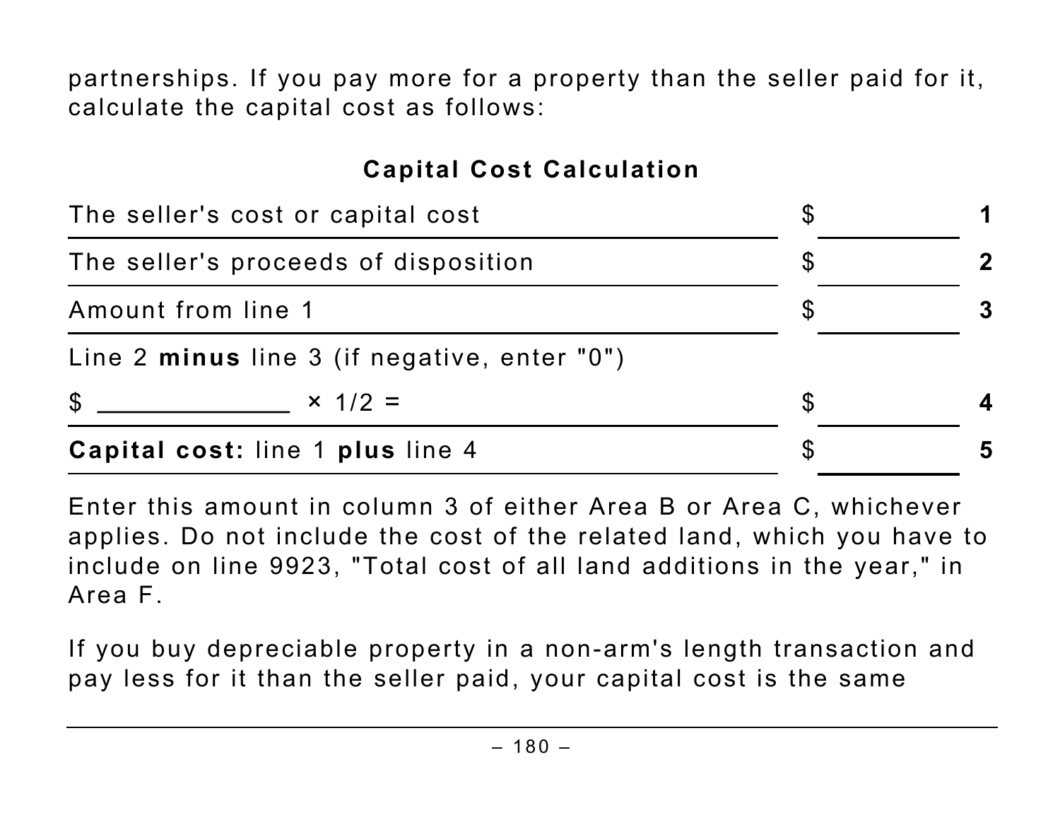partnerships. If you pay more for a property than the seller paid for it, calculate the capital cost as follows:

**Capital Cost Calculation**

| | | |
|---|---|---|
| The seller's cost or capital cost | $ ________ | 1 |
| The seller's proceeds of disposition | $ ________ | 2 |
| Amount from line 1 | $ ________ | 3 |
| Line 2 **minus** line 3 (if negative, enter "0") $ ______________ × 1/2 = | $ ________ | 4 |
| **Capital cost:** line 1 **plus** line 4 | $ ________ | 5 |

Enter this amount in column 3 of either Area B or Area C, whichever applies. Do not include the cost of the related land, which you have to include on line 9923, "Total cost of all land additions in the year," in Area F.

If you buy depreciable property in a non-arm's length transaction and pay less for it than the seller paid, your capital cost is the same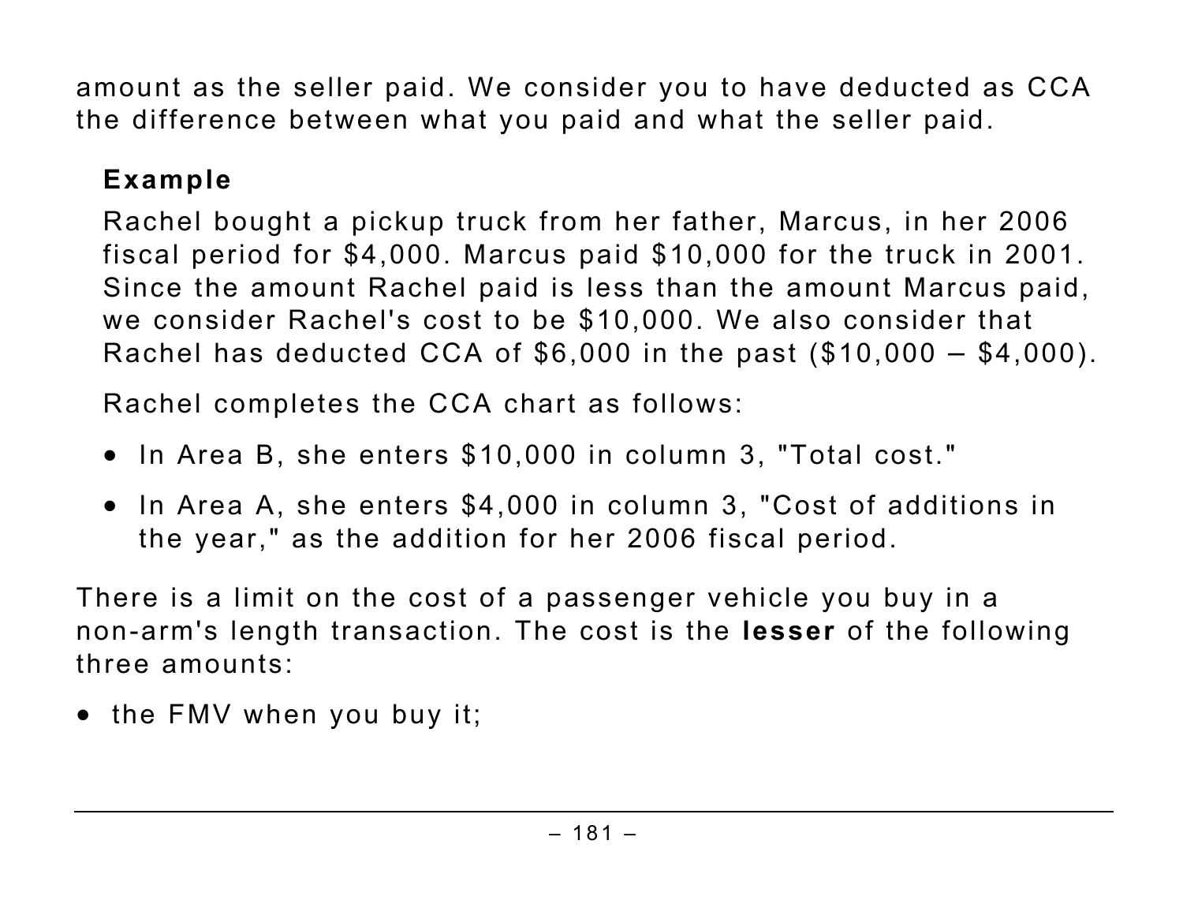amount as the seller paid. We consider you to have deducted as CCA the difference between what you paid and what the seller paid.

**Example**

Rachel bought a pickup truck from her father, Marcus, in her 2006 fiscal period for $4,000. Marcus paid $10,000 for the truck in 2001. Since the amount Rachel paid is less than the amount Marcus paid, we consider Rachel's cost to be $10,000. We also consider that Rachel has deducted CCA of $6,000 in the past ($10,000 – $4,000).

Rachel completes the CCA chart as follows:

- In Area B, she enters $10,000 in column 3, "Total cost."
- In Area A, she enters $4,000 in column 3, "Cost of additions in the year," as the addition for her 2006 fiscal period.

There is a limit on the cost of a passenger vehicle you buy in a non-arm's length transaction. The cost is the **lesser** of the following three amounts:

- the FMV when you buy it;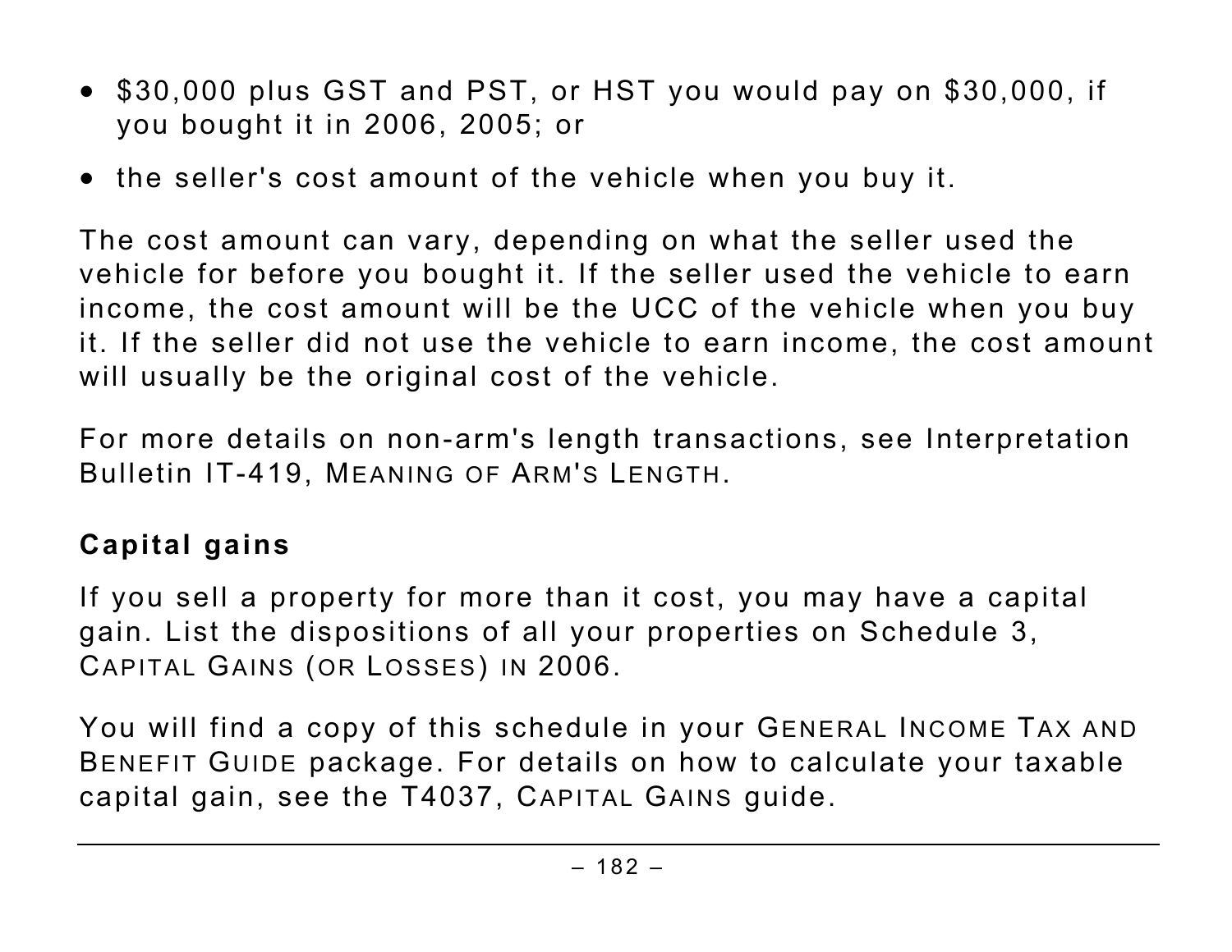- $30,000 plus GST and PST, or HST you would pay on $30,000, if you bought it in 2006, 2005; or
- the seller's cost amount of the vehicle when you buy it.

The cost amount can vary, depending on what the seller used the vehicle for before you bought it. If the seller used the vehicle to earn income, the cost amount will be the UCC of the vehicle when you buy it. If the seller did not use the vehicle to earn income, the cost amount will usually be the original cost of the vehicle.

For more details on non-arm's length transactions, see Interpretation Bulletin IT-419, MEANING OF ARM'S LENGTH.

## Capital gains

If you sell a property for more than it cost, you may have a capital gain. List the dispositions of all your properties on Schedule 3, CAPITAL GAINS (OR LOSSES) IN 2006.

You will find a copy of this schedule in your GENERAL INCOME TAX AND BENEFIT GUIDE package. For details on how to calculate your taxable capital gain, see the T4037, CAPITAL GAINS guide.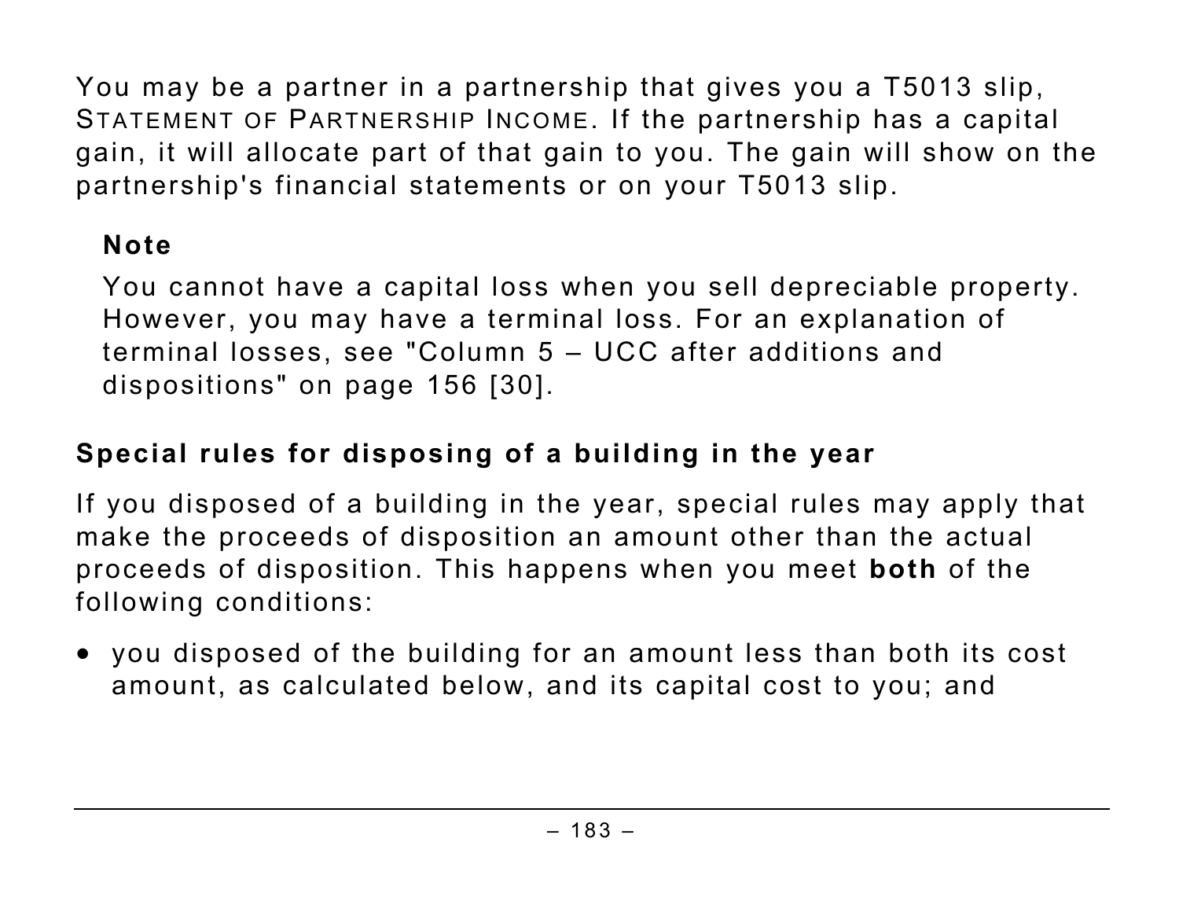You may be a partner in a partnership that gives you a T5013 slip, STATEMENT OF PARTNERSHIP INCOME. If the partnership has a capital gain, it will allocate part of that gain to you. The gain will show on the partnership's financial statements or on your T5013 slip.

**Note**

You cannot have a capital loss when you sell depreciable property. However, you may have a terminal loss. For an explanation of terminal losses, see "Column 5 – UCC after additions and dispositions" on page 156 [30].

### Special rules for disposing of a building in the year

If you disposed of a building in the year, special rules may apply that make the proceeds of disposition an amount other than the actual proceeds of disposition. This happens when you meet **both** of the following conditions:

- you disposed of the building for an amount less than both its cost amount, as calculated below, and its capital cost to you; and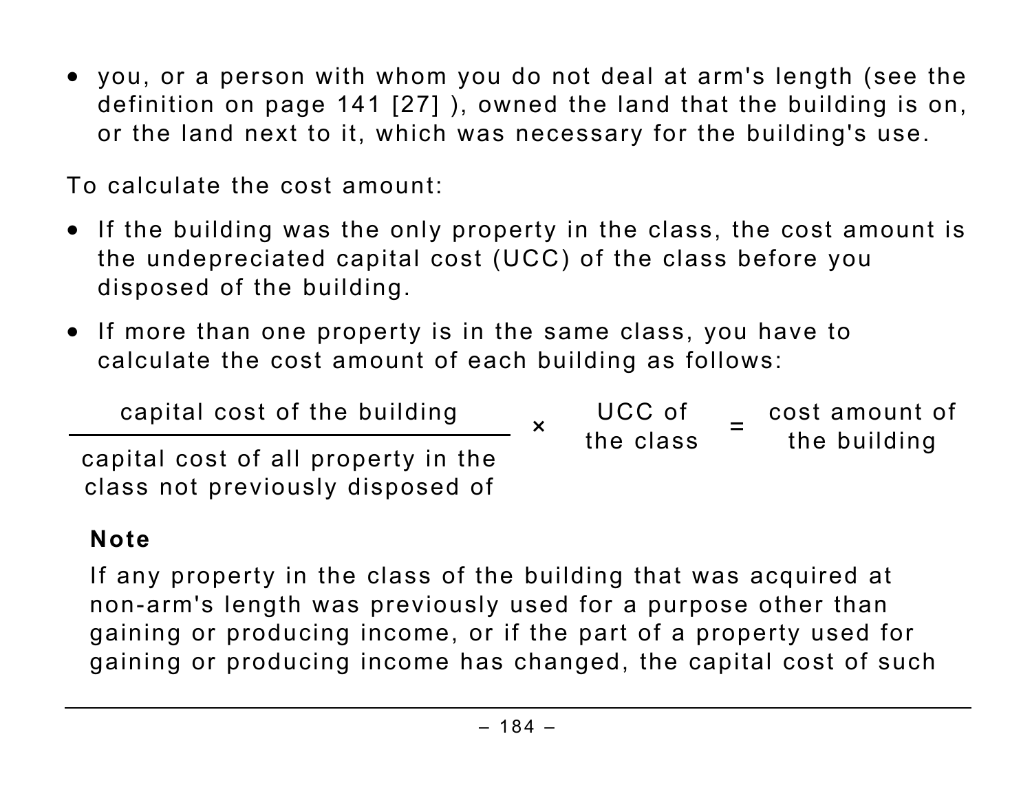- you, or a person with whom you do not deal at arm's length (see the definition on page 141 [27] ), owned the land that the building is on, or the land next to it, which was necessary for the building's use.

To calculate the cost amount:

- If the building was the only property in the class, the cost amount is the undepreciated capital cost (UCC) of the class before you disposed of the building.
- If more than one property is in the same class, you have to calculate the cost amount of each building as follows:

$$\frac{\text{capital cost of the building}}{\text{capital cost of all property in the class not previously disposed of}} \times \text{UCC of the class} = \text{cost amount of the building}$$

**Note**

If any property in the class of the building that was acquired at non-arm's length was previously used for a purpose other than gaining or producing income, or if the part of a property used for gaining or producing income has changed, the capital cost of such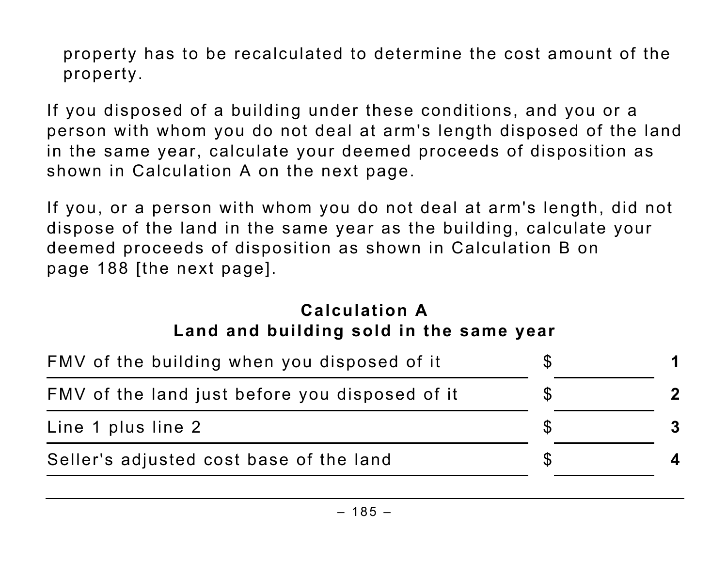property has to be recalculated to determine the cost amount of the property.

If you disposed of a building under these conditions, and you or a person with whom you do not deal at arm's length disposed of the land in the same year, calculate your deemed proceeds of disposition as shown in Calculation A on the next page.

If you, or a person with whom you do not deal at arm's length, did not dispose of the land in the same year as the building, calculate your deemed proceeds of disposition as shown in Calculation B on page 188 [the next page].

### Calculation A
### Land and building sold in the same year

| | | |
|---|---|---|
| FMV of the building when you disposed of it | $ | **1** |
| FMV of the land just before you disposed of it | $ | **2** |
| Line 1 plus line 2 | $ | **3** |
| Seller's adjusted cost base of the land | $ | **4** |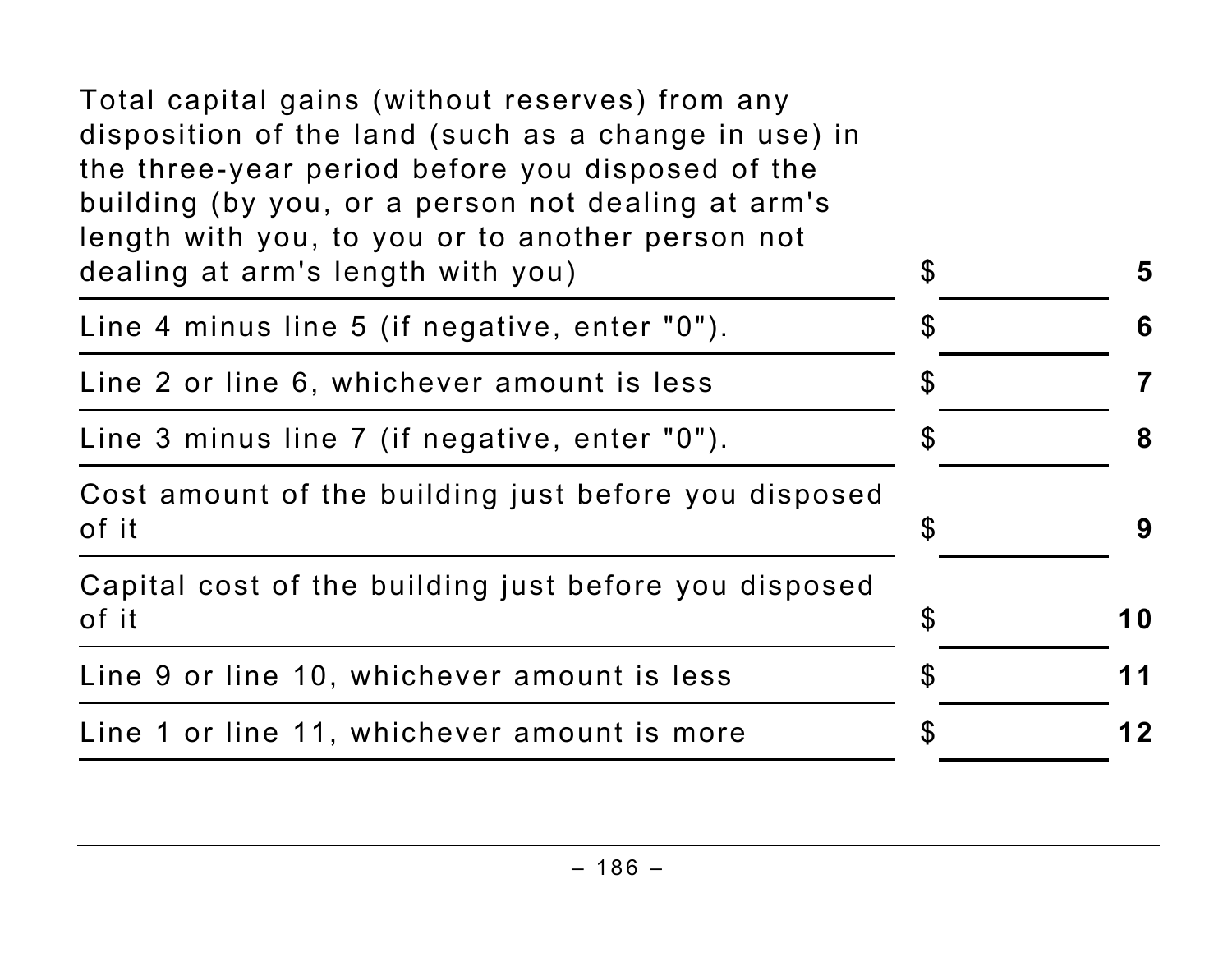| | | |
|---|---|---|
| Total capital gains (without reserves) from any disposition of the land (such as a change in use) in the three-year period before you disposed of the building (by you, or a person not dealing at arm's length with you, to you or to another person not dealing at arm's length with you) | $ | 5 |
| Line 4 minus line 5 (if negative, enter "0"). | $ | 6 |
| Line 2 or line 6, whichever amount is less | $ | 7 |
| Line 3 minus line 7 (if negative, enter "0"). | $ | 8 |
| Cost amount of the building just before you disposed of it | $ | 9 |
| Capital cost of the building just before you disposed of it | $ | 10 |
| Line 9 or line 10, whichever amount is less | $ | 11 |
| Line 1 or line 11, whichever amount is more | $ | 12 |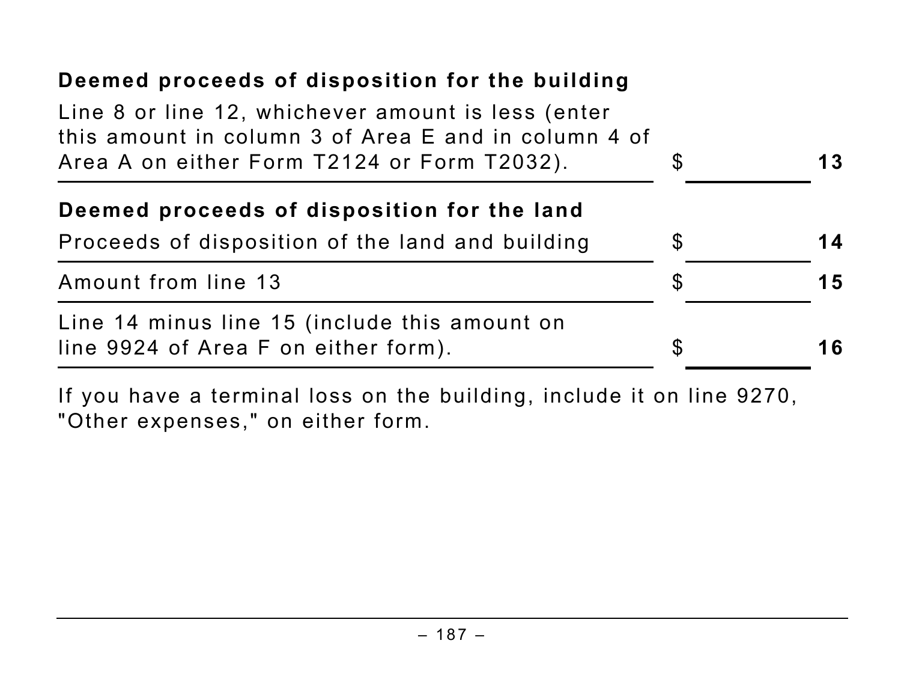**Deemed proceeds of disposition for the building**

| | | |
|---|---|---|
| Line 8 or line 12, whichever amount is less (enter this amount in column 3 of Area E and in column 4 of Area A on either Form T2124 or Form T2032). | $ | 13 |

**Deemed proceeds of disposition for the land**

| | | |
|---|---|---|
| Proceeds of disposition of the land and building | $ | 14 |
| Amount from line 13 | $ | 15 |
| Line 14 minus line 15 (include this amount on line 9924 of Area F on either form). | $ | 16 |

If you have a terminal loss on the building, include it on line 9270, "Other expenses," on either form.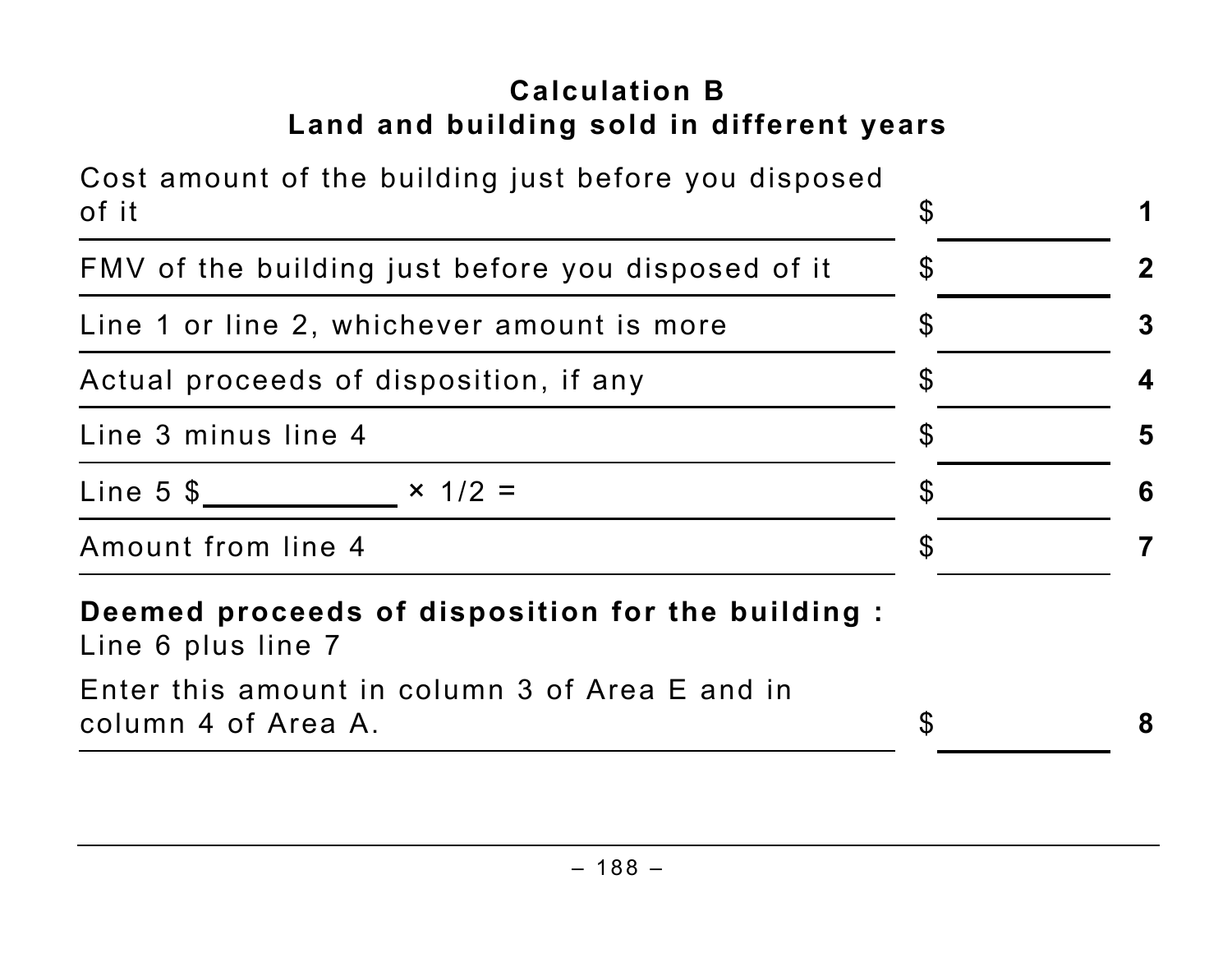### Calculation B
### Land and building sold in different years

| | | |
|---|---|---|
| Cost amount of the building just before you disposed of it | $ ________ | 1 |
| FMV of the building just before you disposed of it | $ ________ | 2 |
| Line 1 or line 2, whichever amount is more | $ ________ | 3 |
| Actual proceeds of disposition, if any | $ ________ | 4 |
| Line 3 minus line 4 | $ ________ | 5 |
| Line 5 $ ________ × 1/2 = | $ ________ | 6 |
| Amount from line 4 | $ ________ | 7 |
| **Deemed proceeds of disposition for the building :** Line 6 plus line 7<br>Enter this amount in column 3 of Area E and in column 4 of Area A. | $ ________ | 8 |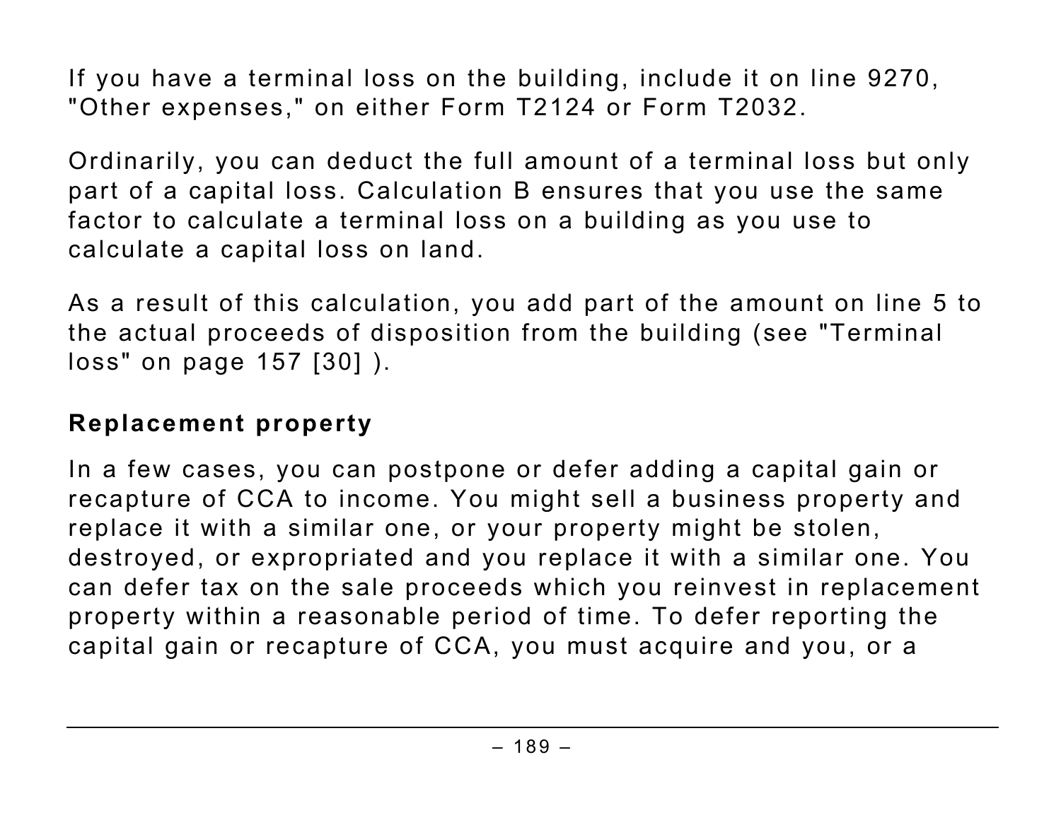If you have a terminal loss on the building, include it on line 9270, "Other expenses," on either Form T2124 or Form T2032.

Ordinarily, you can deduct the full amount of a terminal loss but only part of a capital loss. Calculation B ensures that you use the same factor to calculate a terminal loss on a building as you use to calculate a capital loss on land.

As a result of this calculation, you add part of the amount on line 5 to the actual proceeds of disposition from the building (see "Terminal loss" on page 157 [30] ).

## Replacement property

In a few cases, you can postpone or defer adding a capital gain or recapture of CCA to income. You might sell a business property and replace it with a similar one, or your property might be stolen, destroyed, or expropriated and you replace it with a similar one. You can defer tax on the sale proceeds which you reinvest in replacement property within a reasonable period of time. To defer reporting the capital gain or recapture of CCA, you must acquire and you, or a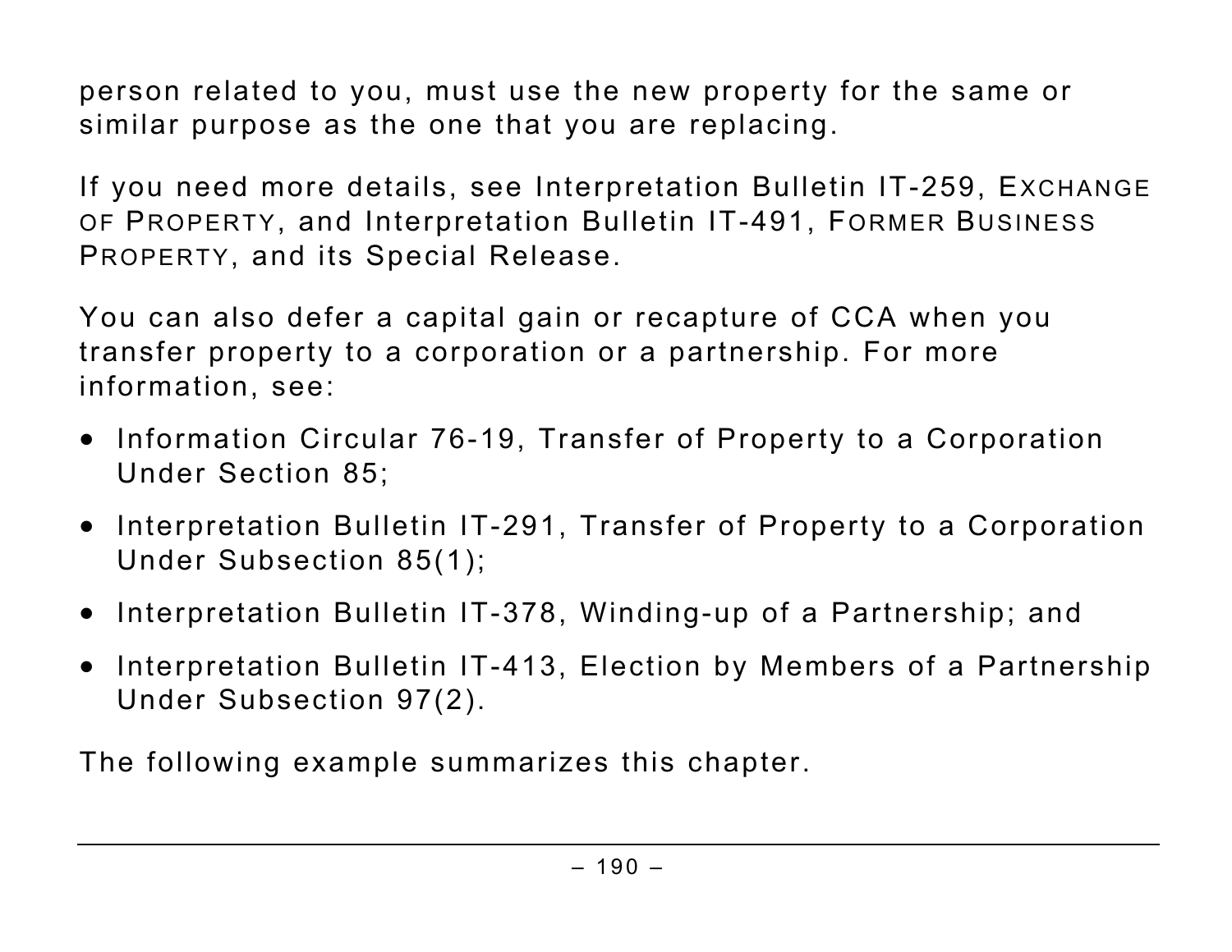person related to you, must use the new property for the same or similar purpose as the one that you are replacing.

If you need more details, see Interpretation Bulletin IT-259, EXCHANGE OF PROPERTY, and Interpretation Bulletin IT-491, FORMER BUSINESS PROPERTY, and its Special Release.

You can also defer a capital gain or recapture of CCA when you transfer property to a corporation or a partnership. For more information, see:

- Information Circular 76-19, Transfer of Property to a Corporation Under Section 85;
- Interpretation Bulletin IT-291, Transfer of Property to a Corporation Under Subsection 85(1);
- Interpretation Bulletin IT-378, Winding-up of a Partnership; and
- Interpretation Bulletin IT-413, Election by Members of a Partnership Under Subsection 97(2).

The following example summarizes this chapter.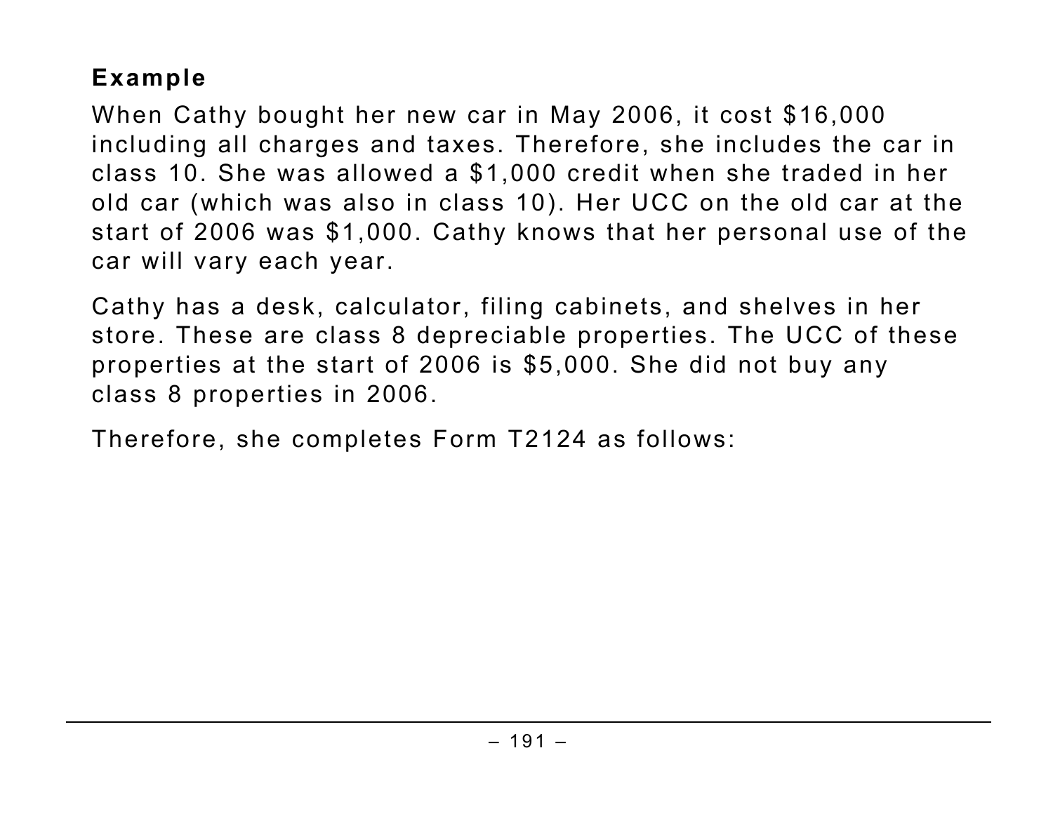### Example

When Cathy bought her new car in May 2006, it cost $16,000 including all charges and taxes. Therefore, she includes the car in class 10. She was allowed a $1,000 credit when she traded in her old car (which was also in class 10). Her UCC on the old car at the start of 2006 was $1,000. Cathy knows that her personal use of the car will vary each year.

Cathy has a desk, calculator, filing cabinets, and shelves in her store. These are class 8 depreciable properties. The UCC of these properties at the start of 2006 is $5,000. She did not buy any class 8 properties in 2006.

Therefore, she completes Form T2124 as follows: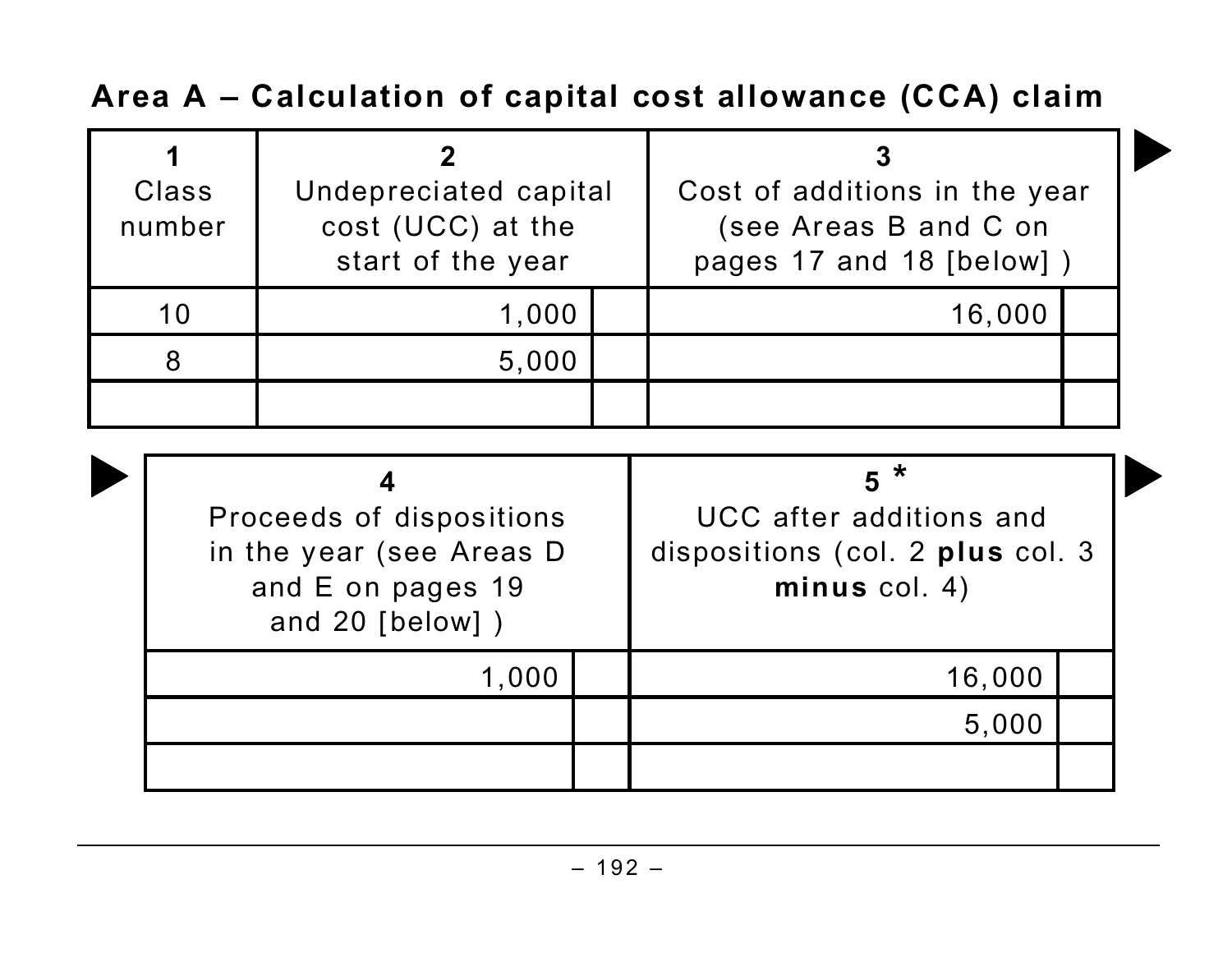## Area A – Calculation of capital cost allowance (CCA) claim

| 1<br>Class number | 2<br>Undepreciated capital cost (UCC) at the start of the year | | 3<br>Cost of additions in the year (see Areas B and C on pages 17 and 18 [below] ) | | 4<br>Proceeds of dispositions in the year (see Areas D and E on pages 19 and 20 [below] ) | | 5 *<br>UCC after additions and dispositions (col. 2 **plus** col. 3 **minus** col. 4) | |
|---|---|---|---|---|---|---|---|---|
| 10 | 1,000 | | 16,000 | | 1,000 | | 16,000 | |
| 8 | 5,000 | | | | | | 5,000 | |
| | | | | | | | | |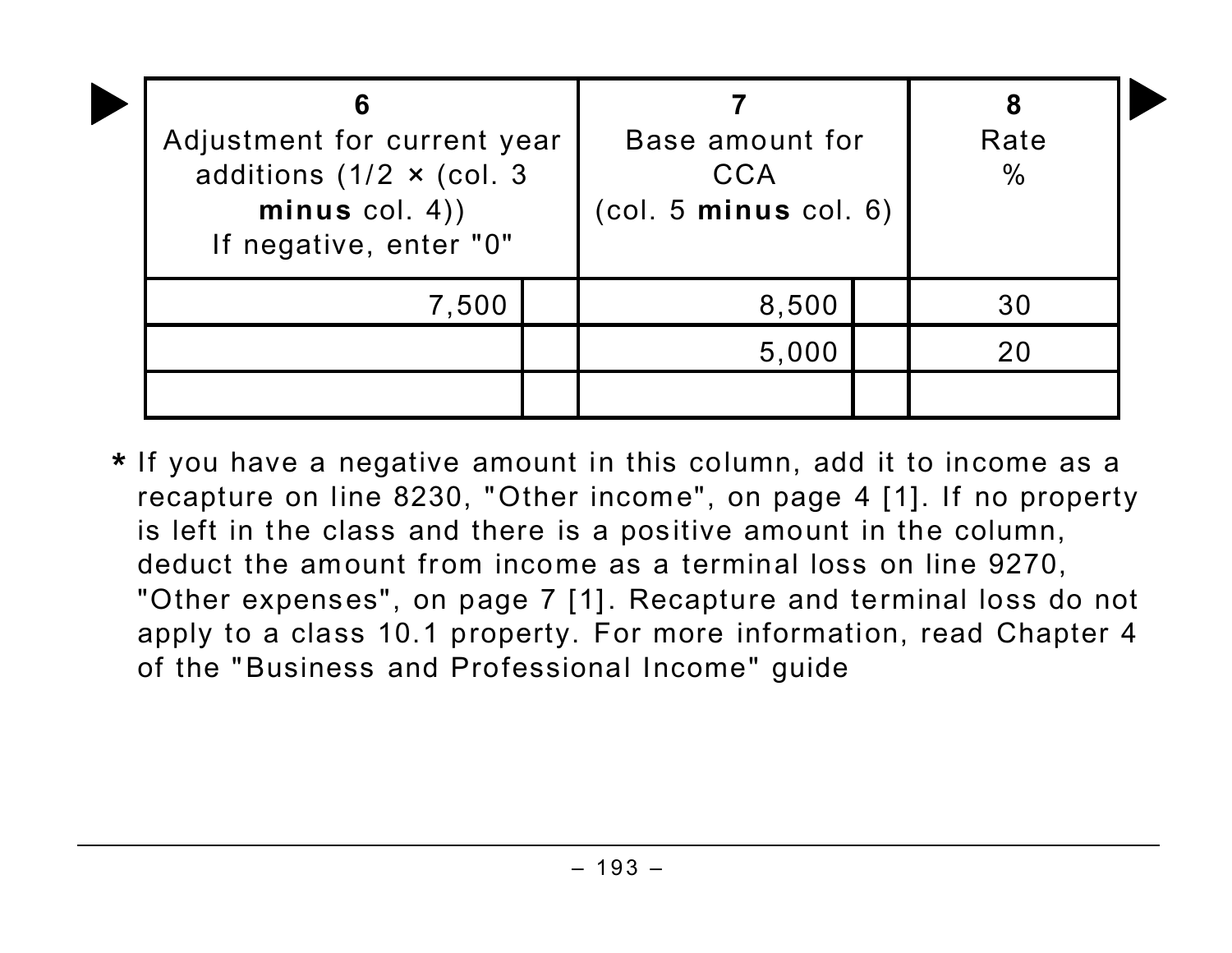| 6<br>Adjustment for current year additions (1/2 × (col. 3 **minus** col. 4))<br>If negative, enter "0" | | 7<br>Base amount for CCA<br>(col. 5 **minus** col. 6) | | 8<br>Rate<br>% |
|---|---|---|---|---|
| 7,500 | | 8,500 | | 30 |
| | | 5,000 | | 20 |
| | | | | |

* If you have a negative amount in this column, add it to income as a recapture on line 8230, "Other income", on page 4 [1]. If no property is left in the class and there is a positive amount in the column, deduct the amount from income as a terminal loss on line 9270, "Other expenses", on page 7 [1]. Recapture and terminal loss do not apply to a class 10.1 property. For more information, read Chapter 4 of the "Business and Professional Income" guide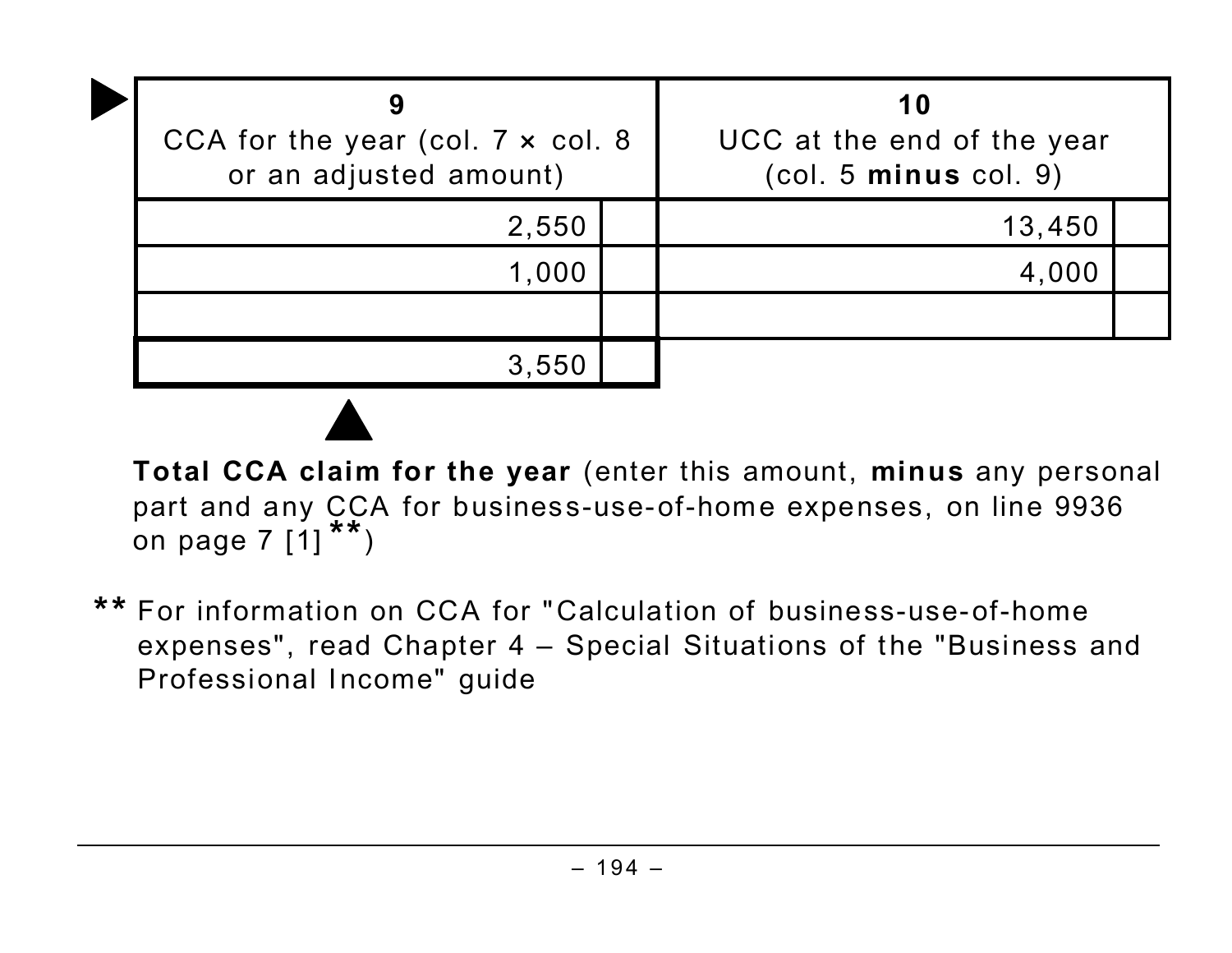| 9<br>CCA for the year (col. 7 × col. 8 or an adjusted amount) | | 10<br>UCC at the end of the year (col. 5 **minus** col. 9) | |
|---|---|---|---|
| 2,550 | | 13,450 | |
| 1,000 | | 4,000 | |
| | | | |
| 3,550 | | | |

**Total CCA claim for the year** (enter this amount, **minus** any personal part and any CCA for business-use-of-home expenses, on line 9936 on page 7 [1] **)

** For information on CCA for "Calculation of business-use-of-home expenses", read Chapter 4 – Special Situations of the "Business and Professional Income" guide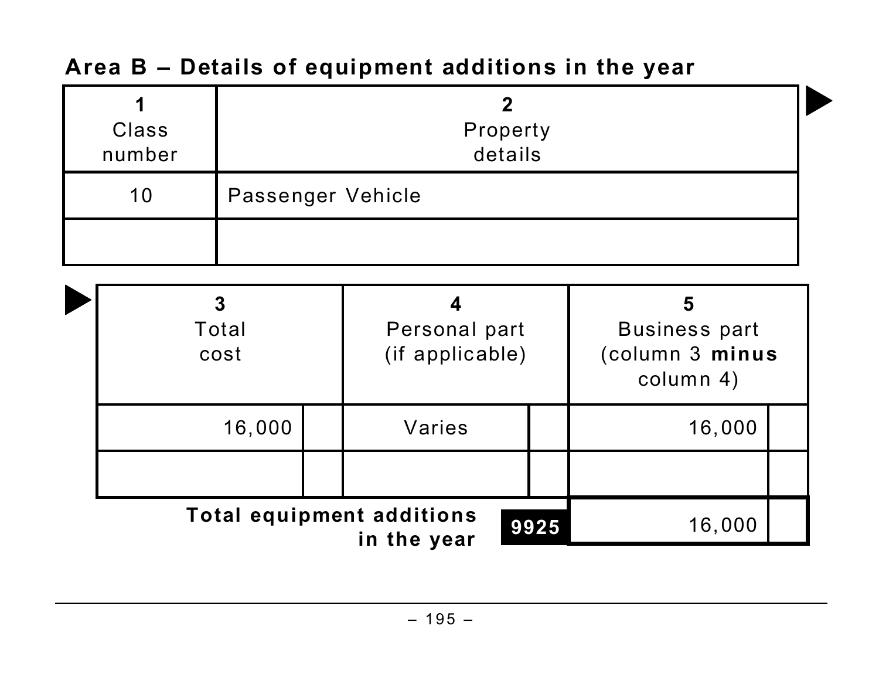## Area B – Details of equipment additions in the year

| 1<br>Class number | 2<br>Property details | 3<br>Total cost | | 4<br>Personal part (if applicable) | | 5<br>Business part (column 3 **minus** column 4) | |
|---|---|---|---|---|---|---|---|
| 10 | Passenger Vehicle | 16,000 | | Varies | | 16,000 | |
| | | | | | | | |
| | | | | **Total equipment additions in the year** | **9925** | 16,000 | |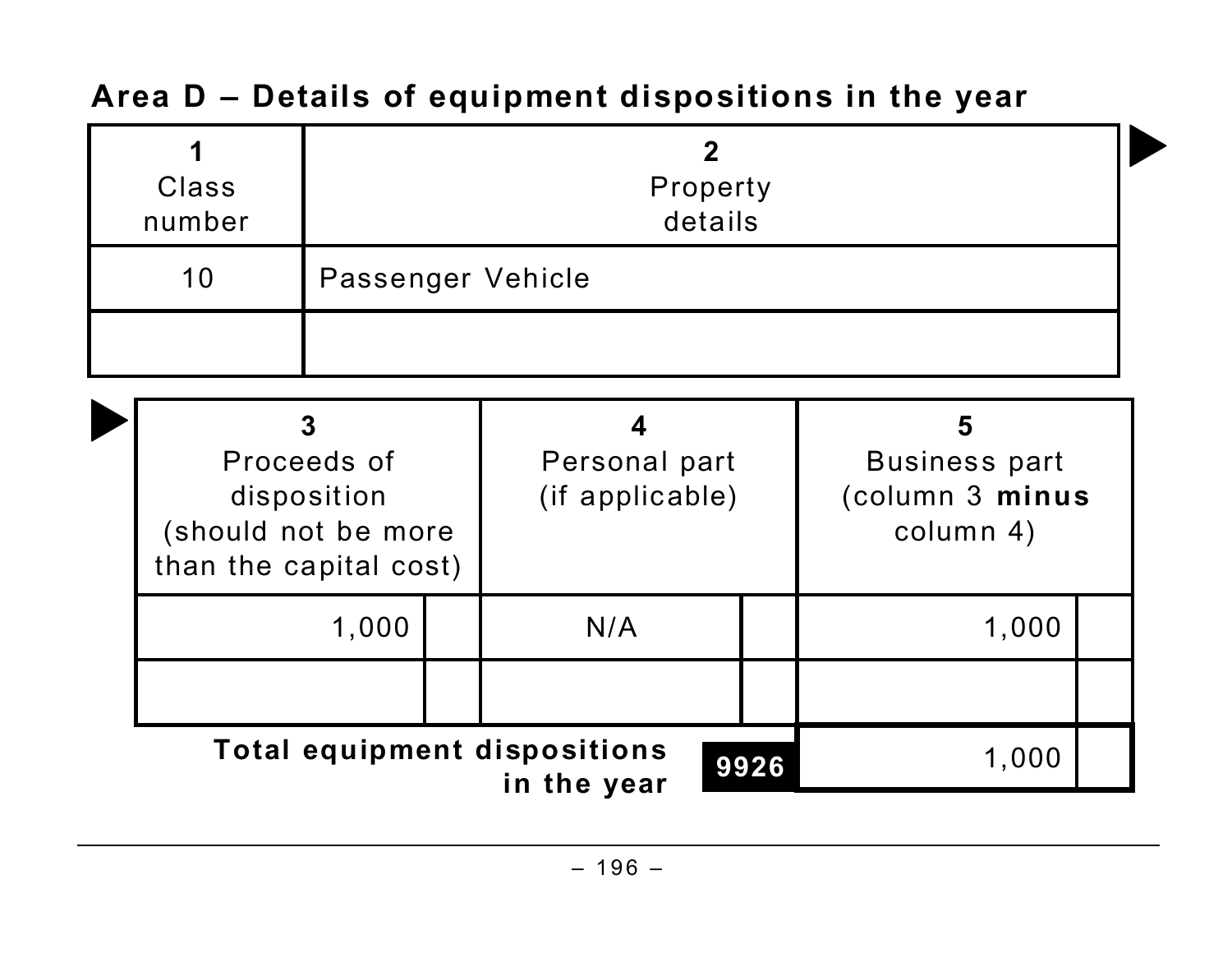## Area D – Details of equipment dispositions in the year

| 1<br>Class number | 2<br>Property details |
|---|---|
| 10 | Passenger Vehicle |
| | |

| 3<br>Proceeds of disposition (should not be more than the capital cost) | | 4<br>Personal part (if applicable) | | 5<br>Business part (column 3 **minus** column 4) | |
|---|---|---|---|---|---|
| 1,000 | | N/A | | 1,000 | |
| | | | | | |
| | | **Total equipment dispositions in the year** | **9926** | 1,000 | |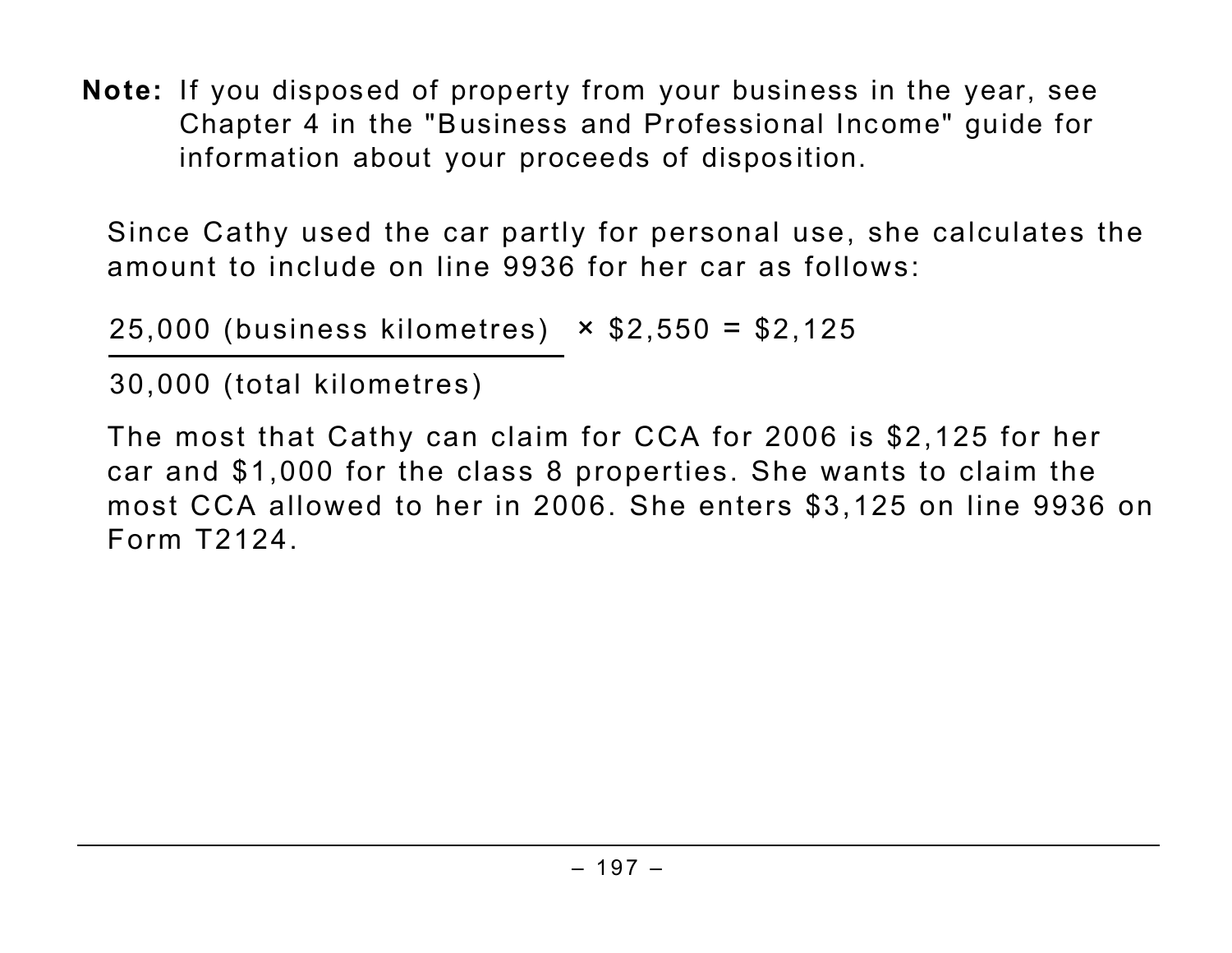**Note:** If you disposed of property from your business in the year, see Chapter 4 in the "Business and Professional Income" guide for information about your proceeds of disposition.

Since Cathy used the car partly for personal use, she calculates the amount to include on line 9936 for her car as follows:

$$\frac{\text{25,000 (business kilometres)}}{\text{30,000 (total kilometres)}} \times \$2,550 = \$2,125$$

The most that Cathy can claim for CCA for 2006 is $2,125 for her car and $1,000 for the class 8 properties. She wants to claim the most CCA allowed to her in 2006. She enters $3,125 on line 9936 on Form T2124.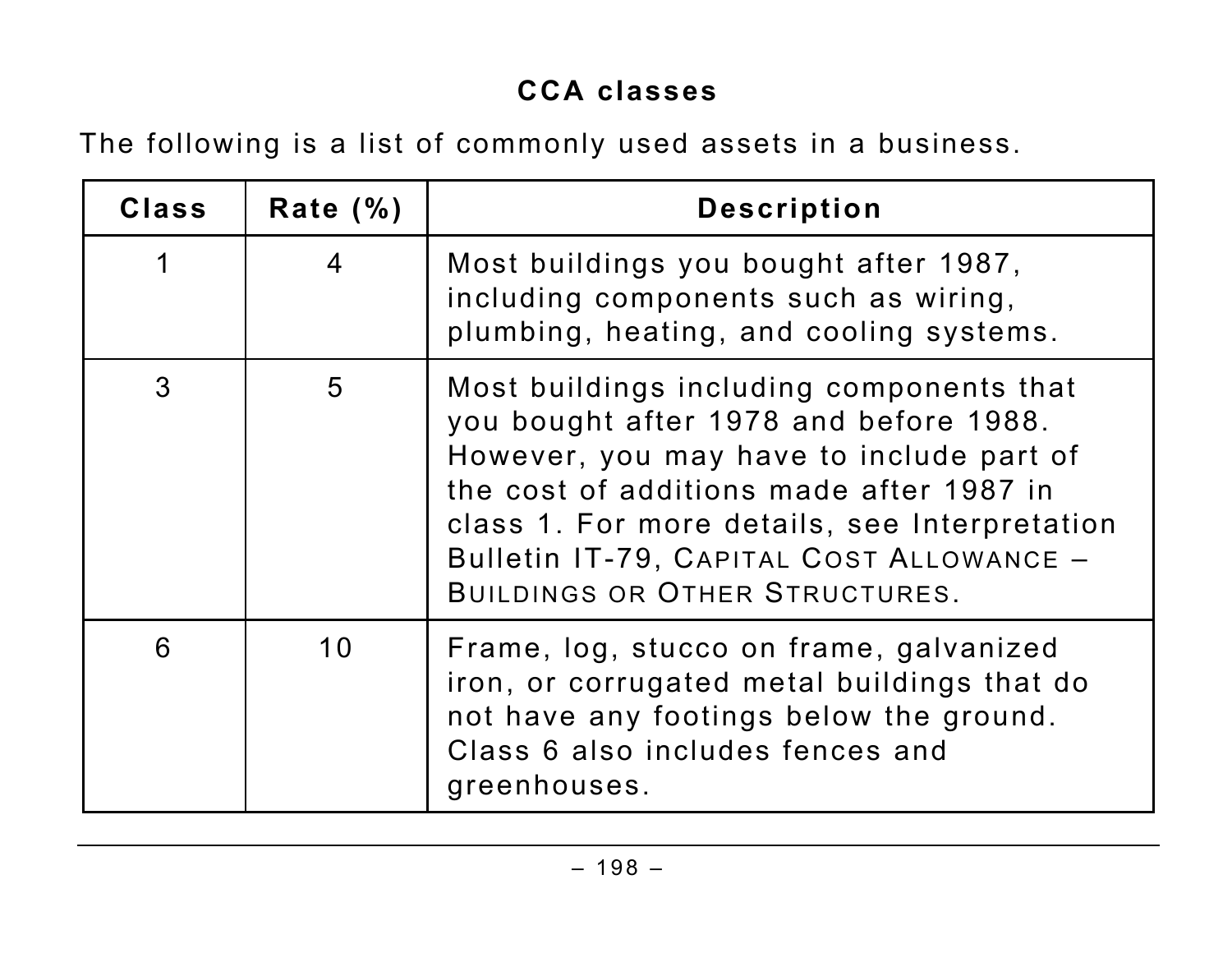## CCA classes

The following is a list of commonly used assets in a business.

| Class | Rate (%) | Description |
|---|---|---|
| 1 | 4 | Most buildings you bought after 1987, including components such as wiring, plumbing, heating, and cooling systems. |
| 3 | 5 | Most buildings including components that you bought after 1978 and before 1988. However, you may have to include part of the cost of additions made after 1987 in class 1. For more details, see Interpretation Bulletin IT-79, *Capital Cost Allowance – Buildings or Other Structures*. |
| 6 | 10 | Frame, log, stucco on frame, galvanized iron, or corrugated metal buildings that do not have any footings below the ground. Class 6 also includes fences and greenhouses. |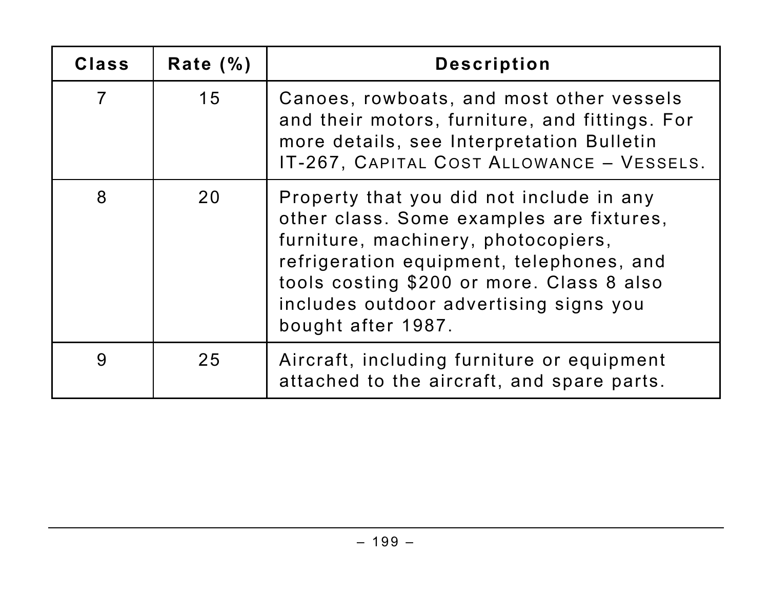| Class | Rate (%) | Description |
|---|---|---|
| 7 | 15 | Canoes, rowboats, and most other vessels and their motors, furniture, and fittings. For more details, see Interpretation Bulletin IT-267, CAPITAL COST ALLOWANCE – VESSELS. |
| 8 | 20 | Property that you did not include in any other class. Some examples are fixtures, furniture, machinery, photocopiers, refrigeration equipment, telephones, and tools costing $200 or more. Class 8 also includes outdoor advertising signs you bought after 1987. |
| 9 | 25 | Aircraft, including furniture or equipment attached to the aircraft, and spare parts. |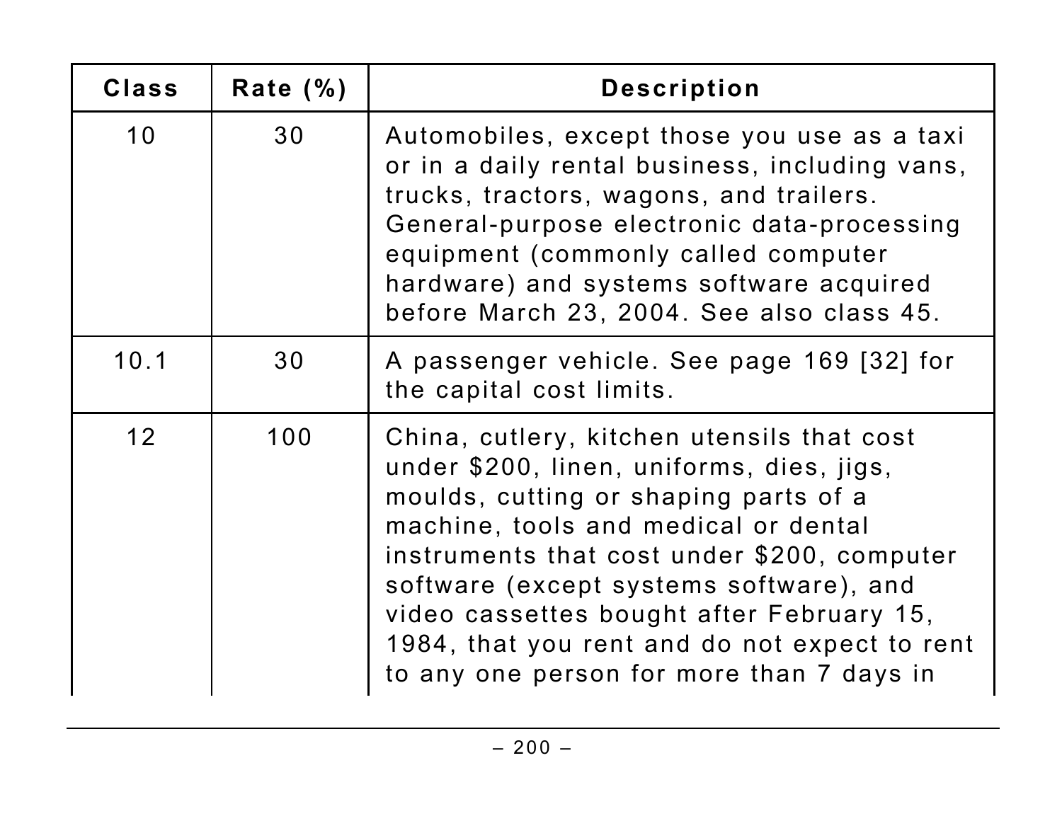| Class | Rate (%) | Description |
|---|---|---|
| 10 | 30 | Automobiles, except those you use as a taxi or in a daily rental business, including vans, trucks, tractors, wagons, and trailers. General-purpose electronic data-processing equipment (commonly called computer hardware) and systems software acquired before March 23, 2004. See also class 45. |
| 10.1 | 30 | A passenger vehicle. See page 169 [32] for the capital cost limits. |
| 12 | 100 | China, cutlery, kitchen utensils that cost under $200, linen, uniforms, dies, jigs, moulds, cutting or shaping parts of a machine, tools and medical or dental instruments that cost under $200, computer software (except systems software), and video cassettes bought after February 15, 1984, that you rent and do not expect to rent to any one person for more than 7 days in |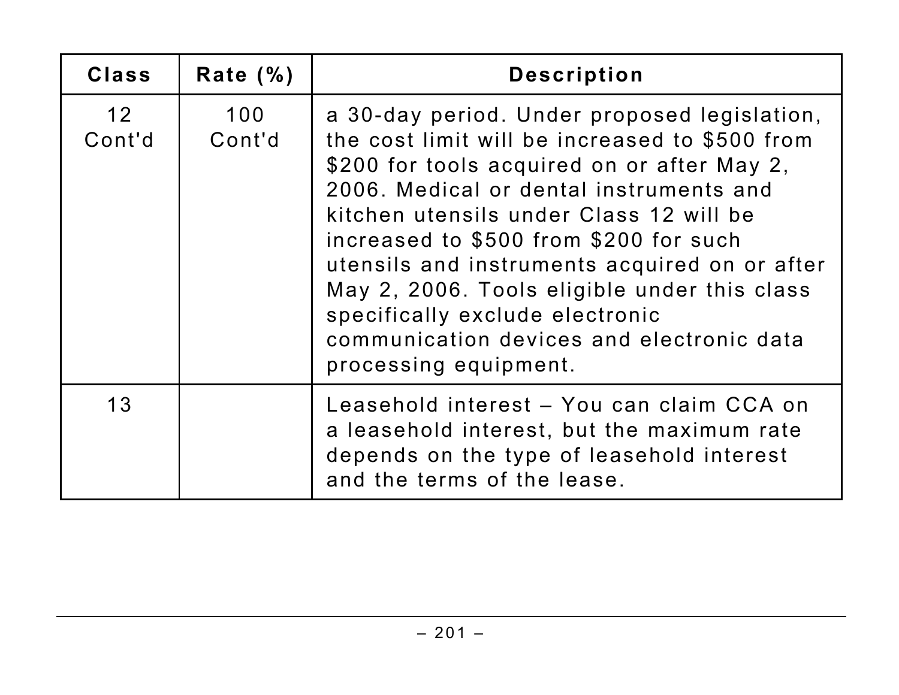| Class | Rate (%) | Description |
| --- | --- | --- |
| 12 Cont'd | 100 Cont'd | a 30-day period. Under proposed legislation, the cost limit will be increased to $500 from $200 for tools acquired on or after May 2, 2006. Medical or dental instruments and kitchen utensils under Class 12 will be increased to $500 from $200 for such utensils and instruments acquired on or after May 2, 2006. Tools eligible under this class specifically exclude electronic communication devices and electronic data processing equipment. |
| 13 | | Leasehold interest – You can claim CCA on a leasehold interest, but the maximum rate depends on the type of leasehold interest and the terms of the lease. |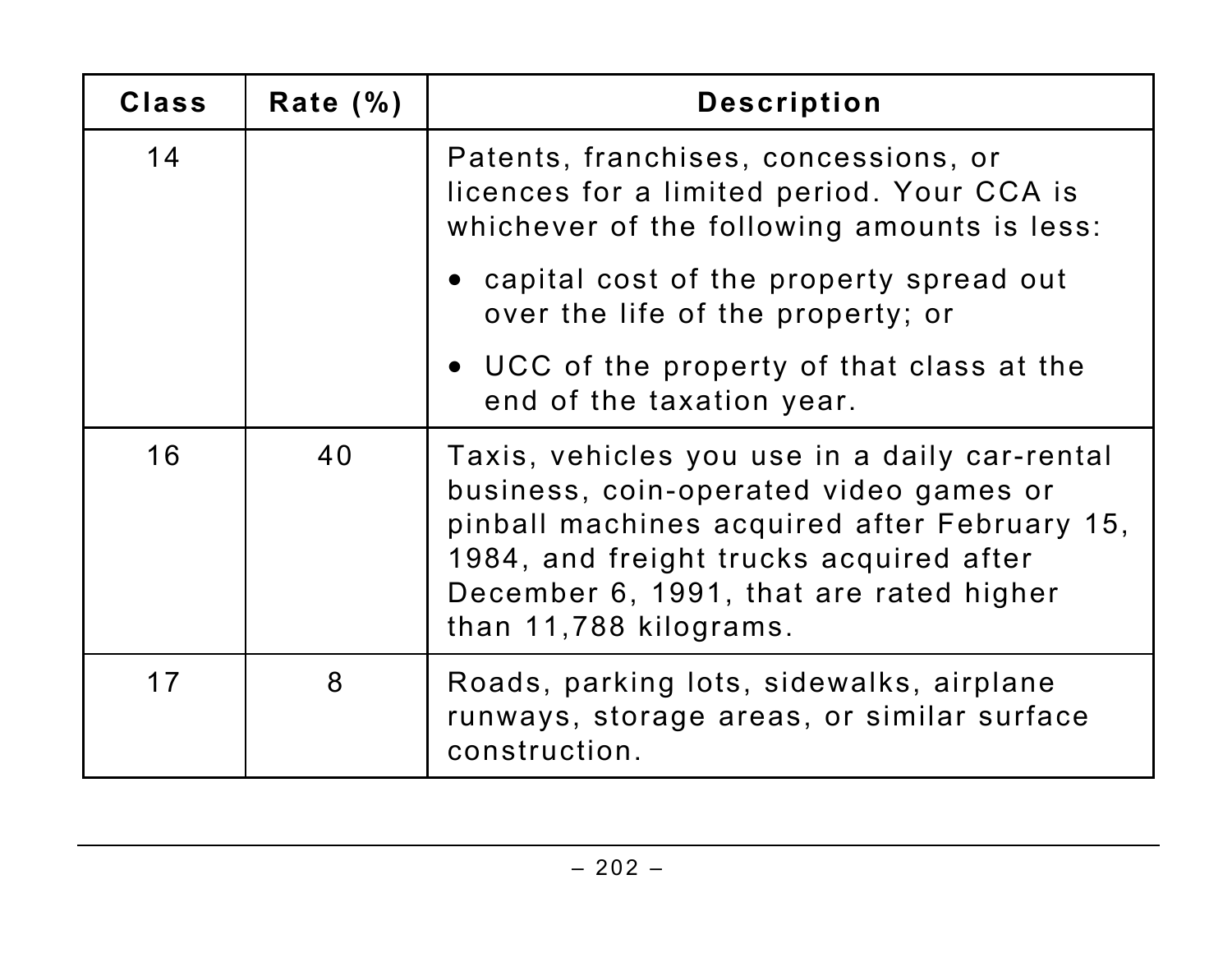| Class | Rate (%) | Description |
|---|---|---|
| 14 | | Patents, franchises, concessions, or licences for a limited period. Your CCA is whichever of the following amounts is less: • capital cost of the property spread out over the life of the property; or • UCC of the property of that class at the end of the taxation year. |
| 16 | 40 | Taxis, vehicles you use in a daily car-rental business, coin-operated video games or pinball machines acquired after February 15, 1984, and freight trucks acquired after December 6, 1991, that are rated higher than 11,788 kilograms. |
| 17 | 8 | Roads, parking lots, sidewalks, airplane runways, storage areas, or similar surface construction. |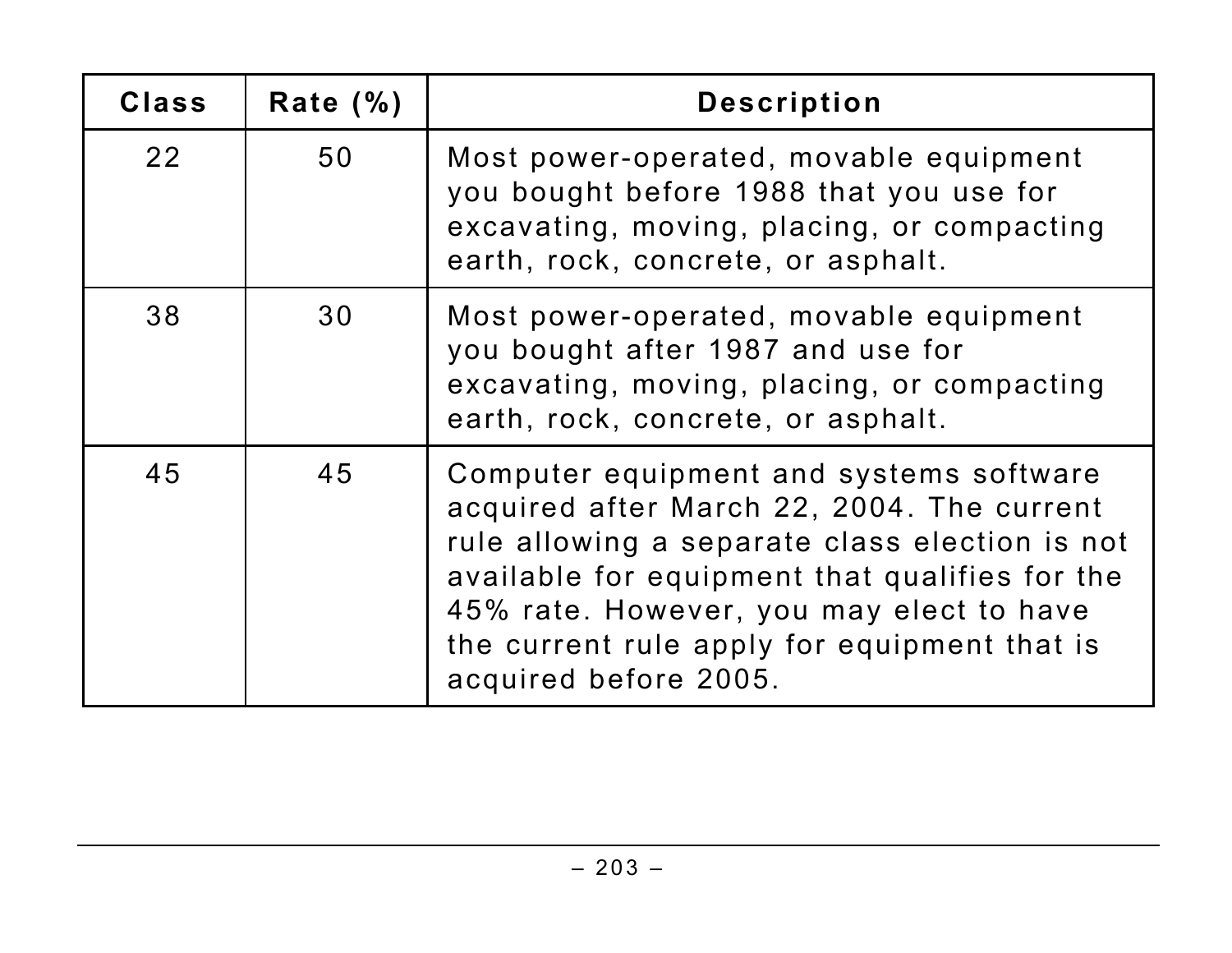| Class | Rate (%) | Description |
|---|---|---|
| 22 | 50 | Most power-operated, movable equipment you bought before 1988 that you use for excavating, moving, placing, or compacting earth, rock, concrete, or asphalt. |
| 38 | 30 | Most power-operated, movable equipment you bought after 1987 and use for excavating, moving, placing, or compacting earth, rock, concrete, or asphalt. |
| 45 | 45 | Computer equipment and systems software acquired after March 22, 2004. The current rule allowing a separate class election is not available for equipment that qualifies for the 45% rate. However, you may elect to have the current rule apply for equipment that is acquired before 2005. |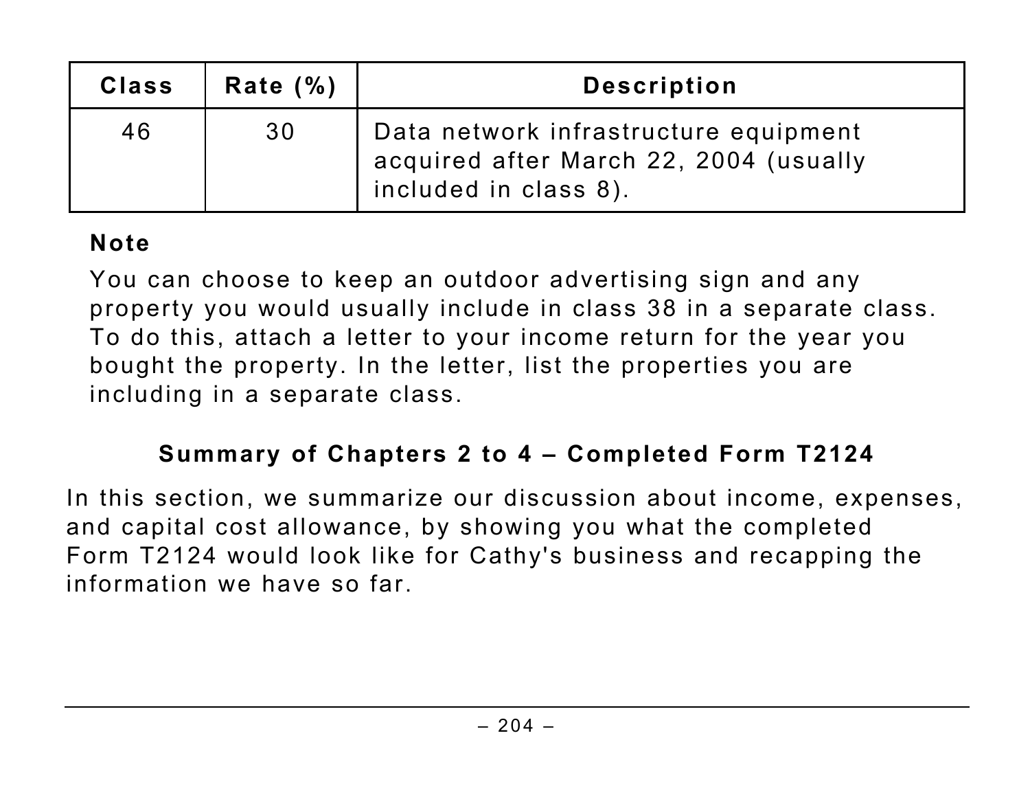| Class | Rate (%) | Description |
|---|---|---|
| 46 | 30 | Data network infrastructure equipment acquired after March 22, 2004 (usually included in class 8). |

**Note**

You can choose to keep an outdoor advertising sign and any property you would usually include in class 38 in a separate class. To do this, attach a letter to your income return for the year you bought the property. In the letter, list the properties you are including in a separate class.

## Summary of Chapters 2 to 4 – Completed Form T2124

In this section, we summarize our discussion about income, expenses, and capital cost allowance, by showing you what the completed Form T2124 would look like for Cathy's business and recapping the information we have so far.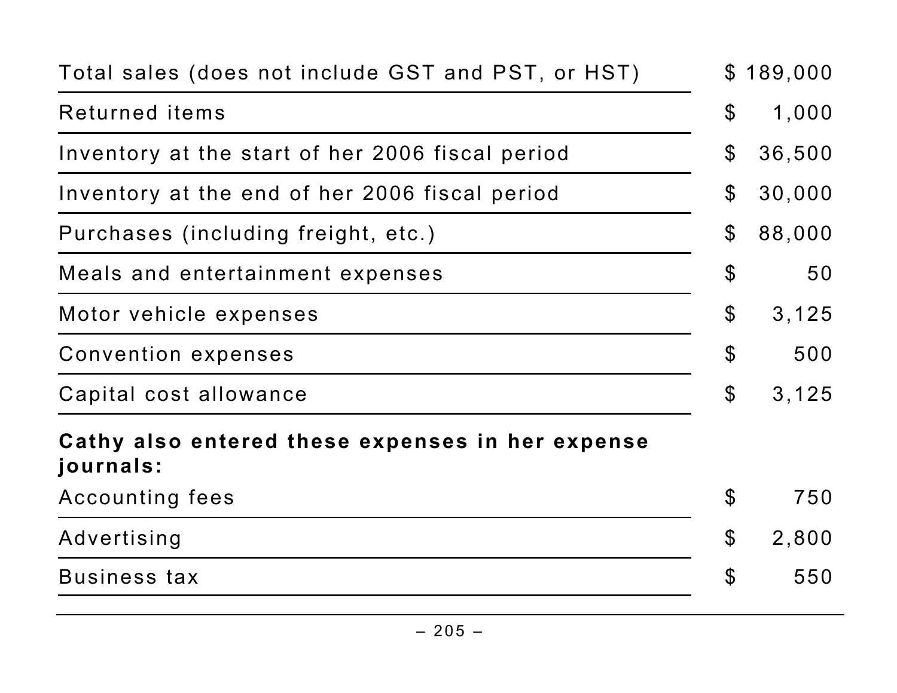| | |
|---|---|
| Total sales (does not include GST and PST, or HST) | $ 189,000 |
| Returned items | $ 1,000 |
| Inventory at the start of her 2006 fiscal period | $ 36,500 |
| Inventory at the end of her 2006 fiscal period | $ 30,000 |
| Purchases (including freight, etc.) | $ 88,000 |
| Meals and entertainment expenses | $ 50 |
| Motor vehicle expenses | $ 3,125 |
| Convention expenses | $ 500 |
| Capital cost allowance | $ 3,125 |
| **Cathy also entered these expenses in her expense journals:** | |
| Accounting fees | $ 750 |
| Advertising | $ 2,800 |
| Business tax | $ 550 |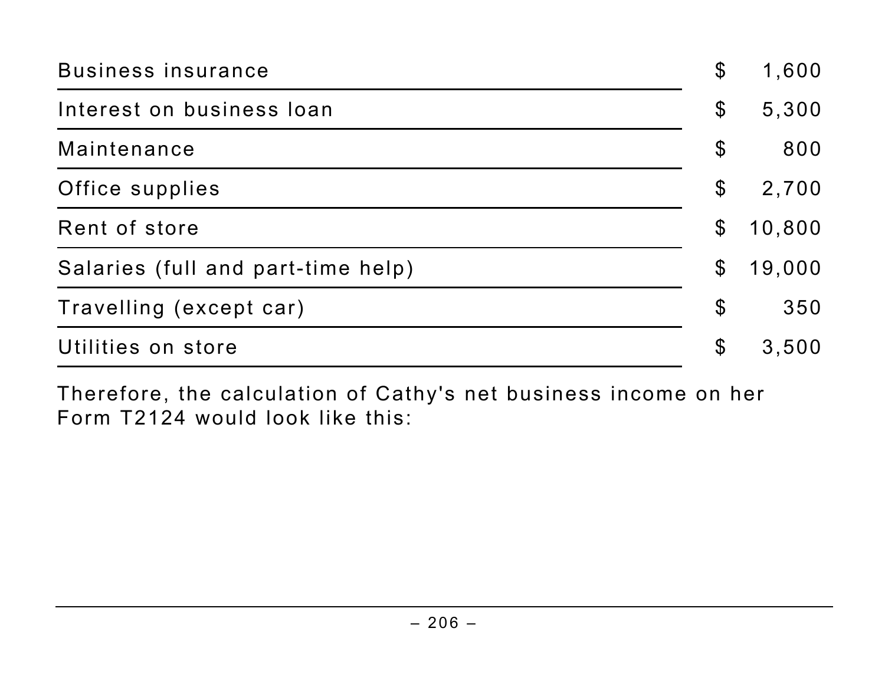| | |
|---|---|
| Business insurance | $ 1,600 |
| Interest on business loan | $ 5,300 |
| Maintenance | $ 800 |
| Office supplies | $ 2,700 |
| Rent of store | $ 10,800 |
| Salaries (full and part-time help) | $ 19,000 |
| Travelling (except car) | $ 350 |
| Utilities on store | $ 3,500 |

Therefore, the calculation of Cathy's net business income on her Form T2124 would look like this: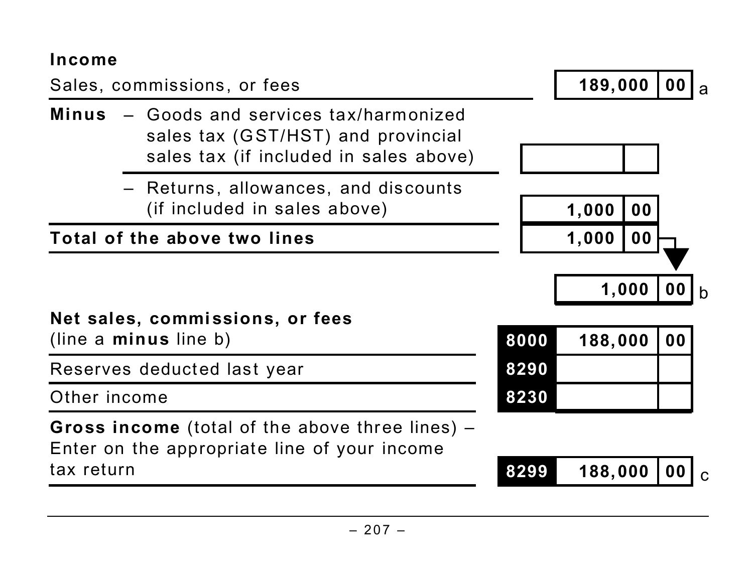**Income**

| | | | | |
|---|---|---|---|---|
| Sales, commissions, or fees | | 189,000 | 00 | a |
| **Minus** – Goods and services tax/harmonized sales tax (GST/HST) and provincial sales tax (if included in sales above) | | | | |
| – Returns, allowances, and discounts (if included in sales above) | | 1,000 | 00 | |
| **Total of the above two lines** | | 1,000 | 00 | |
| | | 1,000 | 00 | b |
| **Net sales, commissions, or fees** (line a **minus** line b) | 8000 | 188,000 | 00 | |
| Reserves deducted last year | 8290 | | | |
| Other income | 8230 | | | |
| **Gross income** (total of the above three lines) – Enter on the appropriate line of your income tax return | 8299 | 188,000 | 00 | c |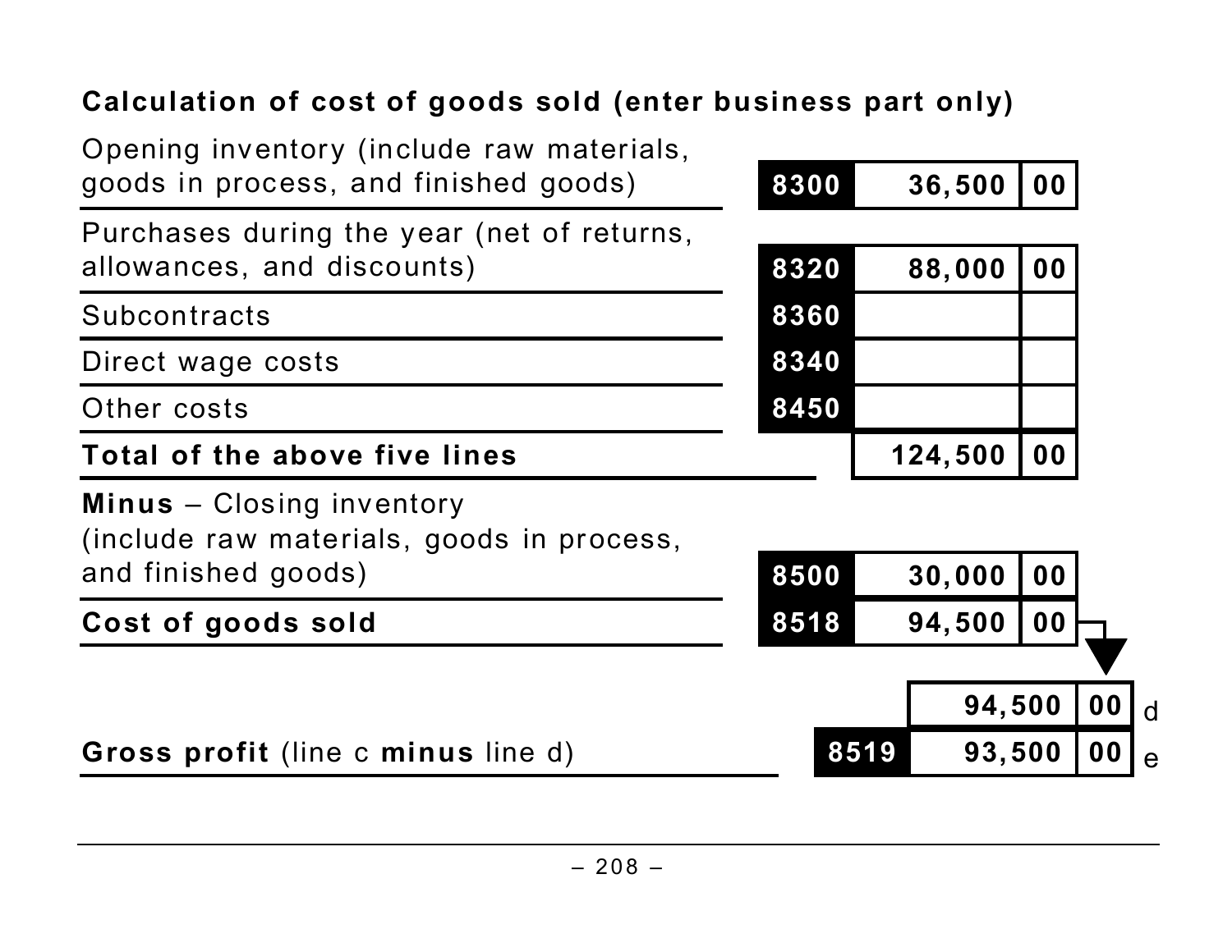**Calculation of cost of goods sold (enter business part only)**

| Description | Line | Amount | |
|---|---|---|---|
| Opening inventory (include raw materials, goods in process, and finished goods) | 8300 | 36,500 | 00 |
| Purchases during the year (net of returns, allowances, and discounts) | 8320 | 88,000 | 00 |
| Subcontracts | 8360 | | |
| Direct wage costs | 8340 | | |
| Other costs | 8450 | | |
| **Total of the above five lines** | | 124,500 | 00 |
| **Minus** – Closing inventory (include raw materials, goods in process, and finished goods) | 8500 | 30,000 | 00 |
| **Cost of goods sold** | 8518 | 94,500 | 00 |

| Description | Line | Amount | | |
|---|---|---|---|---|
| | | 94,500 | 00 | d |
| **Gross profit** (line c **minus** line d) | 8519 | 93,500 | 00 | e |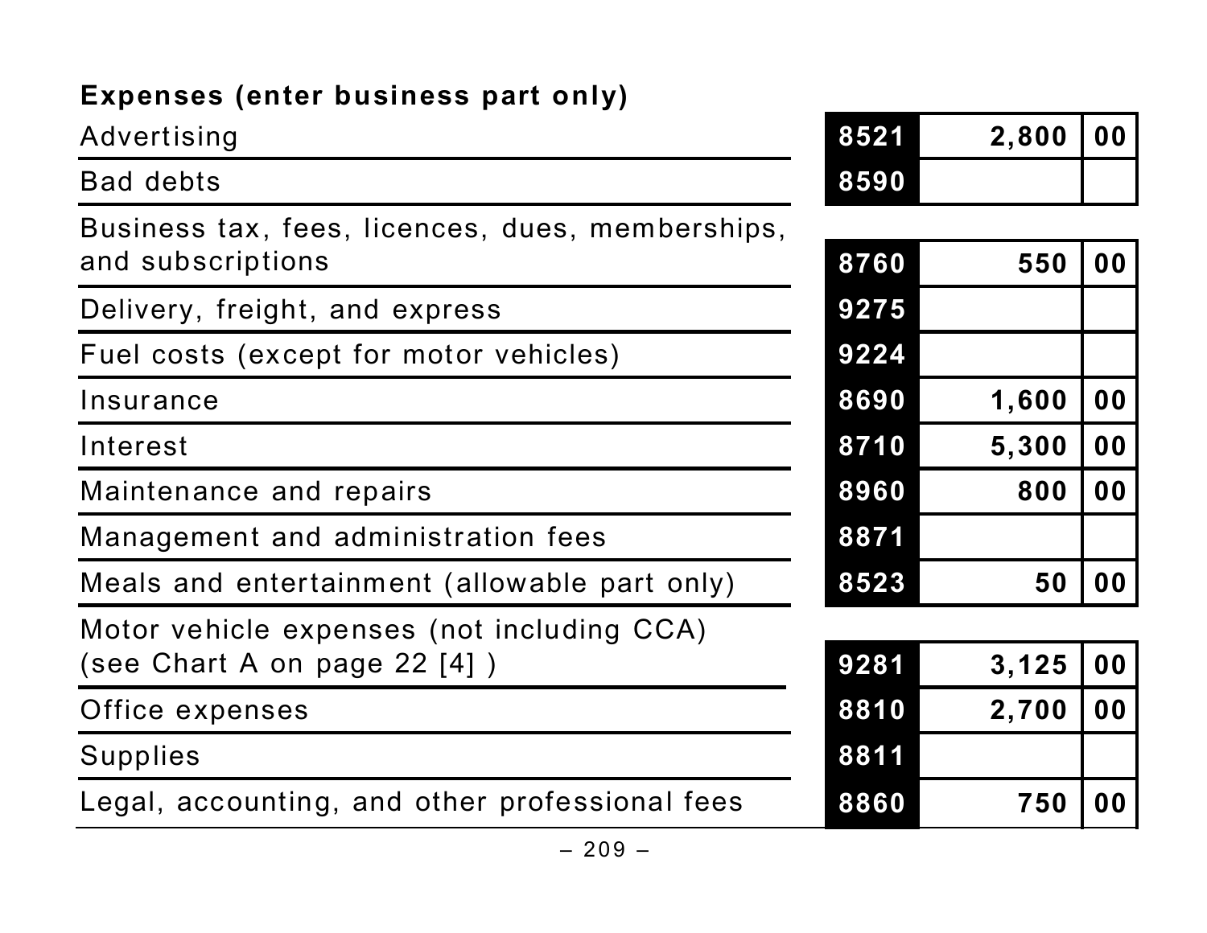**Expenses (enter business part only)**

| Expense | Line | Amount | Cents |
|---|---|---|---|
| Advertising | 8521 | 2,800 | 00 |
| Bad debts | 8590 | | |
| Business tax, fees, licences, dues, memberships, and subscriptions | 8760 | 550 | 00 |
| Delivery, freight, and express | 9275 | | |
| Fuel costs (except for motor vehicles) | 9224 | | |
| Insurance | 8690 | 1,600 | 00 |
| Interest | 8710 | 5,300 | 00 |
| Maintenance and repairs | 8960 | 800 | 00 |
| Management and administration fees | 8871 | | |
| Meals and entertainment (allowable part only) | 8523 | 50 | 00 |
| Motor vehicle expenses (not including CCA) (see Chart A on page 22 [4] ) | 9281 | 3,125 | 00 |
| Office expenses | 8810 | 2,700 | 00 |
| Supplies | 8811 | | |
| Legal, accounting, and other professional fees | 8860 | 750 | 00 |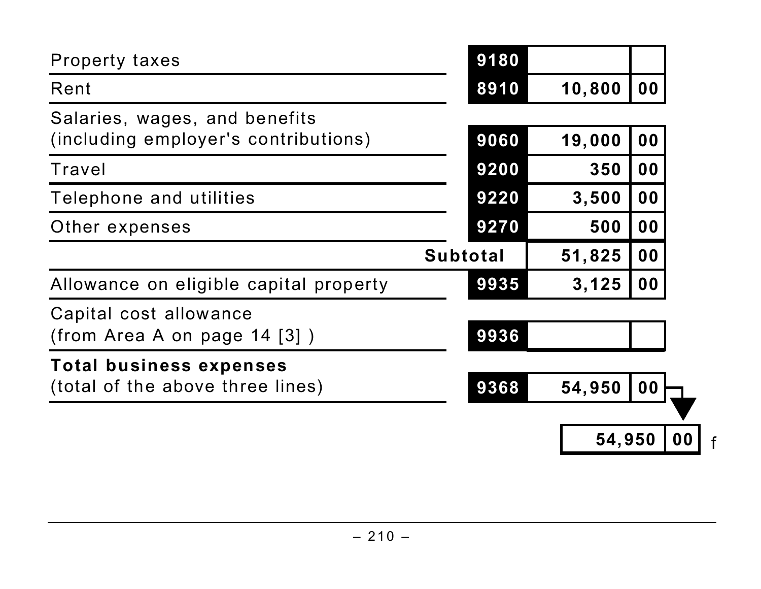| | | | |
|---|---|---|---|
| Property taxes | 9180 | | |
| Rent | 8910 | 10,800 | 00 |
| Salaries, wages, and benefits (including employer's contributions) | 9060 | 19,000 | 00 |
| Travel | 9200 | 350 | 00 |
| Telephone and utilities | 9220 | 3,500 | 00 |
| Other expenses | 9270 | 500 | 00 |
| | Subtotal | 51,825 | 00 |
| Allowance on eligible capital property | 9935 | 3,125 | 00 |
| Capital cost allowance (from Area A on page 14 [3] ) | 9936 | | |
| **Total business expenses** (total of the above three lines) | 9368 | 54,950 | 00 |

| | | |
|---|---|---|
| 54,950 | 00 | f |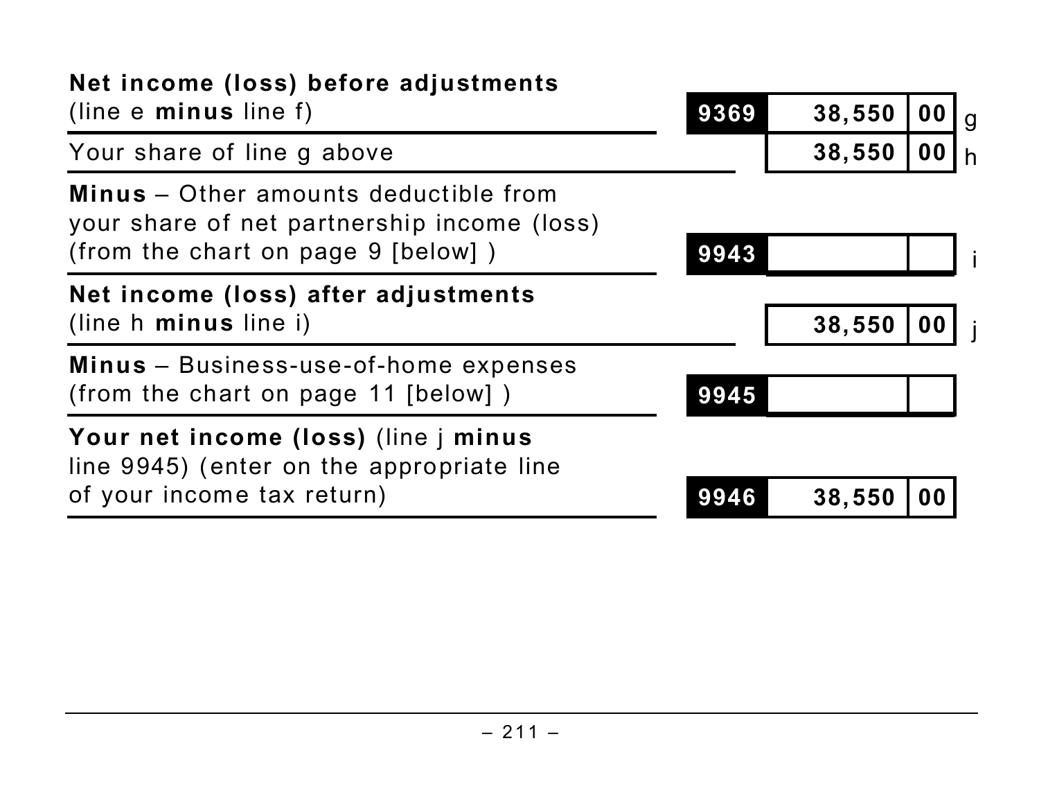| Description | Code | Amount | Line |
|---|---|---|---|
| **Net income (loss) before adjustments** (line e **minus** line f) | 9369 | 38,550 00 | g |
| Your share of line g above | | 38,550 00 | h |
| **Minus** – Other amounts deductible from your share of net partnership income (loss) (from the chart on page 9 [below] ) | 9943 | | i |
| **Net income (loss) after adjustments** (line h **minus** line i) | | 38,550 00 | j |
| **Minus** – Business-use-of-home expenses (from the chart on page 11 [below] ) | 9945 | | |
| **Your net income (loss)** (line j **minus** line 9945) (enter on the appropriate line of your income tax return) | 9946 | 38,550 00 | |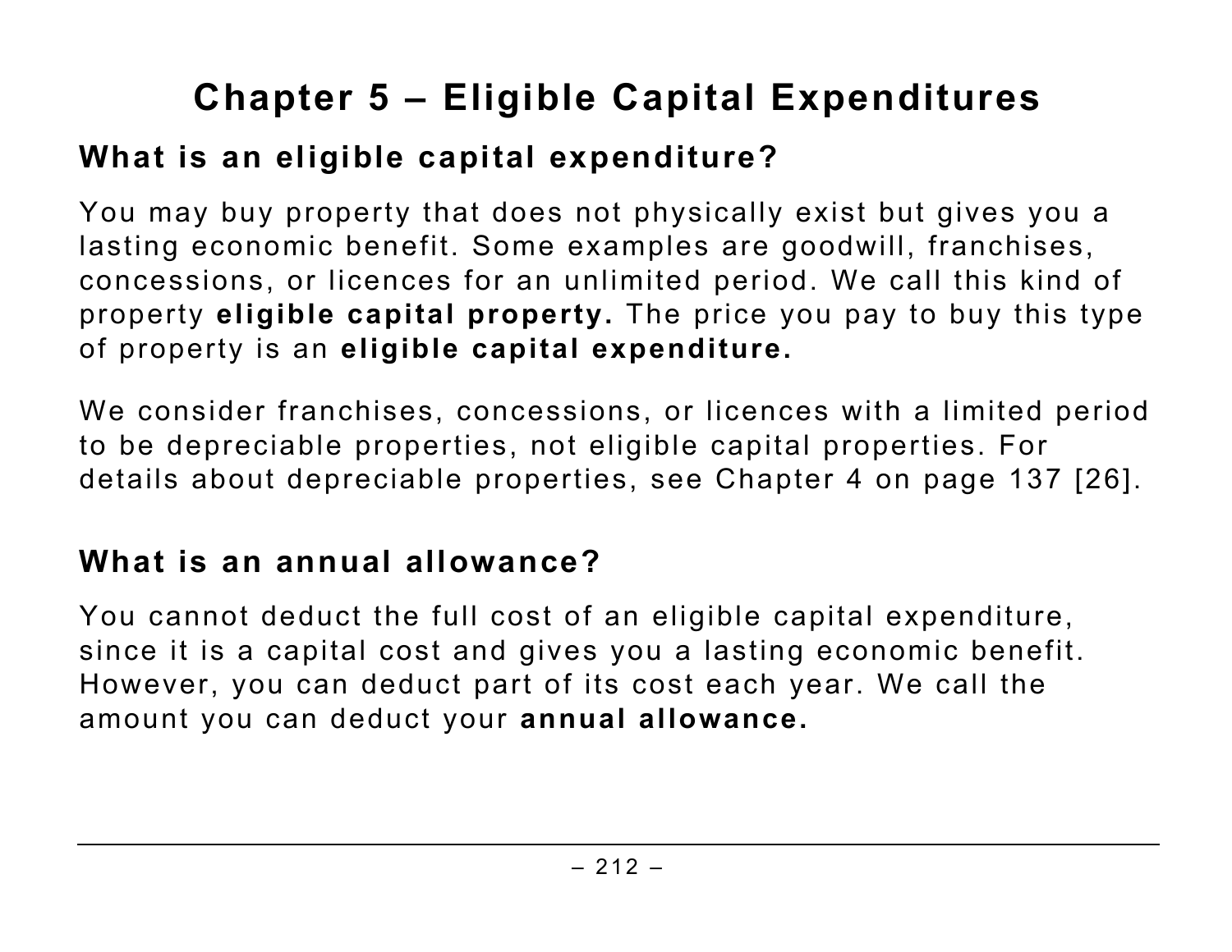# Chapter 5 – Eligible Capital Expenditures

## What is an eligible capital expenditure?

You may buy property that does not physically exist but gives you a lasting economic benefit. Some examples are goodwill, franchises, concessions, or licences for an unlimited period. We call this kind of property **eligible capital property.** The price you pay to buy this type of property is an **eligible capital expenditure.**

We consider franchises, concessions, or licences with a limited period to be depreciable properties, not eligible capital properties. For details about depreciable properties, see Chapter 4 on page 137 [26].

## What is an annual allowance?

You cannot deduct the full cost of an eligible capital expenditure, since it is a capital cost and gives you a lasting economic benefit. However, you can deduct part of its cost each year. We call the amount you can deduct your **annual allowance.**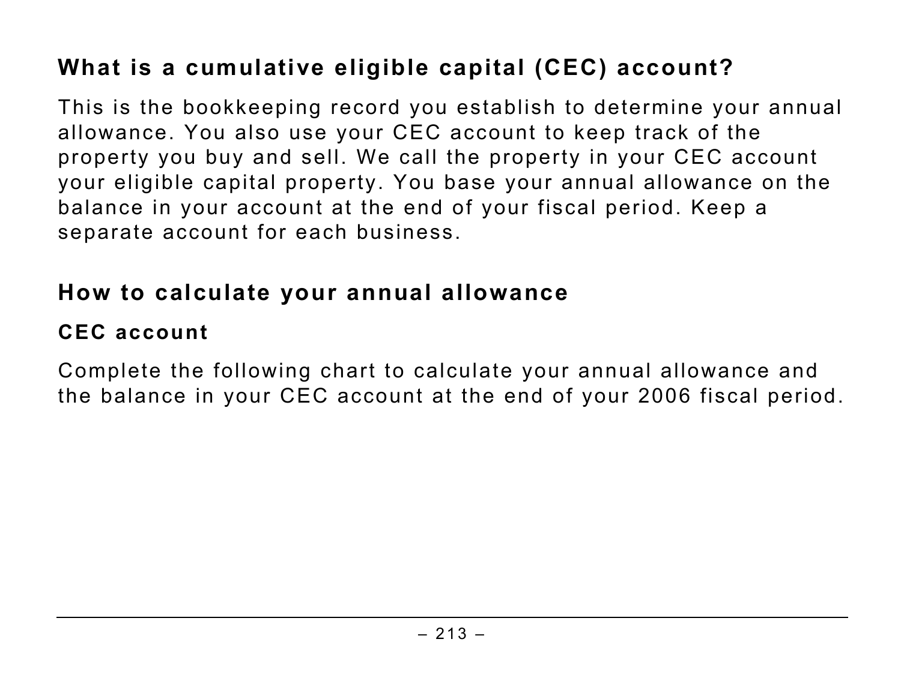## What is a cumulative eligible capital (CEC) account?

This is the bookkeeping record you establish to determine your annual allowance. You also use your CEC account to keep track of the property you buy and sell. We call the property in your CEC account your eligible capital property. You base your annual allowance on the balance in your account at the end of your fiscal period. Keep a separate account for each business.

## How to calculate your annual allowance

### CEC account

Complete the following chart to calculate your annual allowance and the balance in your CEC account at the end of your 2006 fiscal period.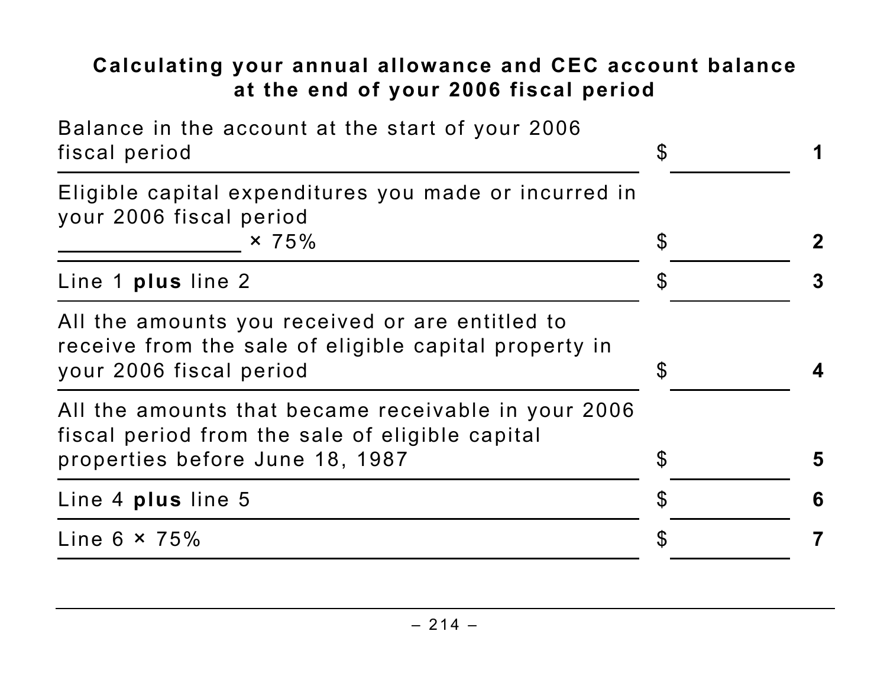### Calculating your annual allowance and CEC account balance at the end of your 2006 fiscal period

| Description | Amount | Line |
|---|---|---|
| Balance in the account at the start of your 2006 fiscal period | $ ________ | **1** |
| Eligible capital expenditures you made or incurred in your 2006 fiscal period ______________ × 75% | $ ________ | **2** |
| Line 1 **plus** line 2 | $ ________ | **3** |
| All the amounts you received or are entitled to receive from the sale of eligible capital property in your 2006 fiscal period | $ ________ | **4** |
| All the amounts that became receivable in your 2006 fiscal period from the sale of eligible capital properties before June 18, 1987 | $ ________ | **5** |
| Line 4 **plus** line 5 | $ ________ | **6** |
| Line 6 × 75% | $ ________ | **7** |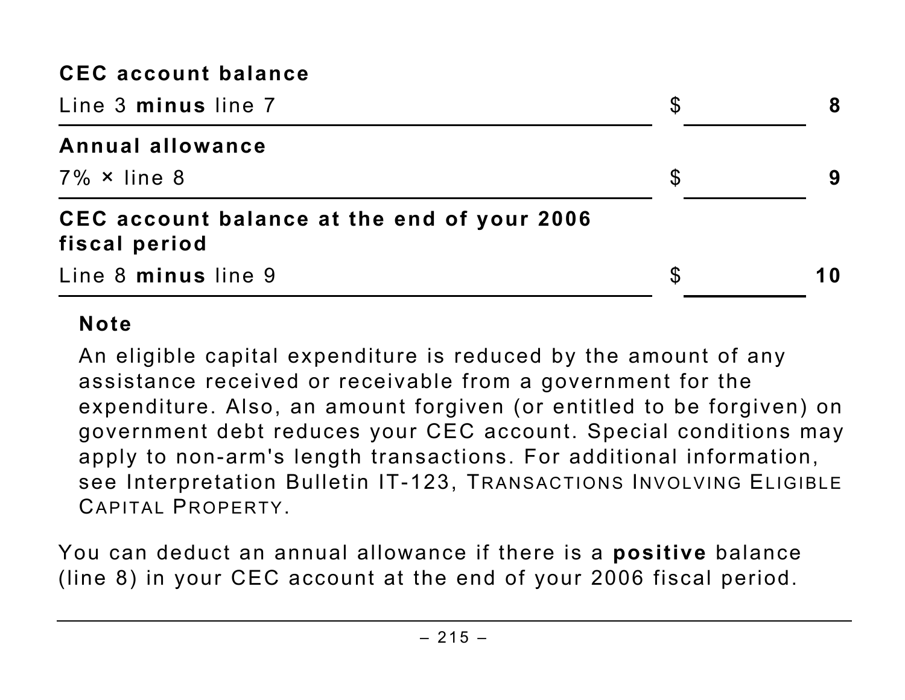| | | |
|---|---|---|
| **CEC account balance**<br>Line 3 **minus** line 7 | $ | **8** |
| **Annual allowance**<br>7% × line 8 | $ | **9** |
| **CEC account balance at the end of your 2006 fiscal period**<br>Line 8 **minus** line 9 | $ | **10** |

**Note**

An eligible capital expenditure is reduced by the amount of any assistance received or receivable from a government for the expenditure. Also, an amount forgiven (or entitled to be forgiven) on government debt reduces your CEC account. Special conditions may apply to non-arm's length transactions. For additional information, see Interpretation Bulletin IT-123, TRANSACTIONS INVOLVING ELIGIBLE CAPITAL PROPERTY.

You can deduct an annual allowance if there is a **positive** balance (line 8) in your CEC account at the end of your 2006 fiscal period.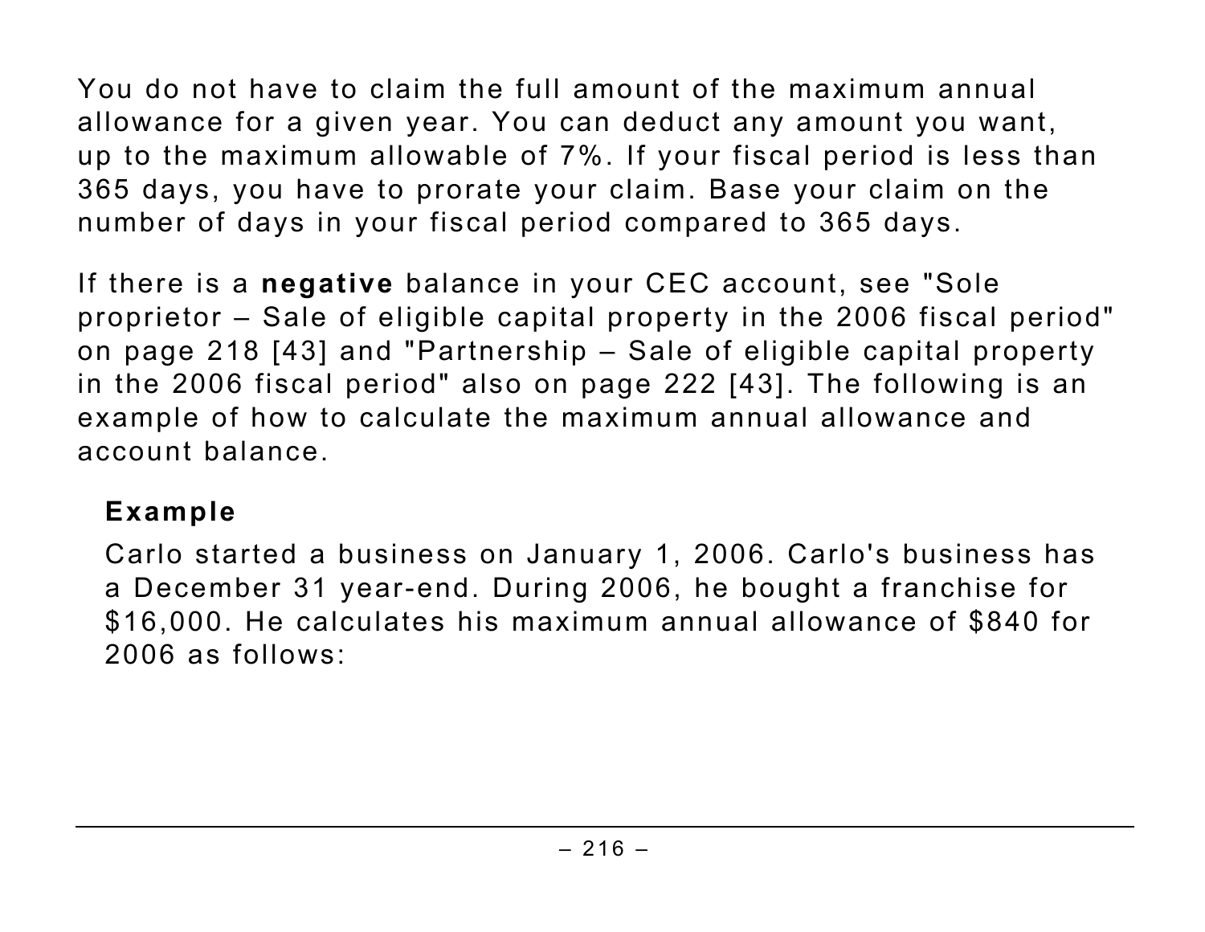You do not have to claim the full amount of the maximum annual allowance for a given year. You can deduct any amount you want, up to the maximum allowable of 7%. If your fiscal period is less than 365 days, you have to prorate your claim. Base your claim on the number of days in your fiscal period compared to 365 days.

If there is a **negative** balance in your CEC account, see "Sole proprietor – Sale of eligible capital property in the 2006 fiscal period" on page 218 [43] and "Partnership – Sale of eligible capital property in the 2006 fiscal period" also on page 222 [43]. The following is an example of how to calculate the maximum annual allowance and account balance.

**Example**

Carlo started a business on January 1, 2006. Carlo's business has a December 31 year-end. During 2006, he bought a franchise for $16,000. He calculates his maximum annual allowance of $840 for 2006 as follows: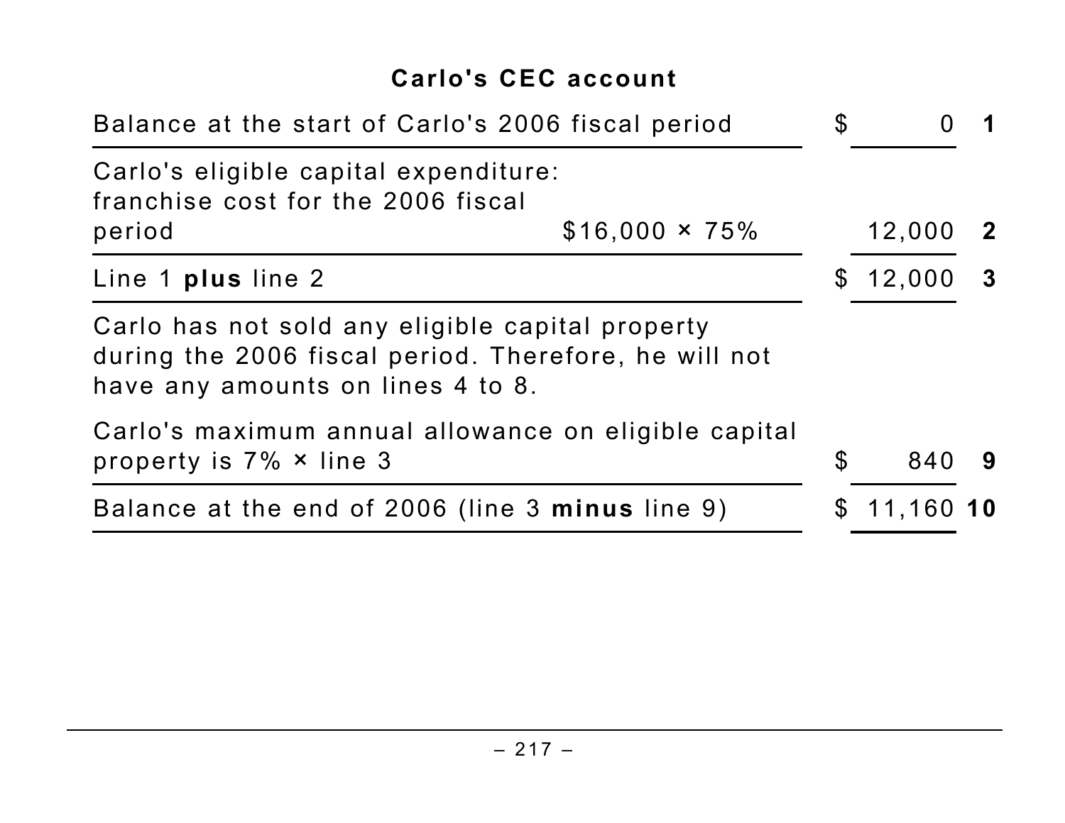### Carlo's CEC account

| Description | | Amount | Line |
|---|---|---|---|
| Balance at the start of Carlo's 2006 fiscal period | | $ 0 | **1** |
| Carlo's eligible capital expenditure: franchise cost for the 2006 fiscal period | $16,000 × 75% | 12,000 | **2** |
| Line 1 **plus** line 2 | | $ 12,000 | **3** |
| Carlo has not sold any eligible capital property during the 2006 fiscal period. Therefore, he will not have any amounts on lines 4 to 8. | | | |
| Carlo's maximum annual allowance on eligible capital property is 7% × line 3 | | $ 840 | **9** |
| Balance at the end of 2006 (line 3 **minus** line 9) | | $ 11,160 | **10** |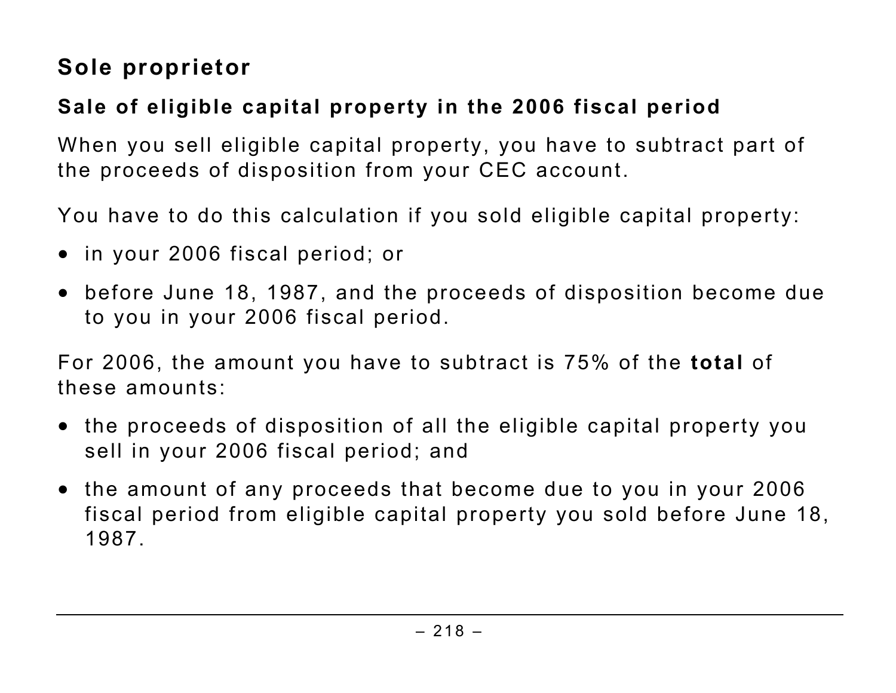## Sole proprietor

### Sale of eligible capital property in the 2006 fiscal period

When you sell eligible capital property, you have to subtract part of the proceeds of disposition from your CEC account.

You have to do this calculation if you sold eligible capital property:

- in your 2006 fiscal period; or
- before June 18, 1987, and the proceeds of disposition become due to you in your 2006 fiscal period.

For 2006, the amount you have to subtract is 75% of the **total** of these amounts:

- the proceeds of disposition of all the eligible capital property you sell in your 2006 fiscal period; and
- the amount of any proceeds that become due to you in your 2006 fiscal period from eligible capital property you sold before June 18, 1987.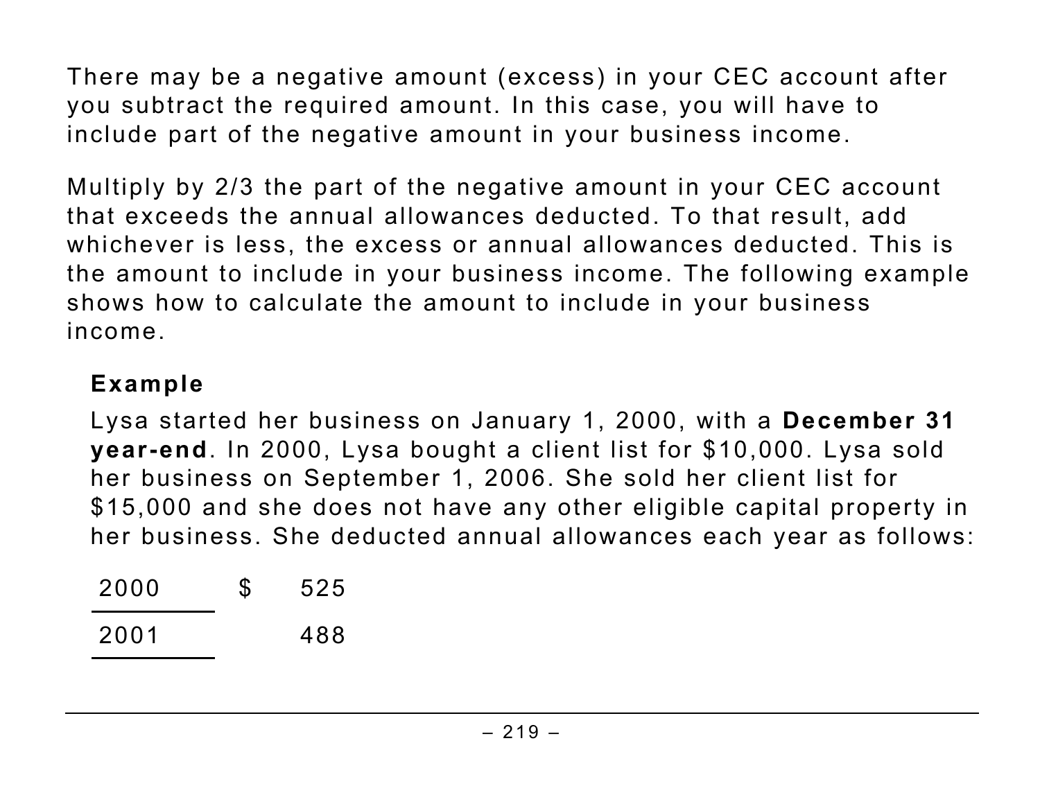There may be a negative amount (excess) in your CEC account after you subtract the required amount. In this case, you will have to include part of the negative amount in your business income.

Multiply by 2/3 the part of the negative amount in your CEC account that exceeds the annual allowances deducted. To that result, add whichever is less, the excess or annual allowances deducted. This is the amount to include in your business income. The following example shows how to calculate the amount to include in your business income.

**Example**

Lysa started her business on January 1, 2000, with a **December 31 year-end**. In 2000, Lysa bought a client list for $10,000. Lysa sold her business on September 1, 2006. She sold her client list for $15,000 and she does not have any other eligible capital property in her business. She deducted annual allowances each year as follows:

| | |
|---|---|
| 2000 | $ 525 |
| 2001 | 488 |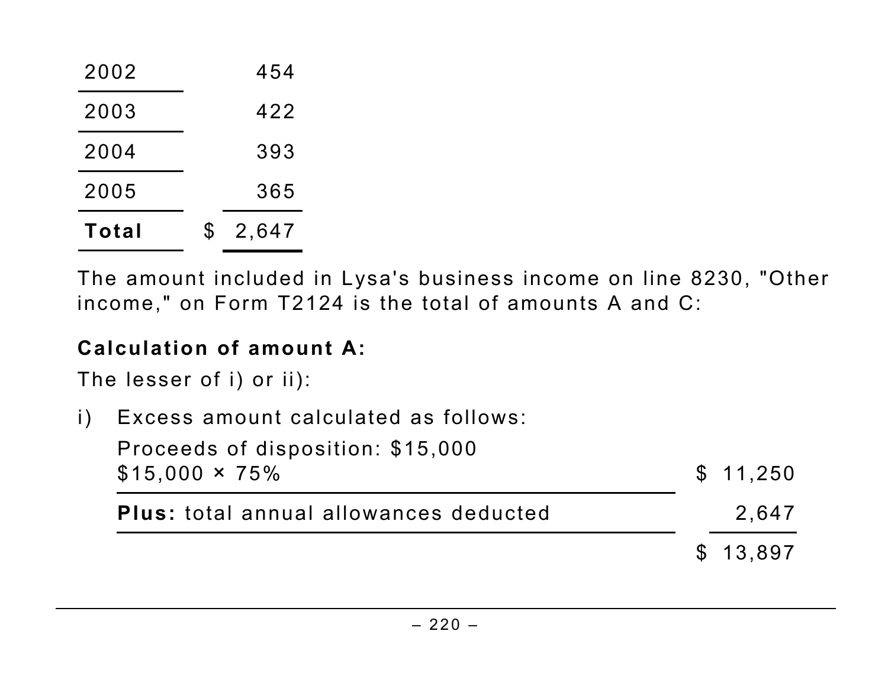| | |
|---|---|
| 2002 | 454 |
| 2003 | 422 |
| 2004 | 393 |
| 2005 | 365 |
| **Total** | $ 2,647 |

The amount included in Lysa's business income on line 8230, "Other income," on Form T2124 is the total of amounts A and C:

**Calculation of amount A:**

The lesser of i) or ii):

i) Excess amount calculated as follows:

| | |
|---|---|
| Proceeds of disposition: $15,000<br>$15,000 × 75% | $ 11,250 |
| **Plus:** total annual allowances deducted | 2,647 |
| | $ 13,897 |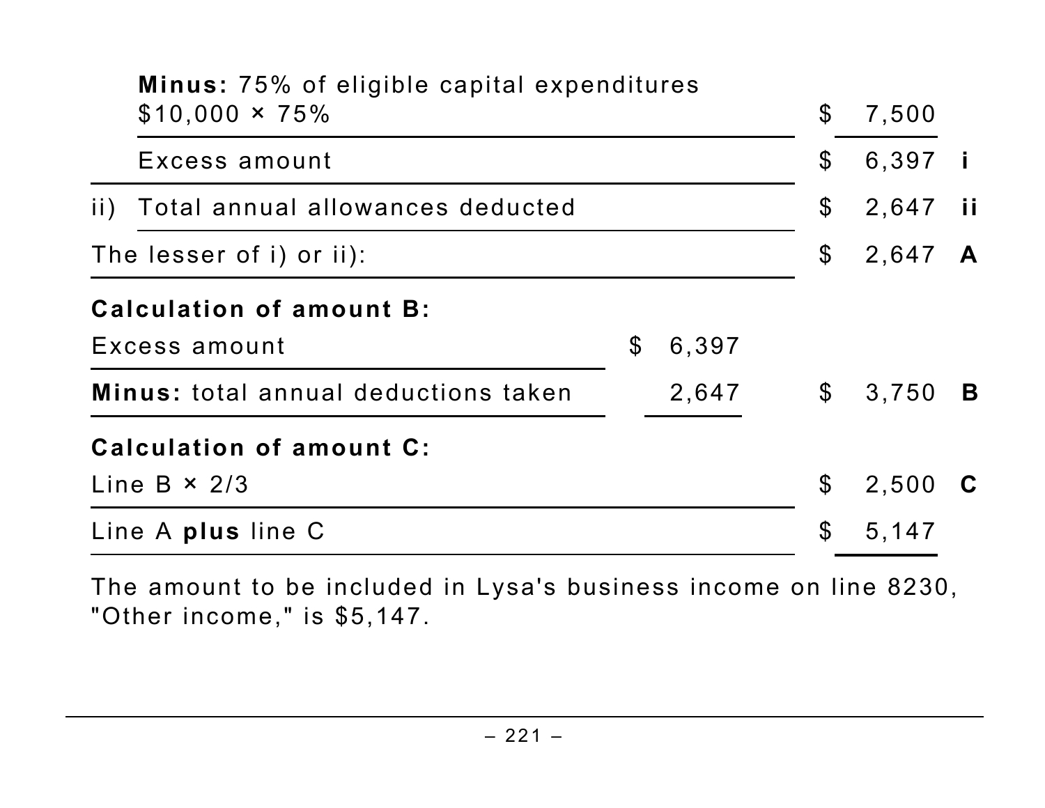| | | | |
|---|---|---|---|
| **Minus:** 75% of eligible capital expenditures $10,000 × 75% | | $ 7,500 | |
| Excess amount | | $ 6,397 | **i** |
| ii) Total annual allowances deducted | | $ 2,647 | **ii** |
| The lesser of i) or ii): | | $ 2,647 | **A** |
| **Calculation of amount B:** | | | |
| Excess amount | $ 6,397 | | |
| **Minus:** total annual deductions taken | 2,647 | $ 3,750 | **B** |
| **Calculation of amount C:** | | | |
| Line B × 2/3 | | $ 2,500 | **C** |
| Line A **plus** line C | | $ 5,147 | |

The amount to be included in Lysa's business income on line 8230, "Other income," is $5,147.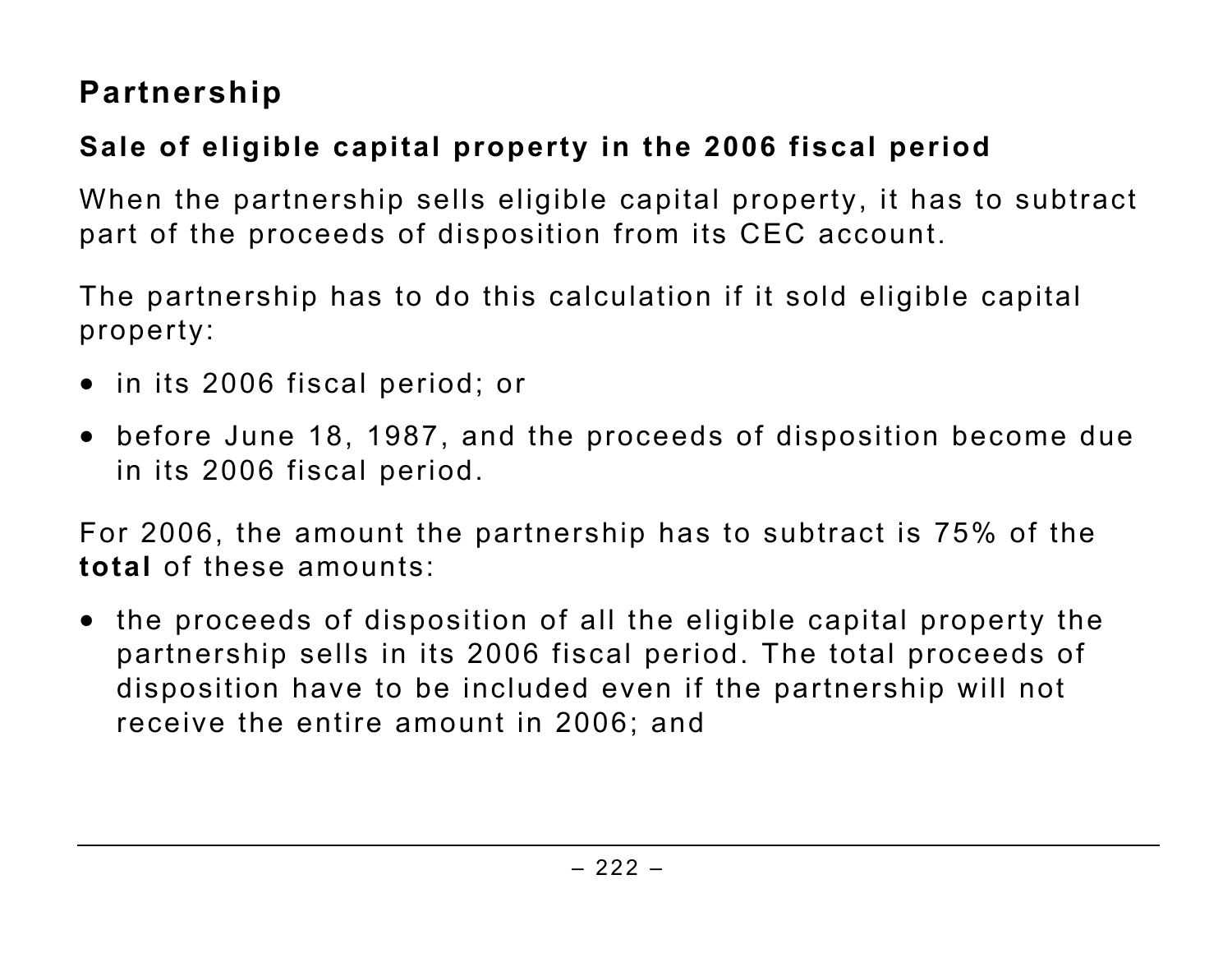## Partnership

### Sale of eligible capital property in the 2006 fiscal period

When the partnership sells eligible capital property, it has to subtract part of the proceeds of disposition from its CEC account.

The partnership has to do this calculation if it sold eligible capital property:

- in its 2006 fiscal period; or
- before June 18, 1987, and the proceeds of disposition become due in its 2006 fiscal period.

For 2006, the amount the partnership has to subtract is 75% of the **total** of these amounts:

- the proceeds of disposition of all the eligible capital property the partnership sells in its 2006 fiscal period. The total proceeds of disposition have to be included even if the partnership will not receive the entire amount in 2006; and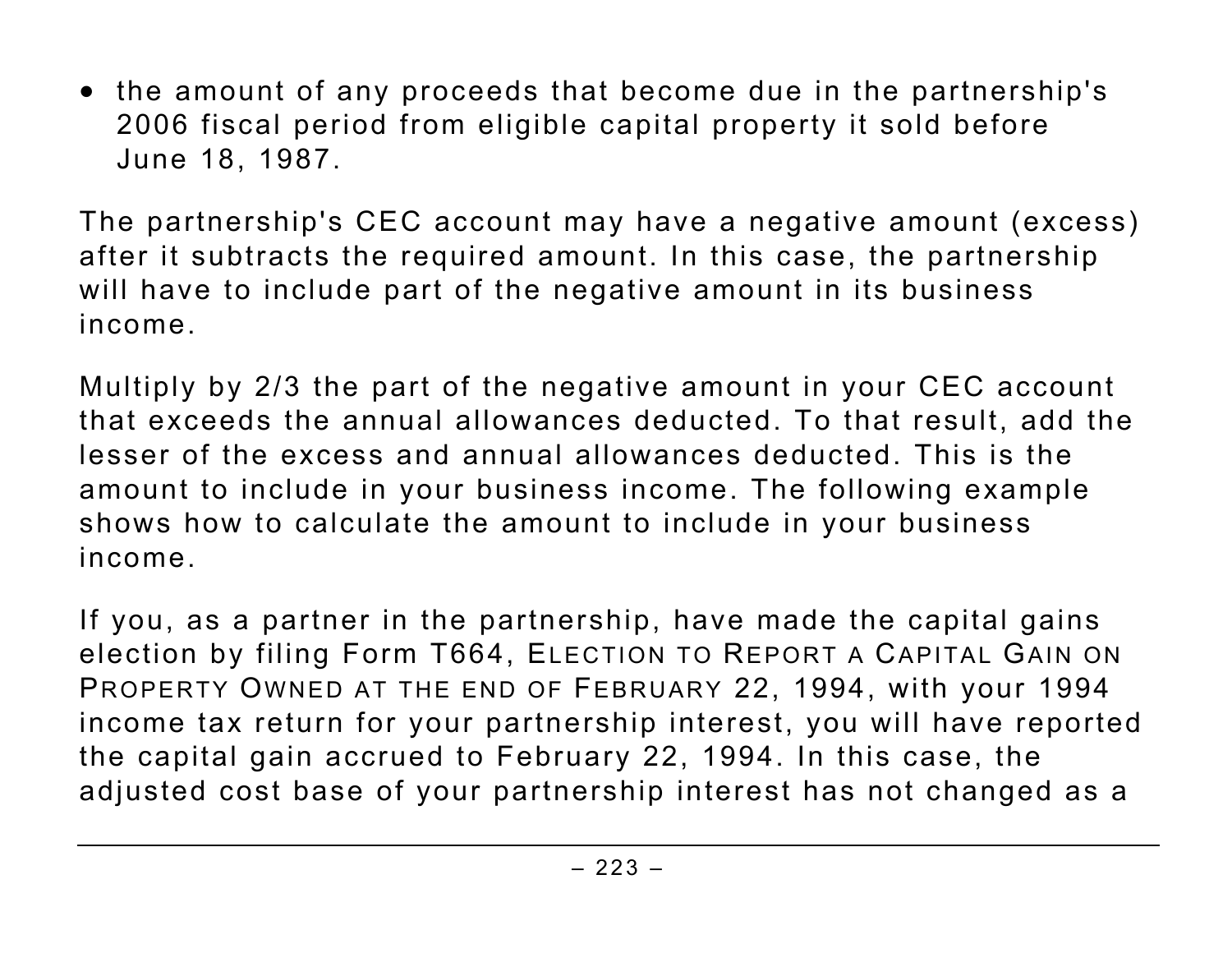- the amount of any proceeds that become due in the partnership's 2006 fiscal period from eligible capital property it sold before June 18, 1987.

The partnership's CEC account may have a negative amount (excess) after it subtracts the required amount. In this case, the partnership will have to include part of the negative amount in its business income.

Multiply by 2/3 the part of the negative amount in your CEC account that exceeds the annual allowances deducted. To that result, add the lesser of the excess and annual allowances deducted. This is the amount to include in your business income. The following example shows how to calculate the amount to include in your business income.

If you, as a partner in the partnership, have made the capital gains election by filing Form T664, ELECTION TO REPORT A CAPITAL GAIN ON PROPERTY OWNED AT THE END OF FEBRUARY 22, 1994, with your 1994 income tax return for your partnership interest, you will have reported the capital gain accrued to February 22, 1994. In this case, the adjusted cost base of your partnership interest has not changed as a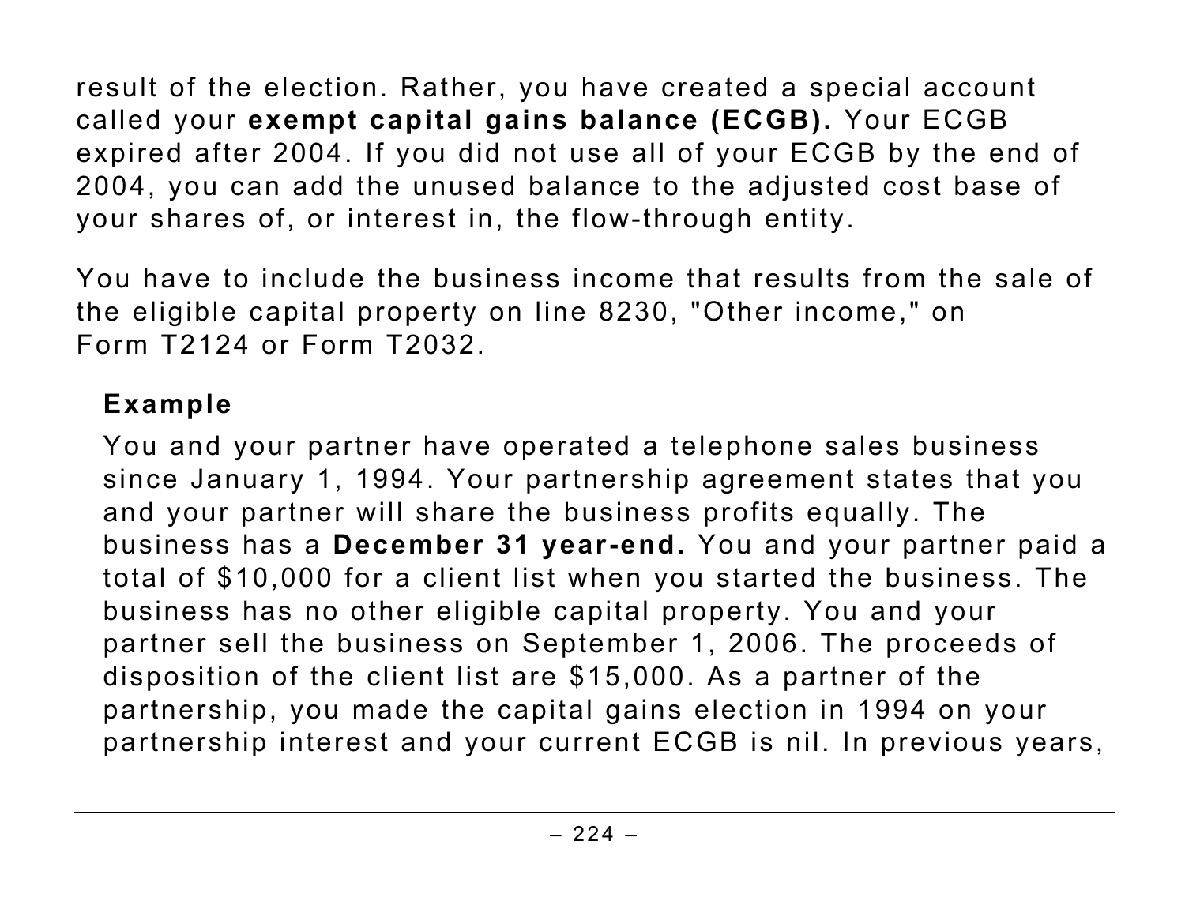result of the election. Rather, you have created a special account called your **exempt capital gains balance (ECGB).** Your ECGB expired after 2004. If you did not use all of your ECGB by the end of 2004, you can add the unused balance to the adjusted cost base of your shares of, or interest in, the flow-through entity.

You have to include the business income that results from the sale of the eligible capital property on line 8230, "Other income," on Form T2124 or Form T2032.

**Example**

You and your partner have operated a telephone sales business since January 1, 1994. Your partnership agreement states that you and your partner will share the business profits equally. The business has a **December 31 year-end.** You and your partner paid a total of $10,000 for a client list when you started the business. The business has no other eligible capital property. You and your partner sell the business on September 1, 2006. The proceeds of disposition of the client list are $15,000. As a partner of the partnership, you made the capital gains election in 1994 on your partnership interest and your current ECGB is nil. In previous years,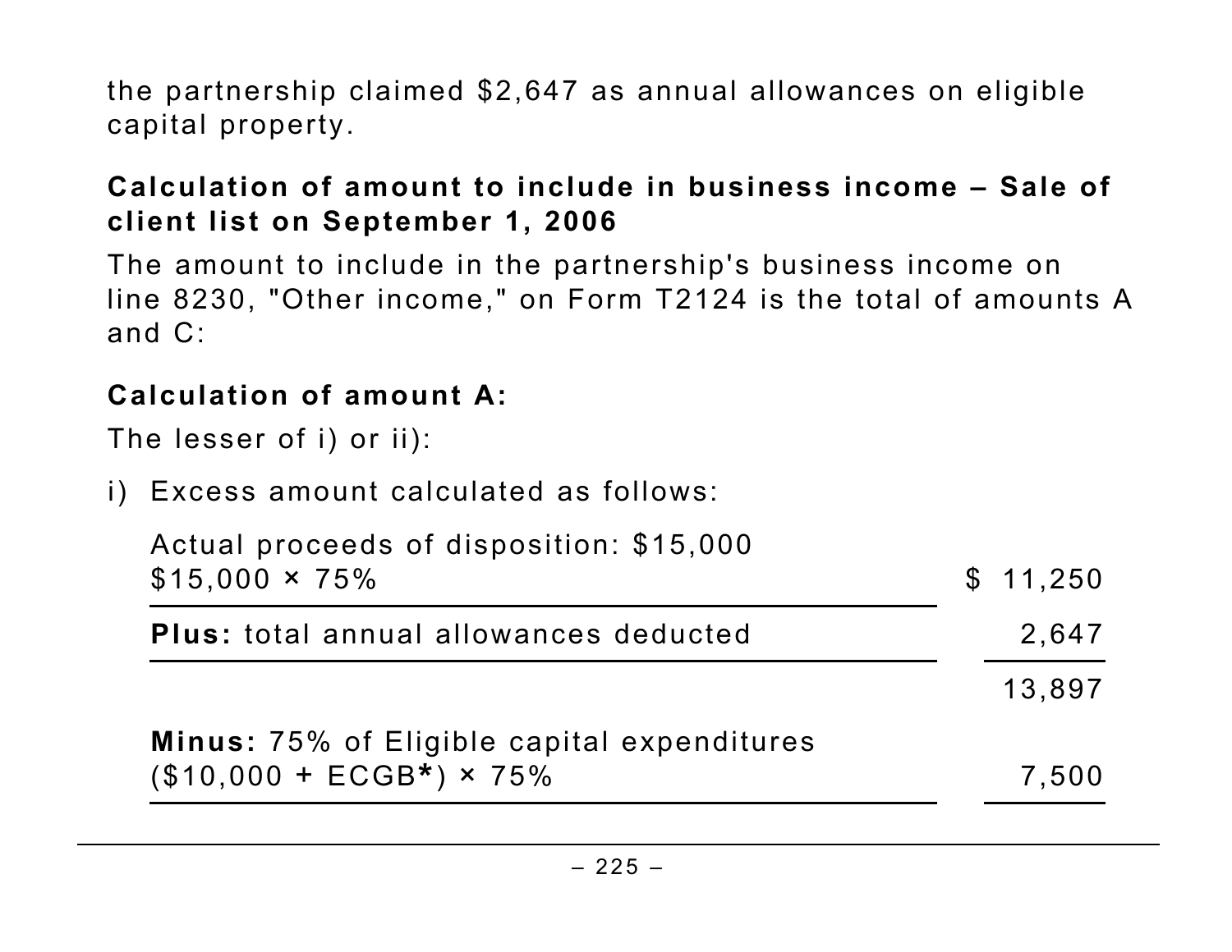the partnership claimed $2,647 as annual allowances on eligible capital property.

**Calculation of amount to include in business income – Sale of client list on September 1, 2006**

The amount to include in the partnership's business income on line 8230, "Other income," on Form T2124 is the total of amounts A and C:

**Calculation of amount A:**

The lesser of i) or ii):

i) Excess amount calculated as follows:

| | |
|---|---|
| Actual proceeds of disposition: $15,000<br>$15,000 × 75% | $ 11,250 |
| **Plus:** total annual allowances deducted | 2,647 |
| | 13,897 |
| **Minus:** 75% of Eligible capital expenditures<br>($10,000 + ECGB**\***) × 75% | 7,500 |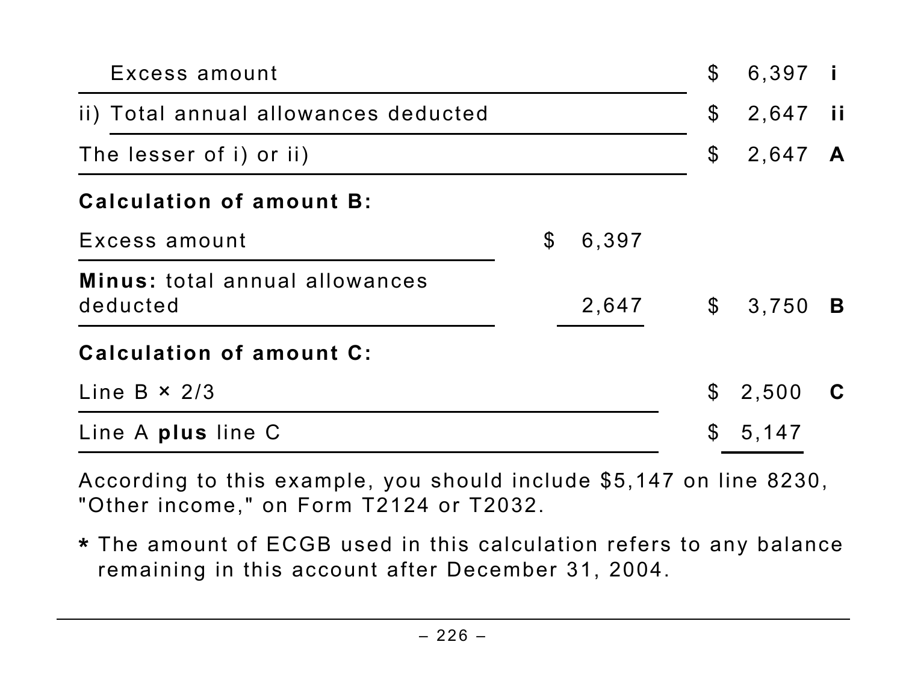| | | | |
|---|---|---|---|
| Excess amount | | $ 6,397 | **i** |
| ii) Total annual allowances deducted | | $ 2,647 | **ii** |
| The lesser of i) or ii) | | $ 2,647 | **A** |
| **Calculation of amount B:** | | | |
| Excess amount | $ 6,397 | | |
| **Minus:** total annual allowances deducted | 2,647 | $ 3,750 | **B** |
| **Calculation of amount C:** | | | |
| Line B × 2/3 | | $ 2,500 | **C** |
| Line A **plus** line C | | $ 5,147 | |

According to this example, you should include $5,147 on line 8230, "Other income," on Form T2124 or T2032.

**\*** The amount of ECGB used in this calculation refers to any balance remaining in this account after December 31, 2004.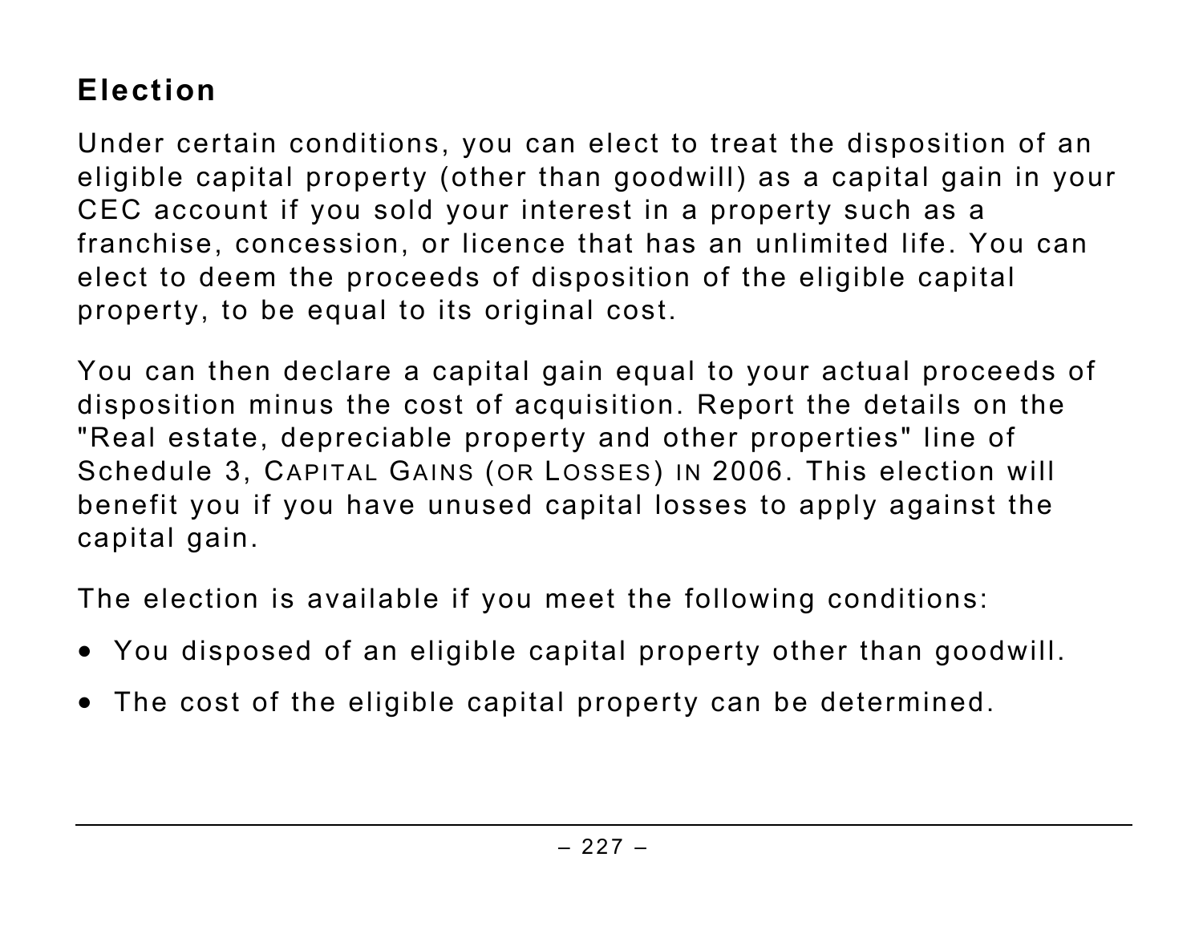## Election

Under certain conditions, you can elect to treat the disposition of an eligible capital property (other than goodwill) as a capital gain in your CEC account if you sold your interest in a property such as a franchise, concession, or licence that has an unlimited life. You can elect to deem the proceeds of disposition of the eligible capital property, to be equal to its original cost.

You can then declare a capital gain equal to your actual proceeds of disposition minus the cost of acquisition. Report the details on the "Real estate, depreciable property and other properties" line of Schedule 3, Capital Gains (or Losses) in 2006. This election will benefit you if you have unused capital losses to apply against the capital gain.

The election is available if you meet the following conditions:

- You disposed of an eligible capital property other than goodwill.
- The cost of the eligible capital property can be determined.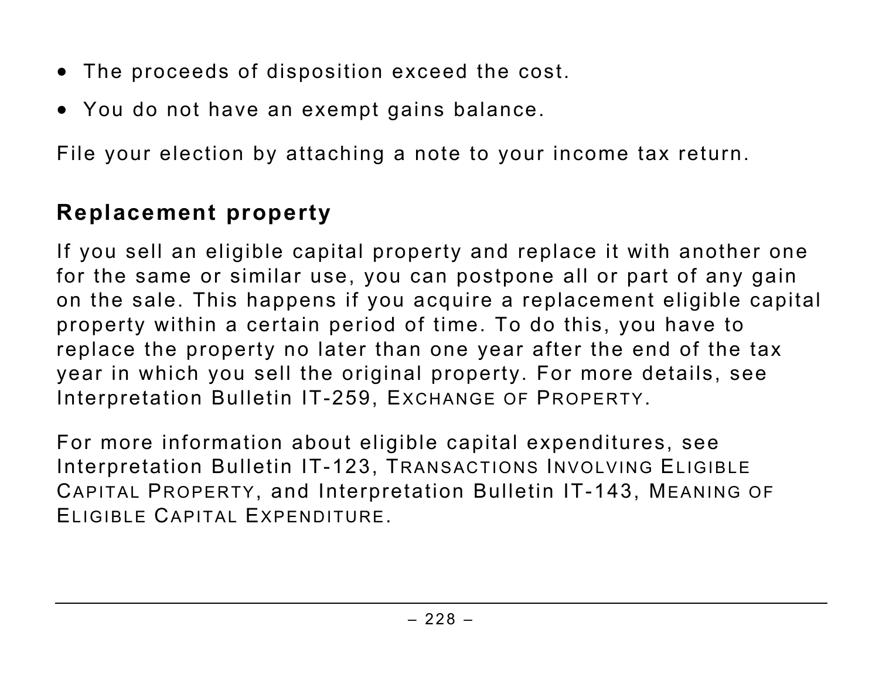- The proceeds of disposition exceed the cost.
- You do not have an exempt gains balance.

File your election by attaching a note to your income tax return.

## Replacement property

If you sell an eligible capital property and replace it with another one for the same or similar use, you can postpone all or part of any gain on the sale. This happens if you acquire a replacement eligible capital property within a certain period of time. To do this, you have to replace the property no later than one year after the end of the tax year in which you sell the original property. For more details, see Interpretation Bulletin IT-259, EXCHANGE OF PROPERTY.

For more information about eligible capital expenditures, see Interpretation Bulletin IT-123, TRANSACTIONS INVOLVING ELIGIBLE CAPITAL PROPERTY, and Interpretation Bulletin IT-143, MEANING OF ELIGIBLE CAPITAL EXPENDITURE.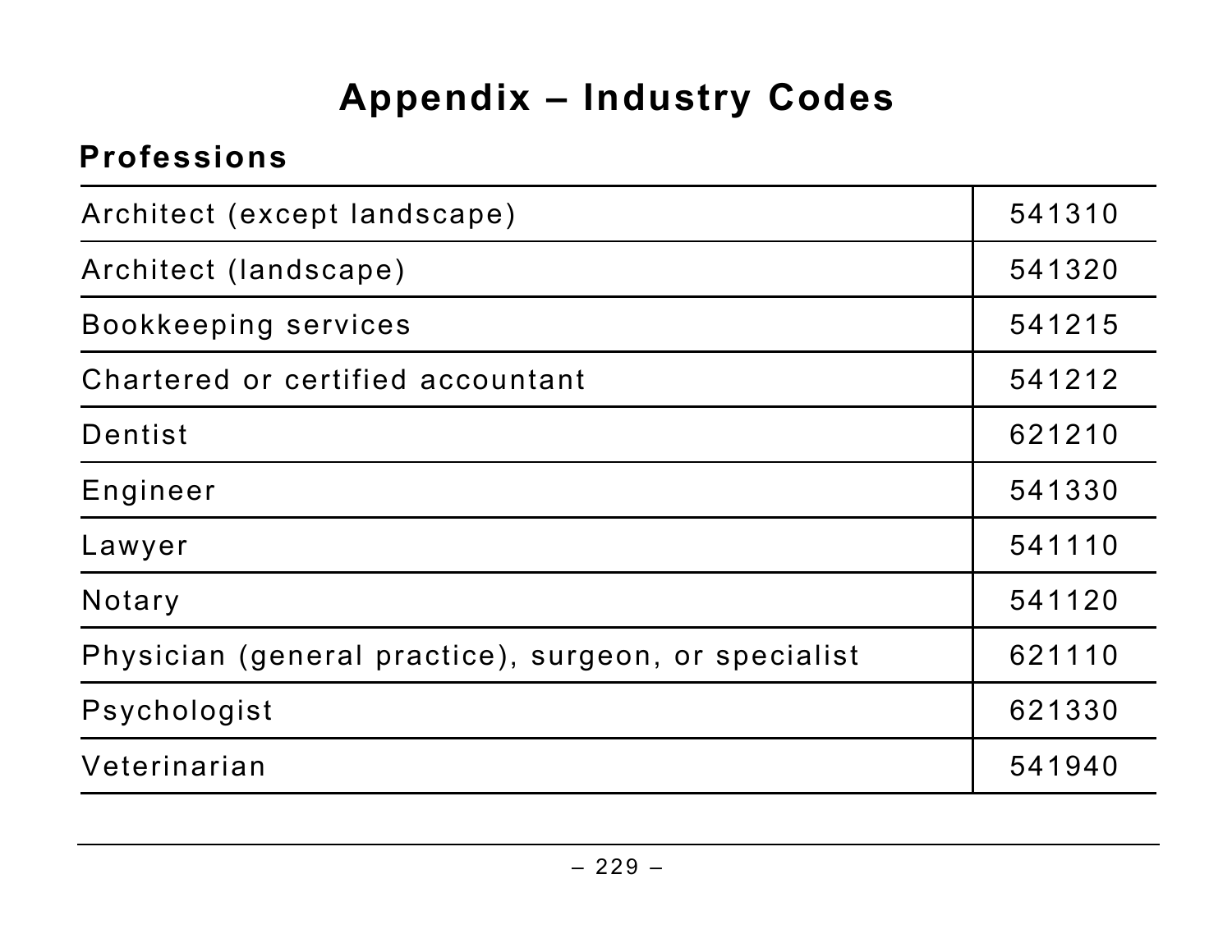# Appendix – Industry Codes

## Professions

| Profession | Code |
|---|---|
| Architect (except landscape) | 541310 |
| Architect (landscape) | 541320 |
| Bookkeeping services | 541215 |
| Chartered or certified accountant | 541212 |
| Dentist | 621210 |
| Engineer | 541330 |
| Lawyer | 541110 |
| Notary | 541120 |
| Physician (general practice), surgeon, or specialist | 621110 |
| Psychologist | 621330 |
| Veterinarian | 541940 |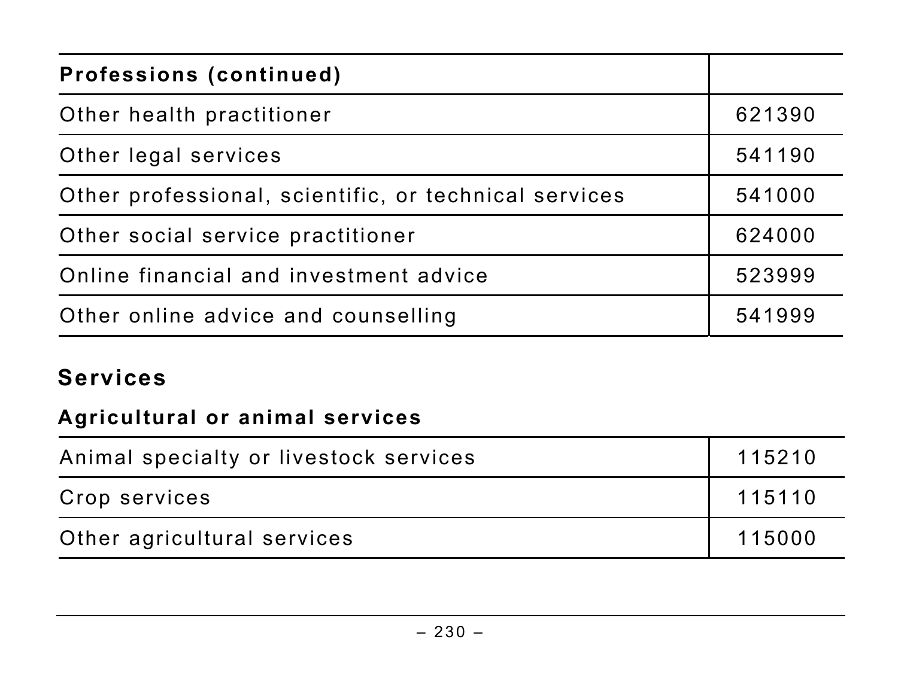| Professions (continued) | |
|---|---|
| Other health practitioner | 621390 |
| Other legal services | 541190 |
| Other professional, scientific, or technical services | 541000 |
| Other social service practitioner | 624000 |
| Online financial and investment advice | 523999 |
| Other online advice and counselling | 541999 |

## Services

### Agricultural or animal services

| | |
|---|---|
| Animal specialty or livestock services | 115210 |
| Crop services | 115110 |
| Other agricultural services | 115000 |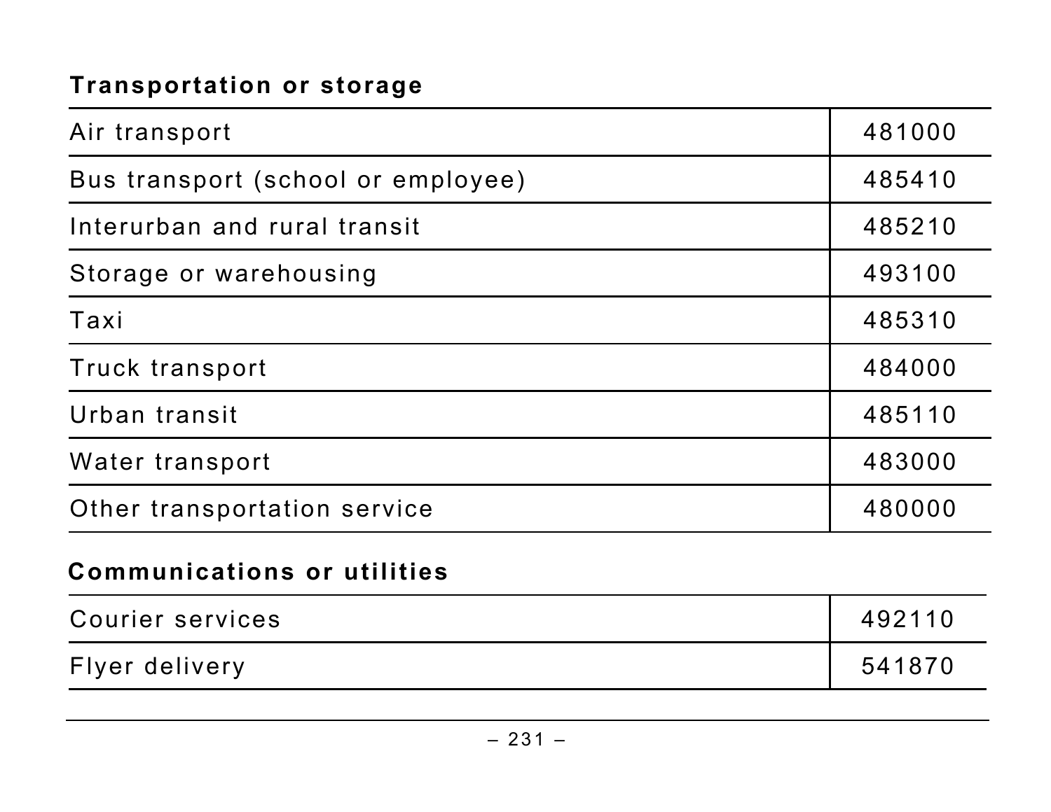**Transportation or storage**

| | |
|---|---|
| Air transport | 481000 |
| Bus transport (school or employee) | 485410 |
| Interurban and rural transit | 485210 |
| Storage or warehousing | 493100 |
| Taxi | 485310 |
| Truck transport | 484000 |
| Urban transit | 485110 |
| Water transport | 483000 |
| Other transportation service | 480000 |

**Communications or utilities**

| | |
|---|---|
| Courier services | 492110 |
| Flyer delivery | 541870 |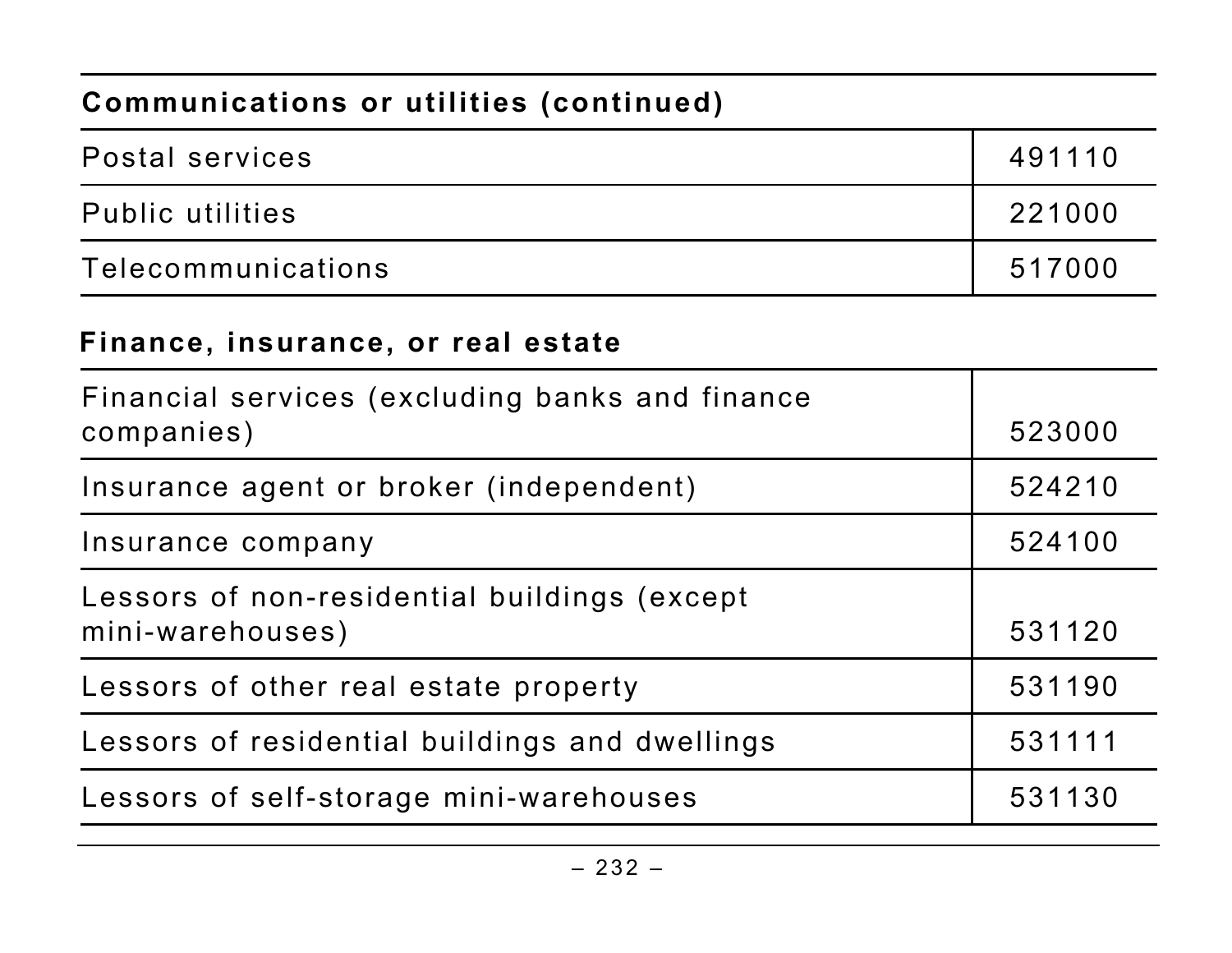| Communications or utilities (continued) | |
|---|---|
| Postal services | 491110 |
| Public utilities | 221000 |
| Telecommunications | 517000 |

| Finance, insurance, or real estate | |
|---|---|
| Financial services (excluding banks and finance companies) | 523000 |
| Insurance agent or broker (independent) | 524210 |
| Insurance company | 524100 |
| Lessors of non-residential buildings (except mini-warehouses) | 531120 |
| Lessors of other real estate property | 531190 |
| Lessors of residential buildings and dwellings | 531111 |
| Lessors of self-storage mini-warehouses | 531130 |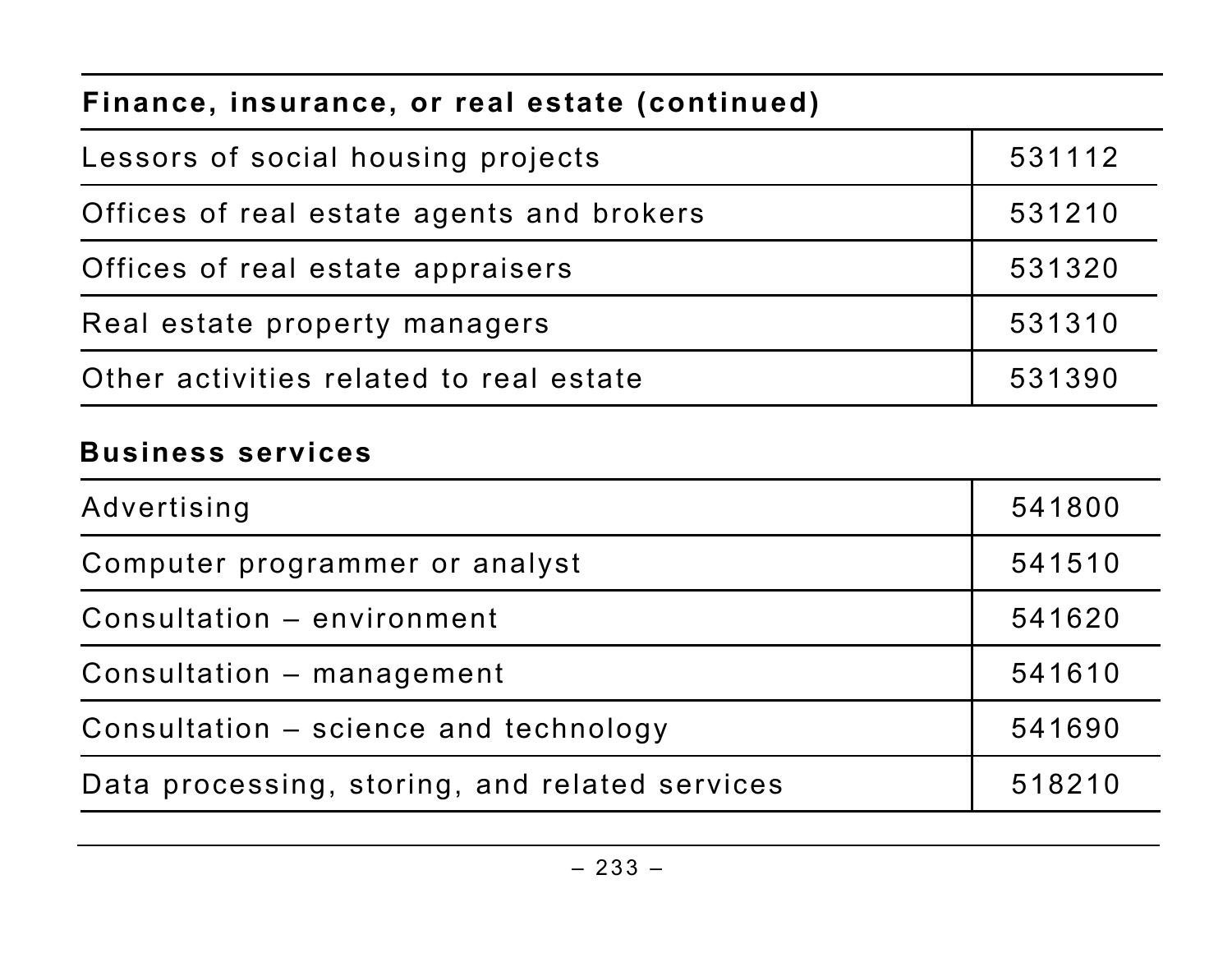## Finance, insurance, or real estate (continued)

| | |
|---|---|
| Lessors of social housing projects | 531112 |
| Offices of real estate agents and brokers | 531210 |
| Offices of real estate appraisers | 531320 |
| Real estate property managers | 531310 |
| Other activities related to real estate | 531390 |

## Business services

| | |
|---|---|
| Advertising | 541800 |
| Computer programmer or analyst | 541510 |
| Consultation – environment | 541620 |
| Consultation – management | 541610 |
| Consultation – science and technology | 541690 |
| Data processing, storing, and related services | 518210 |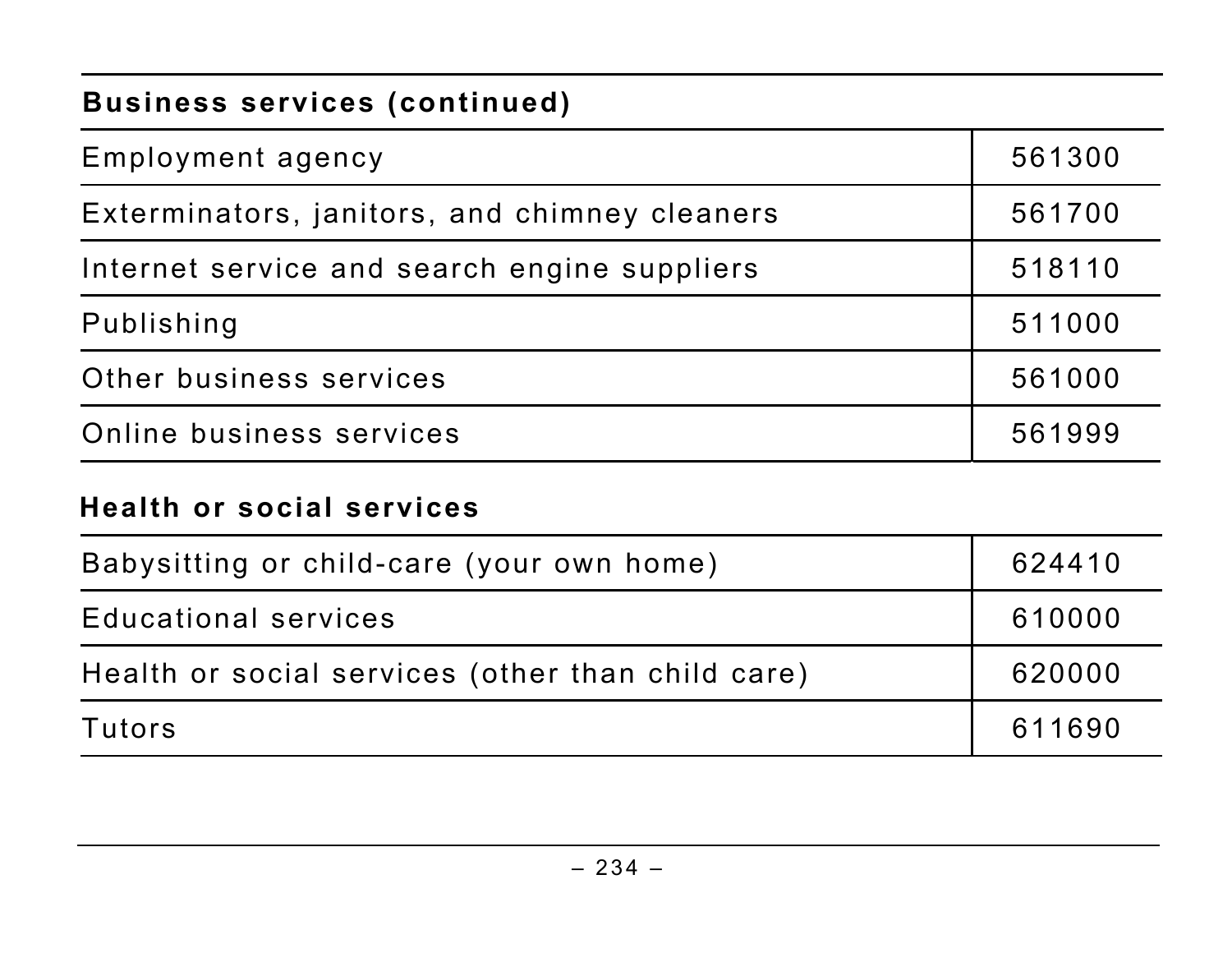| Business services (continued) | |
|---|---|
| Employment agency | 561300 |
| Exterminators, janitors, and chimney cleaners | 561700 |
| Internet service and search engine suppliers | 518110 |
| Publishing | 511000 |
| Other business services | 561000 |
| Online business services | 561999 |

| Health or social services | |
|---|---|
| Babysitting or child-care (your own home) | 624410 |
| Educational services | 610000 |
| Health or social services (other than child care) | 620000 |
| Tutors | 611690 |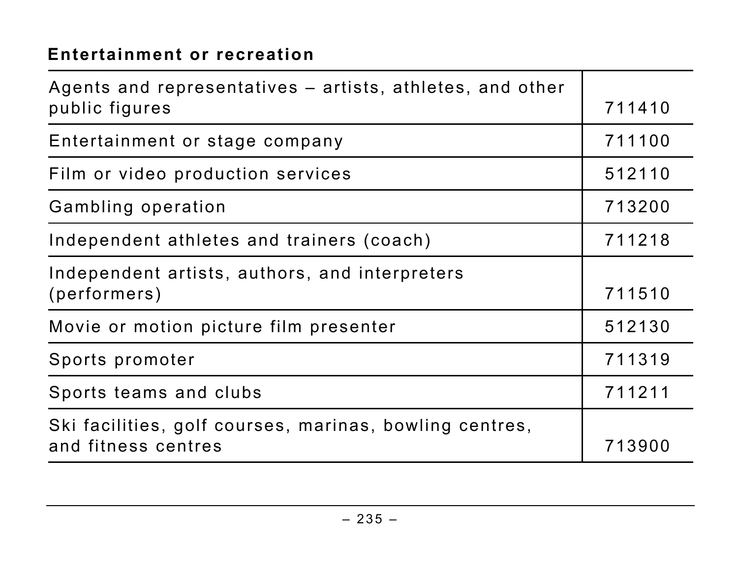**Entertainment or recreation**

| | |
|---|---|
| Agents and representatives – artists, athletes, and other public figures | 711410 |
| Entertainment or stage company | 711100 |
| Film or video production services | 512110 |
| Gambling operation | 713200 |
| Independent athletes and trainers (coach) | 711218 |
| Independent artists, authors, and interpreters (performers) | 711510 |
| Movie or motion picture film presenter | 512130 |
| Sports promoter | 711319 |
| Sports teams and clubs | 711211 |
| Ski facilities, golf courses, marinas, bowling centres, and fitness centres | 713900 |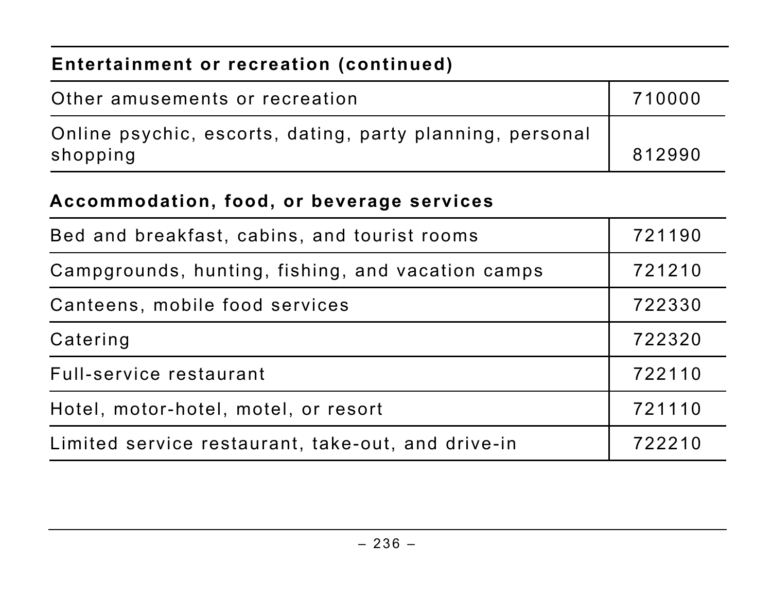| **Entertainment or recreation (continued)** | |
|---|---|
| Other amusements or recreation | 710000 |
| Online psychic, escorts, dating, party planning, personal shopping | 812990 |

**Accommodation, food, or beverage services**

| | |
|---|---|
| Bed and breakfast, cabins, and tourist rooms | 721190 |
| Campgrounds, hunting, fishing, and vacation camps | 721210 |
| Canteens, mobile food services | 722330 |
| Catering | 722320 |
| Full-service restaurant | 722110 |
| Hotel, motor-hotel, motel, or resort | 721110 |
| Limited service restaurant, take-out, and drive-in | 722210 |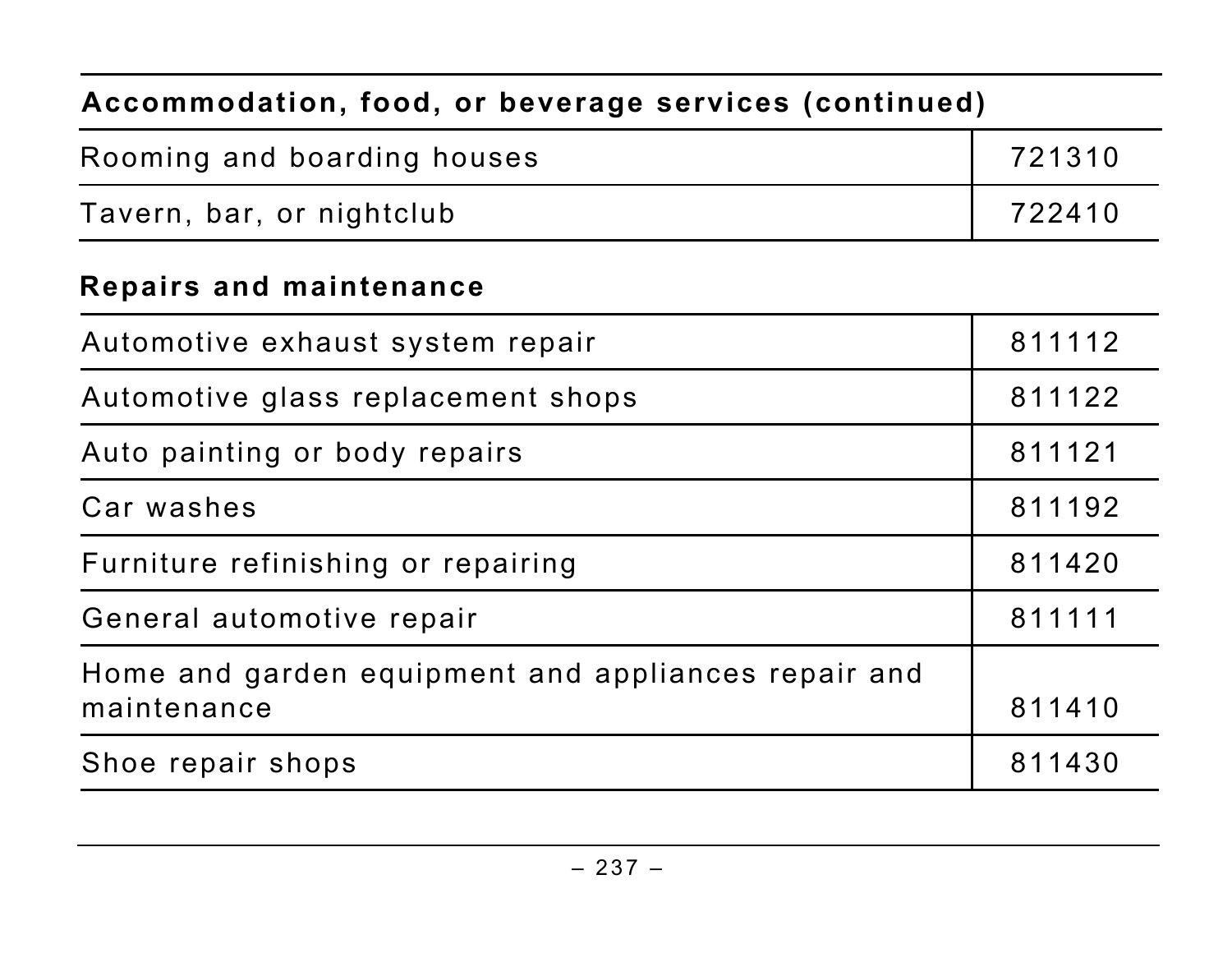| Accommodation, food, or beverage services (continued) | |
|---|---|
| Rooming and boarding houses | 721310 |
| Tavern, bar, or nightclub | 722410 |

| Repairs and maintenance | |
|---|---|
| Automotive exhaust system repair | 811112 |
| Automotive glass replacement shops | 811122 |
| Auto painting or body repairs | 811121 |
| Car washes | 811192 |
| Furniture refinishing or repairing | 811420 |
| General automotive repair | 811111 |
| Home and garden equipment and appliances repair and maintenance | 811410 |
| Shoe repair shops | 811430 |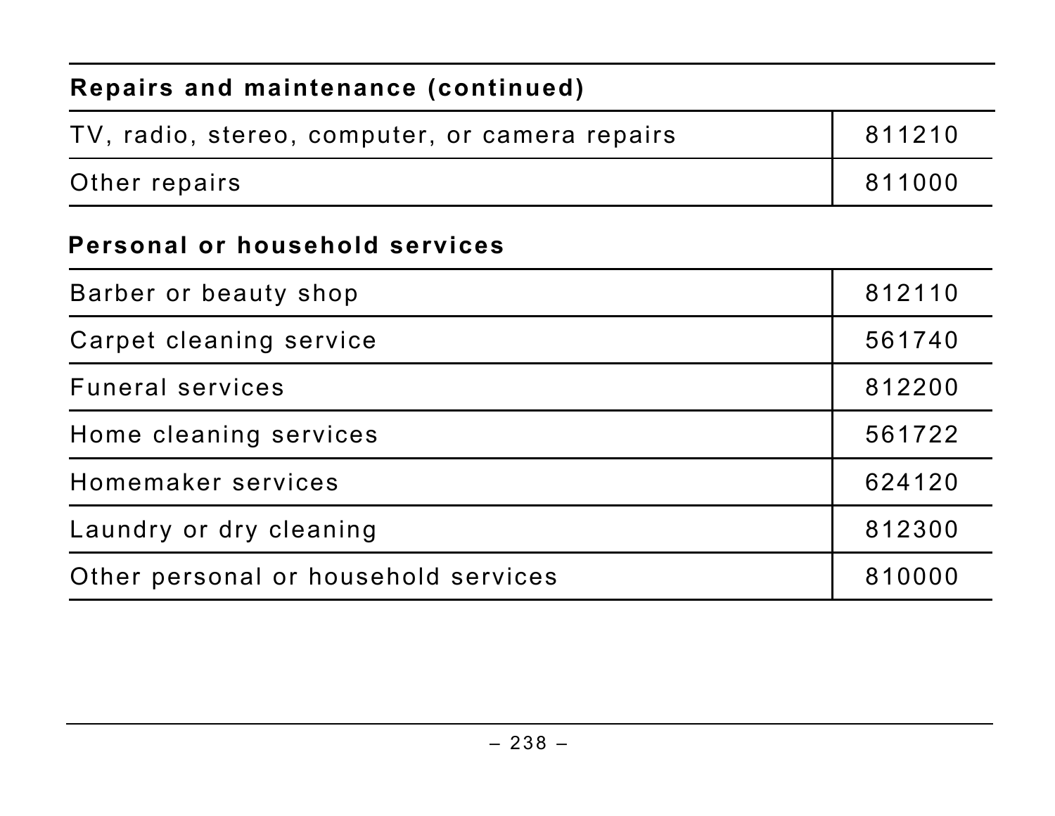| Repairs and maintenance (continued) | |
|---|---|
| TV, radio, stereo, computer, or camera repairs | 811210 |
| Other repairs | 811000 |

| Personal or household services | |
|---|---|
| Barber or beauty shop | 812110 |
| Carpet cleaning service | 561740 |
| Funeral services | 812200 |
| Home cleaning services | 561722 |
| Homemaker services | 624120 |
| Laundry or dry cleaning | 812300 |
| Other personal or household services | 810000 |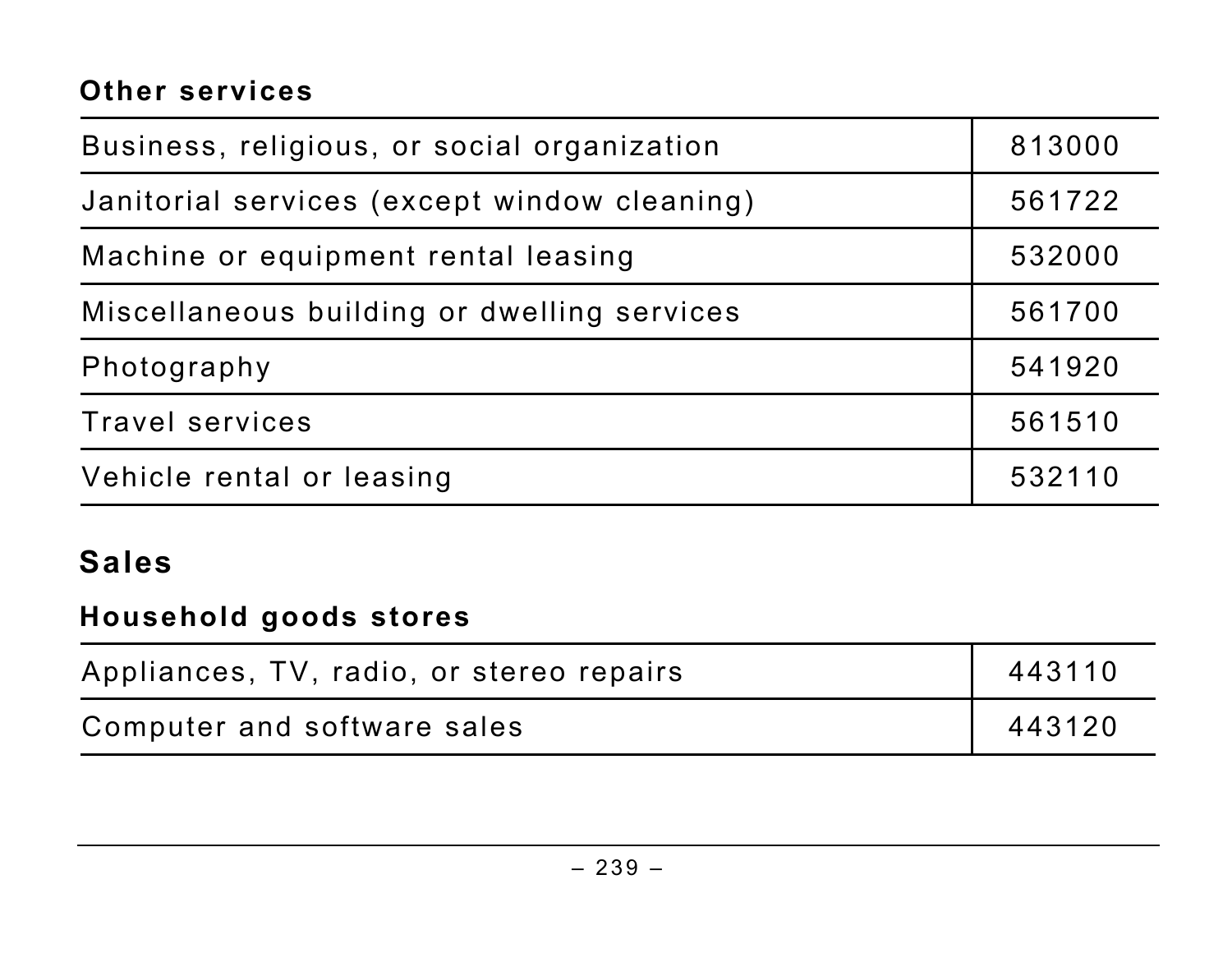### Other services

| | |
|---|---|
| Business, religious, or social organization | 813000 |
| Janitorial services (except window cleaning) | 561722 |
| Machine or equipment rental leasing | 532000 |
| Miscellaneous building or dwelling services | 561700 |
| Photography | 541920 |
| Travel services | 561510 |
| Vehicle rental or leasing | 532110 |

## Sales

### Household goods stores

| | |
|---|---|
| Appliances, TV, radio, or stereo repairs | 443110 |
| Computer and software sales | 443120 |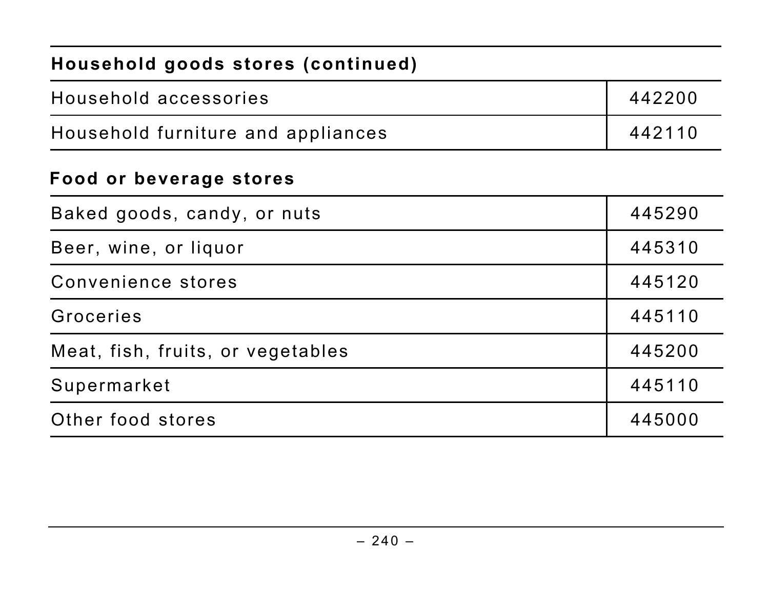| Household goods stores (continued) | |
|---|---|
| Household accessories | 442200 |
| Household furniture and appliances | 442110 |

| Food or beverage stores | |
|---|---|
| Baked goods, candy, or nuts | 445290 |
| Beer, wine, or liquor | 445310 |
| Convenience stores | 445120 |
| Groceries | 445110 |
| Meat, fish, fruits, or vegetables | 445200 |
| Supermarket | 445110 |
| Other food stores | 445000 |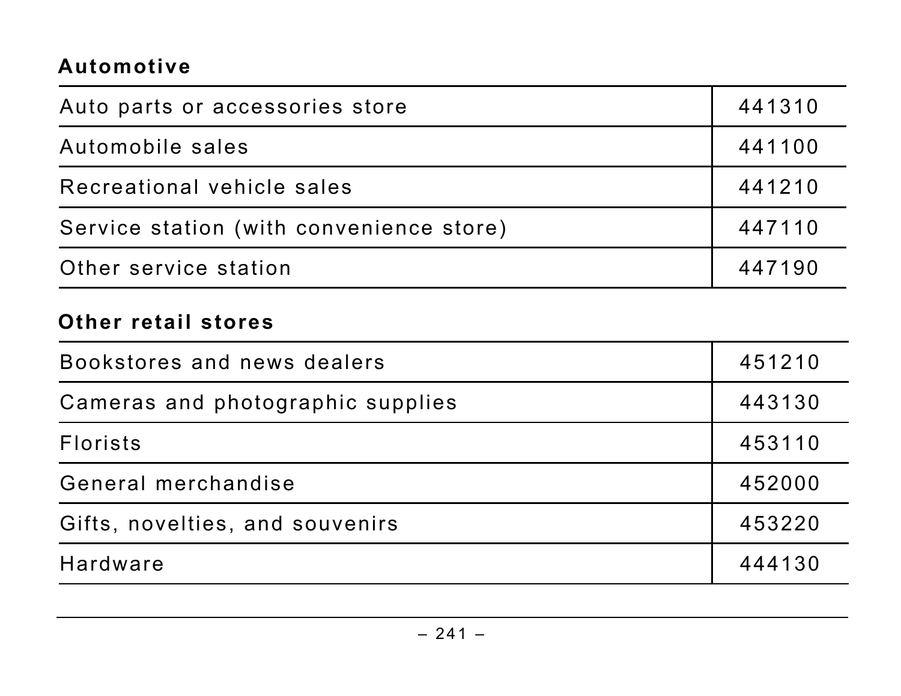**Automotive**

| | |
|---|---|
| Auto parts or accessories store | 441310 |
| Automobile sales | 441100 |
| Recreational vehicle sales | 441210 |
| Service station (with convenience store) | 447110 |
| Other service station | 447190 |

**Other retail stores**

| | |
|---|---|
| Bookstores and news dealers | 451210 |
| Cameras and photographic supplies | 443130 |
| Florists | 453110 |
| General merchandise | 452000 |
| Gifts, novelties, and souvenirs | 453220 |
| Hardware | 444130 |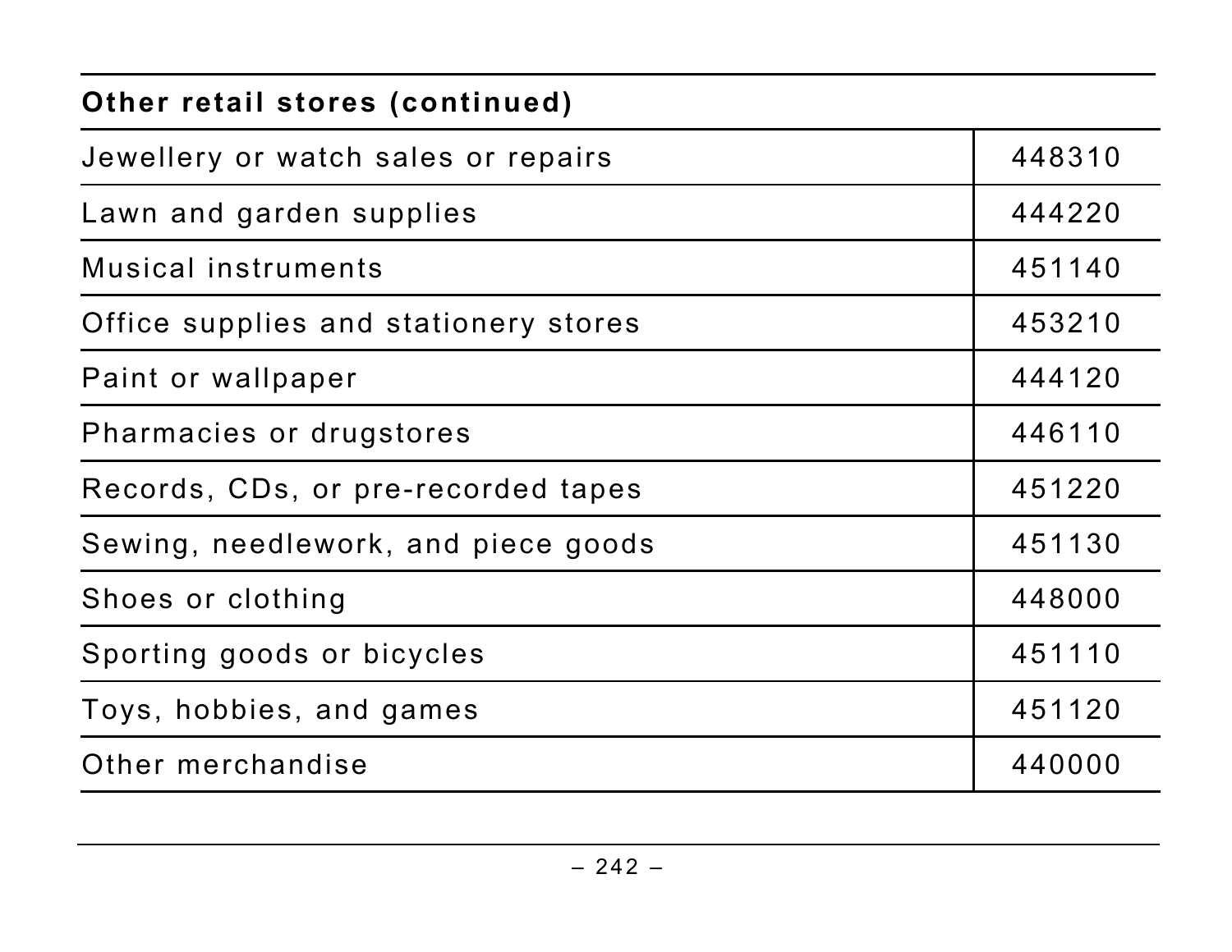| Other retail stores (continued) | |
|---|---|
| Jewellery or watch sales or repairs | 448310 |
| Lawn and garden supplies | 444220 |
| Musical instruments | 451140 |
| Office supplies and stationery stores | 453210 |
| Paint or wallpaper | 444120 |
| Pharmacies or drugstores | 446110 |
| Records, CDs, or pre-recorded tapes | 451220 |
| Sewing, needlework, and piece goods | 451130 |
| Shoes or clothing | 448000 |
| Sporting goods or bicycles | 451110 |
| Toys, hobbies, and games | 451120 |
| Other merchandise | 440000 |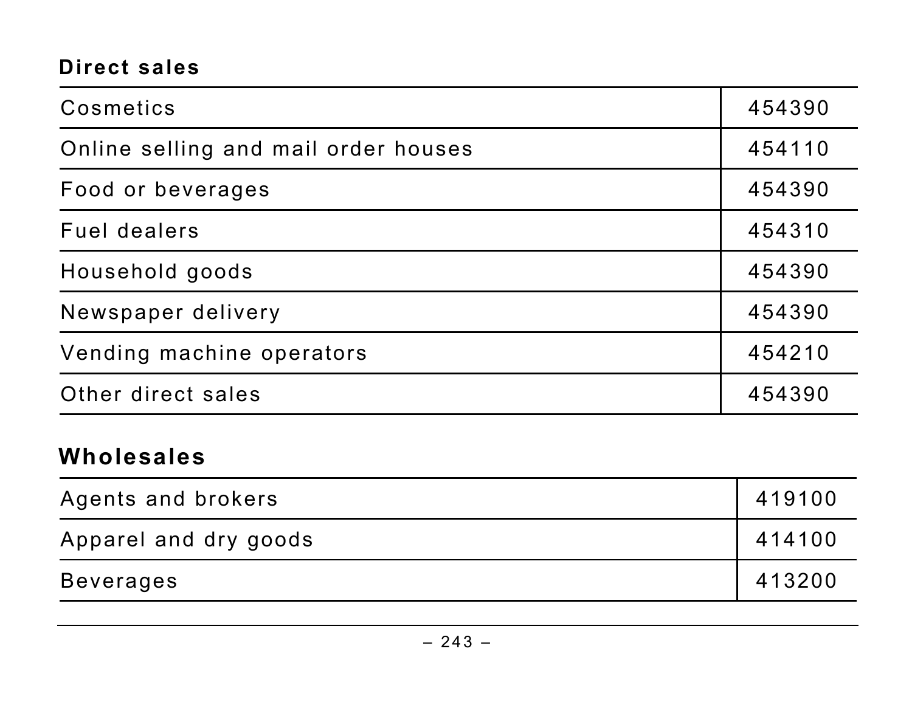### Direct sales

| | |
|---|---|
| Cosmetics | 454390 |
| Online selling and mail order houses | 454110 |
| Food or beverages | 454390 |
| Fuel dealers | 454310 |
| Household goods | 454390 |
| Newspaper delivery | 454390 |
| Vending machine operators | 454210 |
| Other direct sales | 454390 |

### Wholesales

| | |
|---|---|
| Agents and brokers | 419100 |
| Apparel and dry goods | 414100 |
| Beverages | 413200 |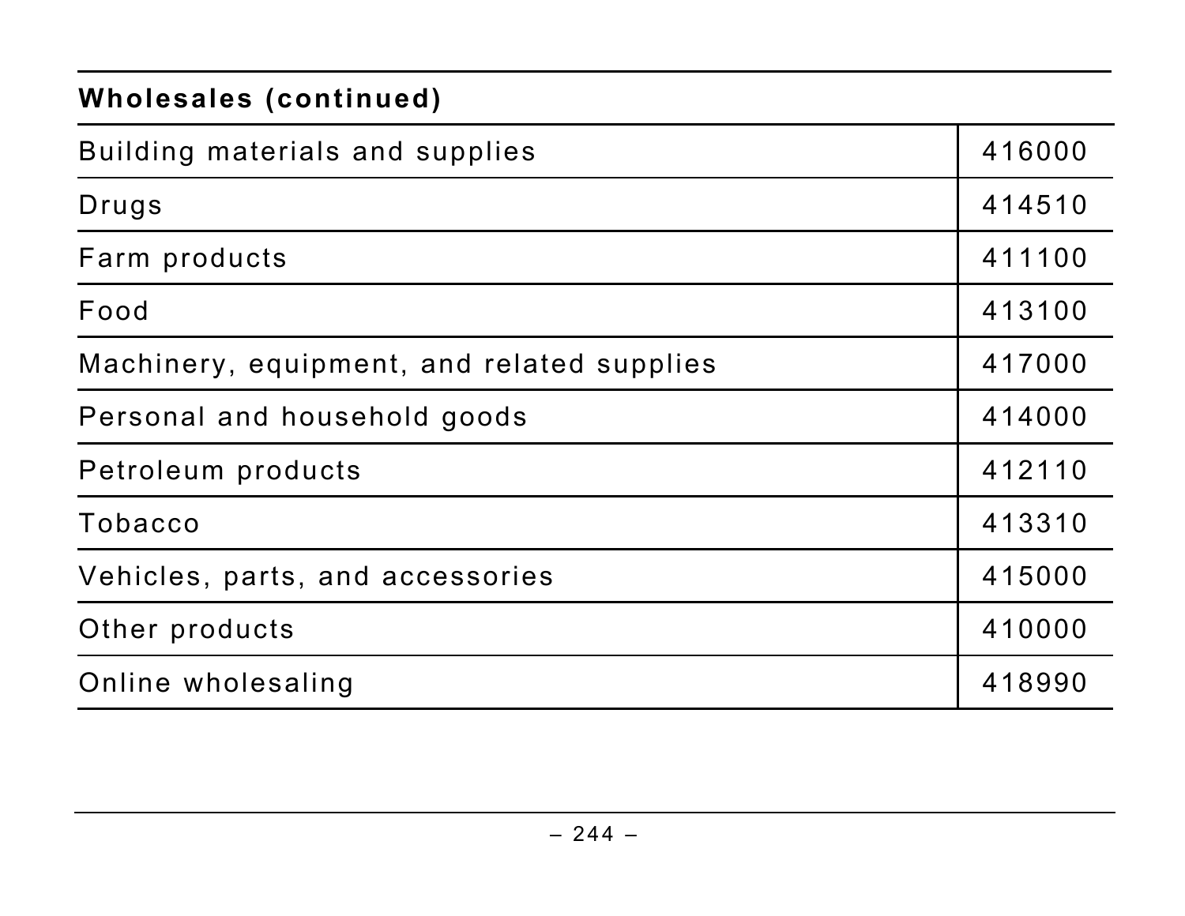| Wholesales (continued) | |
|---|---|
| Building materials and supplies | 416000 |
| Drugs | 414510 |
| Farm products | 411100 |
| Food | 413100 |
| Machinery, equipment, and related supplies | 417000 |
| Personal and household goods | 414000 |
| Petroleum products | 412110 |
| Tobacco | 413310 |
| Vehicles, parts, and accessories | 415000 |
| Other products | 410000 |
| Online wholesaling | 418990 |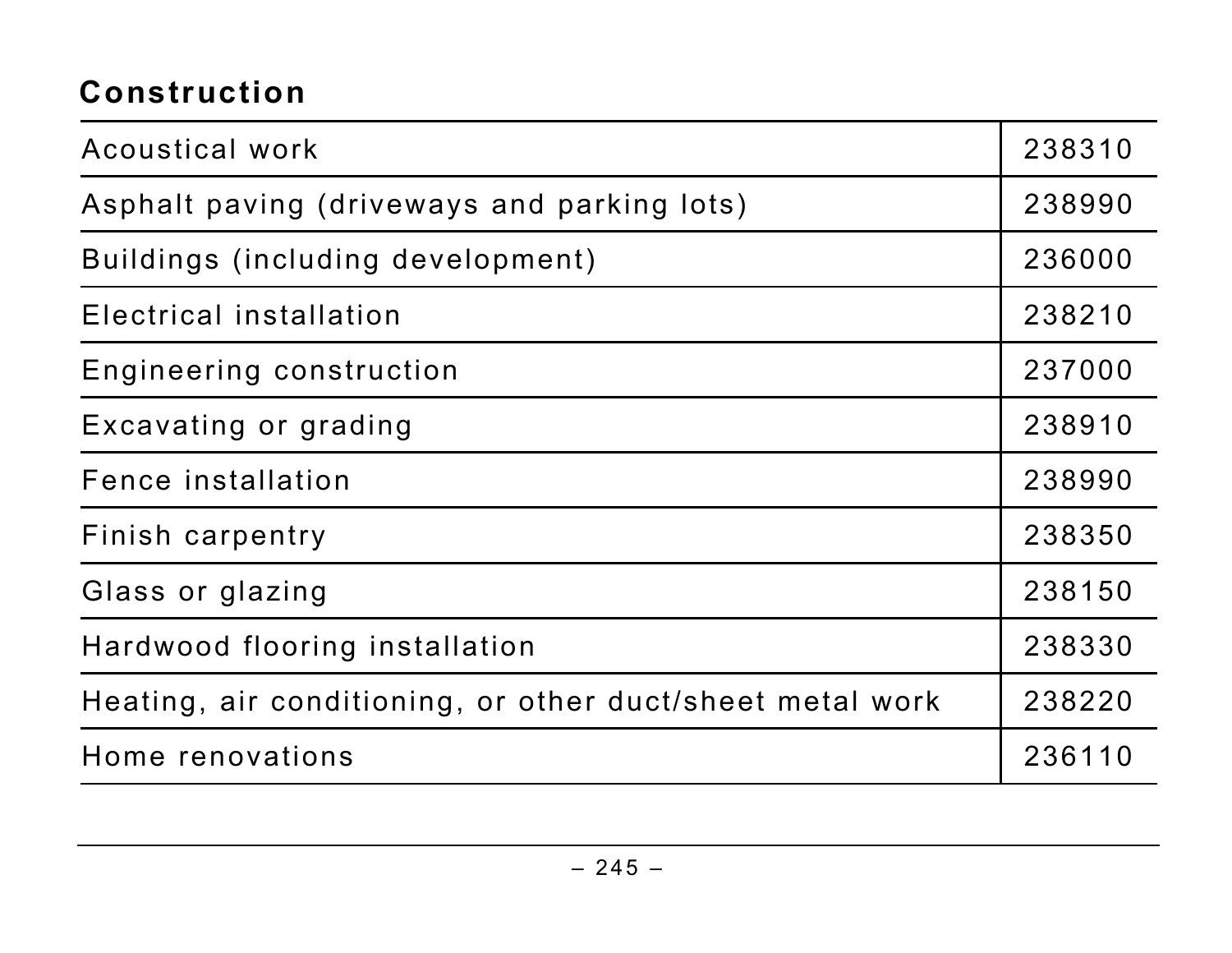## Construction

| | |
|---|---|
| Acoustical work | 238310 |
| Asphalt paving (driveways and parking lots) | 238990 |
| Buildings (including development) | 236000 |
| Electrical installation | 238210 |
| Engineering construction | 237000 |
| Excavating or grading | 238910 |
| Fence installation | 238990 |
| Finish carpentry | 238350 |
| Glass or glazing | 238150 |
| Hardwood flooring installation | 238330 |
| Heating, air conditioning, or other duct/sheet metal work | 238220 |
| Home renovations | 236110 |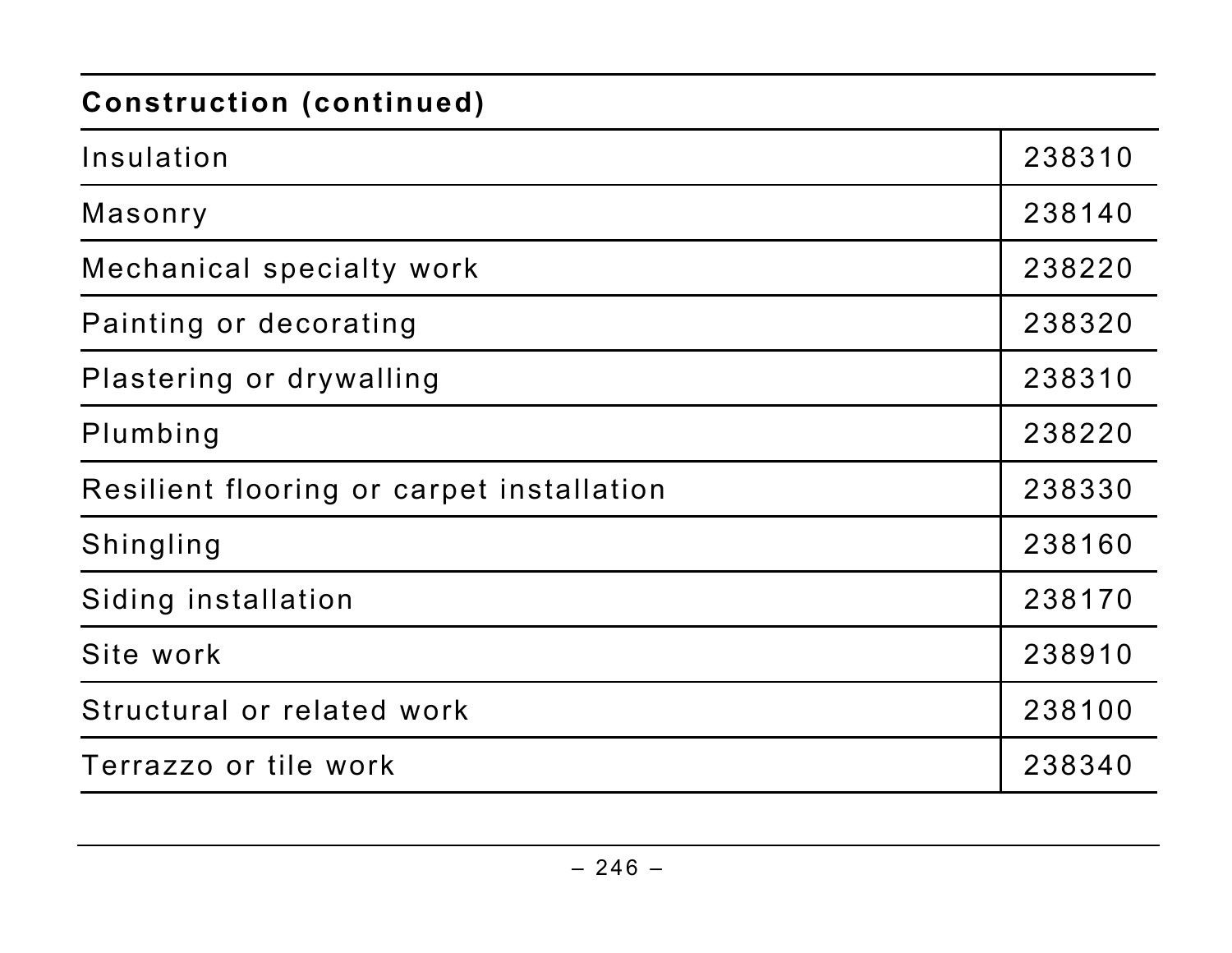| Construction (continued) | |
|---|---|
| Insulation | 238310 |
| Masonry | 238140 |
| Mechanical specialty work | 238220 |
| Painting or decorating | 238320 |
| Plastering or drywalling | 238310 |
| Plumbing | 238220 |
| Resilient flooring or carpet installation | 238330 |
| Shingling | 238160 |
| Siding installation | 238170 |
| Site work | 238910 |
| Structural or related work | 238100 |
| Terrazzo or tile work | 238340 |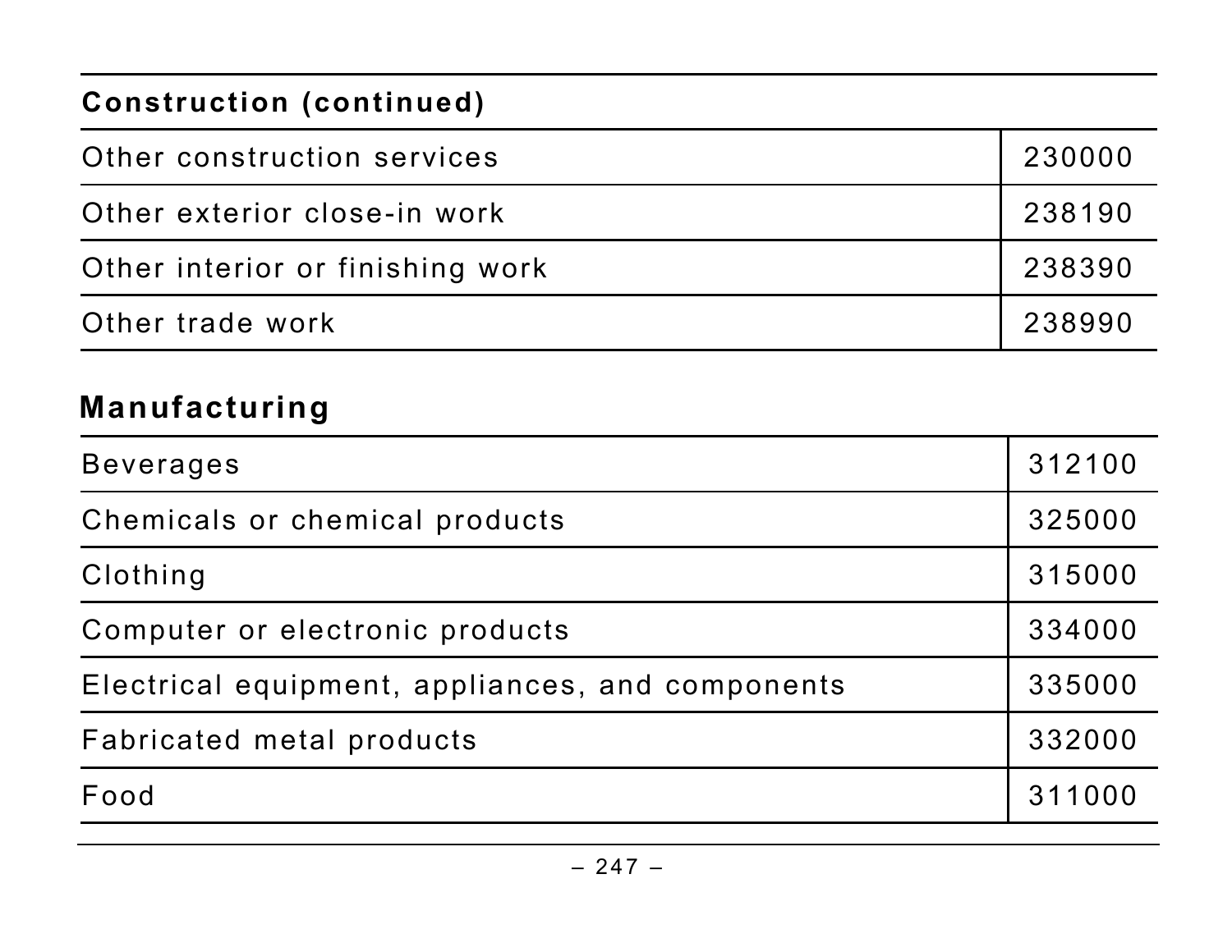| Construction (continued) | |
|---|---|
| Other construction services | 230000 |
| Other exterior close-in work | 238190 |
| Other interior or finishing work | 238390 |
| Other trade work | 238990 |

## Manufacturing

| | |
|---|---|
| Beverages | 312100 |
| Chemicals or chemical products | 325000 |
| Clothing | 315000 |
| Computer or electronic products | 334000 |
| Electrical equipment, appliances, and components | 335000 |
| Fabricated metal products | 332000 |
| Food | 311000 |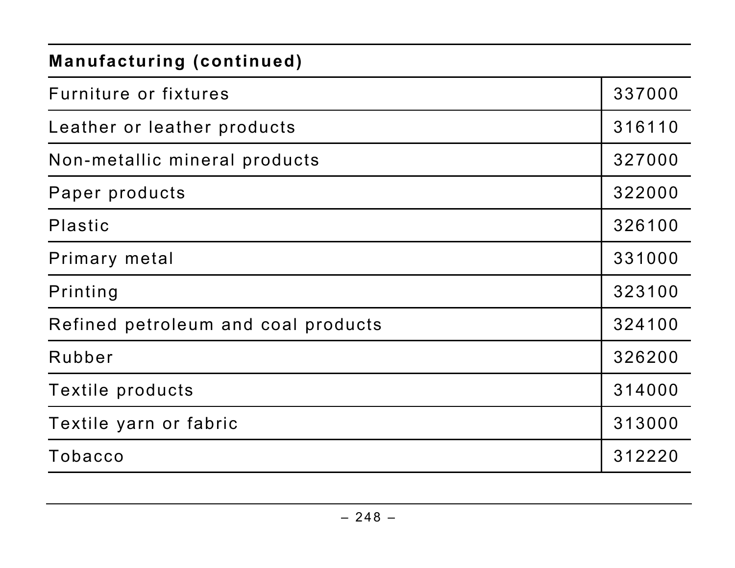| Manufacturing (continued) | |
|---|---|
| Furniture or fixtures | 337000 |
| Leather or leather products | 316110 |
| Non-metallic mineral products | 327000 |
| Paper products | 322000 |
| Plastic | 326100 |
| Primary metal | 331000 |
| Printing | 323100 |
| Refined petroleum and coal products | 324100 |
| Rubber | 326200 |
| Textile products | 314000 |
| Textile yarn or fabric | 313000 |
| Tobacco | 312220 |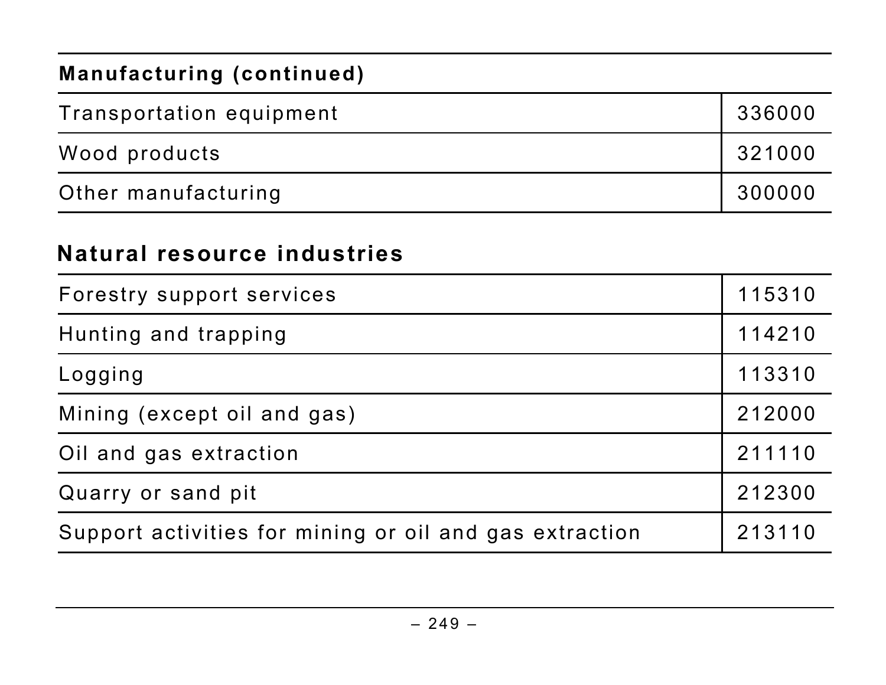| Manufacturing (continued) | |
|---|---|
| Transportation equipment | 336000 |
| Wood products | 321000 |
| Other manufacturing | 300000 |

## Natural resource industries

| | |
|---|---|
| Forestry support services | 115310 |
| Hunting and trapping | 114210 |
| Logging | 113310 |
| Mining (except oil and gas) | 212000 |
| Oil and gas extraction | 211110 |
| Quarry or sand pit | 212300 |
| Support activities for mining or oil and gas extraction | 213110 |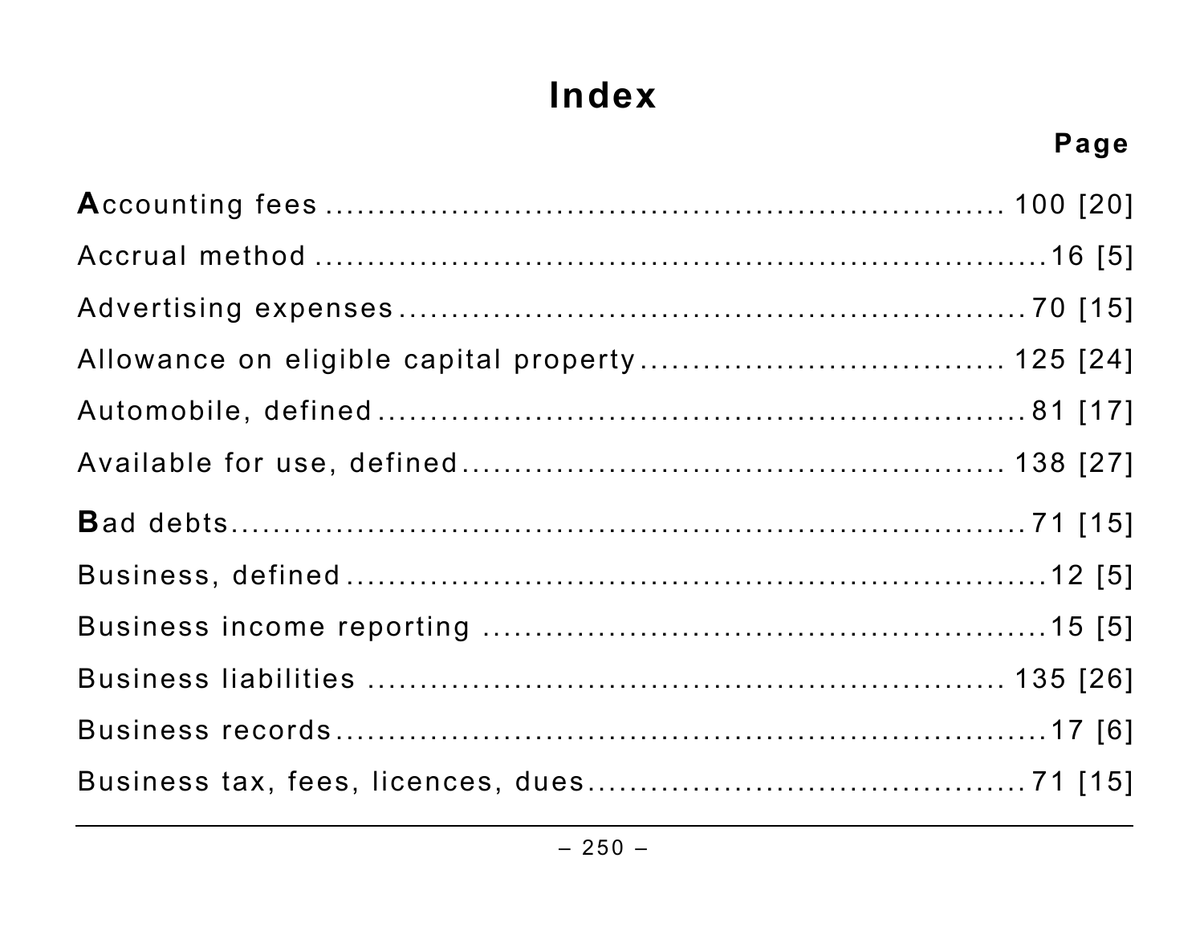# Index

**Page**

**A**ccounting fees ........................................................ 100 [20]

Accrual method ........................................................ 16 [5]

Advertising expenses ........................................................ 70 [15]

Allowance on eligible capital property ........................................ 125 [24]

Automobile, defined ........................................................ 81 [17]

Available for use, defined ........................................................ 138 [27]

**B**ad debts ........................................................ 71 [15]

Business, defined ........................................................ 12 [5]

Business income reporting ........................................................ 15 [5]

Business liabilities ........................................................ 135 [26]

Business records ........................................................ 17 [6]

Business tax, fees, licences, dues ........................................ 71 [15]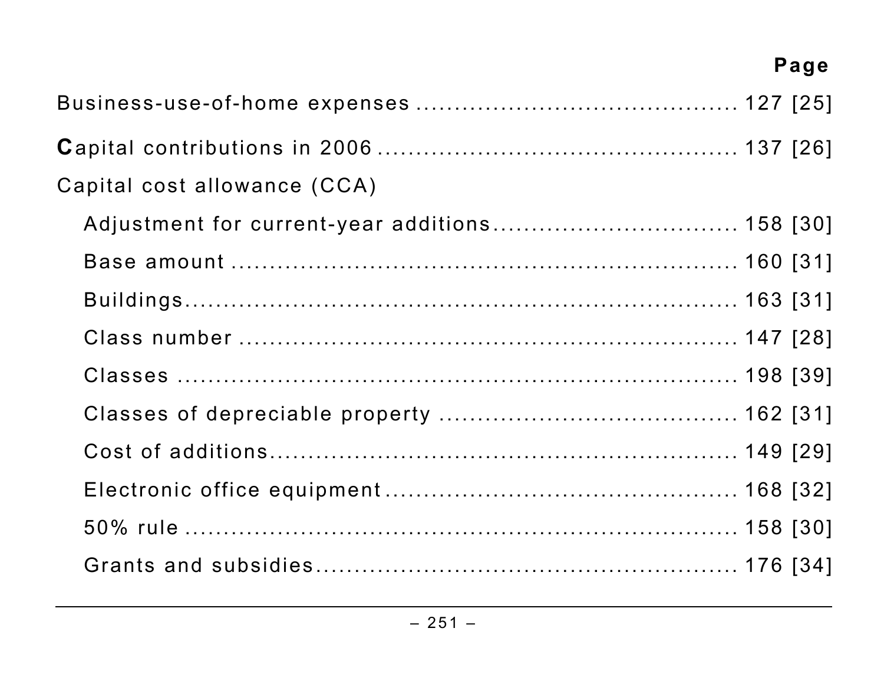| | Page |
|---|---|
| Business-use-of-home expenses | 127 [25] |
| **C**apital contributions in 2006 | 137 [26] |
| Capital cost allowance (CCA) | |
| Adjustment for current-year additions | 158 [30] |
| Base amount | 160 [31] |
| Buildings | 163 [31] |
| Class number | 147 [28] |
| Classes | 198 [39] |
| Classes of depreciable property | 162 [31] |
| Cost of additions | 149 [29] |
| Electronic office equipment | 168 [32] |
| 50% rule | 158 [30] |
| Grants and subsidies | 176 [34] |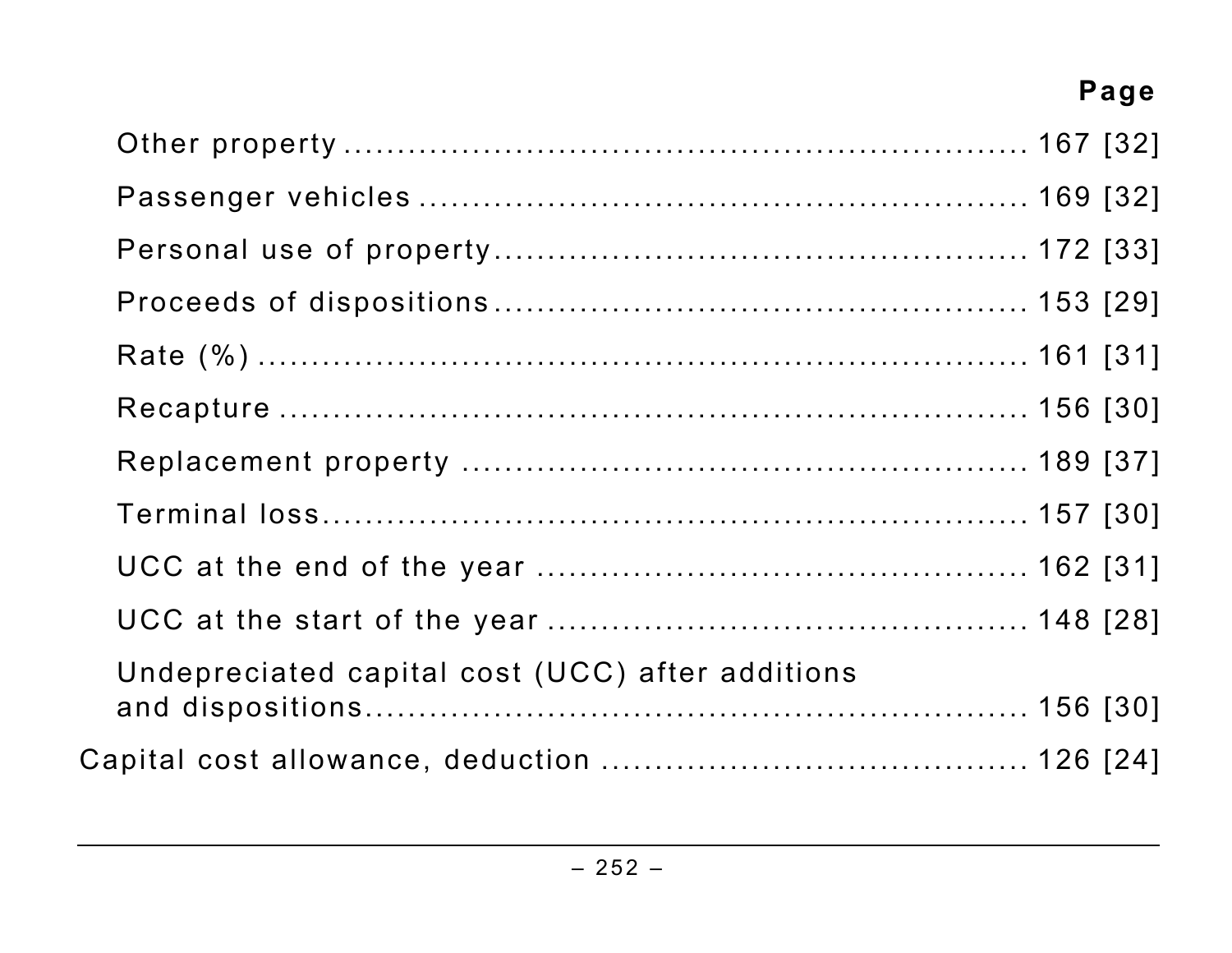**Page**

- Other property ........................................................... 167 [32]
- Passenger vehicles ........................................................... 169 [32]
- Personal use of property........................................................... 172 [33]
- Proceeds of dispositions........................................................... 153 [29]
- Rate (%) ........................................................... 161 [31]
- Recapture ........................................................... 156 [30]
- Replacement property ........................................................... 189 [37]
- Terminal loss........................................................... 157 [30]
- UCC at the end of the year ........................................................... 162 [31]
- UCC at the start of the year ........................................................... 148 [28]
- Undepreciated capital cost (UCC) after additions and dispositions........................................................... 156 [30]

Capital cost allowance, deduction ........................................................... 126 [24]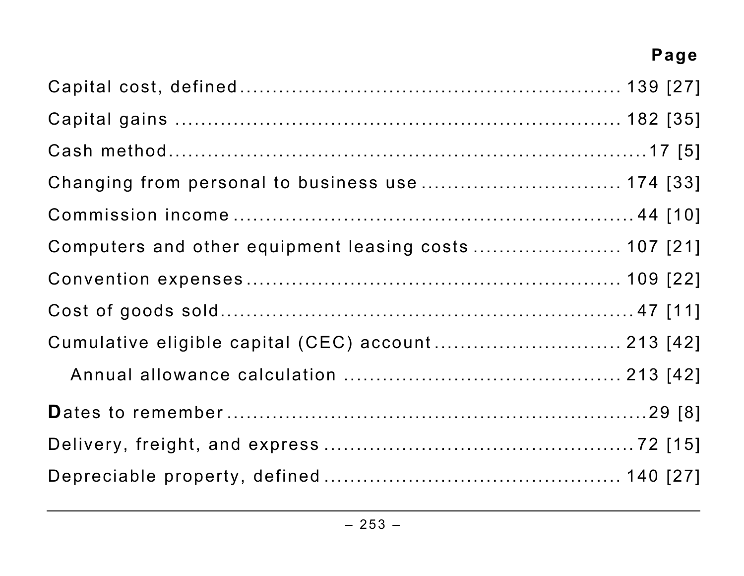**Page**

Capital cost, defined ........................................................ 139 [27]

Capital gains ........................................................ 182 [35]

Cash method ........................................................ 17 [5]

Changing from personal to business use .............................. 174 [33]

Commission income ........................................................ 44 [10]

Computers and other equipment leasing costs ....................... 107 [21]

Convention expenses ........................................................ 109 [22]

Cost of goods sold ........................................................ 47 [11]

Cumulative eligible capital (CEC) account ............................ 213 [42]

  Annual allowance calculation ........................................ 213 [42]

**D**ates to remember ........................................................ 29 [8]

Delivery, freight, and express ............................................ 72 [15]

Depreciable property, defined ............................................ 140 [27]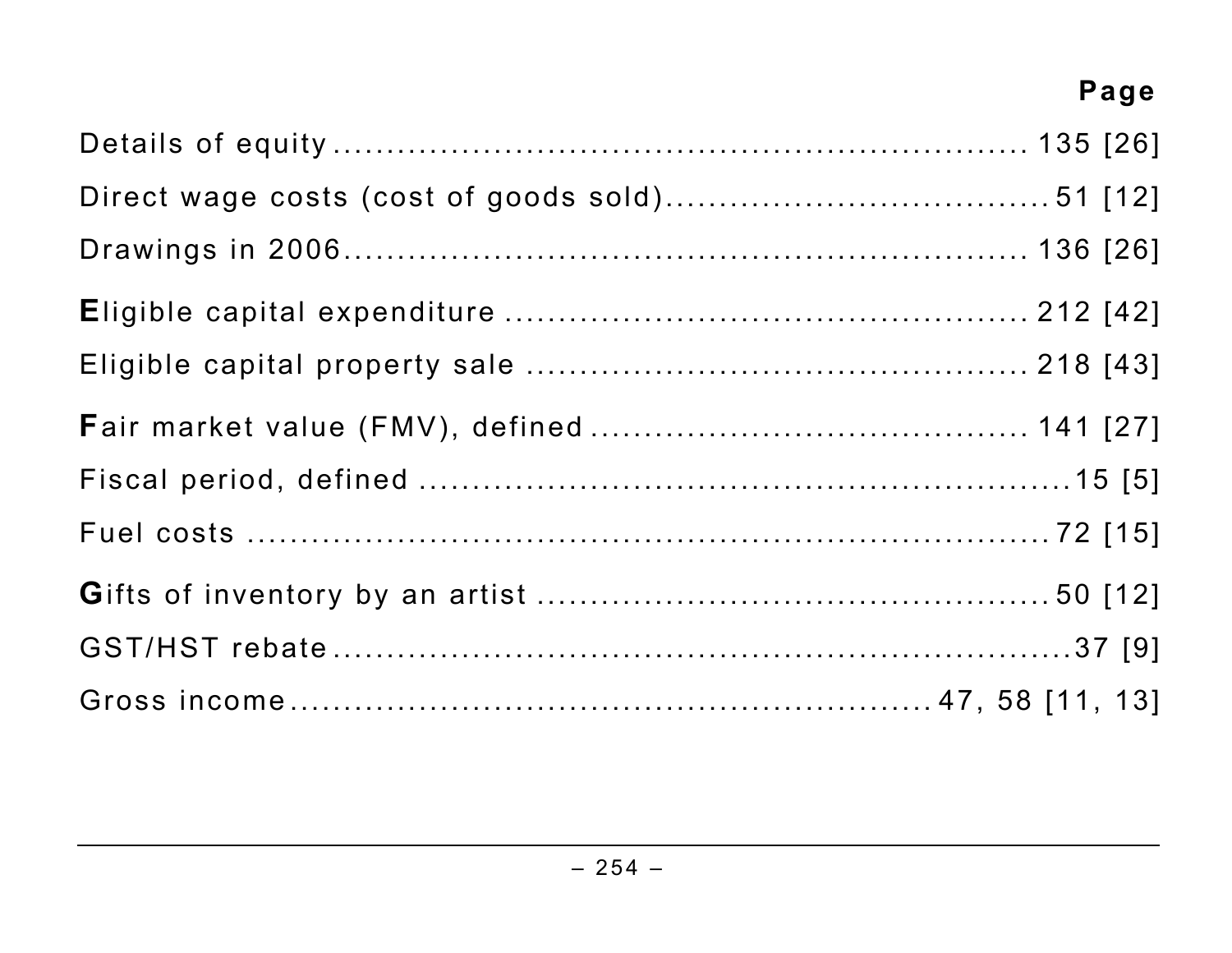Page

Details of equity ............................................................ 135 [26]

Direct wage costs (cost of goods sold).................................... 51 [12]

Drawings in 2006............................................................ 136 [26]

**E**ligible capital expenditure ................................................ 212 [42]

Eligible capital property sale ............................................... 218 [43]

**F**air market value (FMV), defined ......................................... 141 [27]

Fiscal period, defined ............................................................15 [5]

Fuel costs ..................................................................... 72 [15]

**G**ifts of inventory by an artist ............................................... 50 [12]

GST/HST rebate.................................................................37 [9]

Gross income............................................................ 47, 58 [11, 13]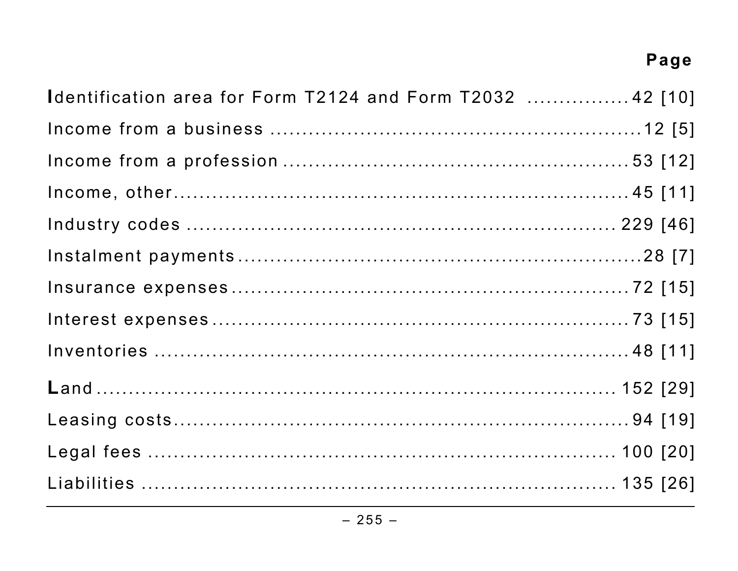Page

**I**dentification area for Form T2124 and Form T2032 ................42 [10]

Income from a business .........................................................12 [5]

Income from a profession ......................................................53 [12]

Income, other........................................................................45 [11]

Industry codes ....................................................................229 [46]

Instalment payments ..............................................................28 [7]

Insurance expenses ...............................................................72 [15]

Interest expenses ..................................................................73 [15]

Inventories ............................................................................48 [11]

**L**and ..................................................................................152 [29]

Leasing costs........................................................................94 [19]

Legal fees ...........................................................................100 [20]

Liabilities .............................................................................135 [26]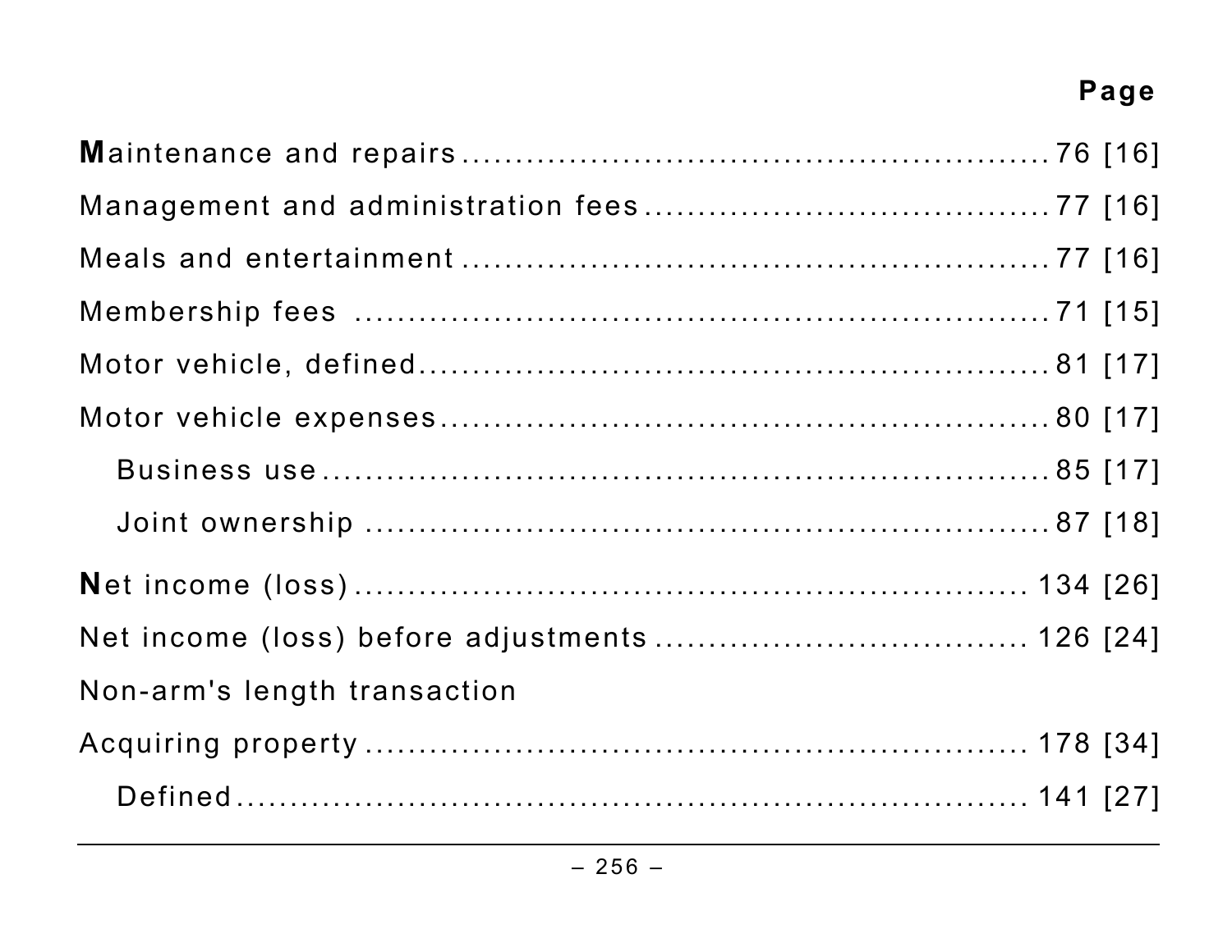Page

**M**aintenance and repairs ........................................................ 76 [16]

Management and administration fees ...................................... 77 [16]

Meals and entertainment ........................................................ 77 [16]

Membership fees ..................................................................... 71 [15]

Motor vehicle, defined ............................................................. 81 [17]

Motor vehicle expenses ........................................................... 80 [17]

- Business use ...................................................................... 85 [17]
- Joint ownership .................................................................. 87 [18]

**N**et income (loss) ..................................................................... 134 [26]

Net income (loss) before adjustments ..................................... 126 [24]

Non-arm's length transaction

Acquiring property ................................................................. 178 [34]

- Defined ............................................................................... 141 [27]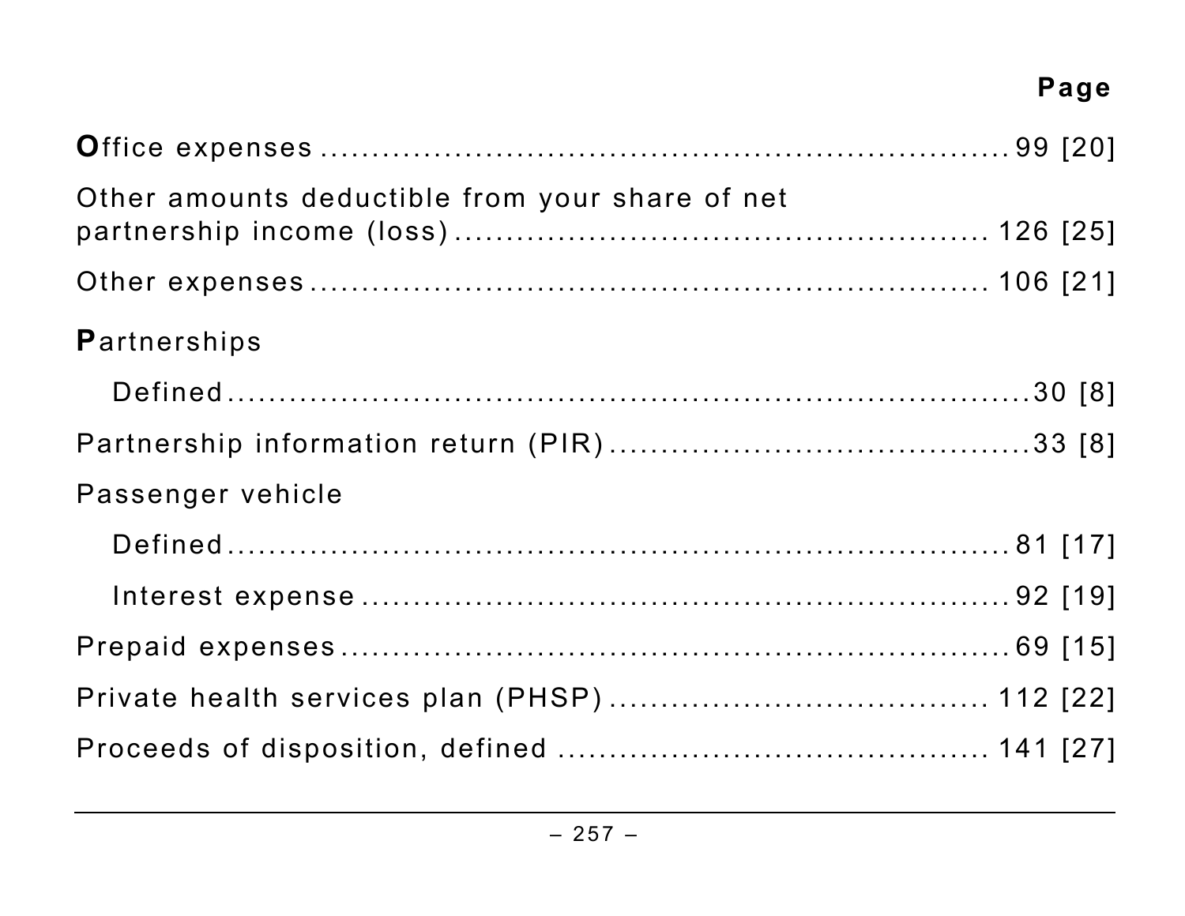Page

**O**ffice expenses ........................................................ 99 [20]

Other amounts deductible from your share of net partnership income (loss) ................................................ 126 [25]

Other expenses ........................................................ 106 [21]

**P**artnerships

  Defined ........................................................ 30 [8]

Partnership information return (PIR) ........................................ 33 [8]

Passenger vehicle

  Defined ........................................................ 81 [17]

  Interest expense ................................................ 92 [19]

Prepaid expenses ........................................................ 69 [15]

Private health services plan (PHSP) .................................. 112 [22]

Proceeds of disposition, defined ...................................... 141 [27]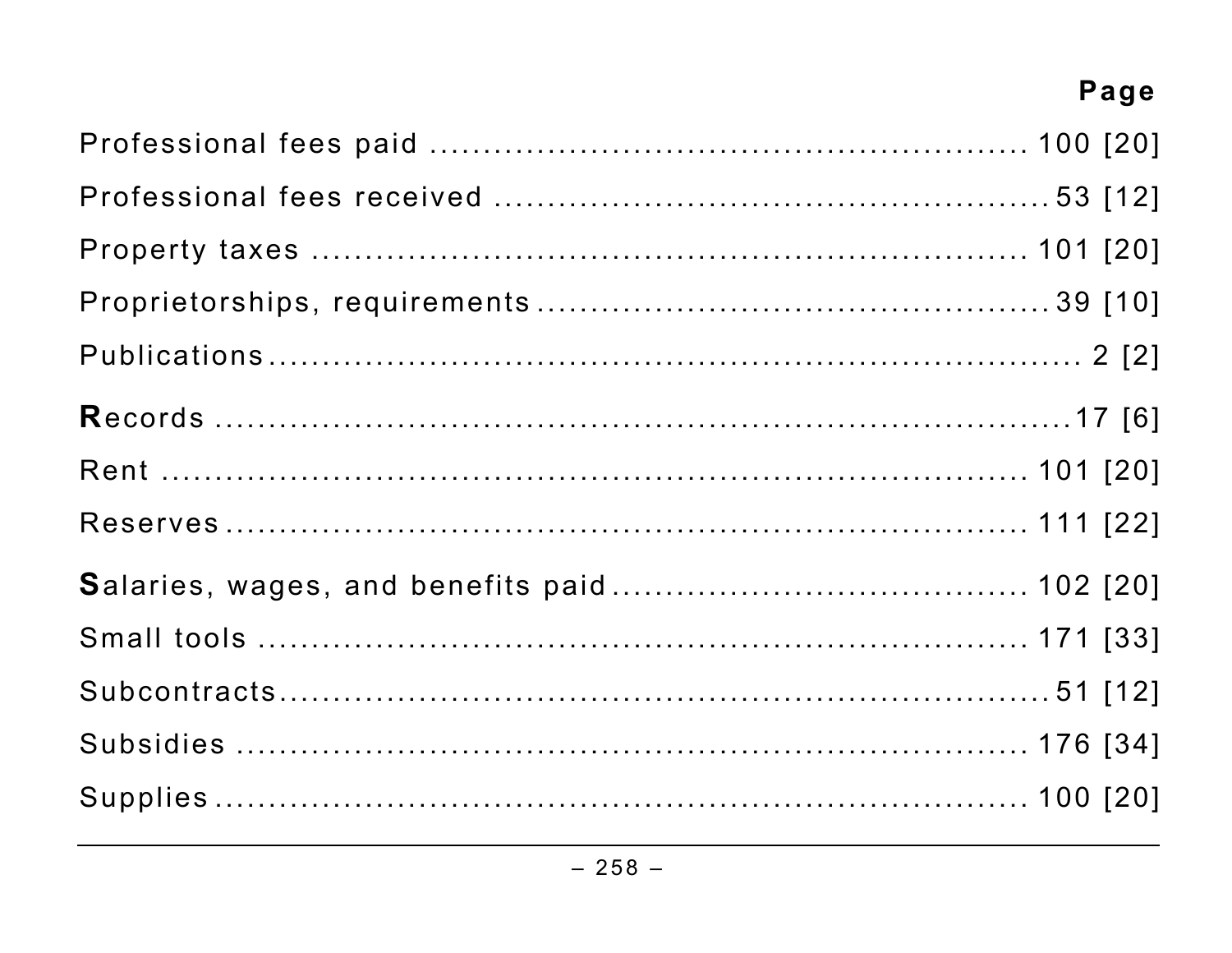**Page**

Professional fees paid ........................................................ 100 [20]

Professional fees received .................................................... 53 [12]

Property taxes ................................................................. 101 [20]

Proprietorships, requirements ............................................... 39 [10]

Publications ....................................................................... 2 [2]

**R**ecords .......................................................................... 17 [6]

Rent .................................................................................. 101 [20]

Reserves ............................................................................ 111 [22]

**S**alaries, wages, and benefits paid ...................................... 102 [20]

Small tools .......................................................................... 171 [33]

Subcontracts ....................................................................... 51 [12]

Subsidies ............................................................................ 176 [34]

Supplies .............................................................................. 100 [20]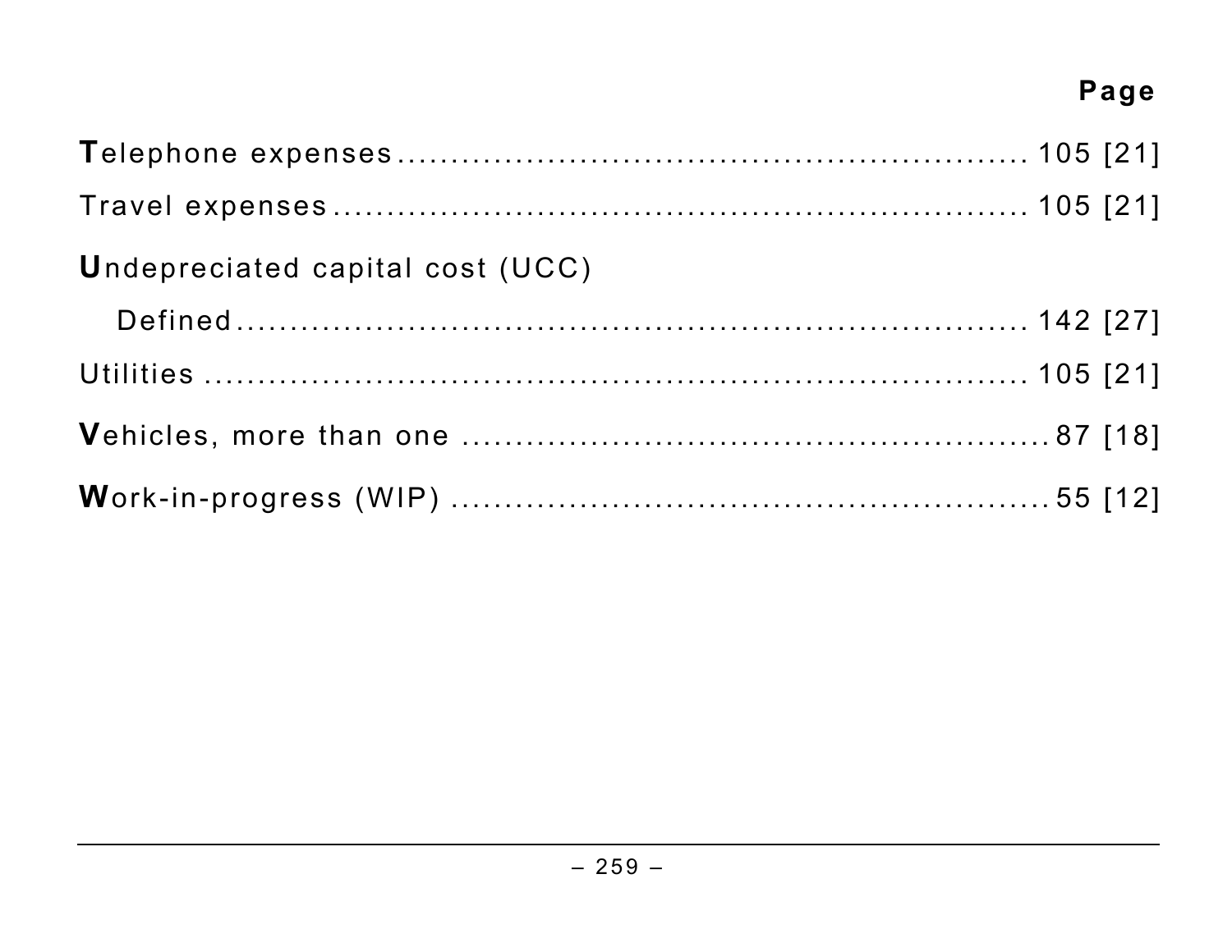**Page**

**T**elephone expenses ........................................................ 105 [21]

Travel expenses ........................................................ 105 [21]

**U**ndepreciated capital cost (UCC)

   Defined ........................................................ 142 [27]

Utilities ........................................................ 105 [21]

**V**ehicles, more than one ........................................................ 87 [18]

**W**ork-in-progress (WIP) ........................................................ 55 [12]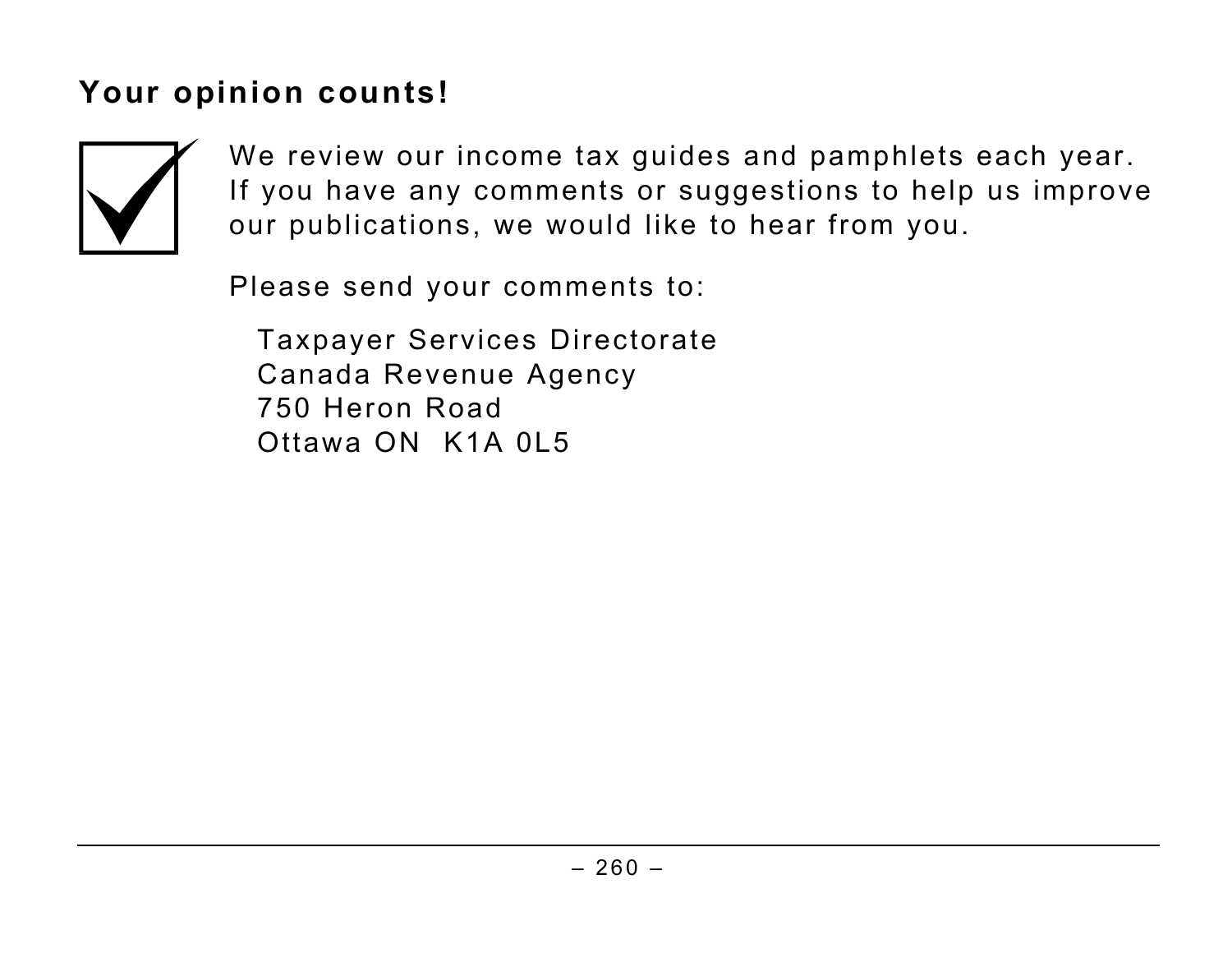## Your opinion counts!

We review our income tax guides and pamphlets each year. If you have any comments or suggestions to help us improve our publications, we would like to hear from you.

Please send your comments to:

Taxpayer Services Directorate  
Canada Revenue Agency  
750 Heron Road  
Ottawa ON  K1A 0L5